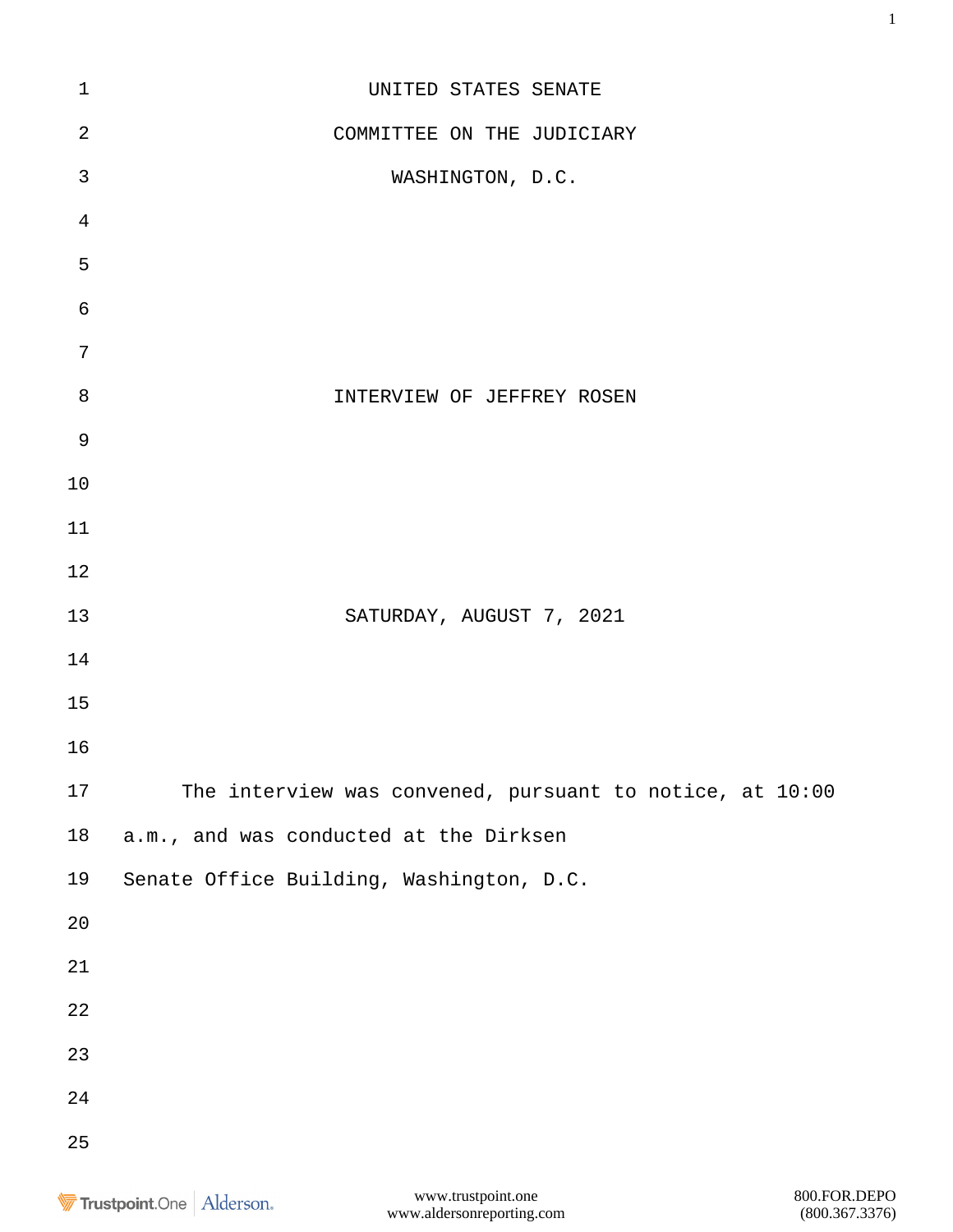UNITED STATES SENATE

COMMITTEE ON THE JUDICIARY

WASHINGTON, D.C.

INTERVIEW OF JEFFREY ROSEN

SATURDAY, AUGUST 7, 2021

The interview was convened, pursuant to notice, at 10:00 a.m., and was conducted at the Dirksen Senate Office Building, Washington, D.C.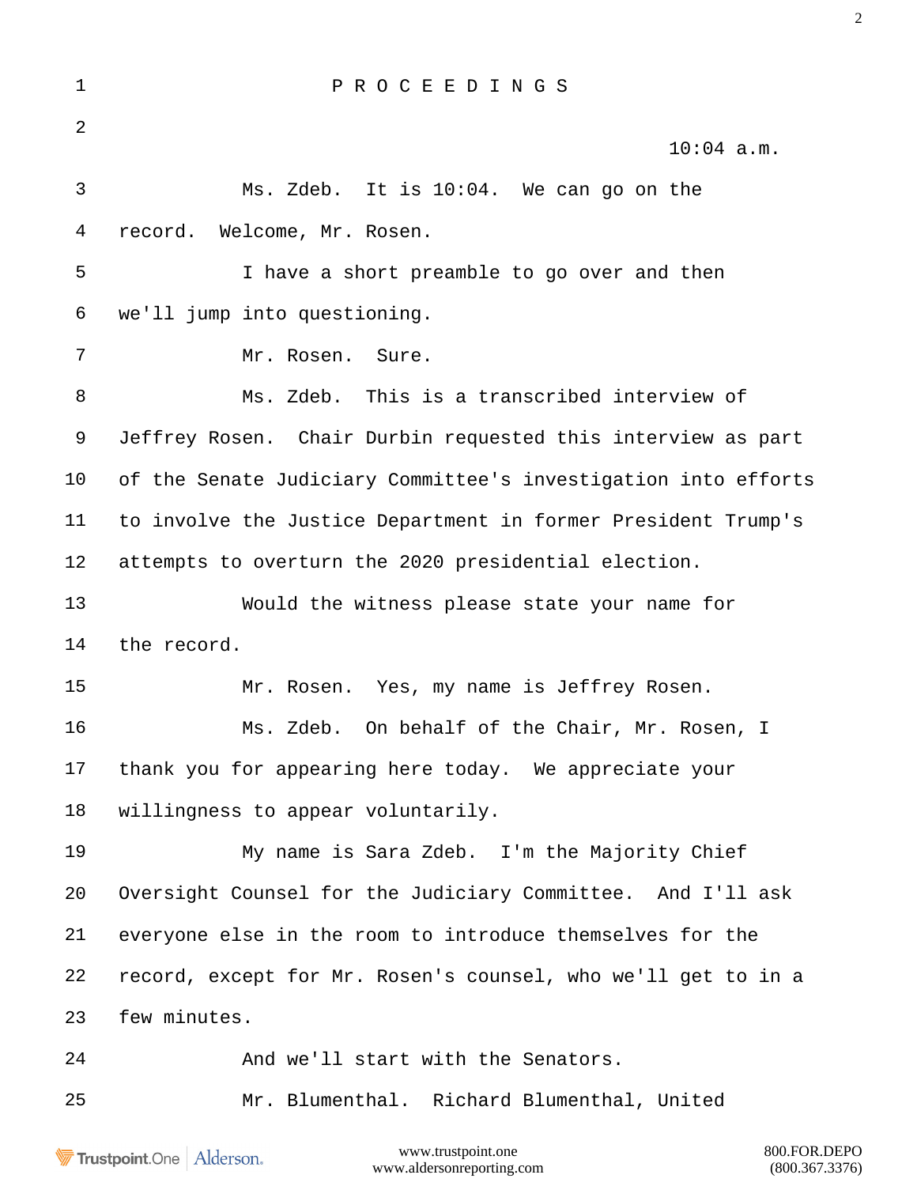P R O C E E D I N G S

10:04 a.m.

Ms. Zdeb. It is 10:04. We can go on the record. Welcome, Mr. Rosen.

I have a short preamble to go over and then we'll jump into questioning.

Mr. Rosen. Sure.

Ms. Zdeb. This is a transcribed interview of Jeffrey Rosen. Chair Durbin requested this interview as part of the Senate Judiciary Committee's investigation into efforts to involve the Justice Department in former President Trump's attempts to overturn the 2020 presidential election.

Would the witness please state your name for the record.

Mr. Rosen. Yes, my name is Jeffrey Rosen.

Ms. Zdeb. On behalf of the Chair, Mr. Rosen, I thank you for appearing here today. We appreciate your willingness to appear voluntarily.

My name is Sara Zdeb. I'm the Majority Chief Oversight Counsel for the Judiciary Committee. And I'll ask everyone else in the room to introduce themselves for the record, except for Mr. Rosen's counsel, who we'll get to in a few minutes.

And we'll start with the Senators.

Mr. Blumenthal. Richard Blumenthal, United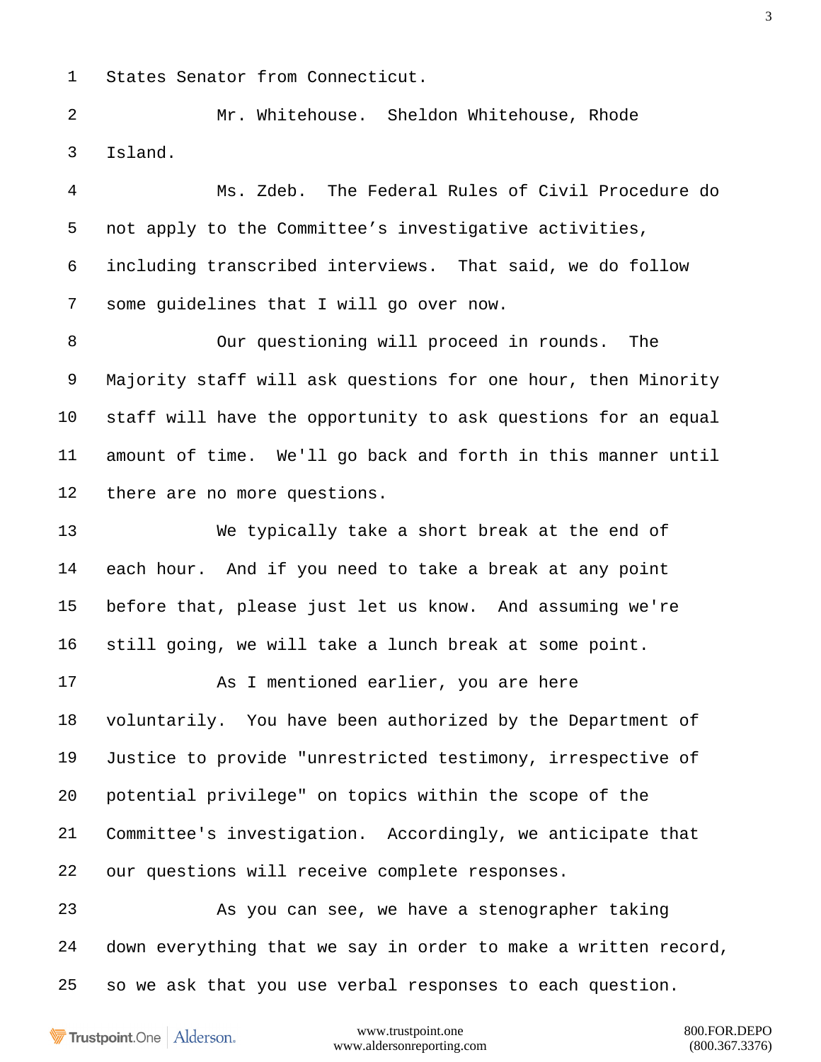States Senator from Connecticut.

Mr. Whitehouse. Sheldon Whitehouse, Rhode Island.

Ms. Zdeb. The Federal Rules of Civil Procedure do not apply to the Committee’s investigative activities, including transcribed interviews. That said, we do follow some guidelines that I will go over now.

Our questioning will proceed in rounds. The Majority staff will ask questions for one hour, then Minority staff will have the opportunity to ask questions for an equal amount of time. We'll go back and forth in this manner until there are no more questions.

We typically take a short break at the end of each hour. And if you need to take a break at any point before that, please just let us know. And assuming we're still going, we will take a lunch break at some point.

As I mentioned earlier, you are here voluntarily. You have been authorized by the Department of Justice to provide "unrestricted testimony, irrespective of potential privilege" on topics within the scope of the Committee's investigation. Accordingly, we anticipate that our questions will receive complete responses.

As you can see, we have a stenographer taking down everything that we say in order to make a written record, so we ask that you use verbal responses to each question.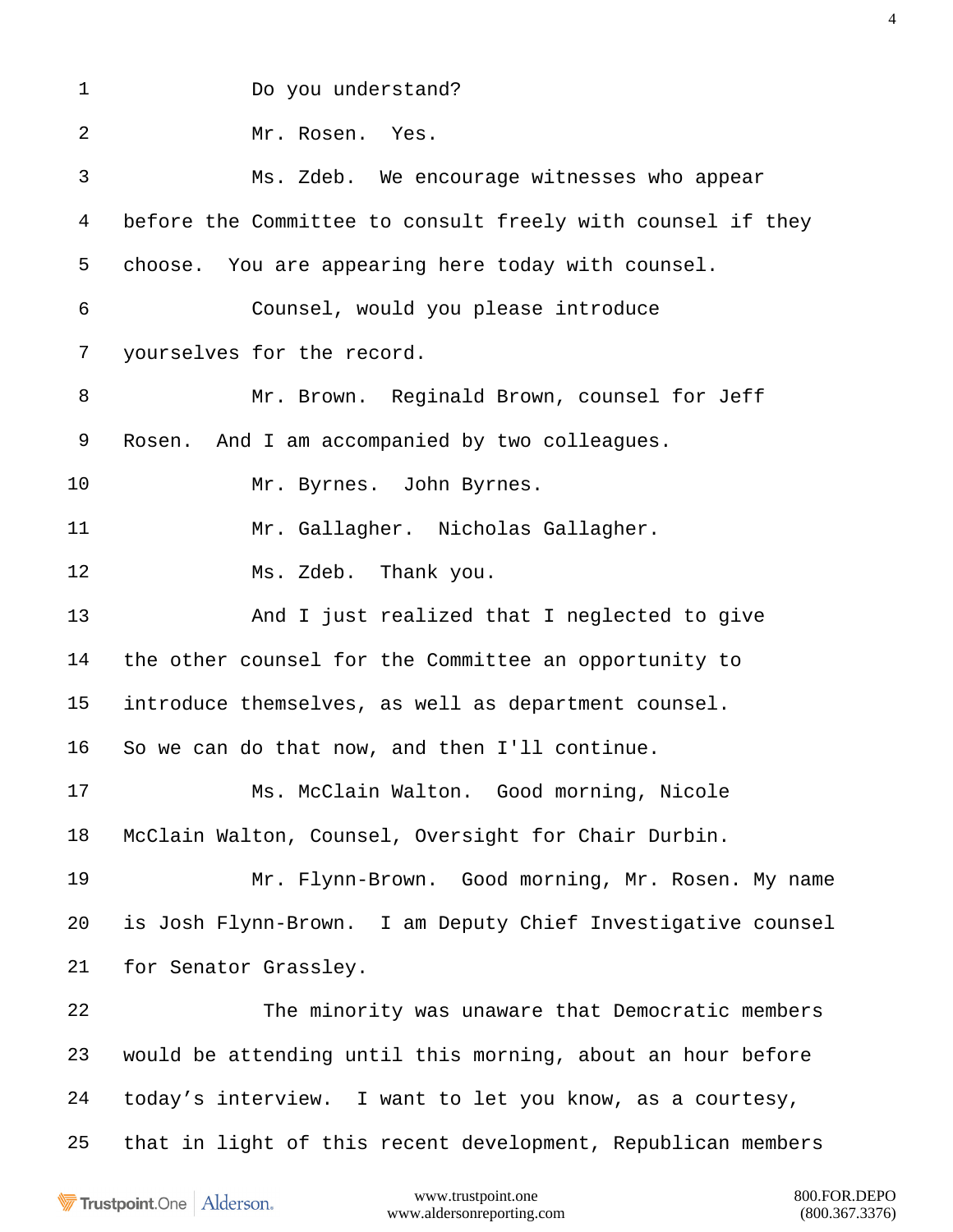Do you understand?

Mr. Rosen. Yes.

Ms. Zdeb. We encourage witnesses who appear before the Committee to consult freely with counsel if they choose. You are appearing here today with counsel.

Counsel, would you please introduce yourselves for the record.

Mr. Brown. Reginald Brown, counsel for Jeff Rosen. And I am accompanied by two colleagues.

Mr. Byrnes. John Byrnes.

Mr. Gallagher. Nicholas Gallagher.

Ms. Zdeb. Thank you.

And I just realized that I neglected to give the other counsel for the Committee an opportunity to introduce themselves, as well as department counsel. So we can do that now, and then I'll continue.

Ms. McClain Walton. Good morning, Nicole McClain Walton, Counsel, Oversight for Chair Durbin.

Mr. Flynn-Brown. Good morning, Mr. Rosen. My name is Josh Flynn-Brown. I am Deputy Chief Investigative counsel for Senator Grassley.

The minority was unaware that Democratic members would be attending until this morning, about an hour before today's interview. I want to let you know, as a courtesy, that in light of this recent development, Republican members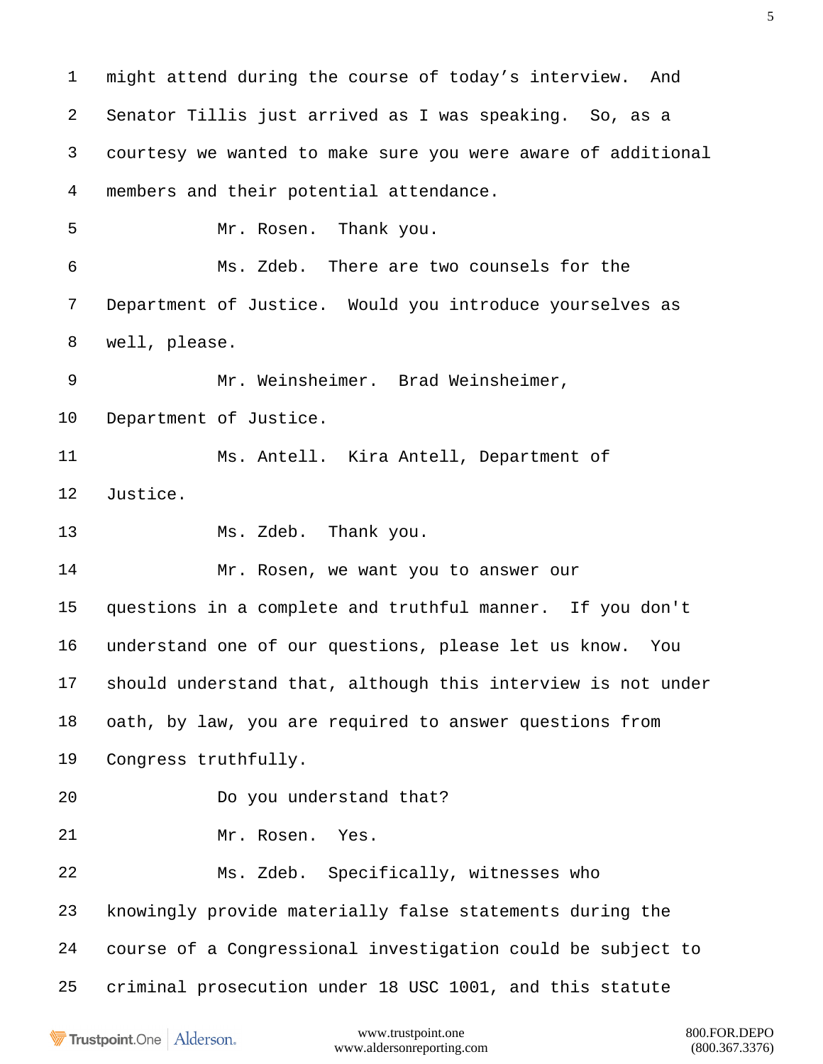might attend during the course of today's interview. And Senator Tillis just arrived as I was speaking. So, as a courtesy we wanted to make sure you were aware of additional members and their potential attendance.

Mr. Rosen. Thank you.

Ms. Zdeb. There are two counsels for the Department of Justice. Would you introduce yourselves as well, please.

Mr. Weinsheimer. Brad Weinsheimer, Department of Justice.

Ms. Antell. Kira Antell, Department of Justice.

Ms. Zdeb. Thank you.

Mr. Rosen, we want you to answer our questions in a complete and truthful manner. If you don't understand one of our questions, please let us know. You should understand that, although this interview is not under oath, by law, you are required to answer questions from Congress truthfully.

Do you understand that?

Mr. Rosen. Yes.

Ms. Zdeb. Specifically, witnesses who knowingly provide materially false statements during the course of a Congressional investigation could be subject to criminal prosecution under 18 USC 1001, and this statute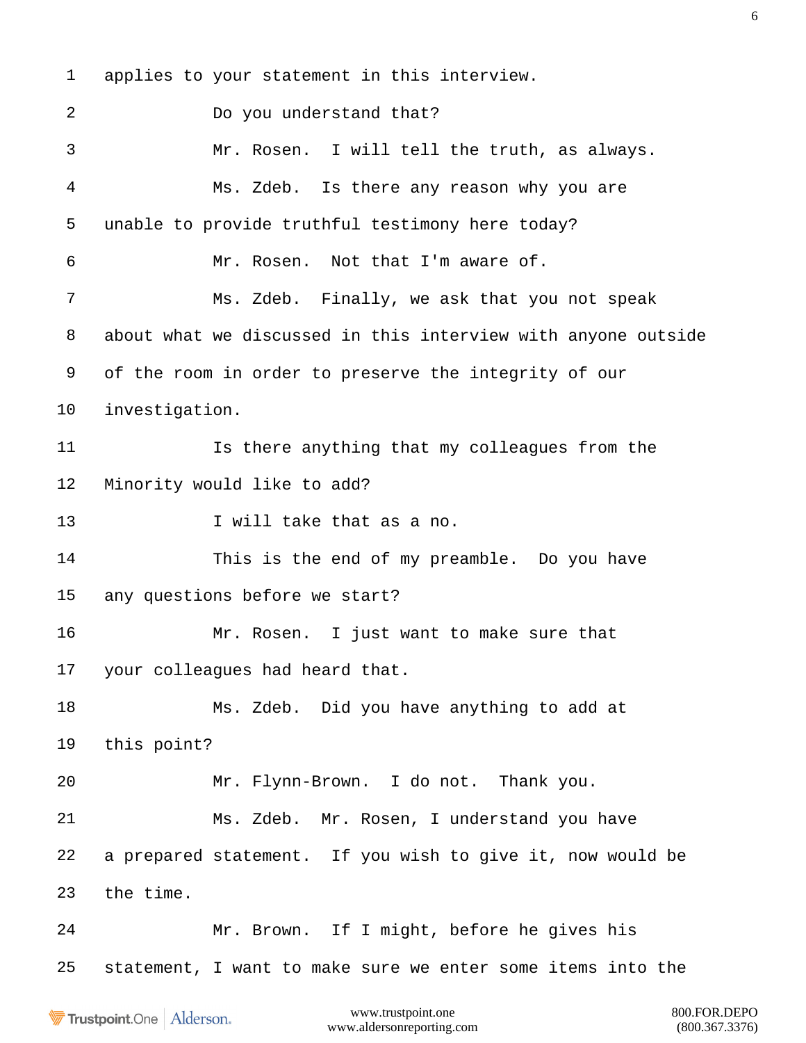applies to your statement in this interview.

Do you understand that?

Mr. Rosen. I will tell the truth, as always.

Ms. Zdeb. Is there any reason why you are unable to provide truthful testimony here today?

Mr. Rosen. Not that I'm aware of.

Ms. Zdeb. Finally, we ask that you not speak about what we discussed in this interview with anyone outside of the room in order to preserve the integrity of our investigation.

Is there anything that my colleagues from the Minority would like to add?

I will take that as a no.

This is the end of my preamble. Do you have any questions before we start?

Mr. Rosen. I just want to make sure that your colleagues had heard that.

Ms. Zdeb. Did you have anything to add at this point?

Mr. Flynn-Brown. I do not. Thank you.

Ms. Zdeb. Mr. Rosen, I understand you have a prepared statement. If you wish to give it, now would be the time.

Mr. Brown. If I might, before he gives his statement, I want to make sure we enter some items into the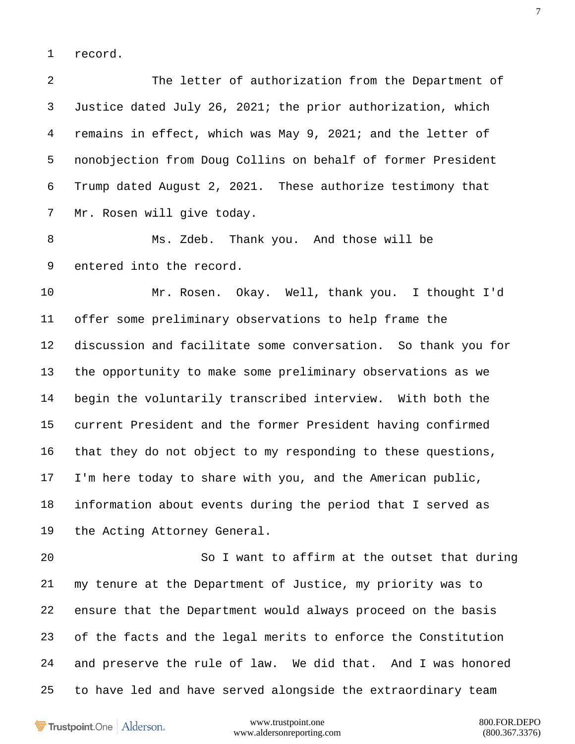record.

The letter of authorization from the Department of Justice dated July 26, 2021; the prior authorization, which remains in effect, which was May 9, 2021; and the letter of nonobjection from Doug Collins on behalf of former President Trump dated August 2, 2021. These authorize testimony that Mr. Rosen will give today.

Ms. Zdeb. Thank you. And those will be entered into the record.

Mr. Rosen. Okay. Well, thank you. I thought I'd offer some preliminary observations to help frame the discussion and facilitate some conversation. So thank you for the opportunity to make some preliminary observations as we begin the voluntarily transcribed interview. With both the current President and the former President having confirmed that they do not object to my responding to these questions, I'm here today to share with you, and the American public, information about events during the period that I served as the Acting Attorney General.

So I want to affirm at the outset that during my tenure at the Department of Justice, my priority was to ensure that the Department would always proceed on the basis of the facts and the legal merits to enforce the Constitution and preserve the rule of law. We did that. And I was honored to have led and have served alongside the extraordinary team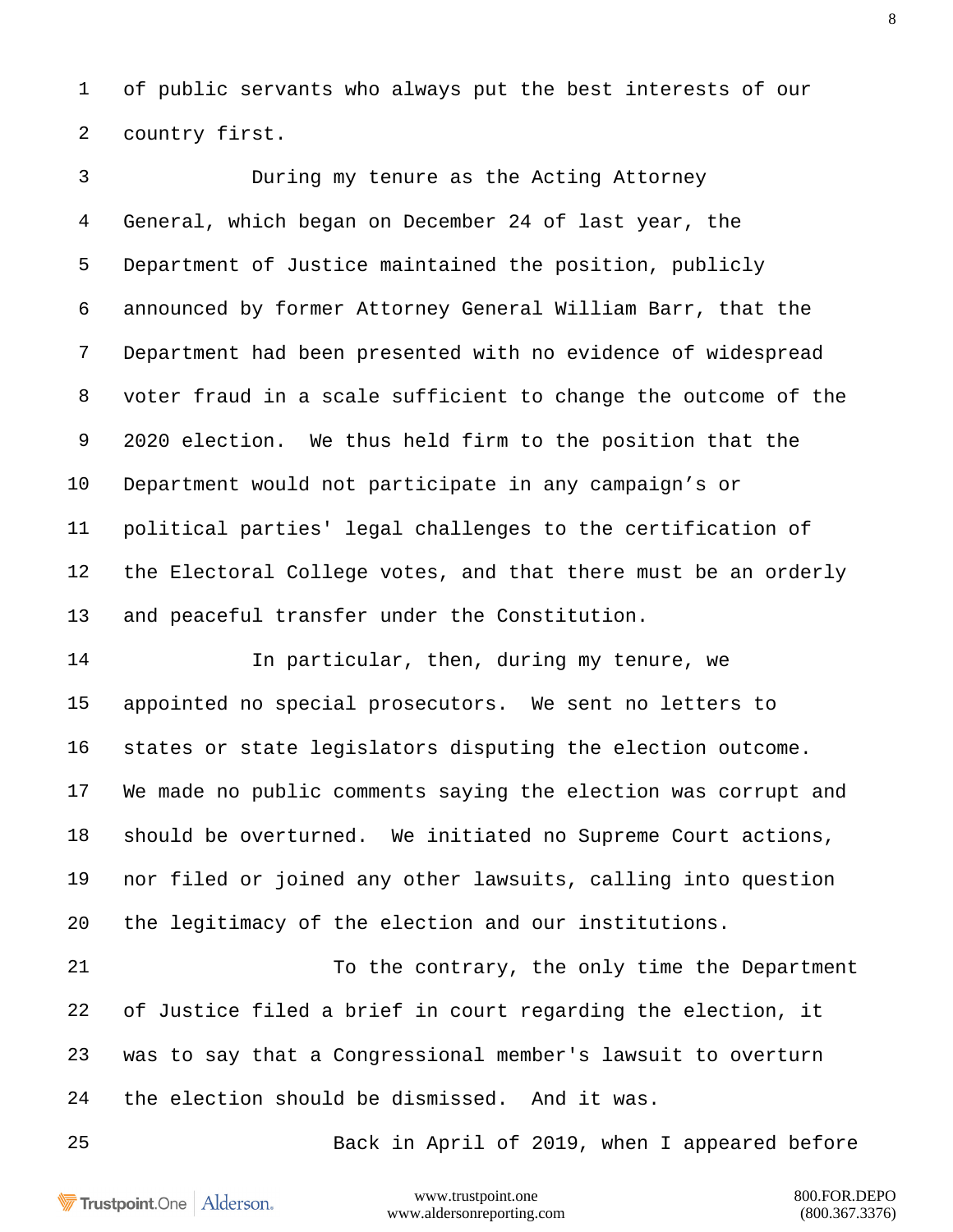of public servants who always put the best interests of our country first.

During my tenure as the Acting Attorney General, which began on December 24 of last year, the Department of Justice maintained the position, publicly announced by former Attorney General William Barr, that the Department had been presented with no evidence of widespread voter fraud in a scale sufficient to change the outcome of the 2020 election. We thus held firm to the position that the Department would not participate in any campaign's or political parties' legal challenges to the certification of the Electoral College votes, and that there must be an orderly and peaceful transfer under the Constitution.

In particular, then, during my tenure, we appointed no special prosecutors. We sent no letters to states or state legislators disputing the election outcome. We made no public comments saying the election was corrupt and should be overturned. We initiated no Supreme Court actions, nor filed or joined any other lawsuits, calling into question the legitimacy of the election and our institutions.

To the contrary, the only time the Department of Justice filed a brief in court regarding the election, it was to say that a Congressional member's lawsuit to overturn the election should be dismissed. And it was.

Back in April of 2019, when I appeared before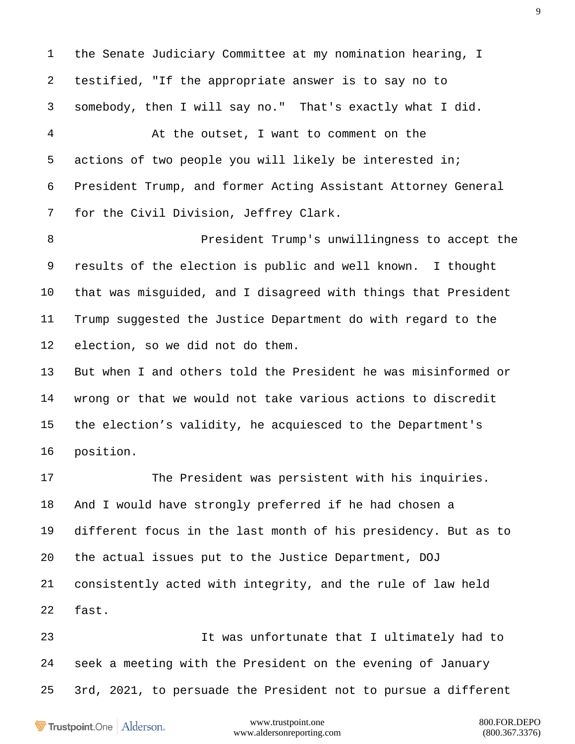the Senate Judiciary Committee at my nomination hearing, I testified, "If the appropriate answer is to say no to somebody, then I will say no." That's exactly what I did.

At the outset, I want to comment on the actions of two people you will likely be interested in; President Trump, and former Acting Assistant Attorney General for the Civil Division, Jeffrey Clark.

President Trump's unwillingness to accept the results of the election is public and well known. I thought that was misguided, and I disagreed with things that President Trump suggested the Justice Department do with regard to the election, so we did not do them.
But when I and others told the President he was misinformed or wrong or that we would not take various actions to discredit the election's validity, he acquiesced to the Department's position.

The President was persistent with his inquiries. And I would have strongly preferred if he had chosen a different focus in the last month of his presidency. But as to the actual issues put to the Justice Department, DOJ consistently acted with integrity, and the rule of law held fast.

It was unfortunate that I ultimately had to seek a meeting with the President on the evening of January 3rd, 2021, to persuade the President not to pursue a different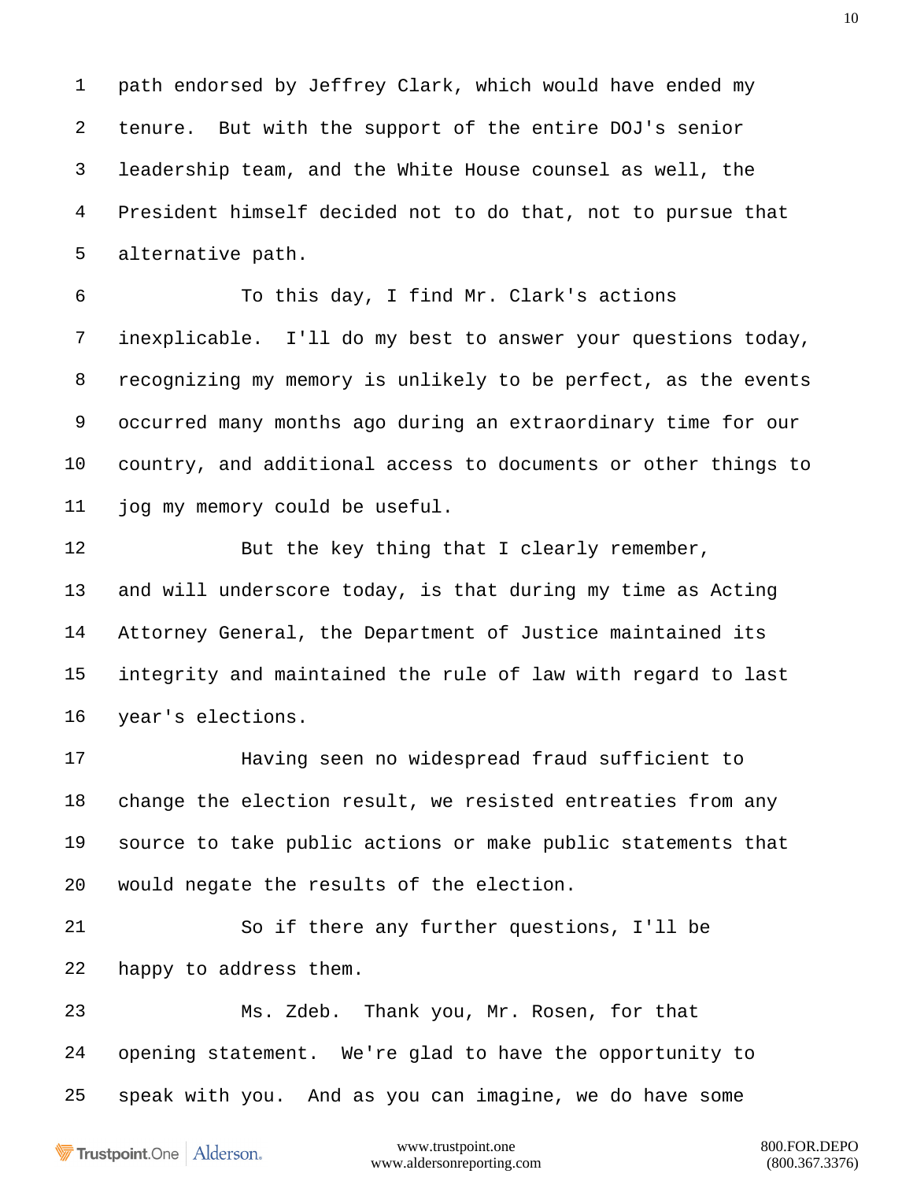path endorsed by Jeffrey Clark, which would have ended my tenure. But with the support of the entire DOJ's senior leadership team, and the White House counsel as well, the President himself decided not to do that, not to pursue that alternative path.

To this day, I find Mr. Clark's actions inexplicable. I'll do my best to answer your questions today, recognizing my memory is unlikely to be perfect, as the events occurred many months ago during an extraordinary time for our country, and additional access to documents or other things to jog my memory could be useful.

But the key thing that I clearly remember, and will underscore today, is that during my time as Acting Attorney General, the Department of Justice maintained its integrity and maintained the rule of law with regard to last year's elections.

Having seen no widespread fraud sufficient to change the election result, we resisted entreaties from any source to take public actions or make public statements that would negate the results of the election.

So if there any further questions, I'll be happy to address them.

Ms. Zdeb. Thank you, Mr. Rosen, for that opening statement. We're glad to have the opportunity to speak with you. And as you can imagine, we do have some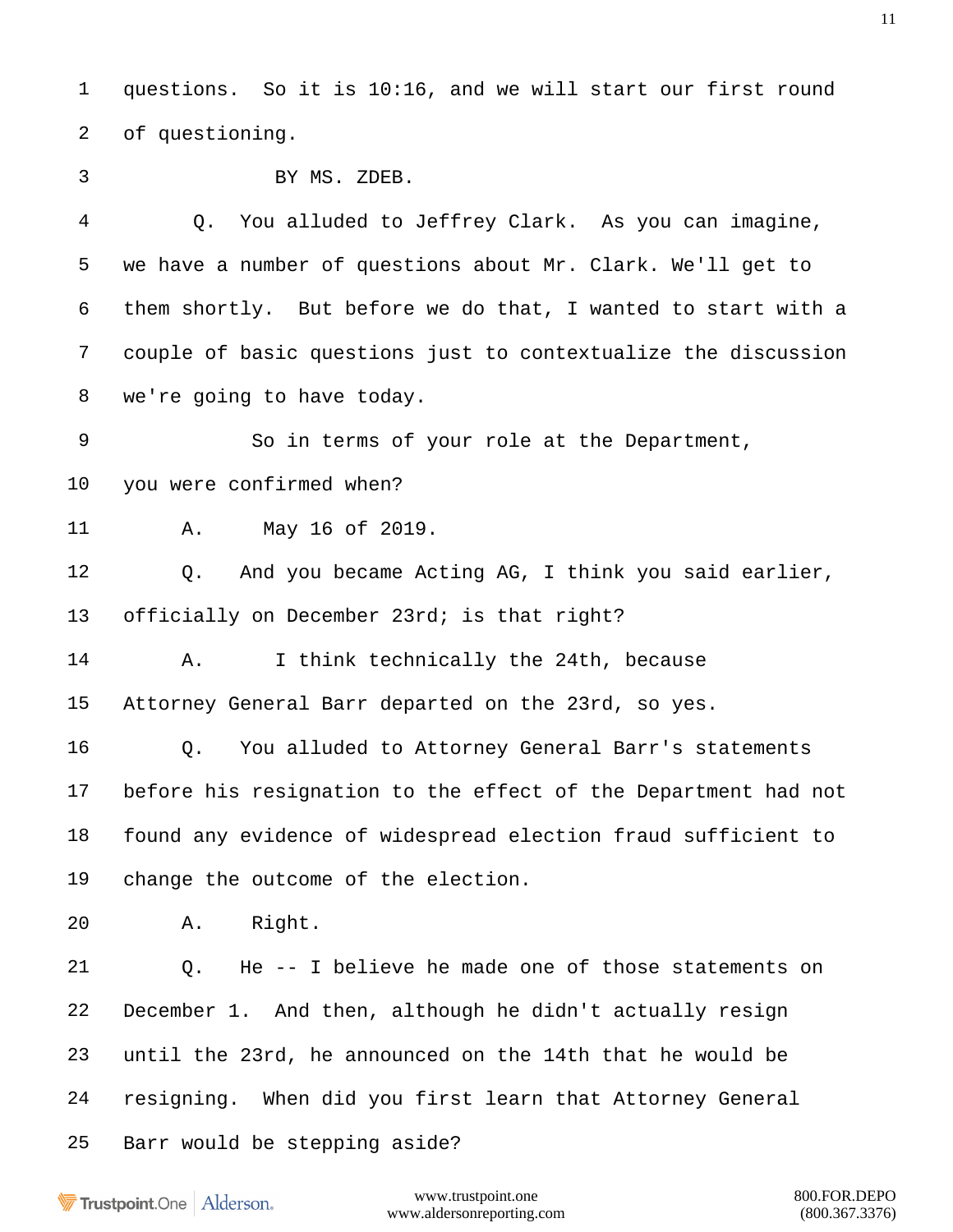1 questions. So it is 10:16, and we will start our first round

2 of questioning.

3 BY MS. ZDEB.

4 Q. You alluded to Jeffrey Clark. As you can imagine,

5 we have a number of questions about Mr. Clark. We'll get to

6 them shortly. But before we do that, I wanted to start with a

7 couple of basic questions just to contextualize the discussion

8 we're going to have today.

9 So in terms of your role at the Department,

10 you were confirmed when?

11 A. May 16 of 2019.

12 Q. And you became Acting AG, I think you said earlier,

13 officially on December 23rd; is that right?

14 A. I think technically the 24th, because

15 Attorney General Barr departed on the 23rd, so yes.

16 Q. You alluded to Attorney General Barr's statements

17 before his resignation to the effect of the Department had not

18 found any evidence of widespread election fraud sufficient to

19 change the outcome of the election.

20 A. Right.

21 Q. He -- I believe he made one of those statements on

22 December 1. And then, although he didn't actually resign

23 until the 23rd, he announced on the 14th that he would be

24 resigning. When did you first learn that Attorney General

25 Barr would be stepping aside?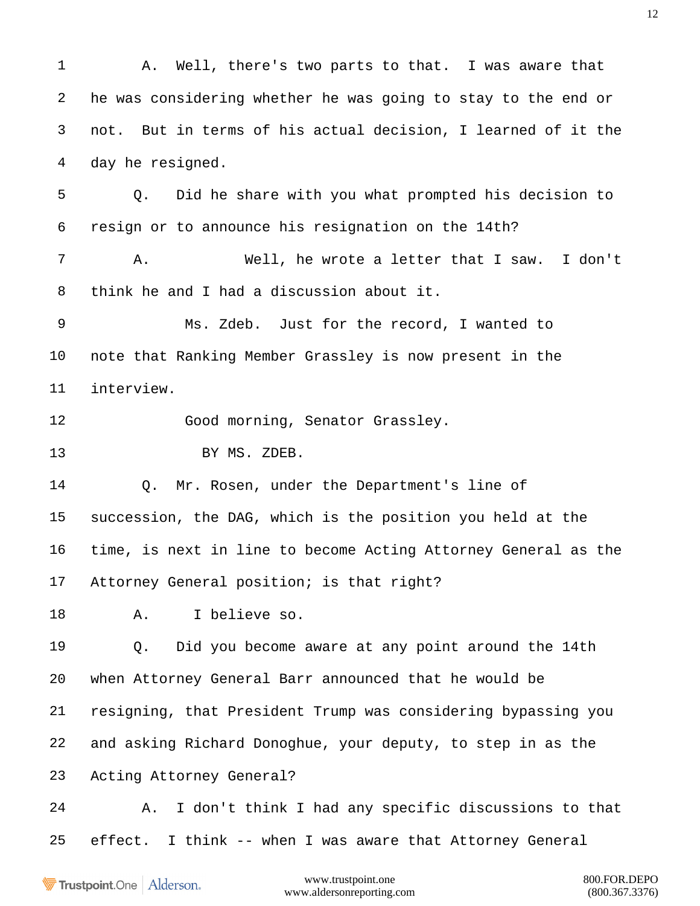A. Well, there's two parts to that. I was aware that he was considering whether he was going to stay to the end or not. But in terms of his actual decision, I learned of it the day he resigned.

Q. Did he share with you what prompted his decision to resign or to announce his resignation on the 14th?

A. Well, he wrote a letter that I saw. I don't think he and I had a discussion about it.

Ms. Zdeb. Just for the record, I wanted to note that Ranking Member Grassley is now present in the interview.

Good morning, Senator Grassley.

BY MS. ZDEB.

Q. Mr. Rosen, under the Department's line of succession, the DAG, which is the position you held at the time, is next in line to become Acting Attorney General as the Attorney General position; is that right?

A. I believe so.

Q. Did you become aware at any point around the 14th when Attorney General Barr announced that he would be resigning, that President Trump was considering bypassing you and asking Richard Donoghue, your deputy, to step in as the Acting Attorney General?

A. I don't think I had any specific discussions to that effect. I think -- when I was aware that Attorney General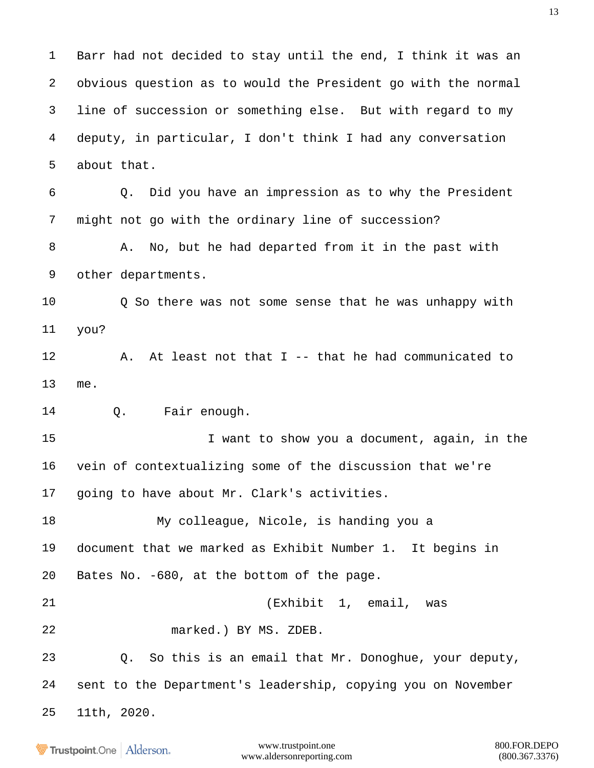1 Barr had not decided to stay until the end, I think it was an
2 obvious question as to would the President go with the normal
3 line of succession or something else. But with regard to my
4 deputy, in particular, I don't think I had any conversation
5 about that.

6 Q. Did you have an impression as to why the President
7 might not go with the ordinary line of succession?

8 A. No, but he had departed from it in the past with
9 other departments.

10 Q So there was not some sense that he was unhappy with
11 you?

12 A. At least not that I -- that he had communicated to
13 me.

14 Q. Fair enough.

15 I want to show you a document, again, in the
16 vein of contextualizing some of the discussion that we're
17 going to have about Mr. Clark's activities.

18 My colleague, Nicole, is handing you a
19 document that we marked as Exhibit Number 1. It begins in
20 Bates No. -680, at the bottom of the page.

21 (Exhibit 1, email, was
22 marked.) BY MS. ZDEB.

23 Q. So this is an email that Mr. Donoghue, your deputy,
24 sent to the Department's leadership, copying you on November
25 11th, 2020.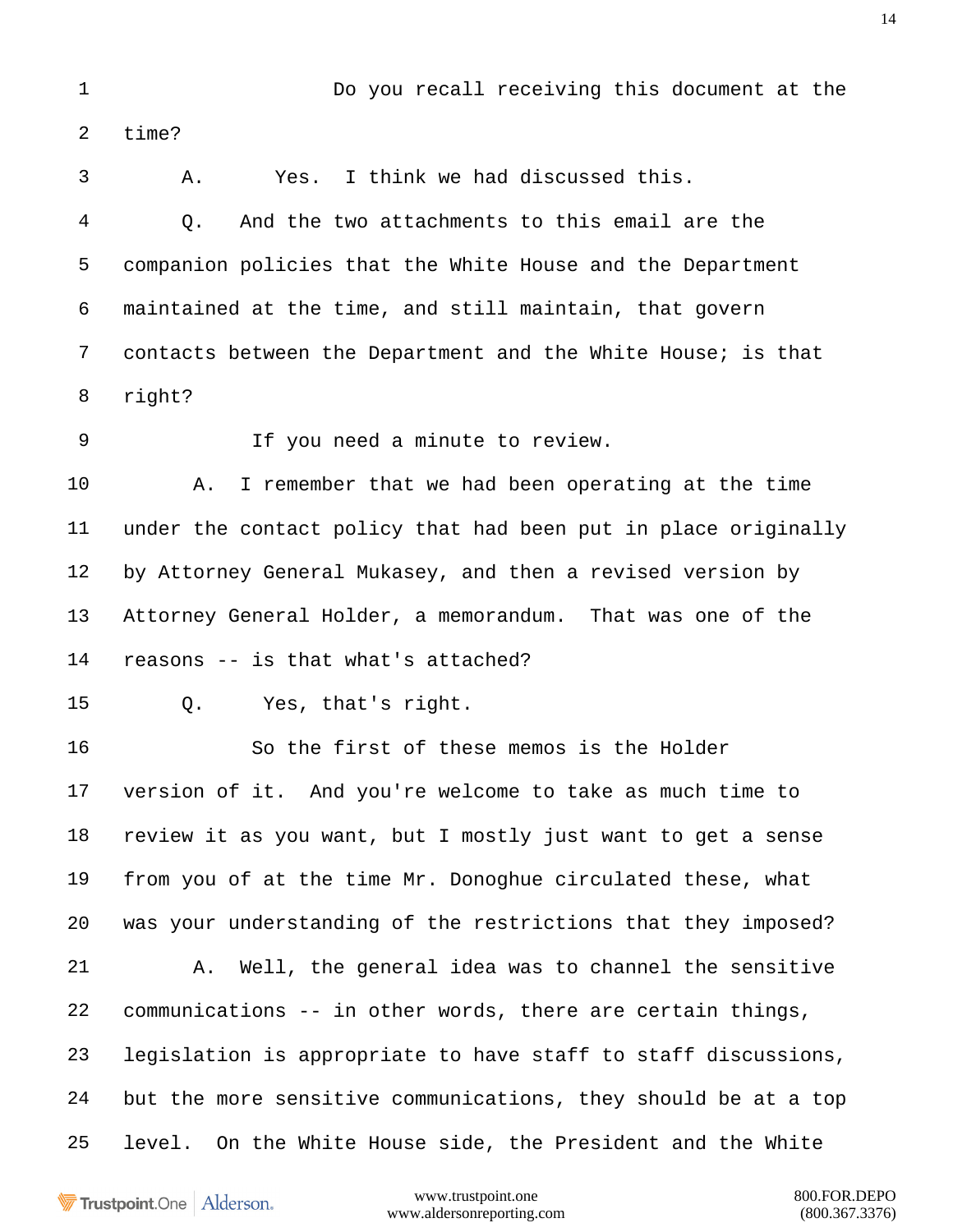1 Do you recall receiving this document at the

2 time?

3 A. Yes. I think we had discussed this.

4 Q. And the two attachments to this email are the

5 companion policies that the White House and the Department

6 maintained at the time, and still maintain, that govern

7 contacts between the Department and the White House; is that

8 right?

9 If you need a minute to review.

10 A. I remember that we had been operating at the time

11 under the contact policy that had been put in place originally

12 by Attorney General Mukasey, and then a revised version by

13 Attorney General Holder, a memorandum. That was one of the

14 reasons -- is that what's attached?

15 Q. Yes, that's right.

16 So the first of these memos is the Holder

17 version of it. And you're welcome to take as much time to

18 review it as you want, but I mostly just want to get a sense

19 from you of at the time Mr. Donoghue circulated these, what

20 was your understanding of the restrictions that they imposed?

21 A. Well, the general idea was to channel the sensitive

22 communications -- in other words, there are certain things,

23 legislation is appropriate to have staff to staff discussions,

24 but the more sensitive communications, they should be at a top

25 level. On the White House side, the President and the White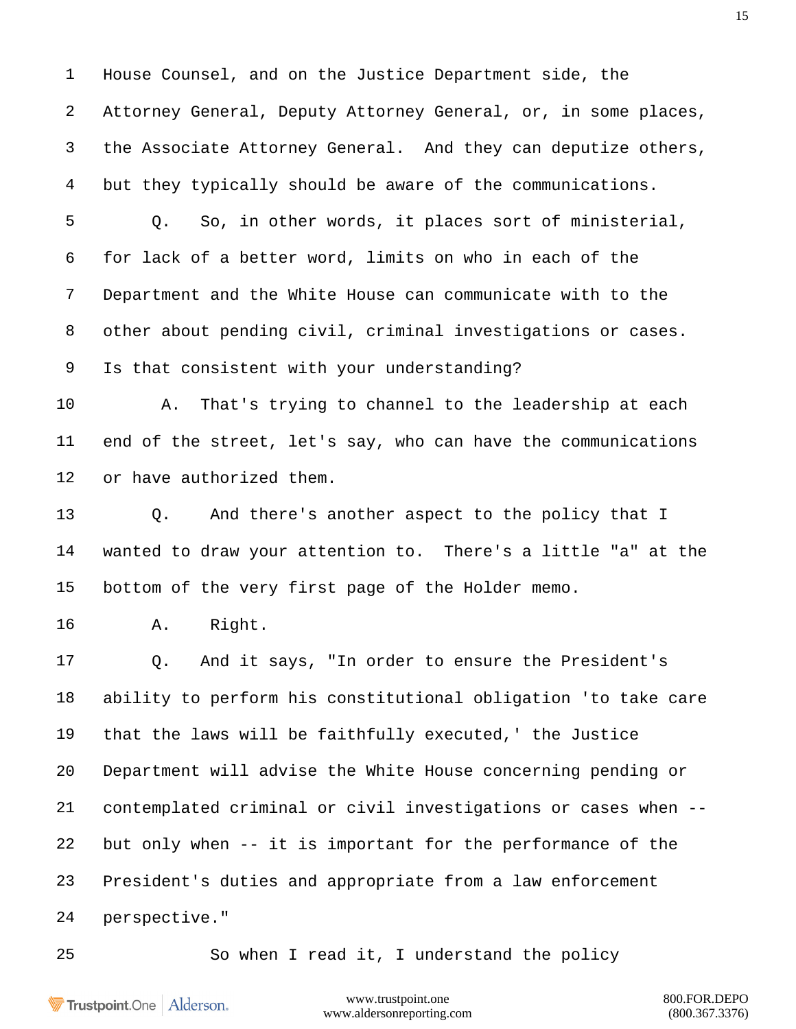1 House Counsel, and on the Justice Department side, the

2 Attorney General, Deputy Attorney General, or, in some places,

3 the Associate Attorney General. And they can deputize others,

4 but they typically should be aware of the communications.

5 Q. So, in other words, it places sort of ministerial,

6 for lack of a better word, limits on who in each of the

7 Department and the White House can communicate with to the

8 other about pending civil, criminal investigations or cases.

9 Is that consistent with your understanding?

10 A. That's trying to channel to the leadership at each

11 end of the street, let's say, who can have the communications

12 or have authorized them.

13 Q. And there's another aspect to the policy that I

14 wanted to draw your attention to. There's a little "a" at the

15 bottom of the very first page of the Holder memo.

16 A. Right.

17 Q. And it says, "In order to ensure the President's

18 ability to perform his constitutional obligation 'to take care

19 that the laws will be faithfully executed,' the Justice

20 Department will advise the White House concerning pending or

21 contemplated criminal or civil investigations or cases when --

22 but only when -- it is important for the performance of the

23 President's duties and appropriate from a law enforcement

24 perspective."

25 So when I read it, I understand the policy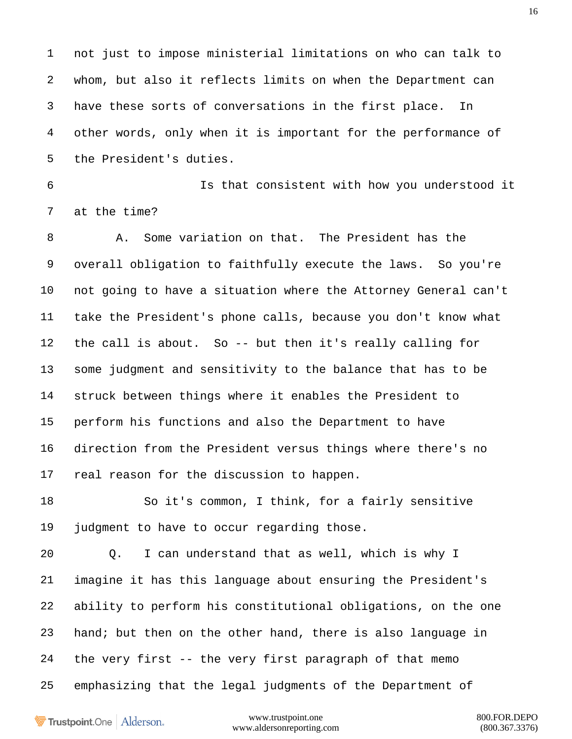1 not just to impose ministerial limitations on who can talk to
2 whom, but also it reflects limits on when the Department can
3 have these sorts of conversations in the first place. In
4 other words, only when it is important for the performance of
5 the President's duties.

6 Is that consistent with how you understood it
7 at the time?

8 A. Some variation on that. The President has the
9 overall obligation to faithfully execute the laws. So you're
10 not going to have a situation where the Attorney General can't
11 take the President's phone calls, because you don't know what
12 the call is about. So -- but then it's really calling for
13 some judgment and sensitivity to the balance that has to be
14 struck between things where it enables the President to
15 perform his functions and also the Department to have
16 direction from the President versus things where there's no
17 real reason for the discussion to happen.

18 So it's common, I think, for a fairly sensitive
19 judgment to have to occur regarding those.

20 Q. I can understand that as well, which is why I
21 imagine it has this language about ensuring the President's
22 ability to perform his constitutional obligations, on the one
23 hand; but then on the other hand, there is also language in
24 the very first -- the very first paragraph of that memo
25 emphasizing that the legal judgments of the Department of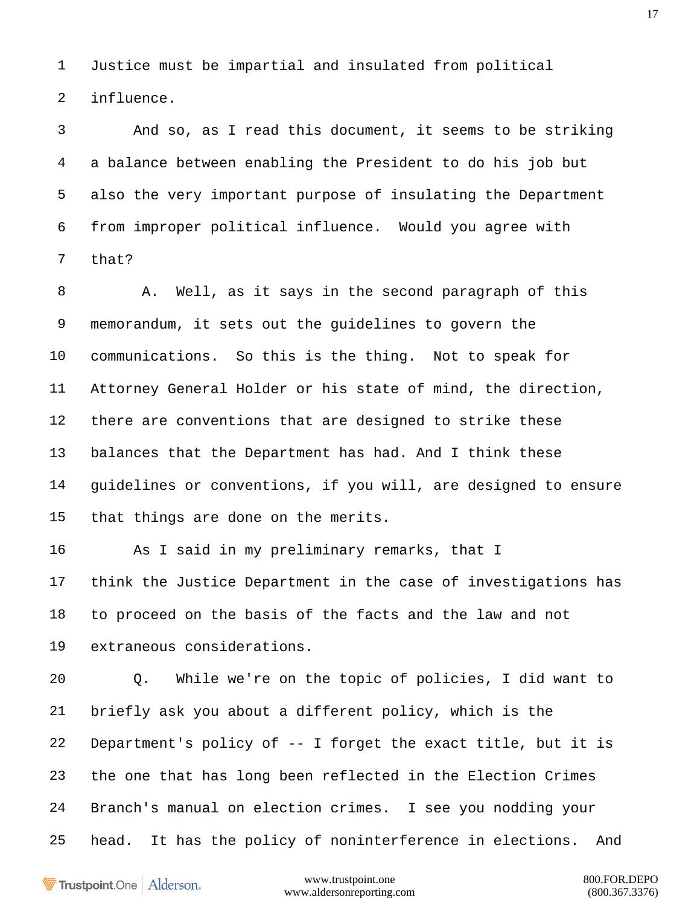Justice must be impartial and insulated from political influence.

And so, as I read this document, it seems to be striking a balance between enabling the President to do his job but also the very important purpose of insulating the Department from improper political influence. Would you agree with that?

A. Well, as it says in the second paragraph of this memorandum, it sets out the guidelines to govern the communications. So this is the thing. Not to speak for Attorney General Holder or his state of mind, the direction, there are conventions that are designed to strike these balances that the Department has had. And I think these guidelines or conventions, if you will, are designed to ensure that things are done on the merits.

As I said in my preliminary remarks, that I think the Justice Department in the case of investigations has to proceed on the basis of the facts and the law and not extraneous considerations.

Q. While we're on the topic of policies, I did want to briefly ask you about a different policy, which is the Department's policy of -- I forget the exact title, but it is the one that has long been reflected in the Election Crimes Branch's manual on election crimes. I see you nodding your head. It has the policy of noninterference in elections. And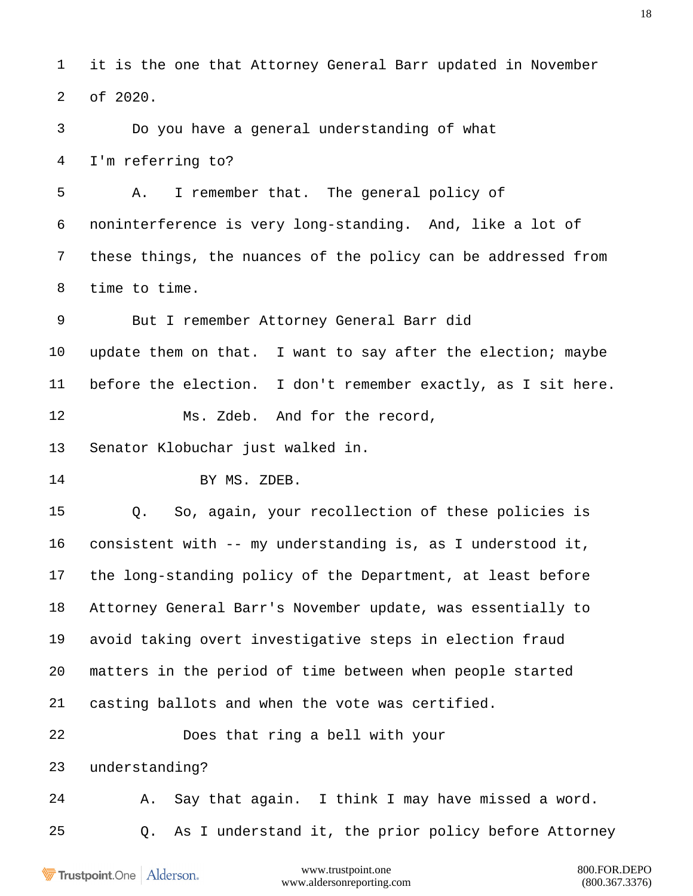1 it is the one that Attorney General Barr updated in November

2 of 2020.

3 Do you have a general understanding of what

4 I'm referring to?

5 A. I remember that. The general policy of

6 noninterference is very long-standing. And, like a lot of

7 these things, the nuances of the policy can be addressed from

8 time to time.

9 But I remember Attorney General Barr did

10 update them on that. I want to say after the election; maybe

11 before the election. I don't remember exactly, as I sit here.

12 Ms. Zdeb. And for the record,

13 Senator Klobuchar just walked in.

14 BY MS. ZDEB.

15 Q. So, again, your recollection of these policies is

16 consistent with -- my understanding is, as I understood it,

17 the long-standing policy of the Department, at least before

18 Attorney General Barr's November update, was essentially to

19 avoid taking overt investigative steps in election fraud

20 matters in the period of time between when people started

21 casting ballots and when the vote was certified.

22 Does that ring a bell with your

23 understanding?

24 A. Say that again. I think I may have missed a word.

25 Q. As I understand it, the prior policy before Attorney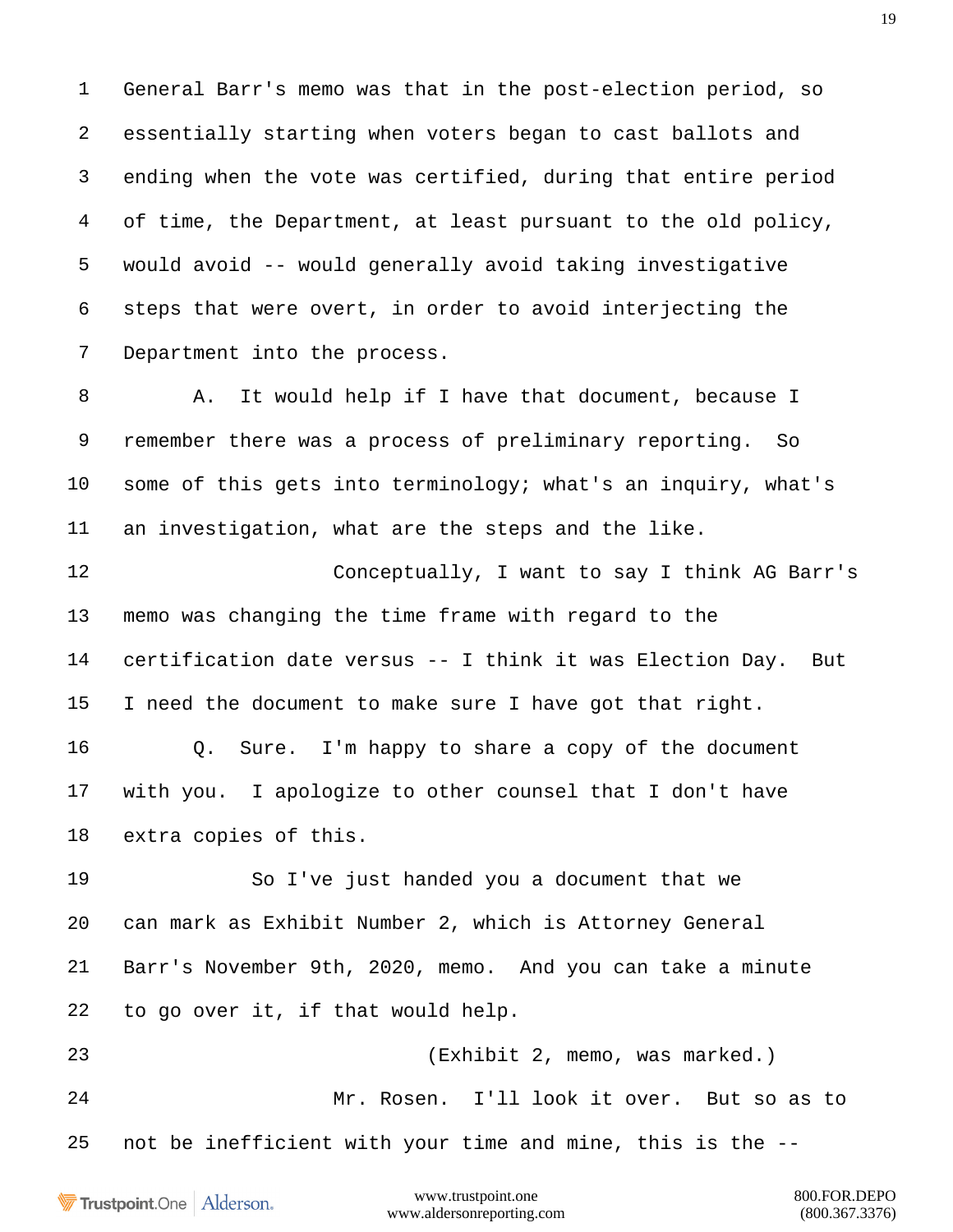General Barr's memo was that in the post-election period, so essentially starting when voters began to cast ballots and ending when the vote was certified, during that entire period of time, the Department, at least pursuant to the old policy, would avoid -- would generally avoid taking investigative steps that were overt, in order to avoid interjecting the Department into the process.

A. It would help if I have that document, because I remember there was a process of preliminary reporting. So some of this gets into terminology; what's an inquiry, what's an investigation, what are the steps and the like.

Conceptually, I want to say I think AG Barr's memo was changing the time frame with regard to the certification date versus -- I think it was Election Day. But I need the document to make sure I have got that right.

Q. Sure. I'm happy to share a copy of the document with you. I apologize to other counsel that I don't have extra copies of this.

So I've just handed you a document that we can mark as Exhibit Number 2, which is Attorney General Barr's November 9th, 2020, memo. And you can take a minute to go over it, if that would help.

(Exhibit 2, memo, was marked.)

Mr. Rosen. I'll look it over. But so as to not be inefficient with your time and mine, this is the --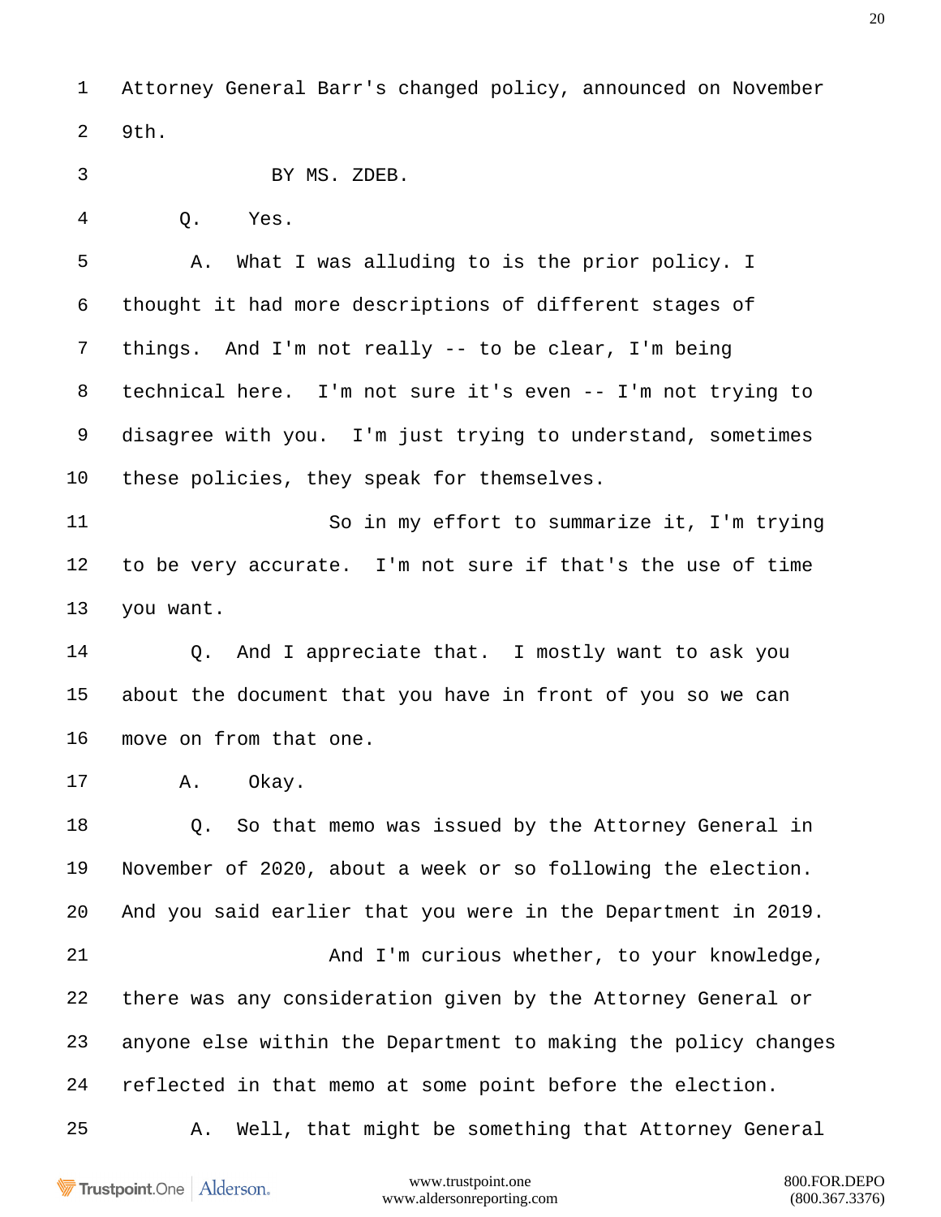1 Attorney General Barr's changed policy, announced on November
2 9th.

3 BY MS. ZDEB.

4 Q. Yes.

5 A. What I was alluding to is the prior policy. I
6 thought it had more descriptions of different stages of
7 things. And I'm not really -- to be clear, I'm being
8 technical here. I'm not sure it's even -- I'm not trying to
9 disagree with you. I'm just trying to understand, sometimes
10 these policies, they speak for themselves.

11 So in my effort to summarize it, I'm trying
12 to be very accurate. I'm not sure if that's the use of time
13 you want.

14 Q. And I appreciate that. I mostly want to ask you
15 about the document that you have in front of you so we can
16 move on from that one.

17 A. Okay.

18 Q. So that memo was issued by the Attorney General in
19 November of 2020, about a week or so following the election.
20 And you said earlier that you were in the Department in 2019.

21 And I'm curious whether, to your knowledge,
22 there was any consideration given by the Attorney General or
23 anyone else within the Department to making the policy changes
24 reflected in that memo at some point before the election.

25 A. Well, that might be something that Attorney General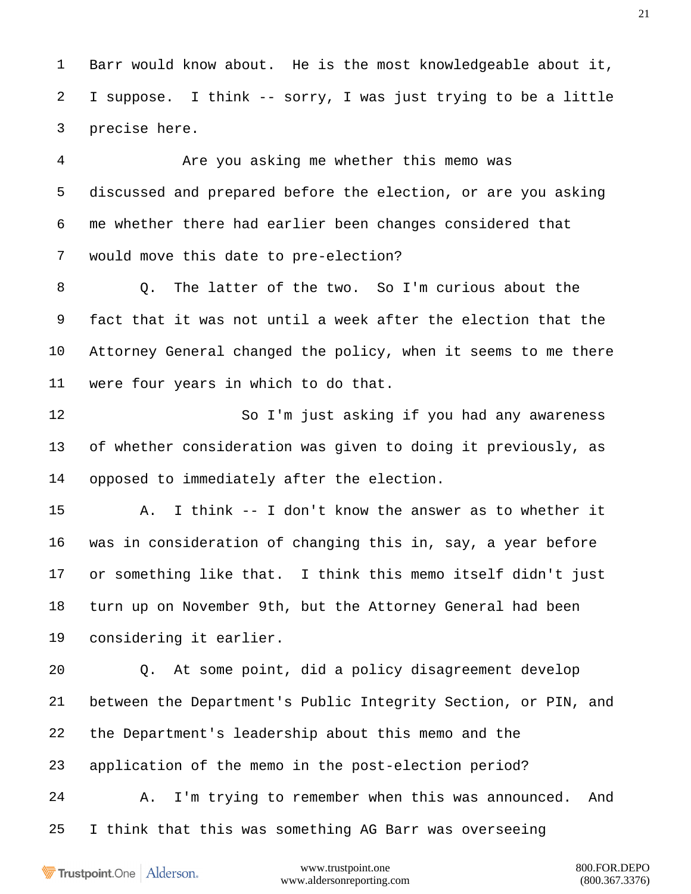Barr would know about. He is the most knowledgeable about it, I suppose. I think -- sorry, I was just trying to be a little precise here.

Are you asking me whether this memo was discussed and prepared before the election, or are you asking me whether there had earlier been changes considered that would move this date to pre-election?

Q. The latter of the two. So I'm curious about the fact that it was not until a week after the election that the Attorney General changed the policy, when it seems to me there were four years in which to do that.

So I'm just asking if you had any awareness of whether consideration was given to doing it previously, as opposed to immediately after the election.

A. I think -- I don't know the answer as to whether it was in consideration of changing this in, say, a year before or something like that. I think this memo itself didn't just turn up on November 9th, but the Attorney General had been considering it earlier.

Q. At some point, did a policy disagreement develop between the Department's Public Integrity Section, or PIN, and the Department's leadership about this memo and the application of the memo in the post-election period?

A. I'm trying to remember when this was announced. And I think that this was something AG Barr was overseeing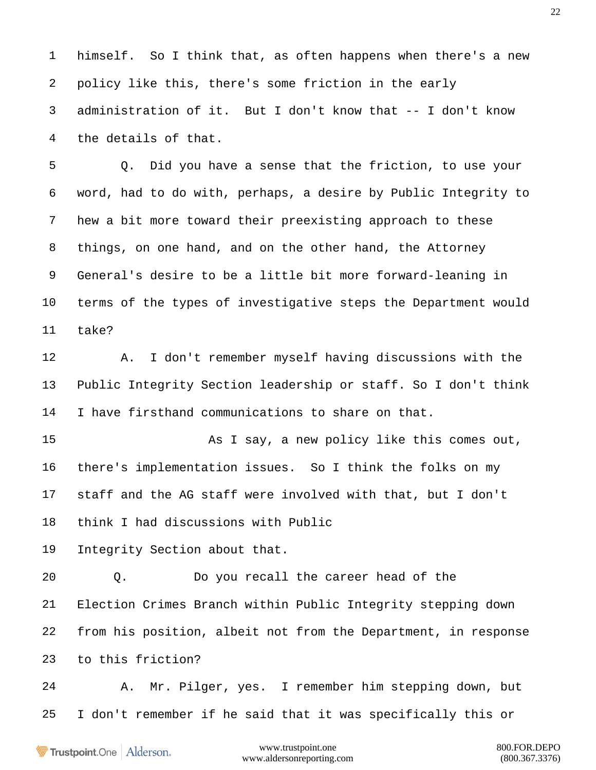1 himself. So I think that, as often happens when there's a new

2 policy like this, there's some friction in the early

3 administration of it. But I don't know that -- I don't know

4 the details of that.

5 Q. Did you have a sense that the friction, to use your

6 word, had to do with, perhaps, a desire by Public Integrity to

7 hew a bit more toward their preexisting approach to these

8 things, on one hand, and on the other hand, the Attorney

9 General's desire to be a little bit more forward-leaning in

10 terms of the types of investigative steps the Department would

11 take?

12 A. I don't remember myself having discussions with the

13 Public Integrity Section leadership or staff. So I don't think

14 I have firsthand communications to share on that.

15 As I say, a new policy like this comes out,

16 there's implementation issues. So I think the folks on my

17 staff and the AG staff were involved with that, but I don't

18 think I had discussions with Public

19 Integrity Section about that.

20 Q. Do you recall the career head of the

21 Election Crimes Branch within Public Integrity stepping down

22 from his position, albeit not from the Department, in response

23 to this friction?

24 A. Mr. Pilger, yes. I remember him stepping down, but

25 I don't remember if he said that it was specifically this or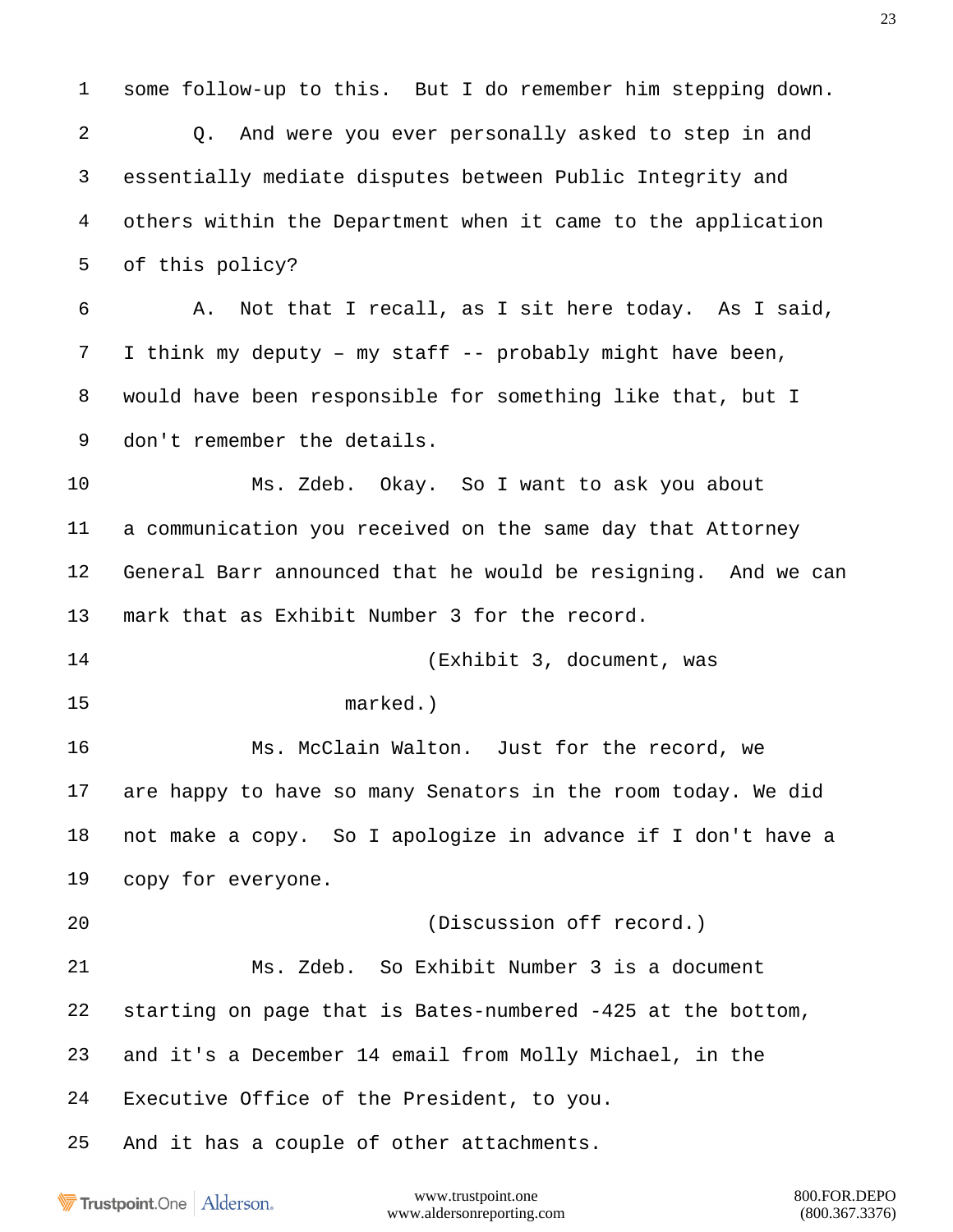1 some follow-up to this. But I do remember him stepping down.

2 Q. And were you ever personally asked to step in and

3 essentially mediate disputes between Public Integrity and

4 others within the Department when it came to the application

5 of this policy?

6 A. Not that I recall, as I sit here today. As I said,

7 I think my deputy – my staff -- probably might have been,

8 would have been responsible for something like that, but I

9 don't remember the details.

10 Ms. Zdeb. Okay. So I want to ask you about

11 a communication you received on the same day that Attorney

12 General Barr announced that he would be resigning. And we can

13 mark that as Exhibit Number 3 for the record.

14 (Exhibit 3, document, was

15 marked.)

16 Ms. McClain Walton. Just for the record, we

17 are happy to have so many Senators in the room today. We did

18 not make a copy. So I apologize in advance if I don't have a

19 copy for everyone.

20 (Discussion off record.)

21 Ms. Zdeb. So Exhibit Number 3 is a document

22 starting on page that is Bates-numbered -425 at the bottom,

23 and it's a December 14 email from Molly Michael, in the

24 Executive Office of the President, to you.

25 And it has a couple of other attachments.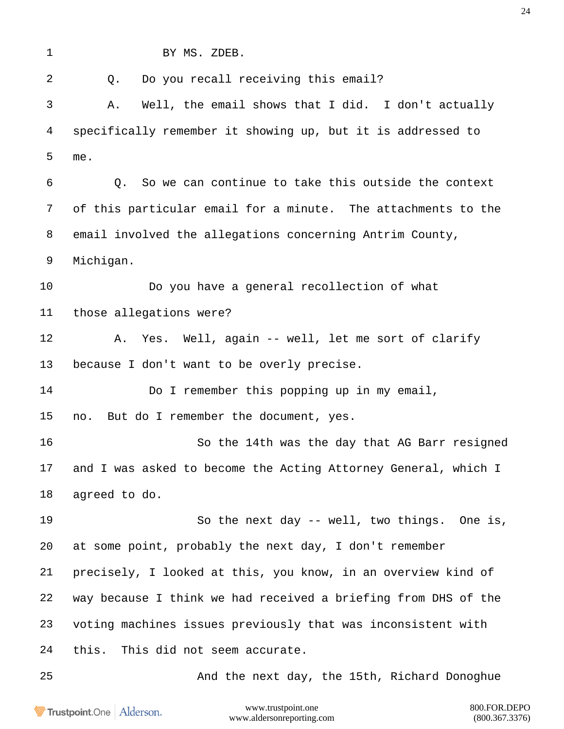1 BY MS. ZDEB.

2 Q. Do you recall receiving this email?

3 A. Well, the email shows that I did. I don't actually

4 specifically remember it showing up, but it is addressed to

5 me.

6 Q. So we can continue to take this outside the context

7 of this particular email for a minute. The attachments to the

8 email involved the allegations concerning Antrim County,

9 Michigan.

10 Do you have a general recollection of what

11 those allegations were?

12 A. Yes. Well, again -- well, let me sort of clarify

13 because I don't want to be overly precise.

14 Do I remember this popping up in my email,

15 no. But do I remember the document, yes.

16 So the 14th was the day that AG Barr resigned

17 and I was asked to become the Acting Attorney General, which I

18 agreed to do.

19 So the next day -- well, two things. One is,

20 at some point, probably the next day, I don't remember

21 precisely, I looked at this, you know, in an overview kind of

22 way because I think we had received a briefing from DHS of the

23 voting machines issues previously that was inconsistent with

24 this. This did not seem accurate.

25 And the next day, the 15th, Richard Donoghue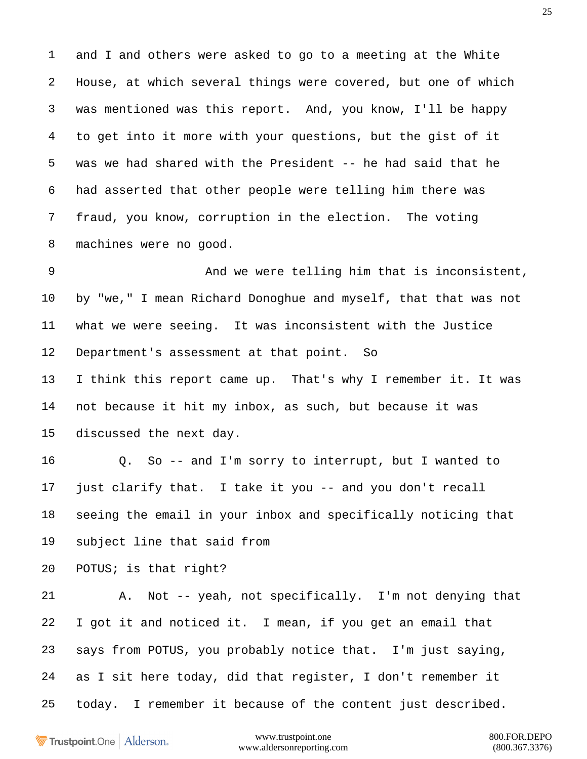and I and others were asked to go to a meeting at the White House, at which several things were covered, but one of which was mentioned was this report. And, you know, I'll be happy to get into it more with your questions, but the gist of it was we had shared with the President -- he had said that he had asserted that other people were telling him there was fraud, you know, corruption in the election. The voting machines were no good.

And we were telling him that is inconsistent, by "we," I mean Richard Donoghue and myself, that that was not what we were seeing. It was inconsistent with the Justice Department's assessment at that point. So I think this report came up. That's why I remember it. It was not because it hit my inbox, as such, but because it was discussed the next day.

Q. So -- and I'm sorry to interrupt, but I wanted to just clarify that. I take it you -- and you don't recall seeing the email in your inbox and specifically noticing that subject line that said from POTUS; is that right?

A. Not -- yeah, not specifically. I'm not denying that I got it and noticed it. I mean, if you get an email that says from POTUS, you probably notice that. I'm just saying, as I sit here today, did that register, I don't remember it today. I remember it because of the content just described.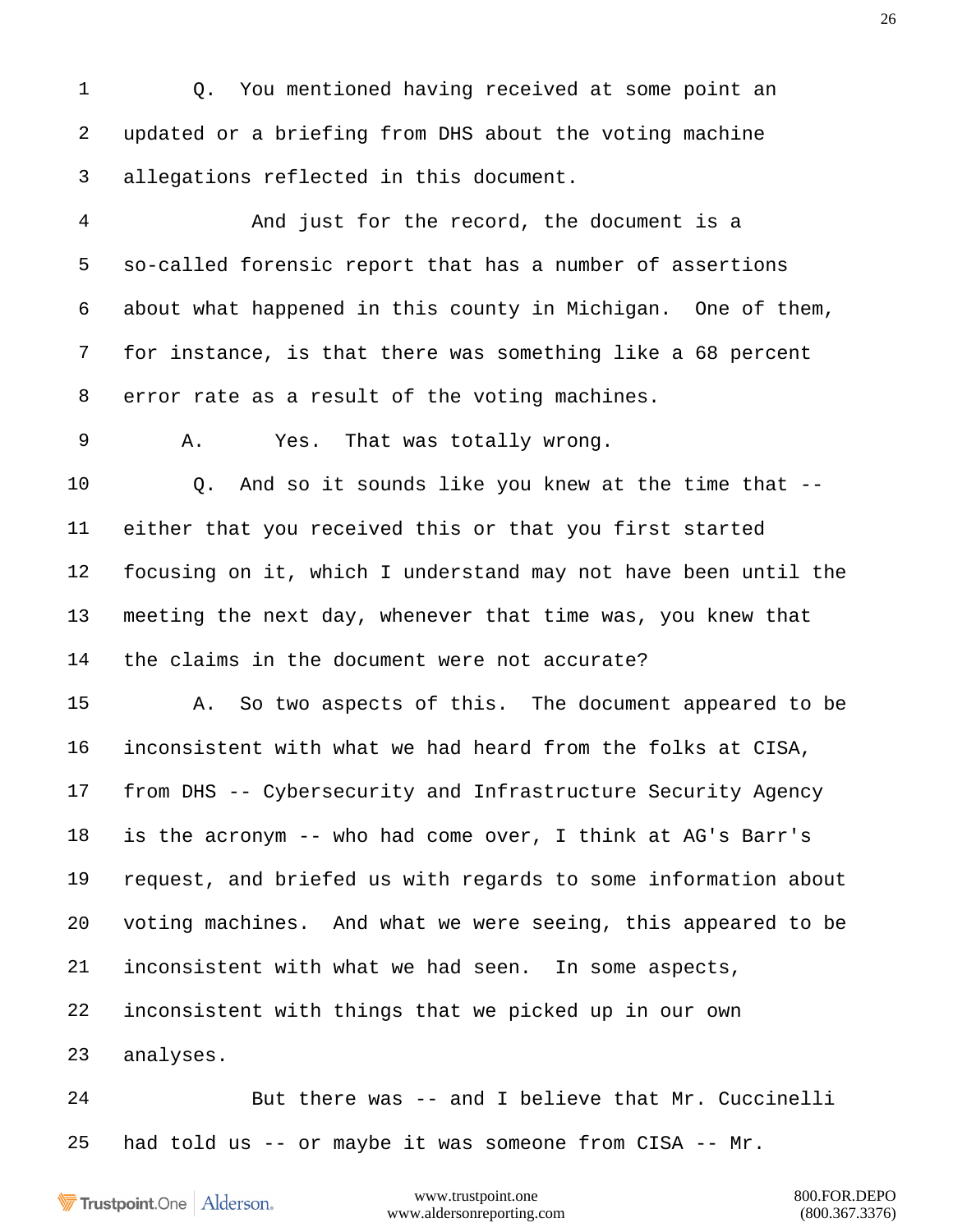1 Q. You mentioned having received at some point an

2 updated or a briefing from DHS about the voting machine

3 allegations reflected in this document.

4 And just for the record, the document is a

5 so-called forensic report that has a number of assertions

6 about what happened in this county in Michigan. One of them,

7 for instance, is that there was something like a 68 percent

8 error rate as a result of the voting machines.

9 A. Yes. That was totally wrong.

10 Q. And so it sounds like you knew at the time that --

11 either that you received this or that you first started

12 focusing on it, which I understand may not have been until the

13 meeting the next day, whenever that time was, you knew that

14 the claims in the document were not accurate?

15 A. So two aspects of this. The document appeared to be

16 inconsistent with what we had heard from the folks at CISA,

17 from DHS -- Cybersecurity and Infrastructure Security Agency

18 is the acronym -- who had come over, I think at AG's Barr's

19 request, and briefed us with regards to some information about

20 voting machines. And what we were seeing, this appeared to be

21 inconsistent with what we had seen. In some aspects,

22 inconsistent with things that we picked up in our own

23 analyses.

24 But there was -- and I believe that Mr. Cuccinelli

25 had told us -- or maybe it was someone from CISA -- Mr.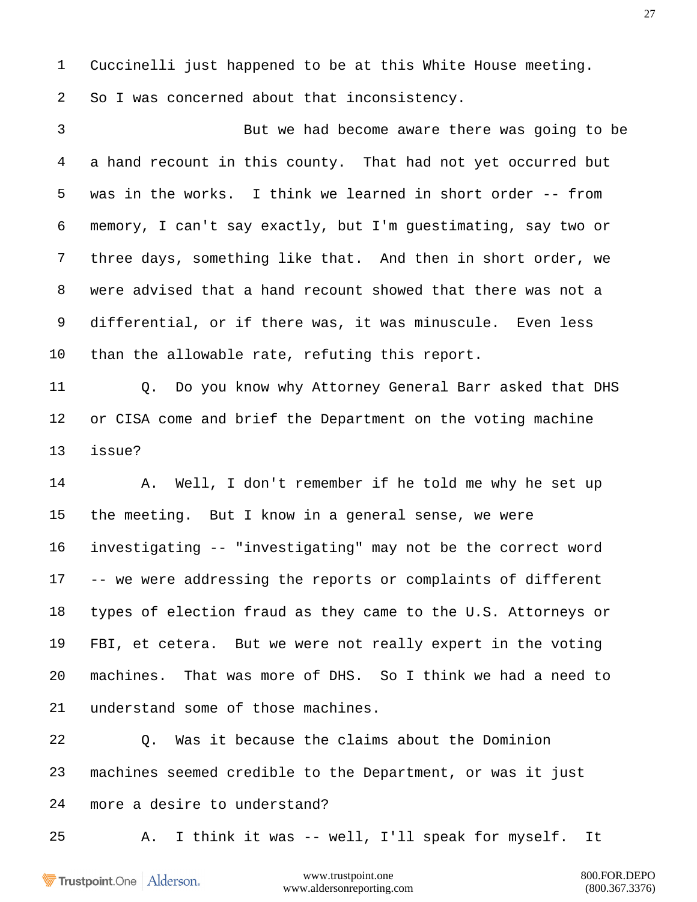Cuccinelli just happened to be at this White House meeting. So I was concerned about that inconsistency.

But we had become aware there was going to be a hand recount in this county. That had not yet occurred but was in the works. I think we learned in short order -- from memory, I can't say exactly, but I'm guestimating, say two or three days, something like that. And then in short order, we were advised that a hand recount showed that there was not a differential, or if there was, it was minuscule. Even less than the allowable rate, refuting this report.

Q. Do you know why Attorney General Barr asked that DHS or CISA come and brief the Department on the voting machine issue?

A. Well, I don't remember if he told me why he set up the meeting. But I know in a general sense, we were investigating -- "investigating" may not be the correct word -- we were addressing the reports or complaints of different types of election fraud as they came to the U.S. Attorneys or FBI, et cetera. But we were not really expert in the voting machines. That was more of DHS. So I think we had a need to understand some of those machines.

Q. Was it because the claims about the Dominion machines seemed credible to the Department, or was it just more a desire to understand?

A. I think it was -- well, I'll speak for myself. It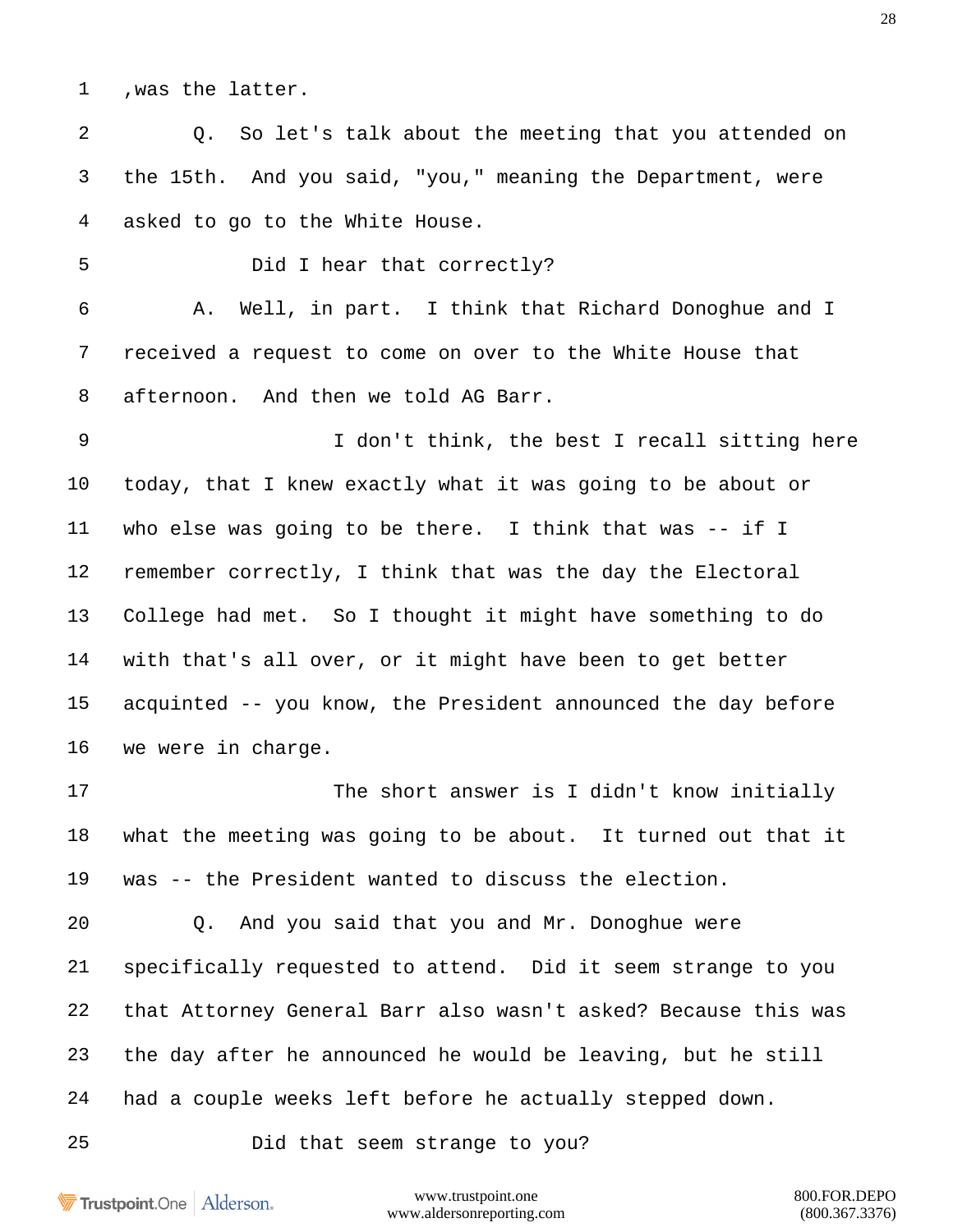1 ,was the latter.

2 Q. So let's talk about the meeting that you attended on

3 the 15th. And you said, "you," meaning the Department, were

4 asked to go to the White House.

5 Did I hear that correctly?

6 A. Well, in part. I think that Richard Donoghue and I

7 received a request to come on over to the White House that

8 afternoon. And then we told AG Barr.

9 I don't think, the best I recall sitting here

10 today, that I knew exactly what it was going to be about or

11 who else was going to be there. I think that was -- if I

12 remember correctly, I think that was the day the Electoral

13 College had met. So I thought it might have something to do

14 with that's all over, or it might have been to get better

15 acquinted -- you know, the President announced the day before

16 we were in charge.

17 The short answer is I didn't know initially

18 what the meeting was going to be about. It turned out that it

19 was -- the President wanted to discuss the election.

20 Q. And you said that you and Mr. Donoghue were

21 specifically requested to attend. Did it seem strange to you

22 that Attorney General Barr also wasn't asked? Because this was

23 the day after he announced he would be leaving, but he still

24 had a couple weeks left before he actually stepped down.

25 Did that seem strange to you?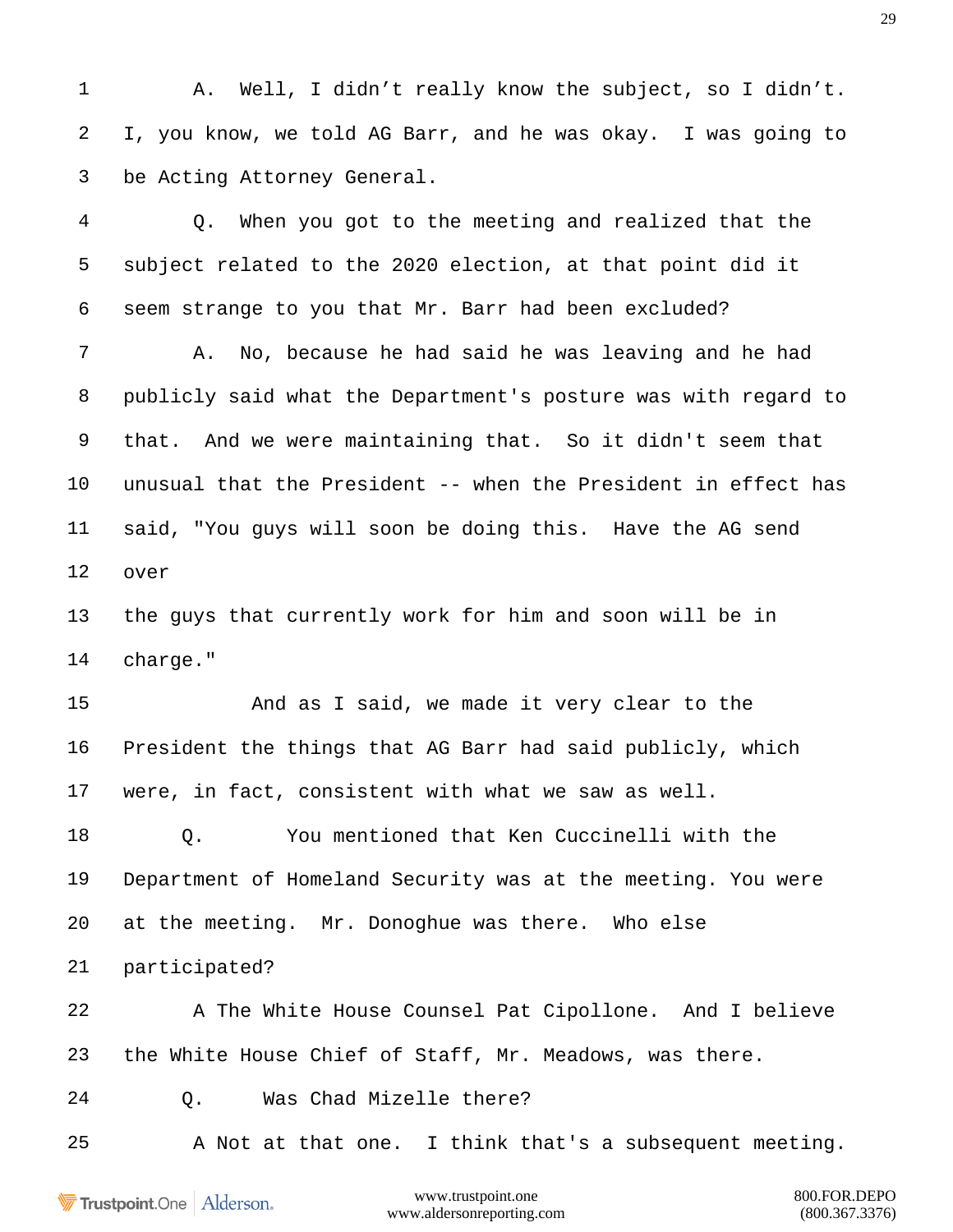A. Well, I didn’t really know the subject, so I didn’t. I, you know, we told AG Barr, and he was okay. I was going to be Acting Attorney General.

Q. When you got to the meeting and realized that the subject related to the 2020 election, at that point did it seem strange to you that Mr. Barr had been excluded?

A. No, because he had said he was leaving and he had publicly said what the Department's posture was with regard to that. And we were maintaining that. So it didn't seem that unusual that the President -- when the President in effect has said, "You guys will soon be doing this. Have the AG send over the guys that currently work for him and soon will be in charge."

And as I said, we made it very clear to the President the things that AG Barr had said publicly, which were, in fact, consistent with what we saw as well.

Q. You mentioned that Ken Cuccinelli with the Department of Homeland Security was at the meeting. You were at the meeting. Mr. Donoghue was there. Who else participated?

A The White House Counsel Pat Cipollone. And I believe the White House Chief of Staff, Mr. Meadows, was there.

Q. Was Chad Mizelle there?

A Not at that one. I think that's a subsequent meeting.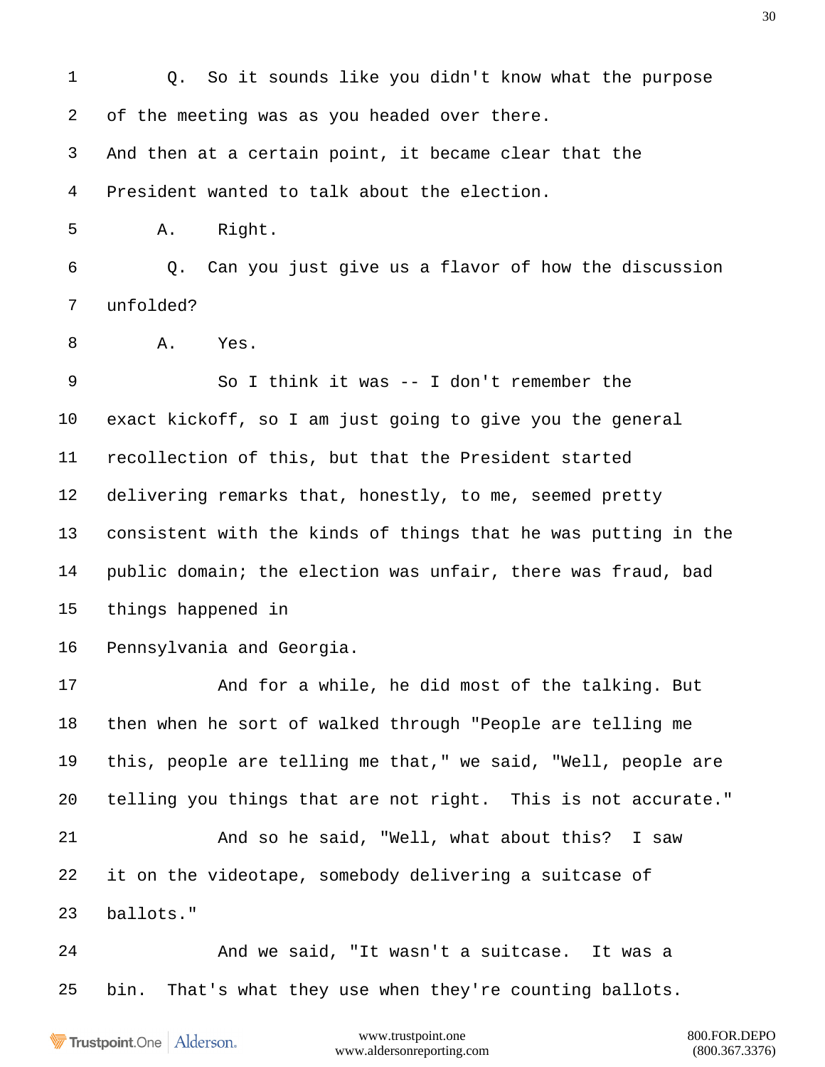1 Q. So it sounds like you didn't know what the purpose
2 of the meeting was as you headed over there.
3 And then at a certain point, it became clear that the
4 President wanted to talk about the election.
5 A. Right.
6 Q. Can you just give us a flavor of how the discussion
7 unfolded?
8 A. Yes.
9 So I think it was -- I don't remember the
10 exact kickoff, so I am just going to give you the general
11 recollection of this, but that the President started
12 delivering remarks that, honestly, to me, seemed pretty
13 consistent with the kinds of things that he was putting in the
14 public domain; the election was unfair, there was fraud, bad
15 things happened in
16 Pennsylvania and Georgia.
17 And for a while, he did most of the talking. But
18 then when he sort of walked through "People are telling me
19 this, people are telling me that," we said, "Well, people are
20 telling you things that are not right. This is not accurate."
21 And so he said, "Well, what about this? I saw
22 it on the videotape, somebody delivering a suitcase of
23 ballots."
24 And we said, "It wasn't a suitcase. It was a
25 bin. That's what they use when they're counting ballots.

www.trustpoint.one
www.aldersonreporting.com

800.FOR.DEPO
(800.367.3376)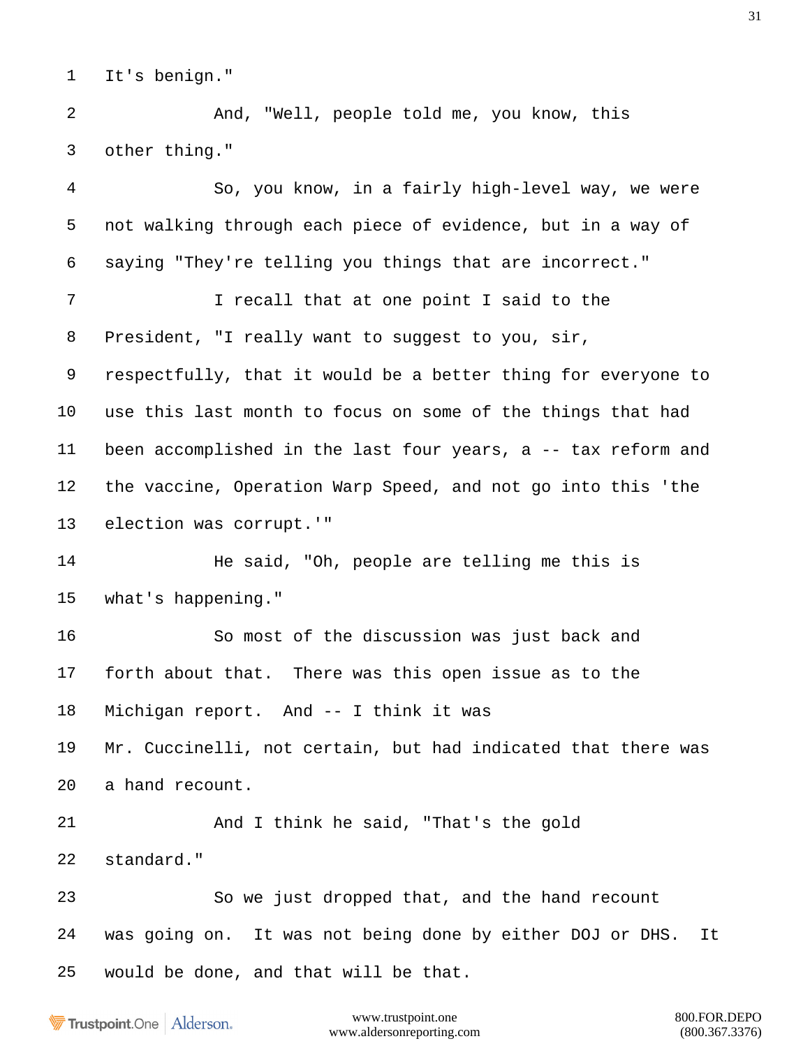1 It's benign."

2 And, "Well, people told me, you know, this

3 other thing."

4 So, you know, in a fairly high-level way, we were

5 not walking through each piece of evidence, but in a way of

6 saying "They're telling you things that are incorrect."

7 I recall that at one point I said to the

8 President, "I really want to suggest to you, sir,

9 respectfully, that it would be a better thing for everyone to

10 use this last month to focus on some of the things that had

11 been accomplished in the last four years, a -- tax reform and

12 the vaccine, Operation Warp Speed, and not go into this 'the

13 election was corrupt.'"

14 He said, "Oh, people are telling me this is

15 what's happening."

16 So most of the discussion was just back and

17 forth about that. There was this open issue as to the

18 Michigan report. And -- I think it was

19 Mr. Cuccinelli, not certain, but had indicated that there was

20 a hand recount.

21 And I think he said, "That's the gold

22 standard."

23 So we just dropped that, and the hand recount

24 was going on. It was not being done by either DOJ or DHS. It

25 would be done, and that will be that.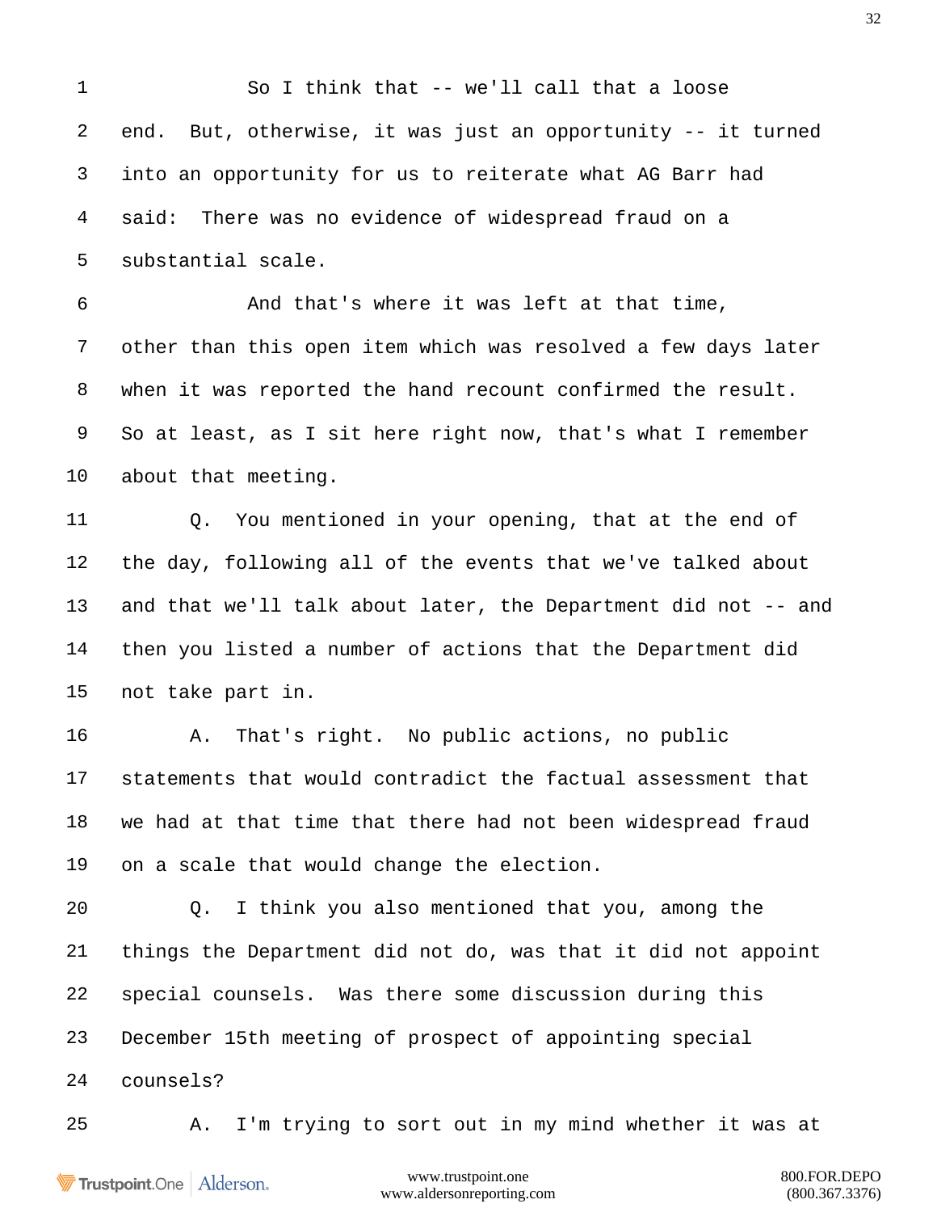1 So I think that -- we'll call that a loose
2 end. But, otherwise, it was just an opportunity -- it turned
3 into an opportunity for us to reiterate what AG Barr had
4 said: There was no evidence of widespread fraud on a
5 substantial scale.
6 And that's where it was left at that time,
7 other than this open item which was resolved a few days later
8 when it was reported the hand recount confirmed the result.
9 So at least, as I sit here right now, that's what I remember
10 about that meeting.
11 Q. You mentioned in your opening, that at the end of
12 the day, following all of the events that we've talked about
13 and that we'll talk about later, the Department did not -- and
14 then you listed a number of actions that the Department did
15 not take part in.
16 A. That's right. No public actions, no public
17 statements that would contradict the factual assessment that
18 we had at that time that there had not been widespread fraud
19 on a scale that would change the election.
20 Q. I think you also mentioned that you, among the
21 things the Department did not do, was that it did not appoint
22 special counsels. Was there some discussion during this
23 December 15th meeting of prospect of appointing special
24 counsels?
25 A. I'm trying to sort out in my mind whether it was at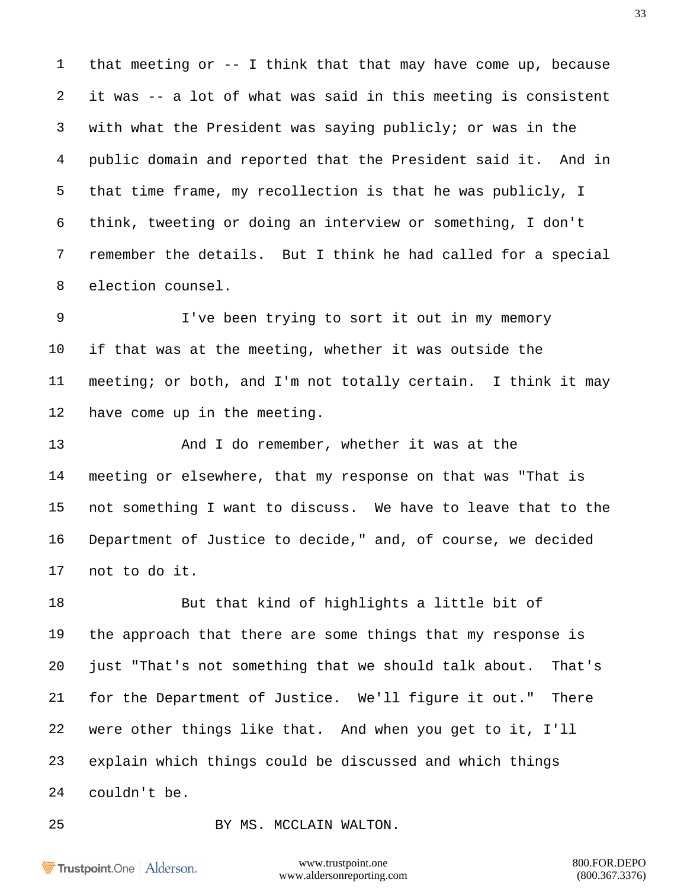1 that meeting or -- I think that that may have come up, because

2 it was -- a lot of what was said in this meeting is consistent

3 with what the President was saying publicly; or was in the

4 public domain and reported that the President said it. And in

5 that time frame, my recollection is that he was publicly, I

6 think, tweeting or doing an interview or something, I don't

7 remember the details. But I think he had called for a special

8 election counsel.

9 I've been trying to sort it out in my memory

10 if that was at the meeting, whether it was outside the

11 meeting; or both, and I'm not totally certain. I think it may

12 have come up in the meeting.

13 And I do remember, whether it was at the

14 meeting or elsewhere, that my response on that was "That is

15 not something I want to discuss. We have to leave that to the

16 Department of Justice to decide," and, of course, we decided

17 not to do it.

18 But that kind of highlights a little bit of

19 the approach that there are some things that my response is

20 just "That's not something that we should talk about. That's

21 for the Department of Justice. We'll figure it out." There

22 were other things like that. And when you get to it, I'll

23 explain which things could be discussed and which things

24 couldn't be.

25 BY MS. MCCLAIN WALTON.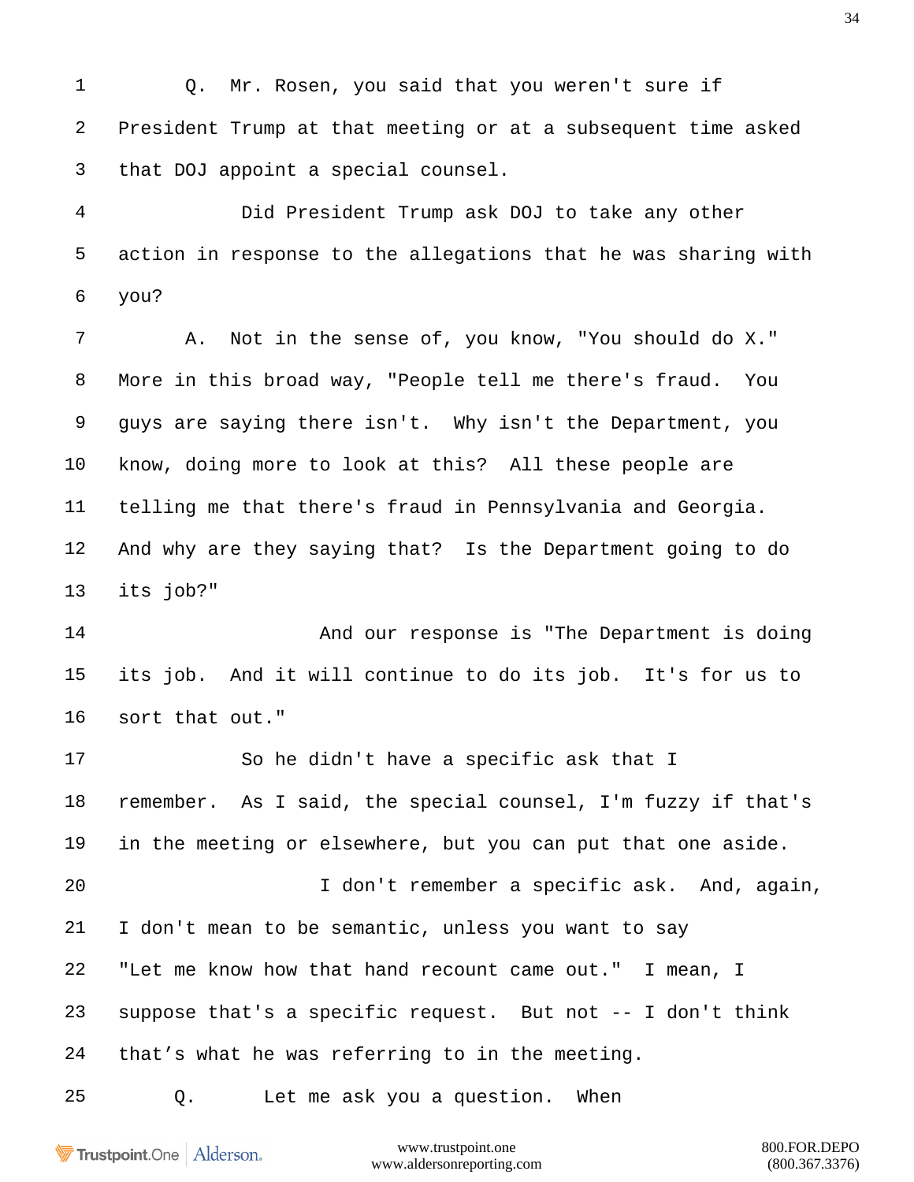Q. Mr. Rosen, you said that you weren't sure if President Trump at that meeting or at a subsequent time asked that DOJ appoint a special counsel.

Did President Trump ask DOJ to take any other action in response to the allegations that he was sharing with you?

A. Not in the sense of, you know, "You should do X." More in this broad way, "People tell me there's fraud. You guys are saying there isn't. Why isn't the Department, you know, doing more to look at this? All these people are telling me that there's fraud in Pennsylvania and Georgia. And why are they saying that? Is the Department going to do its job?"

And our response is "The Department is doing its job. And it will continue to do its job. It's for us to sort that out."

So he didn't have a specific ask that I remember. As I said, the special counsel, I'm fuzzy if that's in the meeting or elsewhere, but you can put that one aside.

I don't remember a specific ask. And, again, I don't mean to be semantic, unless you want to say "Let me know how that hand recount came out." I mean, I suppose that's a specific request. But not -- I don't think that's what he was referring to in the meeting.

Q. Let me ask you a question. When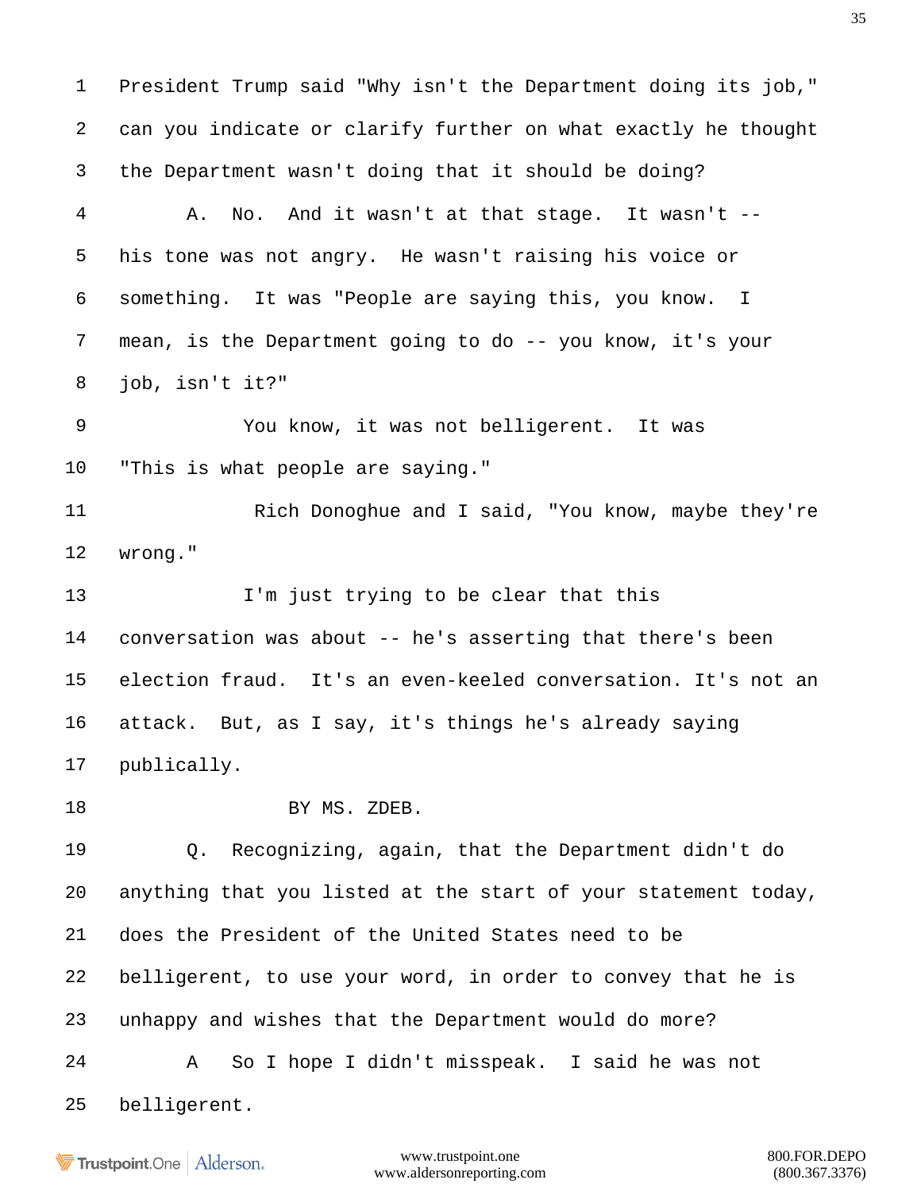President Trump said "Why isn't the Department doing its job," can you indicate or clarify further on what exactly he thought the Department wasn't doing that it should be doing?

A. No. And it wasn't at that stage. It wasn't -- his tone was not angry. He wasn't raising his voice or something. It was "People are saying this, you know. I mean, is the Department going to do -- you know, it's your job, isn't it?"

You know, it was not belligerent. It was "This is what people are saying."

Rich Donoghue and I said, "You know, maybe they're wrong."

I'm just trying to be clear that this conversation was about -- he's asserting that there's been election fraud. It's an even-keeled conversation. It's not an attack. But, as I say, it's things he's already saying publically.

BY MS. ZDEB.

Q. Recognizing, again, that the Department didn't do anything that you listed at the start of your statement today, does the President of the United States need to be belligerent, to use your word, in order to convey that he is unhappy and wishes that the Department would do more?

A So I hope I didn't misspeak. I said he was not belligerent.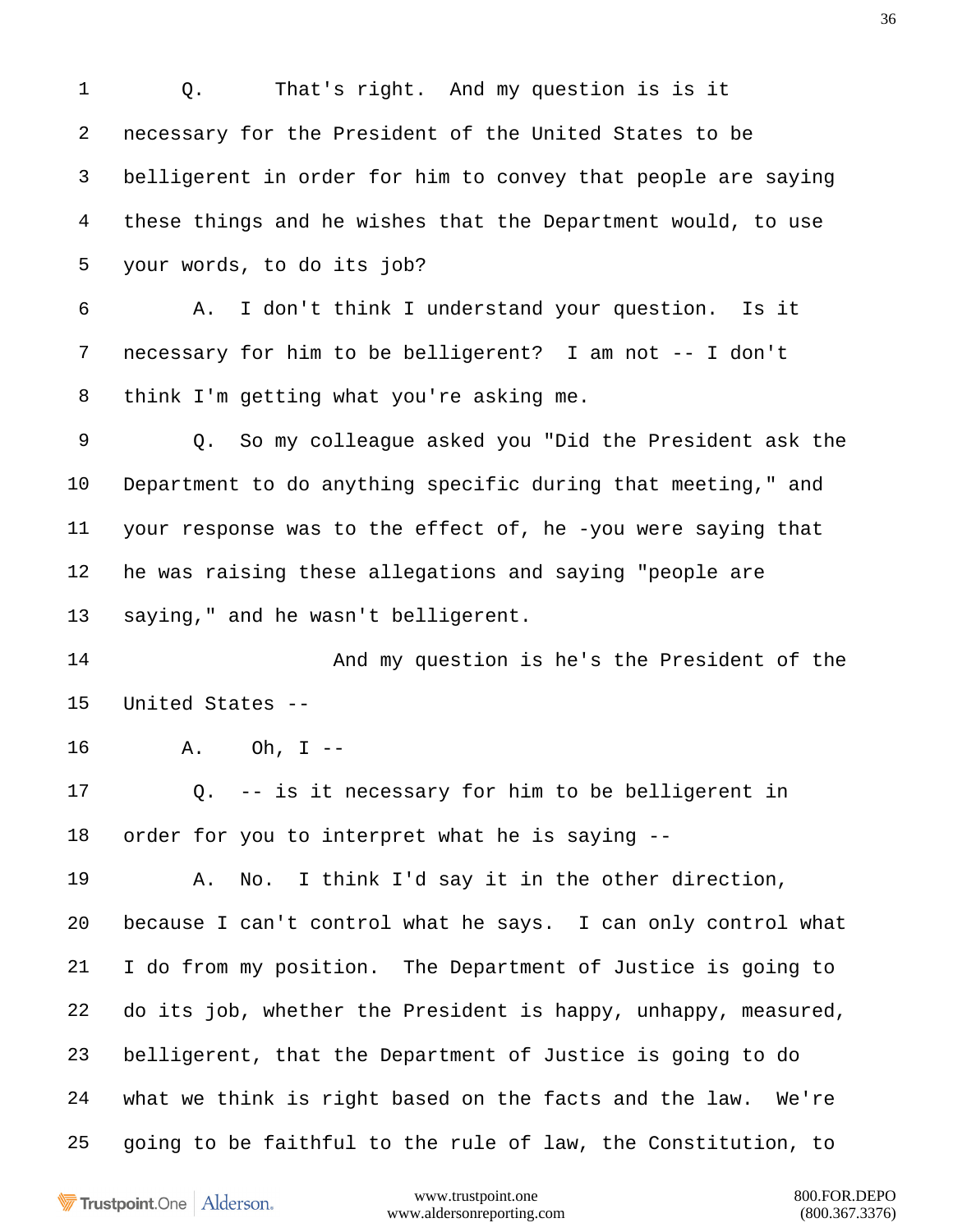1 Q. That's right. And my question is is it
2 necessary for the President of the United States to be
3 belligerent in order for him to convey that people are saying
4 these things and he wishes that the Department would, to use
5 your words, to do its job?
6 A. I don't think I understand your question. Is it
7 necessary for him to be belligerent? I am not -- I don't
8 think I'm getting what you're asking me.
9 Q. So my colleague asked you "Did the President ask the
10 Department to do anything specific during that meeting," and
11 your response was to the effect of, he -you were saying that
12 he was raising these allegations and saying "people are
13 saying," and he wasn't belligerent.
14 And my question is he's the President of the
15 United States --
16 A. Oh, I --
17 Q. -- is it necessary for him to be belligerent in
18 order for you to interpret what he is saying --
19 A. No. I think I'd say it in the other direction,
20 because I can't control what he says. I can only control what
21 I do from my position. The Department of Justice is going to
22 do its job, whether the President is happy, unhappy, measured,
23 belligerent, that the Department of Justice is going to do
24 what we think is right based on the facts and the law. We're
25 going to be faithful to the rule of law, the Constitution, to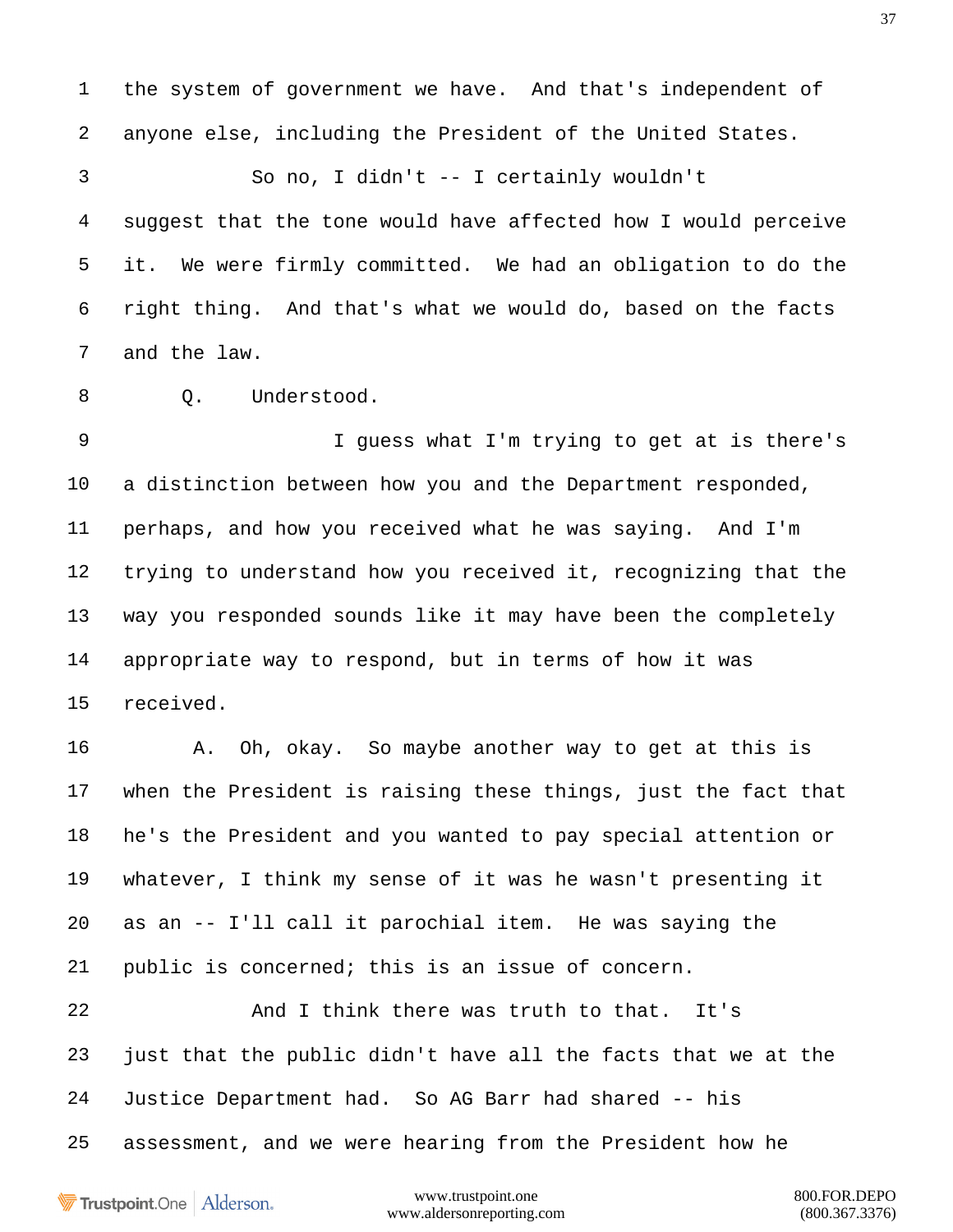1 the system of government we have. And that's independent of

2 anyone else, including the President of the United States.

3 So no, I didn't -- I certainly wouldn't

4 suggest that the tone would have affected how I would perceive

5 it. We were firmly committed. We had an obligation to do the

6 right thing. And that's what we would do, based on the facts

7 and the law.

8 Q. Understood.

9 I guess what I'm trying to get at is there's

10 a distinction between how you and the Department responded,

11 perhaps, and how you received what he was saying. And I'm

12 trying to understand how you received it, recognizing that the

13 way you responded sounds like it may have been the completely

14 appropriate way to respond, but in terms of how it was

15 received.

16 A. Oh, okay. So maybe another way to get at this is

17 when the President is raising these things, just the fact that

18 he's the President and you wanted to pay special attention or

19 whatever, I think my sense of it was he wasn't presenting it

20 as an -- I'll call it parochial item. He was saying the

21 public is concerned; this is an issue of concern.

22 And I think there was truth to that. It's

23 just that the public didn't have all the facts that we at the

24 Justice Department had. So AG Barr had shared -- his

25 assessment, and we were hearing from the President how he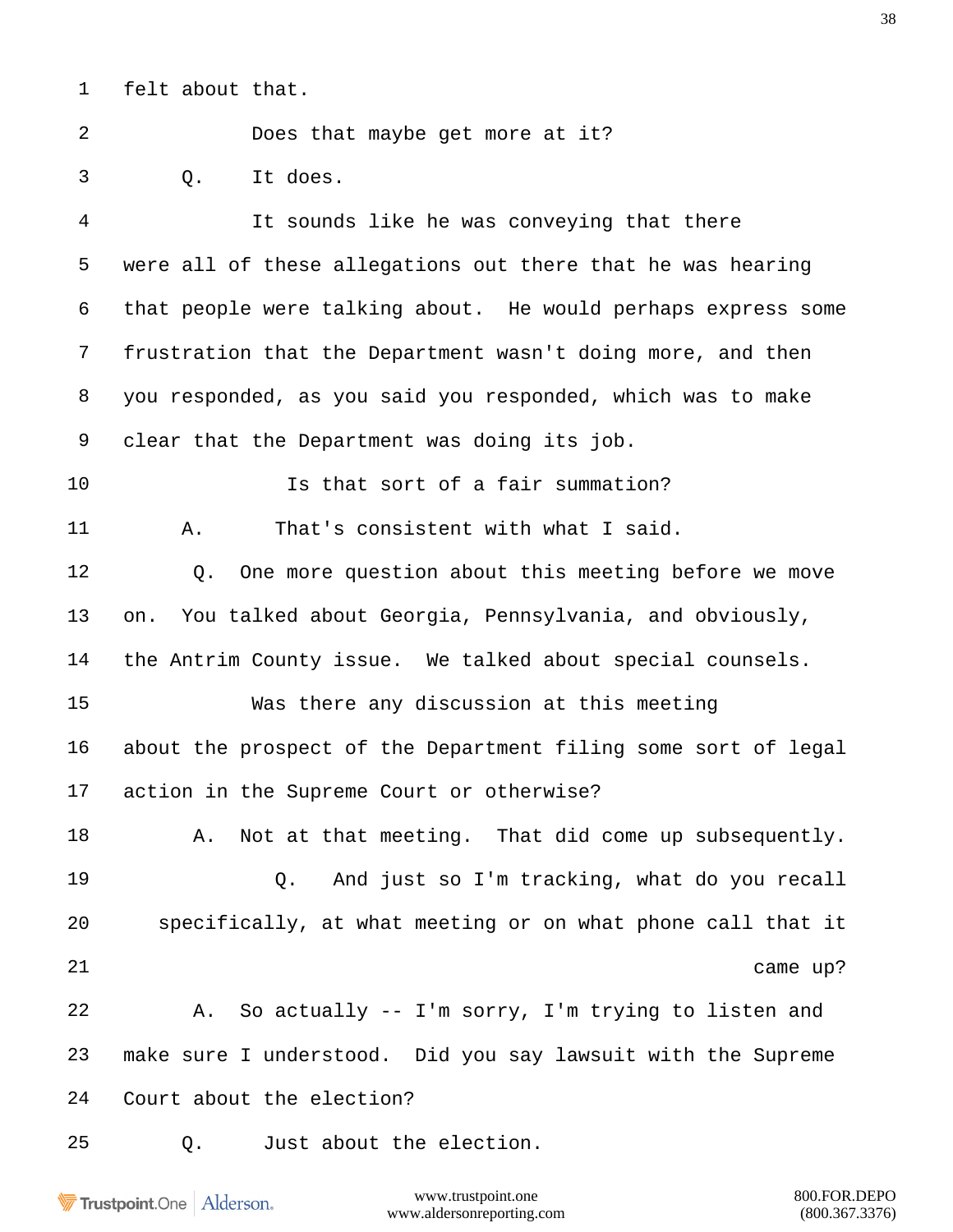1 felt about that.

2 Does that maybe get more at it?

3 Q. It does.

4 It sounds like he was conveying that there

5 were all of these allegations out there that he was hearing

6 that people were talking about. He would perhaps express some

7 frustration that the Department wasn't doing more, and then

8 you responded, as you said you responded, which was to make

9 clear that the Department was doing its job.

10 Is that sort of a fair summation?

11 A. That's consistent with what I said.

12 Q. One more question about this meeting before we move

13 on. You talked about Georgia, Pennsylvania, and obviously,

14 the Antrim County issue. We talked about special counsels.

15 Was there any discussion at this meeting

16 about the prospect of the Department filing some sort of legal

17 action in the Supreme Court or otherwise?

18 A. Not at that meeting. That did come up subsequently.

19 Q. And just so I'm tracking, what do you recall

20 specifically, at what meeting or on what phone call that it

21 came up?

22 A. So actually -- I'm sorry, I'm trying to listen and

23 make sure I understood. Did you say lawsuit with the Supreme

24 Court about the election?

25 Q. Just about the election.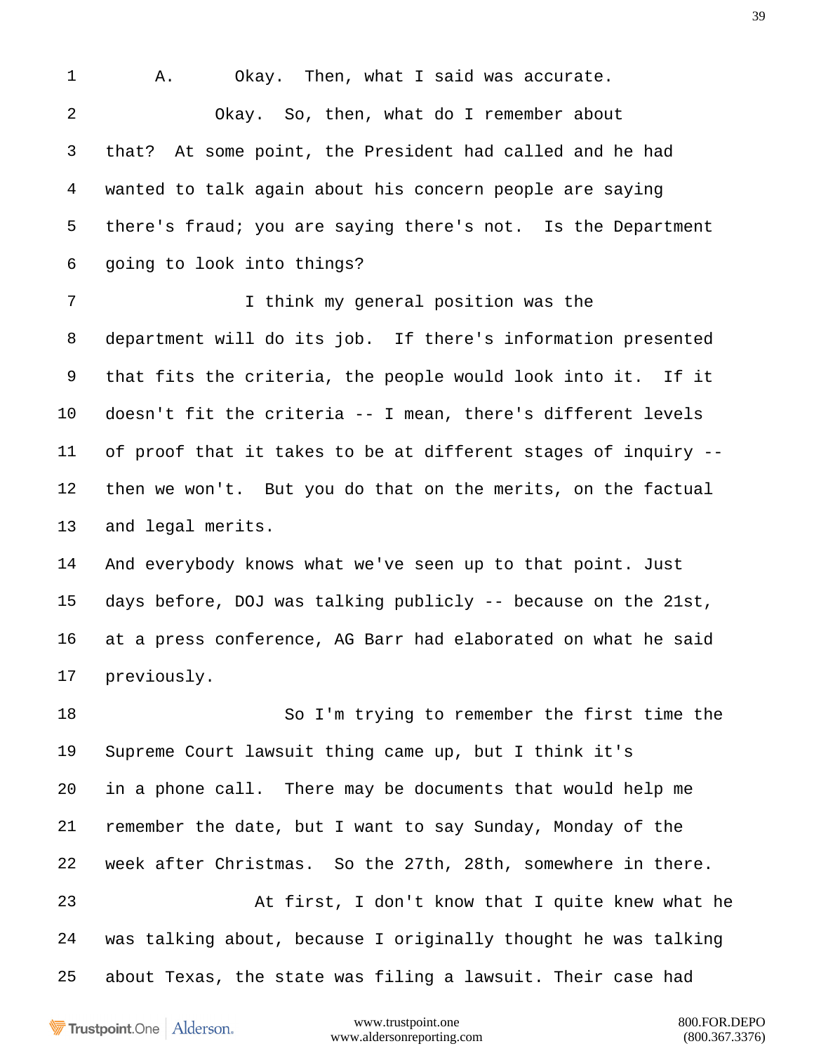A. Okay. Then, what I said was accurate.

Okay. So, then, what do I remember about that? At some point, the President had called and he had wanted to talk again about his concern people are saying there's fraud; you are saying there's not. Is the Department going to look into things?

I think my general position was the department will do its job. If there's information presented that fits the criteria, the people would look into it. If it doesn't fit the criteria -- I mean, there's different levels of proof that it takes to be at different stages of inquiry -- then we won't. But you do that on the merits, on the factual and legal merits.

And everybody knows what we've seen up to that point. Just days before, DOJ was talking publicly -- because on the 21st, at a press conference, AG Barr had elaborated on what he said previously.

So I'm trying to remember the first time the Supreme Court lawsuit thing came up, but I think it's in a phone call. There may be documents that would help me remember the date, but I want to say Sunday, Monday of the week after Christmas. So the 27th, 28th, somewhere in there.

At first, I don't know that I quite knew what he was talking about, because I originally thought he was talking about Texas, the state was filing a lawsuit. Their case had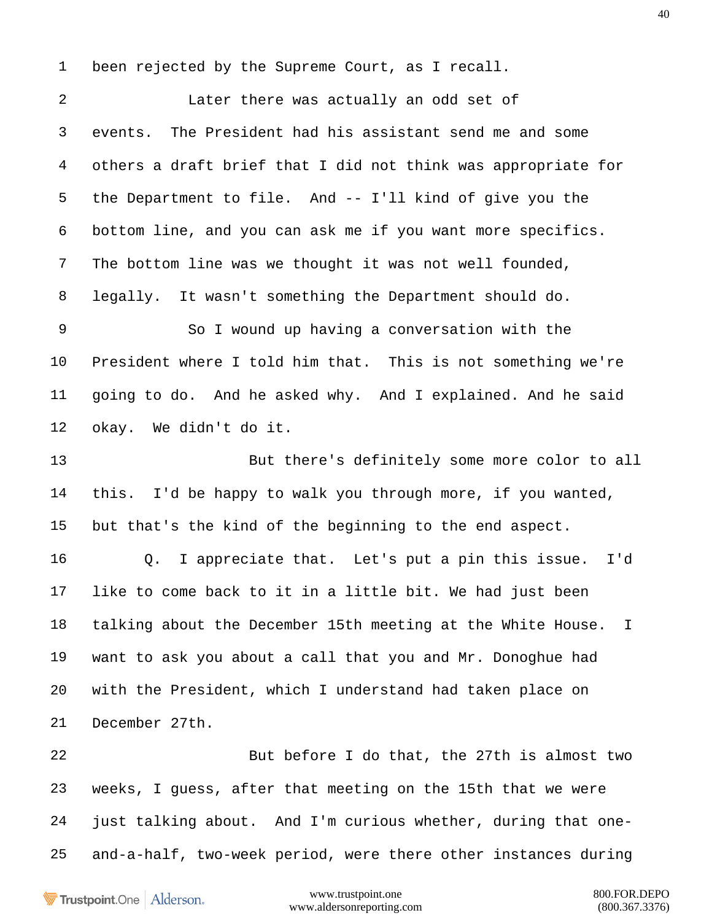1 been rejected by the Supreme Court, as I recall.

2 Later there was actually an odd set of

3 events. The President had his assistant send me and some

4 others a draft brief that I did not think was appropriate for

5 the Department to file. And -- I'll kind of give you the

6 bottom line, and you can ask me if you want more specifics.

7 The bottom line was we thought it was not well founded,

8 legally. It wasn't something the Department should do.

9 So I wound up having a conversation with the

10 President where I told him that. This is not something we're

11 going to do. And he asked why. And I explained. And he said

12 okay. We didn't do it.

13 But there's definitely some more color to all

14 this. I'd be happy to walk you through more, if you wanted,

15 but that's the kind of the beginning to the end aspect.

16 Q. I appreciate that. Let's put a pin this issue. I'd

17 like to come back to it in a little bit. We had just been

18 talking about the December 15th meeting at the White House. I

19 want to ask you about a call that you and Mr. Donoghue had

20 with the President, which I understand had taken place on

21 December 27th.

22 But before I do that, the 27th is almost two

23 weeks, I guess, after that meeting on the 15th that we were

24 just talking about. And I'm curious whether, during that one-

25 and-a-half, two-week period, were there other instances during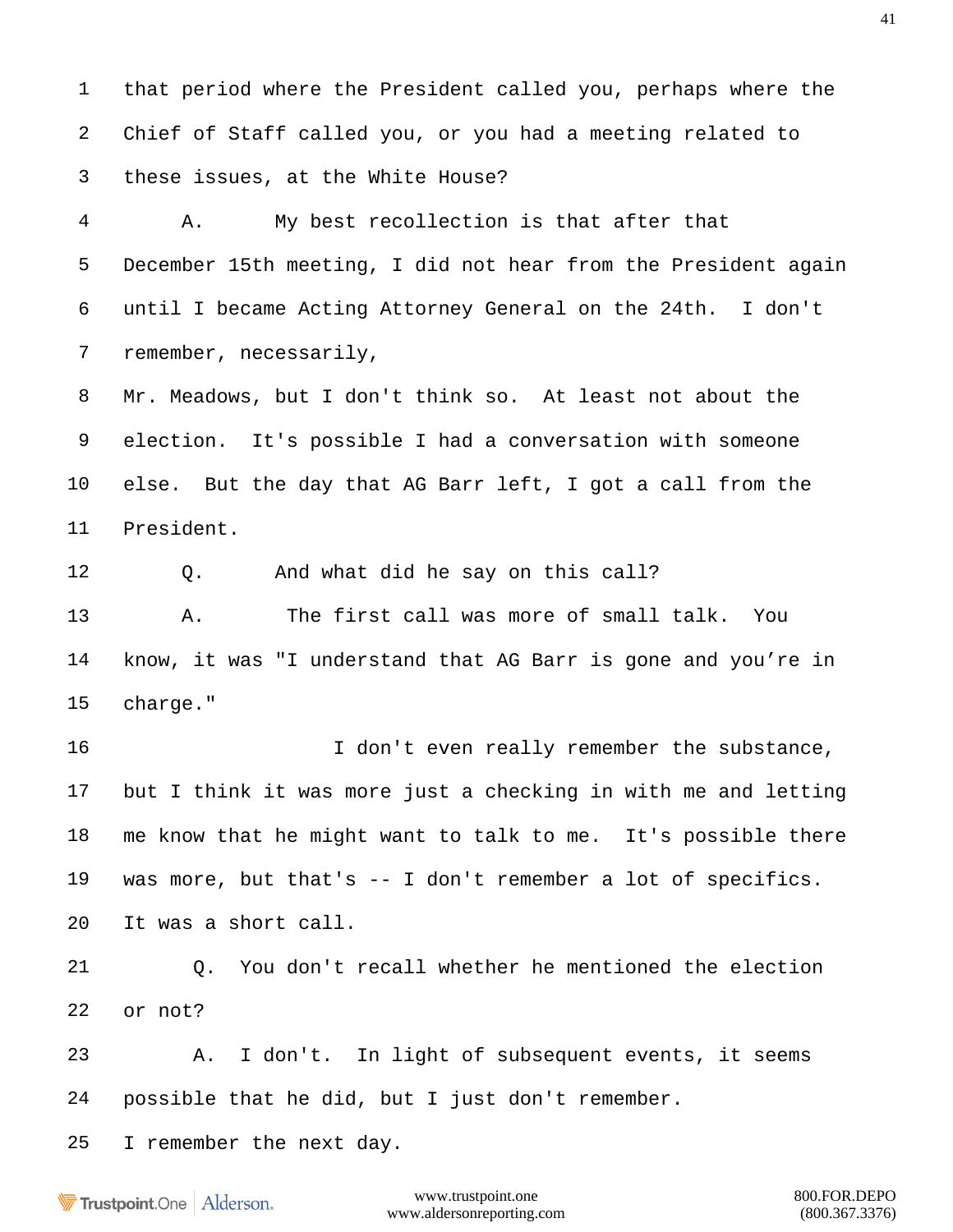1 that period where the President called you, perhaps where the
2 Chief of Staff called you, or you had a meeting related to
3 these issues, at the White House?

4 A. My best recollection is that after that
5 December 15th meeting, I did not hear from the President again
6 until I became Acting Attorney General on the 24th. I don't
7 remember, necessarily,
8 Mr. Meadows, but I don't think so. At least not about the
9 election. It's possible I had a conversation with someone
10 else. But the day that AG Barr left, I got a call from the
11 President.

12 Q. And what did he say on this call?

13 A. The first call was more of small talk. You
14 know, it was "I understand that AG Barr is gone and you're in
15 charge."

16 I don't even really remember the substance,
17 but I think it was more just a checking in with me and letting
18 me know that he might want to talk to me. It's possible there
19 was more, but that's -- I don't remember a lot of specifics.
20 It was a short call.

21 Q. You don't recall whether he mentioned the election
22 or not?

23 A. I don't. In light of subsequent events, it seems
24 possible that he did, but I just don't remember.
25 I remember the next day.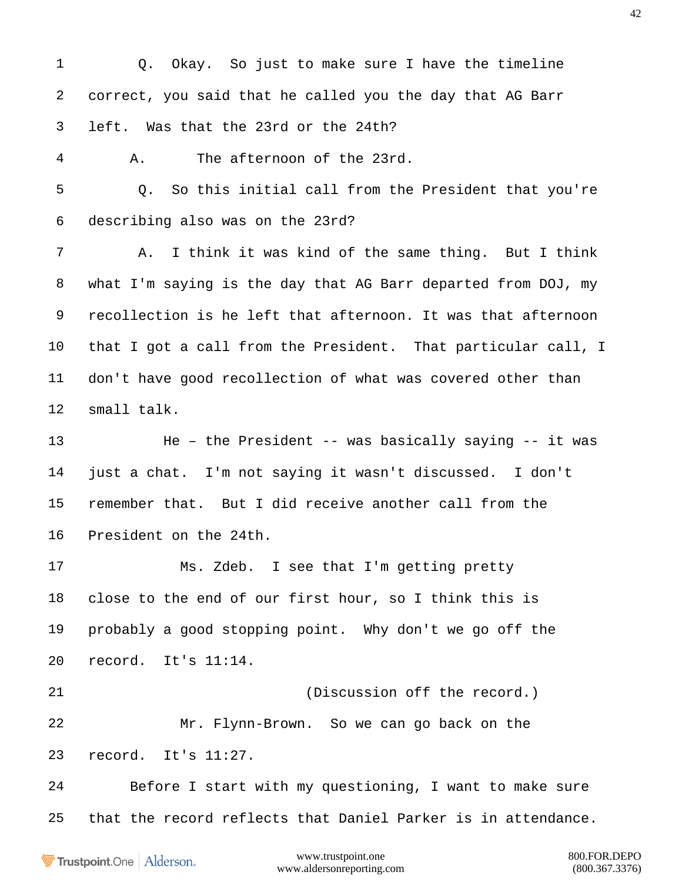1 Q. Okay. So just to make sure I have the timeline
2 correct, you said that he called you the day that AG Barr
3 left. Was that the 23rd or the 24th?
4 A. The afternoon of the 23rd.
5 Q. So this initial call from the President that you're
6 describing also was on the 23rd?
7 A. I think it was kind of the same thing. But I think
8 what I'm saying is the day that AG Barr departed from DOJ, my
9 recollection is he left that afternoon. It was that afternoon
10 that I got a call from the President. That particular call, I
11 don't have good recollection of what was covered other than
12 small talk.
13 He – the President -- was basically saying -- it was
14 just a chat. I'm not saying it wasn't discussed. I don't
15 remember that. But I did receive another call from the
16 President on the 24th.
17 Ms. Zdeb. I see that I'm getting pretty
18 close to the end of our first hour, so I think this is
19 probably a good stopping point. Why don't we go off the
20 record. It's 11:14.
21 (Discussion off the record.)
22 Mr. Flynn-Brown. So we can go back on the
23 record. It's 11:27.
24 Before I start with my questioning, I want to make sure
25 that the record reflects that Daniel Parker is in attendance.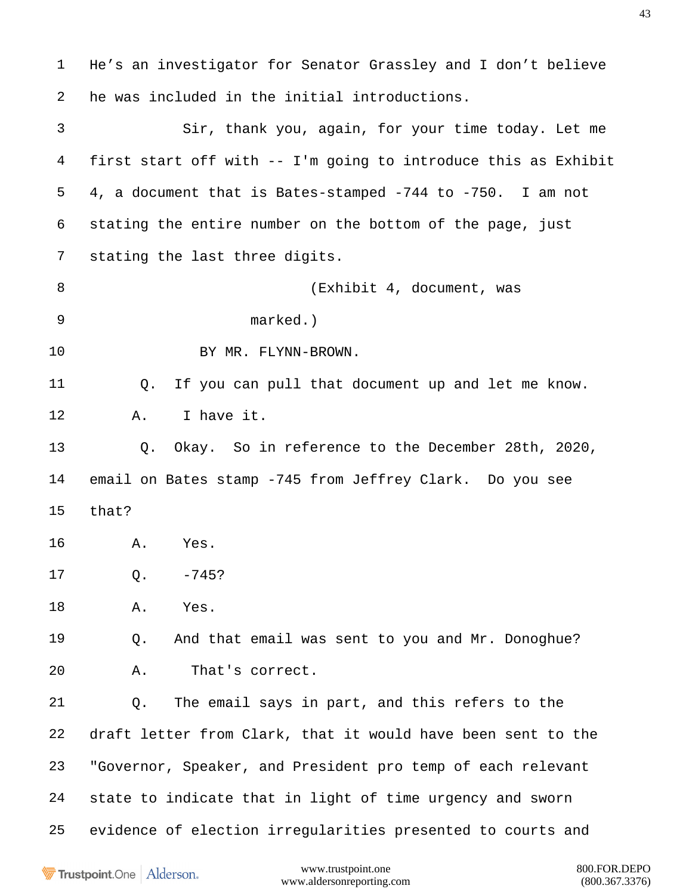He’s an investigator for Senator Grassley and I don’t believe he was included in the initial introductions.

Sir, thank you, again, for your time today. Let me first start off with -- I'm going to introduce this as Exhibit 4, a document that is Bates-stamped -744 to -750. I am not stating the entire number on the bottom of the page, just stating the last three digits.

(Exhibit 4, document, was marked.)

BY MR. FLYNN-BROWN.

Q. If you can pull that document up and let me know.

A. I have it.

Q. Okay. So in reference to the December 28th, 2020, email on Bates stamp -745 from Jeffrey Clark. Do you see that?

A. Yes.

Q. -745?

A. Yes.

Q. And that email was sent to you and Mr. Donoghue?

A. That's correct.

Q. The email says in part, and this refers to the draft letter from Clark, that it would have been sent to the "Governor, Speaker, and President pro temp of each relevant state to indicate that in light of time urgency and sworn evidence of election irregularities presented to courts and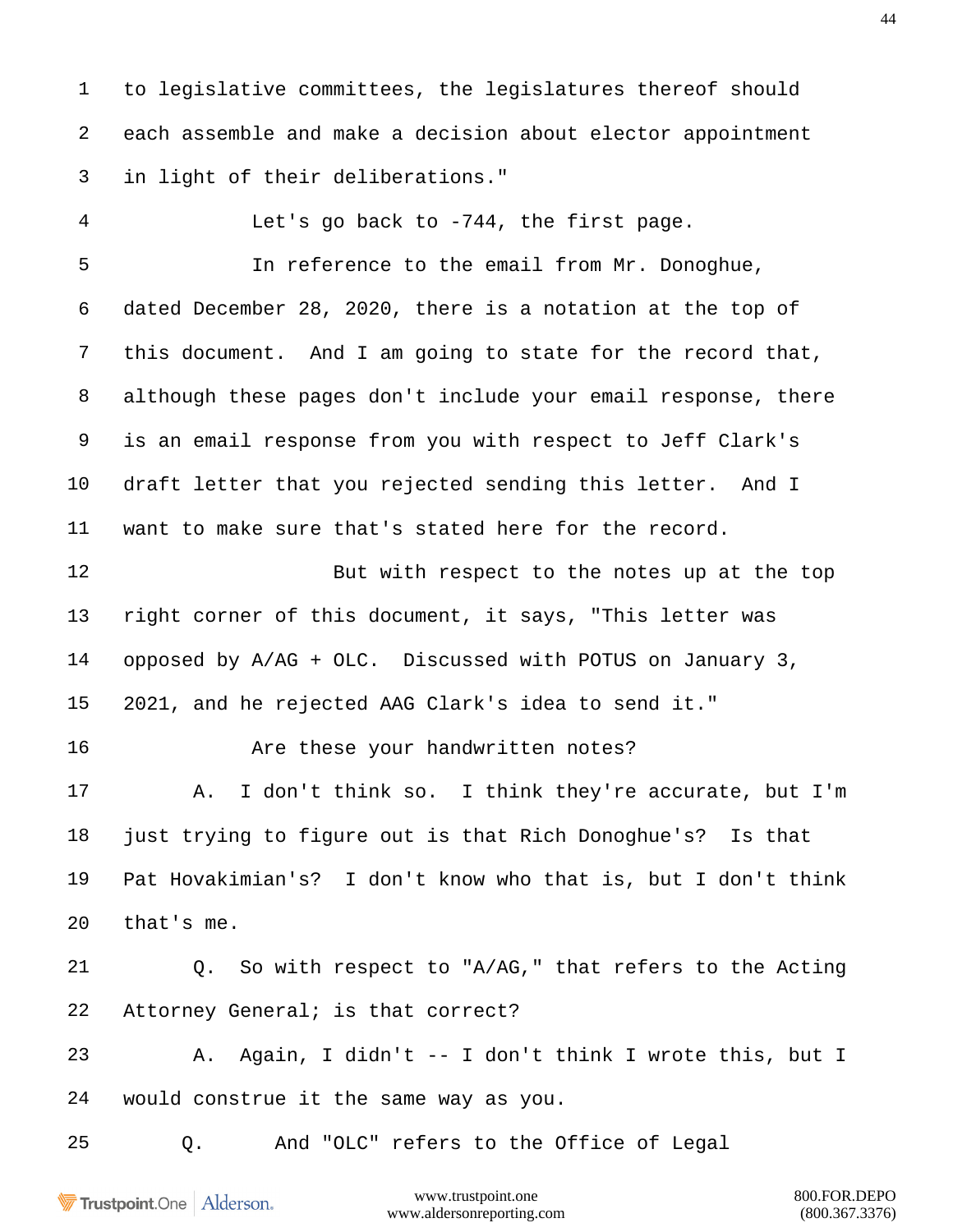1 to legislative committees, the legislatures thereof should

2 each assemble and make a decision about elector appointment

3 in light of their deliberations."

4 Let's go back to -744, the first page.

5 In reference to the email from Mr. Donoghue,

6 dated December 28, 2020, there is a notation at the top of

7 this document. And I am going to state for the record that,

8 although these pages don't include your email response, there

9 is an email response from you with respect to Jeff Clark's

10 draft letter that you rejected sending this letter. And I

11 want to make sure that's stated here for the record.

12 But with respect to the notes up at the top

13 right corner of this document, it says, "This letter was

14 opposed by A/AG + OLC. Discussed with POTUS on January 3,

15 2021, and he rejected AAG Clark's idea to send it."

16 Are these your handwritten notes?

17 A. I don't think so. I think they're accurate, but I'm

18 just trying to figure out is that Rich Donoghue's? Is that

19 Pat Hovakimian's? I don't know who that is, but I don't think

20 that's me.

21 Q. So with respect to "A/AG," that refers to the Acting

22 Attorney General; is that correct?

23 A. Again, I didn't -- I don't think I wrote this, but I

24 would construe it the same way as you.

25 Q. And "OLC" refers to the Office of Legal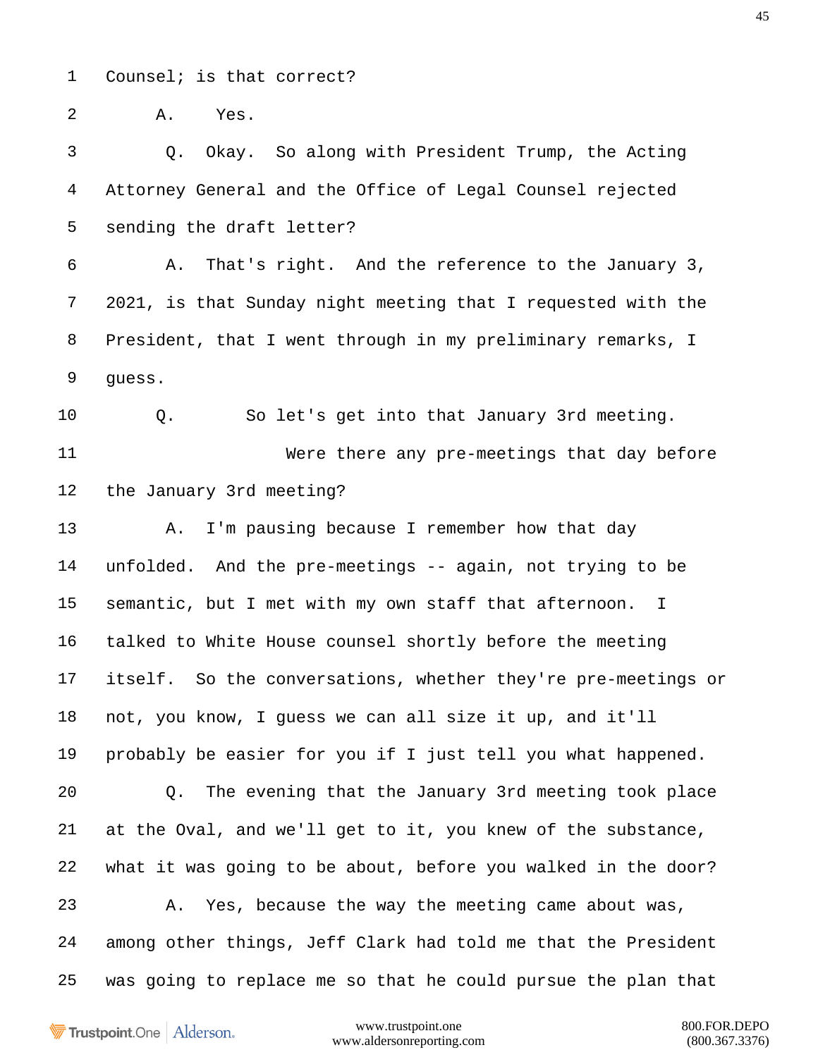1 Counsel; is that correct?

2 A. Yes.

3 Q. Okay. So along with President Trump, the Acting

4 Attorney General and the Office of Legal Counsel rejected

5 sending the draft letter?

6 A. That's right. And the reference to the January 3,

7 2021, is that Sunday night meeting that I requested with the

8 President, that I went through in my preliminary remarks, I

9 guess.

10 Q. So let's get into that January 3rd meeting.

11 Were there any pre-meetings that day before

12 the January 3rd meeting?

13 A. I'm pausing because I remember how that day

14 unfolded. And the pre-meetings -- again, not trying to be

15 semantic, but I met with my own staff that afternoon. I

16 talked to White House counsel shortly before the meeting

17 itself. So the conversations, whether they're pre-meetings or

18 not, you know, I guess we can all size it up, and it'll

19 probably be easier for you if I just tell you what happened.

20 Q. The evening that the January 3rd meeting took place

21 at the Oval, and we'll get to it, you knew of the substance,

22 what it was going to be about, before you walked in the door?

23 A. Yes, because the way the meeting came about was,

24 among other things, Jeff Clark had told me that the President

25 was going to replace me so that he could pursue the plan that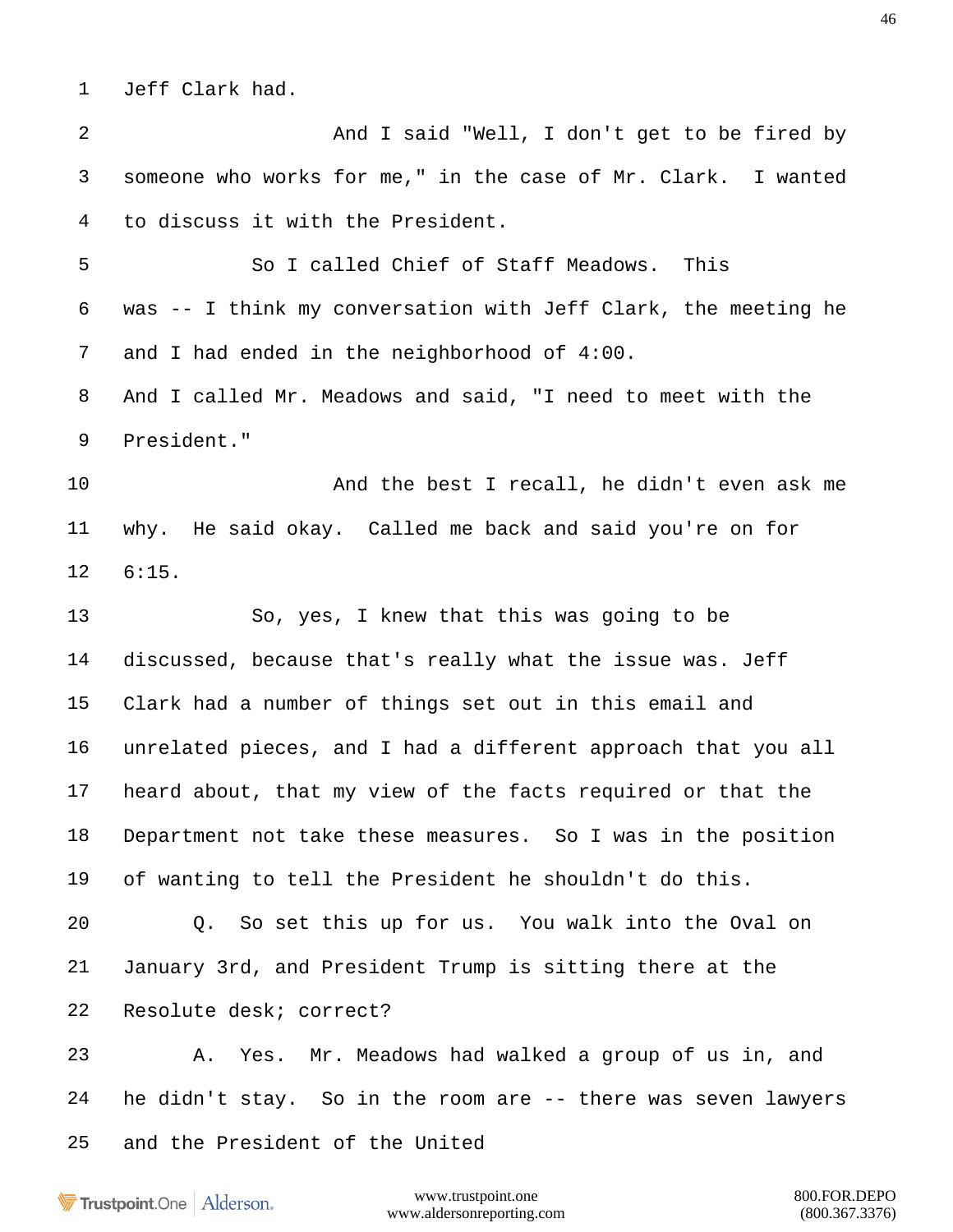1 Jeff Clark had.

2 And I said "Well, I don't get to be fired by

3 someone who works for me," in the case of Mr. Clark. I wanted

4 to discuss it with the President.

5 So I called Chief of Staff Meadows. This

6 was -- I think my conversation with Jeff Clark, the meeting he

7 and I had ended in the neighborhood of 4:00.

8 And I called Mr. Meadows and said, "I need to meet with the

9 President."

10 And the best I recall, he didn't even ask me

11 why. He said okay. Called me back and said you're on for

12 6:15.

13 So, yes, I knew that this was going to be

14 discussed, because that's really what the issue was. Jeff

15 Clark had a number of things set out in this email and

16 unrelated pieces, and I had a different approach that you all

17 heard about, that my view of the facts required or that the

18 Department not take these measures. So I was in the position

19 of wanting to tell the President he shouldn't do this.

20 Q. So set this up for us. You walk into the Oval on

21 January 3rd, and President Trump is sitting there at the

22 Resolute desk; correct?

23 A. Yes. Mr. Meadows had walked a group of us in, and

24 he didn't stay. So in the room are -- there was seven lawyers

25 and the President of the United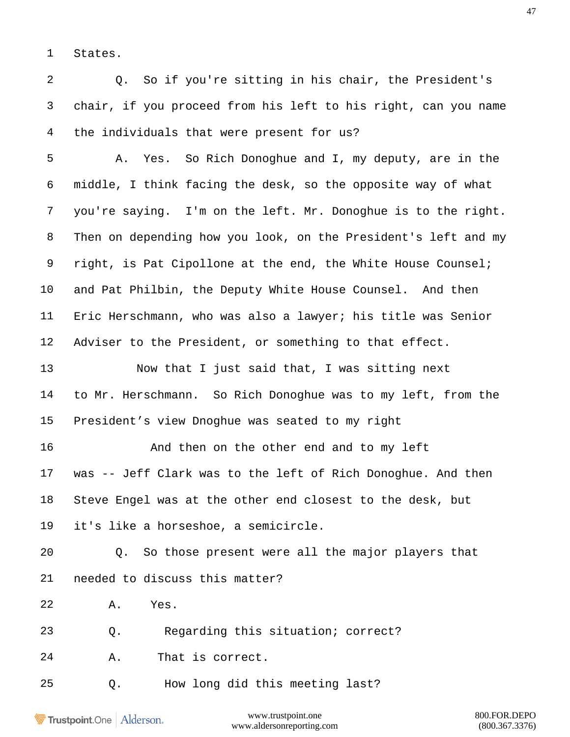1 States.

2 Q. So if you're sitting in his chair, the President's

3 chair, if you proceed from his left to his right, can you name

4 the individuals that were present for us?

5 A. Yes. So Rich Donoghue and I, my deputy, are in the

6 middle, I think facing the desk, so the opposite way of what

7 you're saying. I'm on the left. Mr. Donoghue is to the right.

8 Then on depending how you look, on the President's left and my

9 right, is Pat Cipollone at the end, the White House Counsel;

10 and Pat Philbin, the Deputy White House Counsel. And then

11 Eric Herschmann, who was also a lawyer; his title was Senior

12 Adviser to the President, or something to that effect.

13 Now that I just said that, I was sitting next

14 to Mr. Herschmann. So Rich Donoghue was to my left, from the

15 President’s view Dnoghue was seated to my right

16 And then on the other end and to my left

17 was -- Jeff Clark was to the left of Rich Donoghue. And then

18 Steve Engel was at the other end closest to the desk, but

19 it's like a horseshoe, a semicircle.

20 Q. So those present were all the major players that

21 needed to discuss this matter?

22 A. Yes.

23 Q. Regarding this situation; correct?

24 A. That is correct.

25 Q. How long did this meeting last?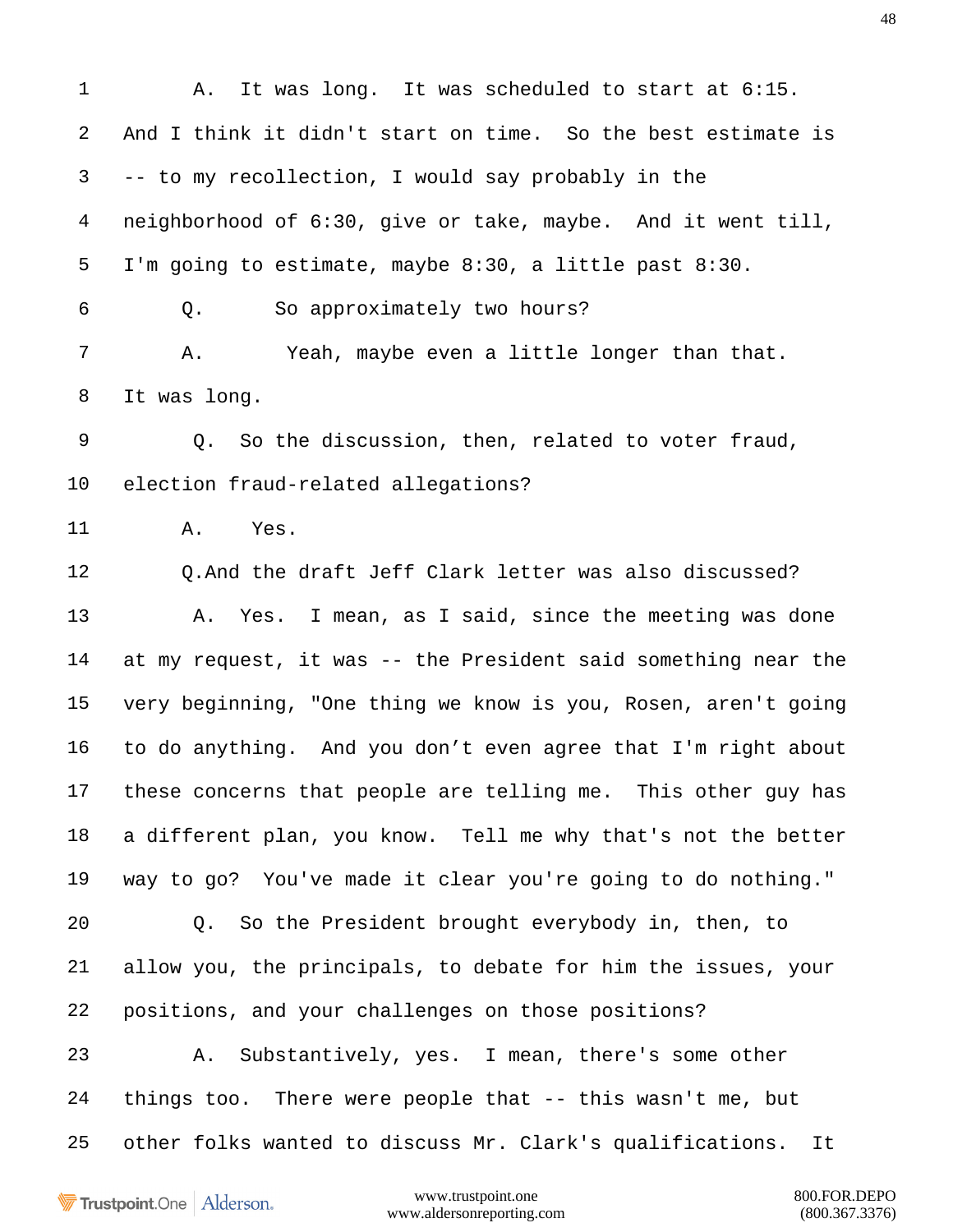A. It was long. It was scheduled to start at 6:15. And I think it didn't start on time. So the best estimate is -- to my recollection, I would say probably in the neighborhood of 6:30, give or take, maybe. And it went till, I'm going to estimate, maybe 8:30, a little past 8:30.

Q. So approximately two hours?

A. Yeah, maybe even a little longer than that. It was long.

Q. So the discussion, then, related to voter fraud, election fraud-related allegations?

A. Yes.

Q. And the draft Jeff Clark letter was also discussed?

A. Yes. I mean, as I said, since the meeting was done at my request, it was -- the President said something near the very beginning, "One thing we know is you, Rosen, aren't going to do anything. And you don't even agree that I'm right about these concerns that people are telling me. This other guy has a different plan, you know. Tell me why that's not the better way to go? You've made it clear you're going to do nothing."

Q. So the President brought everybody in, then, to allow you, the principals, to debate for him the issues, your positions, and your challenges on those positions?

A. Substantively, yes. I mean, there's some other things too. There were people that -- this wasn't me, but other folks wanted to discuss Mr. Clark's qualifications. It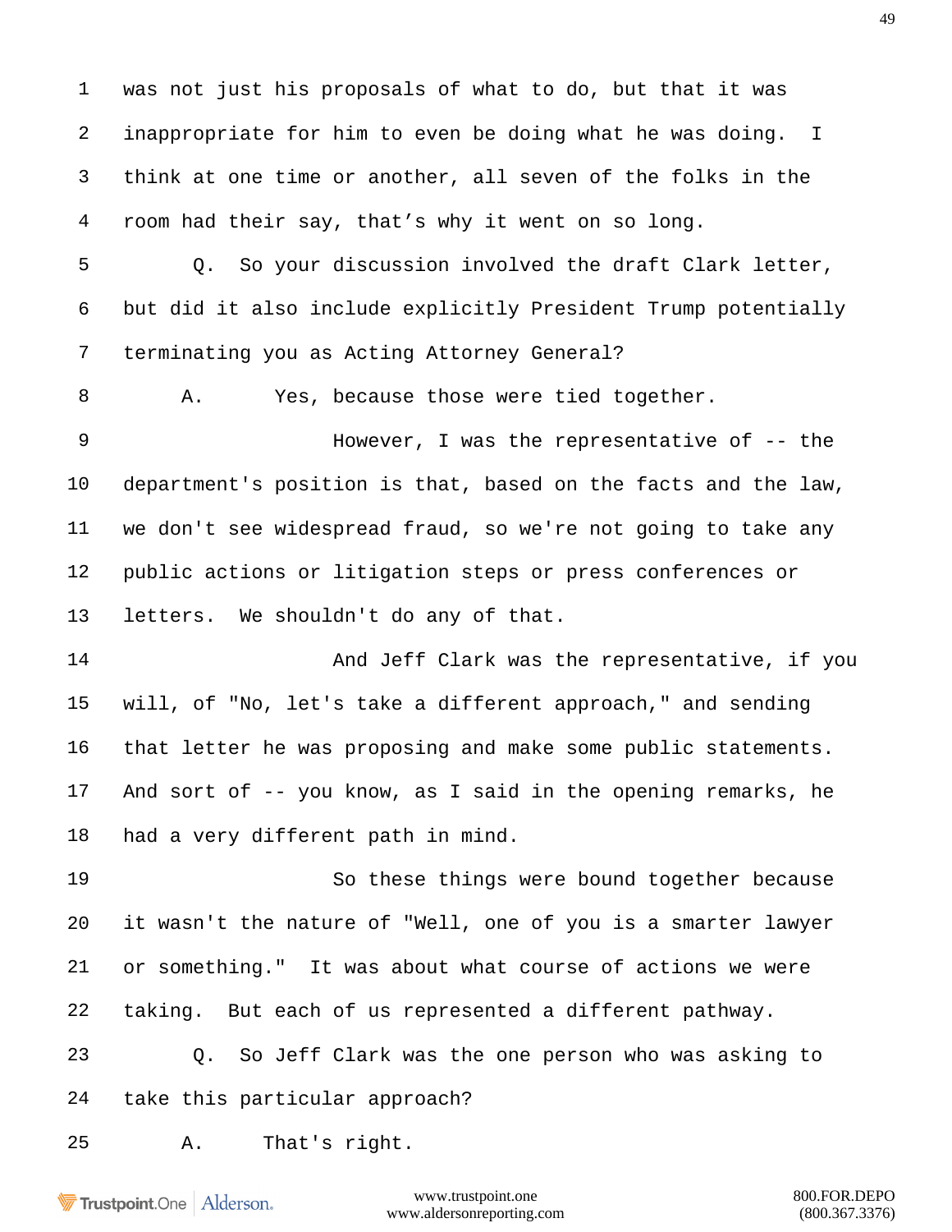was not just his proposals of what to do, but that it was inappropriate for him to even be doing what he was doing. I think at one time or another, all seven of the folks in the room had their say, that's why it went on so long.

Q. So your discussion involved the draft Clark letter, but did it also include explicitly President Trump potentially terminating you as Acting Attorney General?

A. Yes, because those were tied together.

However, I was the representative of -- the department's position is that, based on the facts and the law, we don't see widespread fraud, so we're not going to take any public actions or litigation steps or press conferences or letters. We shouldn't do any of that.

And Jeff Clark was the representative, if you will, of "No, let's take a different approach," and sending that letter he was proposing and make some public statements. And sort of -- you know, as I said in the opening remarks, he had a very different path in mind.

So these things were bound together because it wasn't the nature of "Well, one of you is a smarter lawyer or something." It was about what course of actions we were taking. But each of us represented a different pathway.

Q. So Jeff Clark was the one person who was asking to take this particular approach?

A. That's right.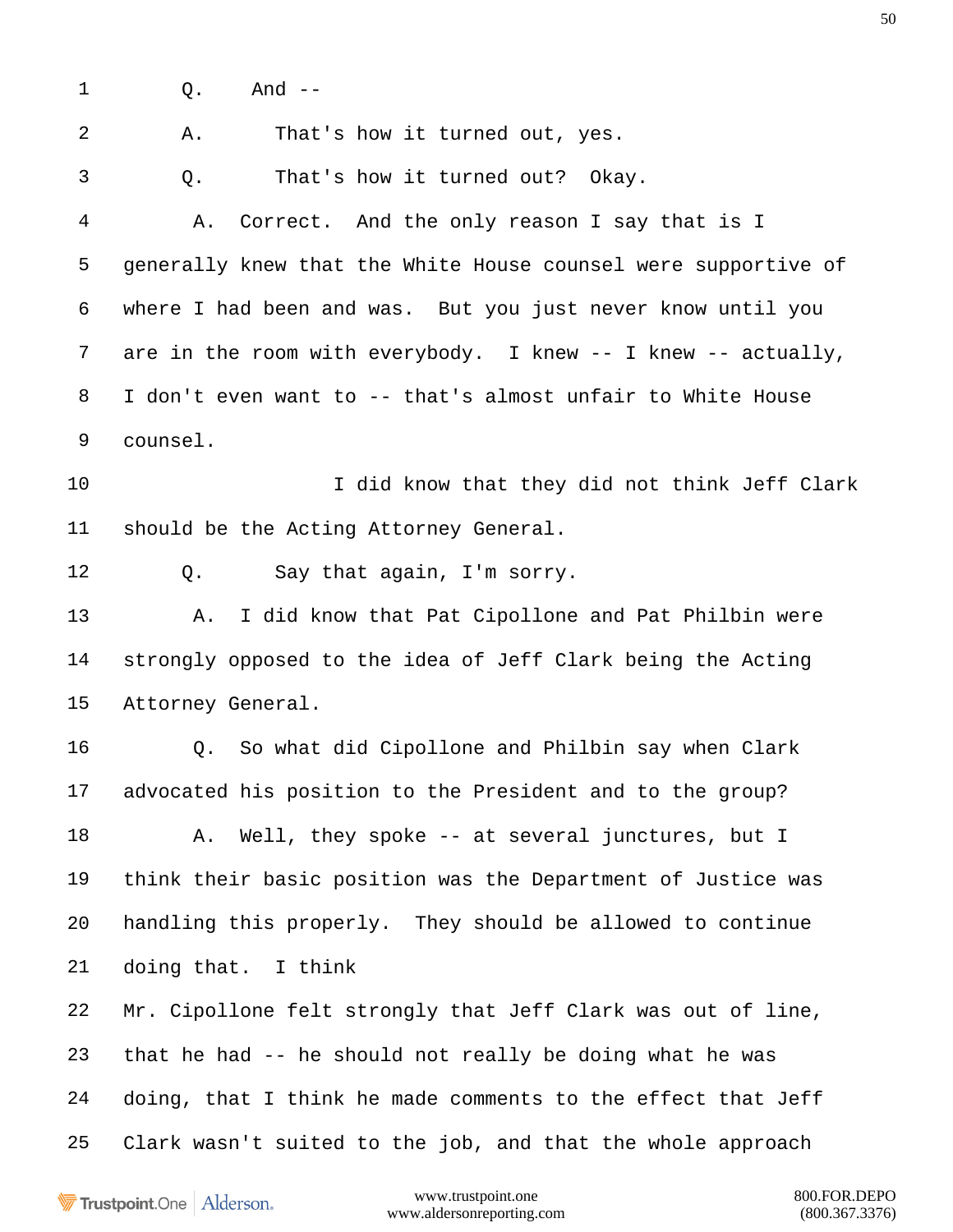1 Q. And --

2 A. That's how it turned out, yes.

3 Q. That's how it turned out? Okay.

4 A. Correct. And the only reason I say that is I

5 generally knew that the White House counsel were supportive of

6 where I had been and was. But you just never know until you

7 are in the room with everybody. I knew -- I knew -- actually,

8 I don't even want to -- that's almost unfair to White House

9 counsel.

10 I did know that they did not think Jeff Clark

11 should be the Acting Attorney General.

12 Q. Say that again, I'm sorry.

13 A. I did know that Pat Cipollone and Pat Philbin were

14 strongly opposed to the idea of Jeff Clark being the Acting

15 Attorney General.

16 Q. So what did Cipollone and Philbin say when Clark

17 advocated his position to the President and to the group?

18 A. Well, they spoke -- at several junctures, but I

19 think their basic position was the Department of Justice was

20 handling this properly. They should be allowed to continue

21 doing that. I think

22 Mr. Cipollone felt strongly that Jeff Clark was out of line,

23 that he had -- he should not really be doing what he was

24 doing, that I think he made comments to the effect that Jeff

25 Clark wasn't suited to the job, and that the whole approach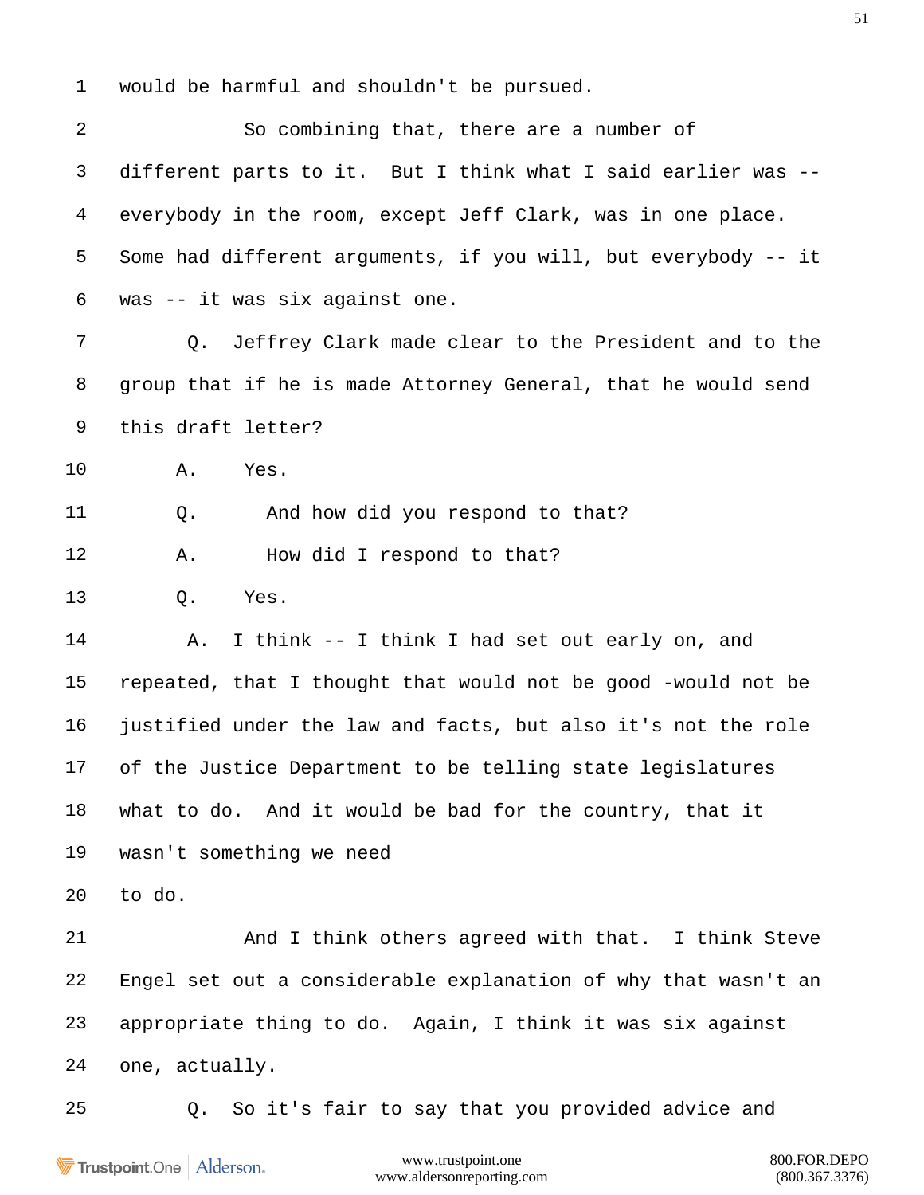1 would be harmful and shouldn't be pursued.

2 So combining that, there are a number of

3 different parts to it. But I think what I said earlier was --

4 everybody in the room, except Jeff Clark, was in one place.

5 Some had different arguments, if you will, but everybody -- it

6 was -- it was six against one.

7 Q. Jeffrey Clark made clear to the President and to the

8 group that if he is made Attorney General, that he would send

9 this draft letter?

10 A. Yes.

11 Q. And how did you respond to that?

12 A. How did I respond to that?

13 Q. Yes.

14 A. I think -- I think I had set out early on, and

15 repeated, that I thought that would not be good -would not be

16 justified under the law and facts, but also it's not the role

17 of the Justice Department to be telling state legislatures

18 what to do. And it would be bad for the country, that it

19 wasn't something we need

20 to do.

21 And I think others agreed with that. I think Steve

22 Engel set out a considerable explanation of why that wasn't an

23 appropriate thing to do. Again, I think it was six against

24 one, actually.

25 Q. So it's fair to say that you provided advice and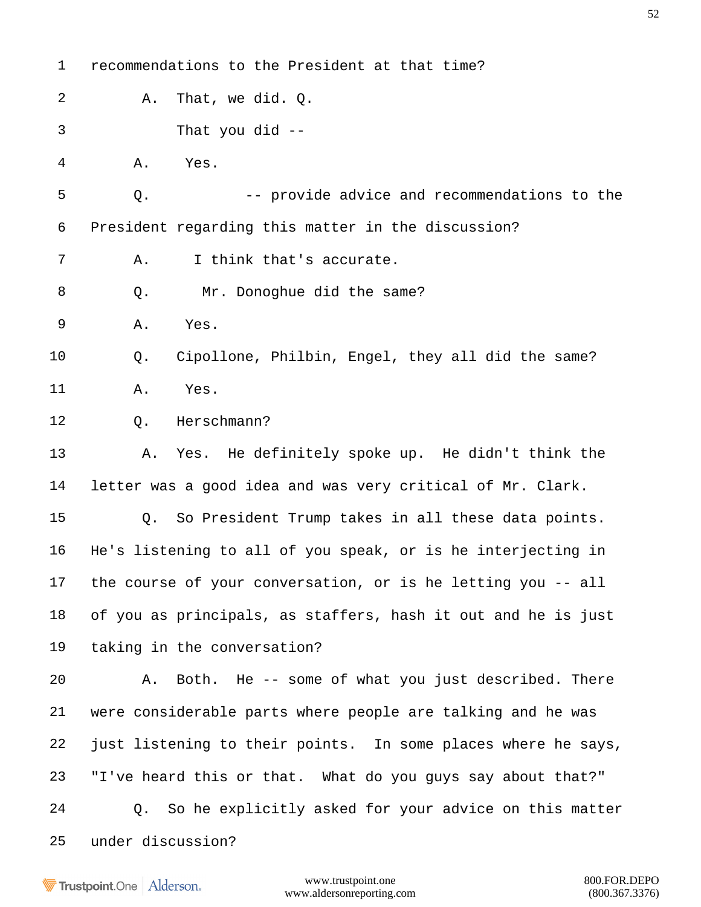1 recommendations to the President at that time?

2 A. That, we did. Q.

3 That you did --

4 A. Yes.

5 Q. -- provide advice and recommendations to the

6 President regarding this matter in the discussion?

7 A. I think that's accurate.

8 Q. Mr. Donoghue did the same?

9 A. Yes.

10 Q. Cipollone, Philbin, Engel, they all did the same?

11 A. Yes.

12 Q. Herschmann?

13 A. Yes. He definitely spoke up. He didn't think the

14 letter was a good idea and was very critical of Mr. Clark.

15 Q. So President Trump takes in all these data points.

16 He's listening to all of you speak, or is he interjecting in

17 the course of your conversation, or is he letting you -- all

18 of you as principals, as staffers, hash it out and he is just

19 taking in the conversation?

20 A. Both. He -- some of what you just described. There

21 were considerable parts where people are talking and he was

22 just listening to their points. In some places where he says,

23 "I've heard this or that. What do you guys say about that?"

24 Q. So he explicitly asked for your advice on this matter

25 under discussion?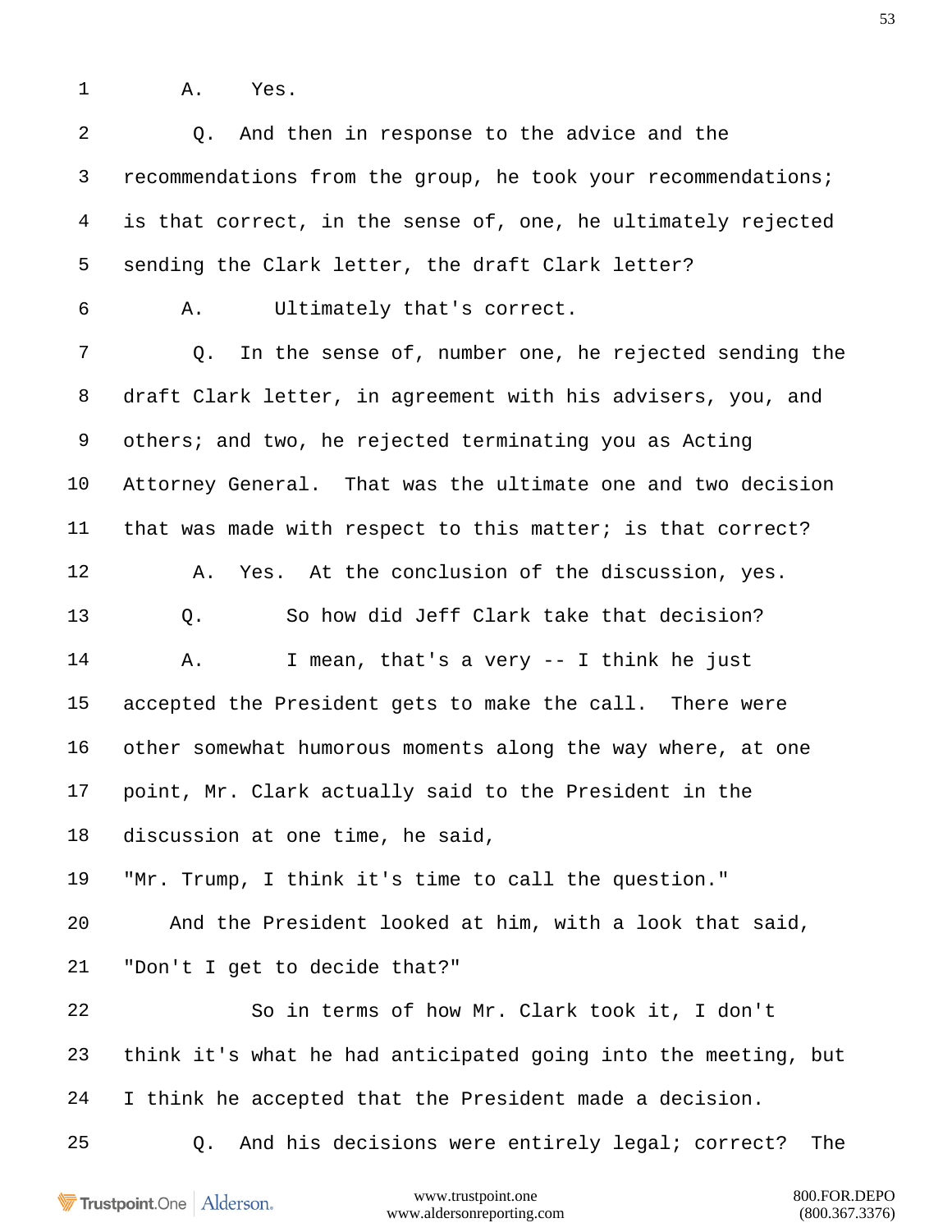1 A. Yes.

2 Q. And then in response to the advice and the

3 recommendations from the group, he took your recommendations;

4 is that correct, in the sense of, one, he ultimately rejected

5 sending the Clark letter, the draft Clark letter?

6 A. Ultimately that's correct.

7 Q. In the sense of, number one, he rejected sending the

8 draft Clark letter, in agreement with his advisers, you, and

9 others; and two, he rejected terminating you as Acting

10 Attorney General. That was the ultimate one and two decision

11 that was made with respect to this matter; is that correct?

12 A. Yes. At the conclusion of the discussion, yes.

13 Q. So how did Jeff Clark take that decision?

14 A. I mean, that's a very -- I think he just

15 accepted the President gets to make the call. There were

16 other somewhat humorous moments along the way where, at one

17 point, Mr. Clark actually said to the President in the

18 discussion at one time, he said,

19 "Mr. Trump, I think it's time to call the question."

20 And the President looked at him, with a look that said,

21 "Don't I get to decide that?"

22 So in terms of how Mr. Clark took it, I don't

23 think it's what he had anticipated going into the meeting, but

24 I think he accepted that the President made a decision.

25 Q. And his decisions were entirely legal; correct? The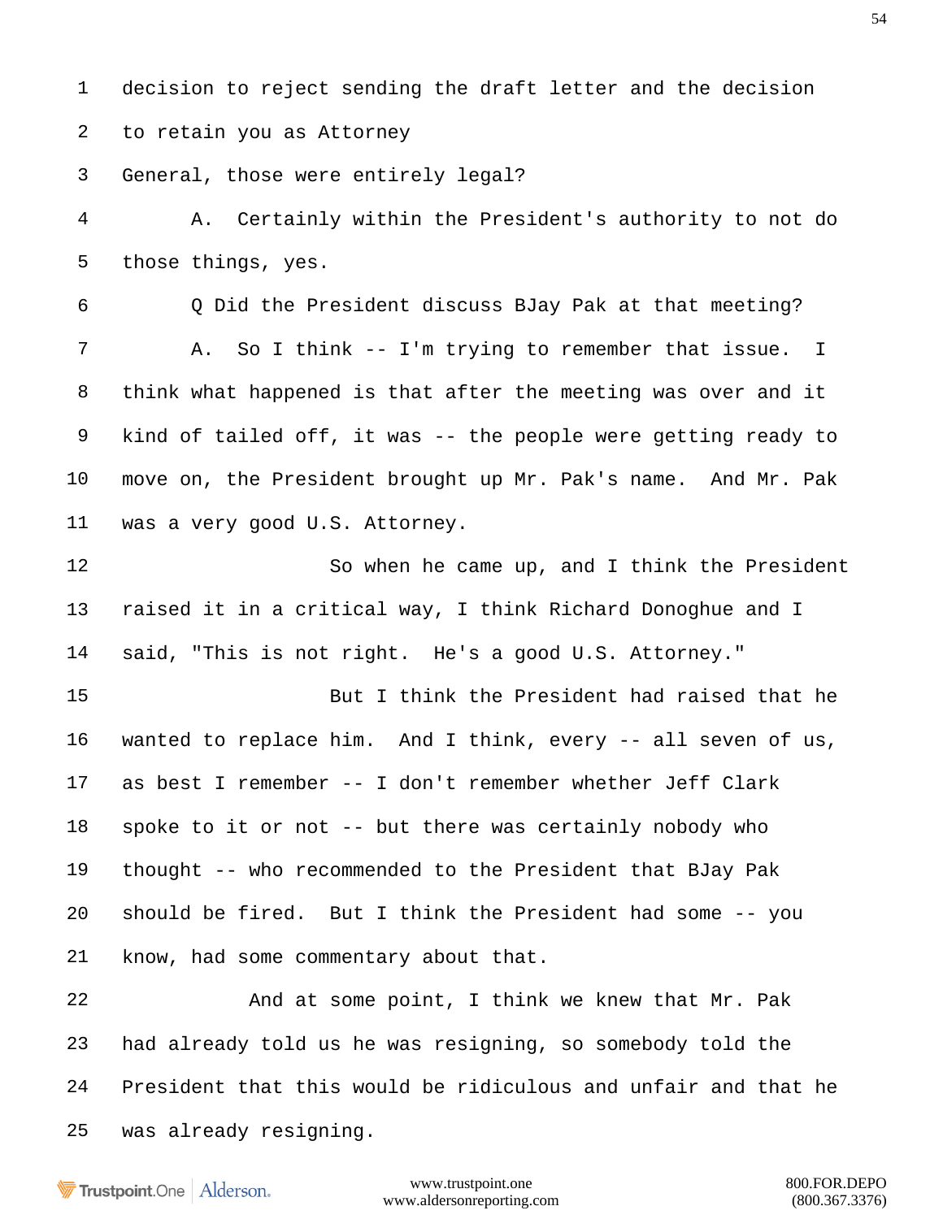decision to reject sending the draft letter and the decision to retain you as Attorney General, those were entirely legal?

A. Certainly within the President's authority to not do those things, yes.

Q Did the President discuss BJay Pak at that meeting?

A. So I think -- I'm trying to remember that issue. I think what happened is that after the meeting was over and it kind of tailed off, it was -- the people were getting ready to move on, the President brought up Mr. Pak's name. And Mr. Pak was a very good U.S. Attorney.

So when he came up, and I think the President raised it in a critical way, I think Richard Donoghue and I said, "This is not right. He's a good U.S. Attorney."

But I think the President had raised that he wanted to replace him. And I think, every -- all seven of us, as best I remember -- I don't remember whether Jeff Clark spoke to it or not -- but there was certainly nobody who thought -- who recommended to the President that BJay Pak should be fired. But I think the President had some -- you know, had some commentary about that.

And at some point, I think we knew that Mr. Pak had already told us he was resigning, so somebody told the President that this would be ridiculous and unfair and that he was already resigning.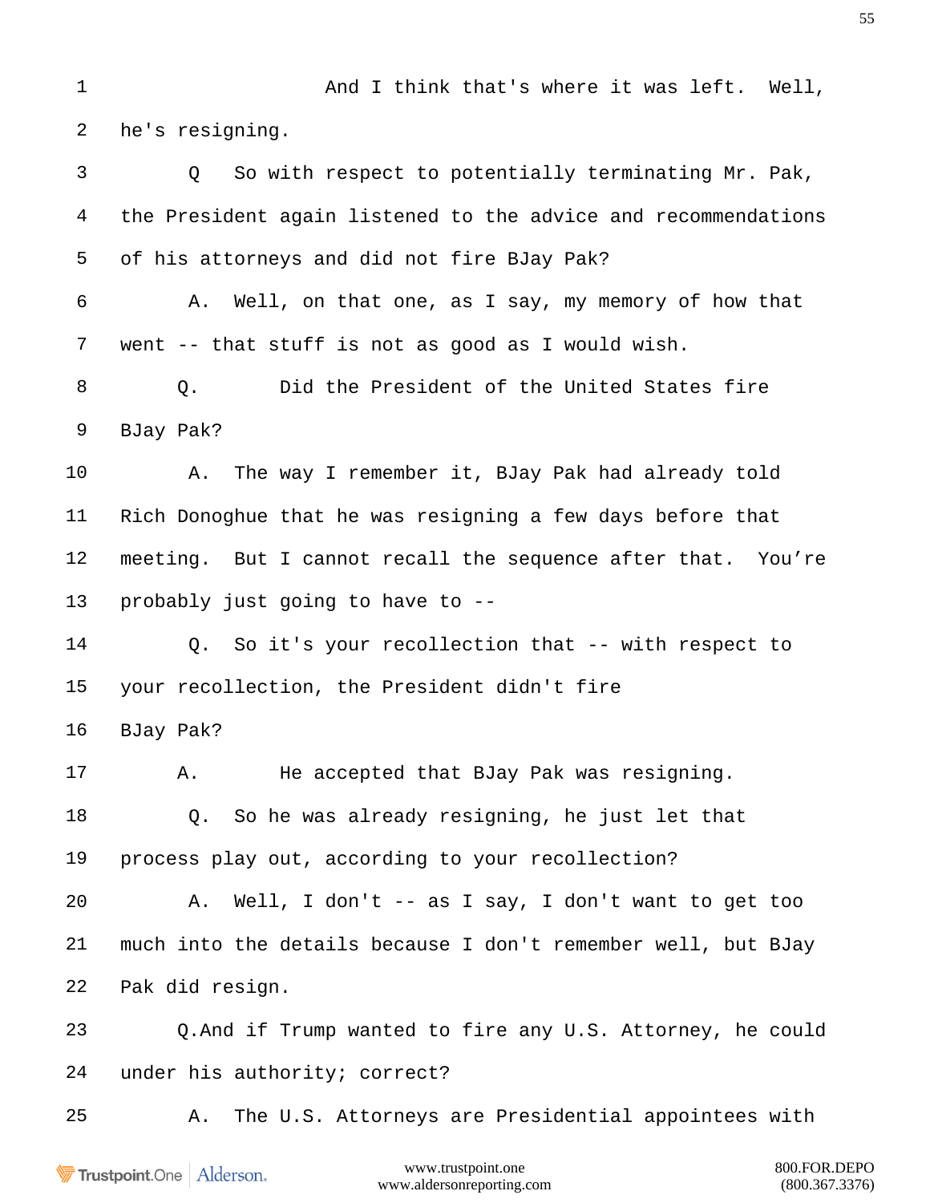1 And I think that's where it was left. Well,
2 he's resigning.
3 Q So with respect to potentially terminating Mr. Pak,
4 the President again listened to the advice and recommendations
5 of his attorneys and did not fire BJay Pak?
6 A. Well, on that one, as I say, my memory of how that
7 went -- that stuff is not as good as I would wish.
8 Q. Did the President of the United States fire
9 BJay Pak?
10 A. The way I remember it, BJay Pak had already told
11 Rich Donoghue that he was resigning a few days before that
12 meeting. But I cannot recall the sequence after that. You’re
13 probably just going to have to --
14 Q. So it's your recollection that -- with respect to
15 your recollection, the President didn't fire
16 BJay Pak?
17 A. He accepted that BJay Pak was resigning.
18 Q. So he was already resigning, he just let that
19 process play out, according to your recollection?
20 A. Well, I don't -- as I say, I don't want to get too
21 much into the details because I don't remember well, but BJay
22 Pak did resign.
23 Q.And if Trump wanted to fire any U.S. Attorney, he could
24 under his authority; correct?
25 A. The U.S. Attorneys are Presidential appointees with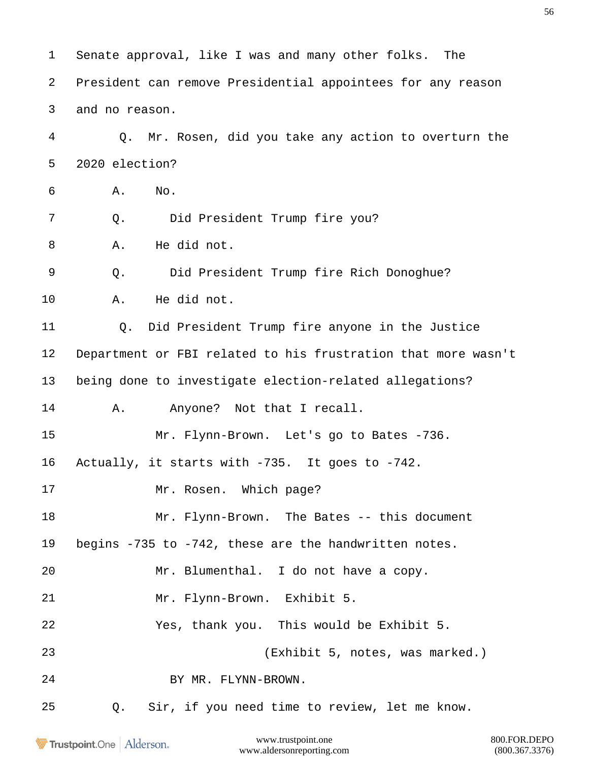1 Senate approval, like I was and many other folks. The

2 President can remove Presidential appointees for any reason

3 and no reason.

4 Q. Mr. Rosen, did you take any action to overturn the

5 2020 election?

6 A. No.

7 Q. Did President Trump fire you?

8 A. He did not.

9 Q. Did President Trump fire Rich Donoghue?

10 A. He did not.

11 Q. Did President Trump fire anyone in the Justice

12 Department or FBI related to his frustration that more wasn't

13 being done to investigate election-related allegations?

14 A. Anyone? Not that I recall.

15 Mr. Flynn-Brown. Let's go to Bates -736.

16 Actually, it starts with -735. It goes to -742.

17 Mr. Rosen. Which page?

18 Mr. Flynn-Brown. The Bates -- this document

19 begins -735 to -742, these are the handwritten notes.

20 Mr. Blumenthal. I do not have a copy.

21 Mr. Flynn-Brown. Exhibit 5.

22 Yes, thank you. This would be Exhibit 5.

23 (Exhibit 5, notes, was marked.)

24 BY MR. FLYNN-BROWN.

25 Q. Sir, if you need time to review, let me know.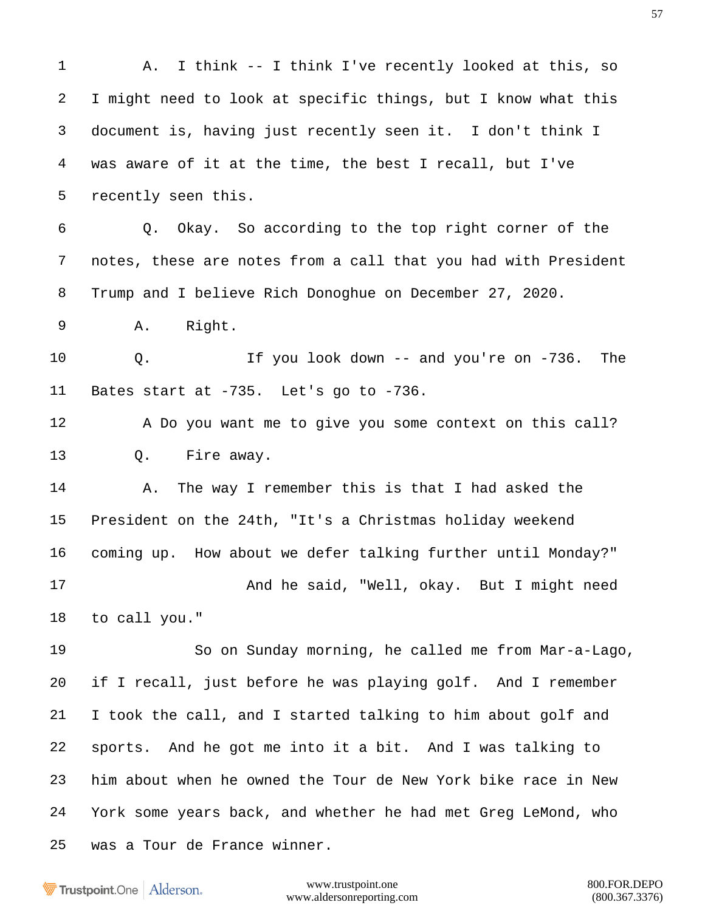1 A. I think -- I think I've recently looked at this, so

2 I might need to look at specific things, but I know what this

3 document is, having just recently seen it. I don't think I

4 was aware of it at the time, the best I recall, but I've

5 recently seen this.

6 Q. Okay. So according to the top right corner of the

7 notes, these are notes from a call that you had with President

8 Trump and I believe Rich Donoghue on December 27, 2020.

9 A. Right.

10 Q. If you look down -- and you're on -736. The

11 Bates start at -735. Let's go to -736.

12 A Do you want me to give you some context on this call?

13 Q. Fire away.

14 A. The way I remember this is that I had asked the

15 President on the 24th, "It's a Christmas holiday weekend

16 coming up. How about we defer talking further until Monday?"

17 And he said, "Well, okay. But I might need

18 to call you."

19 So on Sunday morning, he called me from Mar-a-Lago,

20 if I recall, just before he was playing golf. And I remember

21 I took the call, and I started talking to him about golf and

22 sports. And he got me into it a bit. And I was talking to

23 him about when he owned the Tour de New York bike race in New

24 York some years back, and whether he had met Greg LeMond, who

25 was a Tour de France winner.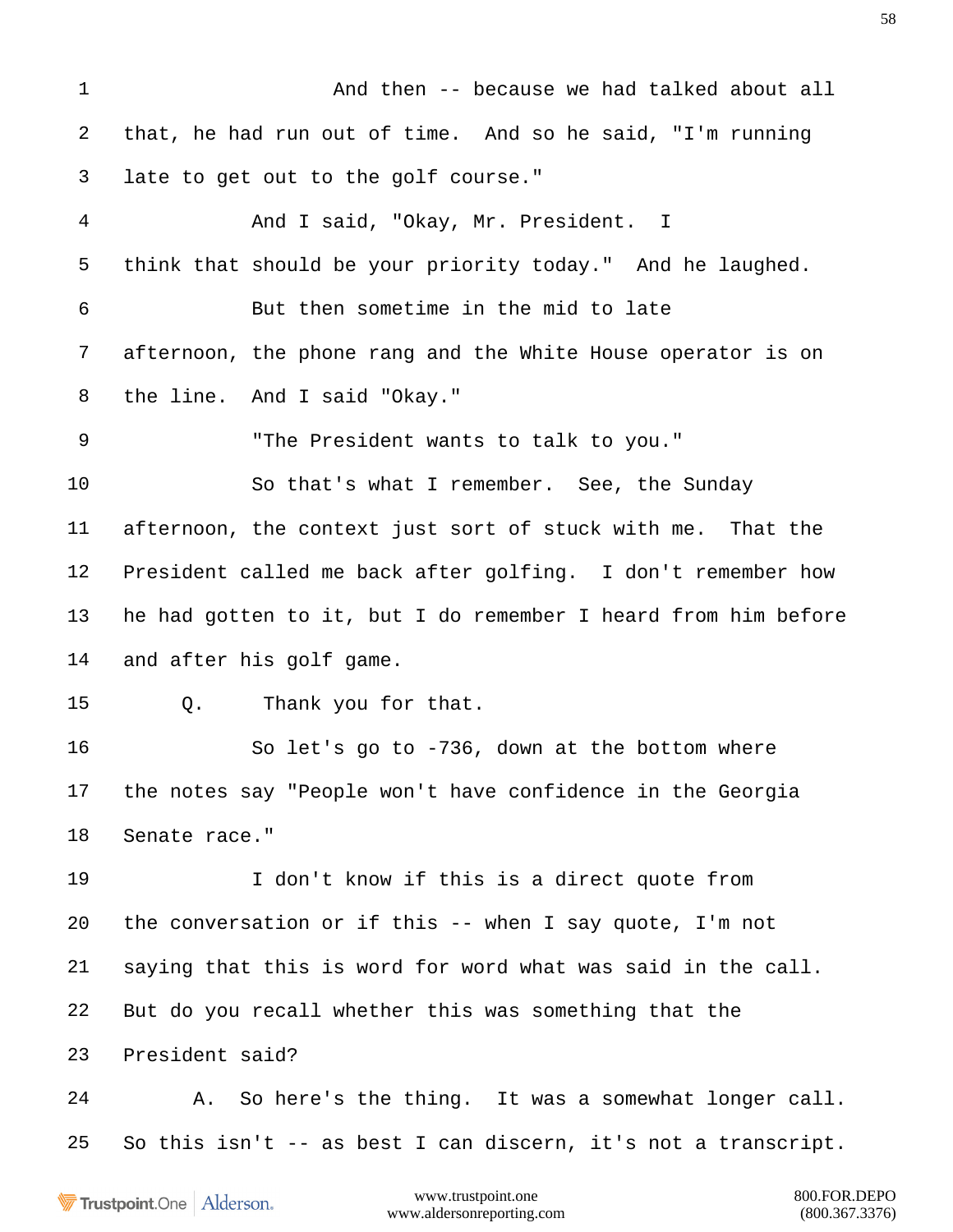1 And then -- because we had talked about all
2 that, he had run out of time. And so he said, "I'm running
3 late to get out to the golf course."
4 And I said, "Okay, Mr. President. I
5 think that should be your priority today." And he laughed.
6 But then sometime in the mid to late
7 afternoon, the phone rang and the White House operator is on
8 the line. And I said "Okay."
9 "The President wants to talk to you."
10 So that's what I remember. See, the Sunday
11 afternoon, the context just sort of stuck with me. That the
12 President called me back after golfing. I don't remember how
13 he had gotten to it, but I do remember I heard from him before
14 and after his golf game.
15 Q. Thank you for that.
16 So let's go to -736, down at the bottom where
17 the notes say "People won't have confidence in the Georgia
18 Senate race."
19 I don't know if this is a direct quote from
20 the conversation or if this -- when I say quote, I'm not
21 saying that this is word for word what was said in the call.
22 But do you recall whether this was something that the
23 President said?
24 A. So here's the thing. It was a somewhat longer call.
25 So this isn't -- as best I can discern, it's not a transcript.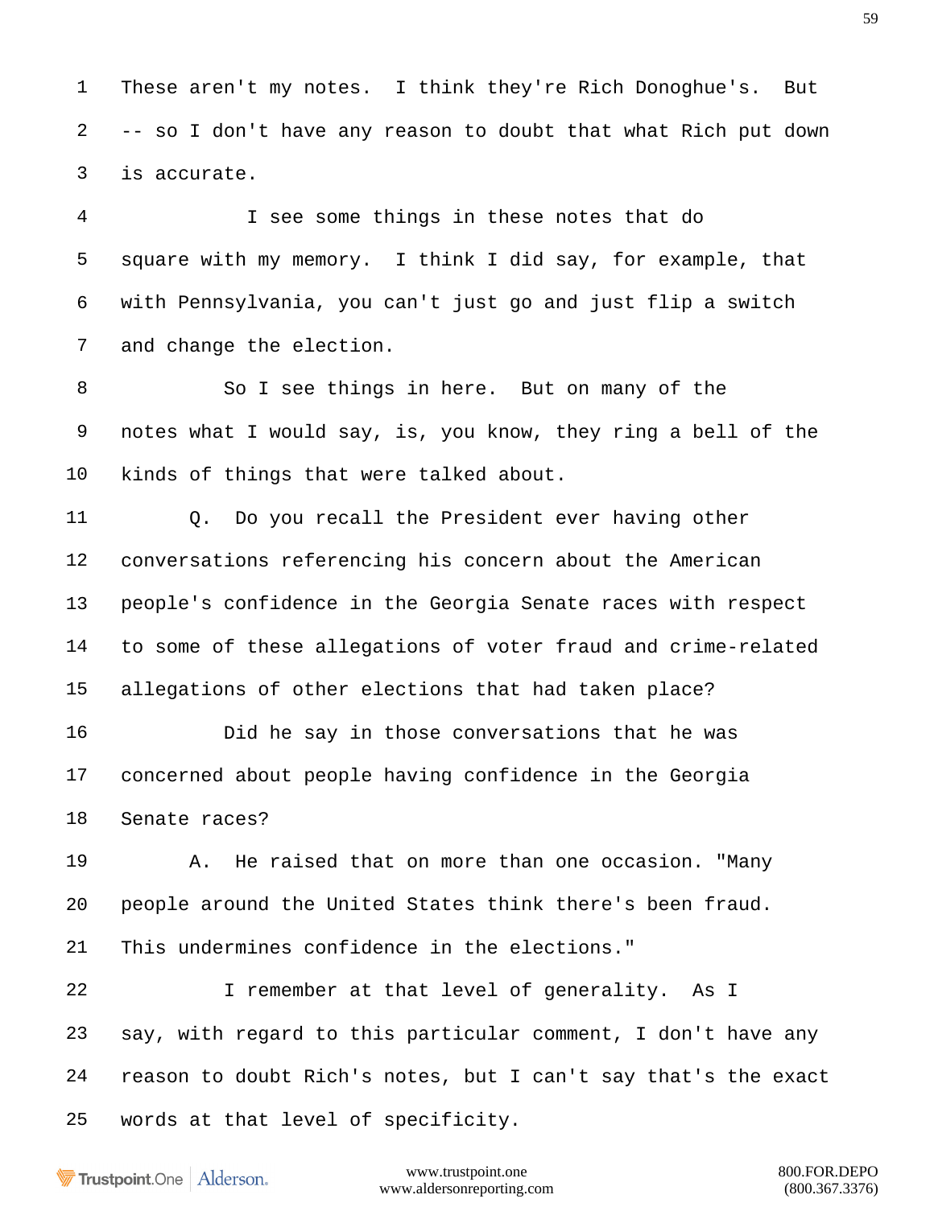These aren't my notes. I think they're Rich Donoghue's. But -- so I don't have any reason to doubt that what Rich put down is accurate.

I see some things in these notes that do square with my memory. I think I did say, for example, that with Pennsylvania, you can't just go and just flip a switch and change the election.

So I see things in here. But on many of the notes what I would say, is, you know, they ring a bell of the kinds of things that were talked about.

Q. Do you recall the President ever having other conversations referencing his concern about the American people's confidence in the Georgia Senate races with respect to some of these allegations of voter fraud and crime-related allegations of other elections that had taken place?

Did he say in those conversations that he was concerned about people having confidence in the Georgia Senate races?

A. He raised that on more than one occasion. "Many people around the United States think there's been fraud. This undermines confidence in the elections."

I remember at that level of generality. As I say, with regard to this particular comment, I don't have any reason to doubt Rich's notes, but I can't say that's the exact words at that level of specificity.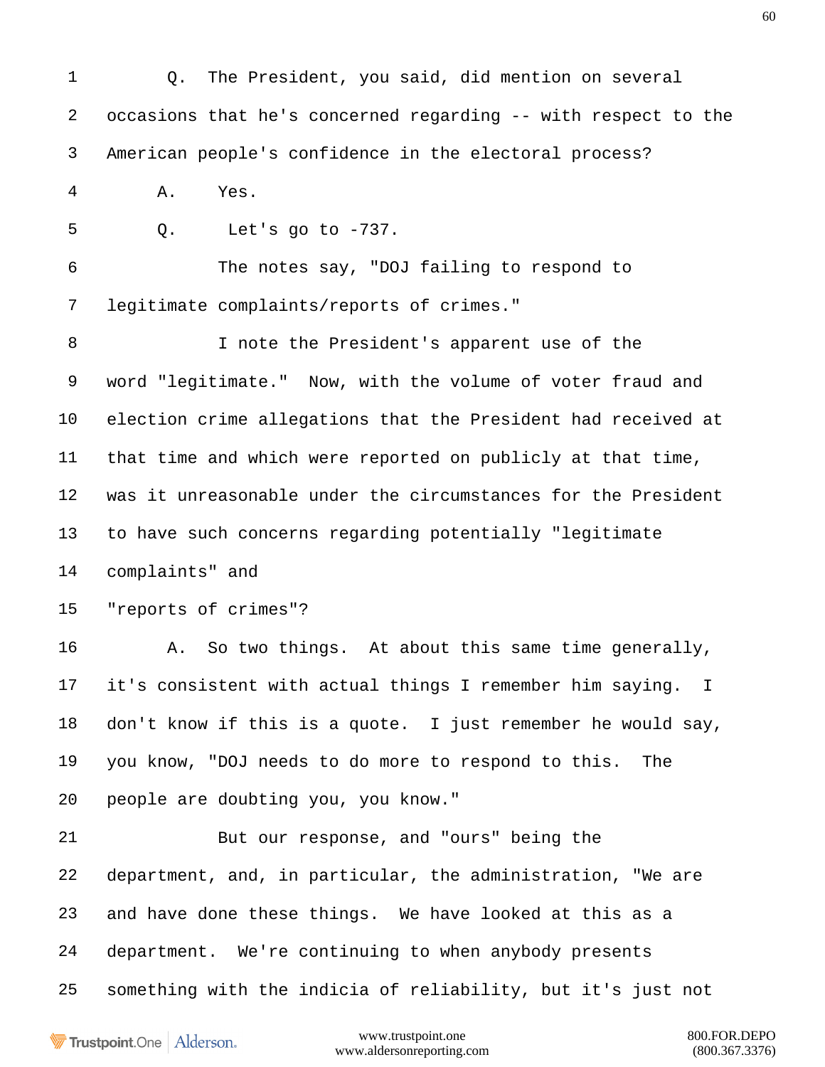1 Q. The President, you said, did mention on several

2 occasions that he's concerned regarding -- with respect to the

3 American people's confidence in the electoral process?

4 A. Yes.

5 Q. Let's go to -737.

6 The notes say, "DOJ failing to respond to

7 legitimate complaints/reports of crimes."

8 I note the President's apparent use of the

9 word "legitimate." Now, with the volume of voter fraud and

10 election crime allegations that the President had received at

11 that time and which were reported on publicly at that time,

12 was it unreasonable under the circumstances for the President

13 to have such concerns regarding potentially "legitimate

14 complaints" and

15 "reports of crimes"?

16 A. So two things. At about this same time generally,

17 it's consistent with actual things I remember him saying. I

18 don't know if this is a quote. I just remember he would say,

19 you know, "DOJ needs to do more to respond to this. The

20 people are doubting you, you know."

21 But our response, and "ours" being the

22 department, and, in particular, the administration, "We are

23 and have done these things. We have looked at this as a

24 department. We're continuing to when anybody presents

25 something with the indicia of reliability, but it's just not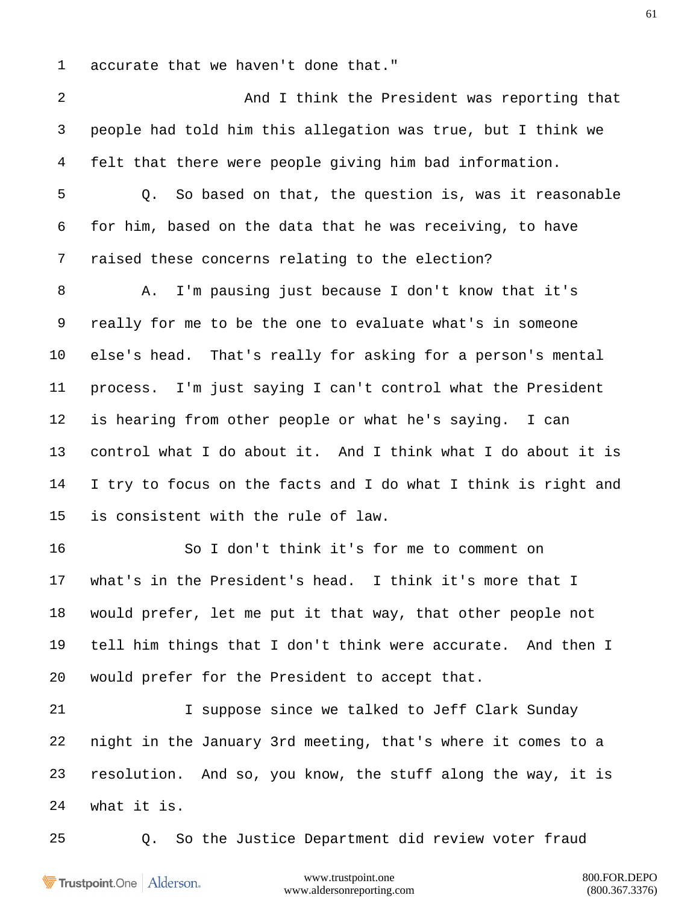accurate that we haven't done that."

And I think the President was reporting that people had told him this allegation was true, but I think we felt that there were people giving him bad information.

Q. So based on that, the question is, was it reasonable for him, based on the data that he was receiving, to have raised these concerns relating to the election?

A. I'm pausing just because I don't know that it's really for me to be the one to evaluate what's in someone else's head. That's really for asking for a person's mental process. I'm just saying I can't control what the President is hearing from other people or what he's saying. I can control what I do about it. And I think what I do about it is I try to focus on the facts and I do what I think is right and is consistent with the rule of law.

So I don't think it's for me to comment on what's in the President's head. I think it's more that I would prefer, let me put it that way, that other people not tell him things that I don't think were accurate. And then I would prefer for the President to accept that.

I suppose since we talked to Jeff Clark Sunday night in the January 3rd meeting, that's where it comes to a resolution. And so, you know, the stuff along the way, it is what it is.

Q. So the Justice Department did review voter fraud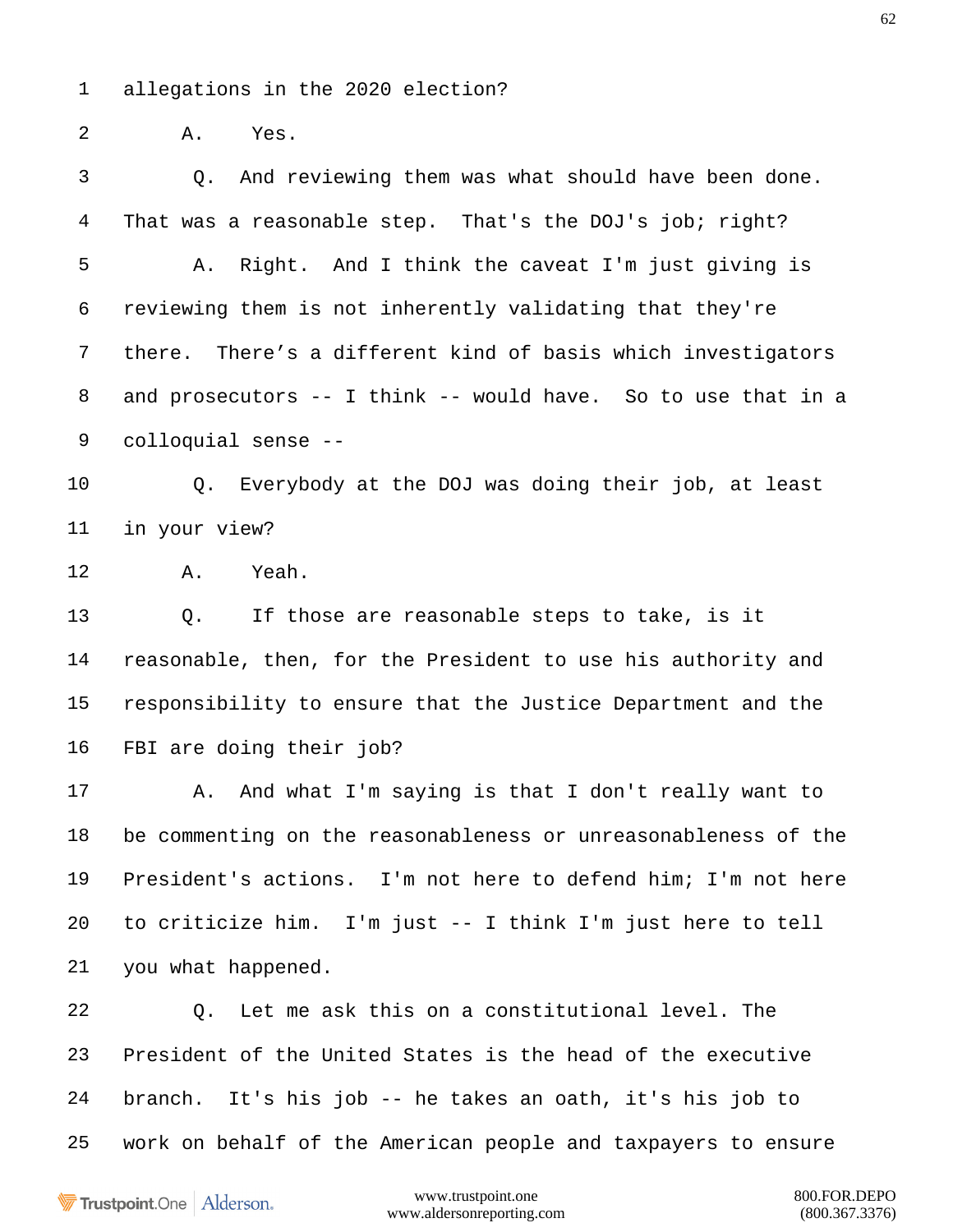1 allegations in the 2020 election?

2 A. Yes.

3 Q. And reviewing them was what should have been done.

4 That was a reasonable step. That's the DOJ's job; right?

5 A. Right. And I think the caveat I'm just giving is

6 reviewing them is not inherently validating that they're

7 there. There’s a different kind of basis which investigators

8 and prosecutors -- I think -- would have. So to use that in a

9 colloquial sense --

10 Q. Everybody at the DOJ was doing their job, at least

11 in your view?

12 A. Yeah.

13 Q. If those are reasonable steps to take, is it

14 reasonable, then, for the President to use his authority and

15 responsibility to ensure that the Justice Department and the

16 FBI are doing their job?

17 A. And what I'm saying is that I don't really want to

18 be commenting on the reasonableness or unreasonableness of the

19 President's actions. I'm not here to defend him; I'm not here

20 to criticize him. I'm just -- I think I'm just here to tell

21 you what happened.

22 Q. Let me ask this on a constitutional level. The

23 President of the United States is the head of the executive

24 branch. It's his job -- he takes an oath, it's his job to

25 work on behalf of the American people and taxpayers to ensure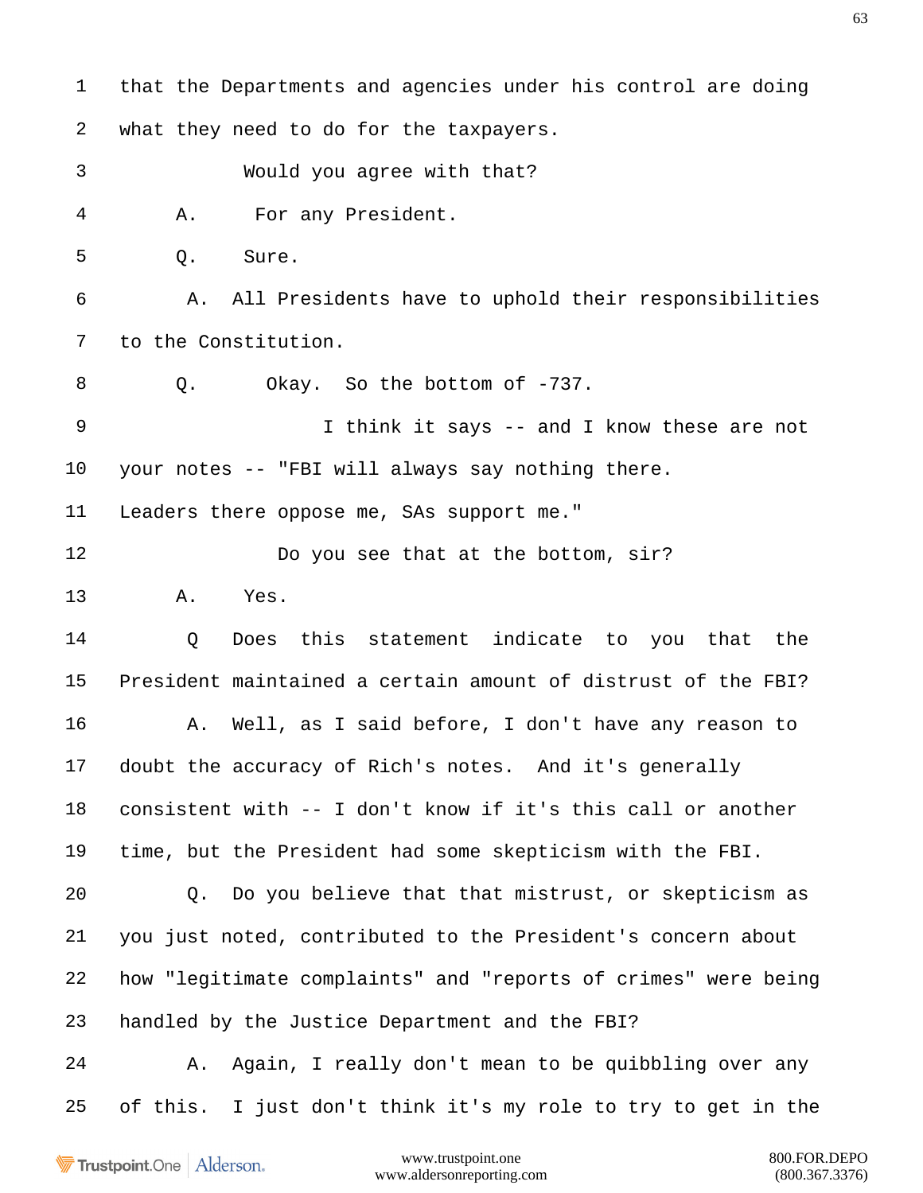1 that the Departments and agencies under his control are doing

2 what they need to do for the taxpayers.

3 Would you agree with that?

4 A. For any President.

5 Q. Sure.

6 A. All Presidents have to uphold their responsibilities

7 to the Constitution.

8 Q. Okay. So the bottom of -737.

9 I think it says -- and I know these are not

10 your notes -- "FBI will always say nothing there.

11 Leaders there oppose me, SAs support me."

12 Do you see that at the bottom, sir?

13 A. Yes.

14 Q Does this statement indicate to you that the

15 President maintained a certain amount of distrust of the FBI?

16 A. Well, as I said before, I don't have any reason to

17 doubt the accuracy of Rich's notes. And it's generally

18 consistent with -- I don't know if it's this call or another

19 time, but the President had some skepticism with the FBI.

20 Q. Do you believe that that mistrust, or skepticism as

21 you just noted, contributed to the President's concern about

22 how "legitimate complaints" and "reports of crimes" were being

23 handled by the Justice Department and the FBI?

24 A. Again, I really don't mean to be quibbling over any

25 of this. I just don't think it's my role to try to get in the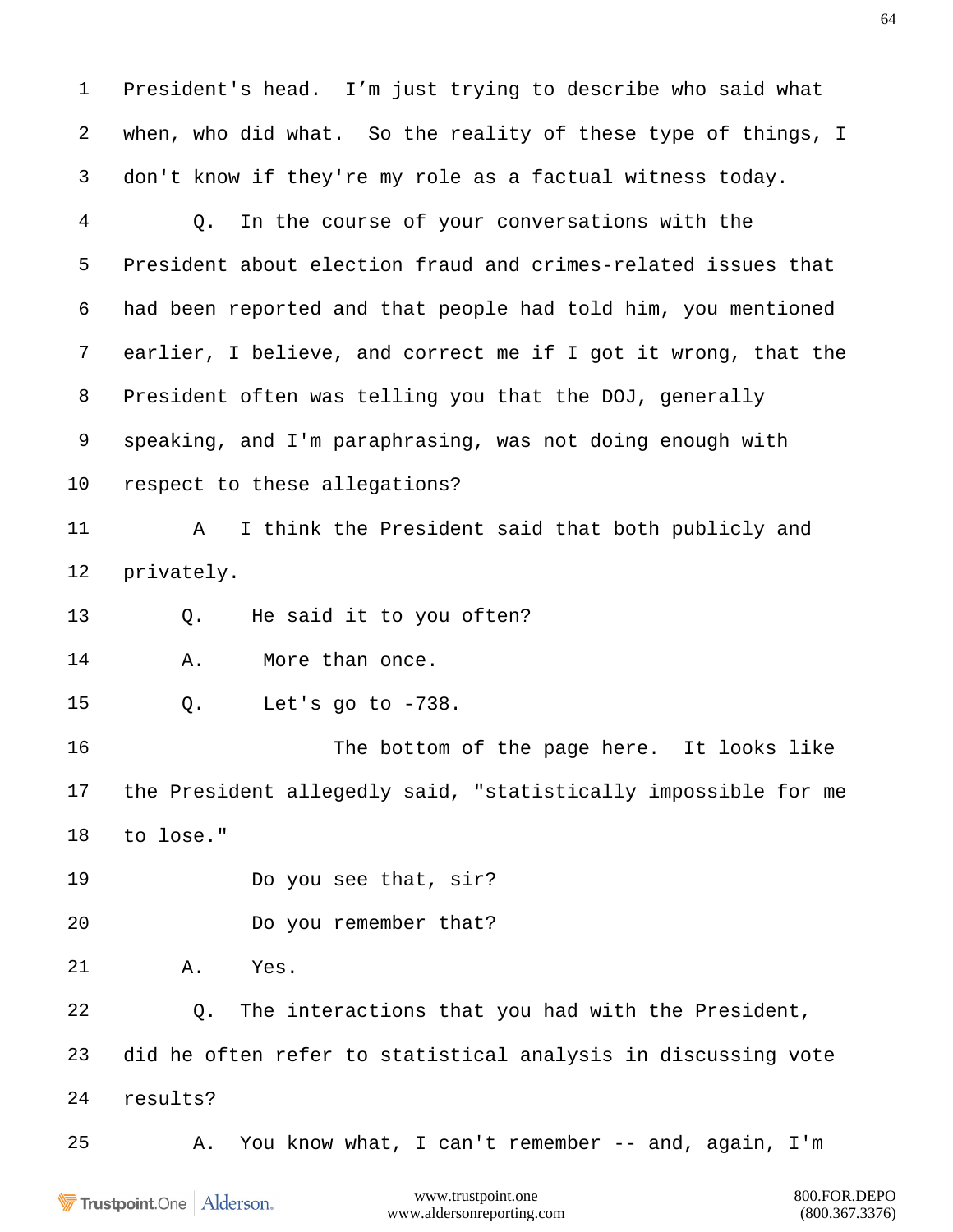1 President's head. I'm just trying to describe who said what
2 when, who did what. So the reality of these type of things, I
3 don't know if they're my role as a factual witness today.
4 Q. In the course of your conversations with the
5 President about election fraud and crimes-related issues that
6 had been reported and that people had told him, you mentioned
7 earlier, I believe, and correct me if I got it wrong, that the
8 President often was telling you that the DOJ, generally
9 speaking, and I'm paraphrasing, was not doing enough with
10 respect to these allegations?
11 A I think the President said that both publicly and
12 privately.
13 Q. He said it to you often?
14 A. More than once.
15 Q. Let's go to -738.
16 The bottom of the page here. It looks like
17 the President allegedly said, "statistically impossible for me
18 to lose."
19 Do you see that, sir?
20 Do you remember that?
21 A. Yes.
22 Q. The interactions that you had with the President,
23 did he often refer to statistical analysis in discussing vote
24 results?
25 A. You know what, I can't remember -- and, again, I'm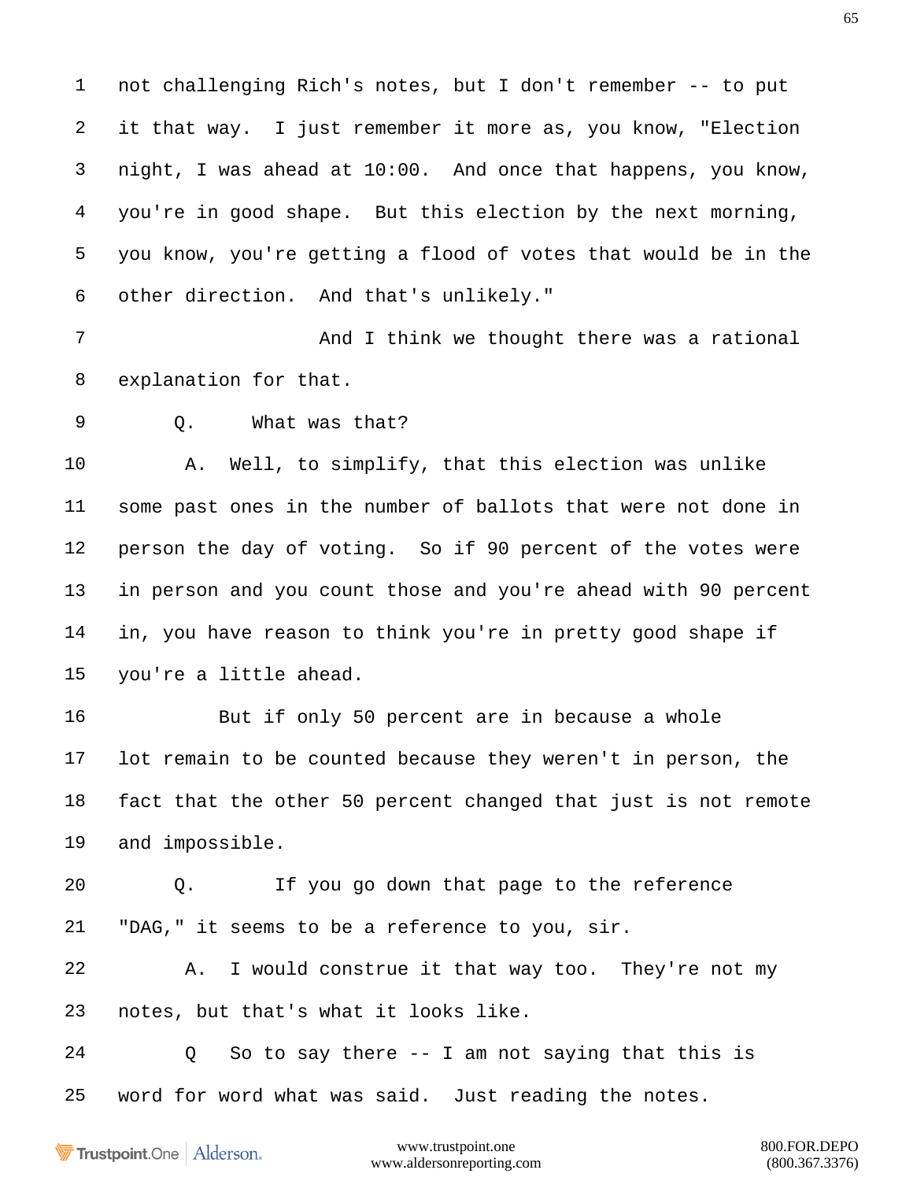1 not challenging Rich's notes, but I don't remember -- to put

2 it that way. I just remember it more as, you know, "Election

3 night, I was ahead at 10:00. And once that happens, you know,

4 you're in good shape. But this election by the next morning,

5 you know, you're getting a flood of votes that would be in the

6 other direction. And that's unlikely."

7 And I think we thought there was a rational

8 explanation for that.

9 Q. What was that?

10 A. Well, to simplify, that this election was unlike

11 some past ones in the number of ballots that were not done in

12 person the day of voting. So if 90 percent of the votes were

13 in person and you count those and you're ahead with 90 percent

14 in, you have reason to think you're in pretty good shape if

15 you're a little ahead.

16 But if only 50 percent are in because a whole

17 lot remain to be counted because they weren't in person, the

18 fact that the other 50 percent changed that just is not remote

19 and impossible.

20 Q. If you go down that page to the reference

21 "DAG," it seems to be a reference to you, sir.

22 A. I would construe it that way too. They're not my

23 notes, but that's what it looks like.

24 Q So to say there -- I am not saying that this is

25 word for word what was said. Just reading the notes.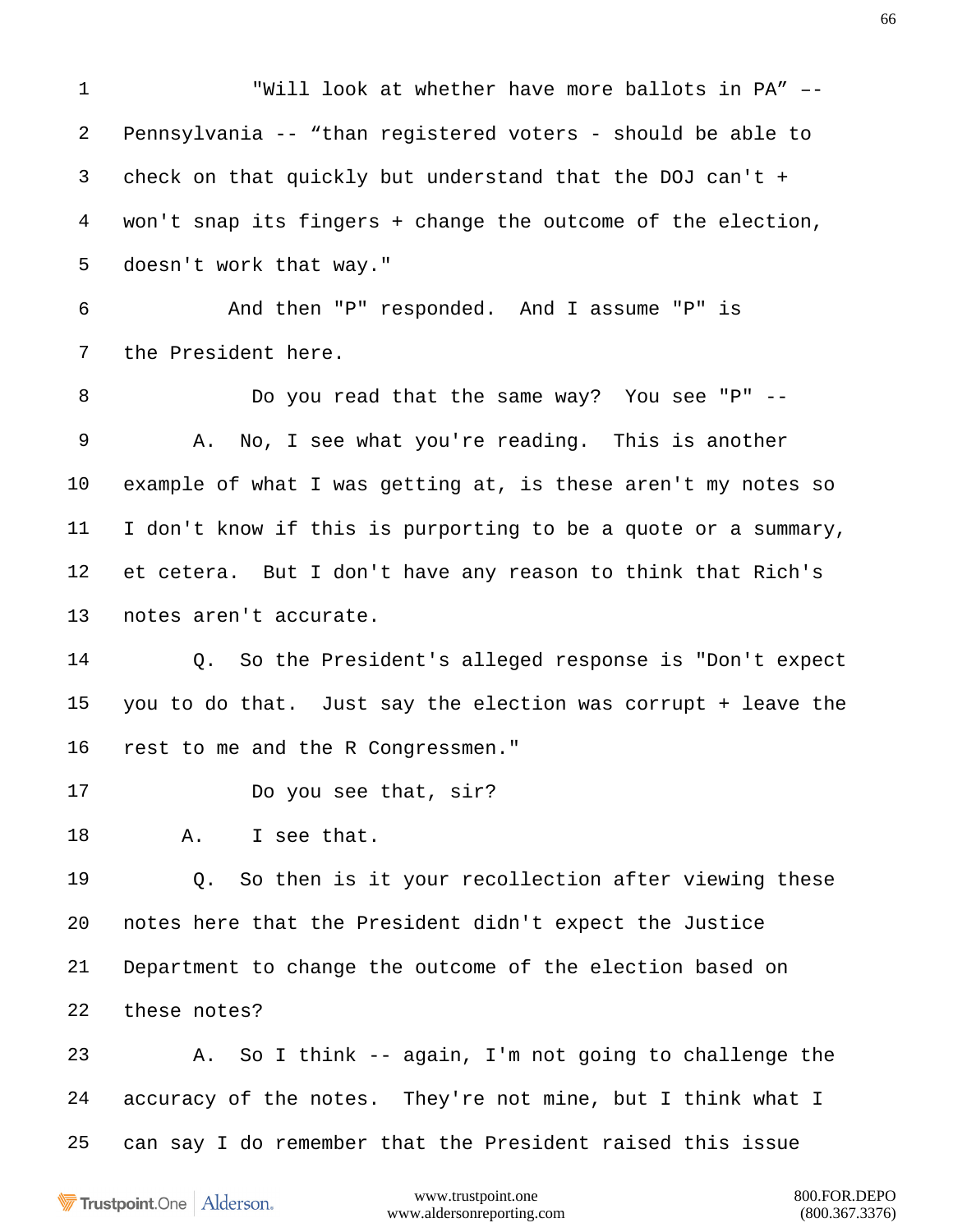1 "Will look at whether have more ballots in PA" --
2 Pennsylvania -- "than registered voters - should be able to
3 check on that quickly but understand that the DOJ can't +
4 won't snap its fingers + change the outcome of the election,
5 doesn't work that way."
6 And then "P" responded. And I assume "P" is
7 the President here.
8 Do you read that the same way? You see "P" --
9 A. No, I see what you're reading. This is another
10 example of what I was getting at, is these aren't my notes so
11 I don't know if this is purporting to be a quote or a summary,
12 et cetera. But I don't have any reason to think that Rich's
13 notes aren't accurate.
14 Q. So the President's alleged response is "Don't expect
15 you to do that. Just say the election was corrupt + leave the
16 rest to me and the R Congressmen."
17 Do you see that, sir?
18 A. I see that.
19 Q. So then is it your recollection after viewing these
20 notes here that the President didn't expect the Justice
21 Department to change the outcome of the election based on
22 these notes?
23 A. So I think -- again, I'm not going to challenge the
24 accuracy of the notes. They're not mine, but I think what I
25 can say I do remember that the President raised this issue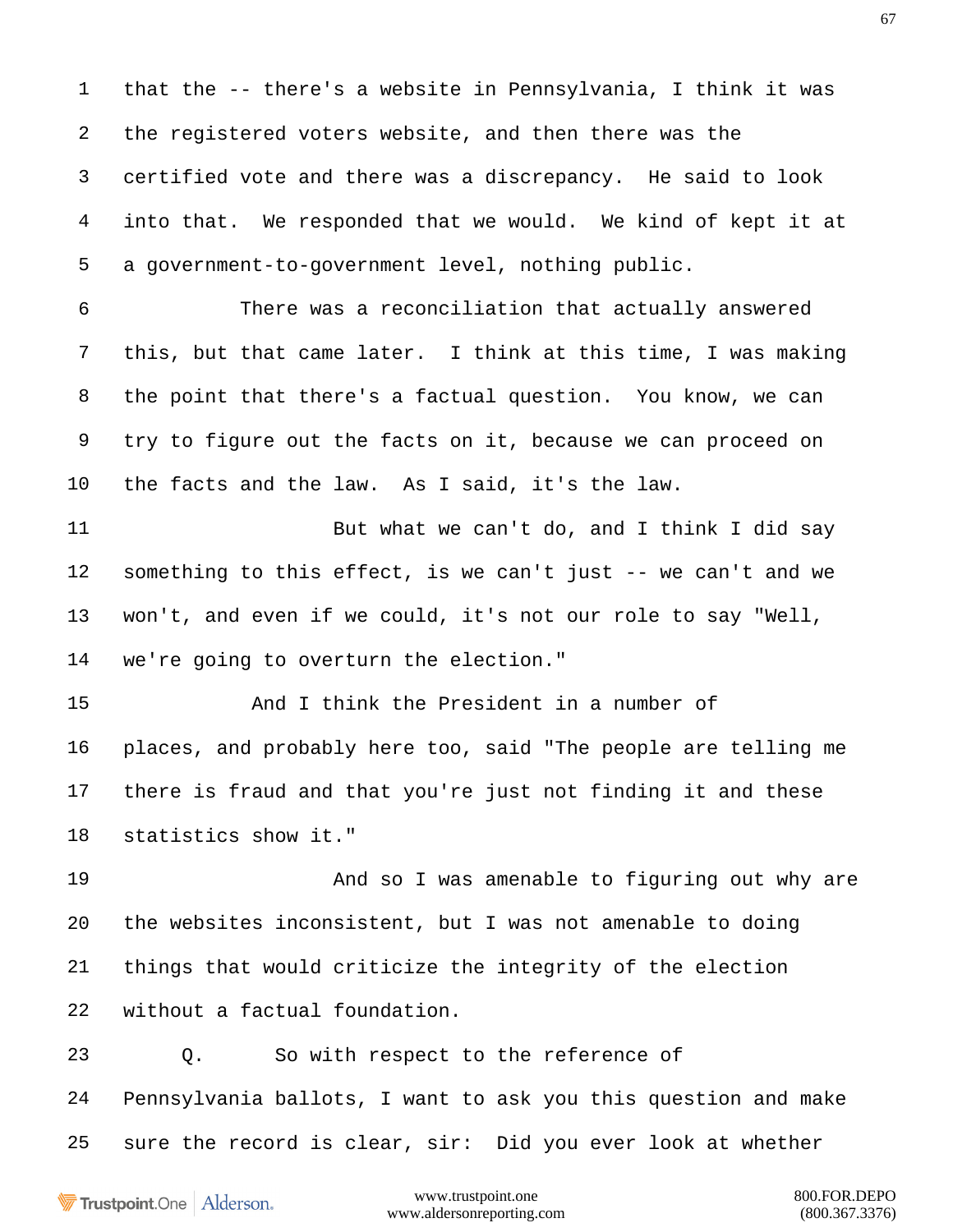1 that the -- there's a website in Pennsylvania, I think it was
2 the registered voters website, and then there was the
3 certified vote and there was a discrepancy. He said to look
4 into that. We responded that we would. We kind of kept it at
5 a government-to-government level, nothing public.
6 There was a reconciliation that actually answered
7 this, but that came later. I think at this time, I was making
8 the point that there's a factual question. You know, we can
9 try to figure out the facts on it, because we can proceed on
10 the facts and the law. As I said, it's the law.
11 But what we can't do, and I think I did say
12 something to this effect, is we can't just -- we can't and we
13 won't, and even if we could, it's not our role to say "Well,
14 we're going to overturn the election."
15 And I think the President in a number of
16 places, and probably here too, said "The people are telling me
17 there is fraud and that you're just not finding it and these
18 statistics show it."
19 And so I was amenable to figuring out why are
20 the websites inconsistent, but I was not amenable to doing
21 things that would criticize the integrity of the election
22 without a factual foundation.
23 Q. So with respect to the reference of
24 Pennsylvania ballots, I want to ask you this question and make
25 sure the record is clear, sir: Did you ever look at whether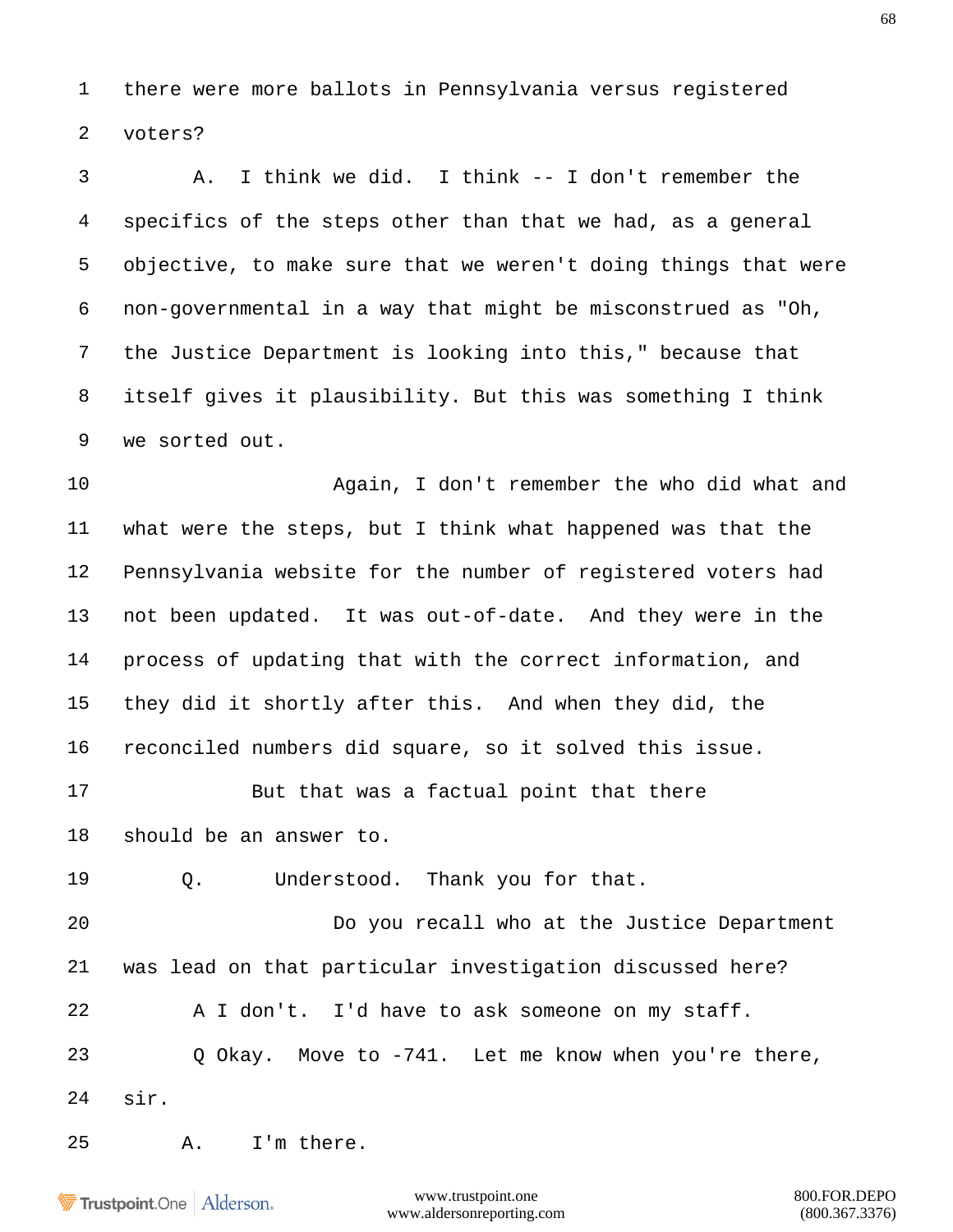1 there were more ballots in Pennsylvania versus registered

2 voters?

3 A. I think we did. I think -- I don't remember the

4 specifics of the steps other than that we had, as a general

5 objective, to make sure that we weren't doing things that were

6 non-governmental in a way that might be misconstrued as "Oh,

7 the Justice Department is looking into this," because that

8 itself gives it plausibility. But this was something I think

9 we sorted out.

10 Again, I don't remember the who did what and

11 what were the steps, but I think what happened was that the

12 Pennsylvania website for the number of registered voters had

13 not been updated. It was out-of-date. And they were in the

14 process of updating that with the correct information, and

15 they did it shortly after this. And when they did, the

16 reconciled numbers did square, so it solved this issue.

17 But that was a factual point that there

18 should be an answer to.

19 Q. Understood. Thank you for that.

20 Do you recall who at the Justice Department

21 was lead on that particular investigation discussed here?

22 A I don't. I'd have to ask someone on my staff.

23 Q Okay. Move to -741. Let me know when you're there,

24 sir.

25 A. I'm there.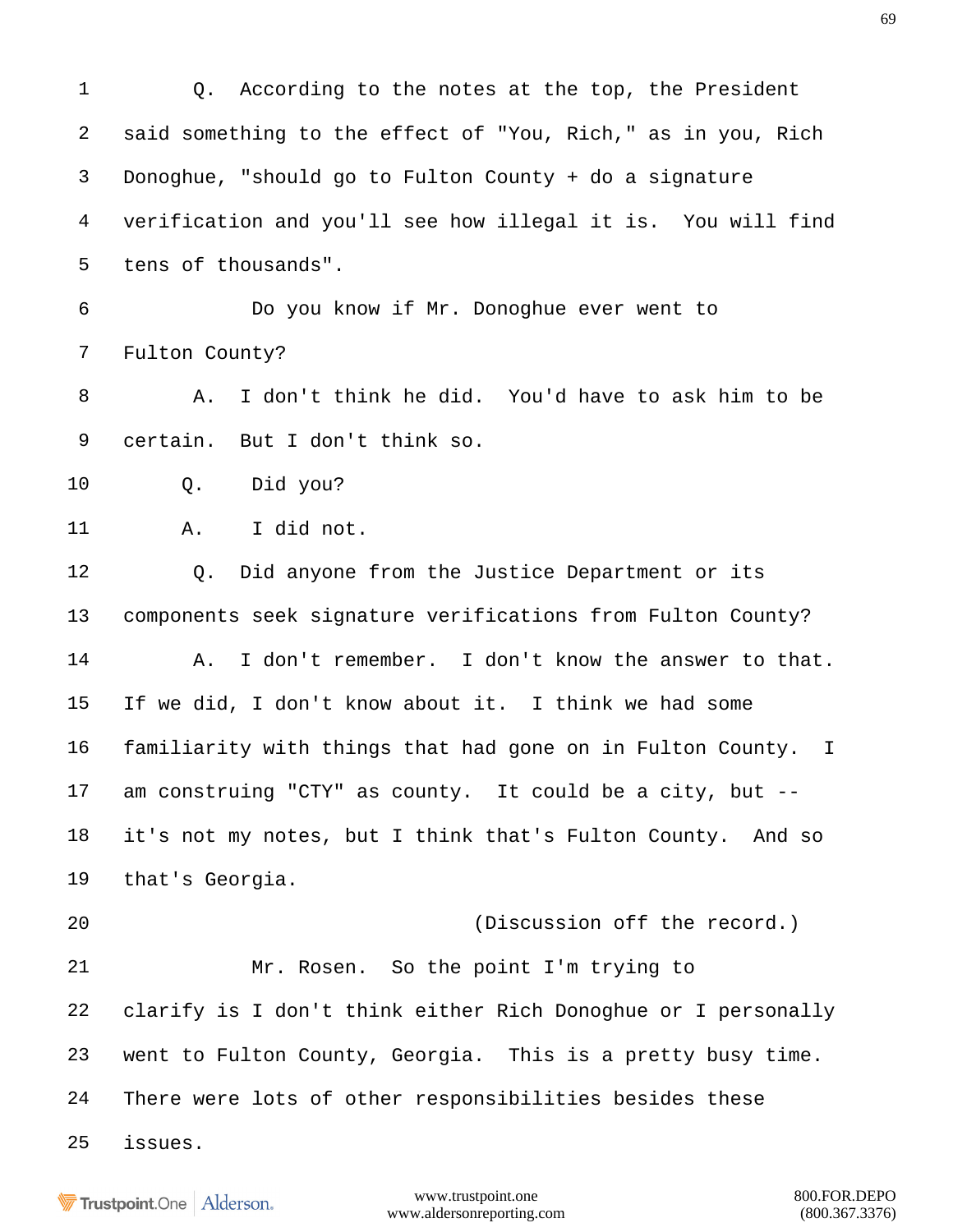1 Q. According to the notes at the top, the President
2 said something to the effect of "You, Rich," as in you, Rich
3 Donoghue, "should go to Fulton County + do a signature
4 verification and you'll see how illegal it is. You will find
5 tens of thousands".
6 Do you know if Mr. Donoghue ever went to
7 Fulton County?
8 A. I don't think he did. You'd have to ask him to be
9 certain. But I don't think so.
10 Q. Did you?
11 A. I did not.
12 Q. Did anyone from the Justice Department or its
13 components seek signature verifications from Fulton County?
14 A. I don't remember. I don't know the answer to that.
15 If we did, I don't know about it. I think we had some
16 familiarity with things that had gone on in Fulton County. I
17 am construing "CTY" as county. It could be a city, but --
18 it's not my notes, but I think that's Fulton County. And so
19 that's Georgia.
20 (Discussion off the record.)
21 Mr. Rosen. So the point I'm trying to
22 clarify is I don't think either Rich Donoghue or I personally
23 went to Fulton County, Georgia. This is a pretty busy time.
24 There were lots of other responsibilities besides these
25 issues.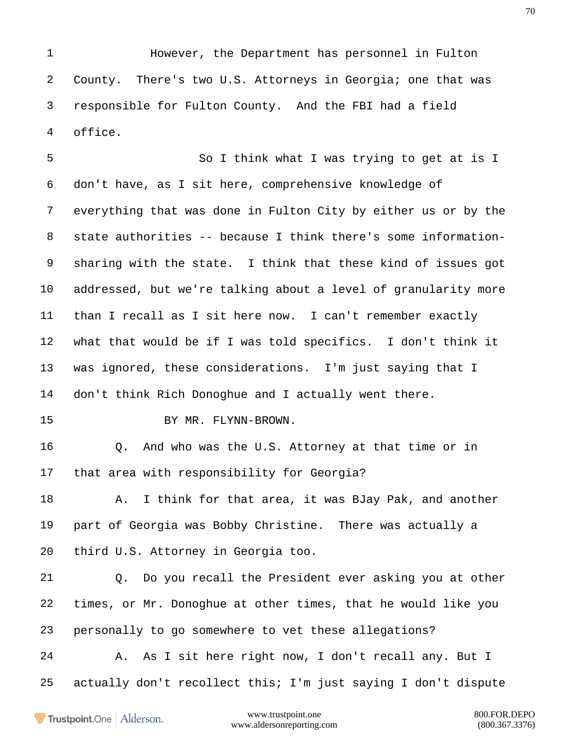1 However, the Department has personnel in Fulton
2 County. There's two U.S. Attorneys in Georgia; one that was
3 responsible for Fulton County. And the FBI had a field
4 office.
5 So I think what I was trying to get at is I
6 don't have, as I sit here, comprehensive knowledge of
7 everything that was done in Fulton City by either us or by the
8 state authorities -- because I think there's some information-
9 sharing with the state. I think that these kind of issues got
10 addressed, but we're talking about a level of granularity more
11 than I recall as I sit here now. I can't remember exactly
12 what that would be if I was told specifics. I don't think it
13 was ignored, these considerations. I'm just saying that I
14 don't think Rich Donoghue and I actually went there.
15 BY MR. FLYNN-BROWN.
16 Q. And who was the U.S. Attorney at that time or in
17 that area with responsibility for Georgia?
18 A. I think for that area, it was BJay Pak, and another
19 part of Georgia was Bobby Christine. There was actually a
20 third U.S. Attorney in Georgia too.
21 Q. Do you recall the President ever asking you at other
22 times, or Mr. Donoghue at other times, that he would like you
23 personally to go somewhere to vet these allegations?
24 A. As I sit here right now, I don't recall any. But I
25 actually don't recollect this; I'm just saying I don't dispute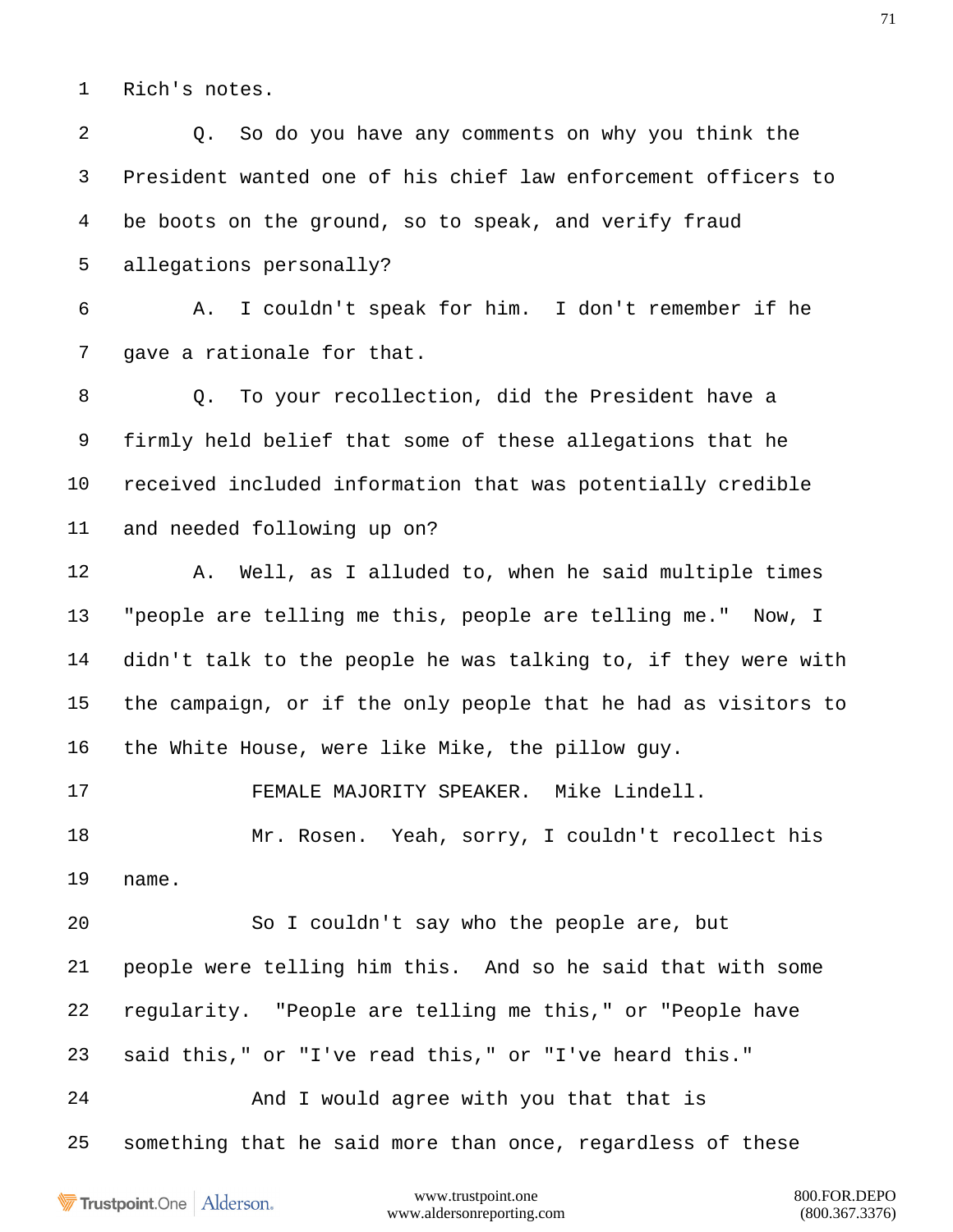1 Rich's notes.

2 Q. So do you have any comments on why you think the

3 President wanted one of his chief law enforcement officers to

4 be boots on the ground, so to speak, and verify fraud

5 allegations personally?

6 A. I couldn't speak for him. I don't remember if he

7 gave a rationale for that.

8 Q. To your recollection, did the President have a

9 firmly held belief that some of these allegations that he

10 received included information that was potentially credible

11 and needed following up on?

12 A. Well, as I alluded to, when he said multiple times

13 "people are telling me this, people are telling me." Now, I

14 didn't talk to the people he was talking to, if they were with

15 the campaign, or if the only people that he had as visitors to

16 the White House, were like Mike, the pillow guy.

17 FEMALE MAJORITY SPEAKER. Mike Lindell.

18 Mr. Rosen. Yeah, sorry, I couldn't recollect his

19 name.

20 So I couldn't say who the people are, but

21 people were telling him this. And so he said that with some

22 regularity. "People are telling me this," or "People have

23 said this," or "I've read this," or "I've heard this."

24 And I would agree with you that that is

25 something that he said more than once, regardless of these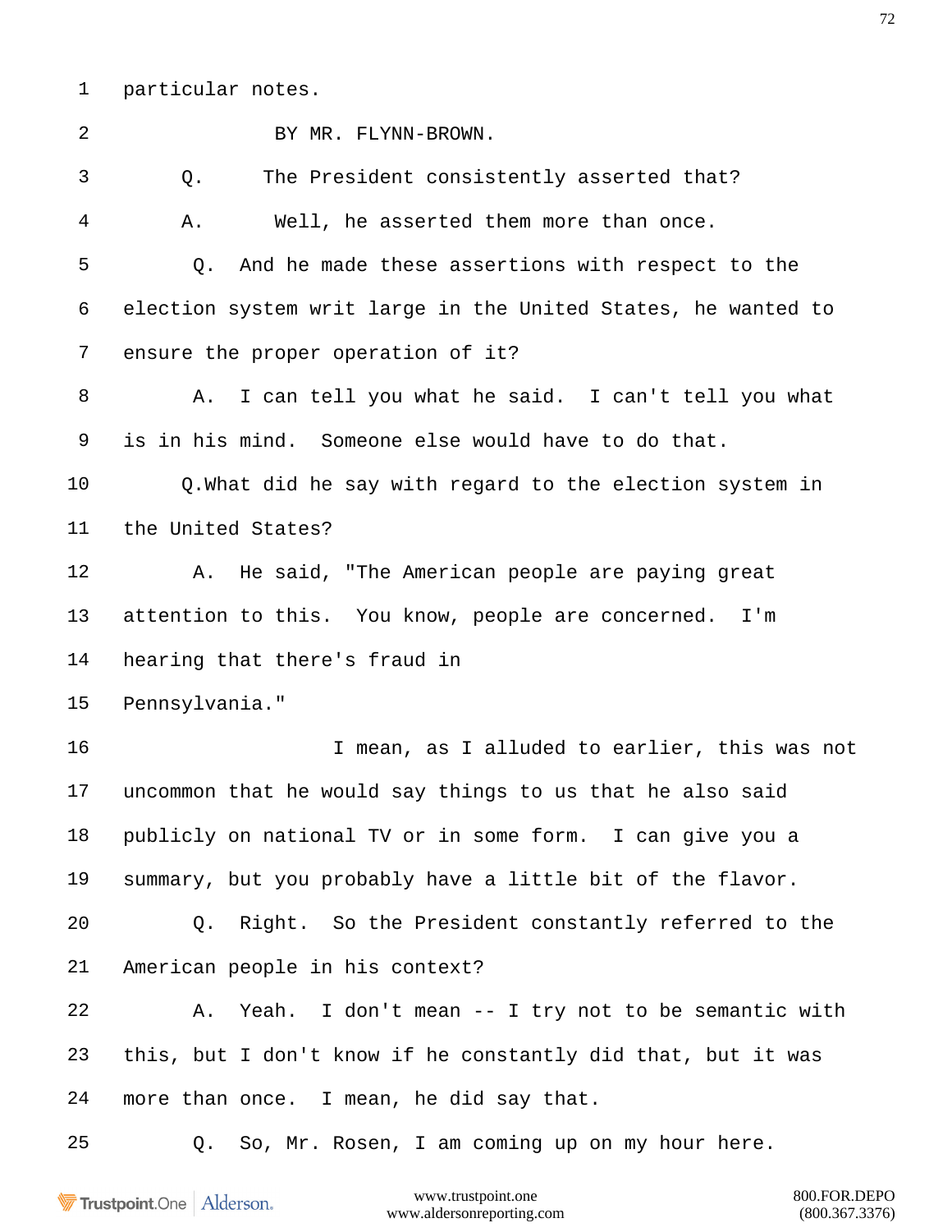particular notes.

BY MR. FLYNN-BROWN.

Q. The President consistently asserted that?

A. Well, he asserted them more than once.

Q. And he made these assertions with respect to the election system writ large in the United States, he wanted to ensure the proper operation of it?

A. I can tell you what he said. I can't tell you what is in his mind. Someone else would have to do that.

Q.What did he say with regard to the election system in the United States?

A. He said, "The American people are paying great attention to this. You know, people are concerned. I'm hearing that there's fraud in Pennsylvania."

I mean, as I alluded to earlier, this was not uncommon that he would say things to us that he also said publicly on national TV or in some form. I can give you a summary, but you probably have a little bit of the flavor.

Q. Right. So the President constantly referred to the American people in his context?

A. Yeah. I don't mean -- I try not to be semantic with this, but I don't know if he constantly did that, but it was more than once. I mean, he did say that.

Q. So, Mr. Rosen, I am coming up on my hour here.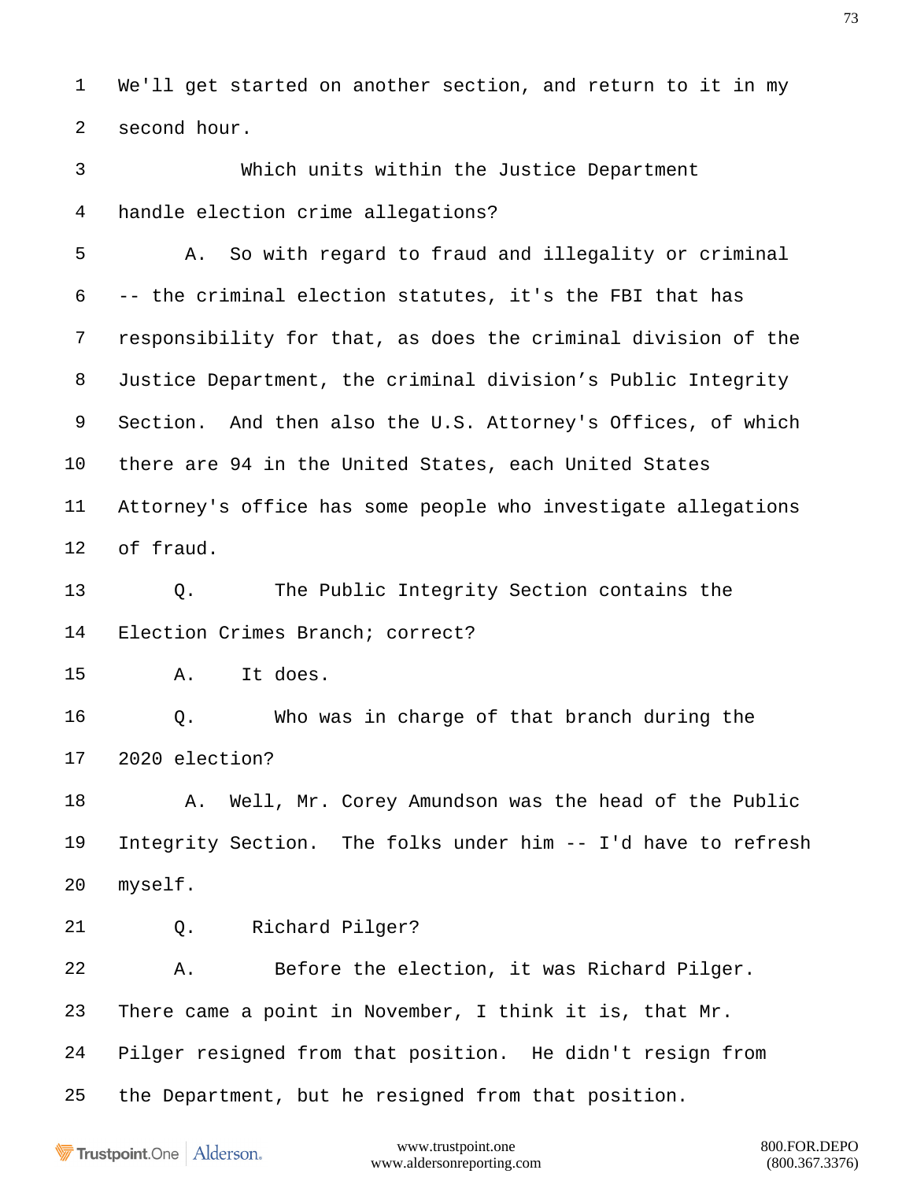We'll get started on another section, and return to it in my second hour.

Which units within the Justice Department handle election crime allegations?

A. So with regard to fraud and illegality or criminal -- the criminal election statutes, it's the FBI that has responsibility for that, as does the criminal division of the Justice Department, the criminal division's Public Integrity Section. And then also the U.S. Attorney's Offices, of which there are 94 in the United States, each United States Attorney's office has some people who investigate allegations of fraud.

Q. The Public Integrity Section contains the Election Crimes Branch; correct?

A. It does.

Q. Who was in charge of that branch during the 2020 election?

A. Well, Mr. Corey Amundson was the head of the Public Integrity Section. The folks under him -- I'd have to refresh myself.

Q. Richard Pilger?

A. Before the election, it was Richard Pilger. There came a point in November, I think it is, that Mr. Pilger resigned from that position. He didn't resign from the Department, but he resigned from that position.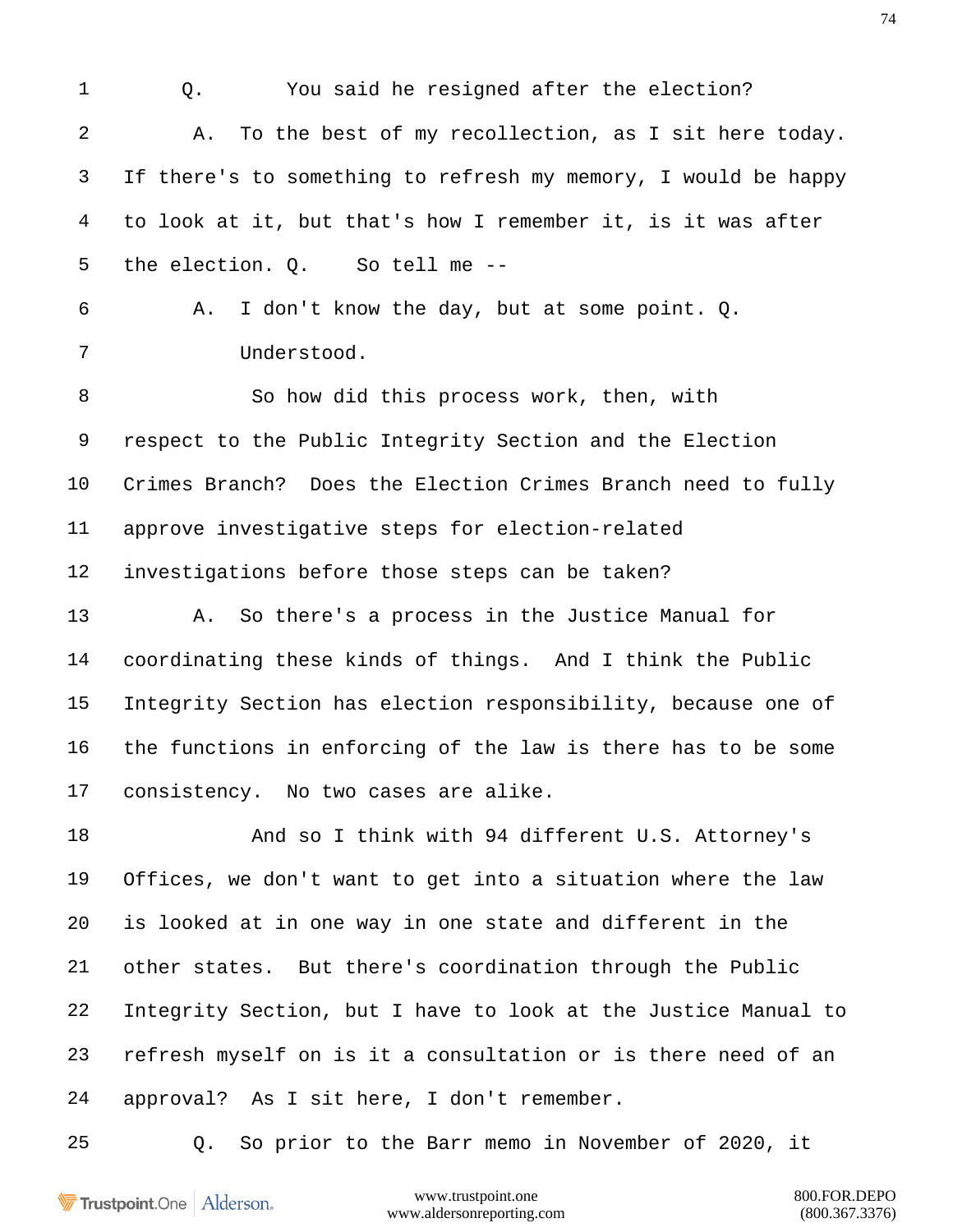1 Q. You said he resigned after the election?

2 A. To the best of my recollection, as I sit here today.

3 If there's to something to refresh my memory, I would be happy

4 to look at it, but that's how I remember it, is it was after

5 the election. Q. So tell me --

6 A. I don't know the day, but at some point. Q.

7 Understood.

8 So how did this process work, then, with

9 respect to the Public Integrity Section and the Election

10 Crimes Branch? Does the Election Crimes Branch need to fully

11 approve investigative steps for election-related

12 investigations before those steps can be taken?

13 A. So there's a process in the Justice Manual for

14 coordinating these kinds of things. And I think the Public

15 Integrity Section has election responsibility, because one of

16 the functions in enforcing of the law is there has to be some

17 consistency. No two cases are alike.

18 And so I think with 94 different U.S. Attorney's

19 Offices, we don't want to get into a situation where the law

20 is looked at in one way in one state and different in the

21 other states. But there's coordination through the Public

22 Integrity Section, but I have to look at the Justice Manual to

23 refresh myself on is it a consultation or is there need of an

24 approval? As I sit here, I don't remember.

25 Q. So prior to the Barr memo in November of 2020, it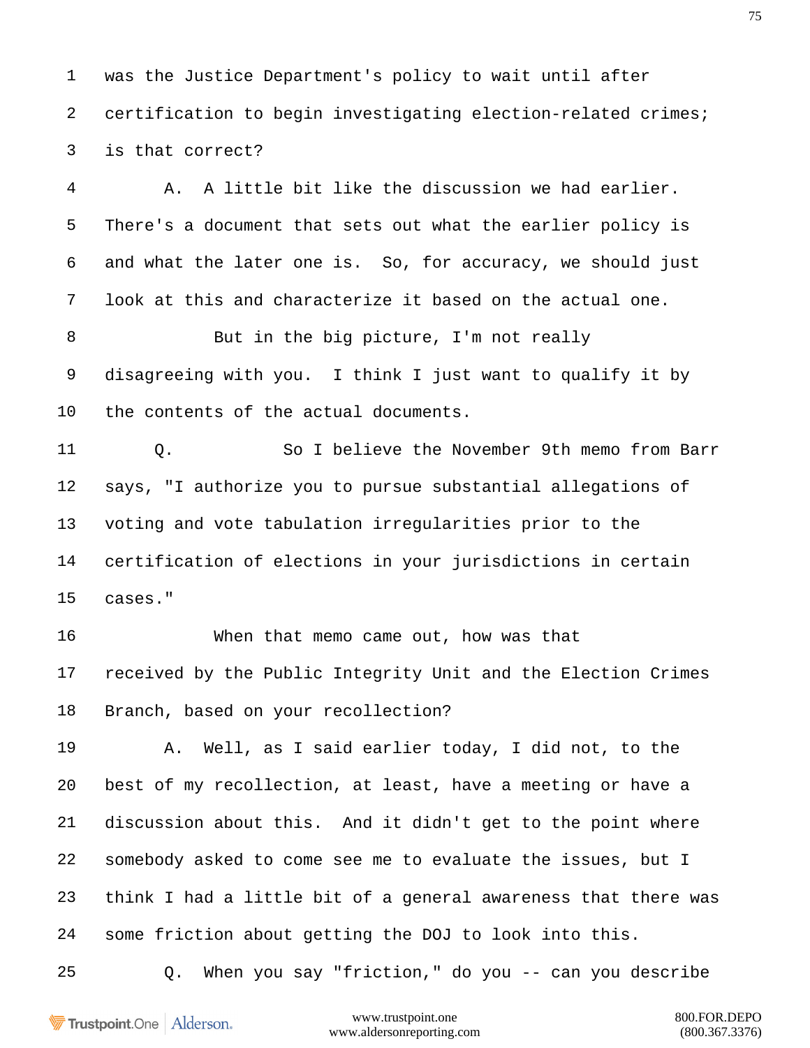1 was the Justice Department's policy to wait until after

2 certification to begin investigating election-related crimes;

3 is that correct?

4 A. A little bit like the discussion we had earlier.

5 There's a document that sets out what the earlier policy is

6 and what the later one is. So, for accuracy, we should just

7 look at this and characterize it based on the actual one.

8 But in the big picture, I'm not really

9 disagreeing with you. I think I just want to qualify it by

10 the contents of the actual documents.

11 Q. So I believe the November 9th memo from Barr

12 says, "I authorize you to pursue substantial allegations of

13 voting and vote tabulation irregularities prior to the

14 certification of elections in your jurisdictions in certain

15 cases."

16 When that memo came out, how was that

17 received by the Public Integrity Unit and the Election Crimes

18 Branch, based on your recollection?

19 A. Well, as I said earlier today, I did not, to the

20 best of my recollection, at least, have a meeting or have a

21 discussion about this. And it didn't get to the point where

22 somebody asked to come see me to evaluate the issues, but I

23 think I had a little bit of a general awareness that there was

24 some friction about getting the DOJ to look into this.

25 Q. When you say "friction," do you -- can you describe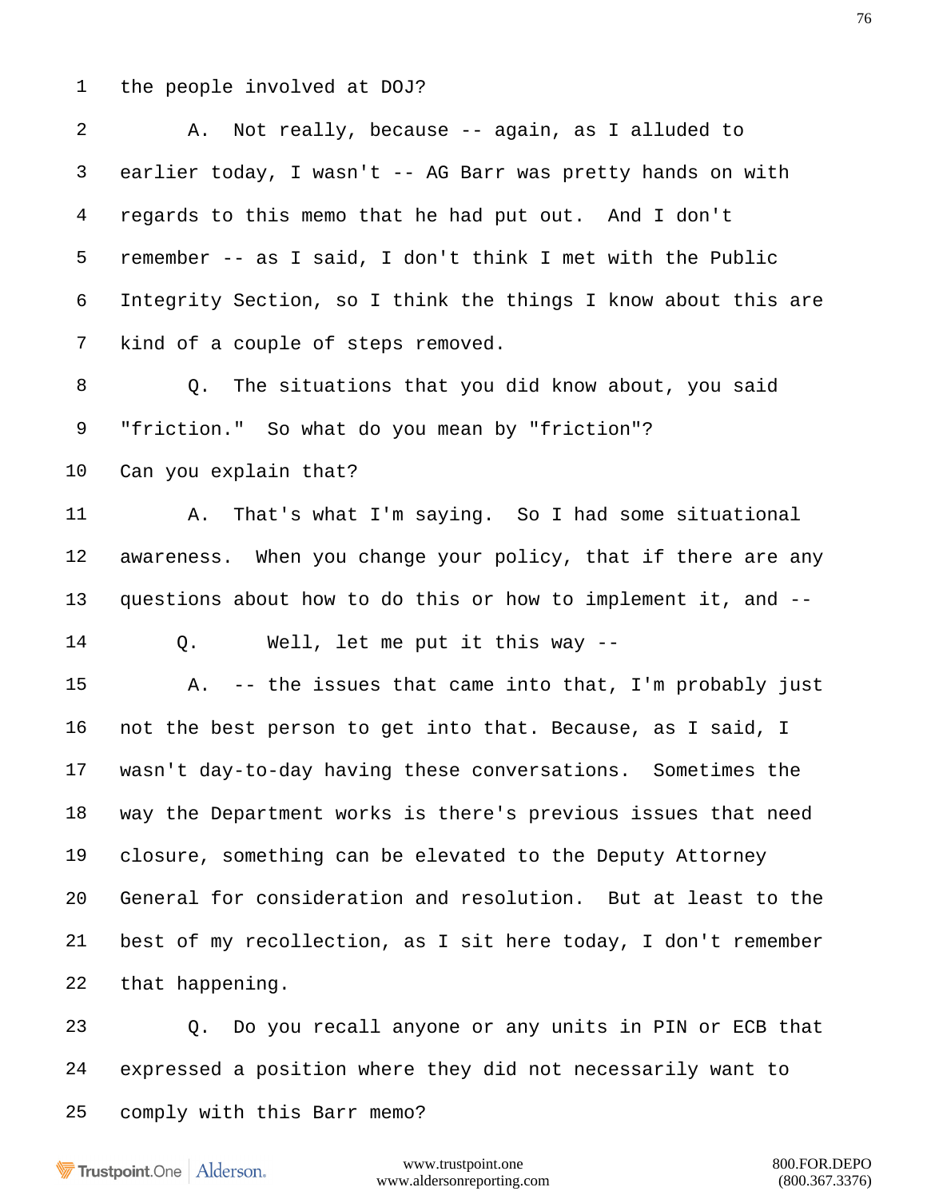1 the people involved at DOJ?

2 A. Not really, because -- again, as I alluded to

3 earlier today, I wasn't -- AG Barr was pretty hands on with

4 regards to this memo that he had put out. And I don't

5 remember -- as I said, I don't think I met with the Public

6 Integrity Section, so I think the things I know about this are

7 kind of a couple of steps removed.

8 Q. The situations that you did know about, you said

9 "friction." So what do you mean by "friction"?

10 Can you explain that?

11 A. That's what I'm saying. So I had some situational

12 awareness. When you change your policy, that if there are any

13 questions about how to do this or how to implement it, and --

14 Q. Well, let me put it this way --

15 A. -- the issues that came into that, I'm probably just

16 not the best person to get into that. Because, as I said, I

17 wasn't day-to-day having these conversations. Sometimes the

18 way the Department works is there's previous issues that need

19 closure, something can be elevated to the Deputy Attorney

20 General for consideration and resolution. But at least to the

21 best of my recollection, as I sit here today, I don't remember

22 that happening.

23 Q. Do you recall anyone or any units in PIN or ECB that

24 expressed a position where they did not necessarily want to

25 comply with this Barr memo?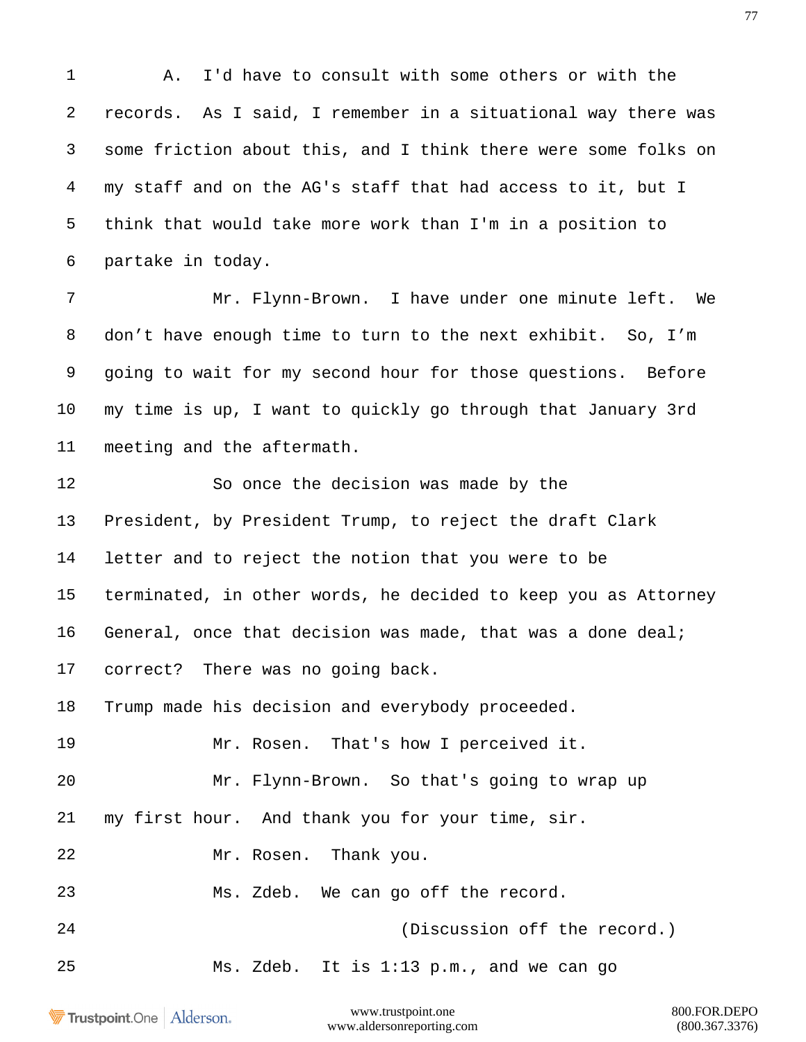A. I'd have to consult with some others or with the records. As I said, I remember in a situational way there was some friction about this, and I think there were some folks on my staff and on the AG's staff that had access to it, but I think that would take more work than I'm in a position to partake in today.

Mr. Flynn-Brown. I have under one minute left. We don’t have enough time to turn to the next exhibit. So, I’m going to wait for my second hour for those questions. Before my time is up, I want to quickly go through that January 3rd meeting and the aftermath.

So once the decision was made by the President, by President Trump, to reject the draft Clark letter and to reject the notion that you were to be terminated, in other words, he decided to keep you as Attorney General, once that decision was made, that was a done deal; correct? There was no going back.
Trump made his decision and everybody proceeded.

Mr. Rosen. That's how I perceived it.

Mr. Flynn-Brown. So that's going to wrap up my first hour. And thank you for your time, sir.

Mr. Rosen. Thank you.

Ms. Zdeb. We can go off the record.

(Discussion off the record.)

Ms. Zdeb. It is 1:13 p.m., and we can go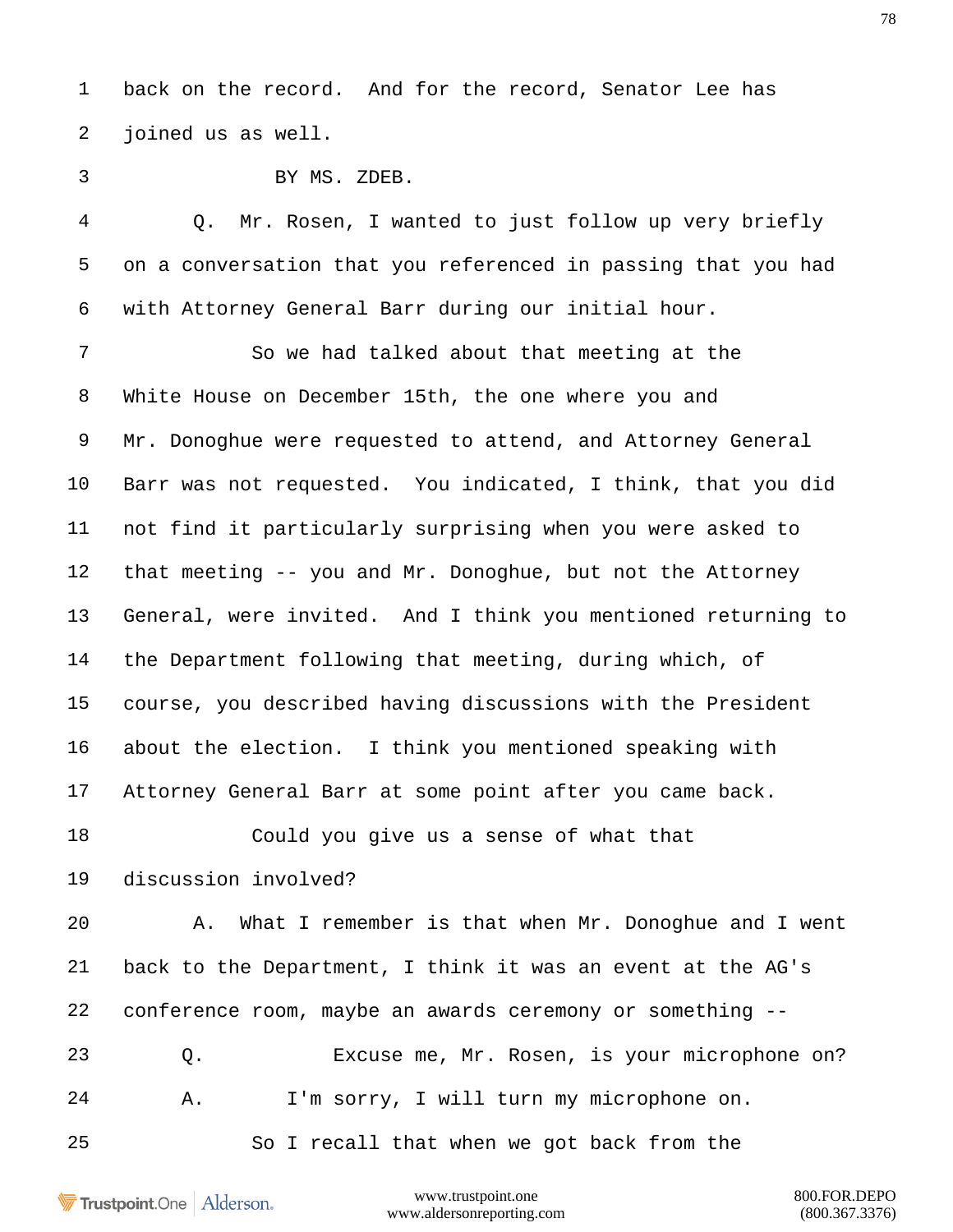back on the record. And for the record, Senator Lee has joined us as well.

BY MS. ZDEB.

Q. Mr. Rosen, I wanted to just follow up very briefly on a conversation that you referenced in passing that you had with Attorney General Barr during our initial hour.

So we had talked about that meeting at the White House on December 15th, the one where you and Mr. Donoghue were requested to attend, and Attorney General Barr was not requested. You indicated, I think, that you did not find it particularly surprising when you were asked to that meeting -- you and Mr. Donoghue, but not the Attorney General, were invited. And I think you mentioned returning to the Department following that meeting, during which, of course, you described having discussions with the President about the election. I think you mentioned speaking with Attorney General Barr at some point after you came back.

Could you give us a sense of what that discussion involved?

A. What I remember is that when Mr. Donoghue and I went back to the Department, I think it was an event at the AG's conference room, maybe an awards ceremony or something --

Q. Excuse me, Mr. Rosen, is your microphone on?

A. I'm sorry, I will turn my microphone on.

So I recall that when we got back from the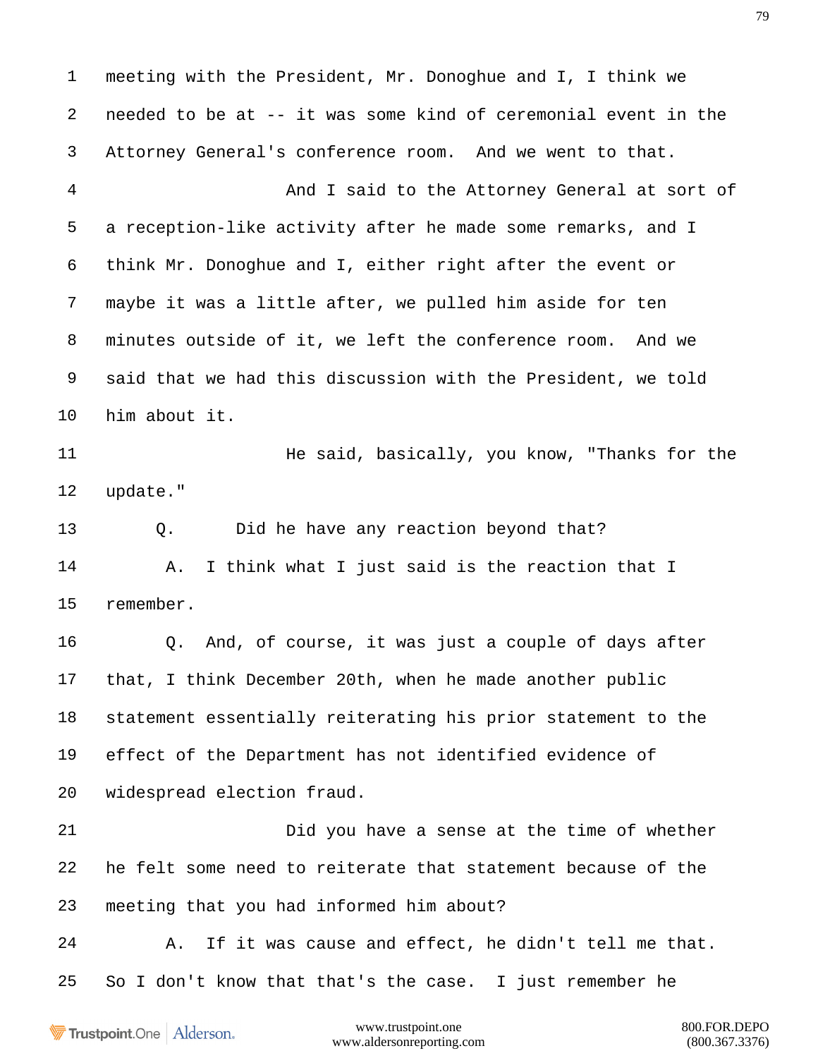1 meeting with the President, Mr. Donoghue and I, I think we

2 needed to be at -- it was some kind of ceremonial event in the

3 Attorney General's conference room. And we went to that.

4 And I said to the Attorney General at sort of

5 a reception-like activity after he made some remarks, and I

6 think Mr. Donoghue and I, either right after the event or

7 maybe it was a little after, we pulled him aside for ten

8 minutes outside of it, we left the conference room. And we

9 said that we had this discussion with the President, we told

10 him about it.

11 He said, basically, you know, "Thanks for the

12 update."

13 Q. Did he have any reaction beyond that?

14 A. I think what I just said is the reaction that I

15 remember.

16 Q. And, of course, it was just a couple of days after

17 that, I think December 20th, when he made another public

18 statement essentially reiterating his prior statement to the

19 effect of the Department has not identified evidence of

20 widespread election fraud.

21 Did you have a sense at the time of whether

22 he felt some need to reiterate that statement because of the

23 meeting that you had informed him about?

24 A. If it was cause and effect, he didn't tell me that.

25 So I don't know that that's the case. I just remember he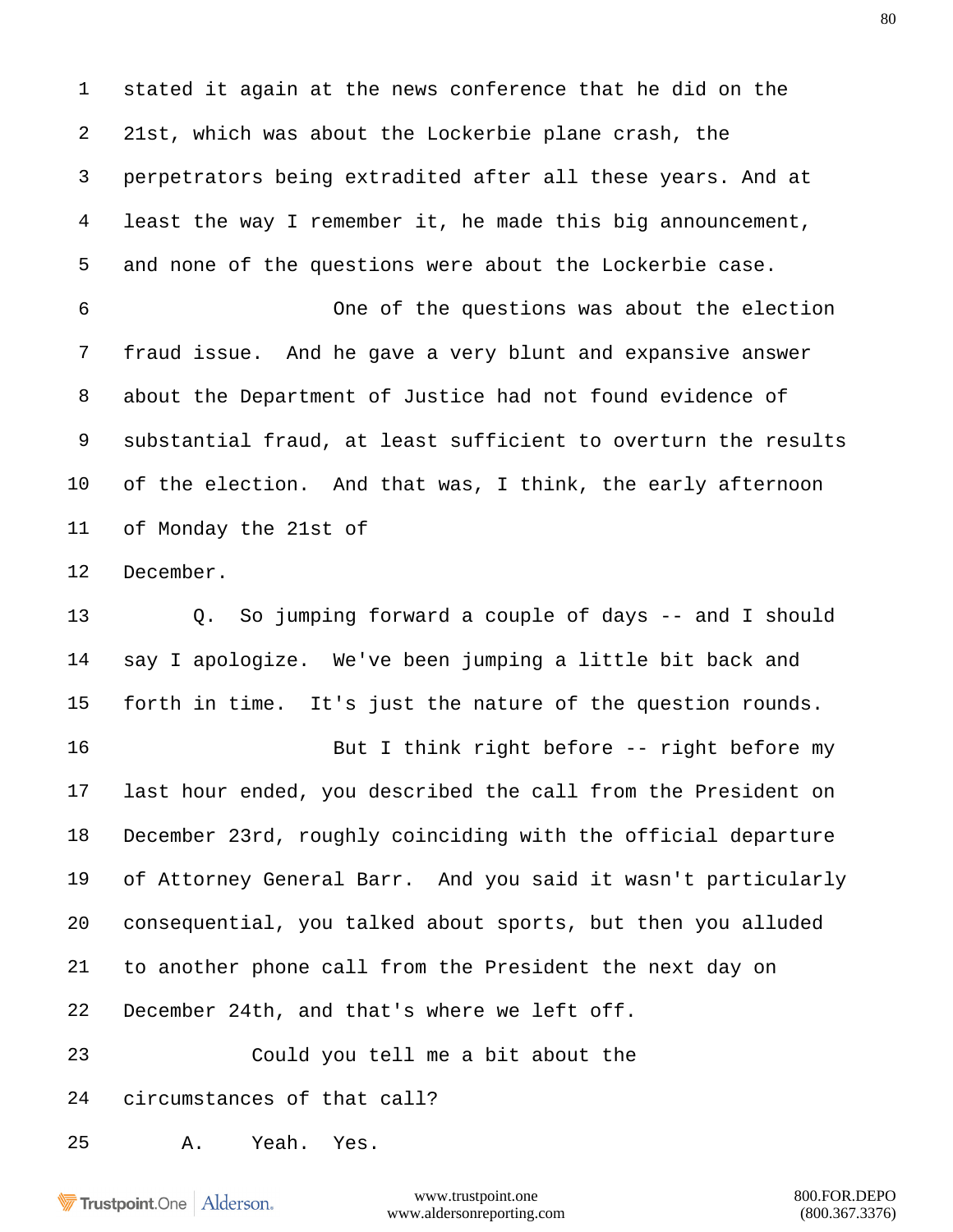stated it again at the news conference that he did on the 21st, which was about the Lockerbie plane crash, the perpetrators being extradited after all these years. And at least the way I remember it, he made this big announcement, and none of the questions were about the Lockerbie case.

One of the questions was about the election fraud issue. And he gave a very blunt and expansive answer about the Department of Justice had not found evidence of substantial fraud, at least sufficient to overturn the results of the election. And that was, I think, the early afternoon of Monday the 21st of December.

Q. So jumping forward a couple of days -- and I should say I apologize. We've been jumping a little bit back and forth in time. It's just the nature of the question rounds.

But I think right before -- right before my last hour ended, you described the call from the President on December 23rd, roughly coinciding with the official departure of Attorney General Barr. And you said it wasn't particularly consequential, you talked about sports, but then you alluded to another phone call from the President the next day on December 24th, and that's where we left off.

Could you tell me a bit about the circumstances of that call?

A. Yeah. Yes.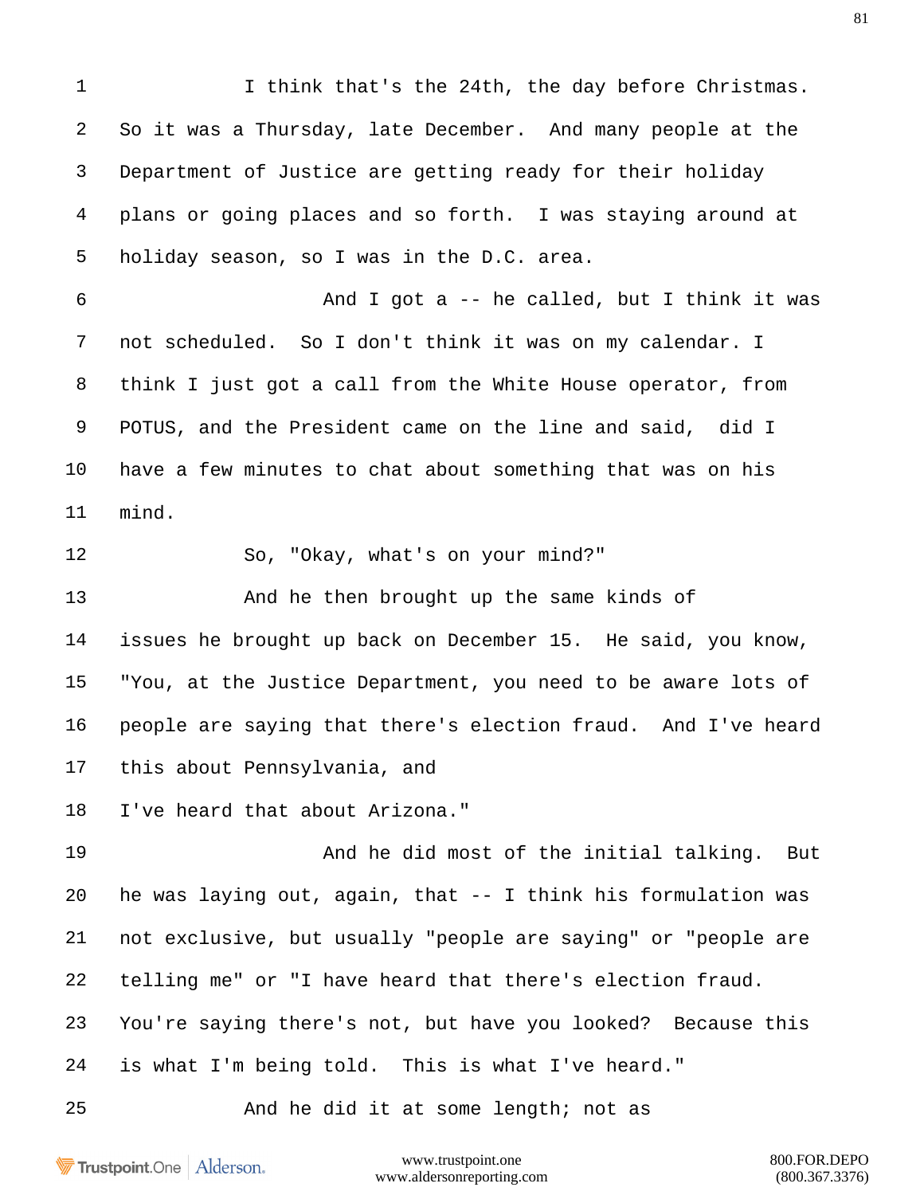1 I think that's the 24th, the day before Christmas.
2 So it was a Thursday, late December. And many people at the
3 Department of Justice are getting ready for their holiday
4 plans or going places and so forth. I was staying around at
5 holiday season, so I was in the D.C. area.
6 And I got a -- he called, but I think it was
7 not scheduled. So I don't think it was on my calendar. I
8 think I just got a call from the White House operator, from
9 POTUS, and the President came on the line and said, did I
10 have a few minutes to chat about something that was on his
11 mind.
12 So, "Okay, what's on your mind?"
13 And he then brought up the same kinds of
14 issues he brought up back on December 15. He said, you know,
15 "You, at the Justice Department, you need to be aware lots of
16 people are saying that there's election fraud. And I've heard
17 this about Pennsylvania, and
18 I've heard that about Arizona."
19 And he did most of the initial talking. But
20 he was laying out, again, that -- I think his formulation was
21 not exclusive, but usually "people are saying" or "people are
22 telling me" or "I have heard that there's election fraud.
23 You're saying there's not, but have you looked? Because this
24 is what I'm being told. This is what I've heard."
25 And he did it at some length; not as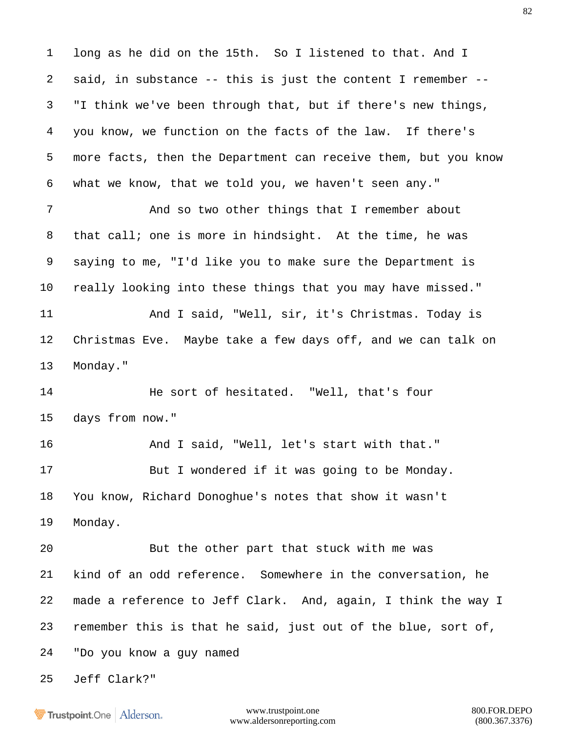1 long as he did on the 15th. So I listened to that. And I
2 said, in substance -- this is just the content I remember --
3 "I think we've been through that, but if there's new things,
4 you know, we function on the facts of the law. If there's
5 more facts, then the Department can receive them, but you know
6 what we know, that we told you, we haven't seen any."
7 And so two other things that I remember about
8 that call; one is more in hindsight. At the time, he was
9 saying to me, "I'd like you to make sure the Department is
10 really looking into these things that you may have missed."
11 And I said, "Well, sir, it's Christmas. Today is
12 Christmas Eve. Maybe take a few days off, and we can talk on
13 Monday."
14 He sort of hesitated. "Well, that's four
15 days from now."
16 And I said, "Well, let's start with that."
17 But I wondered if it was going to be Monday.
18 You know, Richard Donoghue's notes that show it wasn't
19 Monday.
20 But the other part that stuck with me was
21 kind of an odd reference. Somewhere in the conversation, he
22 made a reference to Jeff Clark. And, again, I think the way I
23 remember this is that he said, just out of the blue, sort of,
24 "Do you know a guy named
25 Jeff Clark?"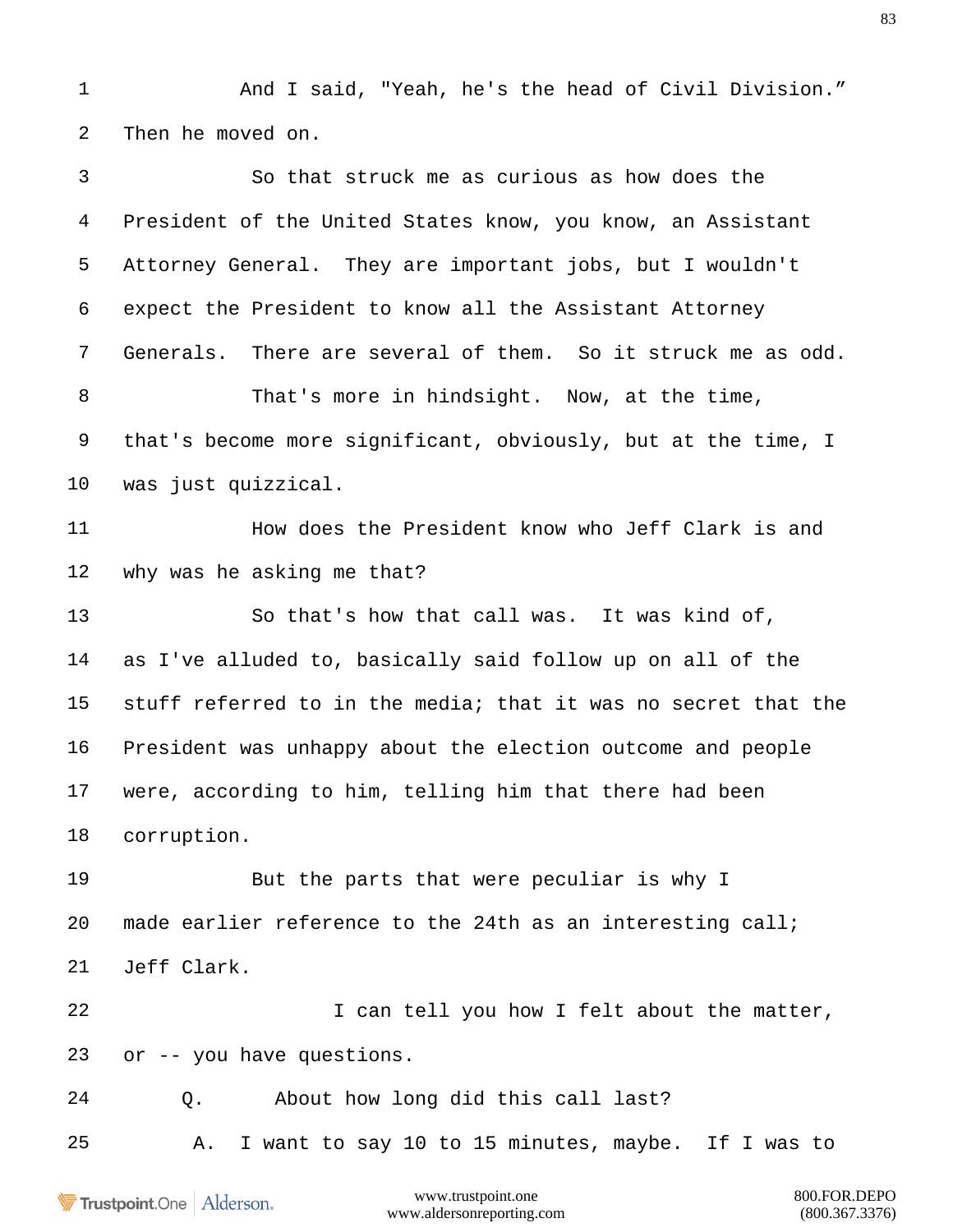1 And I said, "Yeah, he's the head of Civil Division."

2 Then he moved on.

3 So that struck me as curious as how does the

4 President of the United States know, you know, an Assistant

5 Attorney General. They are important jobs, but I wouldn't

6 expect the President to know all the Assistant Attorney

7 Generals. There are several of them. So it struck me as odd.

8 That's more in hindsight. Now, at the time,

9 that's become more significant, obviously, but at the time, I

10 was just quizzical.

11 How does the President know who Jeff Clark is and

12 why was he asking me that?

13 So that's how that call was. It was kind of,

14 as I've alluded to, basically said follow up on all of the

15 stuff referred to in the media; that it was no secret that the

16 President was unhappy about the election outcome and people

17 were, according to him, telling him that there had been

18 corruption.

19 But the parts that were peculiar is why I

20 made earlier reference to the 24th as an interesting call;

21 Jeff Clark.

22 I can tell you how I felt about the matter,

23 or -- you have questions.

24 Q. About how long did this call last?

25 A. I want to say 10 to 15 minutes, maybe. If I was to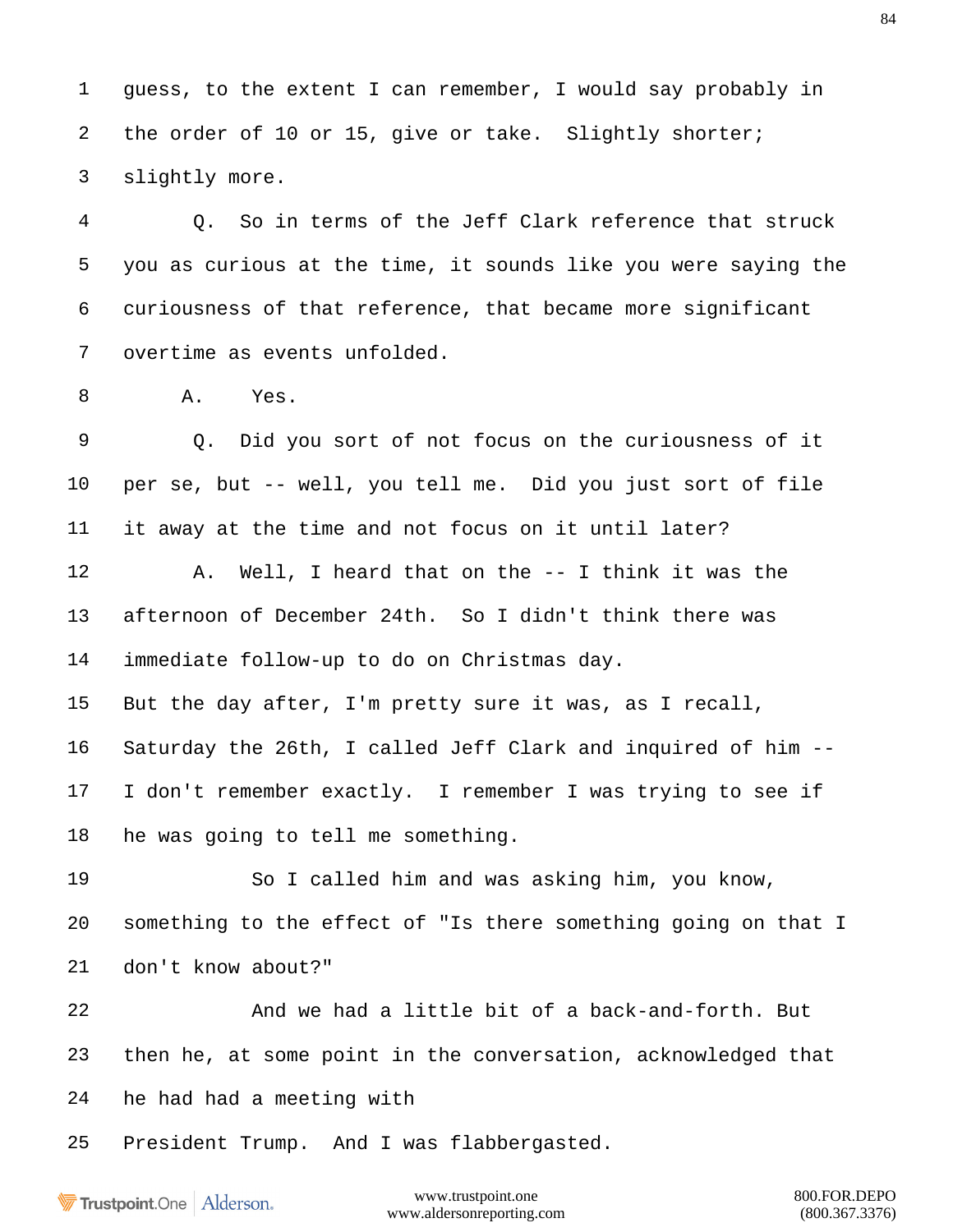guess, to the extent I can remember, I would say probably in the order of 10 or 15, give or take. Slightly shorter; slightly more.

Q. So in terms of the Jeff Clark reference that struck you as curious at the time, it sounds like you were saying the curiousness of that reference, that became more significant overtime as events unfolded.

A. Yes.

Q. Did you sort of not focus on the curiousness of it per se, but -- well, you tell me. Did you just sort of file it away at the time and not focus on it until later?

A. Well, I heard that on the -- I think it was the afternoon of December 24th. So I didn't think there was immediate follow-up to do on Christmas day. But the day after, I'm pretty sure it was, as I recall, Saturday the 26th, I called Jeff Clark and inquired of him -- I don't remember exactly. I remember I was trying to see if he was going to tell me something.

So I called him and was asking him, you know, something to the effect of "Is there something going on that I don't know about?"

And we had a little bit of a back-and-forth. But then he, at some point in the conversation, acknowledged that he had had a meeting with President Trump. And I was flabbergasted.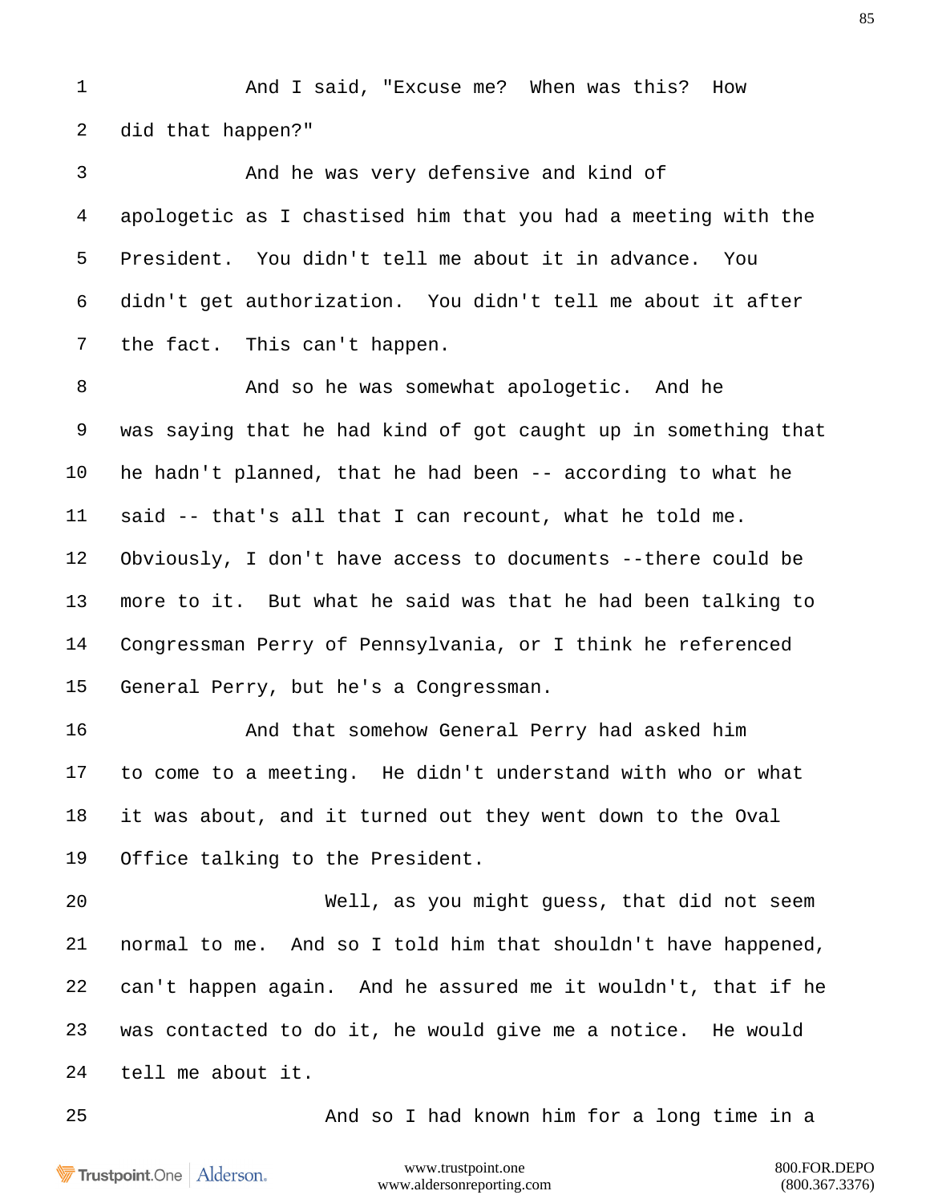1 And I said, "Excuse me? When was this? How
2 did that happen?"
3 And he was very defensive and kind of
4 apologetic as I chastised him that you had a meeting with the
5 President. You didn't tell me about it in advance. You
6 didn't get authorization. You didn't tell me about it after
7 the fact. This can't happen.
8 And so he was somewhat apologetic. And he
9 was saying that he had kind of got caught up in something that
10 he hadn't planned, that he had been -- according to what he
11 said -- that's all that I can recount, what he told me.
12 Obviously, I don't have access to documents --there could be
13 more to it. But what he said was that he had been talking to
14 Congressman Perry of Pennsylvania, or I think he referenced
15 General Perry, but he's a Congressman.
16 And that somehow General Perry had asked him
17 to come to a meeting. He didn't understand with who or what
18 it was about, and it turned out they went down to the Oval
19 Office talking to the President.
20 Well, as you might guess, that did not seem
21 normal to me. And so I told him that shouldn't have happened,
22 can't happen again. And he assured me it wouldn't, that if he
23 was contacted to do it, he would give me a notice. He would
24 tell me about it.
25 And so I had known him for a long time in a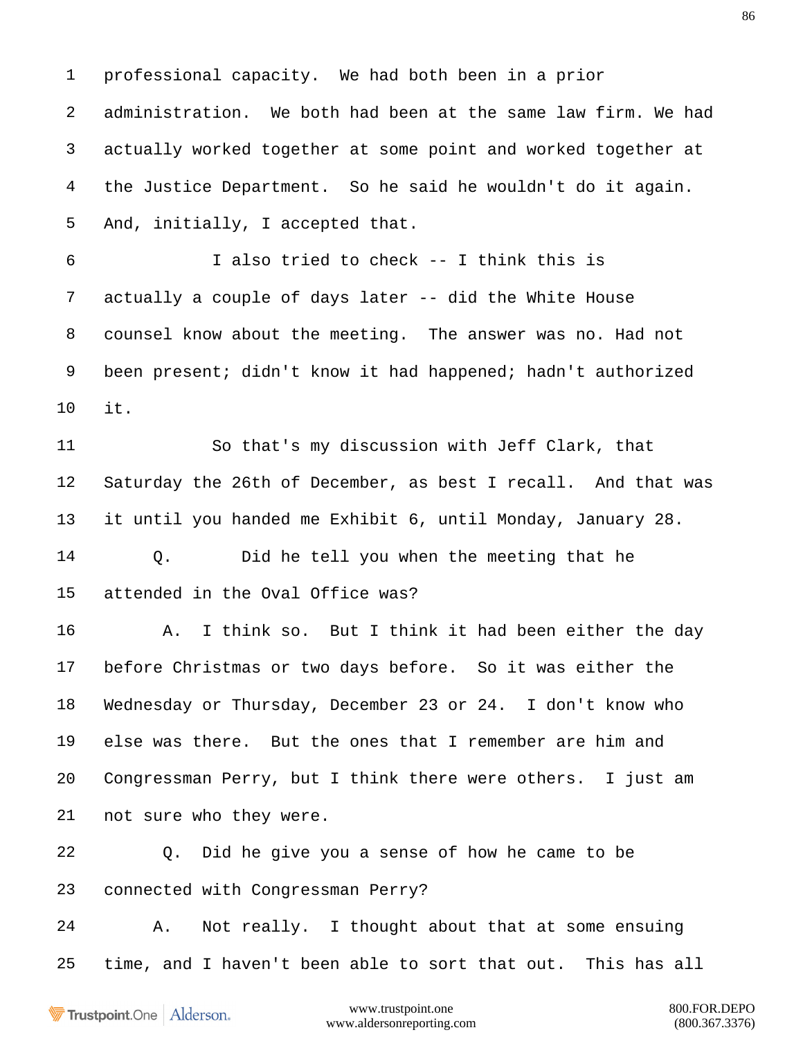1 professional capacity. We had both been in a prior

2 administration. We both had been at the same law firm. We had

3 actually worked together at some point and worked together at

4 the Justice Department. So he said he wouldn't do it again.

5 And, initially, I accepted that.

6 I also tried to check -- I think this is

7 actually a couple of days later -- did the White House

8 counsel know about the meeting. The answer was no. Had not

9 been present; didn't know it had happened; hadn't authorized

10 it.

11 So that's my discussion with Jeff Clark, that

12 Saturday the 26th of December, as best I recall. And that was

13 it until you handed me Exhibit 6, until Monday, January 28.

14 Q. Did he tell you when the meeting that he

15 attended in the Oval Office was?

16 A. I think so. But I think it had been either the day

17 before Christmas or two days before. So it was either the

18 Wednesday or Thursday, December 23 or 24. I don't know who

19 else was there. But the ones that I remember are him and

20 Congressman Perry, but I think there were others. I just am

21 not sure who they were.

22 Q. Did he give you a sense of how he came to be

23 connected with Congressman Perry?

24 A. Not really. I thought about that at some ensuing

25 time, and I haven't been able to sort that out. This has all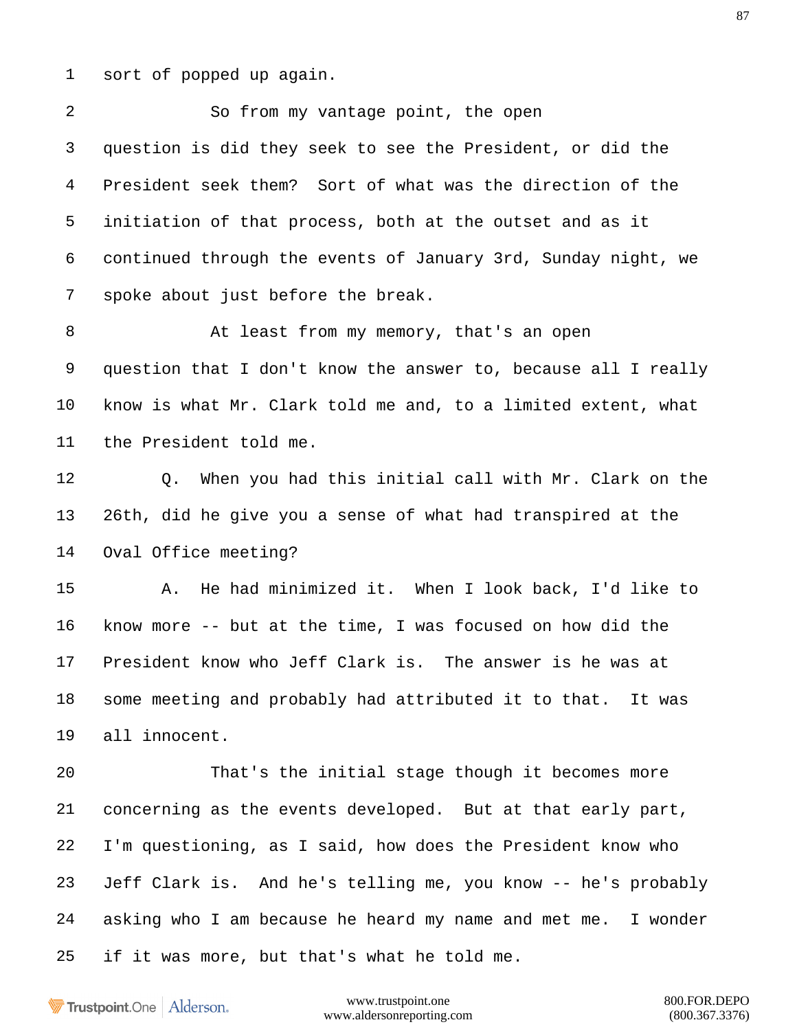1 sort of popped up again.

2 So from my vantage point, the open

3 question is did they seek to see the President, or did the

4 President seek them? Sort of what was the direction of the

5 initiation of that process, both at the outset and as it

6 continued through the events of January 3rd, Sunday night, we

7 spoke about just before the break.

8 At least from my memory, that's an open

9 question that I don't know the answer to, because all I really

10 know is what Mr. Clark told me and, to a limited extent, what

11 the President told me.

12 Q. When you had this initial call with Mr. Clark on the

13 26th, did he give you a sense of what had transpired at the

14 Oval Office meeting?

15 A. He had minimized it. When I look back, I'd like to

16 know more -- but at the time, I was focused on how did the

17 President know who Jeff Clark is. The answer is he was at

18 some meeting and probably had attributed it to that. It was

19 all innocent.

20 That's the initial stage though it becomes more

21 concerning as the events developed. But at that early part,

22 I'm questioning, as I said, how does the President know who

23 Jeff Clark is. And he's telling me, you know -- he's probably

24 asking who I am because he heard my name and met me. I wonder

25 if it was more, but that's what he told me.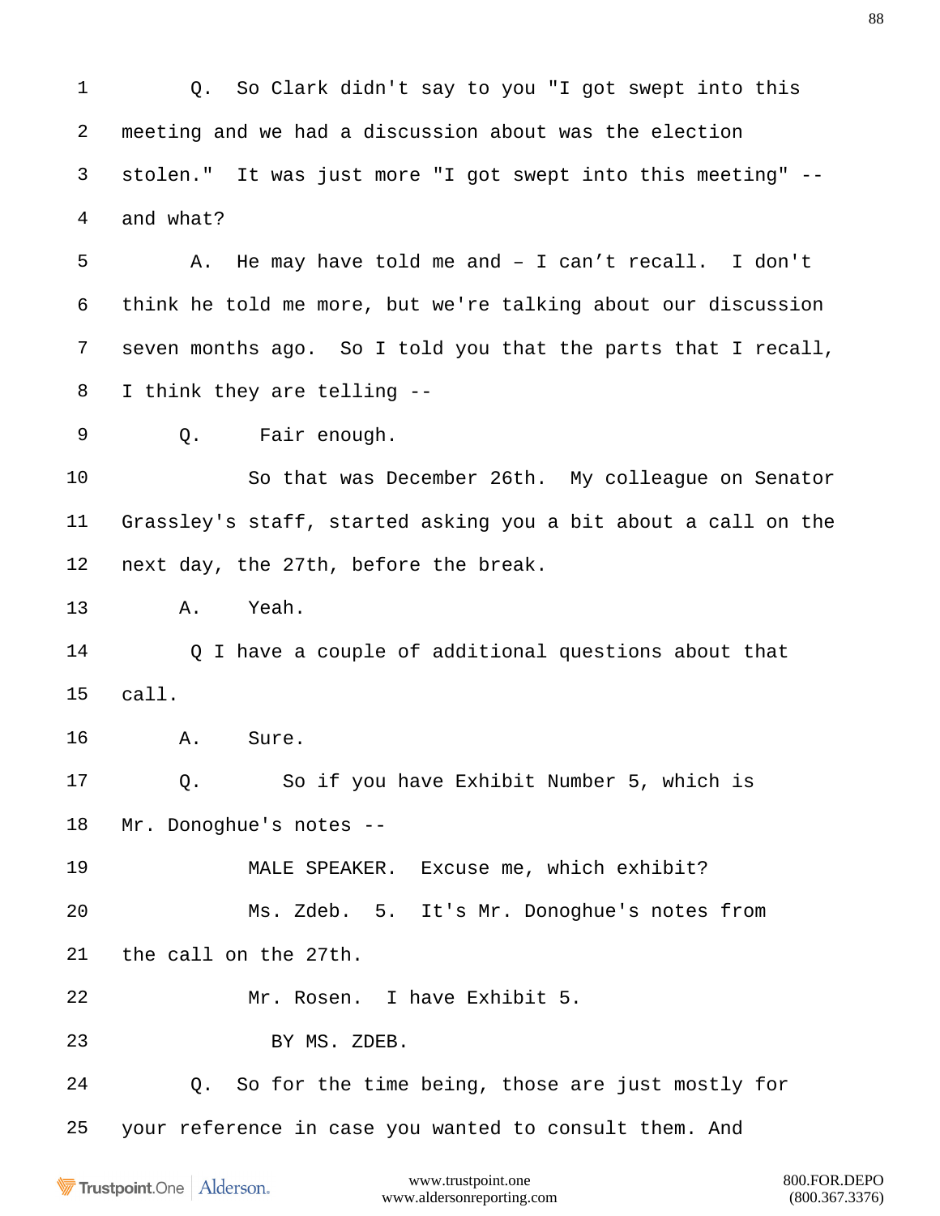1 Q. So Clark didn't say to you "I got swept into this

2 meeting and we had a discussion about was the election

3 stolen." It was just more "I got swept into this meeting" --

4 and what?

5 A. He may have told me and – I can’t recall. I don't

6 think he told me more, but we're talking about our discussion

7 seven months ago. So I told you that the parts that I recall,

8 I think they are telling --

9 Q. Fair enough.

10 So that was December 26th. My colleague on Senator

11 Grassley's staff, started asking you a bit about a call on the

12 next day, the 27th, before the break.

13 A. Yeah.

14 Q I have a couple of additional questions about that

15 call.

16 A. Sure.

17 Q. So if you have Exhibit Number 5, which is

18 Mr. Donoghue's notes --

19 MALE SPEAKER. Excuse me, which exhibit?

20 Ms. Zdeb. 5. It's Mr. Donoghue's notes from

21 the call on the 27th.

22 Mr. Rosen. I have Exhibit 5.

23 BY MS. ZDEB.

24 Q. So for the time being, those are just mostly for

25 your reference in case you wanted to consult them. And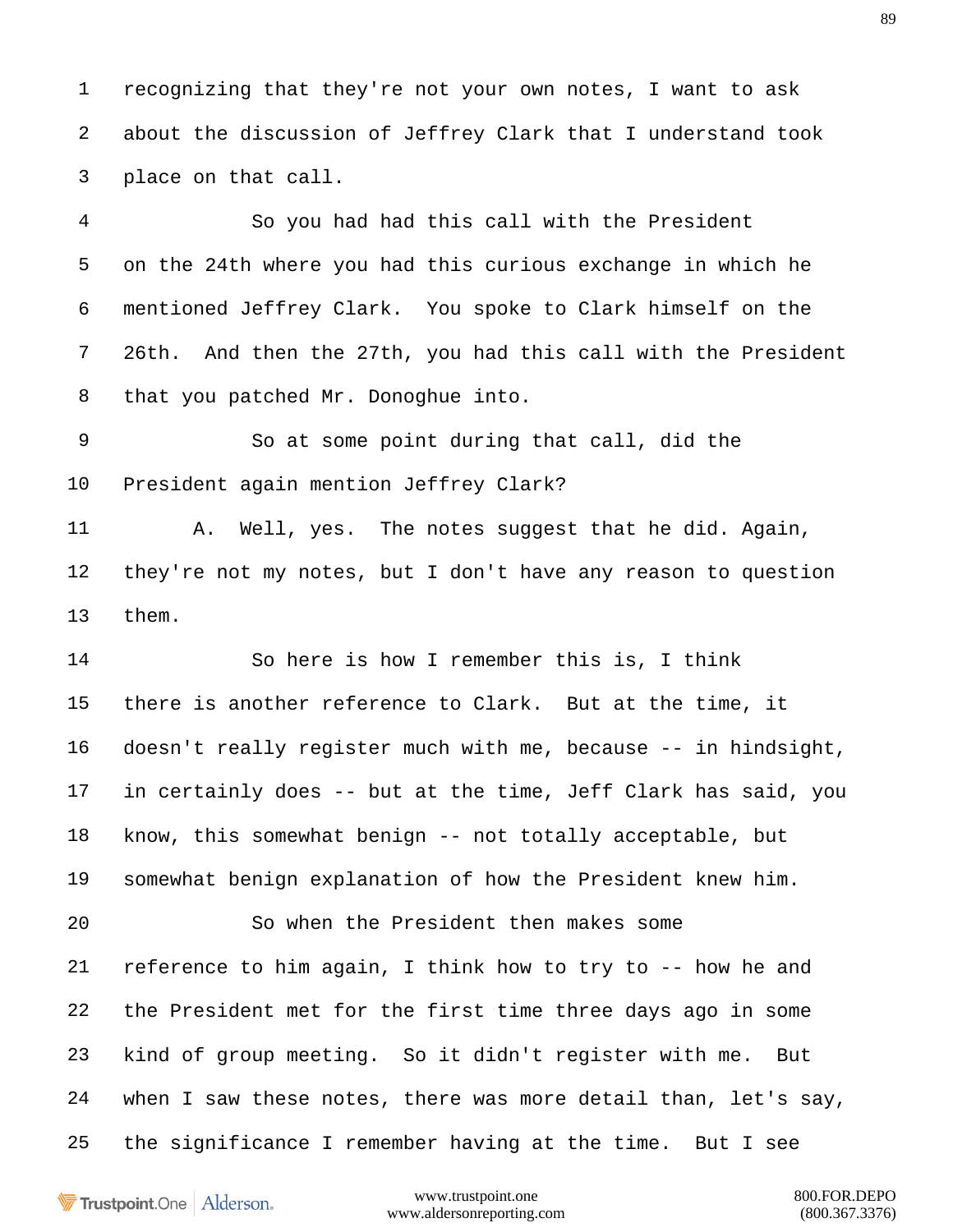1 recognizing that they're not your own notes, I want to ask
2 about the discussion of Jeffrey Clark that I understand took
3 place on that call.
4 So you had had this call with the President
5 on the 24th where you had this curious exchange in which he
6 mentioned Jeffrey Clark. You spoke to Clark himself on the
7 26th. And then the 27th, you had this call with the President
8 that you patched Mr. Donoghue into.
9 So at some point during that call, did the
10 President again mention Jeffrey Clark?
11 A. Well, yes. The notes suggest that he did. Again,
12 they're not my notes, but I don't have any reason to question
13 them.
14 So here is how I remember this is, I think
15 there is another reference to Clark. But at the time, it
16 doesn't really register much with me, because -- in hindsight,
17 in certainly does -- but at the time, Jeff Clark has said, you
18 know, this somewhat benign -- not totally acceptable, but
19 somewhat benign explanation of how the President knew him.
20 So when the President then makes some
21 reference to him again, I think how to try to -- how he and
22 the President met for the first time three days ago in some
23 kind of group meeting. So it didn't register with me. But
24 when I saw these notes, there was more detail than, let's say,
25 the significance I remember having at the time. But I see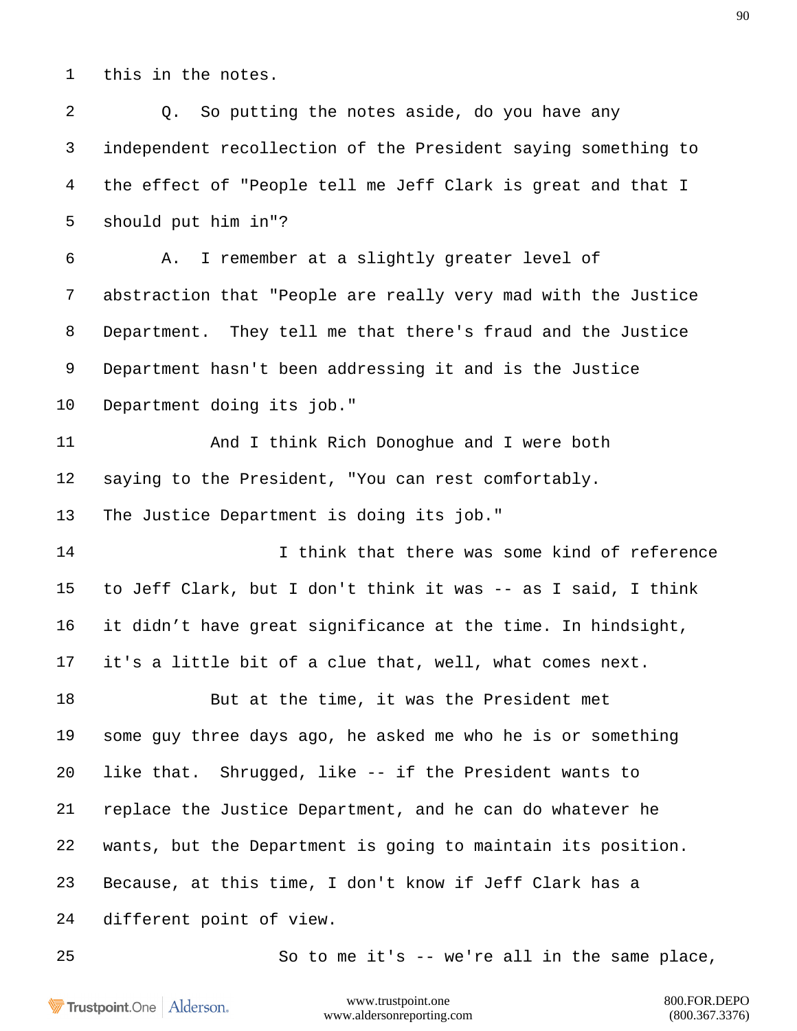this in the notes.

Q. So putting the notes aside, do you have any independent recollection of the President saying something to the effect of "People tell me Jeff Clark is great and that I should put him in"?

A. I remember at a slightly greater level of abstraction that "People are really very mad with the Justice Department. They tell me that there's fraud and the Justice Department hasn't been addressing it and is the Justice Department doing its job."

And I think Rich Donoghue and I were both saying to the President, "You can rest comfortably. The Justice Department is doing its job."

I think that there was some kind of reference to Jeff Clark, but I don't think it was -- as I said, I think it didn't have great significance at the time. In hindsight, it's a little bit of a clue that, well, what comes next.

But at the time, it was the President met some guy three days ago, he asked me who he is or something like that. Shrugged, like -- if the President wants to replace the Justice Department, and he can do whatever he wants, but the Department is going to maintain its position. Because, at this time, I don't know if Jeff Clark has a different point of view.

So to me it's -- we're all in the same place,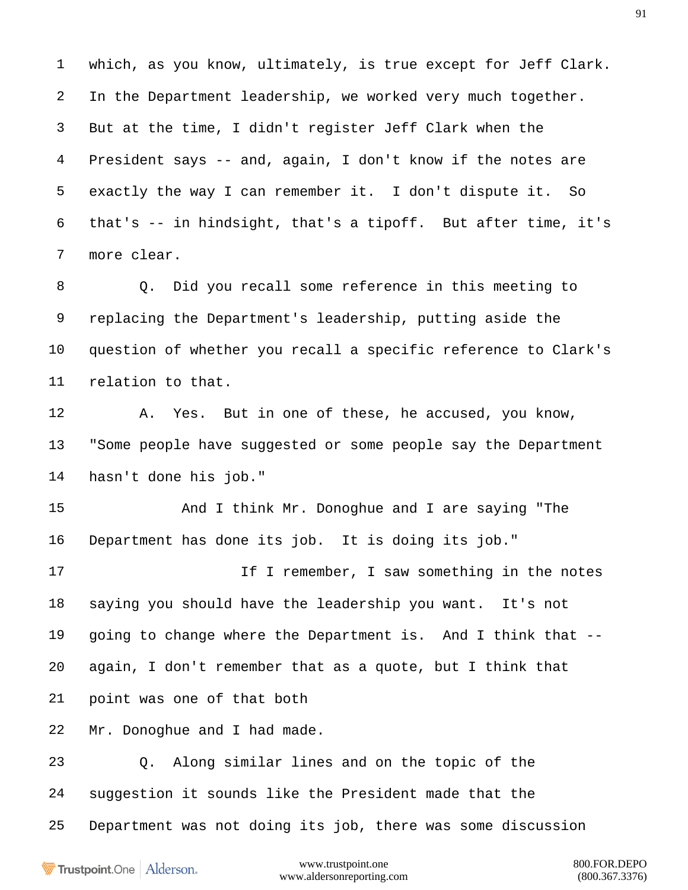1 which, as you know, ultimately, is true except for Jeff Clark.
2 In the Department leadership, we worked very much together.
3 But at the time, I didn't register Jeff Clark when the
4 President says -- and, again, I don't know if the notes are
5 exactly the way I can remember it. I don't dispute it. So
6 that's -- in hindsight, that's a tipoff. But after time, it's
7 more clear.
8 Q. Did you recall some reference in this meeting to
9 replacing the Department's leadership, putting aside the
10 question of whether you recall a specific reference to Clark's
11 relation to that.
12 A. Yes. But in one of these, he accused, you know,
13 "Some people have suggested or some people say the Department
14 hasn't done his job."
15 And I think Mr. Donoghue and I are saying "The
16 Department has done its job. It is doing its job."
17 If I remember, I saw something in the notes
18 saying you should have the leadership you want. It's not
19 going to change where the Department is. And I think that --
20 again, I don't remember that as a quote, but I think that
21 point was one of that both
22 Mr. Donoghue and I had made.
23 Q. Along similar lines and on the topic of the
24 suggestion it sounds like the President made that the
25 Department was not doing its job, there was some discussion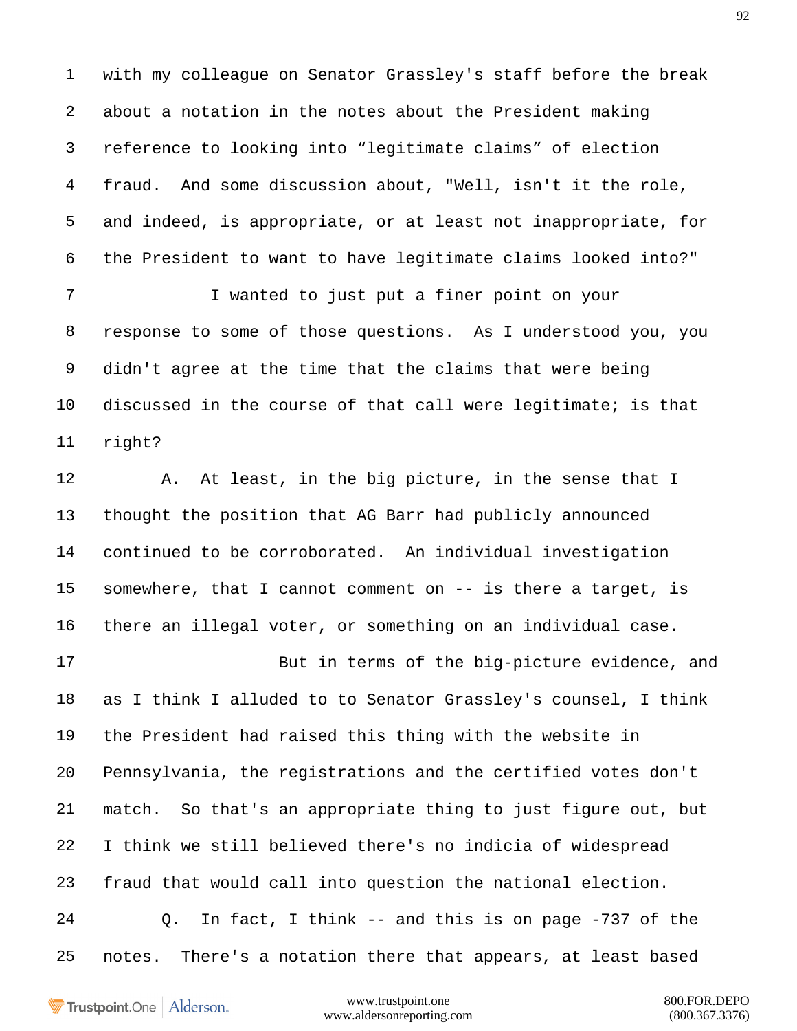with my colleague on Senator Grassley's staff before the break about a notation in the notes about the President making reference to looking into “legitimate claims” of election fraud. And some discussion about, "Well, isn't it the role, and indeed, is appropriate, or at least not inappropriate, for the President to want to have legitimate claims looked into?"

I wanted to just put a finer point on your response to some of those questions. As I understood you, you didn't agree at the time that the claims that were being discussed in the course of that call were legitimate; is that right?

A. At least, in the big picture, in the sense that I thought the position that AG Barr had publicly announced continued to be corroborated. An individual investigation somewhere, that I cannot comment on -- is there a target, is there an illegal voter, or something on an individual case.

But in terms of the big-picture evidence, and as I think I alluded to to Senator Grassley's counsel, I think the President had raised this thing with the website in Pennsylvania, the registrations and the certified votes don't match. So that's an appropriate thing to just figure out, but I think we still believed there's no indicia of widespread fraud that would call into question the national election.

Q. In fact, I think -- and this is on page -737 of the notes. There's a notation there that appears, at least based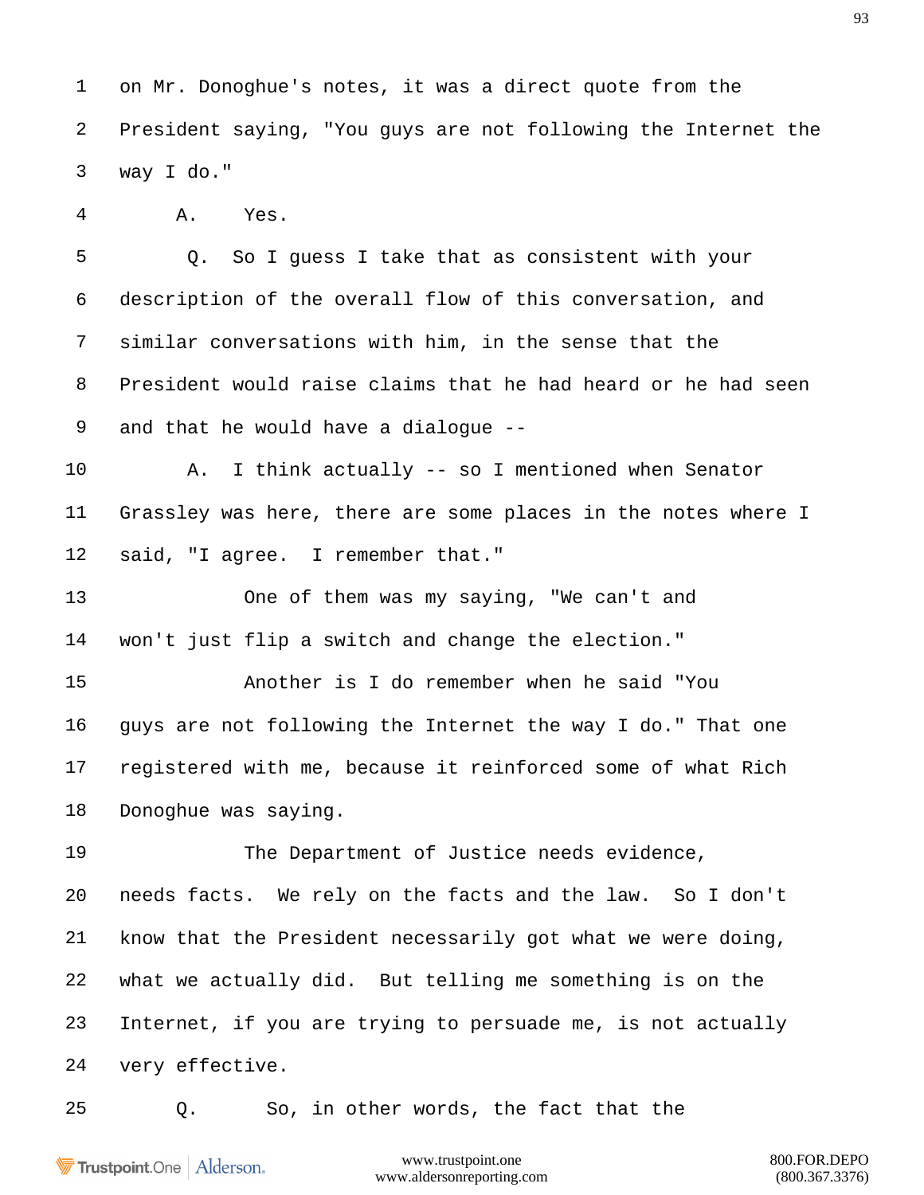1 on Mr. Donoghue's notes, it was a direct quote from the
2 President saying, "You guys are not following the Internet the
3 way I do."
4 A. Yes.
5 Q. So I guess I take that as consistent with your
6 description of the overall flow of this conversation, and
7 similar conversations with him, in the sense that the
8 President would raise claims that he had heard or he had seen
9 and that he would have a dialogue --
10 A. I think actually -- so I mentioned when Senator
11 Grassley was here, there are some places in the notes where I
12 said, "I agree. I remember that."
13 One of them was my saying, "We can't and
14 won't just flip a switch and change the election."
15 Another is I do remember when he said "You
16 guys are not following the Internet the way I do." That one
17 registered with me, because it reinforced some of what Rich
18 Donoghue was saying.
19 The Department of Justice needs evidence,
20 needs facts. We rely on the facts and the law. So I don't
21 know that the President necessarily got what we were doing,
22 what we actually did. But telling me something is on the
23 Internet, if you are trying to persuade me, is not actually
24 very effective.
25 Q. So, in other words, the fact that the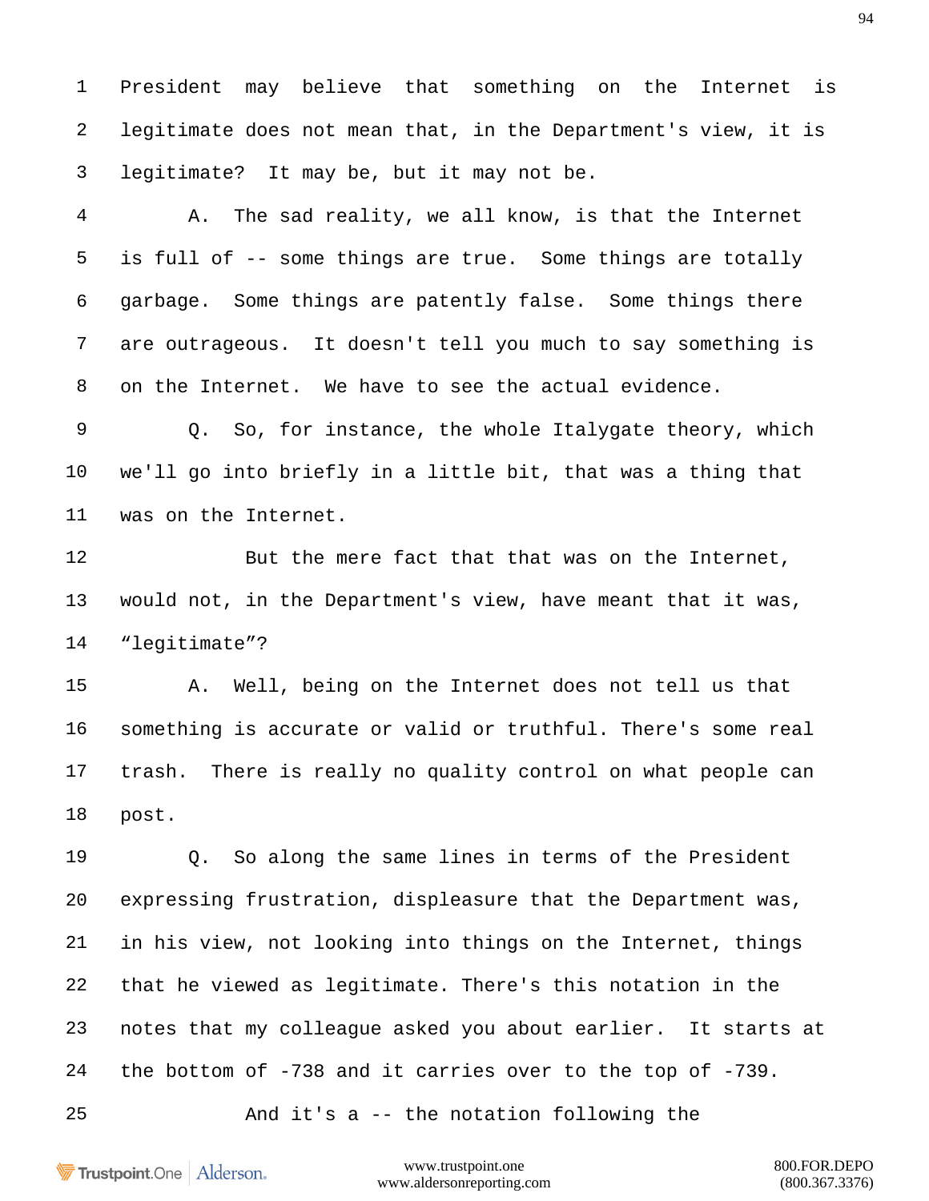1 President may believe that something on the Internet is

2 legitimate does not mean that, in the Department's view, it is

3 legitimate? It may be, but it may not be.

4 A. The sad reality, we all know, is that the Internet

5 is full of -- some things are true. Some things are totally

6 garbage. Some things are patently false. Some things there

7 are outrageous. It doesn't tell you much to say something is

8 on the Internet. We have to see the actual evidence.

9 Q. So, for instance, the whole Italygate theory, which

10 we'll go into briefly in a little bit, that was a thing that

11 was on the Internet.

12 But the mere fact that that was on the Internet,

13 would not, in the Department's view, have meant that it was,

14 "legitimate"?

15 A. Well, being on the Internet does not tell us that

16 something is accurate or valid or truthful. There's some real

17 trash. There is really no quality control on what people can

18 post.

19 Q. So along the same lines in terms of the President

20 expressing frustration, displeasure that the Department was,

21 in his view, not looking into things on the Internet, things

22 that he viewed as legitimate. There's this notation in the

23 notes that my colleague asked you about earlier. It starts at

24 the bottom of -738 and it carries over to the top of -739.

25 And it's a -- the notation following the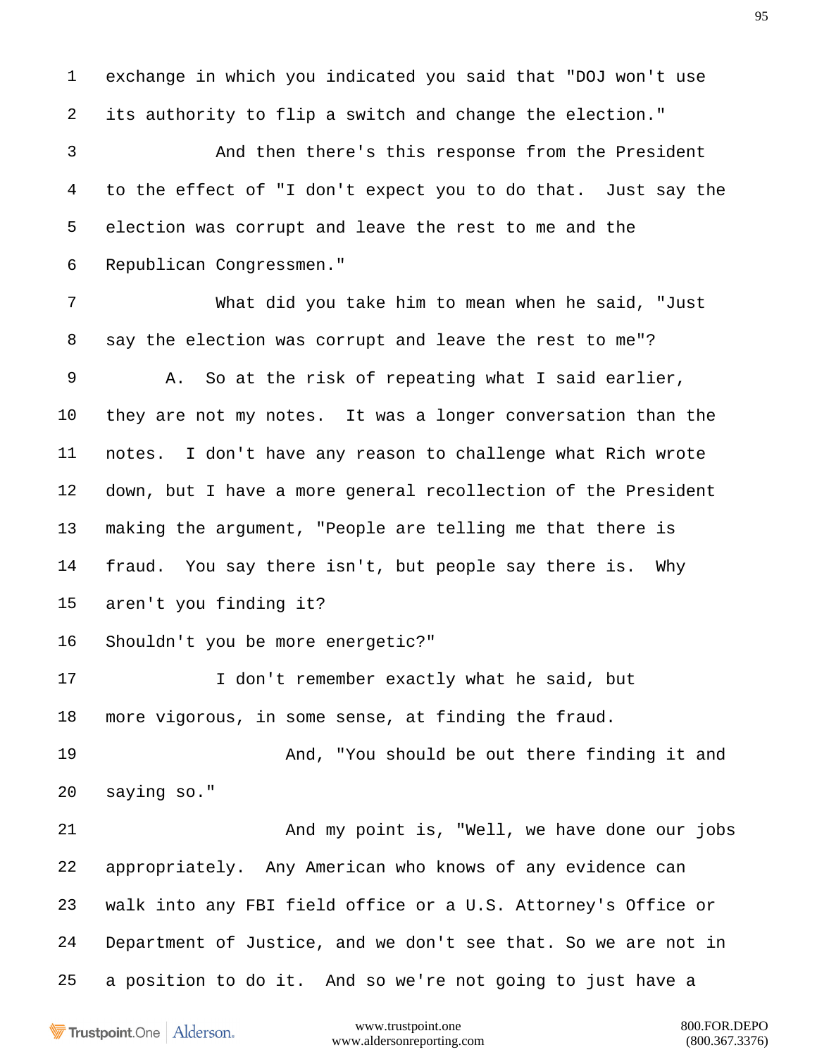1 exchange in which you indicated you said that "DOJ won't use

2 its authority to flip a switch and change the election."

3 And then there's this response from the President

4 to the effect of "I don't expect you to do that. Just say the

5 election was corrupt and leave the rest to me and the

6 Republican Congressmen."

7 What did you take him to mean when he said, "Just

8 say the election was corrupt and leave the rest to me"?

9 A. So at the risk of repeating what I said earlier,

10 they are not my notes. It was a longer conversation than the

11 notes. I don't have any reason to challenge what Rich wrote

12 down, but I have a more general recollection of the President

13 making the argument, "People are telling me that there is

14 fraud. You say there isn't, but people say there is. Why

15 aren't you finding it?

16 Shouldn't you be more energetic?"

17 I don't remember exactly what he said, but

18 more vigorous, in some sense, at finding the fraud.

19 And, "You should be out there finding it and

20 saying so."

21 And my point is, "Well, we have done our jobs

22 appropriately. Any American who knows of any evidence can

23 walk into any FBI field office or a U.S. Attorney's Office or

24 Department of Justice, and we don't see that. So we are not in

25 a position to do it. And so we're not going to just have a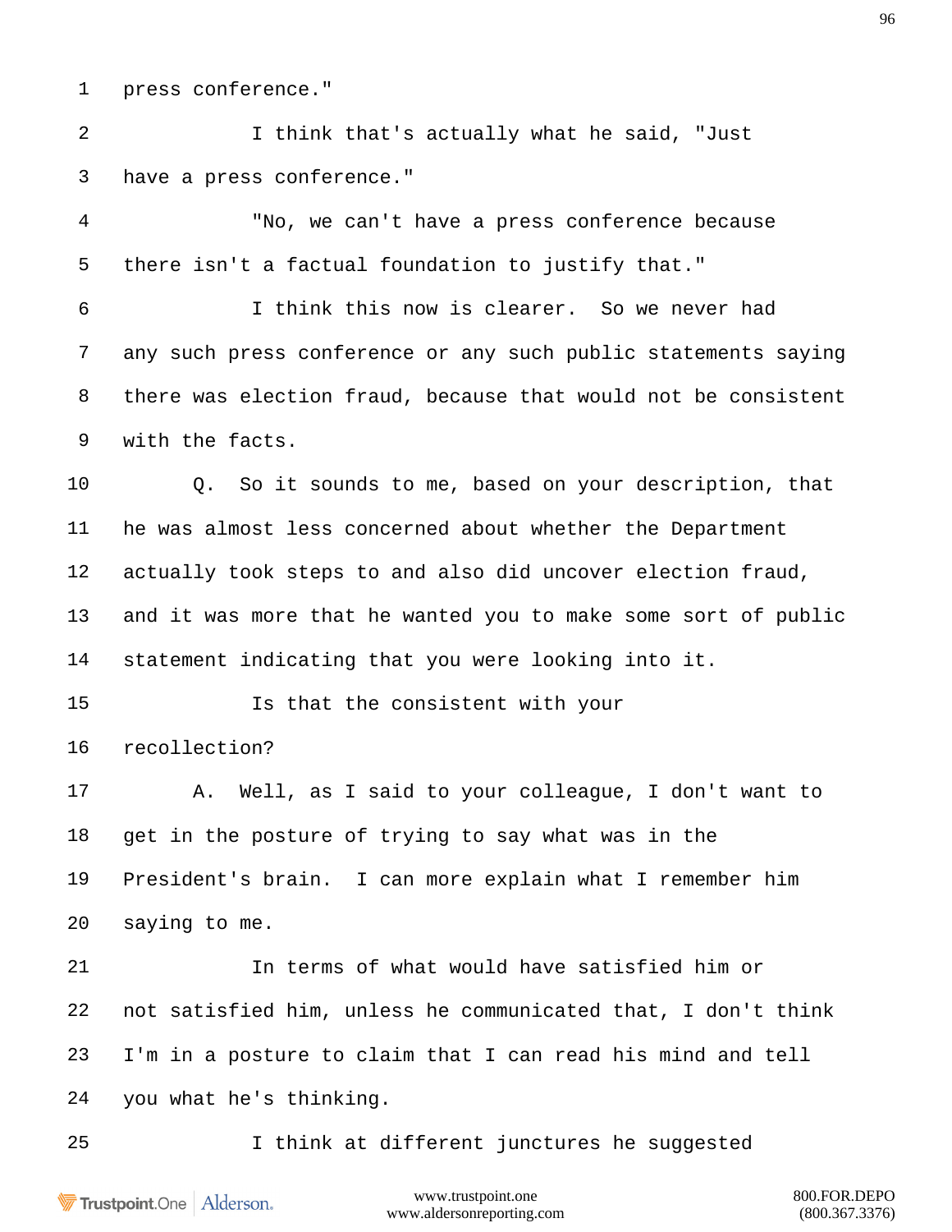1 press conference."

2 I think that's actually what he said, "Just

3 have a press conference."

4 "No, we can't have a press conference because

5 there isn't a factual foundation to justify that."

6 I think this now is clearer. So we never had

7 any such press conference or any such public statements saying

8 there was election fraud, because that would not be consistent

9 with the facts.

10 Q. So it sounds to me, based on your description, that

11 he was almost less concerned about whether the Department

12 actually took steps to and also did uncover election fraud,

13 and it was more that he wanted you to make some sort of public

14 statement indicating that you were looking into it.

15 Is that the consistent with your

16 recollection?

17 A. Well, as I said to your colleague, I don't want to

18 get in the posture of trying to say what was in the

19 President's brain. I can more explain what I remember him

20 saying to me.

21 In terms of what would have satisfied him or

22 not satisfied him, unless he communicated that, I don't think

23 I'm in a posture to claim that I can read his mind and tell

24 you what he's thinking.

25 I think at different junctures he suggested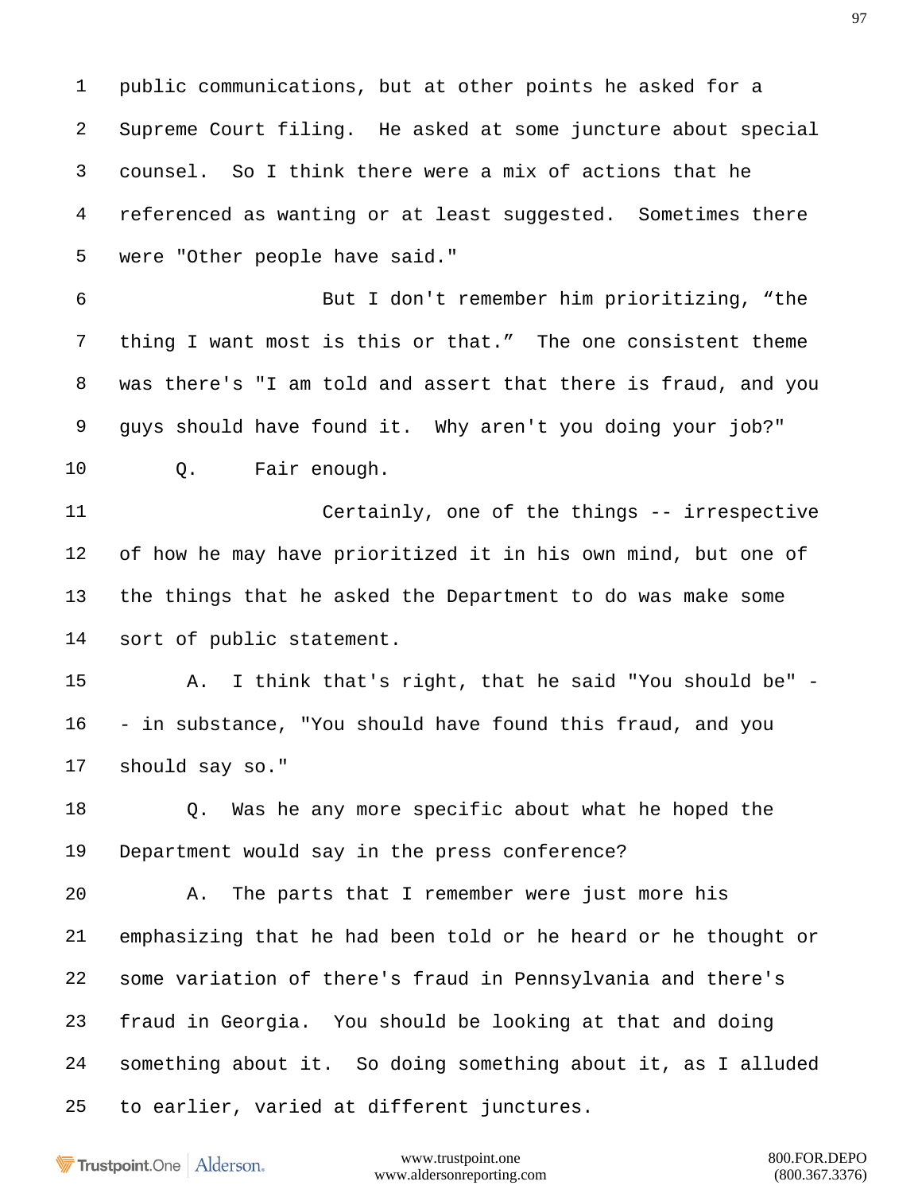1 public communications, but at other points he asked for a
2 Supreme Court filing. He asked at some juncture about special
3 counsel. So I think there were a mix of actions that he
4 referenced as wanting or at least suggested. Sometimes there
5 were "Other people have said."

6 But I don't remember him prioritizing, “the
7 thing I want most is this or that.” The one consistent theme
8 was there's "I am told and assert that there is fraud, and you
9 guys should have found it. Why aren't you doing your job?"

10 Q. Fair enough.

11 Certainly, one of the things -- irrespective
12 of how he may have prioritized it in his own mind, but one of
13 the things that he asked the Department to do was make some
14 sort of public statement.

15 A. I think that's right, that he said "You should be" -
16 - in substance, "You should have found this fraud, and you
17 should say so."

18 Q. Was he any more specific about what he hoped the
19 Department would say in the press conference?

20 A. The parts that I remember were just more his
21 emphasizing that he had been told or he heard or he thought or
22 some variation of there's fraud in Pennsylvania and there's
23 fraud in Georgia. You should be looking at that and doing
24 something about it. So doing something about it, as I alluded
25 to earlier, varied at different junctures.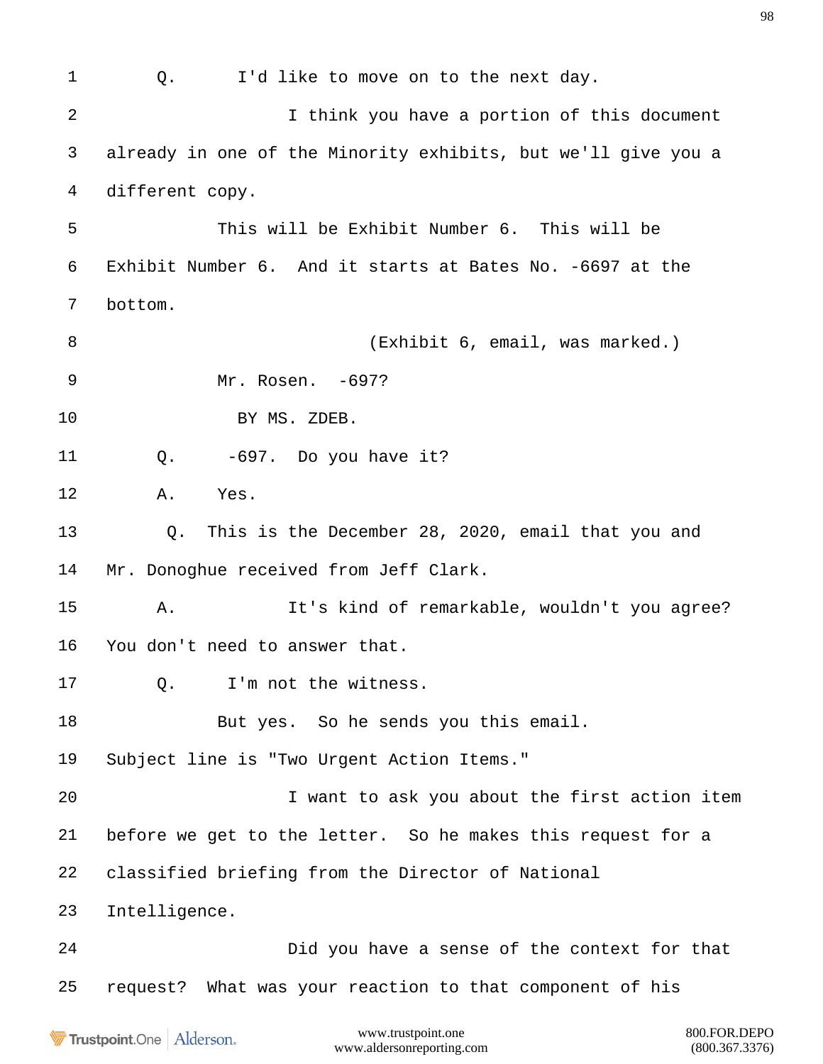1 Q. I'd like to move on to the next day.

2 I think you have a portion of this document

3 already in one of the Minority exhibits, but we'll give you a

4 different copy.

5 This will be Exhibit Number 6. This will be

6 Exhibit Number 6. And it starts at Bates No. -6697 at the

7 bottom.

8 (Exhibit 6, email, was marked.)

9 Mr. Rosen. -697?

10 BY MS. ZDEB.

11 Q. -697. Do you have it?

12 A. Yes.

13 Q. This is the December 28, 2020, email that you and

14 Mr. Donoghue received from Jeff Clark.

15 A. It's kind of remarkable, wouldn't you agree?

16 You don't need to answer that.

17 Q. I'm not the witness.

18 But yes. So he sends you this email.

19 Subject line is "Two Urgent Action Items."

20 I want to ask you about the first action item

21 before we get to the letter. So he makes this request for a

22 classified briefing from the Director of National

23 Intelligence.

24 Did you have a sense of the context for that

25 request? What was your reaction to that component of his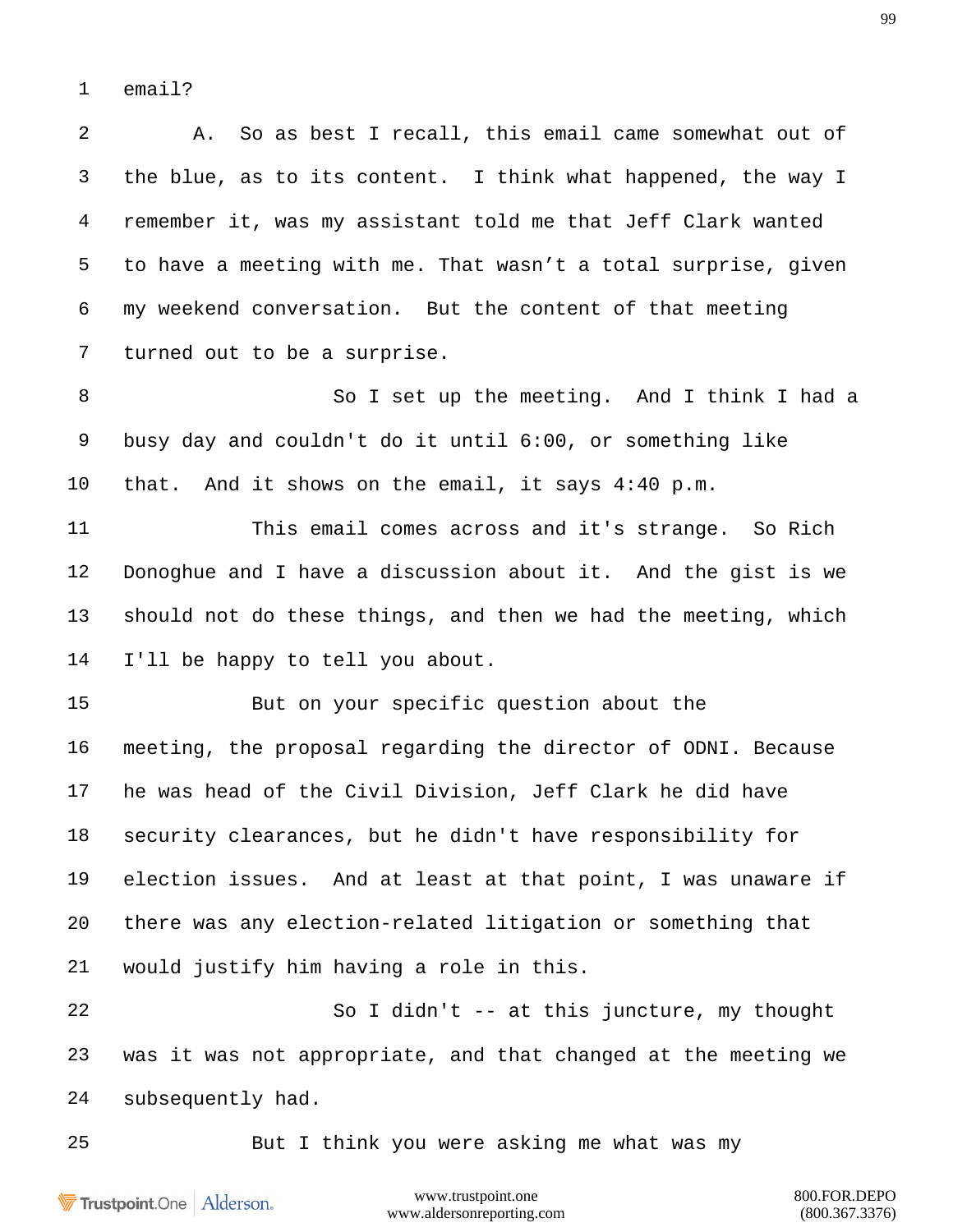1 email?

2 A. So as best I recall, this email came somewhat out of

3 the blue, as to its content. I think what happened, the way I

4 remember it, was my assistant told me that Jeff Clark wanted

5 to have a meeting with me. That wasn't a total surprise, given

6 my weekend conversation. But the content of that meeting

7 turned out to be a surprise.

8 So I set up the meeting. And I think I had a

9 busy day and couldn't do it until 6:00, or something like

10 that. And it shows on the email, it says 4:40 p.m.

11 This email comes across and it's strange. So Rich

12 Donoghue and I have a discussion about it. And the gist is we

13 should not do these things, and then we had the meeting, which

14 I'll be happy to tell you about.

15 But on your specific question about the

16 meeting, the proposal regarding the director of ODNI. Because

17 he was head of the Civil Division, Jeff Clark he did have

18 security clearances, but he didn't have responsibility for

19 election issues. And at least at that point, I was unaware if

20 there was any election-related litigation or something that

21 would justify him having a role in this.

22 So I didn't -- at this juncture, my thought

23 was it was not appropriate, and that changed at the meeting we

24 subsequently had.

25 But I think you were asking me what was my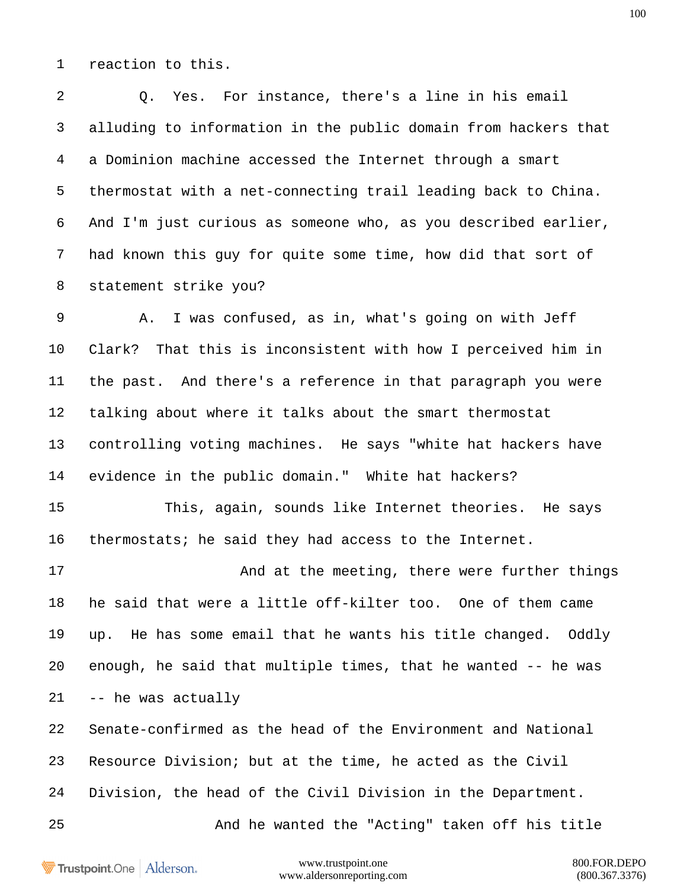1 reaction to this.

2 Q. Yes. For instance, there's a line in his email

3 alluding to information in the public domain from hackers that

4 a Dominion machine accessed the Internet through a smart

5 thermostat with a net-connecting trail leading back to China.

6 And I'm just curious as someone who, as you described earlier,

7 had known this guy for quite some time, how did that sort of

8 statement strike you?

9 A. I was confused, as in, what's going on with Jeff

10 Clark? That this is inconsistent with how I perceived him in

11 the past. And there's a reference in that paragraph you were

12 talking about where it talks about the smart thermostat

13 controlling voting machines. He says "white hat hackers have

14 evidence in the public domain." White hat hackers?

15 This, again, sounds like Internet theories. He says

16 thermostats; he said they had access to the Internet.

17 And at the meeting, there were further things

18 he said that were a little off-kilter too. One of them came

19 up. He has some email that he wants his title changed. Oddly

20 enough, he said that multiple times, that he wanted -- he was

21 -- he was actually

22 Senate-confirmed as the head of the Environment and National

23 Resource Division; but at the time, he acted as the Civil

24 Division, the head of the Civil Division in the Department.

25 And he wanted the "Acting" taken off his title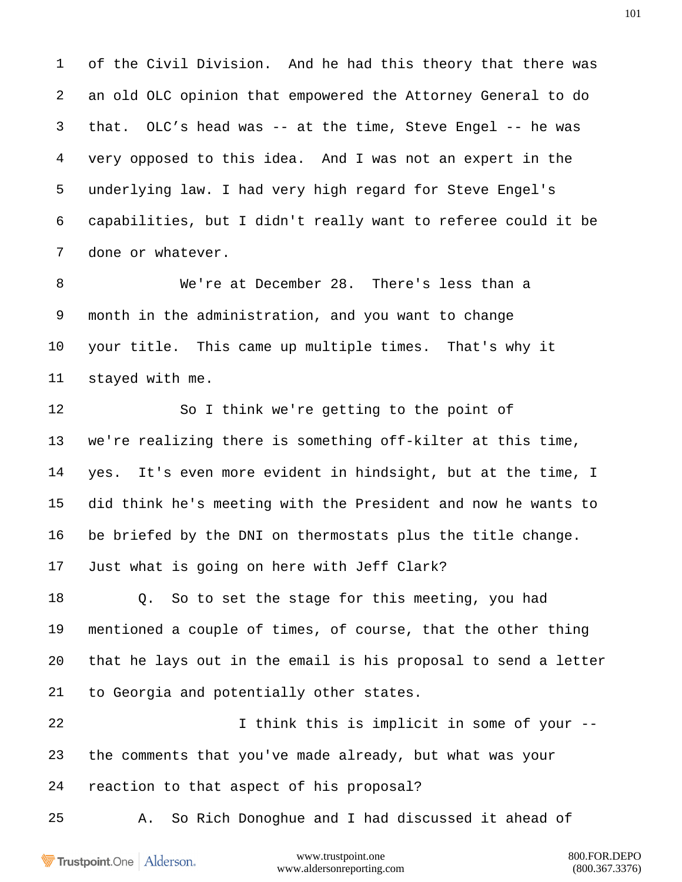of the Civil Division. And he had this theory that there was an old OLC opinion that empowered the Attorney General to do that. OLC's head was -- at the time, Steve Engel -- he was very opposed to this idea. And I was not an expert in the underlying law. I had very high regard for Steve Engel's capabilities, but I didn't really want to referee could it be done or whatever.

We're at December 28. There's less than a month in the administration, and you want to change your title. This came up multiple times. That's why it stayed with me.

So I think we're getting to the point of we're realizing there is something off-kilter at this time, yes. It's even more evident in hindsight, but at the time, I did think he's meeting with the President and now he wants to be briefed by the DNI on thermostats plus the title change. Just what is going on here with Jeff Clark?

Q. So to set the stage for this meeting, you had mentioned a couple of times, of course, that the other thing that he lays out in the email is his proposal to send a letter to Georgia and potentially other states.

I think this is implicit in some of your -- the comments that you've made already, but what was your reaction to that aspect of his proposal?

A. So Rich Donoghue and I had discussed it ahead of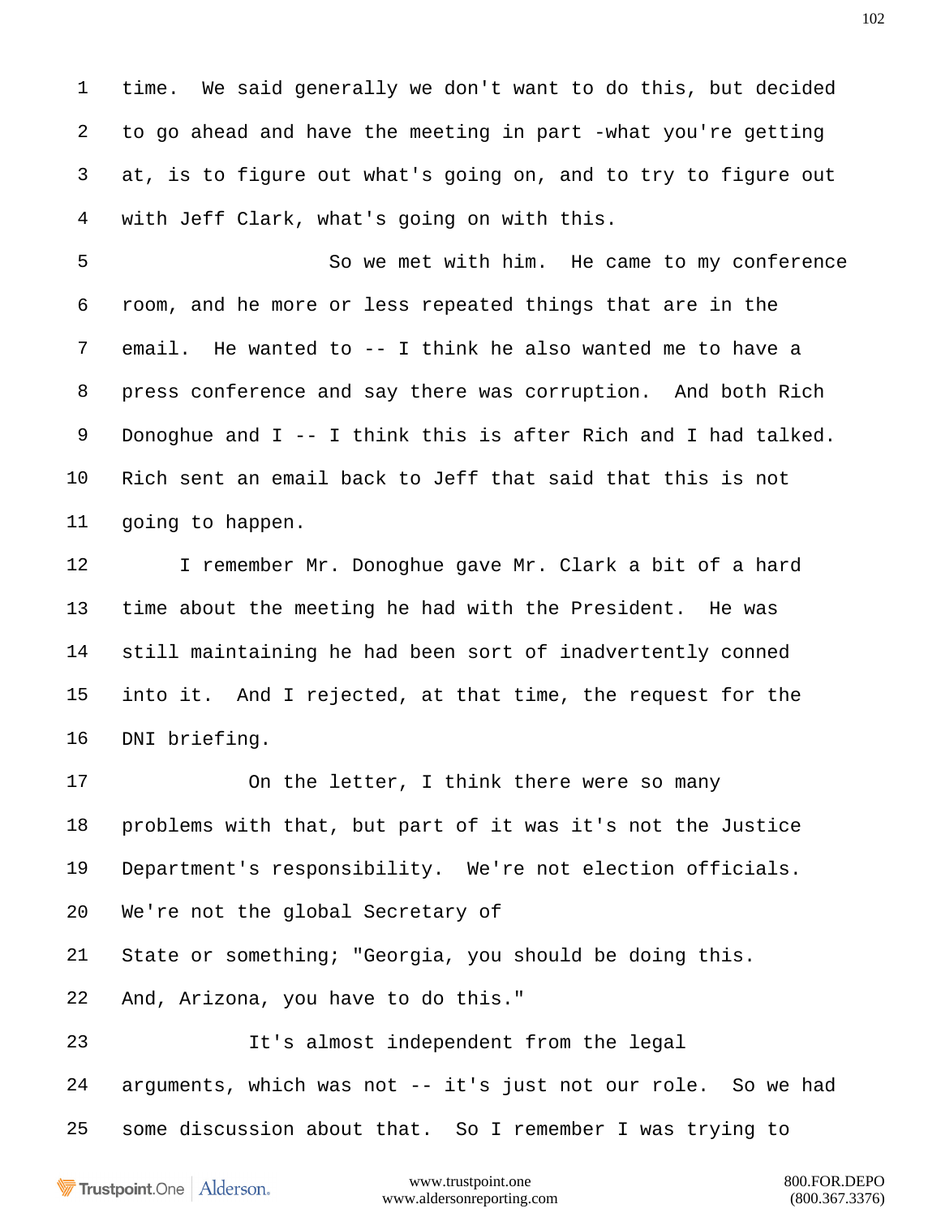1 time. We said generally we don't want to do this, but decided
2 to go ahead and have the meeting in part -what you're getting
3 at, is to figure out what's going on, and to try to figure out
4 with Jeff Clark, what's going on with this.

5 So we met with him. He came to my conference
6 room, and he more or less repeated things that are in the
7 email. He wanted to -- I think he also wanted me to have a
8 press conference and say there was corruption. And both Rich
9 Donoghue and I -- I think this is after Rich and I had talked.
10 Rich sent an email back to Jeff that said that this is not
11 going to happen.

12 I remember Mr. Donoghue gave Mr. Clark a bit of a hard
13 time about the meeting he had with the President. He was
14 still maintaining he had been sort of inadvertently conned
15 into it. And I rejected, at that time, the request for the
16 DNI briefing.

17 On the letter, I think there were so many
18 problems with that, but part of it was it's not the Justice
19 Department's responsibility. We're not election officials.
20 We're not the global Secretary of
21 State or something; "Georgia, you should be doing this.
22 And, Arizona, you have to do this."

23 It's almost independent from the legal
24 arguments, which was not -- it's just not our role. So we had
25 some discussion about that. So I remember I was trying to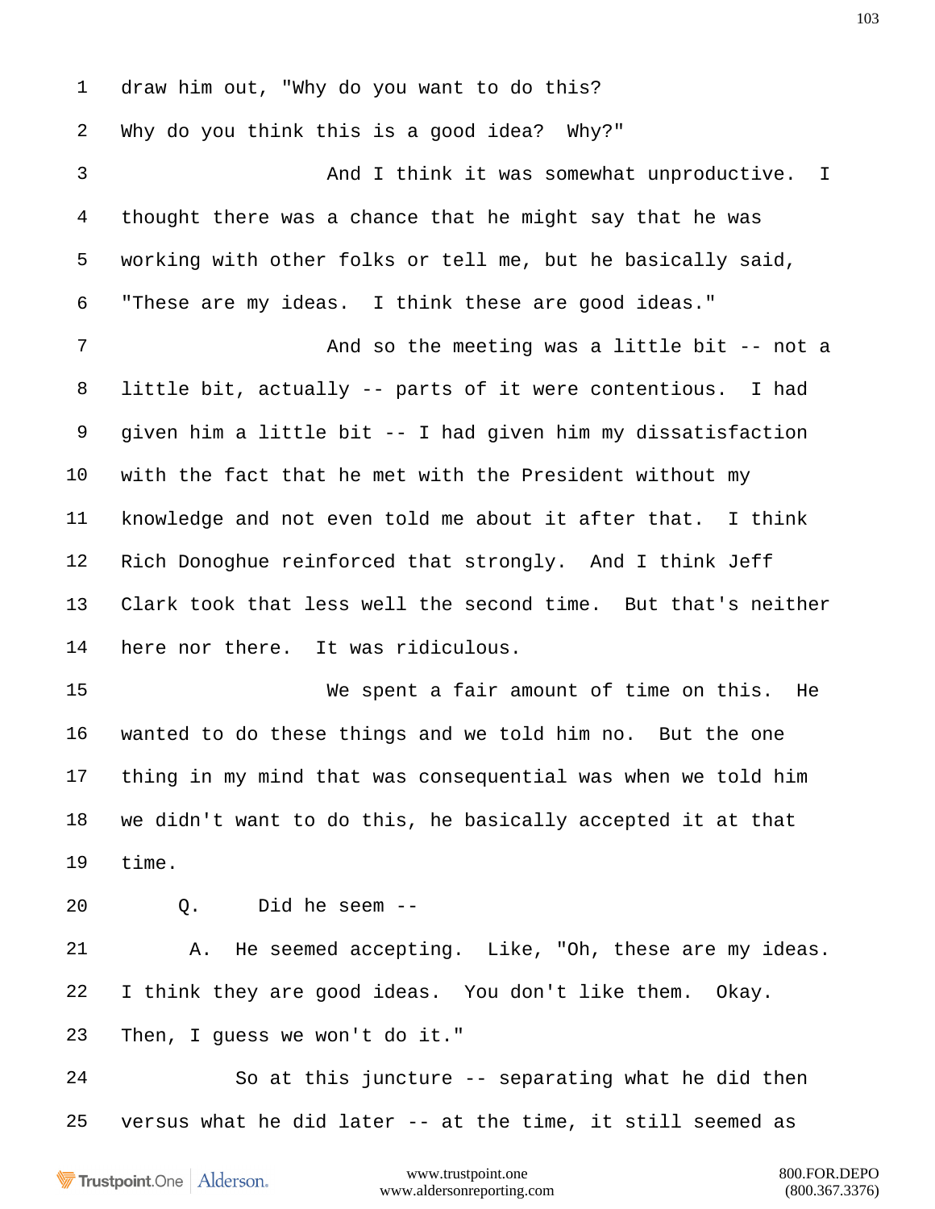1 draw him out, "Why do you want to do this?

2 Why do you think this is a good idea? Why?"

3 And I think it was somewhat unproductive. I

4 thought there was a chance that he might say that he was

5 working with other folks or tell me, but he basically said,

6 "These are my ideas. I think these are good ideas."

7 And so the meeting was a little bit -- not a

8 little bit, actually -- parts of it were contentious. I had

9 given him a little bit -- I had given him my dissatisfaction

10 with the fact that he met with the President without my

11 knowledge and not even told me about it after that. I think

12 Rich Donoghue reinforced that strongly. And I think Jeff

13 Clark took that less well the second time. But that's neither

14 here nor there. It was ridiculous.

15 We spent a fair amount of time on this. He

16 wanted to do these things and we told him no. But the one

17 thing in my mind that was consequential was when we told him

18 we didn't want to do this, he basically accepted it at that

19 time.

20 Q. Did he seem --

21 A. He seemed accepting. Like, "Oh, these are my ideas.

22 I think they are good ideas. You don't like them. Okay.

23 Then, I guess we won't do it."

24 So at this juncture -- separating what he did then

25 versus what he did later -- at the time, it still seemed as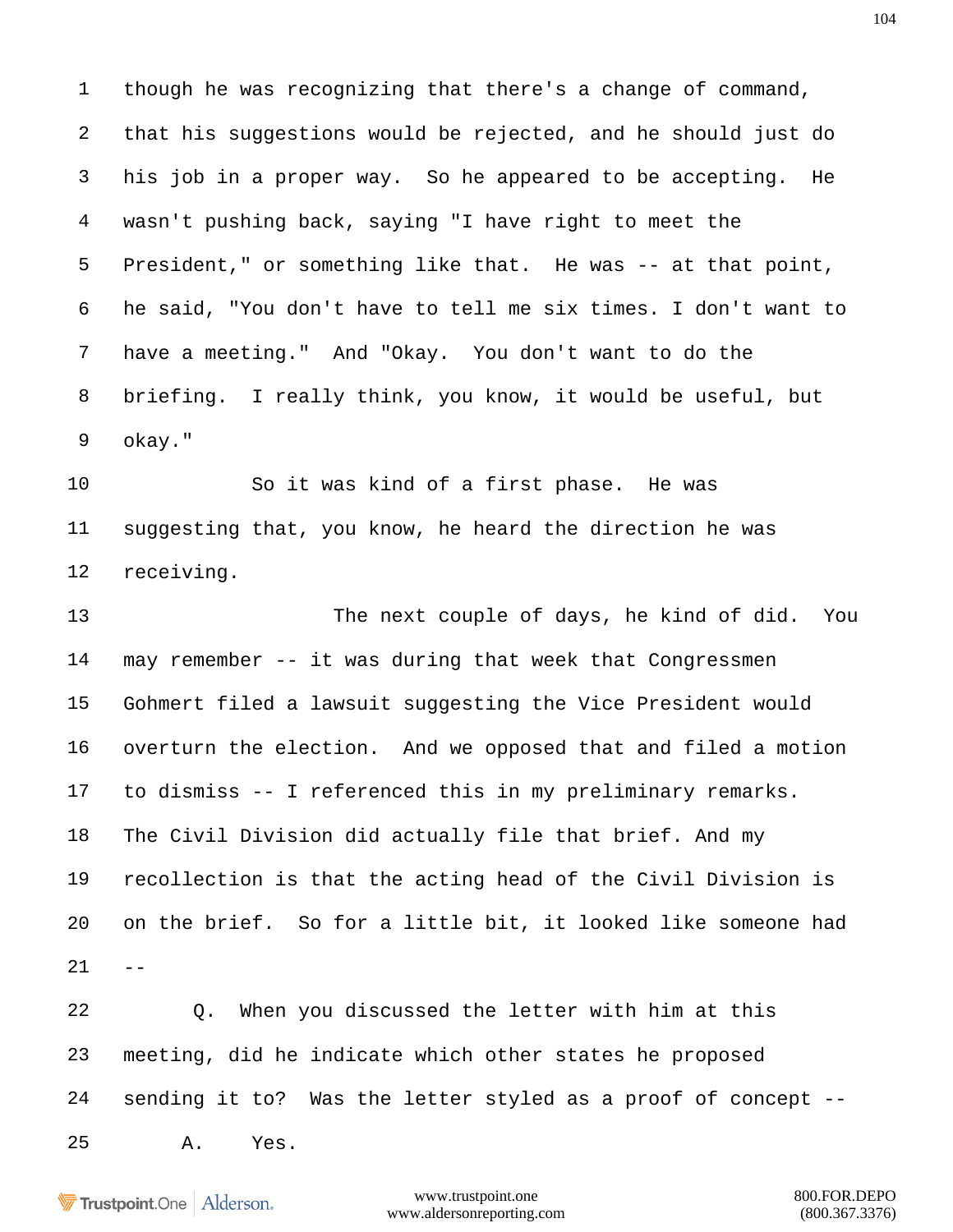1 though he was recognizing that there's a change of command,
2 that his suggestions would be rejected, and he should just do
3 his job in a proper way. So he appeared to be accepting. He
4 wasn't pushing back, saying "I have right to meet the
5 President," or something like that. He was -- at that point,
6 he said, "You don't have to tell me six times. I don't want to
7 have a meeting." And "Okay. You don't want to do the
8 briefing. I really think, you know, it would be useful, but
9 okay."

10 So it was kind of a first phase. He was
11 suggesting that, you know, he heard the direction he was
12 receiving.

13 The next couple of days, he kind of did. You
14 may remember -- it was during that week that Congressmen
15 Gohmert filed a lawsuit suggesting the Vice President would
16 overturn the election. And we opposed that and filed a motion
17 to dismiss -- I referenced this in my preliminary remarks.
18 The Civil Division did actually file that brief. And my
19 recollection is that the acting head of the Civil Division is
20 on the brief. So for a little bit, it looked like someone had
21 --

22 Q. When you discussed the letter with him at this
23 meeting, did he indicate which other states he proposed
24 sending it to? Was the letter styled as a proof of concept --
25 A. Yes.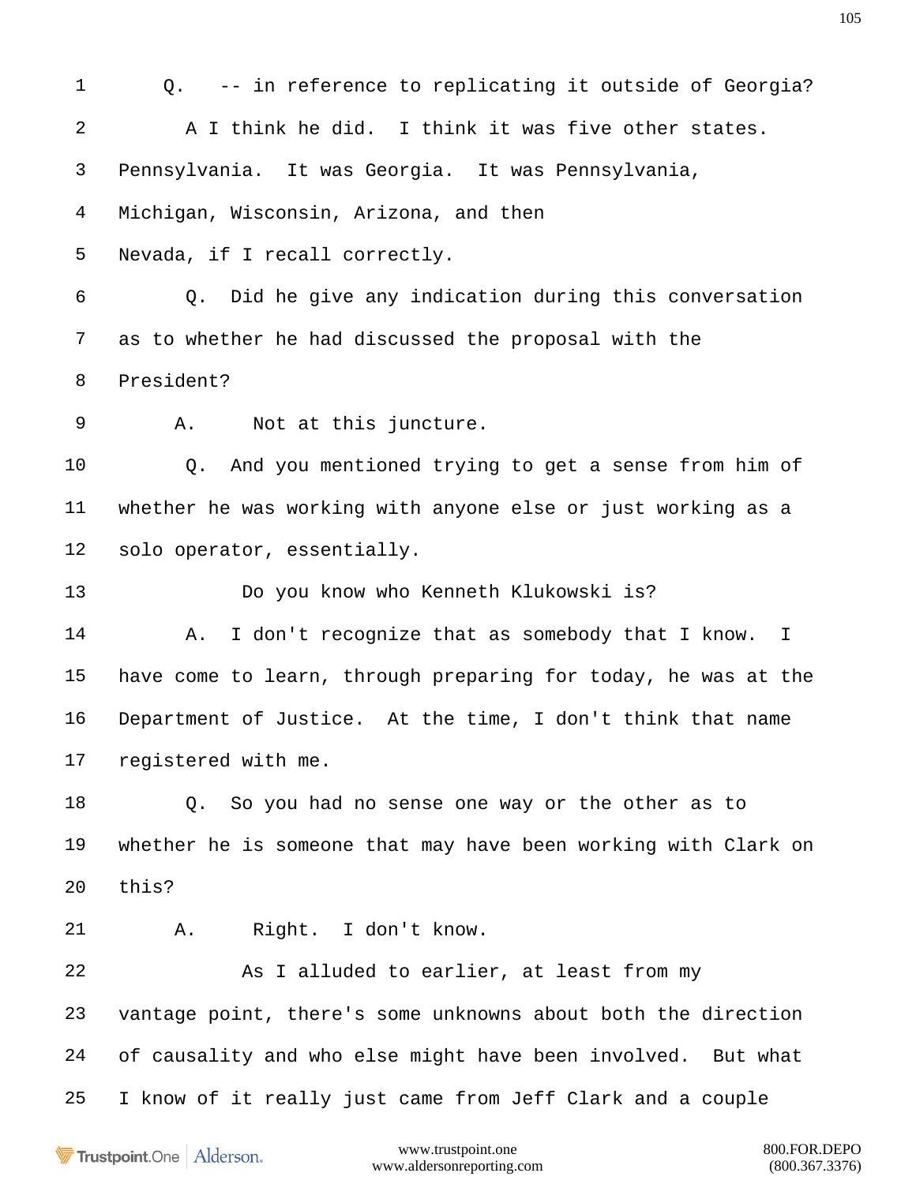1 Q. -- in reference to replicating it outside of Georgia?

2 A I think he did. I think it was five other states.

3 Pennsylvania. It was Georgia. It was Pennsylvania,

4 Michigan, Wisconsin, Arizona, and then

5 Nevada, if I recall correctly.

6 Q. Did he give any indication during this conversation

7 as to whether he had discussed the proposal with the

8 President?

9 A. Not at this juncture.

10 Q. And you mentioned trying to get a sense from him of

11 whether he was working with anyone else or just working as a

12 solo operator, essentially.

13 Do you know who Kenneth Klukowski is?

14 A. I don't recognize that as somebody that I know. I

15 have come to learn, through preparing for today, he was at the

16 Department of Justice. At the time, I don't think that name

17 registered with me.

18 Q. So you had no sense one way or the other as to

19 whether he is someone that may have been working with Clark on

20 this?

21 A. Right. I don't know.

22 As I alluded to earlier, at least from my

23 vantage point, there's some unknowns about both the direction

24 of causality and who else might have been involved. But what

25 I know of it really just came from Jeff Clark and a couple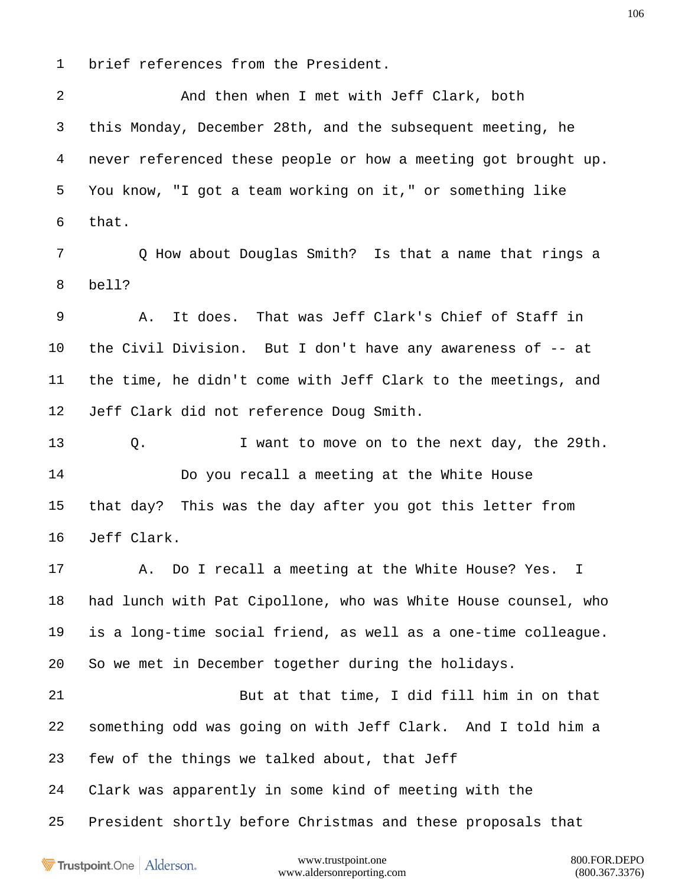1 brief references from the President.

2 And then when I met with Jeff Clark, both

3 this Monday, December 28th, and the subsequent meeting, he

4 never referenced these people or how a meeting got brought up.

5 You know, "I got a team working on it," or something like

6 that.

7 Q How about Douglas Smith? Is that a name that rings a

8 bell?

9 A. It does. That was Jeff Clark's Chief of Staff in

10 the Civil Division. But I don't have any awareness of -- at

11 the time, he didn't come with Jeff Clark to the meetings, and

12 Jeff Clark did not reference Doug Smith.

13 Q. I want to move on to the next day, the 29th.

14 Do you recall a meeting at the White House

15 that day? This was the day after you got this letter from

16 Jeff Clark.

17 A. Do I recall a meeting at the White House? Yes. I

18 had lunch with Pat Cipollone, who was White House counsel, who

19 is a long-time social friend, as well as a one-time colleague.

20 So we met in December together during the holidays.

21 But at that time, I did fill him in on that

22 something odd was going on with Jeff Clark. And I told him a

23 few of the things we talked about, that Jeff

24 Clark was apparently in some kind of meeting with the

25 President shortly before Christmas and these proposals that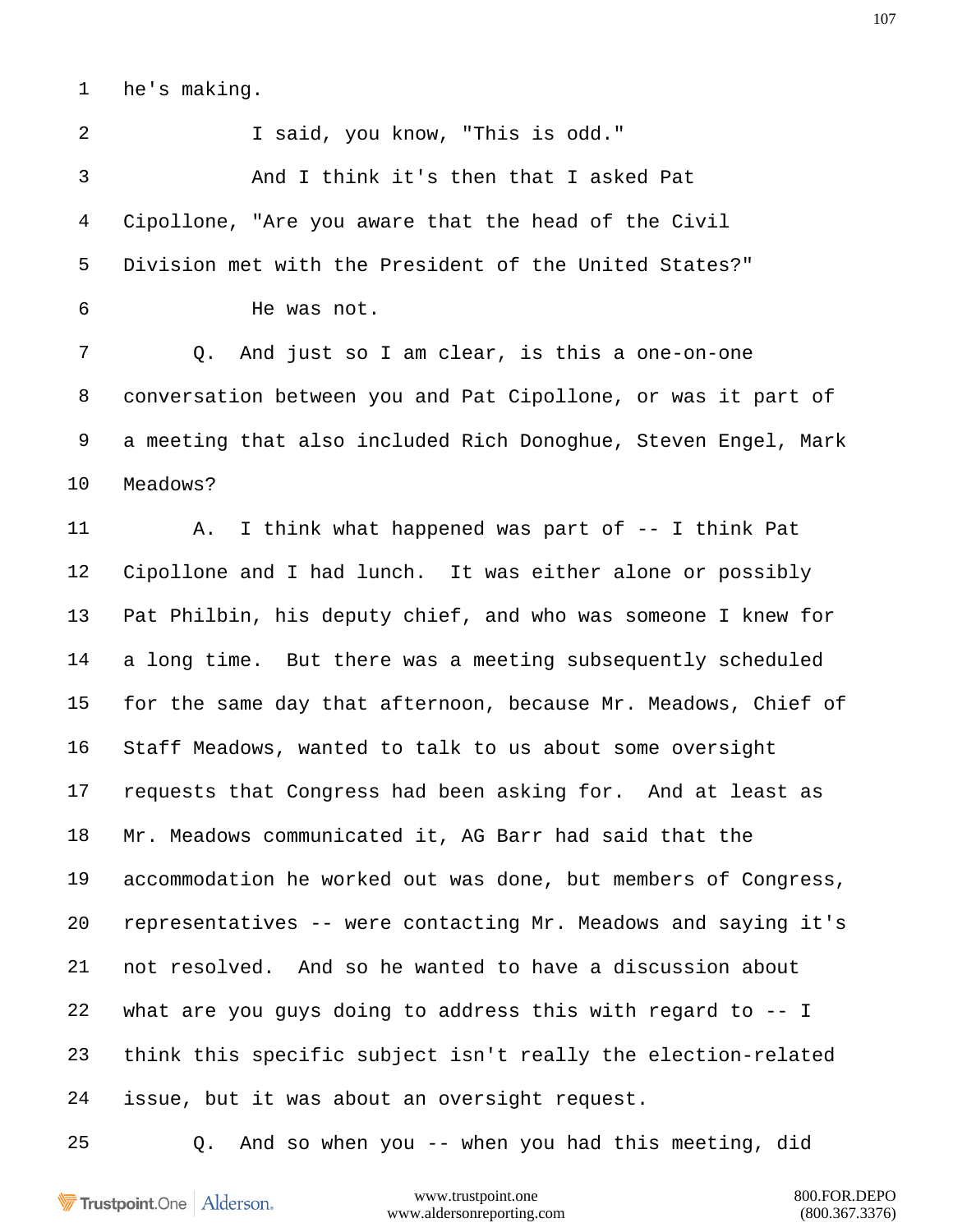1 he's making.

2 I said, you know, "This is odd."

3 And I think it's then that I asked Pat

4 Cipollone, "Are you aware that the head of the Civil

5 Division met with the President of the United States?"

6 He was not.

7 Q. And just so I am clear, is this a one-on-one

8 conversation between you and Pat Cipollone, or was it part of

9 a meeting that also included Rich Donoghue, Steven Engel, Mark

10 Meadows?

11 A. I think what happened was part of -- I think Pat

12 Cipollone and I had lunch. It was either alone or possibly

13 Pat Philbin, his deputy chief, and who was someone I knew for

14 a long time. But there was a meeting subsequently scheduled

15 for the same day that afternoon, because Mr. Meadows, Chief of

16 Staff Meadows, wanted to talk to us about some oversight

17 requests that Congress had been asking for. And at least as

18 Mr. Meadows communicated it, AG Barr had said that the

19 accommodation he worked out was done, but members of Congress,

20 representatives -- were contacting Mr. Meadows and saying it's

21 not resolved. And so he wanted to have a discussion about

22 what are you guys doing to address this with regard to -- I

23 think this specific subject isn't really the election-related

24 issue, but it was about an oversight request.

25 Q. And so when you -- when you had this meeting, did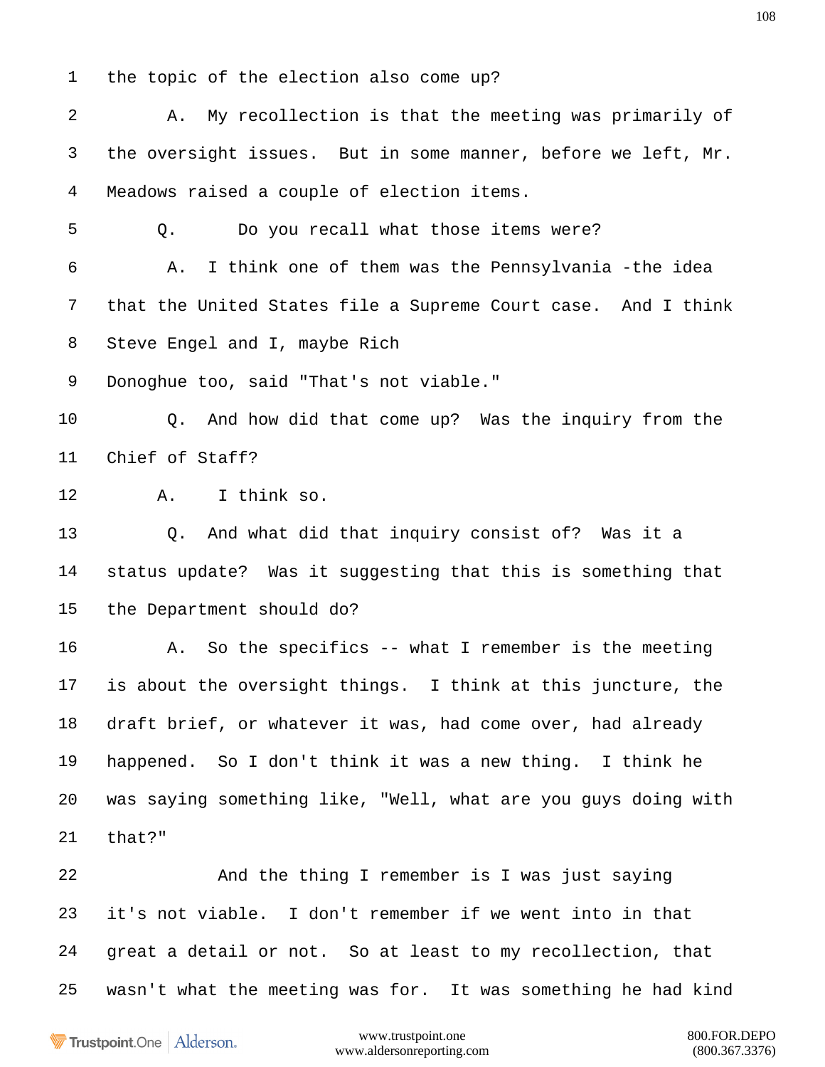1 the topic of the election also come up?

2 A. My recollection is that the meeting was primarily of

3 the oversight issues. But in some manner, before we left, Mr.

4 Meadows raised a couple of election items.

5 Q. Do you recall what those items were?

6 A. I think one of them was the Pennsylvania -the idea

7 that the United States file a Supreme Court case. And I think

8 Steve Engel and I, maybe Rich

9 Donoghue too, said "That's not viable."

10 Q. And how did that come up? Was the inquiry from the

11 Chief of Staff?

12 A. I think so.

13 Q. And what did that inquiry consist of? Was it a

14 status update? Was it suggesting that this is something that

15 the Department should do?

16 A. So the specifics -- what I remember is the meeting

17 is about the oversight things. I think at this juncture, the

18 draft brief, or whatever it was, had come over, had already

19 happened. So I don't think it was a new thing. I think he

20 was saying something like, "Well, what are you guys doing with

21 that?"

22 And the thing I remember is I was just saying

23 it's not viable. I don't remember if we went into in that

24 great a detail or not. So at least to my recollection, that

25 wasn't what the meeting was for. It was something he had kind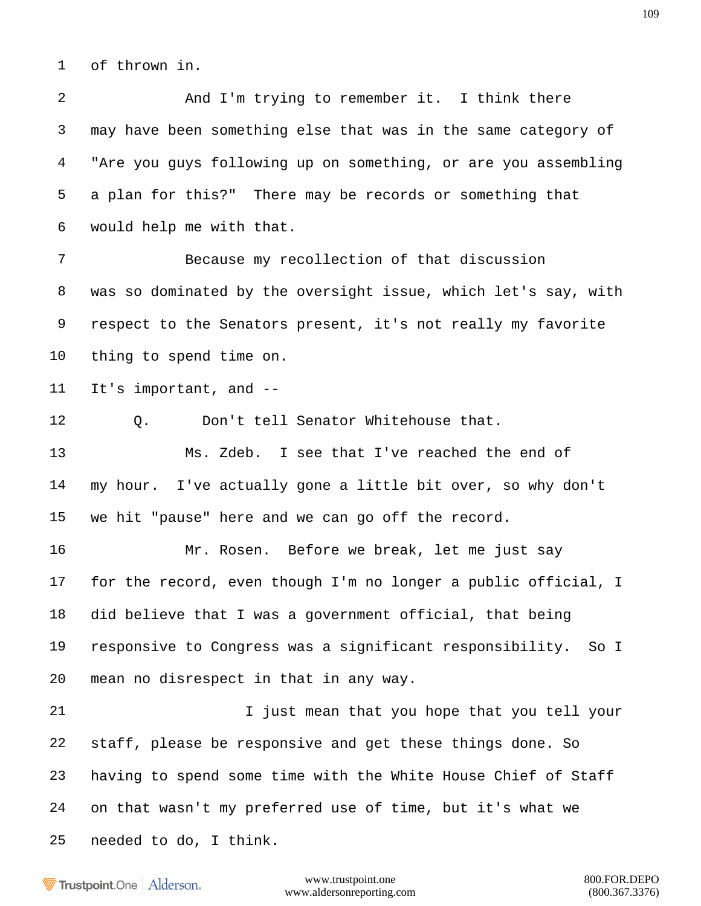1 of thrown in.

2 And I'm trying to remember it. I think there

3 may have been something else that was in the same category of

4 "Are you guys following up on something, or are you assembling

5 a plan for this?" There may be records or something that

6 would help me with that.

7 Because my recollection of that discussion

8 was so dominated by the oversight issue, which let's say, with

9 respect to the Senators present, it's not really my favorite

10 thing to spend time on.

11 It's important, and --

12 Q. Don't tell Senator Whitehouse that.

13 Ms. Zdeb. I see that I've reached the end of

14 my hour. I've actually gone a little bit over, so why don't

15 we hit "pause" here and we can go off the record.

16 Mr. Rosen. Before we break, let me just say

17 for the record, even though I'm no longer a public official, I

18 did believe that I was a government official, that being

19 responsive to Congress was a significant responsibility. So I

20 mean no disrespect in that in any way.

21 I just mean that you hope that you tell your

22 staff, please be responsive and get these things done. So

23 having to spend some time with the White House Chief of Staff

24 on that wasn't my preferred use of time, but it's what we

25 needed to do, I think.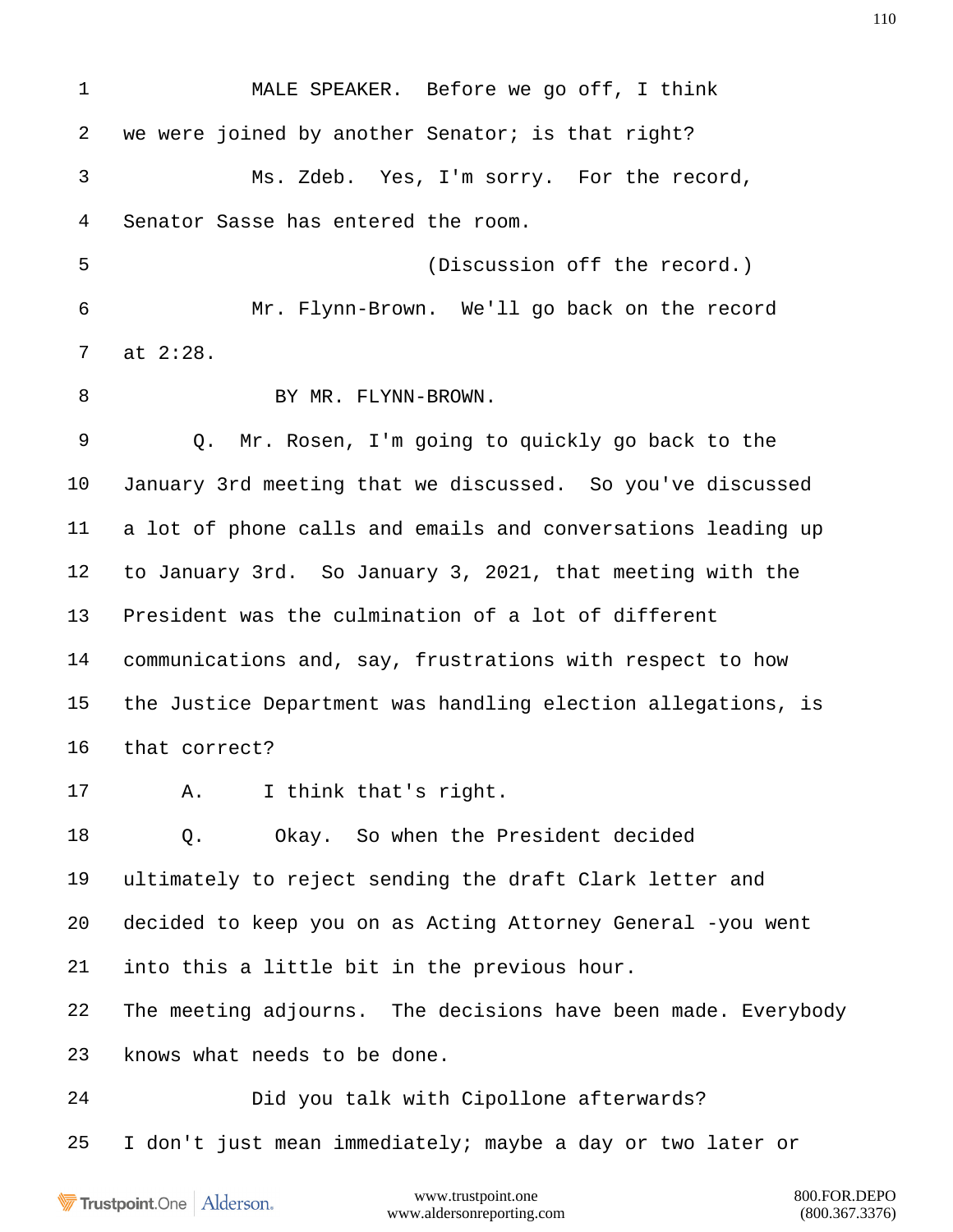1 MALE SPEAKER. Before we go off, I think

2 we were joined by another Senator; is that right?

3 Ms. Zdeb. Yes, I'm sorry. For the record,

4 Senator Sasse has entered the room.

5 (Discussion off the record.)

6 Mr. Flynn-Brown. We'll go back on the record

7 at 2:28.

8 BY MR. FLYNN-BROWN.

9 Q. Mr. Rosen, I'm going to quickly go back to the

10 January 3rd meeting that we discussed. So you've discussed

11 a lot of phone calls and emails and conversations leading up

12 to January 3rd. So January 3, 2021, that meeting with the

13 President was the culmination of a lot of different

14 communications and, say, frustrations with respect to how

15 the Justice Department was handling election allegations, is

16 that correct?

17 A. I think that's right.

18 Q. Okay. So when the President decided

19 ultimately to reject sending the draft Clark letter and

20 decided to keep you on as Acting Attorney General -you went

21 into this a little bit in the previous hour.

22 The meeting adjourns. The decisions have been made. Everybody

23 knows what needs to be done.

24 Did you talk with Cipollone afterwards?

25 I don't just mean immediately; maybe a day or two later or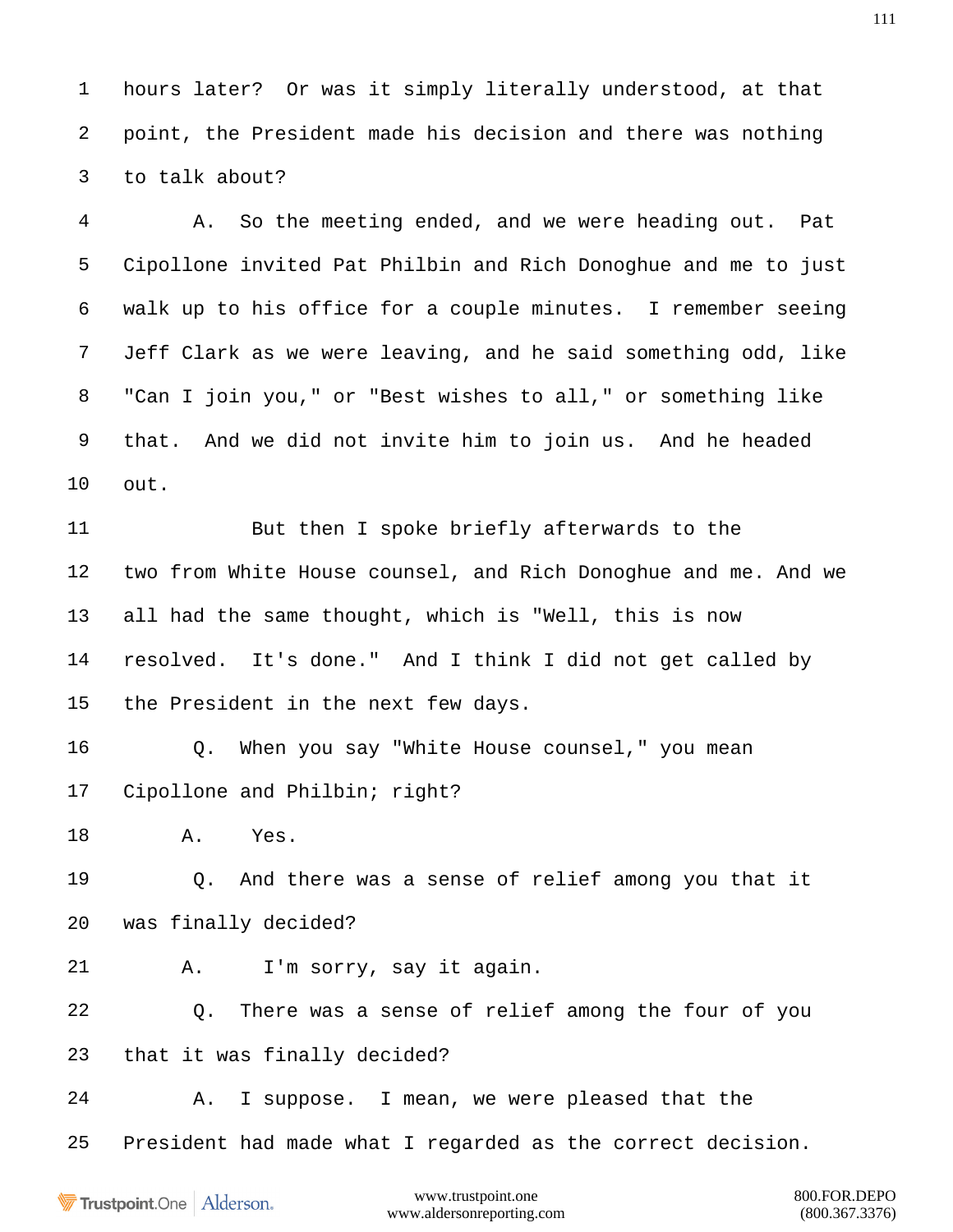1 hours later? Or was it simply literally understood, at that
2 point, the President made his decision and there was nothing
3 to talk about?

4 A. So the meeting ended, and we were heading out. Pat
5 Cipollone invited Pat Philbin and Rich Donoghue and me to just
6 walk up to his office for a couple minutes. I remember seeing
7 Jeff Clark as we were leaving, and he said something odd, like
8 "Can I join you," or "Best wishes to all," or something like
9 that. And we did not invite him to join us. And he headed
10 out.

11 But then I spoke briefly afterwards to the
12 two from White House counsel, and Rich Donoghue and me. And we
13 all had the same thought, which is "Well, this is now
14 resolved. It's done." And I think I did not get called by
15 the President in the next few days.

16 Q. When you say "White House counsel," you mean
17 Cipollone and Philbin; right?

18 A. Yes.

19 Q. And there was a sense of relief among you that it
20 was finally decided?

21 A. I'm sorry, say it again.

22 Q. There was a sense of relief among the four of you
23 that it was finally decided?

24 A. I suppose. I mean, we were pleased that the
25 President had made what I regarded as the correct decision.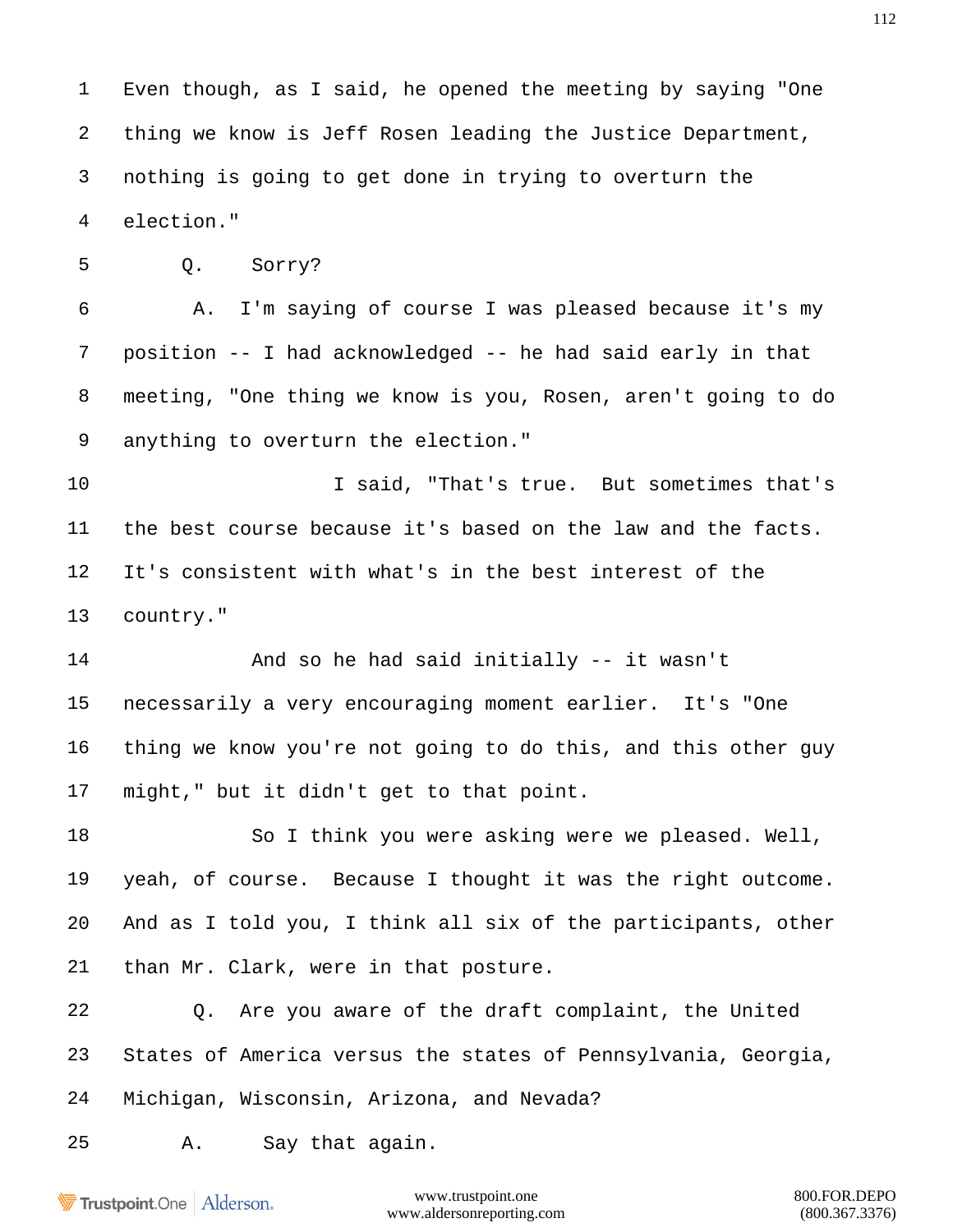1 Even though, as I said, he opened the meeting by saying "One

2 thing we know is Jeff Rosen leading the Justice Department,

3 nothing is going to get done in trying to overturn the

4 election."

5 Q. Sorry?

6 A. I'm saying of course I was pleased because it's my

7 position -- I had acknowledged -- he had said early in that

8 meeting, "One thing we know is you, Rosen, aren't going to do

9 anything to overturn the election."

10 I said, "That's true. But sometimes that's

11 the best course because it's based on the law and the facts.

12 It's consistent with what's in the best interest of the

13 country."

14 And so he had said initially -- it wasn't

15 necessarily a very encouraging moment earlier. It's "One

16 thing we know you're not going to do this, and this other guy

17 might," but it didn't get to that point.

18 So I think you were asking were we pleased. Well,

19 yeah, of course. Because I thought it was the right outcome.

20 And as I told you, I think all six of the participants, other

21 than Mr. Clark, were in that posture.

22 Q. Are you aware of the draft complaint, the United

23 States of America versus the states of Pennsylvania, Georgia,

24 Michigan, Wisconsin, Arizona, and Nevada?

25 A. Say that again.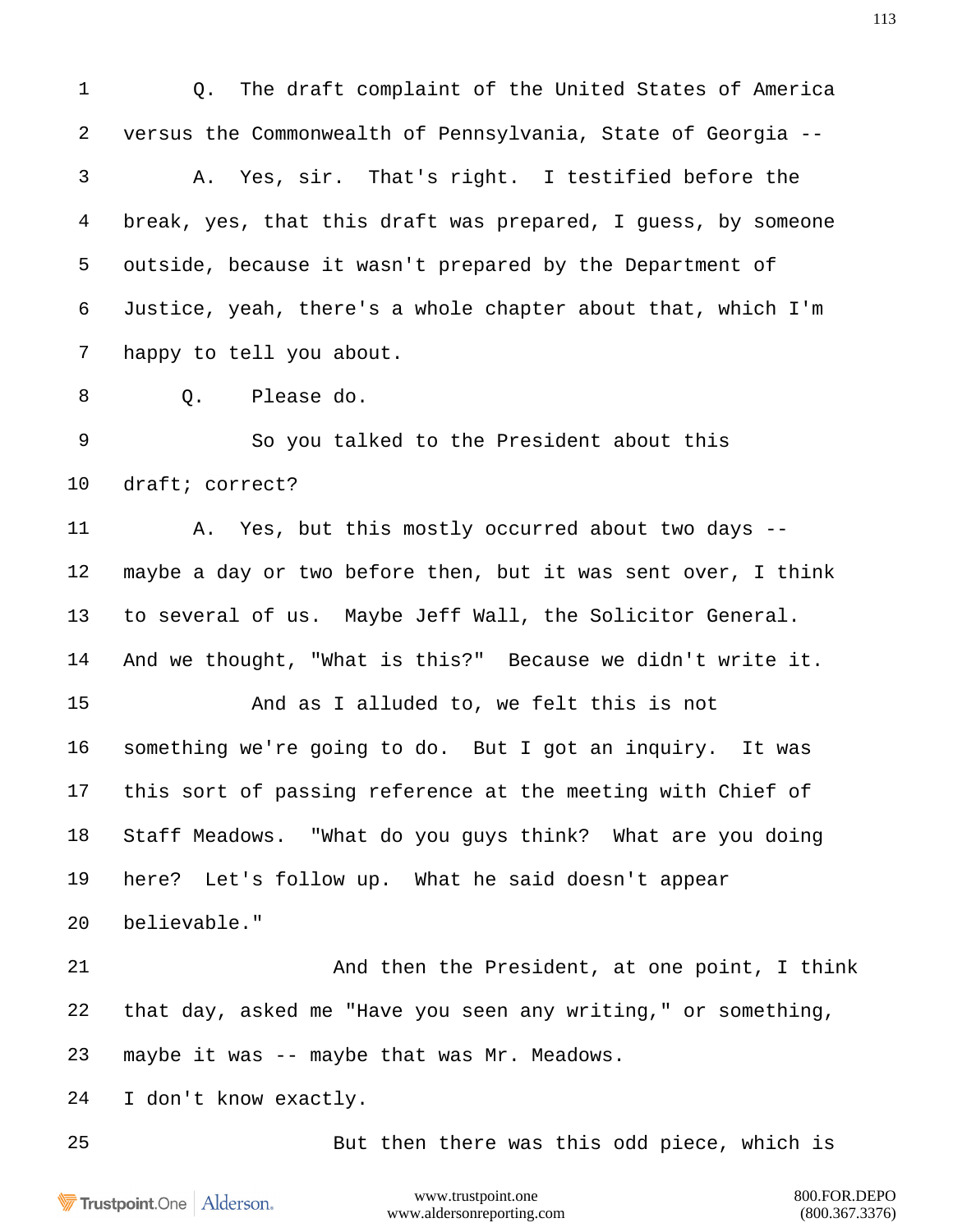1 Q. The draft complaint of the United States of America

2 versus the Commonwealth of Pennsylvania, State of Georgia --

3 A. Yes, sir. That's right. I testified before the

4 break, yes, that this draft was prepared, I guess, by someone

5 outside, because it wasn't prepared by the Department of

6 Justice, yeah, there's a whole chapter about that, which I'm

7 happy to tell you about.

8 Q. Please do.

9 So you talked to the President about this

10 draft; correct?

11 A. Yes, but this mostly occurred about two days --

12 maybe a day or two before then, but it was sent over, I think

13 to several of us. Maybe Jeff Wall, the Solicitor General.

14 And we thought, "What is this?" Because we didn't write it.

15 And as I alluded to, we felt this is not

16 something we're going to do. But I got an inquiry. It was

17 this sort of passing reference at the meeting with Chief of

18 Staff Meadows. "What do you guys think? What are you doing

19 here? Let's follow up. What he said doesn't appear

20 believable."

21 And then the President, at one point, I think

22 that day, asked me "Have you seen any writing," or something,

23 maybe it was -- maybe that was Mr. Meadows.

24 I don't know exactly.

25 But then there was this odd piece, which is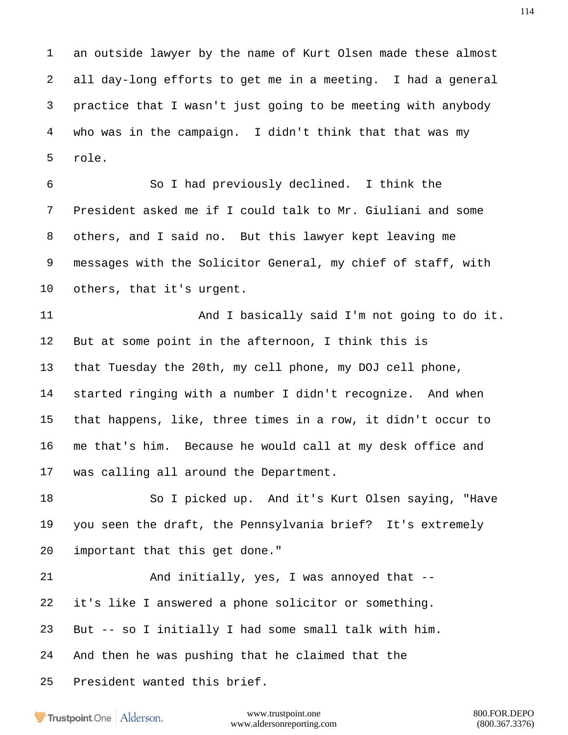1 an outside lawyer by the name of Kurt Olsen made these almost
2 all day-long efforts to get me in a meeting. I had a general
3 practice that I wasn't just going to be meeting with anybody
4 who was in the campaign. I didn't think that that was my
5 role.

6 So I had previously declined. I think the
7 President asked me if I could talk to Mr. Giuliani and some
8 others, and I said no. But this lawyer kept leaving me
9 messages with the Solicitor General, my chief of staff, with
10 others, that it's urgent.

11 And I basically said I'm not going to do it.
12 But at some point in the afternoon, I think this is
13 that Tuesday the 20th, my cell phone, my DOJ cell phone,
14 started ringing with a number I didn't recognize. And when
15 that happens, like, three times in a row, it didn't occur to
16 me that's him. Because he would call at my desk office and
17 was calling all around the Department.

18 So I picked up. And it's Kurt Olsen saying, "Have
19 you seen the draft, the Pennsylvania brief? It's extremely
20 important that this get done."

21 And initially, yes, I was annoyed that --
22 it's like I answered a phone solicitor or something.
23 But -- so I initially I had some small talk with him.
24 And then he was pushing that he claimed that the
25 President wanted this brief.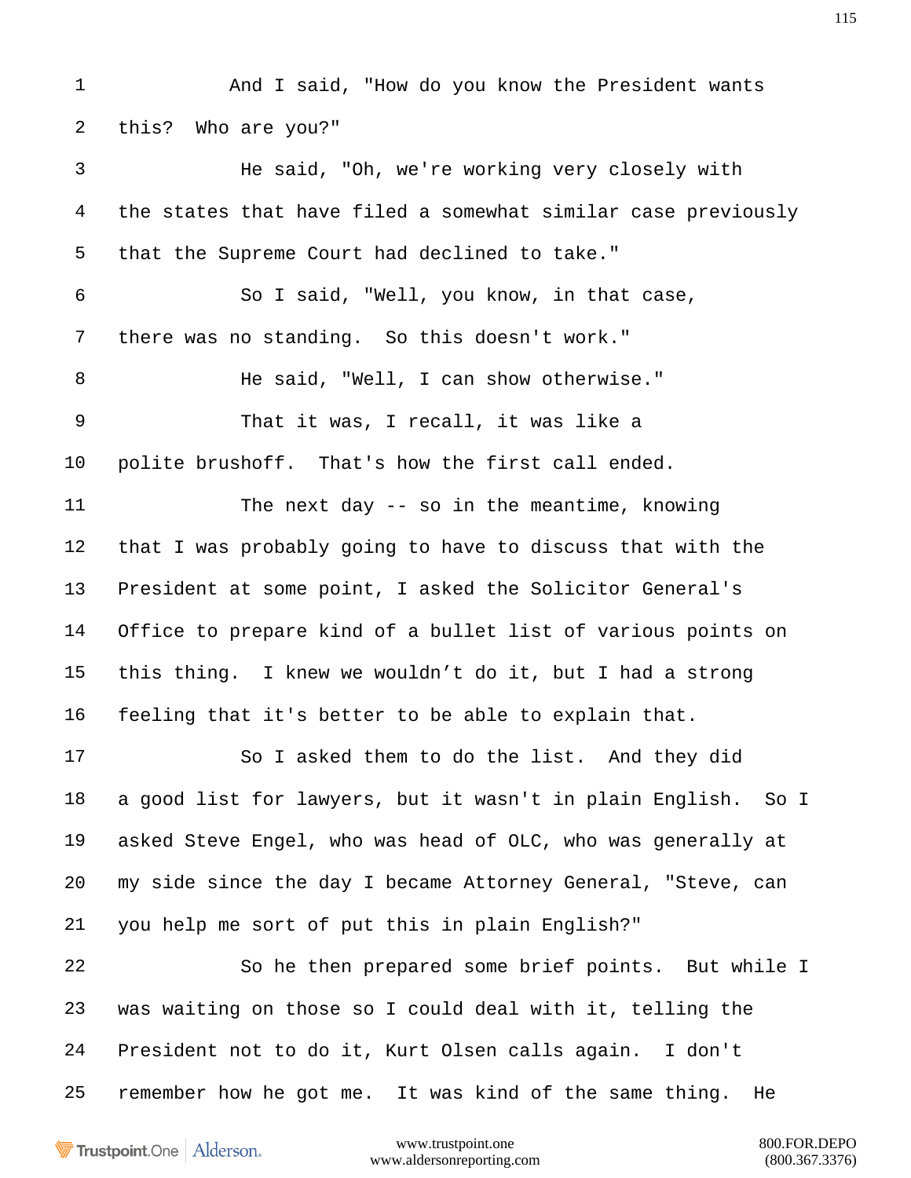1 And I said, "How do you know the President wants

2 this? Who are you?"

3 He said, "Oh, we're working very closely with

4 the states that have filed a somewhat similar case previously

5 that the Supreme Court had declined to take."

6 So I said, "Well, you know, in that case,

7 there was no standing. So this doesn't work."

8 He said, "Well, I can show otherwise."

9 That it was, I recall, it was like a

10 polite brushoff. That's how the first call ended.

11 The next day -- so in the meantime, knowing

12 that I was probably going to have to discuss that with the

13 President at some point, I asked the Solicitor General's

14 Office to prepare kind of a bullet list of various points on

15 this thing. I knew we wouldn't do it, but I had a strong

16 feeling that it's better to be able to explain that.

17 So I asked them to do the list. And they did

18 a good list for lawyers, but it wasn't in plain English. So I

19 asked Steve Engel, who was head of OLC, who was generally at

20 my side since the day I became Attorney General, "Steve, can

21 you help me sort of put this in plain English?"

22 So he then prepared some brief points. But while I

23 was waiting on those so I could deal with it, telling the

24 President not to do it, Kurt Olsen calls again. I don't

25 remember how he got me. It was kind of the same thing. He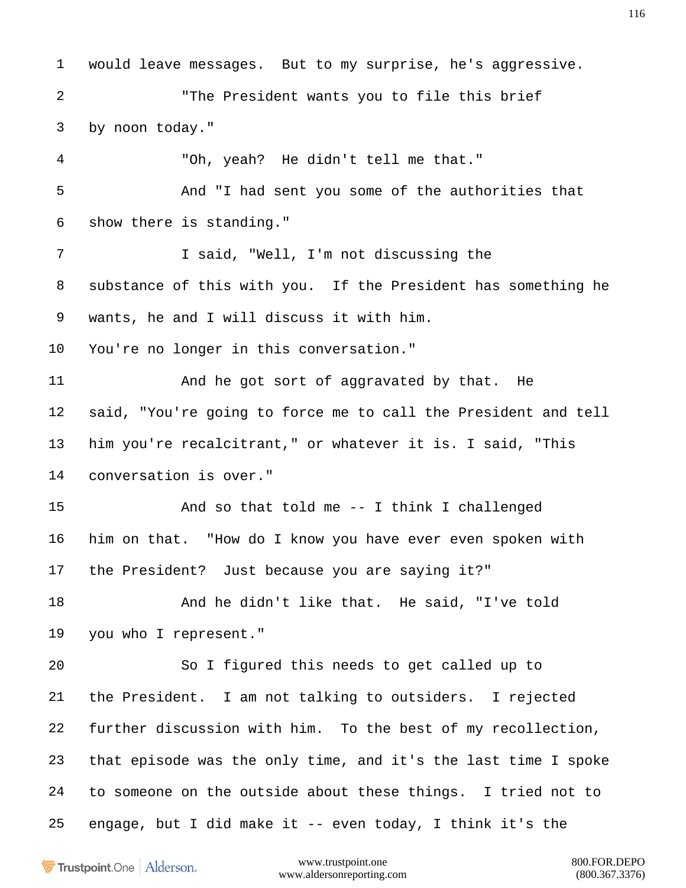1 would leave messages. But to my surprise, he's aggressive.

2 "The President wants you to file this brief

3 by noon today."

4 "Oh, yeah? He didn't tell me that."

5 And "I had sent you some of the authorities that

6 show there is standing."

7 I said, "Well, I'm not discussing the

8 substance of this with you. If the President has something he

9 wants, he and I will discuss it with him.

10 You're no longer in this conversation."

11 And he got sort of aggravated by that. He

12 said, "You're going to force me to call the President and tell

13 him you're recalcitrant," or whatever it is. I said, "This

14 conversation is over."

15 And so that told me -- I think I challenged

16 him on that. "How do I know you have ever even spoken with

17 the President? Just because you are saying it?"

18 And he didn't like that. He said, "I've told

19 you who I represent."

20 So I figured this needs to get called up to

21 the President. I am not talking to outsiders. I rejected

22 further discussion with him. To the best of my recollection,

23 that episode was the only time, and it's the last time I spoke

24 to someone on the outside about these things. I tried not to

25 engage, but I did make it -- even today, I think it's the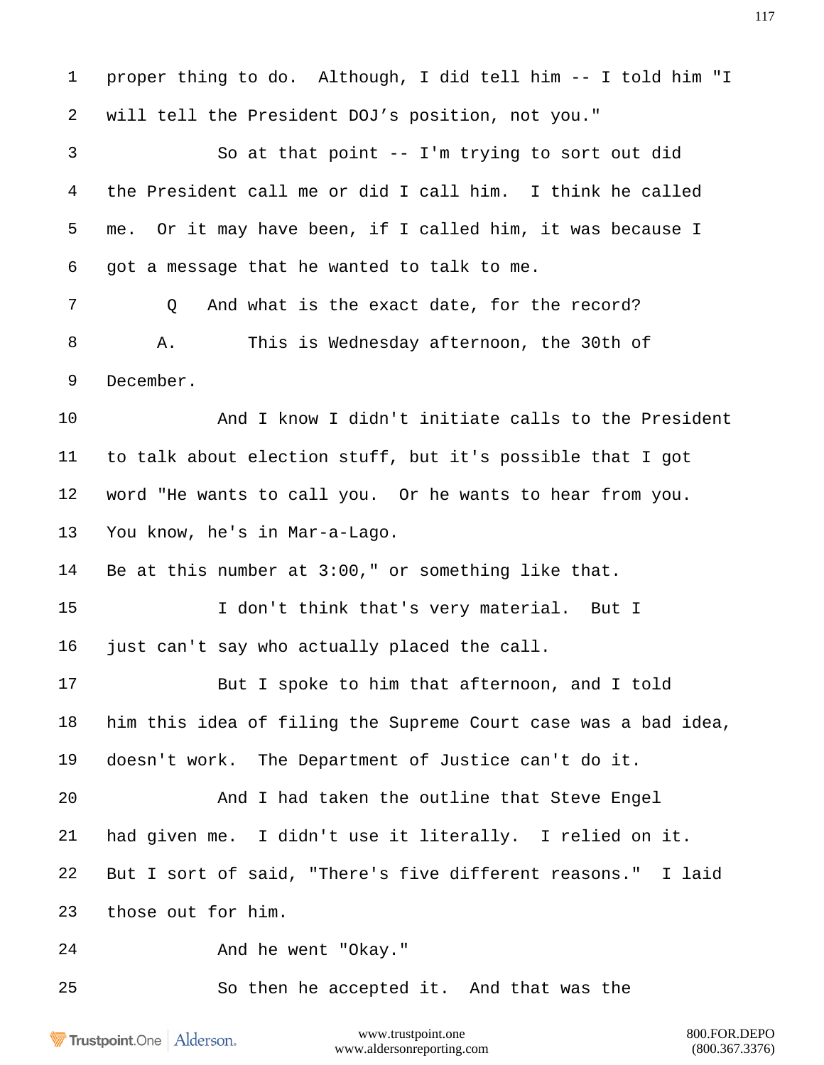1 proper thing to do. Although, I did tell him -- I told him "I

2 will tell the President DOJ’s position, not you."

3 So at that point -- I'm trying to sort out did

4 the President call me or did I call him. I think he called

5 me. Or it may have been, if I called him, it was because I

6 got a message that he wanted to talk to me.

7 Q And what is the exact date, for the record?

8 A. This is Wednesday afternoon, the 30th of

9 December.

10 And I know I didn't initiate calls to the President

11 to talk about election stuff, but it's possible that I got

12 word "He wants to call you. Or he wants to hear from you.

13 You know, he's in Mar-a-Lago.

14 Be at this number at 3:00," or something like that.

15 I don't think that's very material. But I

16 just can't say who actually placed the call.

17 But I spoke to him that afternoon, and I told

18 him this idea of filing the Supreme Court case was a bad idea,

19 doesn't work. The Department of Justice can't do it.

20 And I had taken the outline that Steve Engel

21 had given me. I didn't use it literally. I relied on it.

22 But I sort of said, "There's five different reasons." I laid

23 those out for him.

24 And he went "Okay."

25 So then he accepted it. And that was the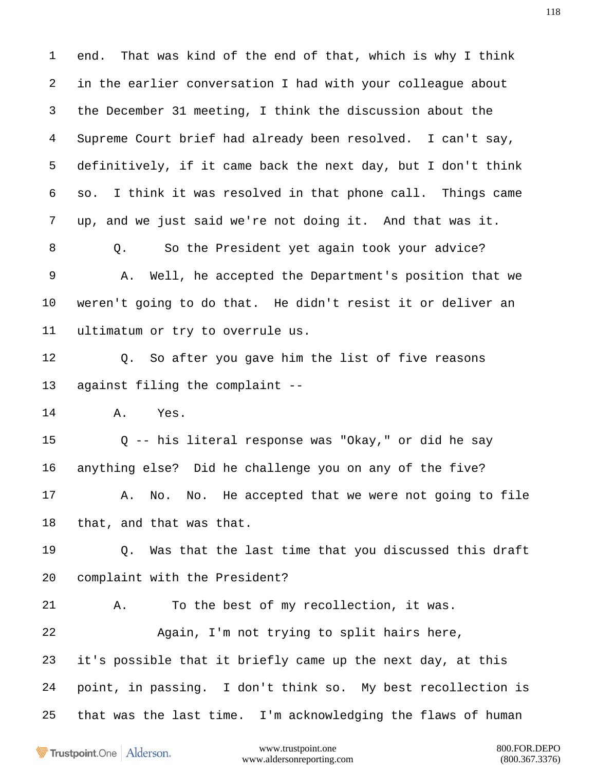1 end. That was kind of the end of that, which is why I think
2 in the earlier conversation I had with your colleague about
3 the December 31 meeting, I think the discussion about the
4 Supreme Court brief had already been resolved. I can't say,
5 definitively, if it came back the next day, but I don't think
6 so. I think it was resolved in that phone call. Things came
7 up, and we just said we're not doing it. And that was it.
8 Q. So the President yet again took your advice?
9 A. Well, he accepted the Department's position that we
10 weren't going to do that. He didn't resist it or deliver an
11 ultimatum or try to overrule us.
12 Q. So after you gave him the list of five reasons
13 against filing the complaint --
14 A. Yes.
15 Q -- his literal response was "Okay," or did he say
16 anything else? Did he challenge you on any of the five?
17 A. No. No. He accepted that we were not going to file
18 that, and that was that.
19 Q. Was that the last time that you discussed this draft
20 complaint with the President?
21 A. To the best of my recollection, it was.
22 Again, I'm not trying to split hairs here,
23 it's possible that it briefly came up the next day, at this
24 point, in passing. I don't think so. My best recollection is
25 that was the last time. I'm acknowledging the flaws of human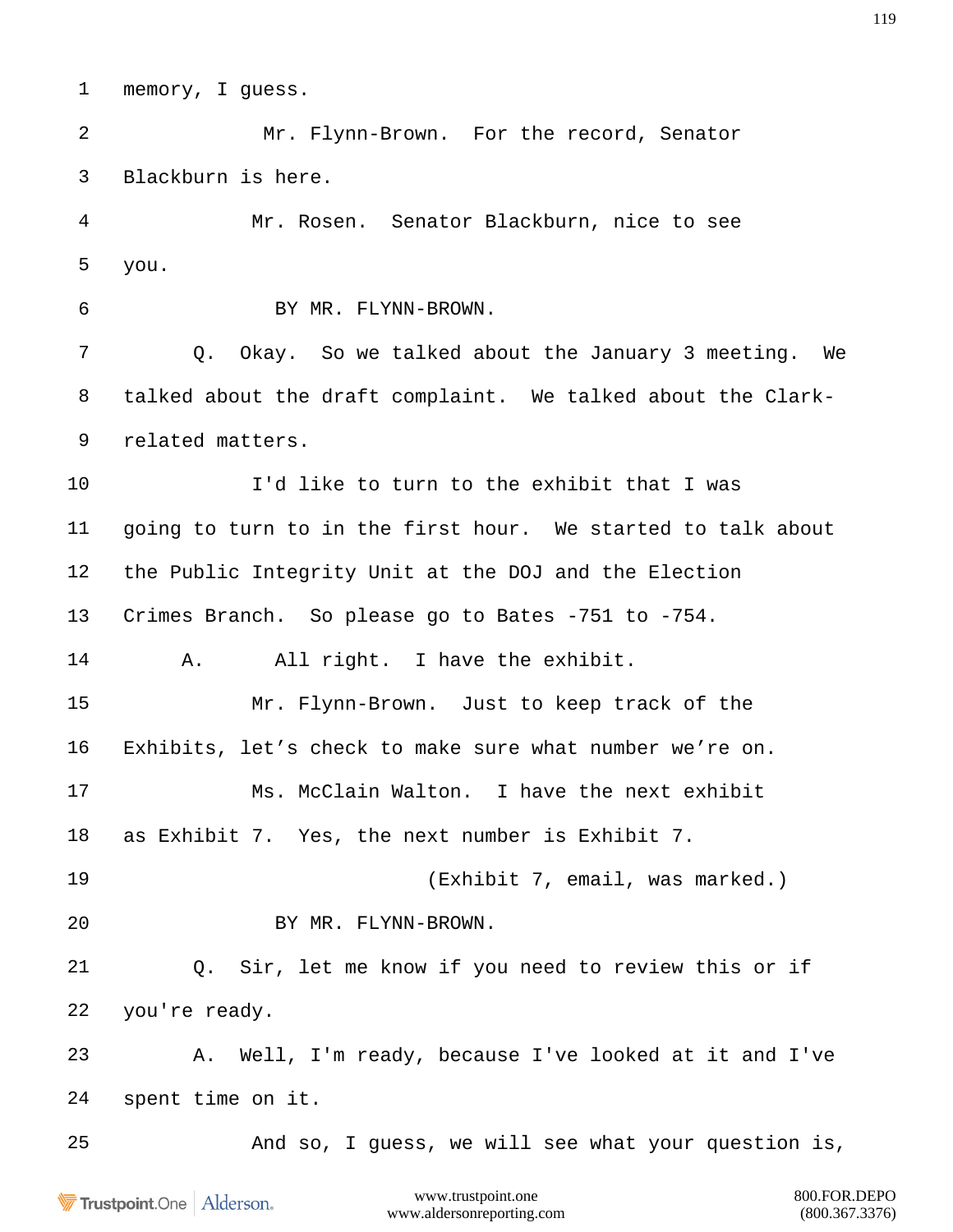memory, I guess.

Mr. Flynn-Brown. For the record, Senator Blackburn is here.

Mr. Rosen. Senator Blackburn, nice to see you.

BY MR. FLYNN-BROWN.

Q. Okay. So we talked about the January 3 meeting. We talked about the draft complaint. We talked about the Clark-related matters.

I'd like to turn to the exhibit that I was going to turn to in the first hour. We started to talk about the Public Integrity Unit at the DOJ and the Election Crimes Branch. So please go to Bates -751 to -754.

A. All right. I have the exhibit.

Mr. Flynn-Brown. Just to keep track of the Exhibits, let's check to make sure what number we're on.

Ms. McClain Walton. I have the next exhibit as Exhibit 7. Yes, the next number is Exhibit 7.

(Exhibit 7, email, was marked.)

BY MR. FLYNN-BROWN.

Q. Sir, let me know if you need to review this or if you're ready.

A. Well, I'm ready, because I've looked at it and I've spent time on it.

And so, I guess, we will see what your question is,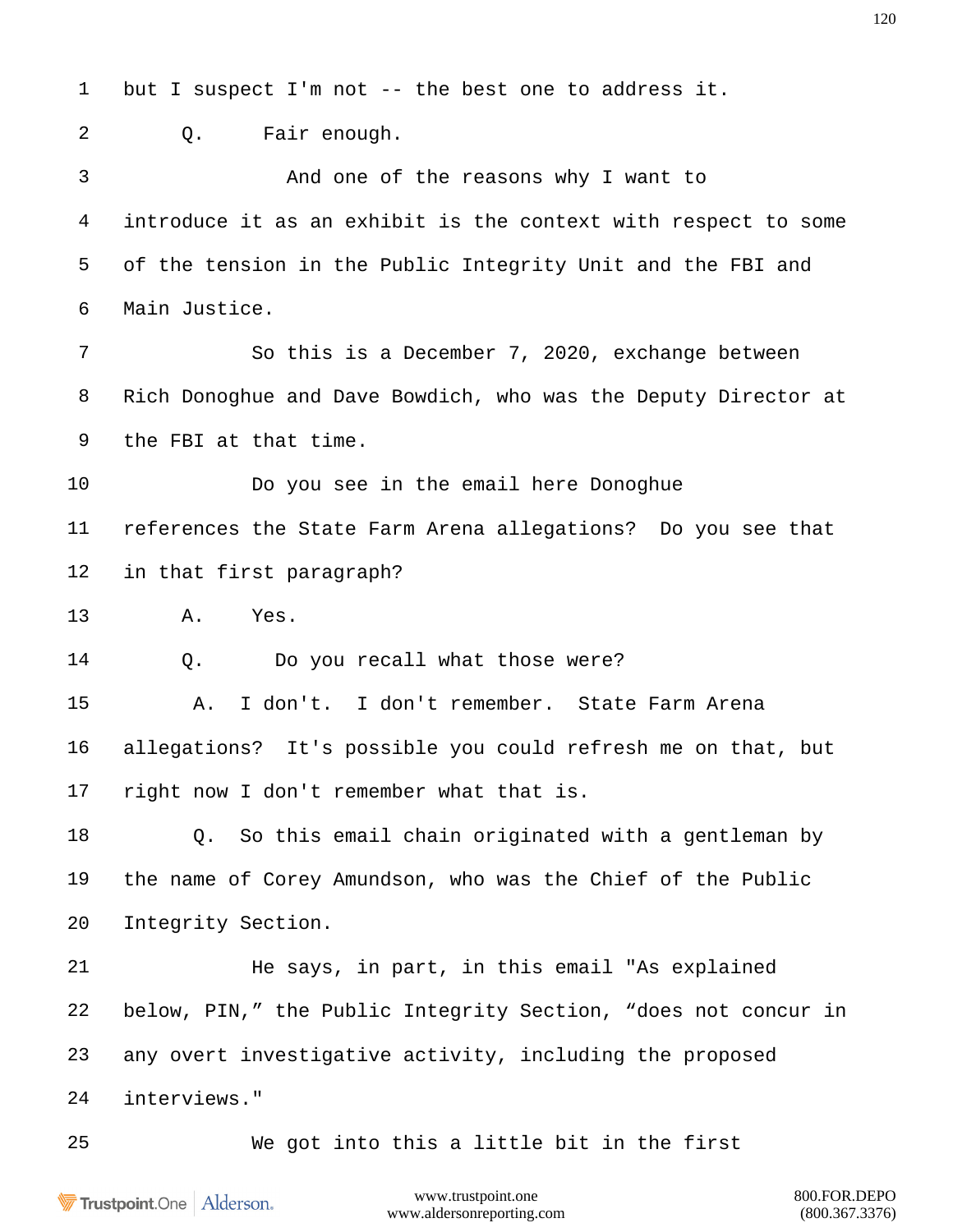1 but I suspect I'm not -- the best one to address it.

2 Q. Fair enough.

3 And one of the reasons why I want to

4 introduce it as an exhibit is the context with respect to some

5 of the tension in the Public Integrity Unit and the FBI and

6 Main Justice.

7 So this is a December 7, 2020, exchange between

8 Rich Donoghue and Dave Bowdich, who was the Deputy Director at

9 the FBI at that time.

10 Do you see in the email here Donoghue

11 references the State Farm Arena allegations? Do you see that

12 in that first paragraph?

13 A. Yes.

14 Q. Do you recall what those were?

15 A. I don't. I don't remember. State Farm Arena

16 allegations? It's possible you could refresh me on that, but

17 right now I don't remember what that is.

18 Q. So this email chain originated with a gentleman by

19 the name of Corey Amundson, who was the Chief of the Public

20 Integrity Section.

21 He says, in part, in this email "As explained

22 below, PIN," the Public Integrity Section, "does not concur in

23 any overt investigative activity, including the proposed

24 interviews."

25 We got into this a little bit in the first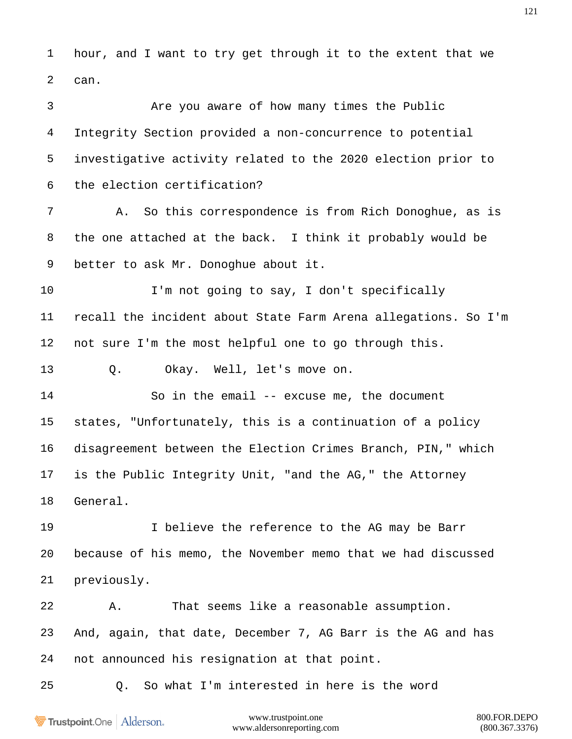1 hour, and I want to try get through it to the extent that we

2 can.

3 Are you aware of how many times the Public

4 Integrity Section provided a non-concurrence to potential

5 investigative activity related to the 2020 election prior to

6 the election certification?

7 A. So this correspondence is from Rich Donoghue, as is

8 the one attached at the back. I think it probably would be

9 better to ask Mr. Donoghue about it.

10 I'm not going to say, I don't specifically

11 recall the incident about State Farm Arena allegations. So I'm

12 not sure I'm the most helpful one to go through this.

13 Q. Okay. Well, let's move on.

14 So in the email -- excuse me, the document

15 states, "Unfortunately, this is a continuation of a policy

16 disagreement between the Election Crimes Branch, PIN," which

17 is the Public Integrity Unit, "and the AG," the Attorney

18 General.

19 I believe the reference to the AG may be Barr

20 because of his memo, the November memo that we had discussed

21 previously.

22 A. That seems like a reasonable assumption.

23 And, again, that date, December 7, AG Barr is the AG and has

24 not announced his resignation at that point.

25 Q. So what I'm interested in here is the word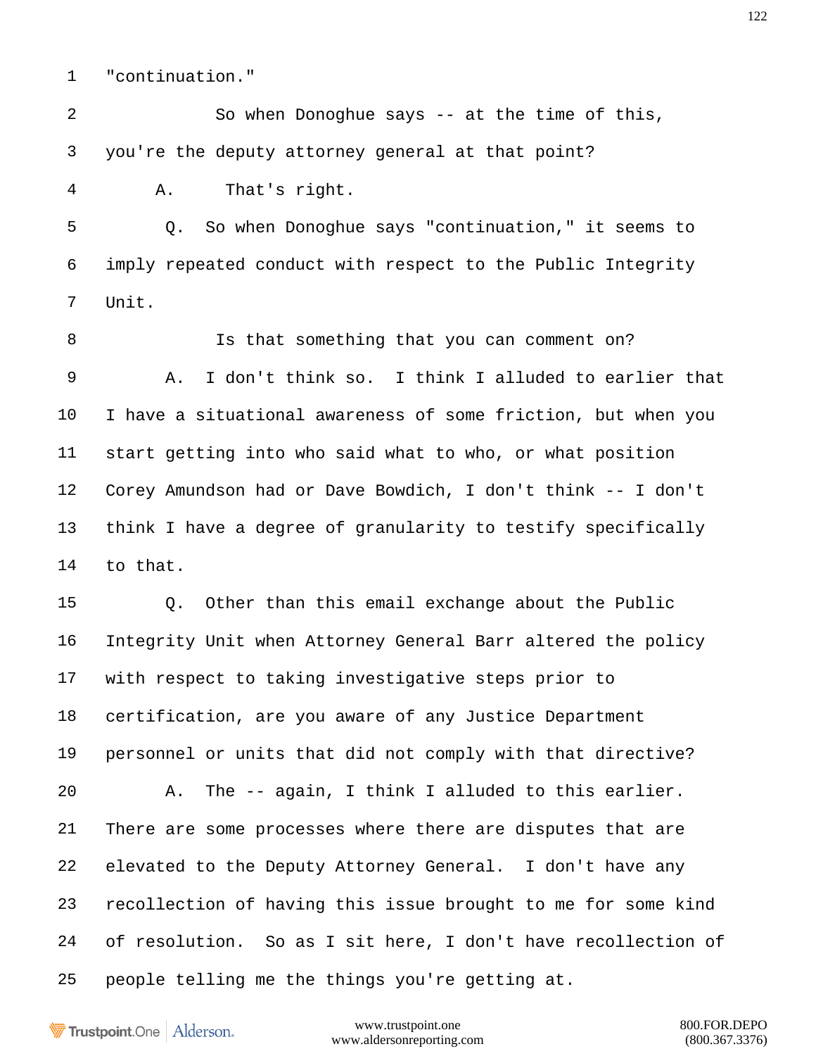1 "continuation."

2 So when Donoghue says -- at the time of this,

3 you're the deputy attorney general at that point?

4 A. That's right.

5 Q. So when Donoghue says "continuation," it seems to

6 imply repeated conduct with respect to the Public Integrity

7 Unit.

8 Is that something that you can comment on?

9 A. I don't think so. I think I alluded to earlier that

10 I have a situational awareness of some friction, but when you

11 start getting into who said what to who, or what position

12 Corey Amundson had or Dave Bowdich, I don't think -- I don't

13 think I have a degree of granularity to testify specifically

14 to that.

15 Q. Other than this email exchange about the Public

16 Integrity Unit when Attorney General Barr altered the policy

17 with respect to taking investigative steps prior to

18 certification, are you aware of any Justice Department

19 personnel or units that did not comply with that directive?

20 A. The -- again, I think I alluded to this earlier.

21 There are some processes where there are disputes that are

22 elevated to the Deputy Attorney General. I don't have any

23 recollection of having this issue brought to me for some kind

24 of resolution. So as I sit here, I don't have recollection of

25 people telling me the things you're getting at.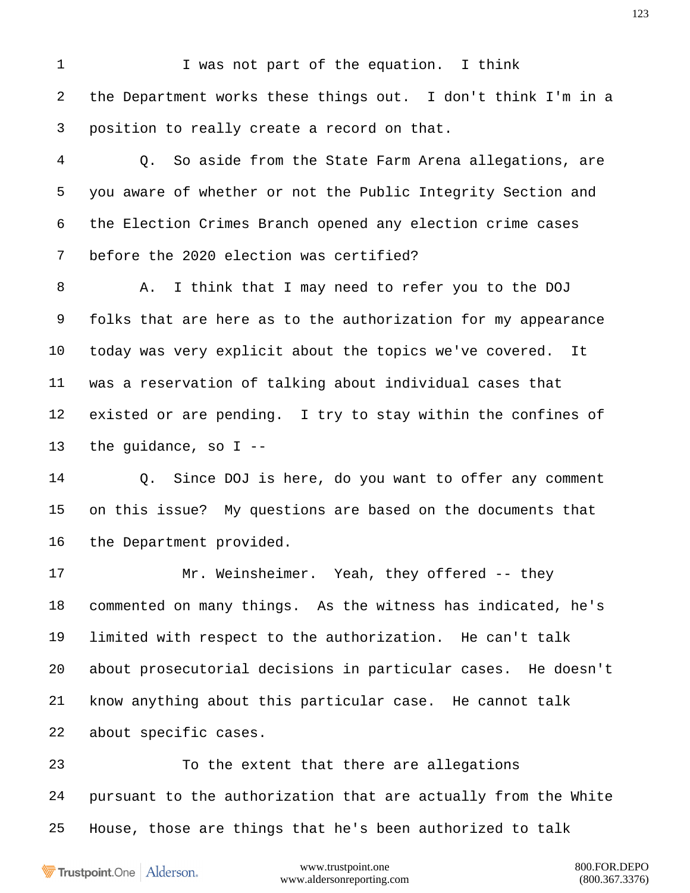I was not part of the equation. I think the Department works these things out. I don't think I'm in a position to really create a record on that.

Q. So aside from the State Farm Arena allegations, are you aware of whether or not the Public Integrity Section and the Election Crimes Branch opened any election crime cases before the 2020 election was certified?

A. I think that I may need to refer you to the DOJ folks that are here as to the authorization for my appearance today was very explicit about the topics we've covered. It was a reservation of talking about individual cases that existed or are pending. I try to stay within the confines of the guidance, so I --

Q. Since DOJ is here, do you want to offer any comment on this issue? My questions are based on the documents that the Department provided.

Mr. Weinsheimer. Yeah, they offered -- they commented on many things. As the witness has indicated, he's limited with respect to the authorization. He can't talk about prosecutorial decisions in particular cases. He doesn't know anything about this particular case. He cannot talk about specific cases.

To the extent that there are allegations pursuant to the authorization that are actually from the White House, those are things that he's been authorized to talk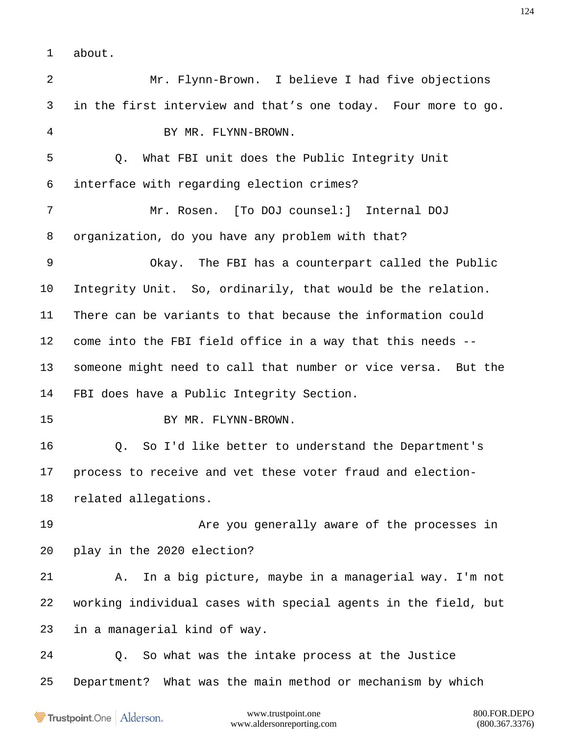1 about.

2 Mr. Flynn-Brown. I believe I had five objections

3 in the first interview and that's one today. Four more to go.

4 BY MR. FLYNN-BROWN.

5 Q. What FBI unit does the Public Integrity Unit

6 interface with regarding election crimes?

7 Mr. Rosen. [To DOJ counsel:] Internal DOJ

8 organization, do you have any problem with that?

9 Okay. The FBI has a counterpart called the Public

10 Integrity Unit. So, ordinarily, that would be the relation.

11 There can be variants to that because the information could

12 come into the FBI field office in a way that this needs --

13 someone might need to call that number or vice versa. But the

14 FBI does have a Public Integrity Section.

15 BY MR. FLYNN-BROWN.

16 Q. So I'd like better to understand the Department's

17 process to receive and vet these voter fraud and election-

18 related allegations.

19 Are you generally aware of the processes in

20 play in the 2020 election?

21 A. In a big picture, maybe in a managerial way. I'm not

22 working individual cases with special agents in the field, but

23 in a managerial kind of way.

24 Q. So what was the intake process at the Justice

25 Department? What was the main method or mechanism by which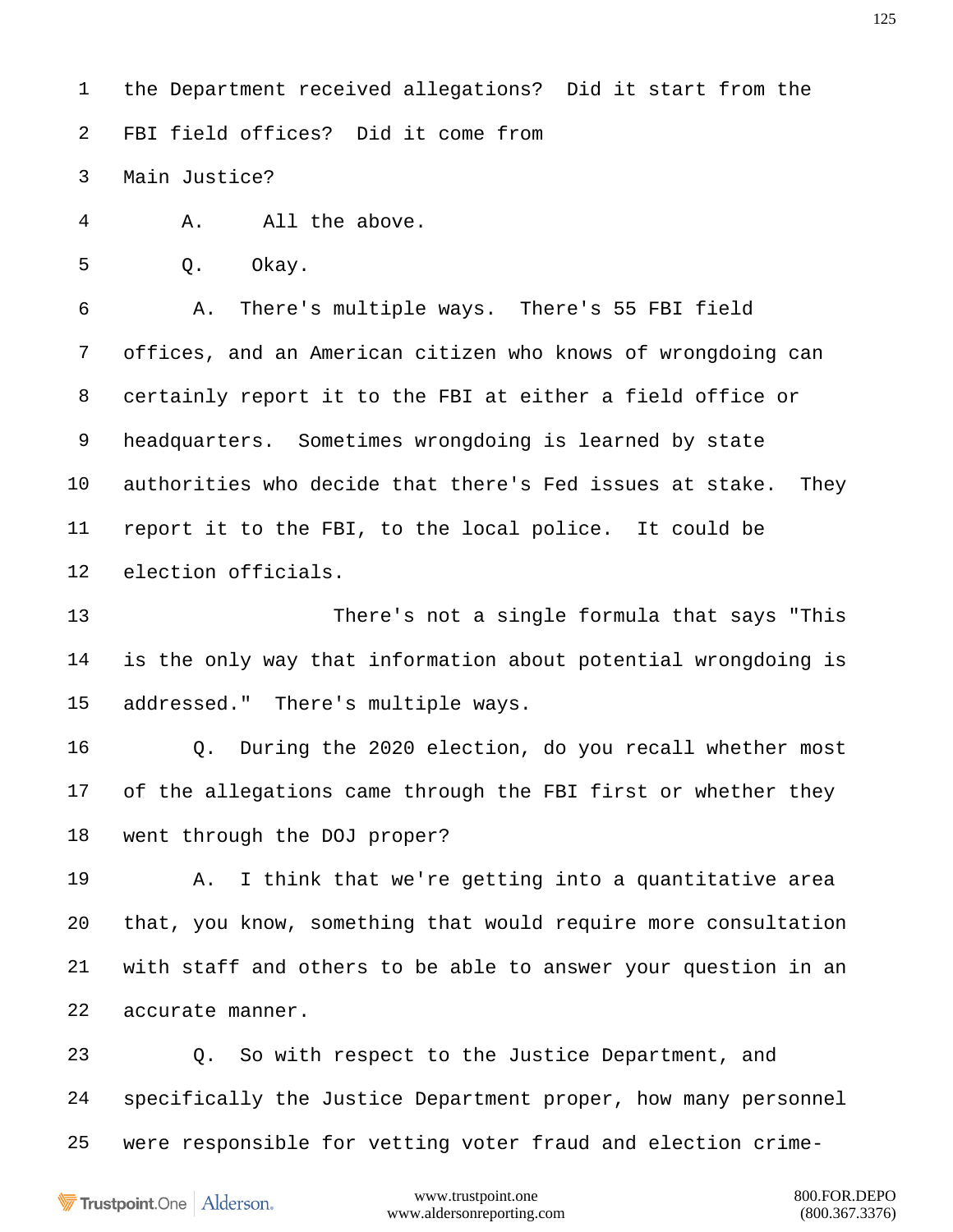1 the Department received allegations? Did it start from the
2 FBI field offices? Did it come from
3 Main Justice?
4 A. All the above.
5 Q. Okay.
6 A. There's multiple ways. There's 55 FBI field
7 offices, and an American citizen who knows of wrongdoing can
8 certainly report it to the FBI at either a field office or
9 headquarters. Sometimes wrongdoing is learned by state
10 authorities who decide that there's Fed issues at stake. They
11 report it to the FBI, to the local police. It could be
12 election officials.
13 There's not a single formula that says "This
14 is the only way that information about potential wrongdoing is
15 addressed." There's multiple ways.
16 Q. During the 2020 election, do you recall whether most
17 of the allegations came through the FBI first or whether they
18 went through the DOJ proper?
19 A. I think that we're getting into a quantitative area
20 that, you know, something that would require more consultation
21 with staff and others to be able to answer your question in an
22 accurate manner.
23 Q. So with respect to the Justice Department, and
24 specifically the Justice Department proper, how many personnel
25 were responsible for vetting voter fraud and election crime-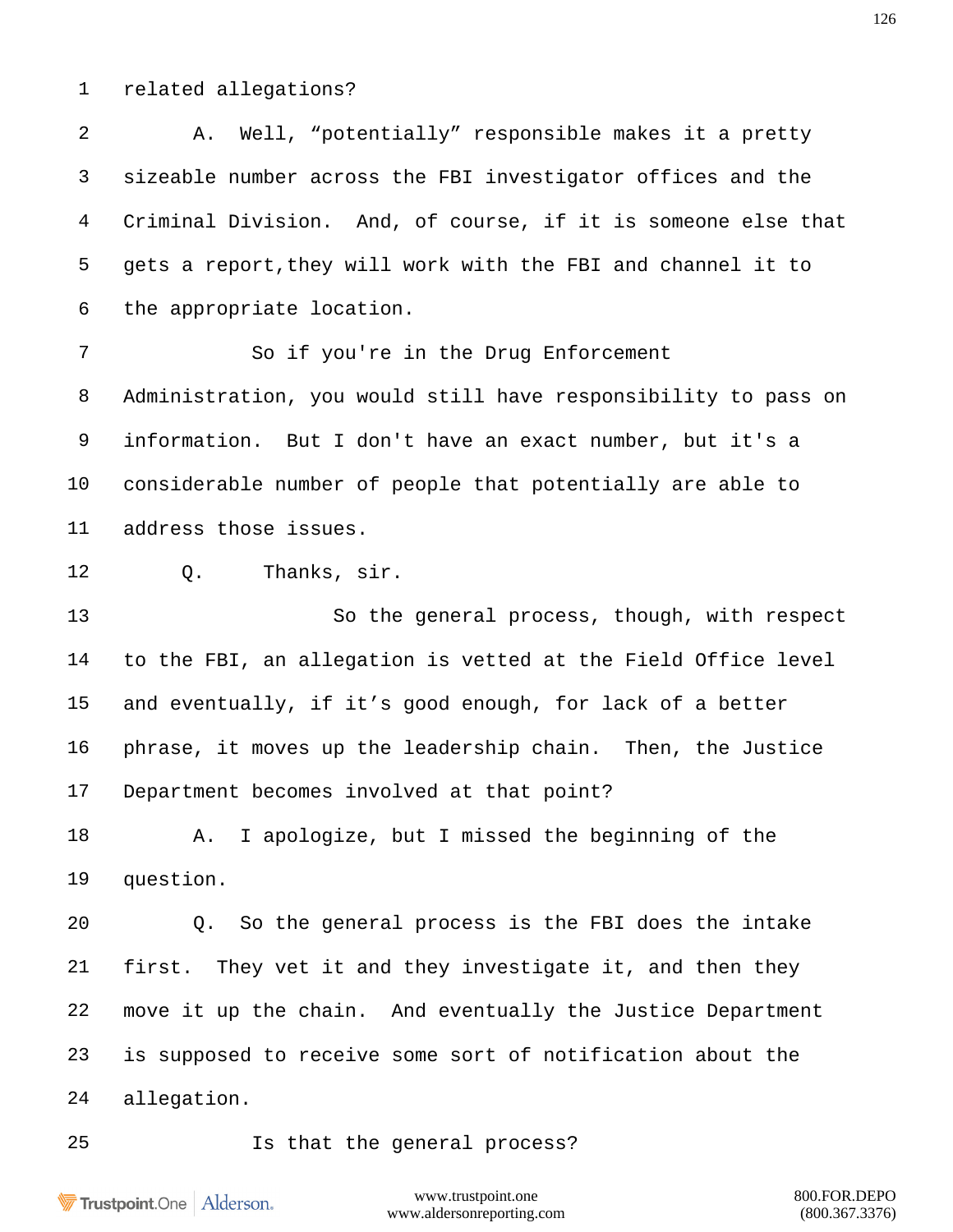related allegations?

A. Well, “potentially” responsible makes it a pretty sizeable number across the FBI investigator offices and the Criminal Division. And, of course, if it is someone else that gets a report,they will work with the FBI and channel it to the appropriate location.

So if you're in the Drug Enforcement Administration, you would still have responsibility to pass on information. But I don't have an exact number, but it's a considerable number of people that potentially are able to address those issues.

Q. Thanks, sir.

So the general process, though, with respect to the FBI, an allegation is vetted at the Field Office level and eventually, if it’s good enough, for lack of a better phrase, it moves up the leadership chain. Then, the Justice Department becomes involved at that point?

A. I apologize, but I missed the beginning of the question.

Q. So the general process is the FBI does the intake first. They vet it and they investigate it, and then they move it up the chain. And eventually the Justice Department is supposed to receive some sort of notification about the allegation.

Is that the general process?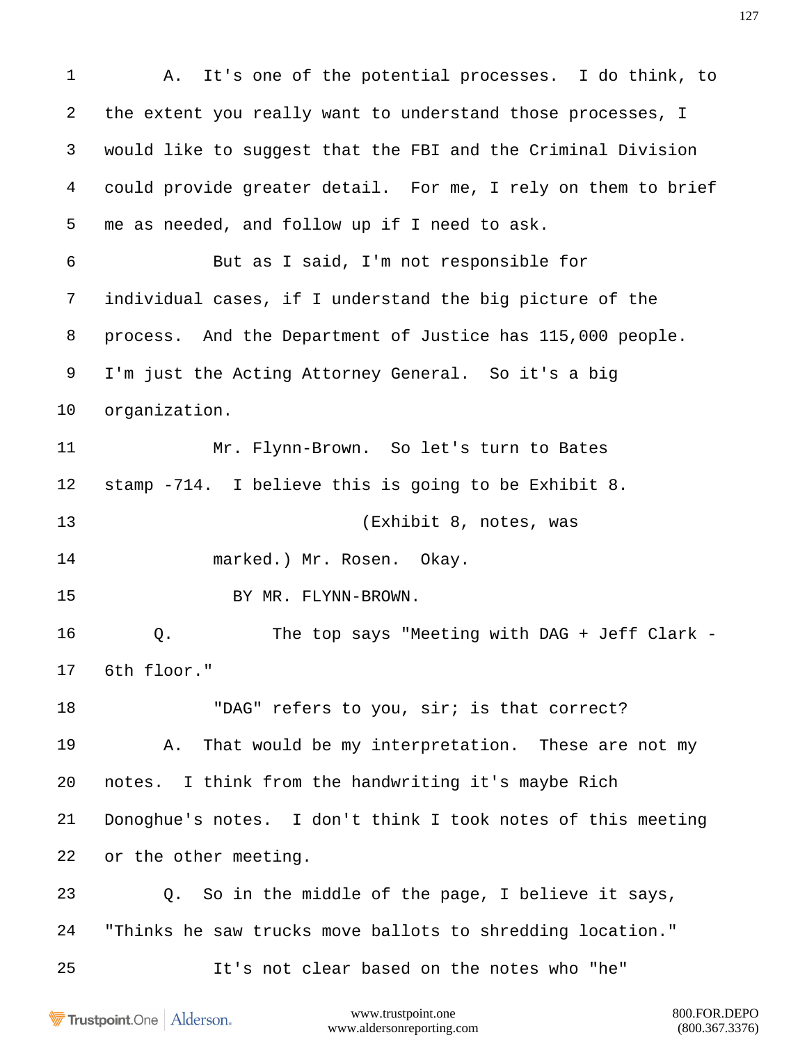1 A. It's one of the potential processes. I do think, to
2 the extent you really want to understand those processes, I
3 would like to suggest that the FBI and the Criminal Division
4 could provide greater detail. For me, I rely on them to brief
5 me as needed, and follow up if I need to ask.
6 But as I said, I'm not responsible for
7 individual cases, if I understand the big picture of the
8 process. And the Department of Justice has 115,000 people.
9 I'm just the Acting Attorney General. So it's a big
10 organization.
11 Mr. Flynn-Brown. So let's turn to Bates
12 stamp -714. I believe this is going to be Exhibit 8.
13 (Exhibit 8, notes, was
14 marked.) Mr. Rosen. Okay.
15 BY MR. FLYNN-BROWN.
16 Q. The top says "Meeting with DAG + Jeff Clark -
17 6th floor."
18 "DAG" refers to you, sir; is that correct?
19 A. That would be my interpretation. These are not my
20 notes. I think from the handwriting it's maybe Rich
21 Donoghue's notes. I don't think I took notes of this meeting
22 or the other meeting.
23 Q. So in the middle of the page, I believe it says,
24 "Thinks he saw trucks move ballots to shredding location."
25 It's not clear based on the notes who "he"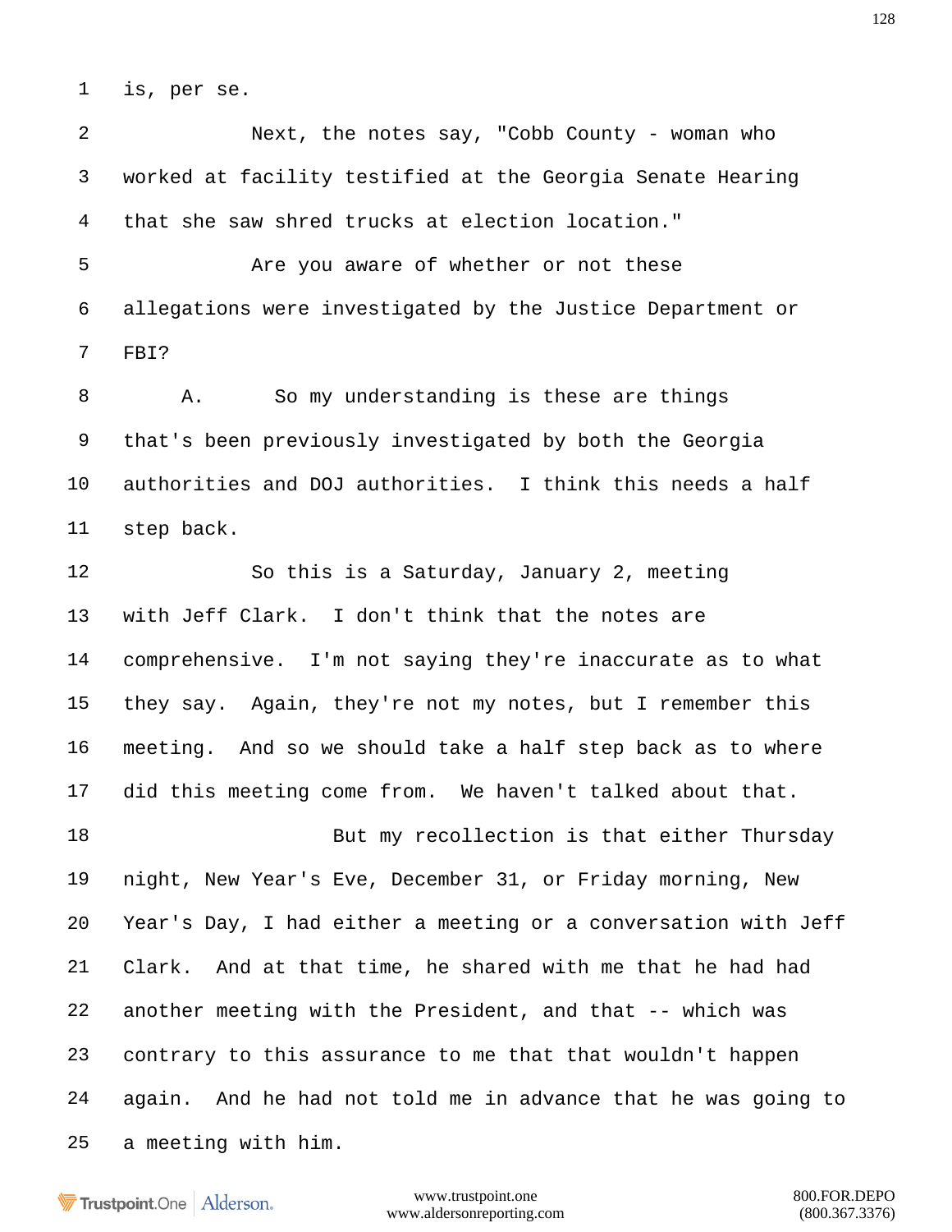1 is, per se.

2 Next, the notes say, "Cobb County - woman who

3 worked at facility testified at the Georgia Senate Hearing

4 that she saw shred trucks at election location."

5 Are you aware of whether or not these

6 allegations were investigated by the Justice Department or

7 FBI?

8 A. So my understanding is these are things

9 that's been previously investigated by both the Georgia

10 authorities and DOJ authorities. I think this needs a half

11 step back.

12 So this is a Saturday, January 2, meeting

13 with Jeff Clark. I don't think that the notes are

14 comprehensive. I'm not saying they're inaccurate as to what

15 they say. Again, they're not my notes, but I remember this

16 meeting. And so we should take a half step back as to where

17 did this meeting come from. We haven't talked about that.

18 But my recollection is that either Thursday

19 night, New Year's Eve, December 31, or Friday morning, New

20 Year's Day, I had either a meeting or a conversation with Jeff

21 Clark. And at that time, he shared with me that he had had

22 another meeting with the President, and that -- which was

23 contrary to this assurance to me that that wouldn't happen

24 again. And he had not told me in advance that he was going to

25 a meeting with him.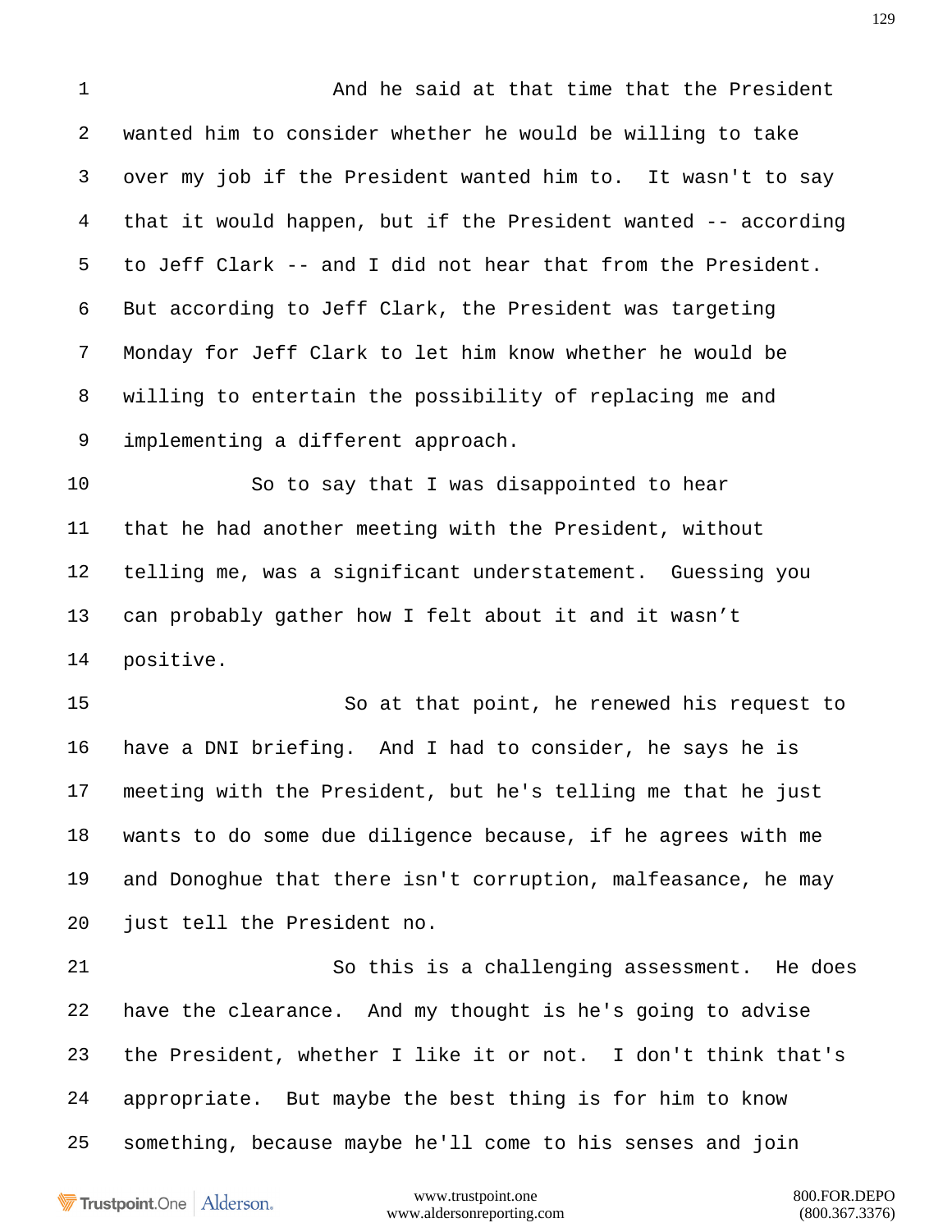1 And he said at that time that the President
2 wanted him to consider whether he would be willing to take
3 over my job if the President wanted him to. It wasn't to say
4 that it would happen, but if the President wanted -- according
5 to Jeff Clark -- and I did not hear that from the President.
6 But according to Jeff Clark, the President was targeting
7 Monday for Jeff Clark to let him know whether he would be
8 willing to entertain the possibility of replacing me and
9 implementing a different approach.
10 So to say that I was disappointed to hear
11 that he had another meeting with the President, without
12 telling me, was a significant understatement. Guessing you
13 can probably gather how I felt about it and it wasn't
14 positive.
15 So at that point, he renewed his request to
16 have a DNI briefing. And I had to consider, he says he is
17 meeting with the President, but he's telling me that he just
18 wants to do some due diligence because, if he agrees with me
19 and Donoghue that there isn't corruption, malfeasance, he may
20 just tell the President no.
21 So this is a challenging assessment. He does
22 have the clearance. And my thought is he's going to advise
23 the President, whether I like it or not. I don't think that's
24 appropriate. But maybe the best thing is for him to know
25 something, because maybe he'll come to his senses and join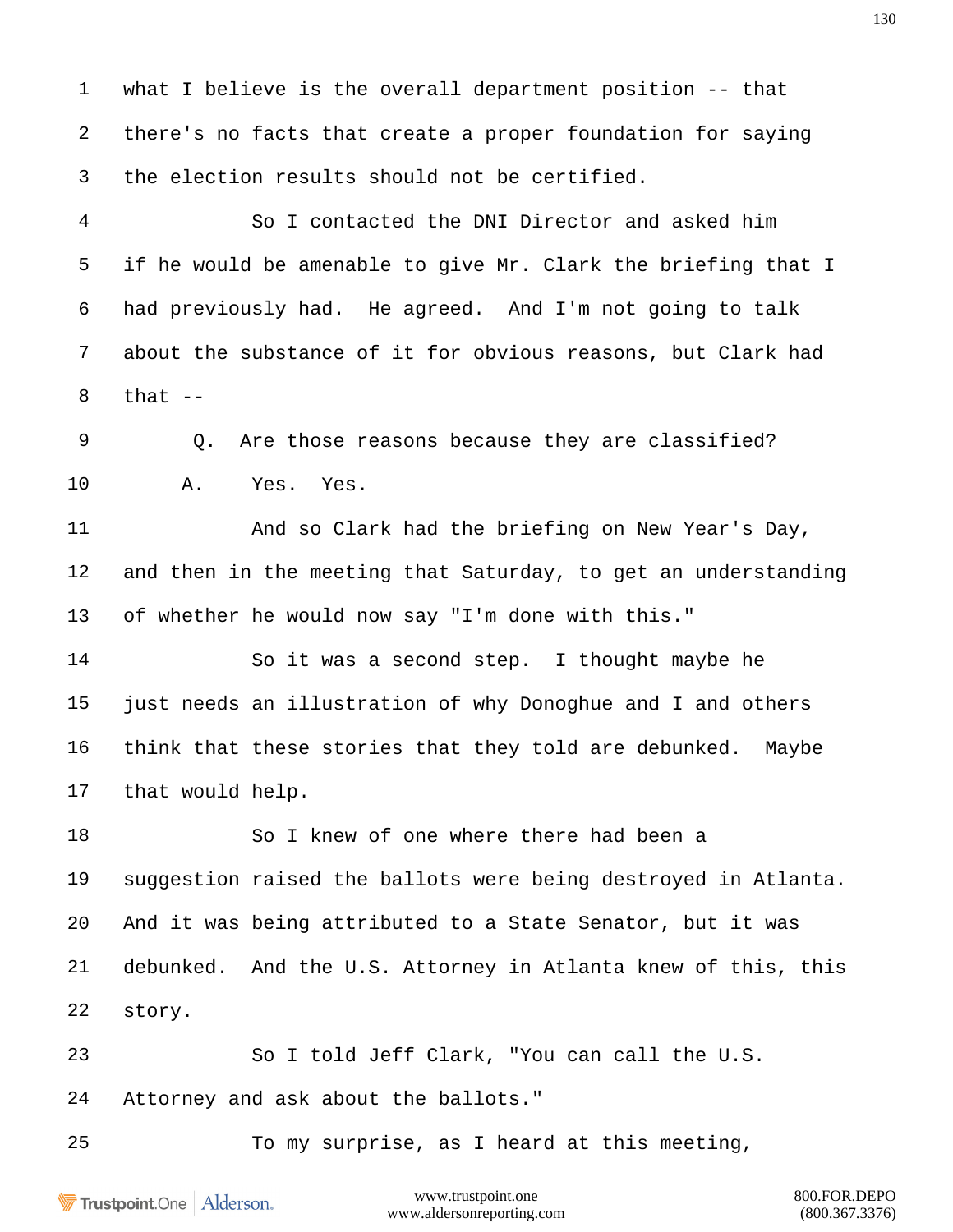1 what I believe is the overall department position -- that
2 there's no facts that create a proper foundation for saying
3 the election results should not be certified.
4 So I contacted the DNI Director and asked him
5 if he would be amenable to give Mr. Clark the briefing that I
6 had previously had. He agreed. And I'm not going to talk
7 about the substance of it for obvious reasons, but Clark had
8 that --
9 Q. Are those reasons because they are classified?
10 A. Yes. Yes.
11 And so Clark had the briefing on New Year's Day,
12 and then in the meeting that Saturday, to get an understanding
13 of whether he would now say "I'm done with this."
14 So it was a second step. I thought maybe he
15 just needs an illustration of why Donoghue and I and others
16 think that these stories that they told are debunked. Maybe
17 that would help.
18 So I knew of one where there had been a
19 suggestion raised the ballots were being destroyed in Atlanta.
20 And it was being attributed to a State Senator, but it was
21 debunked. And the U.S. Attorney in Atlanta knew of this, this
22 story.
23 So I told Jeff Clark, "You can call the U.S.
24 Attorney and ask about the ballots."
25 To my surprise, as I heard at this meeting,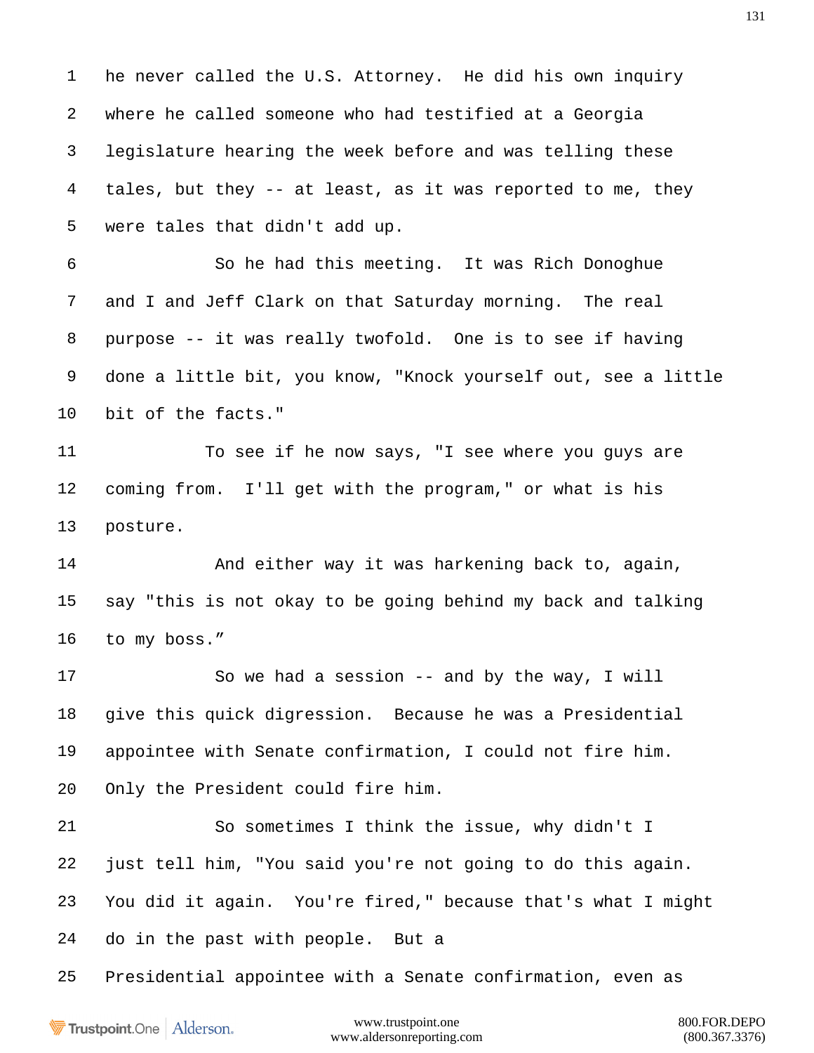1 he never called the U.S. Attorney. He did his own inquiry
2 where he called someone who had testified at a Georgia
3 legislature hearing the week before and was telling these
4 tales, but they -- at least, as it was reported to me, they
5 were tales that didn't add up.

6 So he had this meeting. It was Rich Donoghue
7 and I and Jeff Clark on that Saturday morning. The real
8 purpose -- it was really twofold. One is to see if having
9 done a little bit, you know, "Knock yourself out, see a little
10 bit of the facts."

11 To see if he now says, "I see where you guys are
12 coming from. I'll get with the program," or what is his
13 posture.

14 And either way it was harkening back to, again,
15 say "this is not okay to be going behind my back and talking
16 to my boss."

17 So we had a session -- and by the way, I will
18 give this quick digression. Because he was a Presidential
19 appointee with Senate confirmation, I could not fire him.
20 Only the President could fire him.

21 So sometimes I think the issue, why didn't I
22 just tell him, "You said you're not going to do this again.
23 You did it again. You're fired," because that's what I might
24 do in the past with people. But a
25 Presidential appointee with a Senate confirmation, even as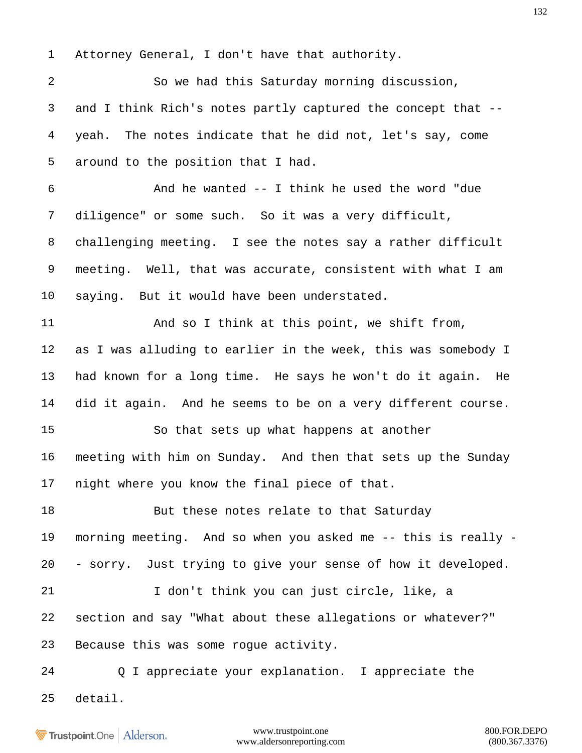1 Attorney General, I don't have that authority.

2 So we had this Saturday morning discussion,

3 and I think Rich's notes partly captured the concept that --

4 yeah. The notes indicate that he did not, let's say, come

5 around to the position that I had.

6 And he wanted -- I think he used the word "due

7 diligence" or some such. So it was a very difficult,

8 challenging meeting. I see the notes say a rather difficult

9 meeting. Well, that was accurate, consistent with what I am

10 saying. But it would have been understated.

11 And so I think at this point, we shift from,

12 as I was alluding to earlier in the week, this was somebody I

13 had known for a long time. He says he won't do it again. He

14 did it again. And he seems to be on a very different course.

15 So that sets up what happens at another

16 meeting with him on Sunday. And then that sets up the Sunday

17 night where you know the final piece of that.

18 But these notes relate to that Saturday

19 morning meeting. And so when you asked me -- this is really -

20 - sorry. Just trying to give your sense of how it developed.

21 I don't think you can just circle, like, a

22 section and say "What about these allegations or whatever?"

23 Because this was some rogue activity.

24 Q I appreciate your explanation. I appreciate the

25 detail.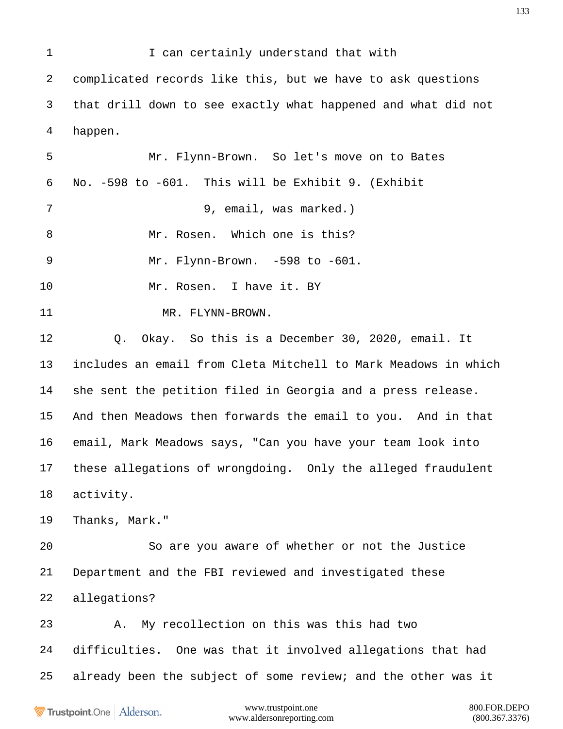1 I can certainly understand that with

2 complicated records like this, but we have to ask questions

3 that drill down to see exactly what happened and what did not

4 happen.

5 Mr. Flynn-Brown. So let's move on to Bates

6 No. -598 to -601. This will be Exhibit 9. (Exhibit

7 9, email, was marked.)

8 Mr. Rosen. Which one is this?

9 Mr. Flynn-Brown. -598 to -601.

10 Mr. Rosen. I have it. BY

11 MR. FLYNN-BROWN.

12 Q. Okay. So this is a December 30, 2020, email. It

13 includes an email from Cleta Mitchell to Mark Meadows in which

14 she sent the petition filed in Georgia and a press release.

15 And then Meadows then forwards the email to you. And in that

16 email, Mark Meadows says, "Can you have your team look into

17 these allegations of wrongdoing. Only the alleged fraudulent

18 activity.

19 Thanks, Mark."

20 So are you aware of whether or not the Justice

21 Department and the FBI reviewed and investigated these

22 allegations?

23 A. My recollection on this was this had two

24 difficulties. One was that it involved allegations that had

25 already been the subject of some review; and the other was it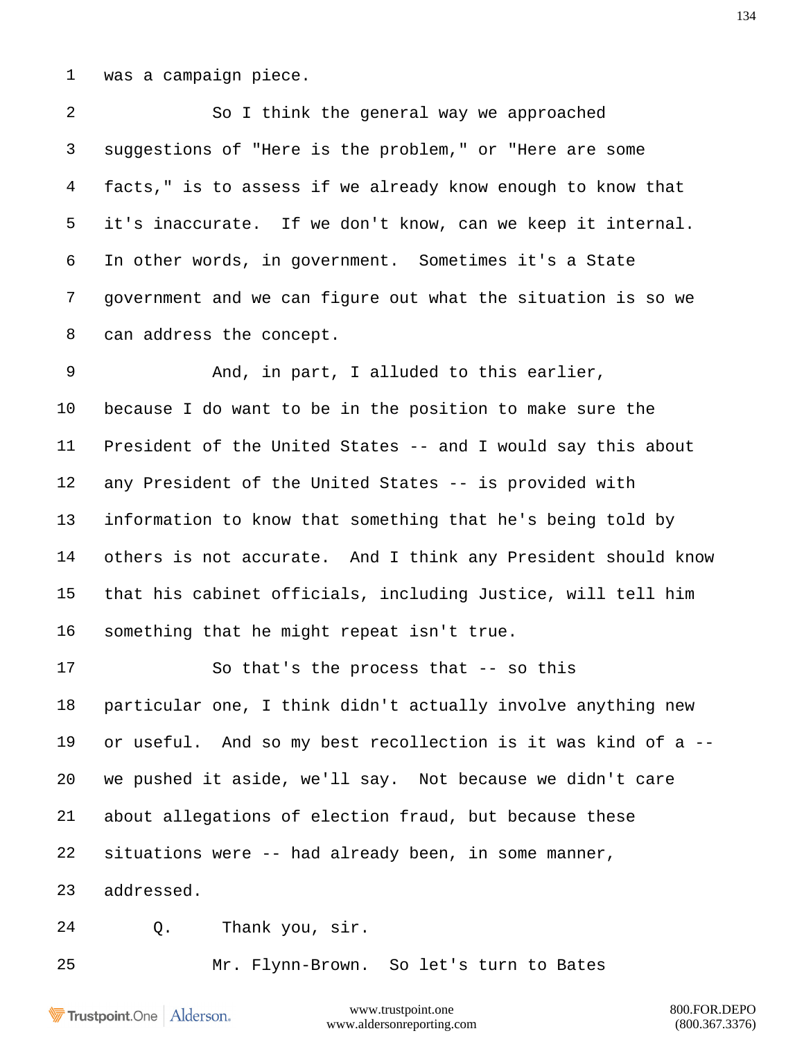1 was a campaign piece.

2 So I think the general way we approached

3 suggestions of "Here is the problem," or "Here are some

4 facts," is to assess if we already know enough to know that

5 it's inaccurate. If we don't know, can we keep it internal.

6 In other words, in government. Sometimes it's a State

7 government and we can figure out what the situation is so we

8 can address the concept.

9 And, in part, I alluded to this earlier,

10 because I do want to be in the position to make sure the

11 President of the United States -- and I would say this about

12 any President of the United States -- is provided with

13 information to know that something that he's being told by

14 others is not accurate. And I think any President should know

15 that his cabinet officials, including Justice, will tell him

16 something that he might repeat isn't true.

17 So that's the process that -- so this

18 particular one, I think didn't actually involve anything new

19 or useful. And so my best recollection is it was kind of a --

20 we pushed it aside, we'll say. Not because we didn't care

21 about allegations of election fraud, but because these

22 situations were -- had already been, in some manner,

23 addressed.

24 Q. Thank you, sir.

25 Mr. Flynn-Brown. So let's turn to Bates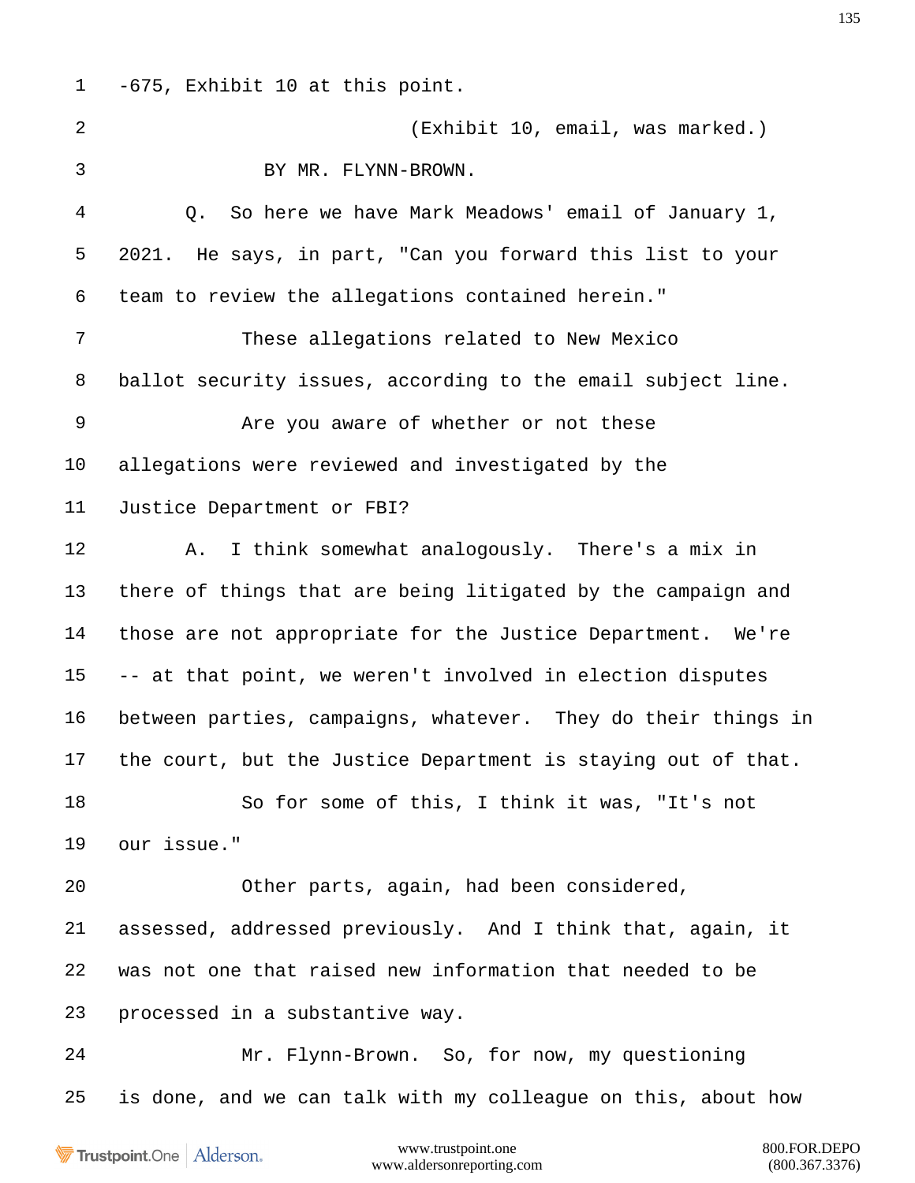1 -675, Exhibit 10 at this point.

2 (Exhibit 10, email, was marked.)

3 BY MR. FLYNN-BROWN.

4 Q. So here we have Mark Meadows' email of January 1,

5 2021. He says, in part, "Can you forward this list to your

6 team to review the allegations contained herein."

7 These allegations related to New Mexico

8 ballot security issues, according to the email subject line.

9 Are you aware of whether or not these

10 allegations were reviewed and investigated by the

11 Justice Department or FBI?

12 A. I think somewhat analogously. There's a mix in

13 there of things that are being litigated by the campaign and

14 those are not appropriate for the Justice Department. We're

15 -- at that point, we weren't involved in election disputes

16 between parties, campaigns, whatever. They do their things in

17 the court, but the Justice Department is staying out of that.

18 So for some of this, I think it was, "It's not

19 our issue."

20 Other parts, again, had been considered,

21 assessed, addressed previously. And I think that, again, it

22 was not one that raised new information that needed to be

23 processed in a substantive way.

24 Mr. Flynn-Brown. So, for now, my questioning

25 is done, and we can talk with my colleague on this, about how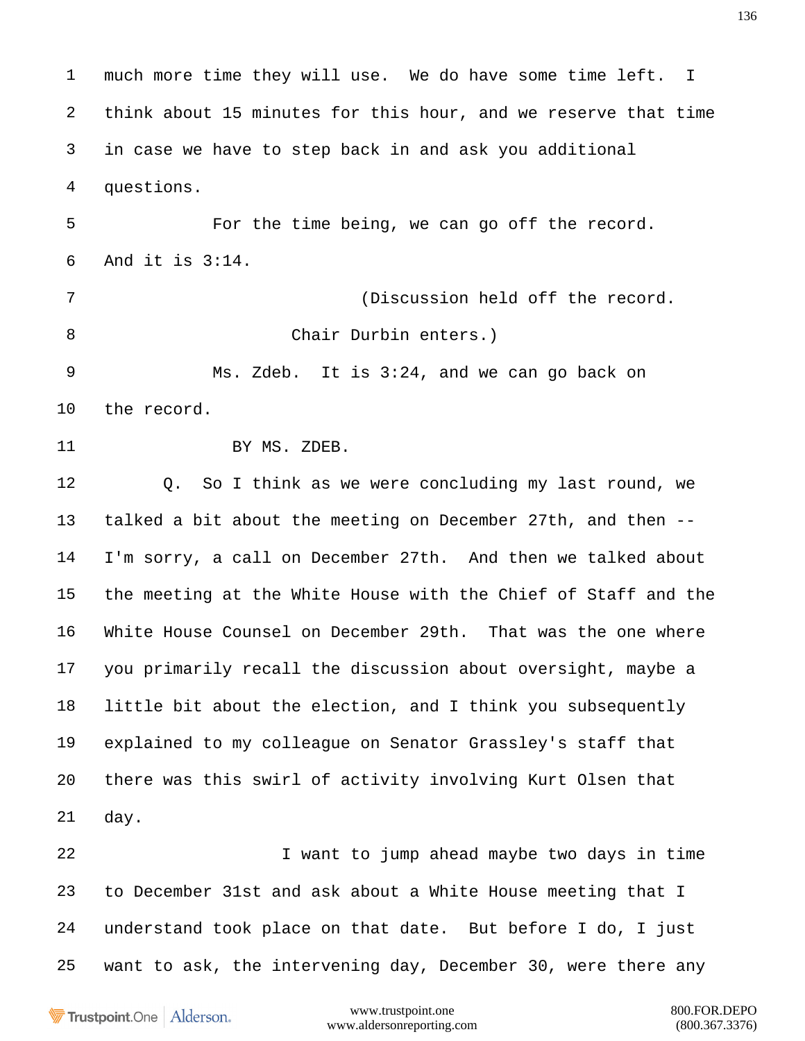1 much more time they will use. We do have some time left. I
2 think about 15 minutes for this hour, and we reserve that time
3 in case we have to step back in and ask you additional
4 questions.

5 For the time being, we can go off the record.
6 And it is 3:14.

7 (Discussion held off the record.
8 Chair Durbin enters.)

9 Ms. Zdeb. It is 3:24, and we can go back on
10 the record.

11 BY MS. ZDEB.

12 Q. So I think as we were concluding my last round, we
13 talked a bit about the meeting on December 27th, and then --
14 I'm sorry, a call on December 27th. And then we talked about
15 the meeting at the White House with the Chief of Staff and the
16 White House Counsel on December 29th. That was the one where
17 you primarily recall the discussion about oversight, maybe a
18 little bit about the election, and I think you subsequently
19 explained to my colleague on Senator Grassley's staff that
20 there was this swirl of activity involving Kurt Olsen that
21 day.

22 I want to jump ahead maybe two days in time
23 to December 31st and ask about a White House meeting that I
24 understand took place on that date. But before I do, I just
25 want to ask, the intervening day, December 30, were there any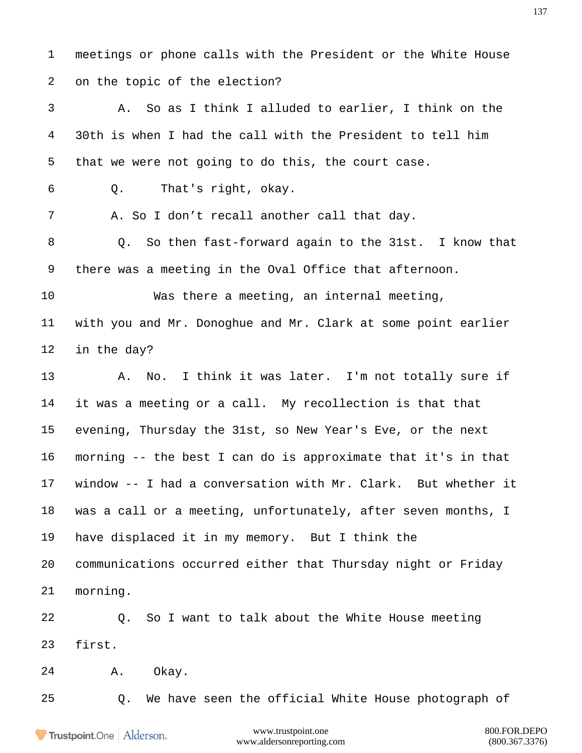1 meetings or phone calls with the President or the White House

2 on the topic of the election?

3 A. So as I think I alluded to earlier, I think on the

4 30th is when I had the call with the President to tell him

5 that we were not going to do this, the court case.

6 Q. That's right, okay.

7 A. So I don't recall another call that day.

8 Q. So then fast-forward again to the 31st. I know that

9 there was a meeting in the Oval Office that afternoon.

10 Was there a meeting, an internal meeting,

11 with you and Mr. Donoghue and Mr. Clark at some point earlier

12 in the day?

13 A. No. I think it was later. I'm not totally sure if

14 it was a meeting or a call. My recollection is that that

15 evening, Thursday the 31st, so New Year's Eve, or the next

16 morning -- the best I can do is approximate that it's in that

17 window -- I had a conversation with Mr. Clark. But whether it

18 was a call or a meeting, unfortunately, after seven months, I

19 have displaced it in my memory. But I think the

20 communications occurred either that Thursday night or Friday

21 morning.

22 Q. So I want to talk about the White House meeting

23 first.

24 A. Okay.

25 Q. We have seen the official White House photograph of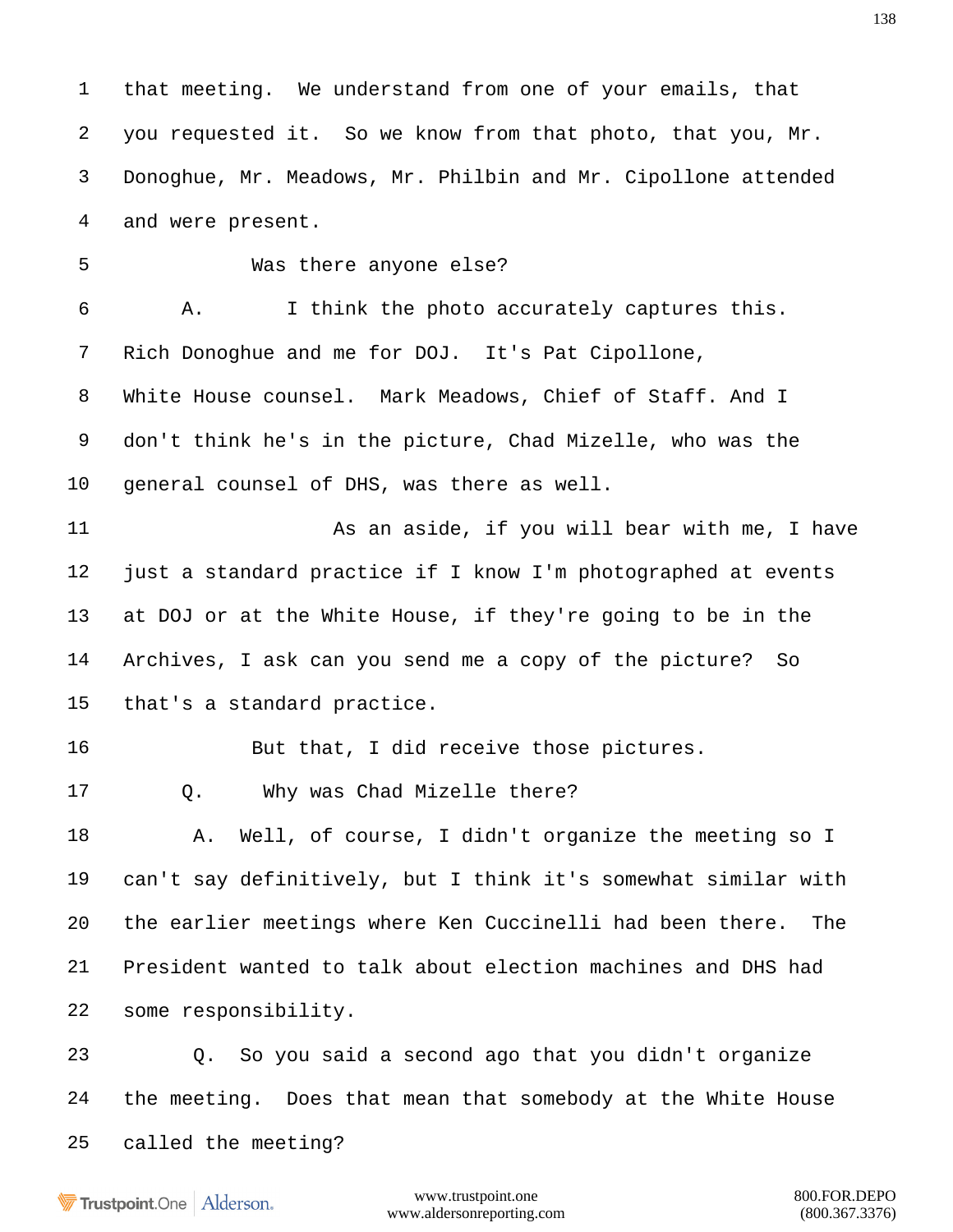1 that meeting. We understand from one of your emails, that

2 you requested it. So we know from that photo, that you, Mr.

3 Donoghue, Mr. Meadows, Mr. Philbin and Mr. Cipollone attended

4 and were present.

5 Was there anyone else?

6 A. I think the photo accurately captures this.

7 Rich Donoghue and me for DOJ. It's Pat Cipollone,

8 White House counsel. Mark Meadows, Chief of Staff. And I

9 don't think he's in the picture, Chad Mizelle, who was the

10 general counsel of DHS, was there as well.

11 As an aside, if you will bear with me, I have

12 just a standard practice if I know I'm photographed at events

13 at DOJ or at the White House, if they're going to be in the

14 Archives, I ask can you send me a copy of the picture? So

15 that's a standard practice.

16 But that, I did receive those pictures.

17 Q. Why was Chad Mizelle there?

18 A. Well, of course, I didn't organize the meeting so I

19 can't say definitively, but I think it's somewhat similar with

20 the earlier meetings where Ken Cuccinelli had been there. The

21 President wanted to talk about election machines and DHS had

22 some responsibility.

23 Q. So you said a second ago that you didn't organize

24 the meeting. Does that mean that somebody at the White House

25 called the meeting?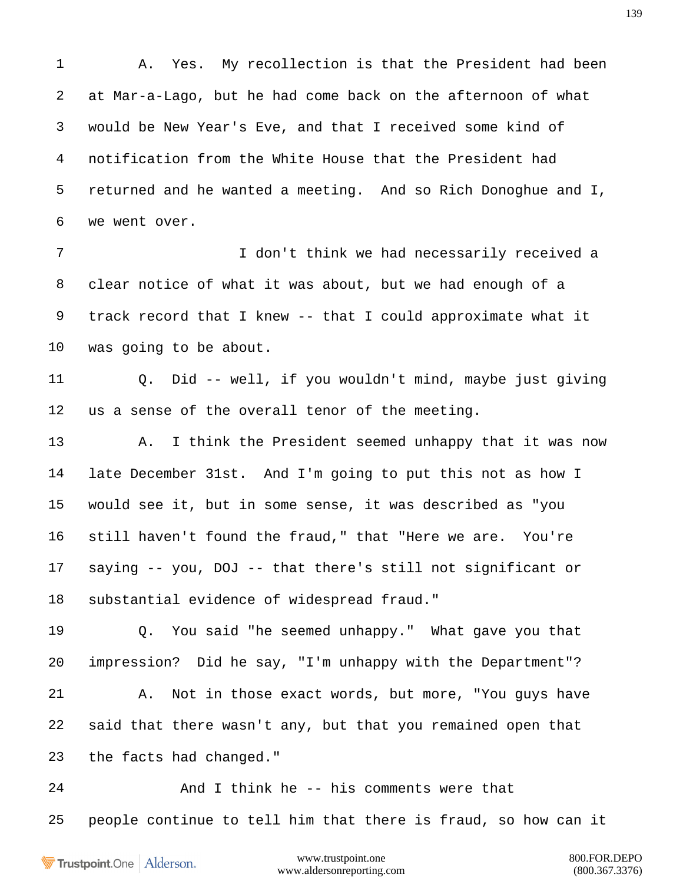A. Yes. My recollection is that the President had been at Mar-a-Lago, but he had come back on the afternoon of what would be New Year's Eve, and that I received some kind of notification from the White House that the President had returned and he wanted a meeting. And so Rich Donoghue and I, we went over.

I don't think we had necessarily received a clear notice of what it was about, but we had enough of a track record that I knew -- that I could approximate what it was going to be about.

Q. Did -- well, if you wouldn't mind, maybe just giving us a sense of the overall tenor of the meeting.

A. I think the President seemed unhappy that it was now late December 31st. And I'm going to put this not as how I would see it, but in some sense, it was described as "you still haven't found the fraud," that "Here we are. You're saying -- you, DOJ -- that there's still not significant or substantial evidence of widespread fraud."

Q. You said "he seemed unhappy." What gave you that impression? Did he say, "I'm unhappy with the Department"?

A. Not in those exact words, but more, "You guys have said that there wasn't any, but that you remained open that the facts had changed."

And I think he -- his comments were that people continue to tell him that there is fraud, so how can it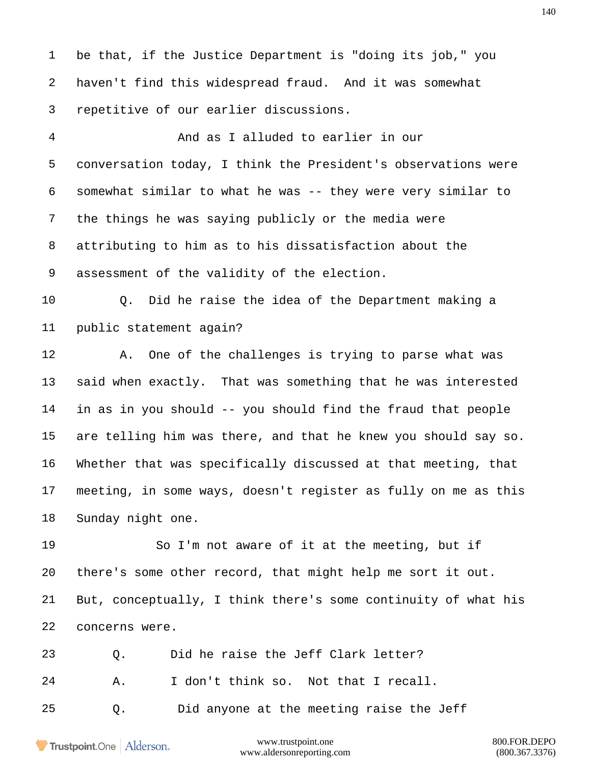be that, if the Justice Department is "doing its job," you haven't find this widespread fraud. And it was somewhat repetitive of our earlier discussions.

And as I alluded to earlier in our conversation today, I think the President's observations were somewhat similar to what he was -- they were very similar to the things he was saying publicly or the media were attributing to him as to his dissatisfaction about the assessment of the validity of the election.

Q. Did he raise the idea of the Department making a public statement again?

A. One of the challenges is trying to parse what was said when exactly. That was something that he was interested in as in you should -- you should find the fraud that people are telling him was there, and that he knew you should say so. Whether that was specifically discussed at that meeting, that meeting, in some ways, doesn't register as fully on me as this Sunday night one.

So I'm not aware of it at the meeting, but if there's some other record, that might help me sort it out. But, conceptually, I think there's some continuity of what his concerns were.

Q. Did he raise the Jeff Clark letter?

A. I don't think so. Not that I recall.

Q. Did anyone at the meeting raise the Jeff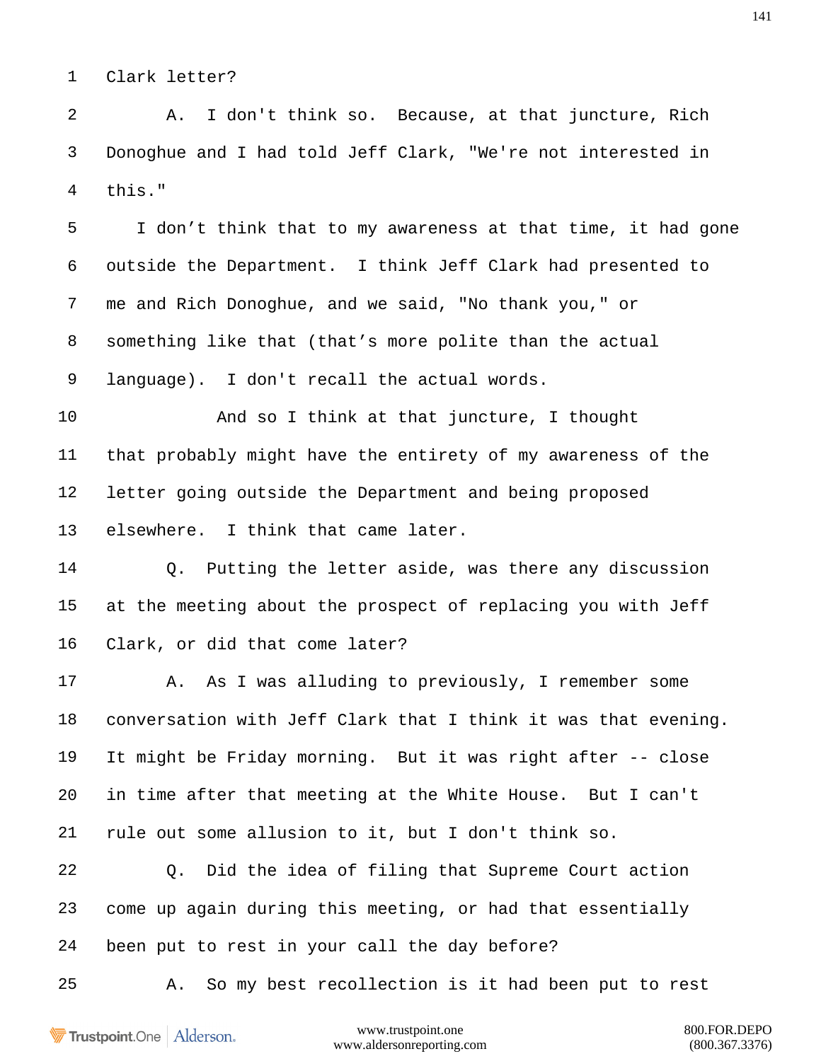1 Clark letter?

2 A. I don't think so. Because, at that juncture, Rich

3 Donoghue and I had told Jeff Clark, "We're not interested in

4 this."

5 I don't think that to my awareness at that time, it had gone

6 outside the Department. I think Jeff Clark had presented to

7 me and Rich Donoghue, and we said, "No thank you," or

8 something like that (that's more polite than the actual

9 language). I don't recall the actual words.

10 And so I think at that juncture, I thought

11 that probably might have the entirety of my awareness of the

12 letter going outside the Department and being proposed

13 elsewhere. I think that came later.

14 Q. Putting the letter aside, was there any discussion

15 at the meeting about the prospect of replacing you with Jeff

16 Clark, or did that come later?

17 A. As I was alluding to previously, I remember some

18 conversation with Jeff Clark that I think it was that evening.

19 It might be Friday morning. But it was right after -- close

20 in time after that meeting at the White House. But I can't

21 rule out some allusion to it, but I don't think so.

22 Q. Did the idea of filing that Supreme Court action

23 come up again during this meeting, or had that essentially

24 been put to rest in your call the day before?

25 A. So my best recollection is it had been put to rest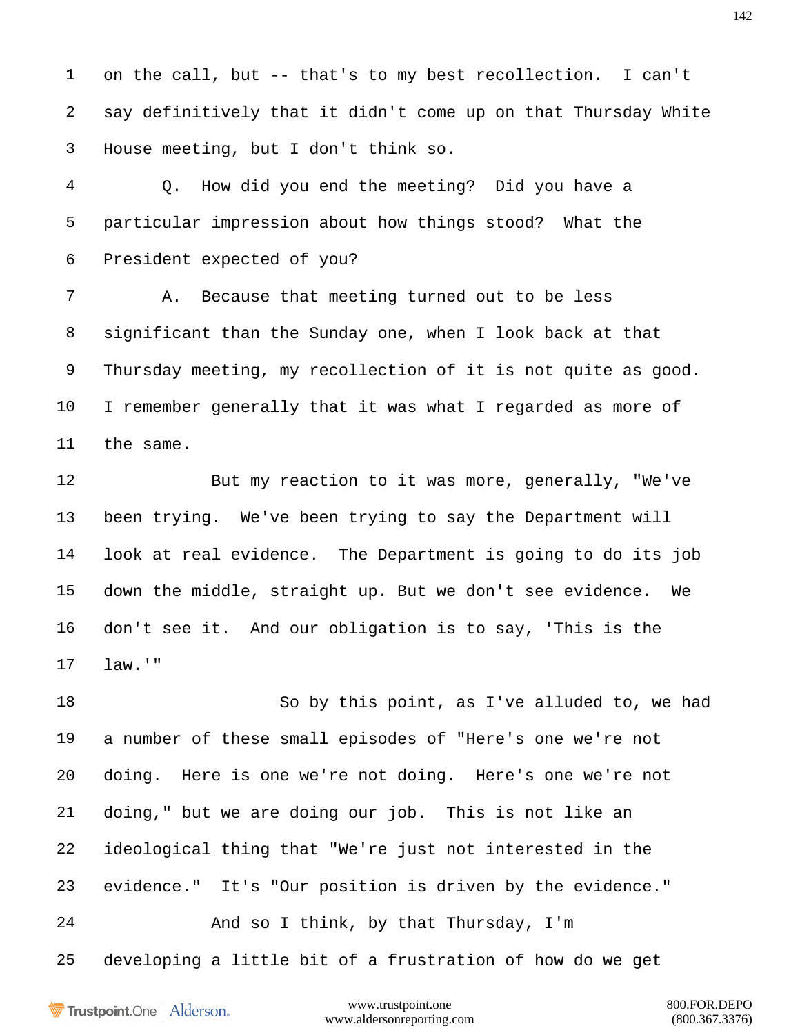1 on the call, but -- that's to my best recollection. I can't

2 say definitively that it didn't come up on that Thursday White

3 House meeting, but I don't think so.

4 Q. How did you end the meeting? Did you have a

5 particular impression about how things stood? What the

6 President expected of you?

7 A. Because that meeting turned out to be less

8 significant than the Sunday one, when I look back at that

9 Thursday meeting, my recollection of it is not quite as good.

10 I remember generally that it was what I regarded as more of

11 the same.

12 But my reaction to it was more, generally, "We've

13 been trying. We've been trying to say the Department will

14 look at real evidence. The Department is going to do its job

15 down the middle, straight up. But we don't see evidence. We

16 don't see it. And our obligation is to say, 'This is the

17 law.'"

18 So by this point, as I've alluded to, we had

19 a number of these small episodes of "Here's one we're not

20 doing. Here is one we're not doing. Here's one we're not

21 doing," but we are doing our job. This is not like an

22 ideological thing that "We're just not interested in the

23 evidence." It's "Our position is driven by the evidence."

24 And so I think, by that Thursday, I'm

25 developing a little bit of a frustration of how do we get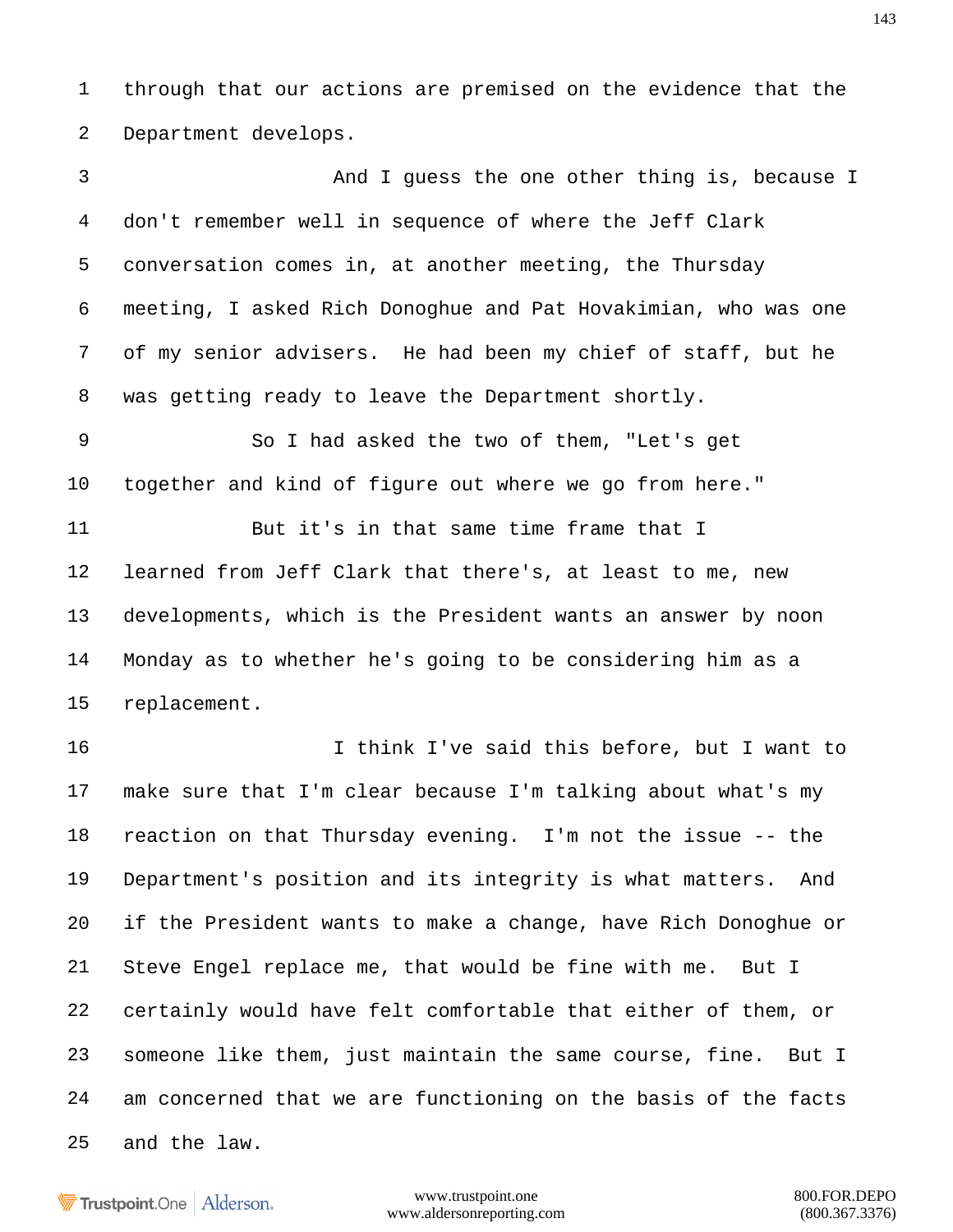through that our actions are premised on the evidence that the Department develops.

And I guess the one other thing is, because I don't remember well in sequence of where the Jeff Clark conversation comes in, at another meeting, the Thursday meeting, I asked Rich Donoghue and Pat Hovakimian, who was one of my senior advisers. He had been my chief of staff, but he was getting ready to leave the Department shortly.

So I had asked the two of them, "Let's get together and kind of figure out where we go from here."

But it's in that same time frame that I learned from Jeff Clark that there's, at least to me, new developments, which is the President wants an answer by noon Monday as to whether he's going to be considering him as a replacement.

I think I've said this before, but I want to make sure that I'm clear because I'm talking about what's my reaction on that Thursday evening. I'm not the issue -- the Department's position and its integrity is what matters. And if the President wants to make a change, have Rich Donoghue or Steve Engel replace me, that would be fine with me. But I certainly would have felt comfortable that either of them, or someone like them, just maintain the same course, fine. But I am concerned that we are functioning on the basis of the facts and the law.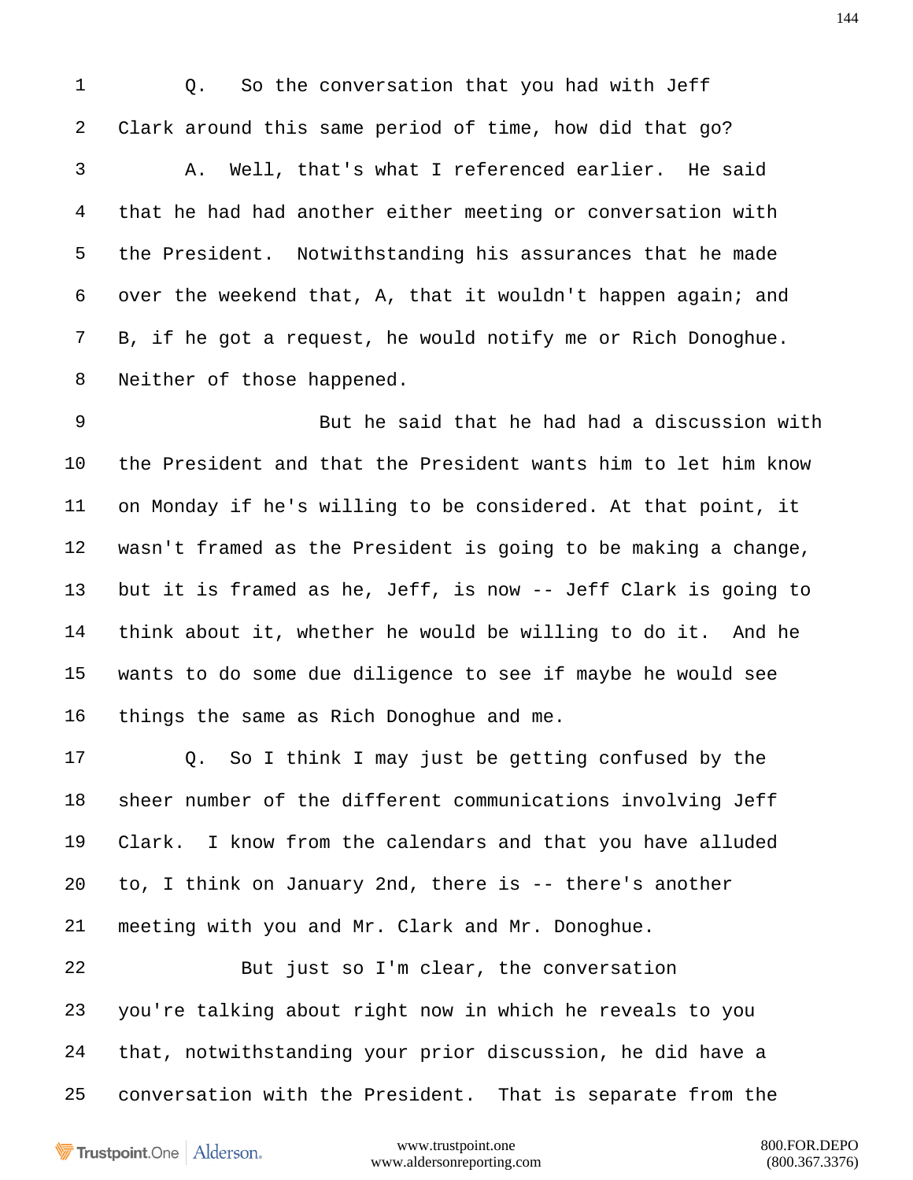Q. So the conversation that you had with Jeff Clark around this same period of time, how did that go?

A. Well, that's what I referenced earlier. He said that he had had another either meeting or conversation with the President. Notwithstanding his assurances that he made over the weekend that, A, that it wouldn't happen again; and B, if he got a request, he would notify me or Rich Donoghue. Neither of those happened.

But he said that he had had a discussion with the President and that the President wants him to let him know on Monday if he's willing to be considered. At that point, it wasn't framed as the President is going to be making a change, but it is framed as he, Jeff, is now -- Jeff Clark is going to think about it, whether he would be willing to do it. And he wants to do some due diligence to see if maybe he would see things the same as Rich Donoghue and me.

Q. So I think I may just be getting confused by the sheer number of the different communications involving Jeff Clark. I know from the calendars and that you have alluded to, I think on January 2nd, there is -- there's another meeting with you and Mr. Clark and Mr. Donoghue.

But just so I'm clear, the conversation you're talking about right now in which he reveals to you that, notwithstanding your prior discussion, he did have a conversation with the President. That is separate from the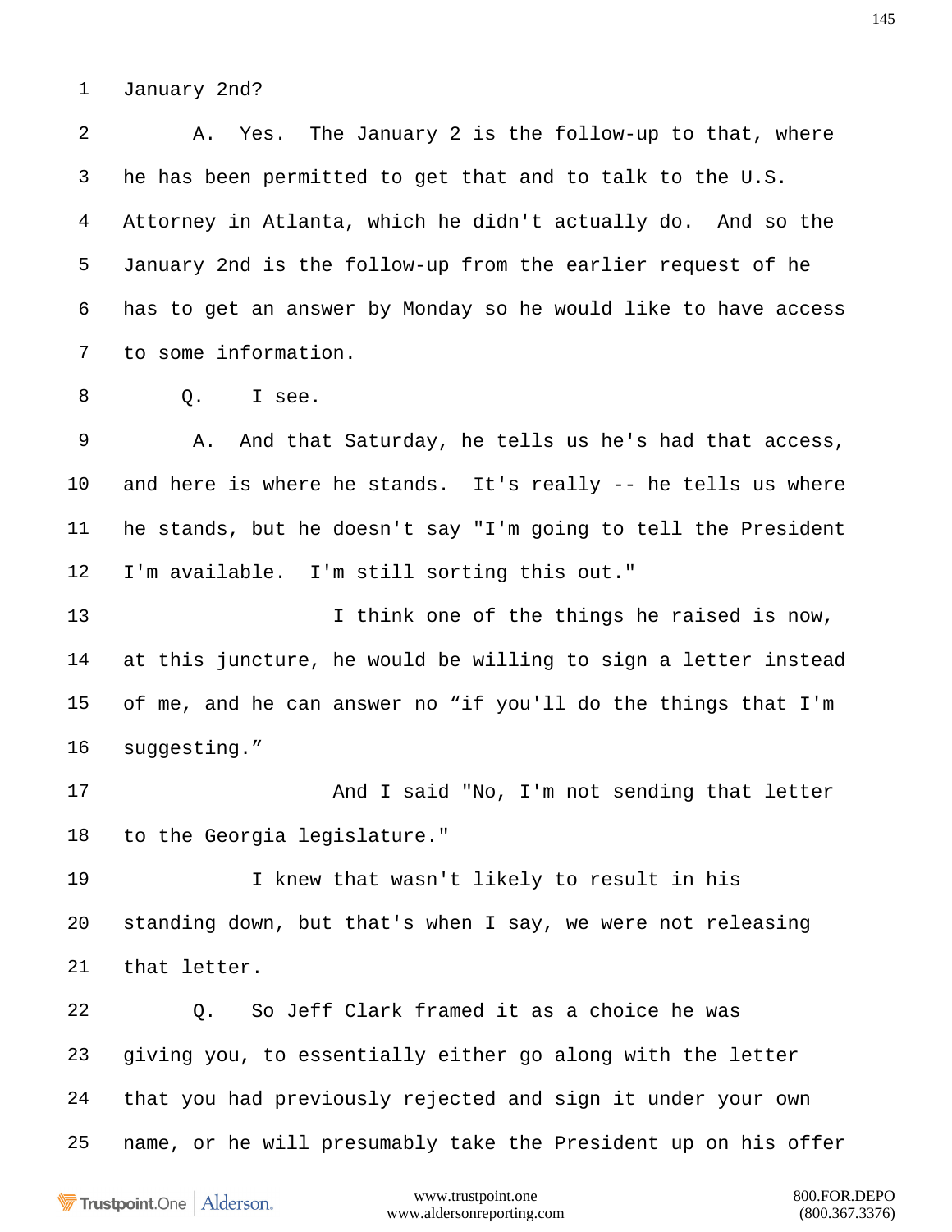January 2nd?

A. Yes. The January 2 is the follow-up to that, where he has been permitted to get that and to talk to the U.S. Attorney in Atlanta, which he didn't actually do. And so the January 2nd is the follow-up from the earlier request of he has to get an answer by Monday so he would like to have access to some information.

Q. I see.

A. And that Saturday, he tells us he's had that access, and here is where he stands. It's really -- he tells us where he stands, but he doesn't say "I'm going to tell the President I'm available. I'm still sorting this out."

I think one of the things he raised is now, at this juncture, he would be willing to sign a letter instead of me, and he can answer no “if you'll do the things that I'm suggesting.”

And I said "No, I'm not sending that letter to the Georgia legislature."

I knew that wasn't likely to result in his standing down, but that's when I say, we were not releasing that letter.

Q. So Jeff Clark framed it as a choice he was giving you, to essentially either go along with the letter that you had previously rejected and sign it under your own name, or he will presumably take the President up on his offer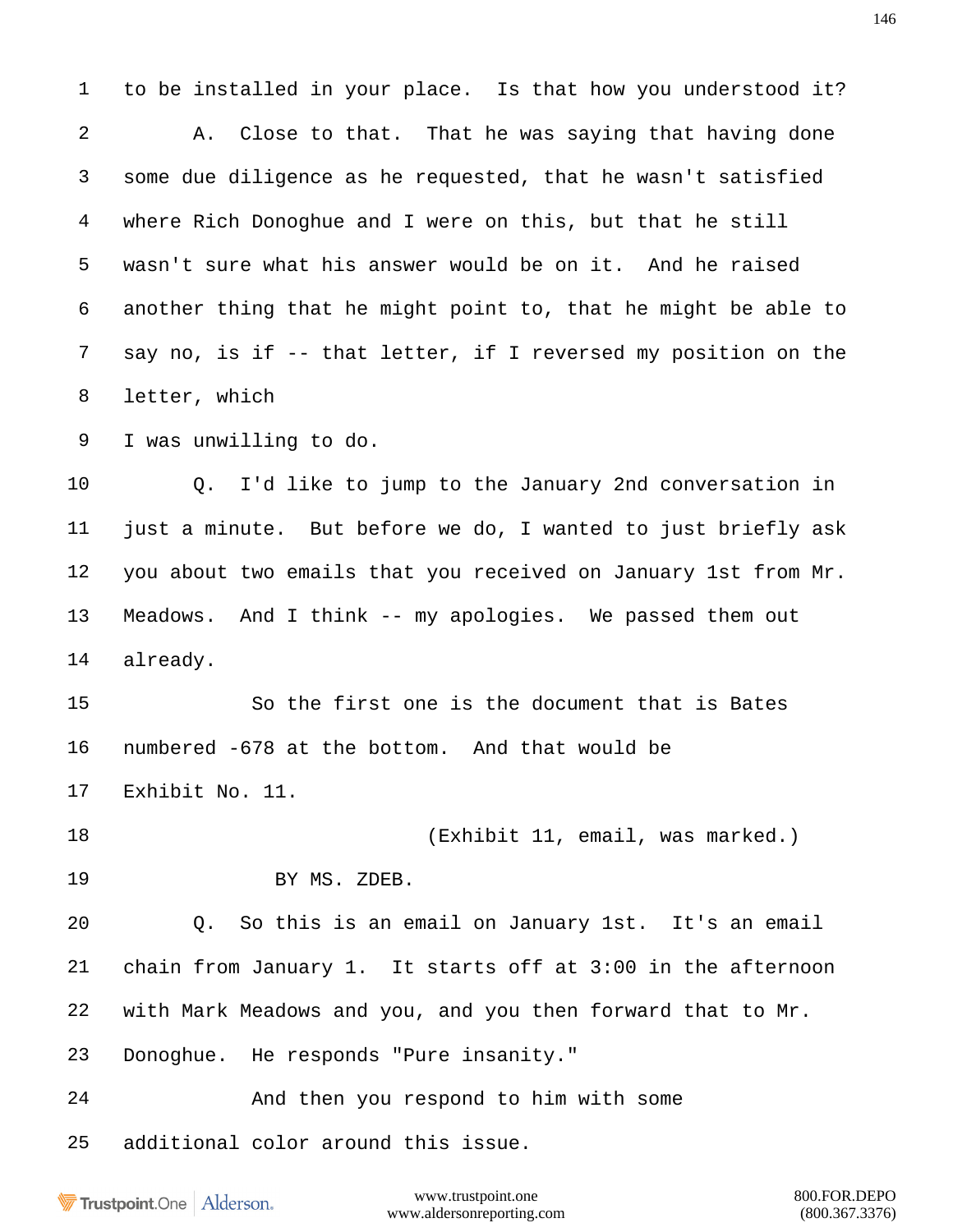to be installed in your place. Is that how you understood it?

A. Close to that. That he was saying that having done some due diligence as he requested, that he wasn't satisfied where Rich Donoghue and I were on this, but that he still wasn't sure what his answer would be on it. And he raised another thing that he might point to, that he might be able to say no, is if -- that letter, if I reversed my position on the letter, which I was unwilling to do.

Q. I'd like to jump to the January 2nd conversation in just a minute. But before we do, I wanted to just briefly ask you about two emails that you received on January 1st from Mr. Meadows. And I think -- my apologies. We passed them out already.

So the first one is the document that is Bates numbered -678 at the bottom. And that would be Exhibit No. 11.

(Exhibit 11, email, was marked.)

BY MS. ZDEB.

Q. So this is an email on January 1st. It's an email chain from January 1. It starts off at 3:00 in the afternoon with Mark Meadows and you, and you then forward that to Mr. Donoghue. He responds "Pure insanity."

And then you respond to him with some additional color around this issue.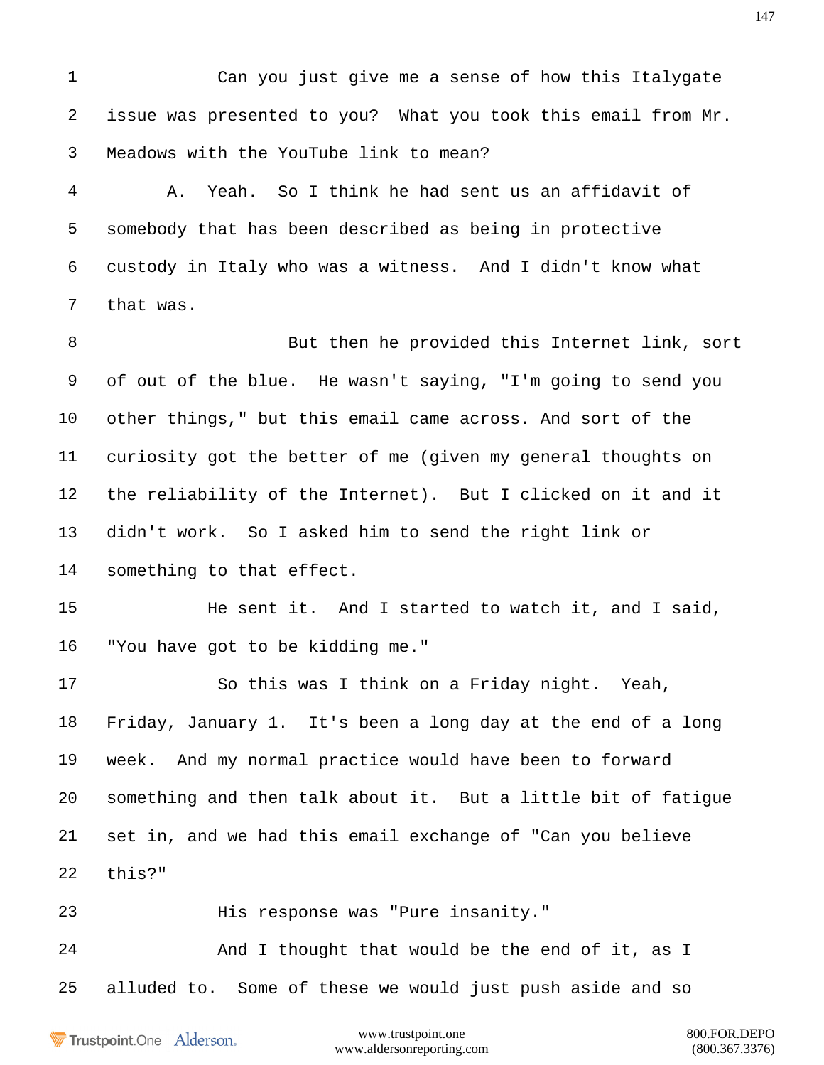1 Can you just give me a sense of how this Italygate
2 issue was presented to you? What you took this email from Mr.
3 Meadows with the YouTube link to mean?
4 A. Yeah. So I think he had sent us an affidavit of
5 somebody that has been described as being in protective
6 custody in Italy who was a witness. And I didn't know what
7 that was.
8 But then he provided this Internet link, sort
9 of out of the blue. He wasn't saying, "I'm going to send you
10 other things," but this email came across. And sort of the
11 curiosity got the better of me (given my general thoughts on
12 the reliability of the Internet). But I clicked on it and it
13 didn't work. So I asked him to send the right link or
14 something to that effect.
15 He sent it. And I started to watch it, and I said,
16 "You have got to be kidding me."
17 So this was I think on a Friday night. Yeah,
18 Friday, January 1. It's been a long day at the end of a long
19 week. And my normal practice would have been to forward
20 something and then talk about it. But a little bit of fatigue
21 set in, and we had this email exchange of "Can you believe
22 this?"
23 His response was "Pure insanity."
24 And I thought that would be the end of it, as I
25 alluded to. Some of these we would just push aside and so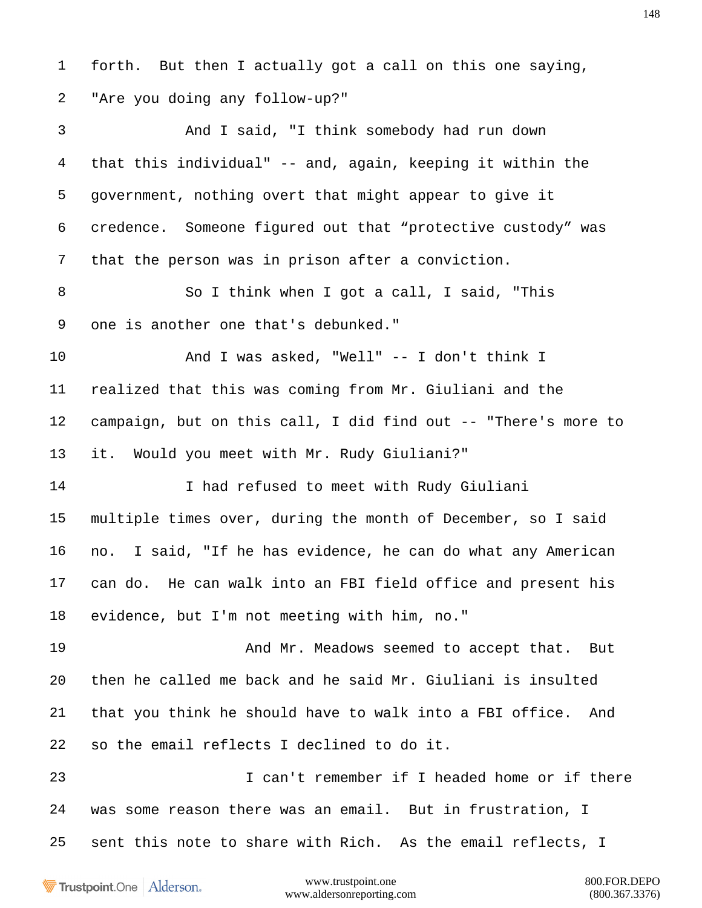forth. But then I actually got a call on this one saying, "Are you doing any follow-up?"

And I said, "I think somebody had run down that this individual" -- and, again, keeping it within the government, nothing overt that might appear to give it credence. Someone figured out that “protective custody” was that the person was in prison after a conviction.

So I think when I got a call, I said, "This one is another one that's debunked."

And I was asked, "Well" -- I don't think I realized that this was coming from Mr. Giuliani and the campaign, but on this call, I did find out -- "There's more to it. Would you meet with Mr. Rudy Giuliani?"

I had refused to meet with Rudy Giuliani multiple times over, during the month of December, so I said no. I said, "If he has evidence, he can do what any American can do. He can walk into an FBI field office and present his evidence, but I'm not meeting with him, no."

And Mr. Meadows seemed to accept that. But then he called me back and he said Mr. Giuliani is insulted that you think he should have to walk into a FBI office. And so the email reflects I declined to do it.

I can't remember if I headed home or if there was some reason there was an email. But in frustration, I sent this note to share with Rich. As the email reflects, I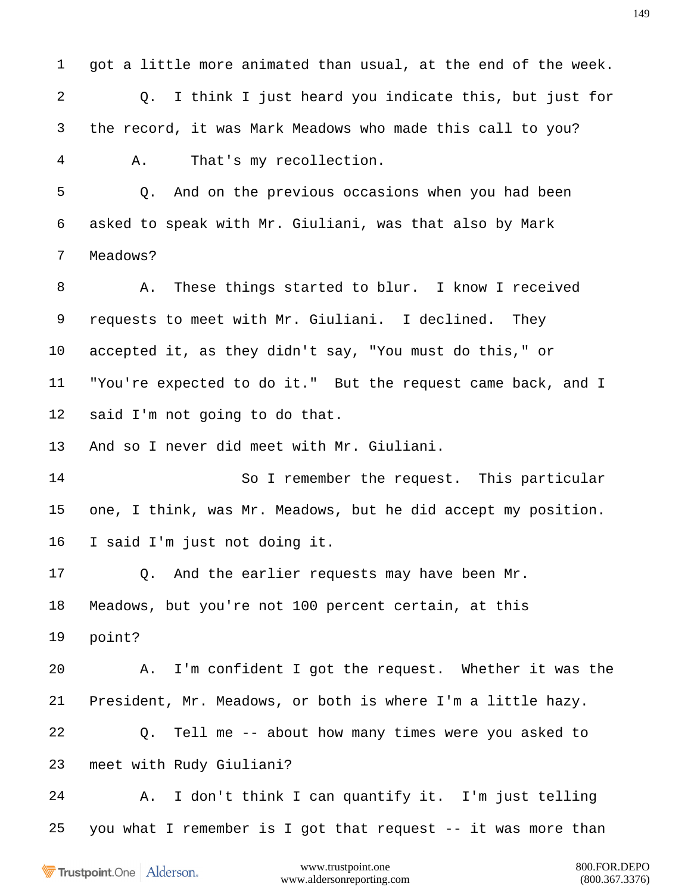1 got a little more animated than usual, at the end of the week.

2 Q. I think I just heard you indicate this, but just for

3 the record, it was Mark Meadows who made this call to you?

4 A. That's my recollection.

5 Q. And on the previous occasions when you had been

6 asked to speak with Mr. Giuliani, was that also by Mark

7 Meadows?

8 A. These things started to blur. I know I received

9 requests to meet with Mr. Giuliani. I declined. They

10 accepted it, as they didn't say, "You must do this," or

11 "You're expected to do it." But the request came back, and I

12 said I'm not going to do that.

13 And so I never did meet with Mr. Giuliani.

14 So I remember the request. This particular

15 one, I think, was Mr. Meadows, but he did accept my position.

16 I said I'm just not doing it.

17 Q. And the earlier requests may have been Mr.

18 Meadows, but you're not 100 percent certain, at this

19 point?

20 A. I'm confident I got the request. Whether it was the

21 President, Mr. Meadows, or both is where I'm a little hazy.

22 Q. Tell me -- about how many times were you asked to

23 meet with Rudy Giuliani?

24 A. I don't think I can quantify it. I'm just telling

25 you what I remember is I got that request -- it was more than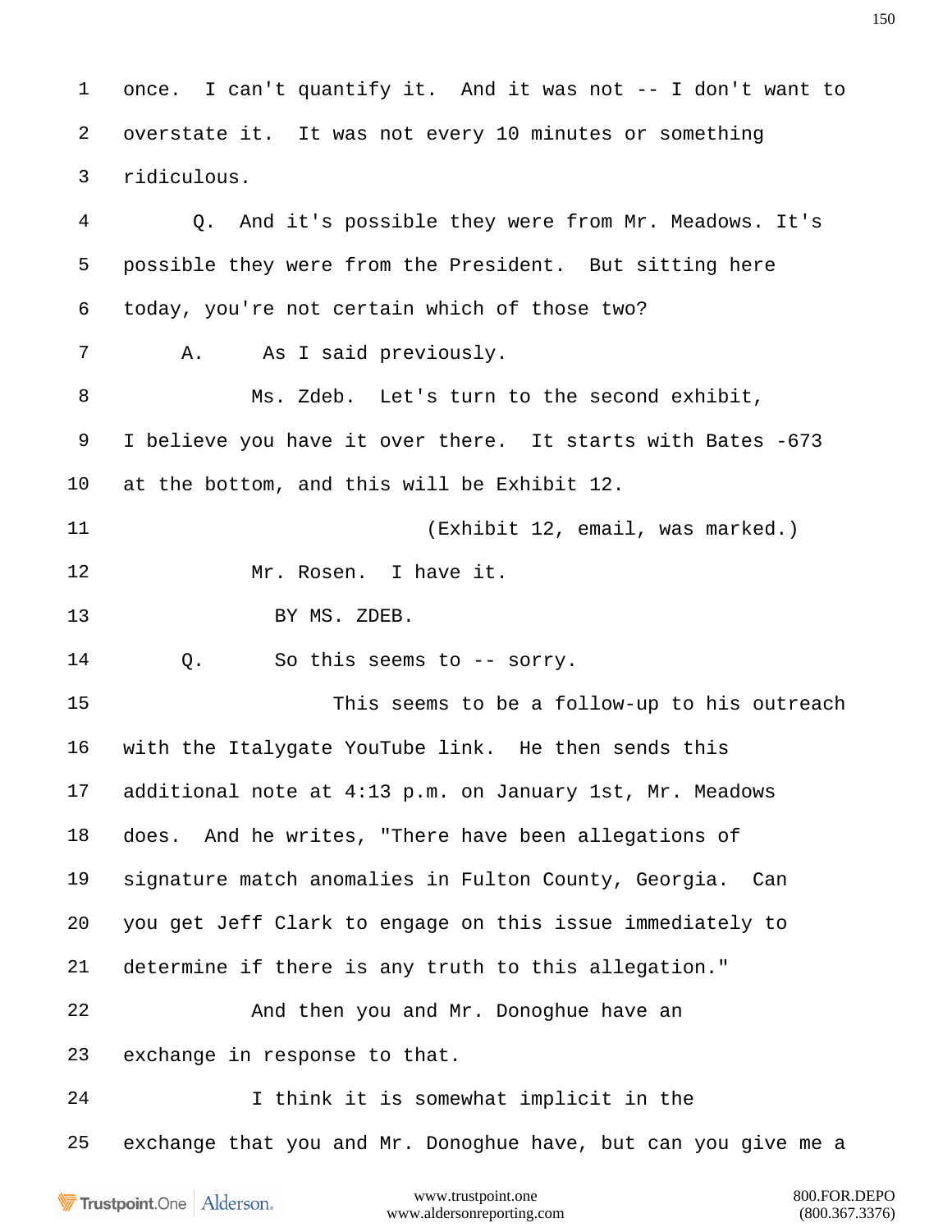1 once. I can't quantify it. And it was not -- I don't want to

2 overstate it. It was not every 10 minutes or something

3 ridiculous.

4 Q. And it's possible they were from Mr. Meadows. It's

5 possible they were from the President. But sitting here

6 today, you're not certain which of those two?

7 A. As I said previously.

8 Ms. Zdeb. Let's turn to the second exhibit,

9 I believe you have it over there. It starts with Bates -673

10 at the bottom, and this will be Exhibit 12.

11 (Exhibit 12, email, was marked.)

12 Mr. Rosen. I have it.

13 BY MS. ZDEB.

14 Q. So this seems to -- sorry.

15 This seems to be a follow-up to his outreach

16 with the Italygate YouTube link. He then sends this

17 additional note at 4:13 p.m. on January 1st, Mr. Meadows

18 does. And he writes, "There have been allegations of

19 signature match anomalies in Fulton County, Georgia. Can

20 you get Jeff Clark to engage on this issue immediately to

21 determine if there is any truth to this allegation."

22 And then you and Mr. Donoghue have an

23 exchange in response to that.

24 I think it is somewhat implicit in the

25 exchange that you and Mr. Donoghue have, but can you give me a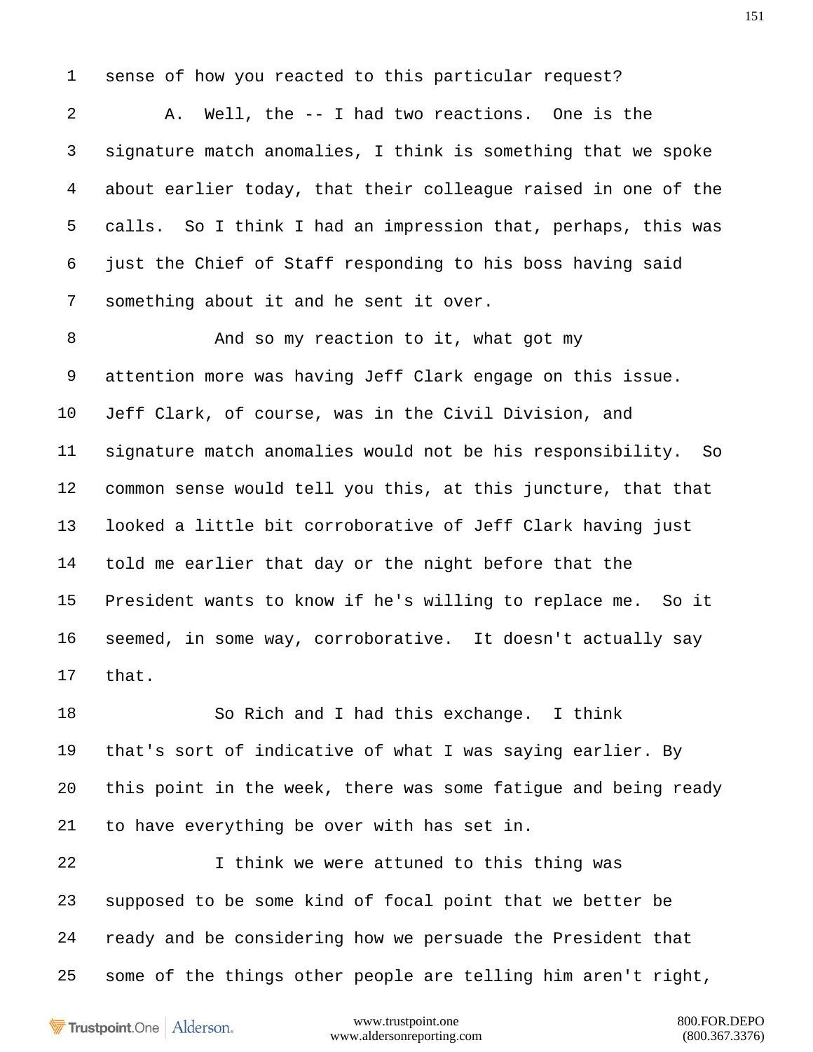1 sense of how you reacted to this particular request?

2 A. Well, the -- I had two reactions. One is the

3 signature match anomalies, I think is something that we spoke

4 about earlier today, that their colleague raised in one of the

5 calls. So I think I had an impression that, perhaps, this was

6 just the Chief of Staff responding to his boss having said

7 something about it and he sent it over.

8 And so my reaction to it, what got my

9 attention more was having Jeff Clark engage on this issue.

10 Jeff Clark, of course, was in the Civil Division, and

11 signature match anomalies would not be his responsibility. So

12 common sense would tell you this, at this juncture, that that

13 looked a little bit corroborative of Jeff Clark having just

14 told me earlier that day or the night before that the

15 President wants to know if he's willing to replace me. So it

16 seemed, in some way, corroborative. It doesn't actually say

17 that.

18 So Rich and I had this exchange. I think

19 that's sort of indicative of what I was saying earlier. By

20 this point in the week, there was some fatigue and being ready

21 to have everything be over with has set in.

22 I think we were attuned to this thing was

23 supposed to be some kind of focal point that we better be

24 ready and be considering how we persuade the President that

25 some of the things other people are telling him aren't right,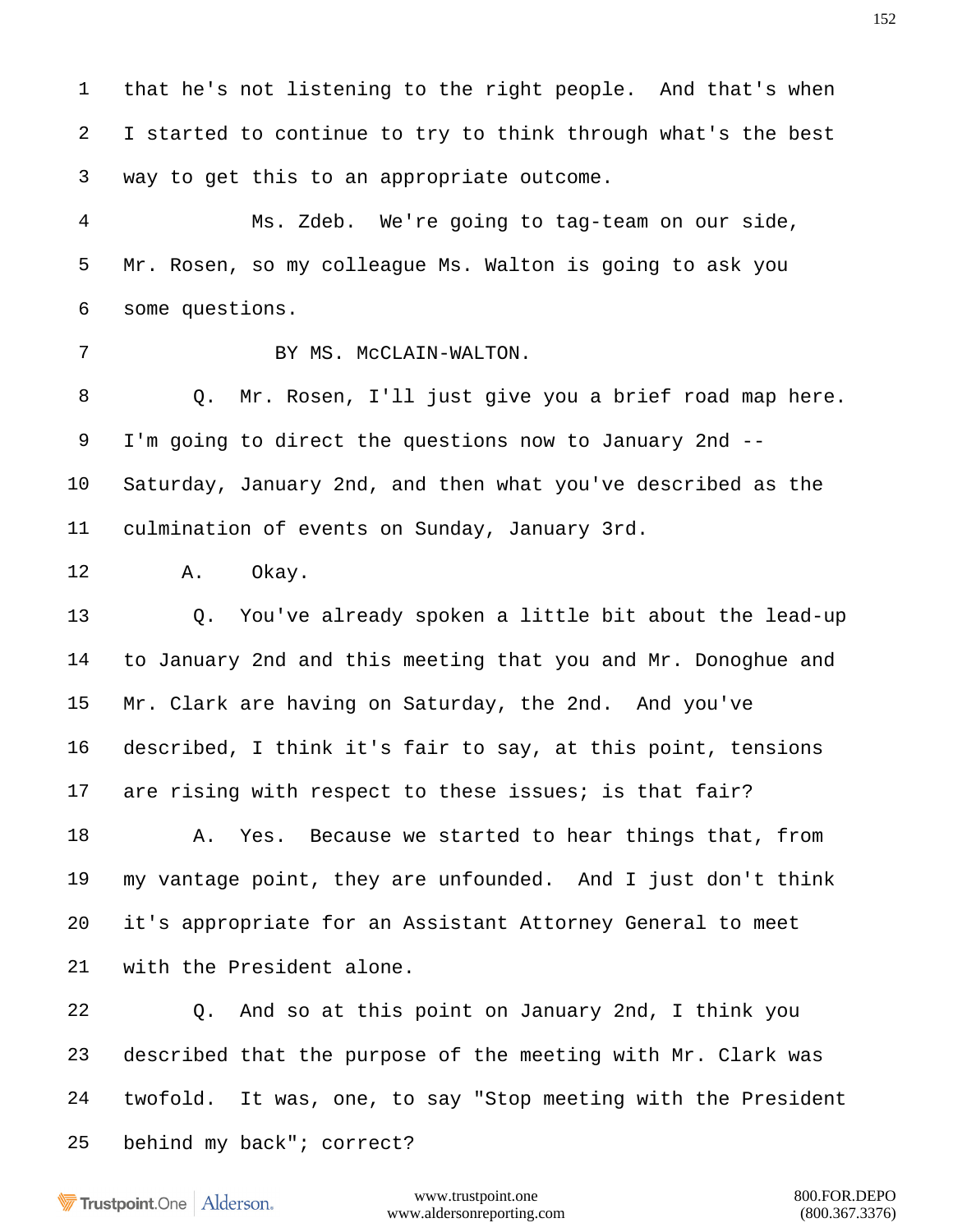1 that he's not listening to the right people. And that's when
2 I started to continue to try to think through what's the best
3 way to get this to an appropriate outcome.

4 Ms. Zdeb. We're going to tag-team on our side,
5 Mr. Rosen, so my colleague Ms. Walton is going to ask you
6 some questions.

7 BY MS. McCLAIN-WALTON.

8 Q. Mr. Rosen, I'll just give you a brief road map here.
9 I'm going to direct the questions now to January 2nd --
10 Saturday, January 2nd, and then what you've described as the
11 culmination of events on Sunday, January 3rd.

12 A. Okay.

13 Q. You've already spoken a little bit about the lead-up
14 to January 2nd and this meeting that you and Mr. Donoghue and
15 Mr. Clark are having on Saturday, the 2nd. And you've
16 described, I think it's fair to say, at this point, tensions
17 are rising with respect to these issues; is that fair?

18 A. Yes. Because we started to hear things that, from
19 my vantage point, they are unfounded. And I just don't think
20 it's appropriate for an Assistant Attorney General to meet
21 with the President alone.

22 Q. And so at this point on January 2nd, I think you
23 described that the purpose of the meeting with Mr. Clark was
24 twofold. It was, one, to say "Stop meeting with the President
25 behind my back"; correct?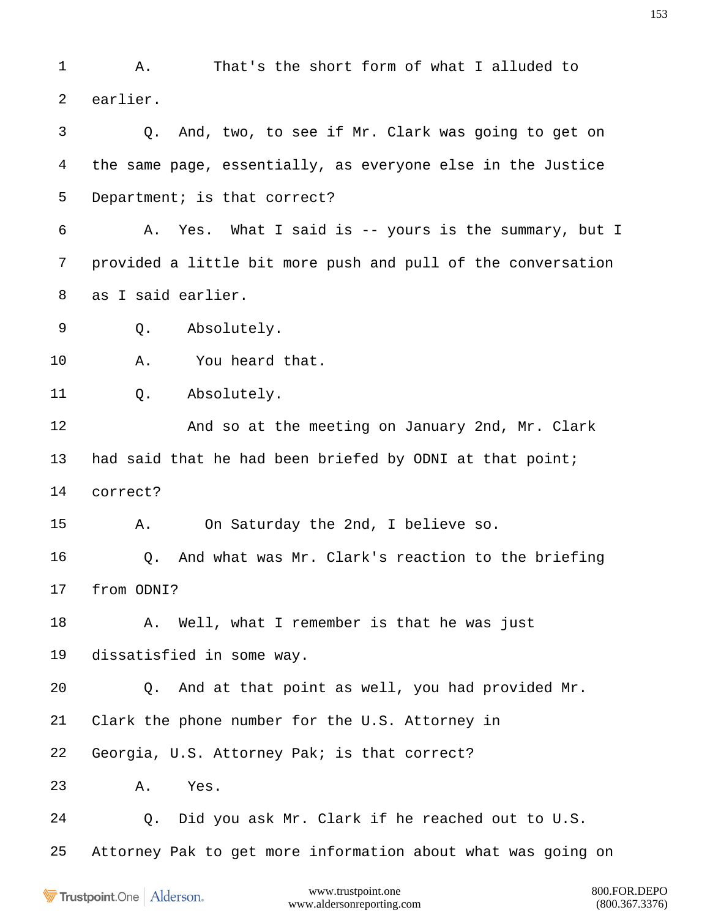A. That's the short form of what I alluded to earlier.

Q. And, two, to see if Mr. Clark was going to get on the same page, essentially, as everyone else in the Justice Department; is that correct?

A. Yes. What I said is -- yours is the summary, but I provided a little bit more push and pull of the conversation as I said earlier.

Q. Absolutely.

A. You heard that.

Q. Absolutely.

And so at the meeting on January 2nd, Mr. Clark had said that he had been briefed by ODNI at that point; correct?

A. On Saturday the 2nd, I believe so.

Q. And what was Mr. Clark's reaction to the briefing from ODNI?

A. Well, what I remember is that he was just dissatisfied in some way.

Q. And at that point as well, you had provided Mr. Clark the phone number for the U.S. Attorney in Georgia, U.S. Attorney Pak; is that correct?

A. Yes.

Q. Did you ask Mr. Clark if he reached out to U.S. Attorney Pak to get more information about what was going on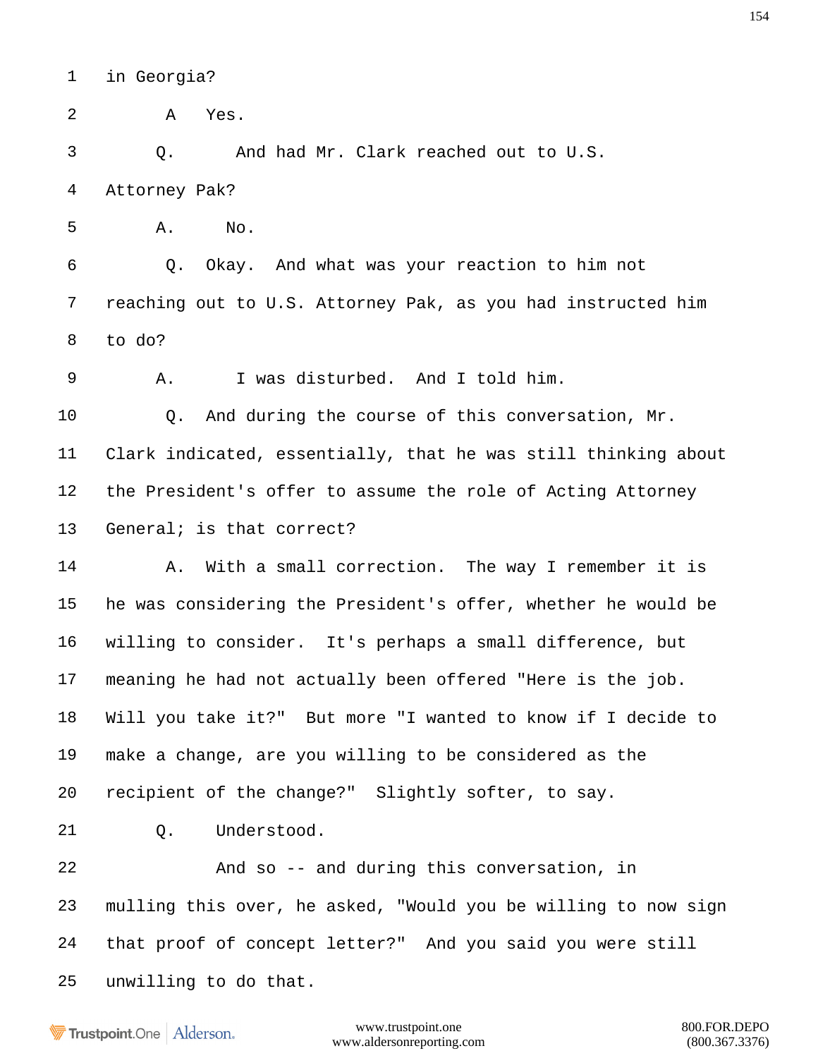1 in Georgia?

2 A Yes.

3 Q. And had Mr. Clark reached out to U.S.

4 Attorney Pak?

5 A. No.

6 Q. Okay. And what was your reaction to him not

7 reaching out to U.S. Attorney Pak, as you had instructed him

8 to do?

9 A. I was disturbed. And I told him.

10 Q. And during the course of this conversation, Mr.

11 Clark indicated, essentially, that he was still thinking about

12 the President's offer to assume the role of Acting Attorney

13 General; is that correct?

14 A. With a small correction. The way I remember it is

15 he was considering the President's offer, whether he would be

16 willing to consider. It's perhaps a small difference, but

17 meaning he had not actually been offered "Here is the job.

18 Will you take it?" But more "I wanted to know if I decide to

19 make a change, are you willing to be considered as the

20 recipient of the change?" Slightly softer, to say.

21 Q. Understood.

22 And so -- and during this conversation, in

23 mulling this over, he asked, "Would you be willing to now sign

24 that proof of concept letter?" And you said you were still

25 unwilling to do that.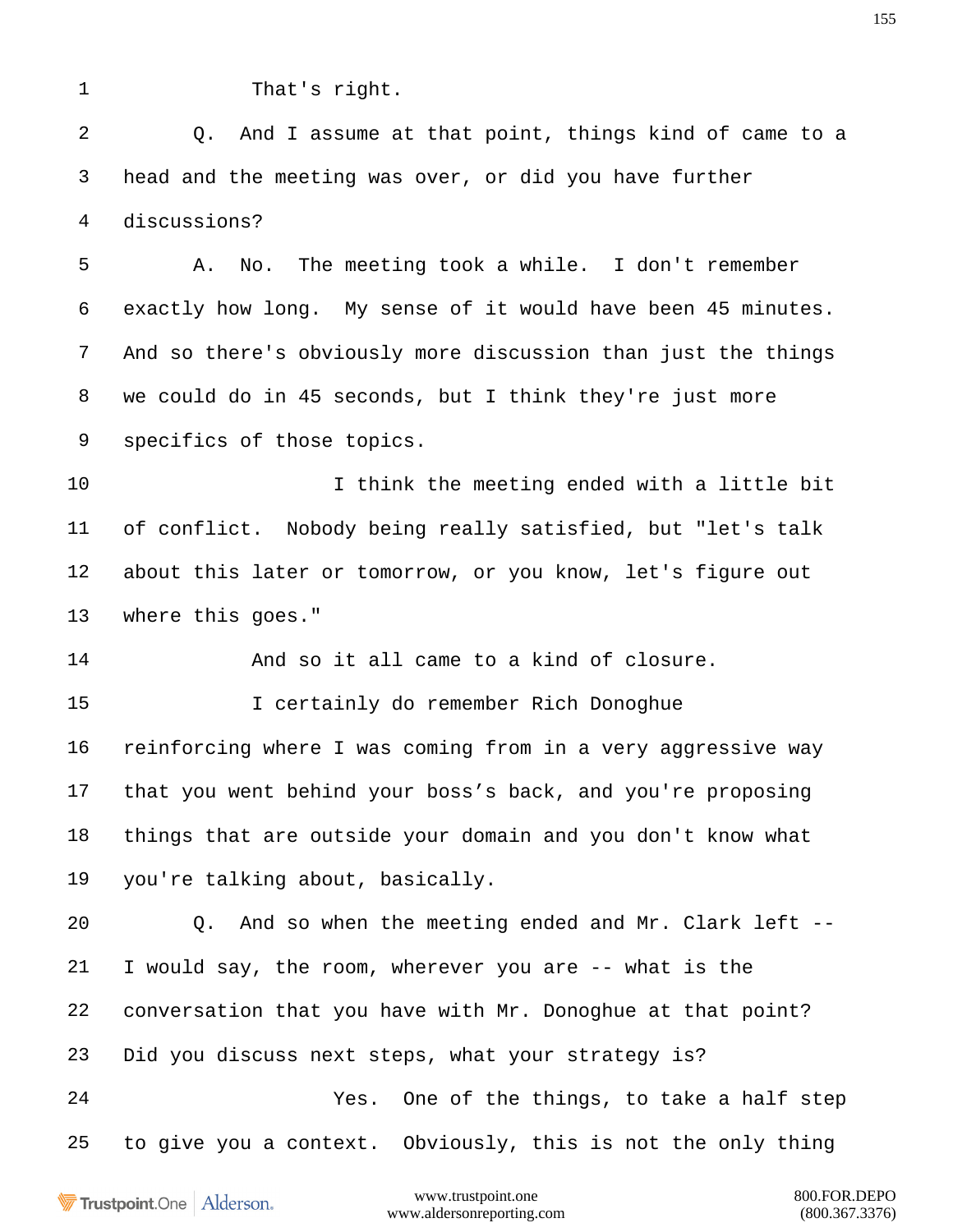1 That's right.

2 Q. And I assume at that point, things kind of came to a

3 head and the meeting was over, or did you have further

4 discussions?

5 A. No. The meeting took a while. I don't remember

6 exactly how long. My sense of it would have been 45 minutes.

7 And so there's obviously more discussion than just the things

8 we could do in 45 seconds, but I think they're just more

9 specifics of those topics.

10 I think the meeting ended with a little bit

11 of conflict. Nobody being really satisfied, but "let's talk

12 about this later or tomorrow, or you know, let's figure out

13 where this goes."

14 And so it all came to a kind of closure.

15 I certainly do remember Rich Donoghue

16 reinforcing where I was coming from in a very aggressive way

17 that you went behind your boss's back, and you're proposing

18 things that are outside your domain and you don't know what

19 you're talking about, basically.

20 Q. And so when the meeting ended and Mr. Clark left --

21 I would say, the room, wherever you are -- what is the

22 conversation that you have with Mr. Donoghue at that point?

23 Did you discuss next steps, what your strategy is?

24 Yes. One of the things, to take a half step

25 to give you a context. Obviously, this is not the only thing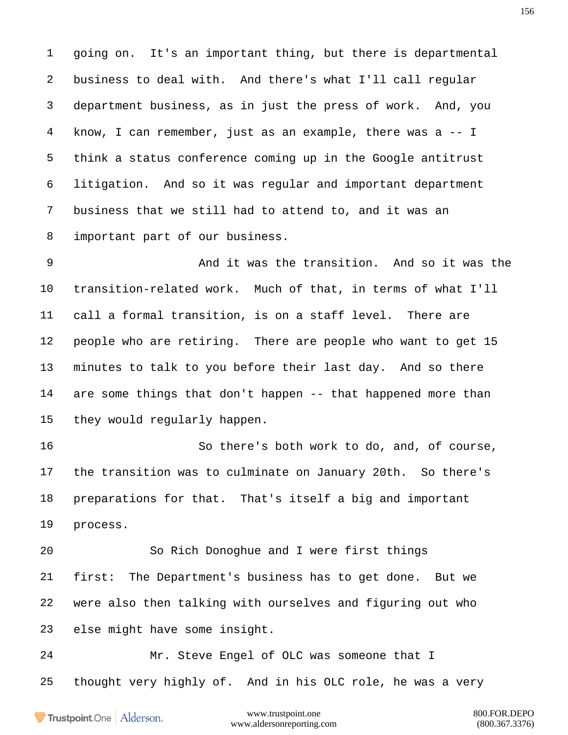1 going on. It's an important thing, but there is departmental
2 business to deal with. And there's what I'll call regular
3 department business, as in just the press of work. And, you
4 know, I can remember, just as an example, there was a -- I
5 think a status conference coming up in the Google antitrust
6 litigation. And so it was regular and important department
7 business that we still had to attend to, and it was an
8 important part of our business.

9 And it was the transition. And so it was the
10 transition-related work. Much of that, in terms of what I'll
11 call a formal transition, is on a staff level. There are
12 people who are retiring. There are people who want to get 15
13 minutes to talk to you before their last day. And so there
14 are some things that don't happen -- that happened more than
15 they would regularly happen.

16 So there's both work to do, and, of course,
17 the transition was to culminate on January 20th. So there's
18 preparations for that. That's itself a big and important
19 process.

20 So Rich Donoghue and I were first things
21 first: The Department's business has to get done. But we
22 were also then talking with ourselves and figuring out who
23 else might have some insight.

24 Mr. Steve Engel of OLC was someone that I
25 thought very highly of. And in his OLC role, he was a very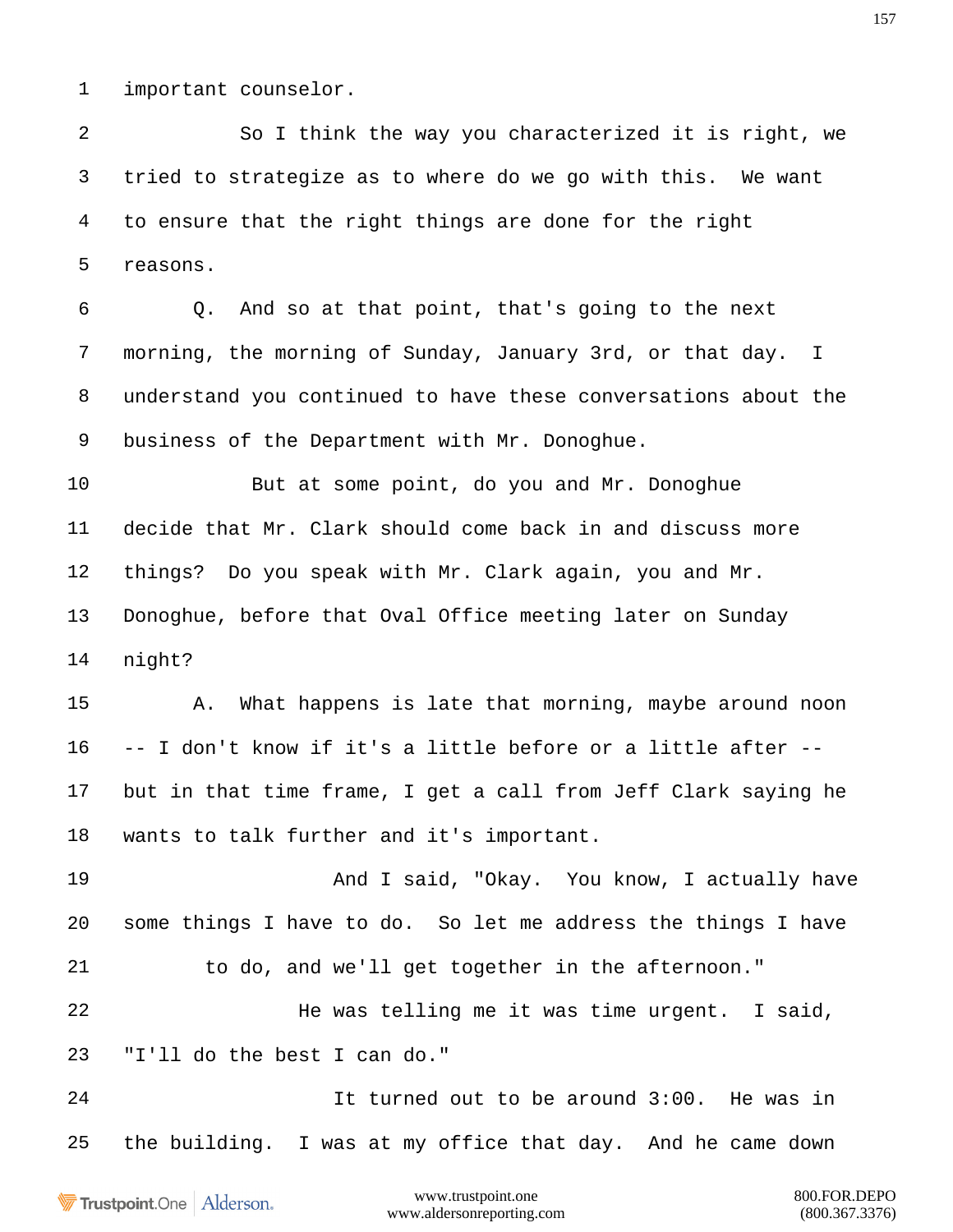important counselor.

So I think the way you characterized it is right, we tried to strategize as to where do we go with this. We want to ensure that the right things are done for the right reasons.

Q. And so at that point, that's going to the next morning, the morning of Sunday, January 3rd, or that day. I understand you continued to have these conversations about the business of the Department with Mr. Donoghue.

But at some point, do you and Mr. Donoghue decide that Mr. Clark should come back in and discuss more things? Do you speak with Mr. Clark again, you and Mr. Donoghue, before that Oval Office meeting later on Sunday night?

A. What happens is late that morning, maybe around noon -- I don't know if it's a little before or a little after -- but in that time frame, I get a call from Jeff Clark saying he wants to talk further and it's important.

And I said, "Okay. You know, I actually have some things I have to do. So let me address the things I have to do, and we'll get together in the afternoon."

He was telling me it was time urgent. I said, "I'll do the best I can do."

It turned out to be around 3:00. He was in the building. I was at my office that day. And he came down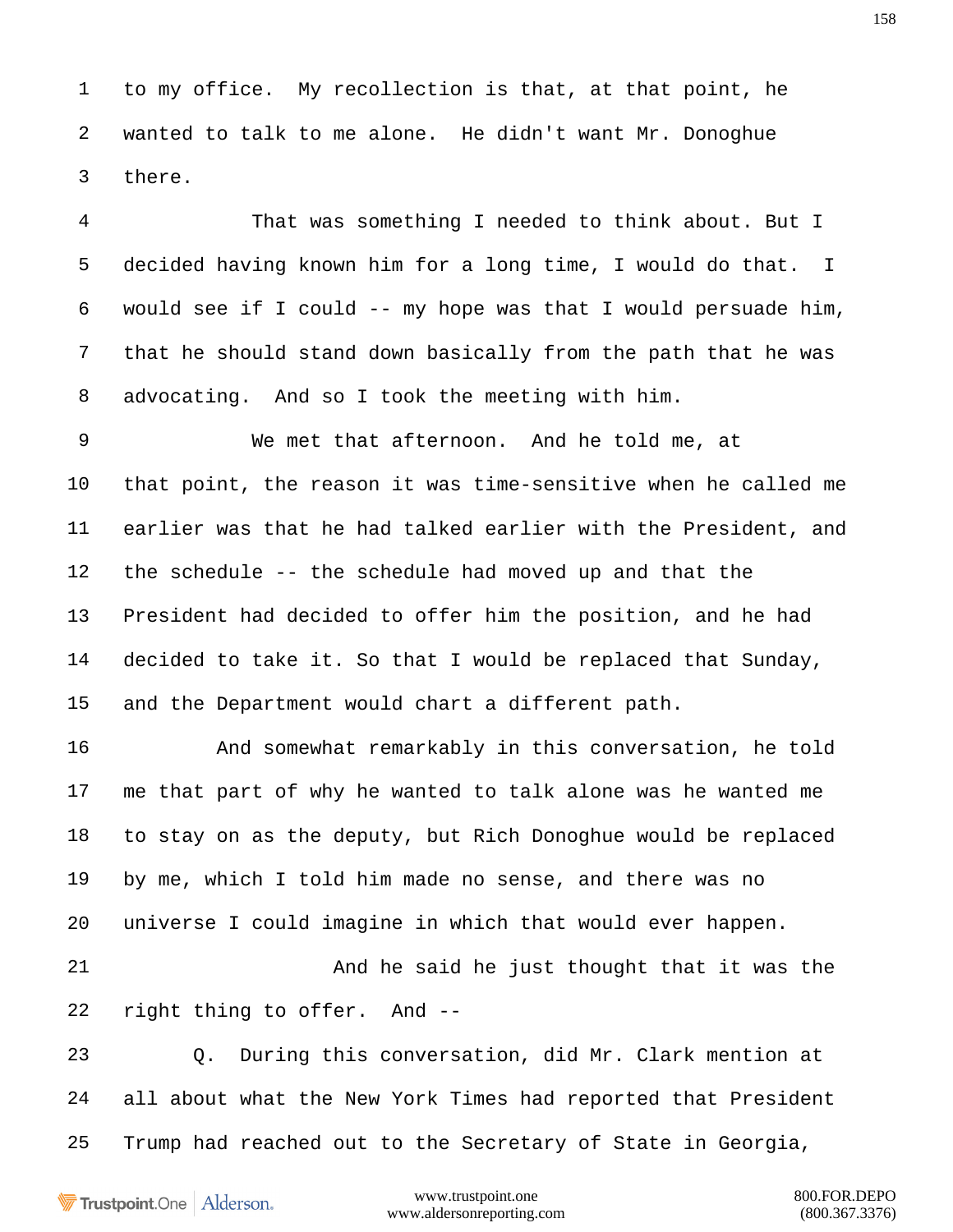1 to my office. My recollection is that, at that point, he
2 wanted to talk to me alone. He didn't want Mr. Donoghue
3 there.

4 That was something I needed to think about. But I
5 decided having known him for a long time, I would do that. I
6 would see if I could -- my hope was that I would persuade him,
7 that he should stand down basically from the path that he was
8 advocating. And so I took the meeting with him.

9 We met that afternoon. And he told me, at
10 that point, the reason it was time-sensitive when he called me
11 earlier was that he had talked earlier with the President, and
12 the schedule -- the schedule had moved up and that the
13 President had decided to offer him the position, and he had
14 decided to take it. So that I would be replaced that Sunday,
15 and the Department would chart a different path.

16 And somewhat remarkably in this conversation, he told
17 me that part of why he wanted to talk alone was he wanted me
18 to stay on as the deputy, but Rich Donoghue would be replaced
19 by me, which I told him made no sense, and there was no
20 universe I could imagine in which that would ever happen.

21 And he said he just thought that it was the
22 right thing to offer. And --

23 Q. During this conversation, did Mr. Clark mention at
24 all about what the New York Times had reported that President
25 Trump had reached out to the Secretary of State in Georgia,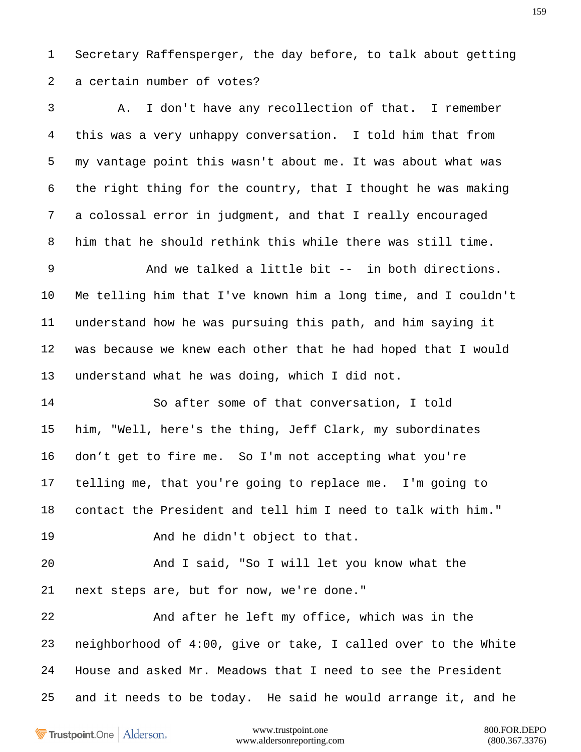1 Secretary Raffensperger, the day before, to talk about getting
2 a certain number of votes?
3 A. I don't have any recollection of that. I remember
4 this was a very unhappy conversation. I told him that from
5 my vantage point this wasn't about me. It was about what was
6 the right thing for the country, that I thought he was making
7 a colossal error in judgment, and that I really encouraged
8 him that he should rethink this while there was still time.
9 And we talked a little bit -- in both directions.
10 Me telling him that I've known him a long time, and I couldn't
11 understand how he was pursuing this path, and him saying it
12 was because we knew each other that he had hoped that I would
13 understand what he was doing, which I did not.
14 So after some of that conversation, I told
15 him, "Well, here's the thing, Jeff Clark, my subordinates
16 don't get to fire me. So I'm not accepting what you're
17 telling me, that you're going to replace me. I'm going to
18 contact the President and tell him I need to talk with him."
19 And he didn't object to that.
20 And I said, "So I will let you know what the
21 next steps are, but for now, we're done."
22 And after he left my office, which was in the
23 neighborhood of 4:00, give or take, I called over to the White
24 House and asked Mr. Meadows that I need to see the President
25 and it needs to be today. He said he would arrange it, and he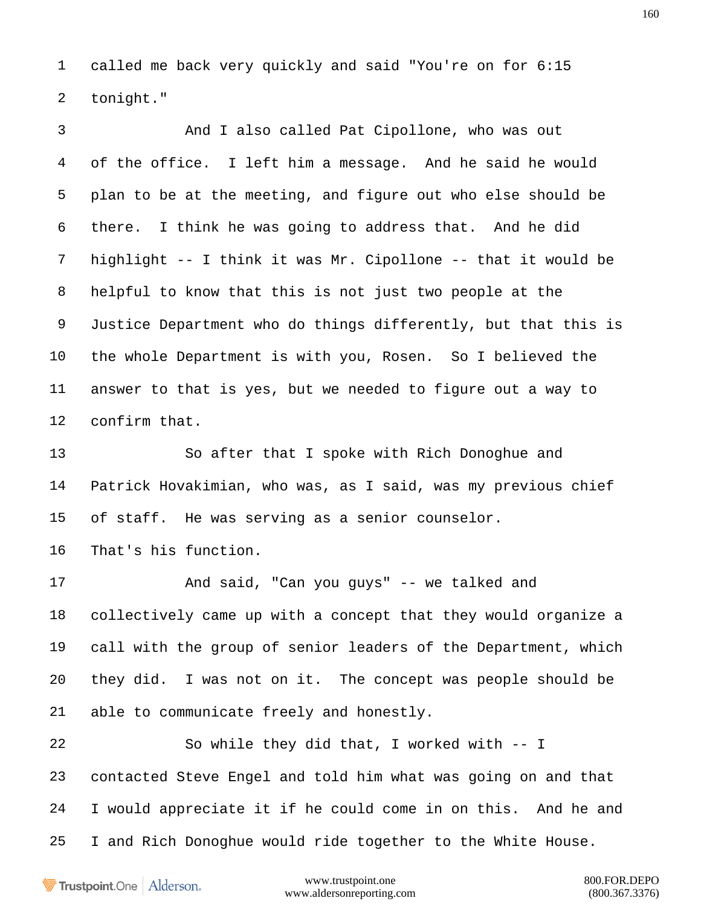1 called me back very quickly and said "You're on for 6:15

2 tonight."

3 And I also called Pat Cipollone, who was out

4 of the office. I left him a message. And he said he would

5 plan to be at the meeting, and figure out who else should be

6 there. I think he was going to address that. And he did

7 highlight -- I think it was Mr. Cipollone -- that it would be

8 helpful to know that this is not just two people at the

9 Justice Department who do things differently, but that this is

10 the whole Department is with you, Rosen. So I believed the

11 answer to that is yes, but we needed to figure out a way to

12 confirm that.

13 So after that I spoke with Rich Donoghue and

14 Patrick Hovakimian, who was, as I said, was my previous chief

15 of staff. He was serving as a senior counselor.

16 That's his function.

17 And said, "Can you guys" -- we talked and

18 collectively came up with a concept that they would organize a

19 call with the group of senior leaders of the Department, which

20 they did. I was not on it. The concept was people should be

21 able to communicate freely and honestly.

22 So while they did that, I worked with -- I

23 contacted Steve Engel and told him what was going on and that

24 I would appreciate it if he could come in on this. And he and

25 I and Rich Donoghue would ride together to the White House.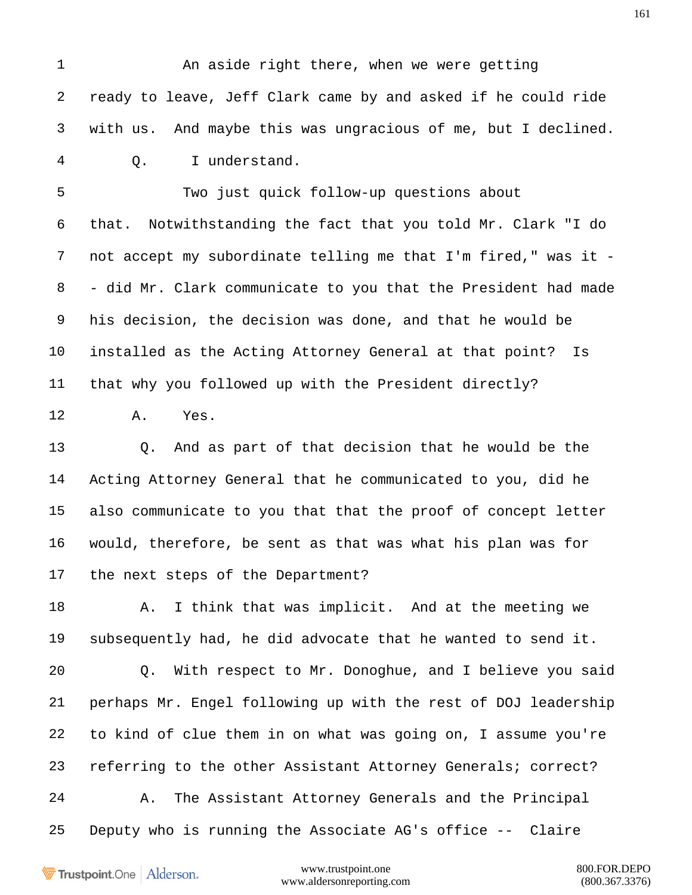1 An aside right there, when we were getting

2 ready to leave, Jeff Clark came by and asked if he could ride

3 with us. And maybe this was ungracious of me, but I declined.

4 Q. I understand.

5 Two just quick follow-up questions about

6 that. Notwithstanding the fact that you told Mr. Clark "I do

7 not accept my subordinate telling me that I'm fired," was it -

8 - did Mr. Clark communicate to you that the President had made

9 his decision, the decision was done, and that he would be

10 installed as the Acting Attorney General at that point? Is

11 that why you followed up with the President directly?

12 A. Yes.

13 Q. And as part of that decision that he would be the

14 Acting Attorney General that he communicated to you, did he

15 also communicate to you that that the proof of concept letter

16 would, therefore, be sent as that was what his plan was for

17 the next steps of the Department?

18 A. I think that was implicit. And at the meeting we

19 subsequently had, he did advocate that he wanted to send it.

20 Q. With respect to Mr. Donoghue, and I believe you said

21 perhaps Mr. Engel following up with the rest of DOJ leadership

22 to kind of clue them in on what was going on, I assume you're

23 referring to the other Assistant Attorney Generals; correct?

24 A. The Assistant Attorney Generals and the Principal

25 Deputy who is running the Associate AG's office -- Claire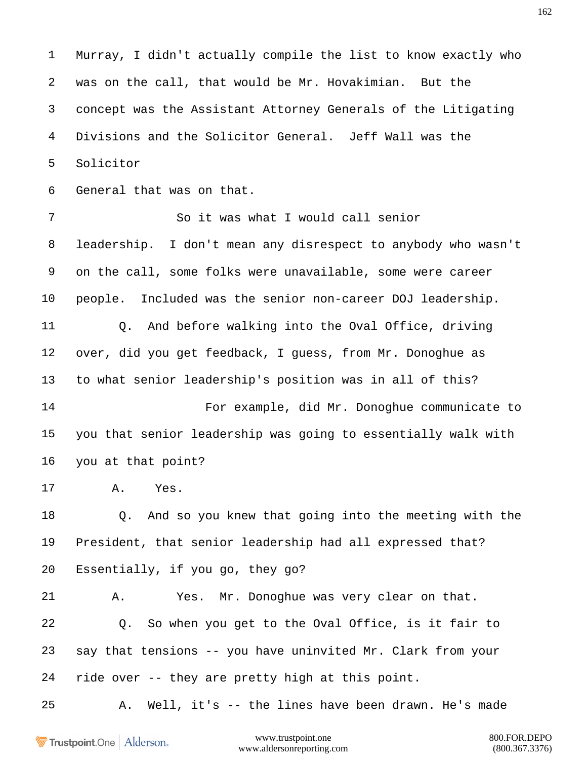1 Murray, I didn't actually compile the list to know exactly who
2 was on the call, that would be Mr. Hovakimian. But the
3 concept was the Assistant Attorney Generals of the Litigating
4 Divisions and the Solicitor General. Jeff Wall was the
5 Solicitor
6 General that was on that.
7 So it was what I would call senior
8 leadership. I don't mean any disrespect to anybody who wasn't
9 on the call, some folks were unavailable, some were career
10 people. Included was the senior non-career DOJ leadership.
11 Q. And before walking into the Oval Office, driving
12 over, did you get feedback, I guess, from Mr. Donoghue as
13 to what senior leadership's position was in all of this?
14 For example, did Mr. Donoghue communicate to
15 you that senior leadership was going to essentially walk with
16 you at that point?
17 A. Yes.
18 Q. And so you knew that going into the meeting with the
19 President, that senior leadership had all expressed that?
20 Essentially, if you go, they go?
21 A. Yes. Mr. Donoghue was very clear on that.
22 Q. So when you get to the Oval Office, is it fair to
23 say that tensions -- you have uninvited Mr. Clark from your
24 ride over -- they are pretty high at this point.
25 A. Well, it's -- the lines have been drawn. He's made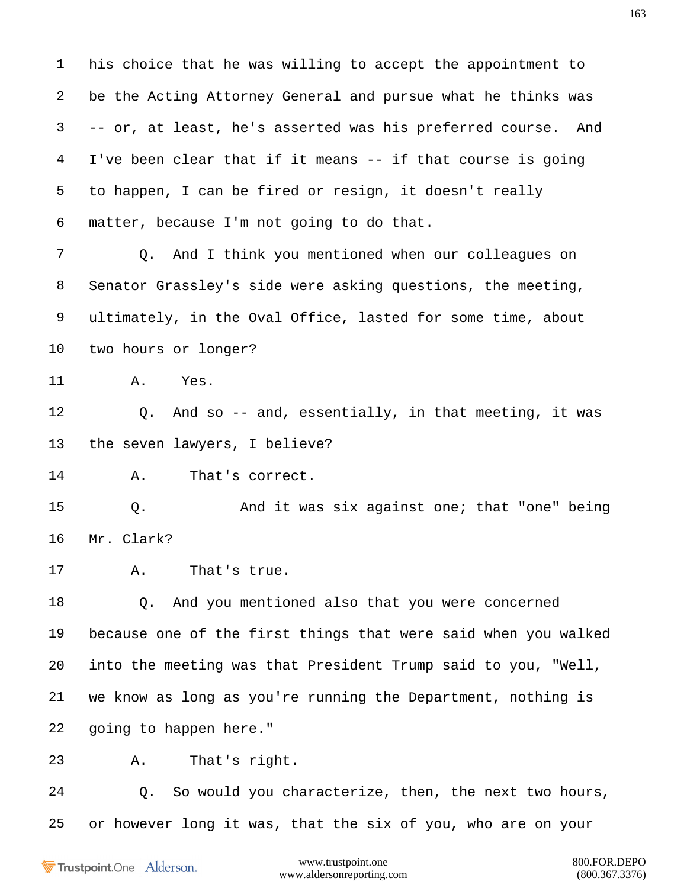1 his choice that he was willing to accept the appointment to

2 be the Acting Attorney General and pursue what he thinks was

3 -- or, at least, he's asserted was his preferred course. And

4 I've been clear that if it means -- if that course is going

5 to happen, I can be fired or resign, it doesn't really

6 matter, because I'm not going to do that.

7 Q. And I think you mentioned when our colleagues on

8 Senator Grassley's side were asking questions, the meeting,

9 ultimately, in the Oval Office, lasted for some time, about

10 two hours or longer?

11 A. Yes.

12 Q. And so -- and, essentially, in that meeting, it was

13 the seven lawyers, I believe?

14 A. That's correct.

15 Q. And it was six against one; that "one" being

16 Mr. Clark?

17 A. That's true.

18 Q. And you mentioned also that you were concerned

19 because one of the first things that were said when you walked

20 into the meeting was that President Trump said to you, "Well,

21 we know as long as you're running the Department, nothing is

22 going to happen here."

23 A. That's right.

24 Q. So would you characterize, then, the next two hours,

25 or however long it was, that the six of you, who are on your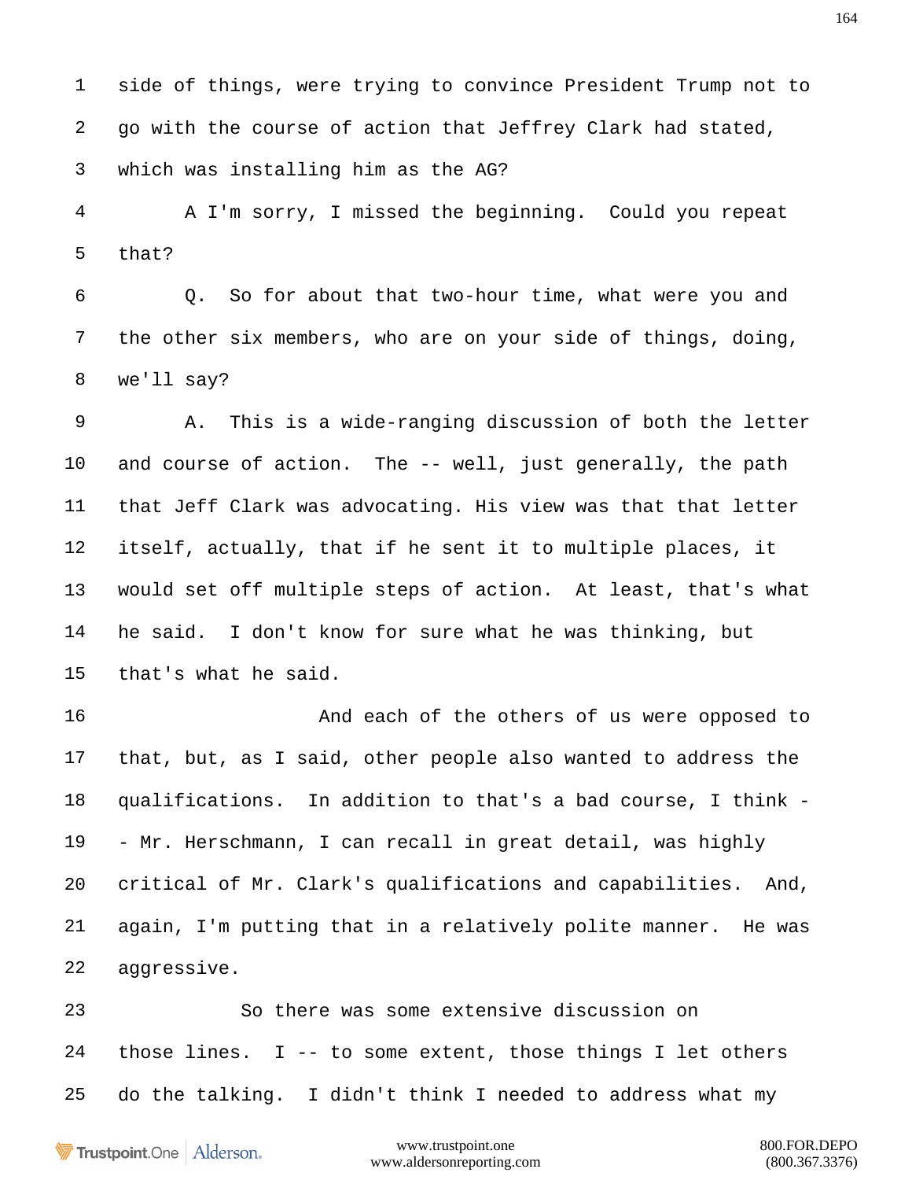1 side of things, were trying to convince President Trump not to
2 go with the course of action that Jeffrey Clark had stated,
3 which was installing him as the AG?

4 A I'm sorry, I missed the beginning. Could you repeat
5 that?

6 Q. So for about that two-hour time, what were you and
7 the other six members, who are on your side of things, doing,
8 we'll say?

9 A. This is a wide-ranging discussion of both the letter
10 and course of action. The -- well, just generally, the path
11 that Jeff Clark was advocating. His view was that that letter
12 itself, actually, that if he sent it to multiple places, it
13 would set off multiple steps of action. At least, that's what
14 he said. I don't know for sure what he was thinking, but
15 that's what he said.

16 And each of the others of us were opposed to
17 that, but, as I said, other people also wanted to address the
18 qualifications. In addition to that's a bad course, I think -
19 - Mr. Herschmann, I can recall in great detail, was highly
20 critical of Mr. Clark's qualifications and capabilities. And,
21 again, I'm putting that in a relatively polite manner. He was
22 aggressive.

23 So there was some extensive discussion on
24 those lines. I -- to some extent, those things I let others
25 do the talking. I didn't think I needed to address what my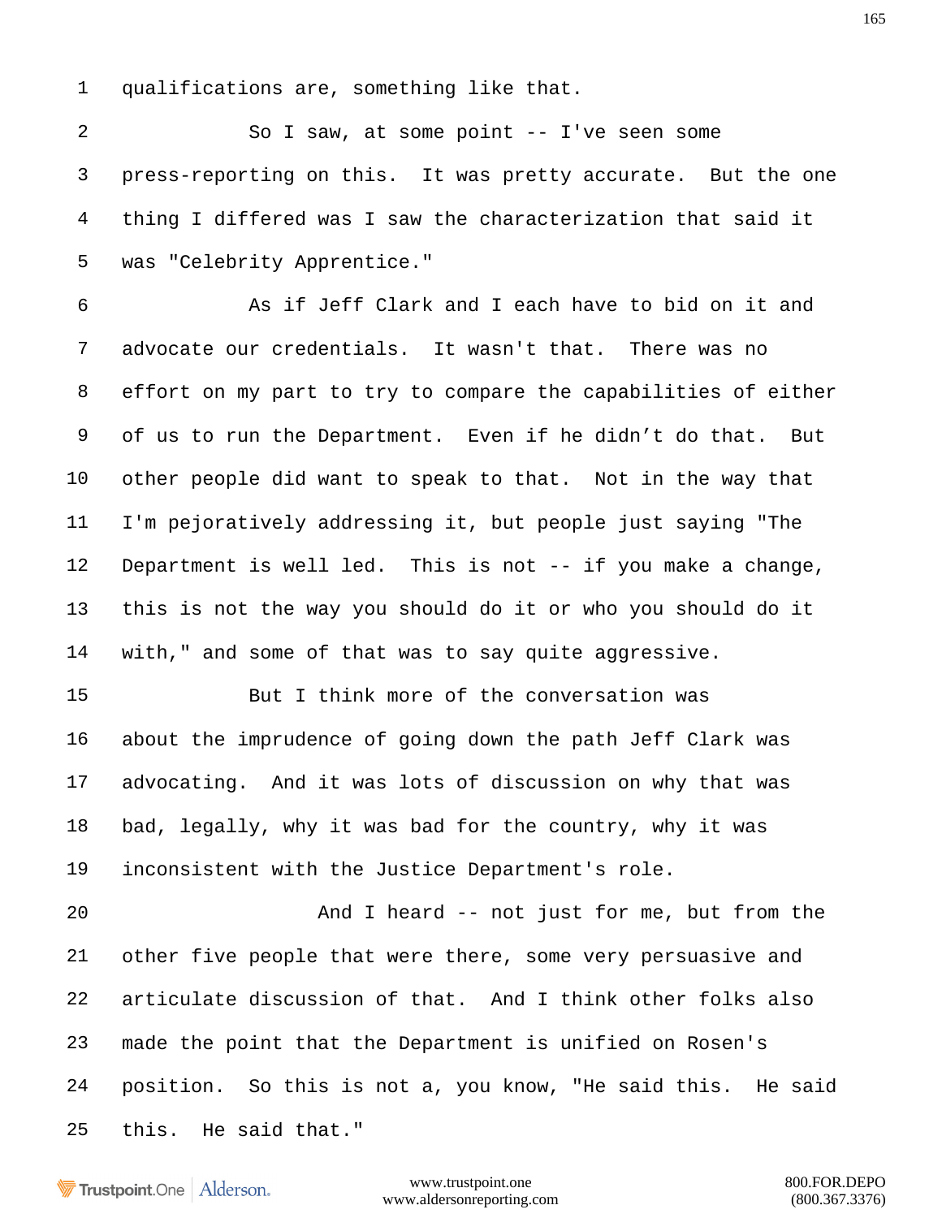qualifications are, something like that.

So I saw, at some point -- I've seen some press-reporting on this. It was pretty accurate. But the one thing I differed was I saw the characterization that said it was "Celebrity Apprentice."

As if Jeff Clark and I each have to bid on it and advocate our credentials. It wasn't that. There was no effort on my part to try to compare the capabilities of either of us to run the Department. Even if he didn't do that. But other people did want to speak to that. Not in the way that I'm pejoratively addressing it, but people just saying "The Department is well led. This is not -- if you make a change, this is not the way you should do it or who you should do it with," and some of that was to say quite aggressive.

But I think more of the conversation was about the imprudence of going down the path Jeff Clark was advocating. And it was lots of discussion on why that was bad, legally, why it was bad for the country, why it was inconsistent with the Justice Department's role.

And I heard -- not just for me, but from the other five people that were there, some very persuasive and articulate discussion of that. And I think other folks also made the point that the Department is unified on Rosen's position. So this is not a, you know, "He said this. He said this. He said that."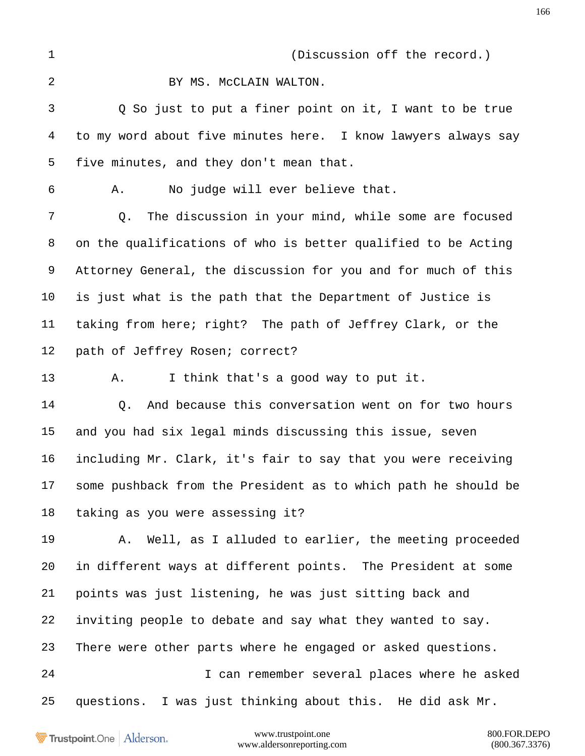1 (Discussion off the record.)

2 BY MS. McCLAIN WALTON.

3 Q So just to put a finer point on it, I want to be true

4 to my word about five minutes here. I know lawyers always say

5 five minutes, and they don't mean that.

6 A. No judge will ever believe that.

7 Q. The discussion in your mind, while some are focused

8 on the qualifications of who is better qualified to be Acting

9 Attorney General, the discussion for you and for much of this

10 is just what is the path that the Department of Justice is

11 taking from here; right? The path of Jeffrey Clark, or the

12 path of Jeffrey Rosen; correct?

13 A. I think that's a good way to put it.

14 Q. And because this conversation went on for two hours

15 and you had six legal minds discussing this issue, seven

16 including Mr. Clark, it's fair to say that you were receiving

17 some pushback from the President as to which path he should be

18 taking as you were assessing it?

19 A. Well, as I alluded to earlier, the meeting proceeded

20 in different ways at different points. The President at some

21 points was just listening, he was just sitting back and

22 inviting people to debate and say what they wanted to say.

23 There were other parts where he engaged or asked questions.

24 I can remember several places where he asked

25 questions. I was just thinking about this. He did ask Mr.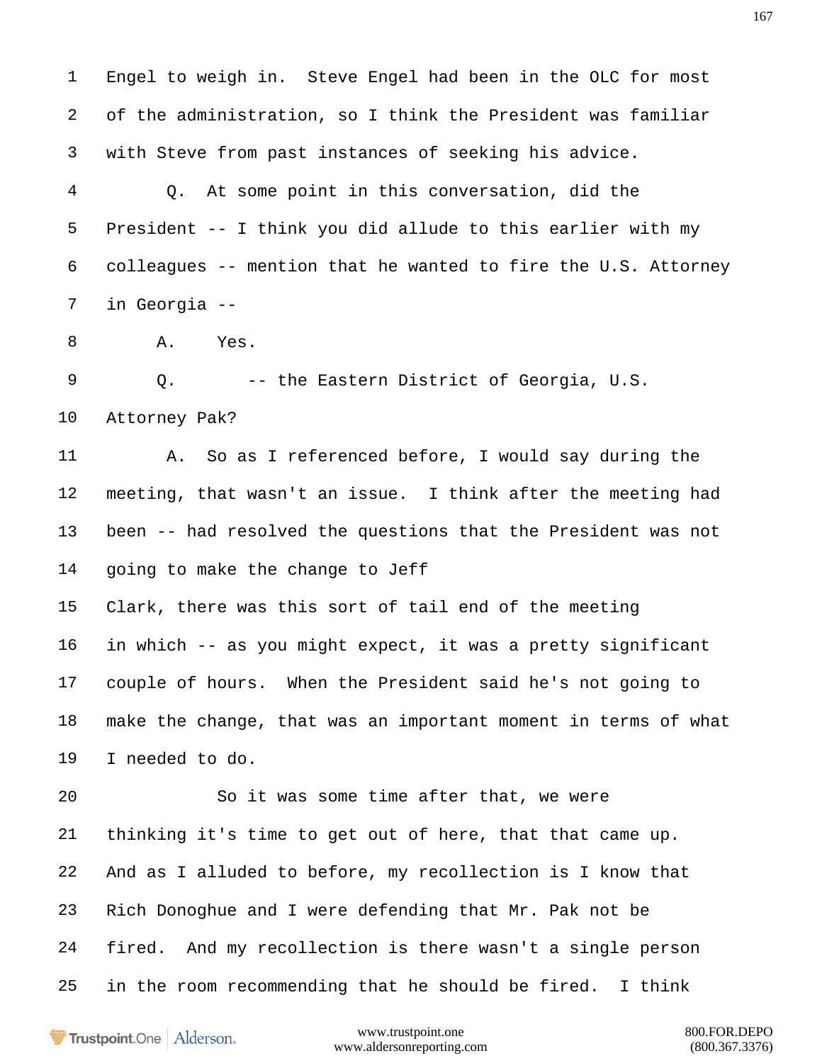1 Engel to weigh in. Steve Engel had been in the OLC for most
2 of the administration, so I think the President was familiar
3 with Steve from past instances of seeking his advice.
4 Q. At some point in this conversation, did the
5 President -- I think you did allude to this earlier with my
6 colleagues -- mention that he wanted to fire the U.S. Attorney
7 in Georgia --
8 A. Yes.
9 Q. -- the Eastern District of Georgia, U.S.
10 Attorney Pak?
11 A. So as I referenced before, I would say during the
12 meeting, that wasn't an issue. I think after the meeting had
13 been -- had resolved the questions that the President was not
14 going to make the change to Jeff
15 Clark, there was this sort of tail end of the meeting
16 in which -- as you might expect, it was a pretty significant
17 couple of hours. When the President said he's not going to
18 make the change, that was an important moment in terms of what
19 I needed to do.
20 So it was some time after that, we were
21 thinking it's time to get out of here, that that came up.
22 And as I alluded to before, my recollection is I know that
23 Rich Donoghue and I were defending that Mr. Pak not be
24 fired. And my recollection is there wasn't a single person
25 in the room recommending that he should be fired. I think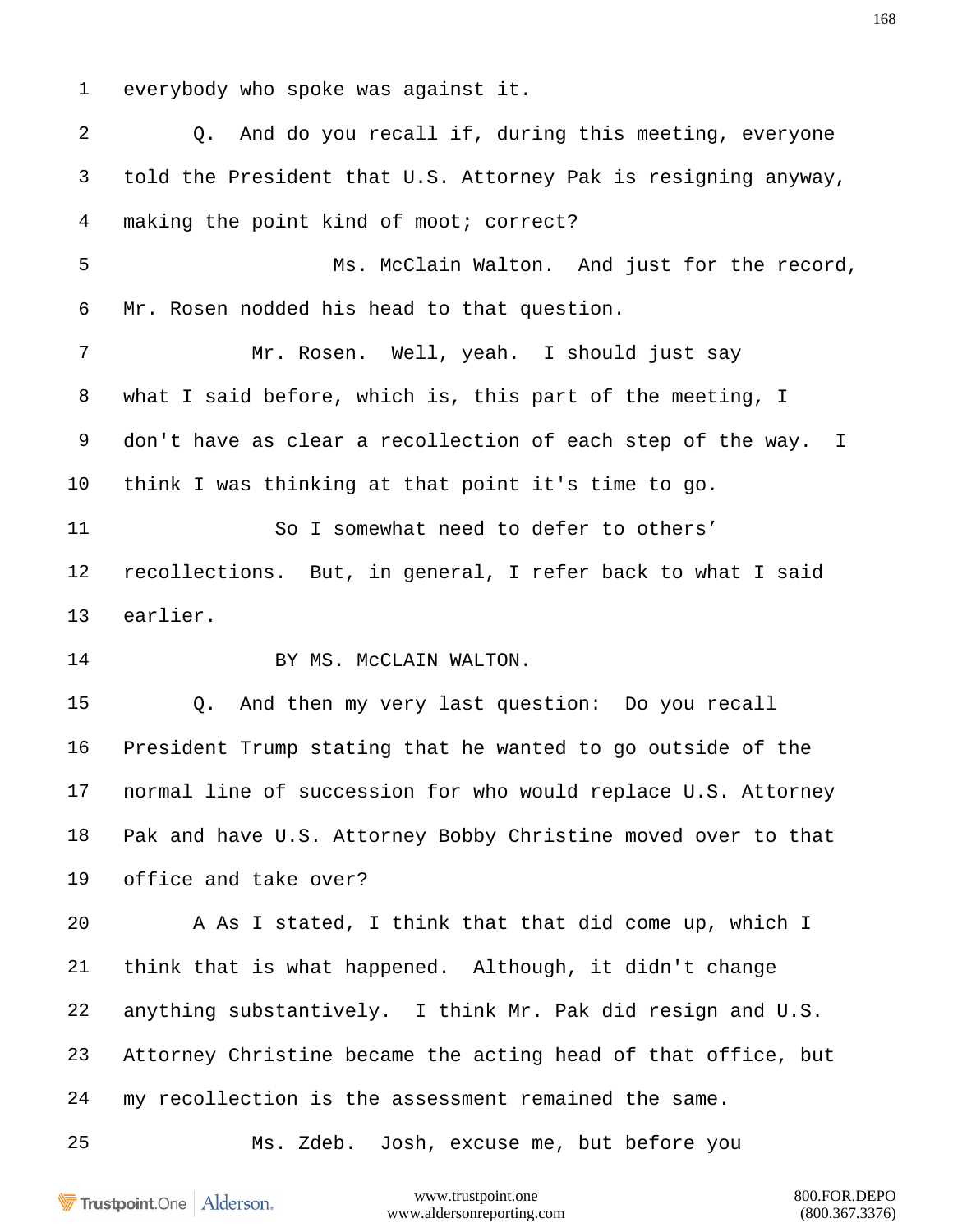1 everybody who spoke was against it.

2 Q. And do you recall if, during this meeting, everyone

3 told the President that U.S. Attorney Pak is resigning anyway,

4 making the point kind of moot; correct?

5 Ms. McClain Walton. And just for the record,

6 Mr. Rosen nodded his head to that question.

7 Mr. Rosen. Well, yeah. I should just say

8 what I said before, which is, this part of the meeting, I

9 don't have as clear a recollection of each step of the way. I

10 think I was thinking at that point it's time to go.

11 So I somewhat need to defer to others'

12 recollections. But, in general, I refer back to what I said

13 earlier.

14 BY MS. McCLAIN WALTON.

15 Q. And then my very last question: Do you recall

16 President Trump stating that he wanted to go outside of the

17 normal line of succession for who would replace U.S. Attorney

18 Pak and have U.S. Attorney Bobby Christine moved over to that

19 office and take over?

20 A As I stated, I think that that did come up, which I

21 think that is what happened. Although, it didn't change

22 anything substantively. I think Mr. Pak did resign and U.S.

23 Attorney Christine became the acting head of that office, but

24 my recollection is the assessment remained the same.

25 Ms. Zdeb. Josh, excuse me, but before you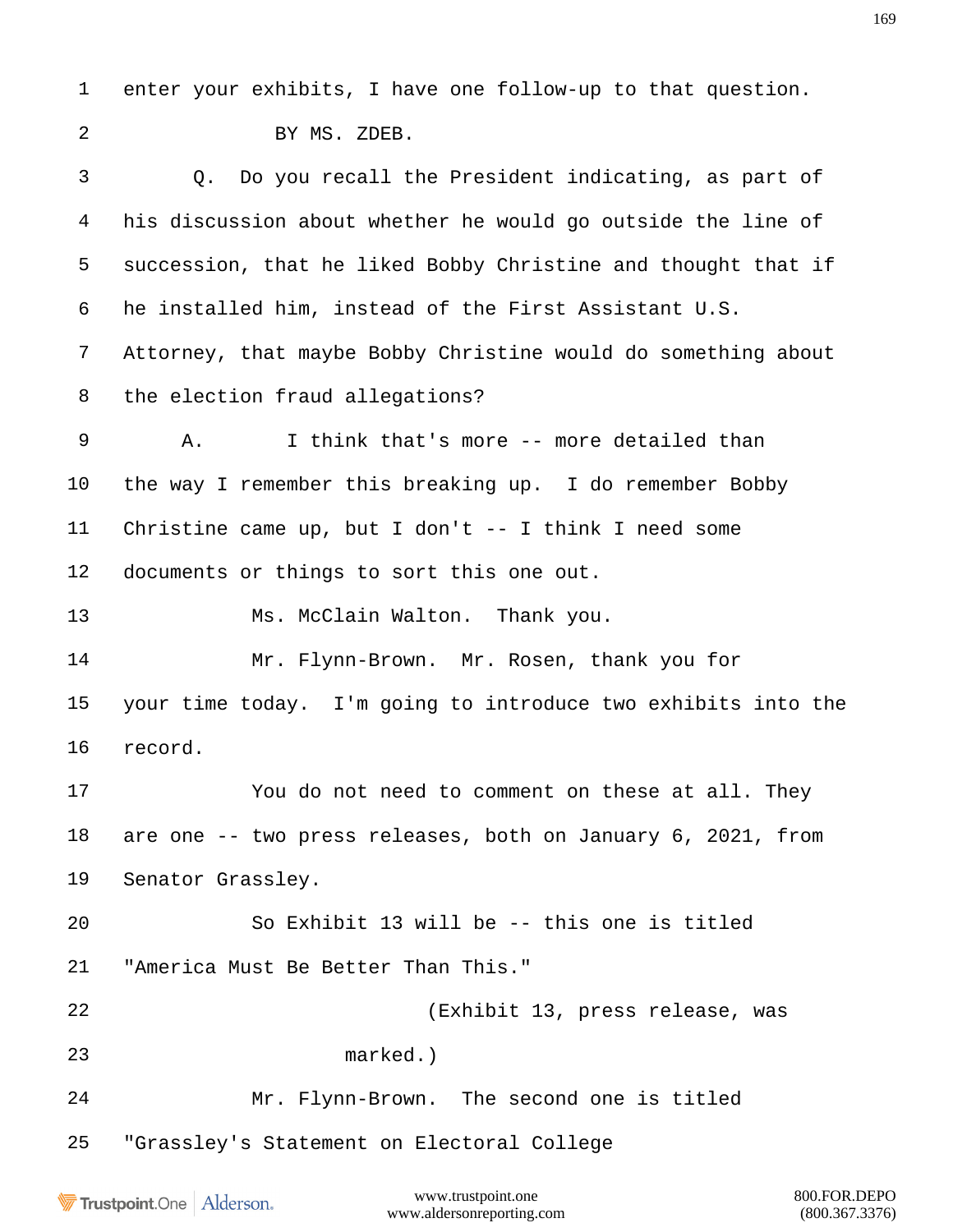enter your exhibits, I have one follow-up to that question.

BY MS. ZDEB.

Q. Do you recall the President indicating, as part of his discussion about whether he would go outside the line of succession, that he liked Bobby Christine and thought that if he installed him, instead of the First Assistant U.S. Attorney, that maybe Bobby Christine would do something about the election fraud allegations?

A. I think that's more -- more detailed than the way I remember this breaking up. I do remember Bobby Christine came up, but I don't -- I think I need some documents or things to sort this one out.

Ms. McClain Walton. Thank you.

Mr. Flynn-Brown. Mr. Rosen, thank you for your time today. I'm going to introduce two exhibits into the record.

You do not need to comment on these at all. They are one -- two press releases, both on January 6, 2021, from Senator Grassley.

So Exhibit 13 will be -- this one is titled "America Must Be Better Than This."

(Exhibit 13, press release, was marked.)

Mr. Flynn-Brown. The second one is titled "Grassley's Statement on Electoral College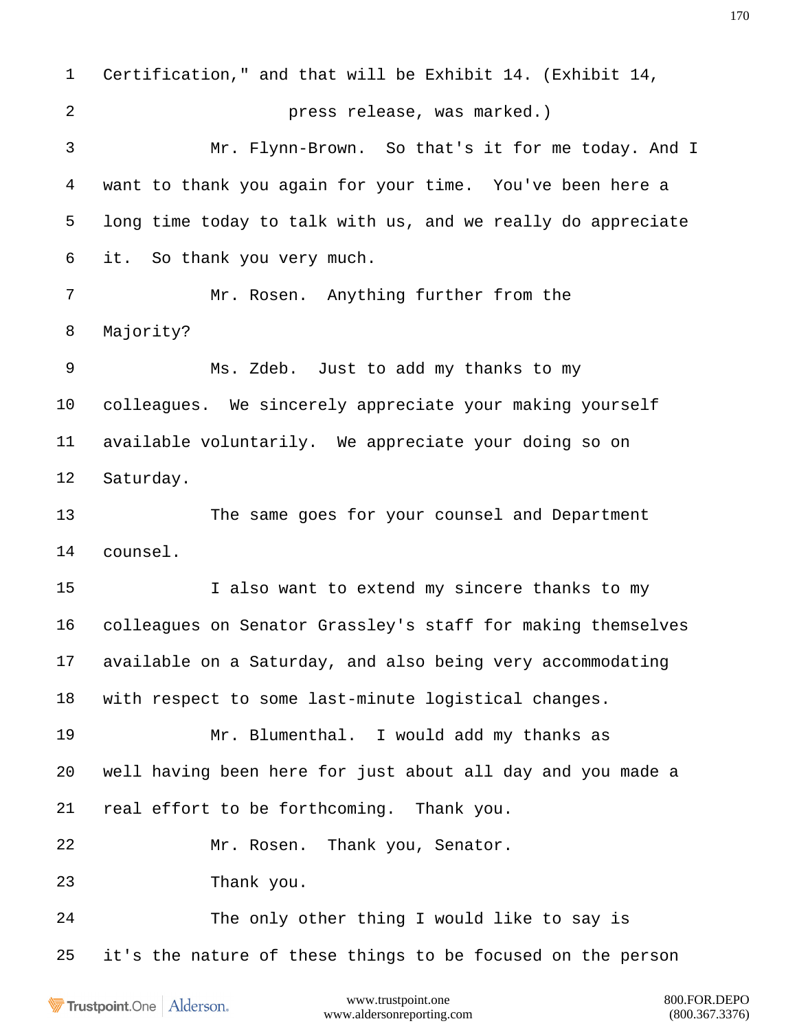Certification," and that will be Exhibit 14. (Exhibit 14, press release, was marked.)

Mr. Flynn-Brown. So that's it for me today. And I want to thank you again for your time. You've been here a long time today to talk with us, and we really do appreciate it. So thank you very much.

Mr. Rosen. Anything further from the Majority?

Ms. Zdeb. Just to add my thanks to my colleagues. We sincerely appreciate your making yourself available voluntarily. We appreciate your doing so on Saturday.

The same goes for your counsel and Department counsel.

I also want to extend my sincere thanks to my colleagues on Senator Grassley's staff for making themselves available on a Saturday, and also being very accommodating with respect to some last-minute logistical changes.

Mr. Blumenthal. I would add my thanks as well having been here for just about all day and you made a real effort to be forthcoming. Thank you.

Mr. Rosen. Thank you, Senator.

Thank you.

The only other thing I would like to say is it's the nature of these things to be focused on the person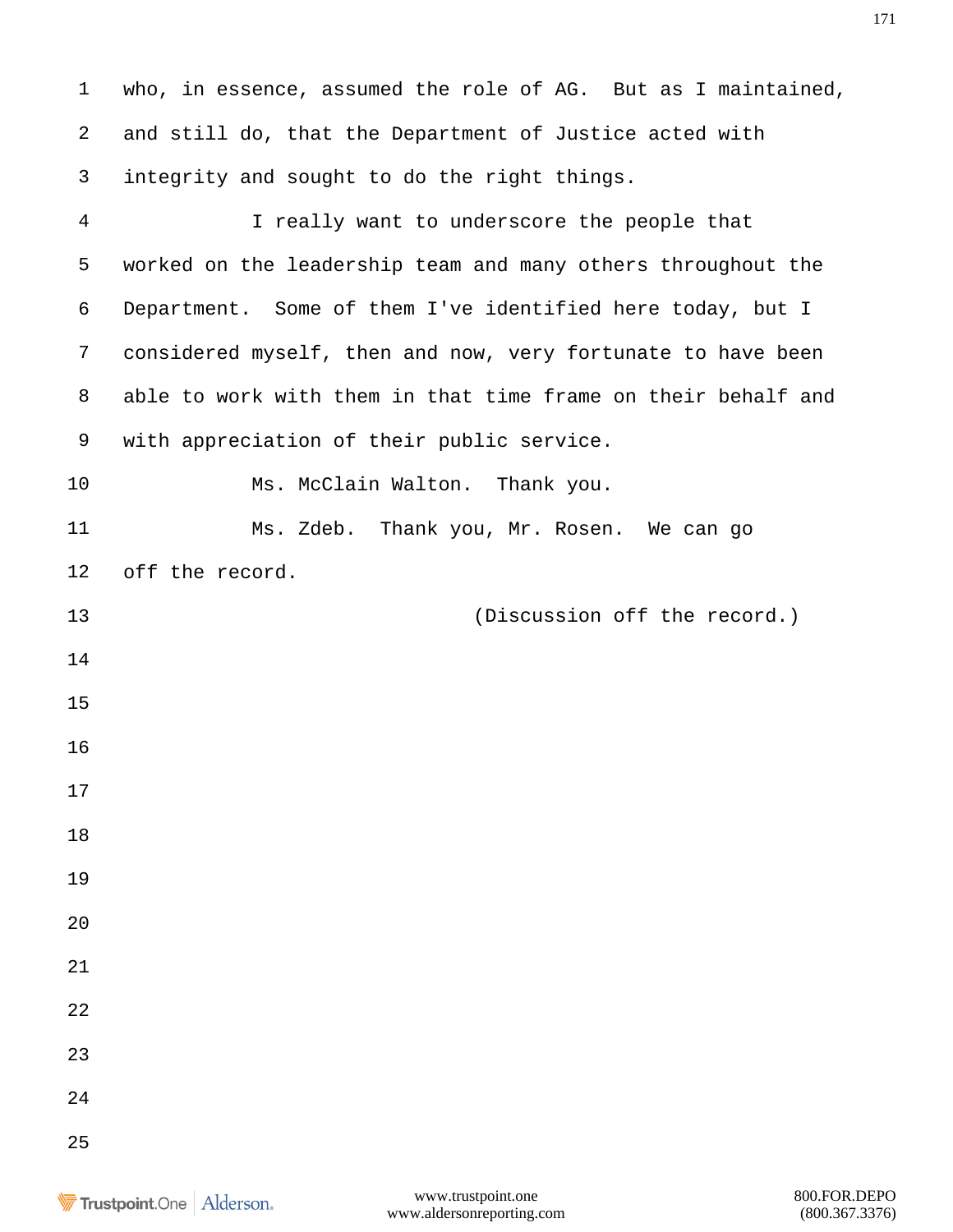who, in essence, assumed the role of AG. But as I maintained, and still do, that the Department of Justice acted with integrity and sought to do the right things.

I really want to underscore the people that worked on the leadership team and many others throughout the Department. Some of them I've identified here today, but I considered myself, then and now, very fortunate to have been able to work with them in that time frame on their behalf and with appreciation of their public service.

Ms. McClain Walton. Thank you.

Ms. Zdeb. Thank you, Mr. Rosen. We can go off the record.

(Discussion off the record.)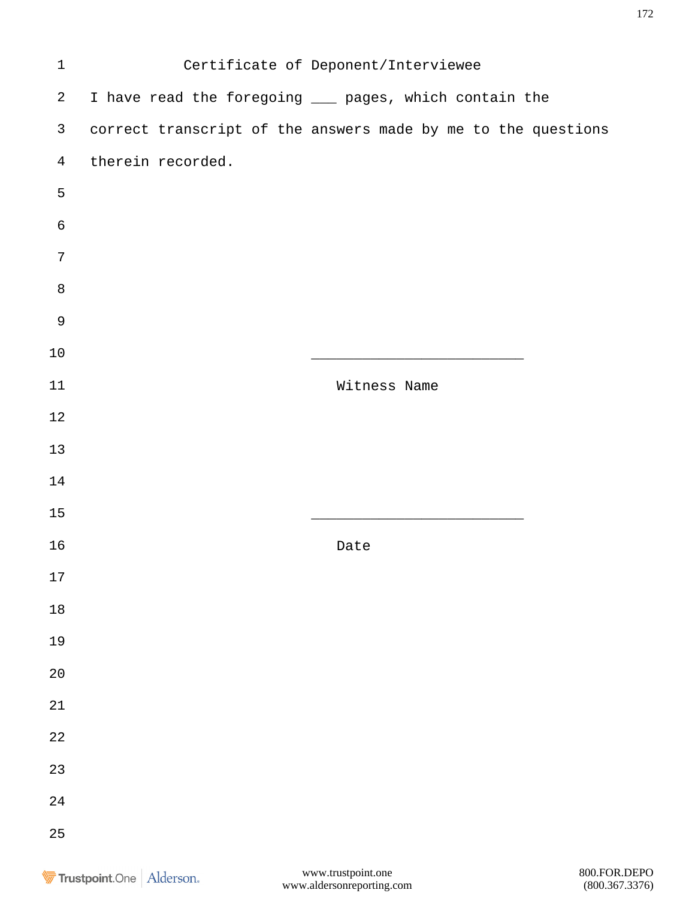# Certificate of Deponent/Interviewee

I have read the foregoing ___ pages, which contain the correct transcript of the answers made by me to the questions therein recorded.

___________________________

Witness Name

___________________________

Date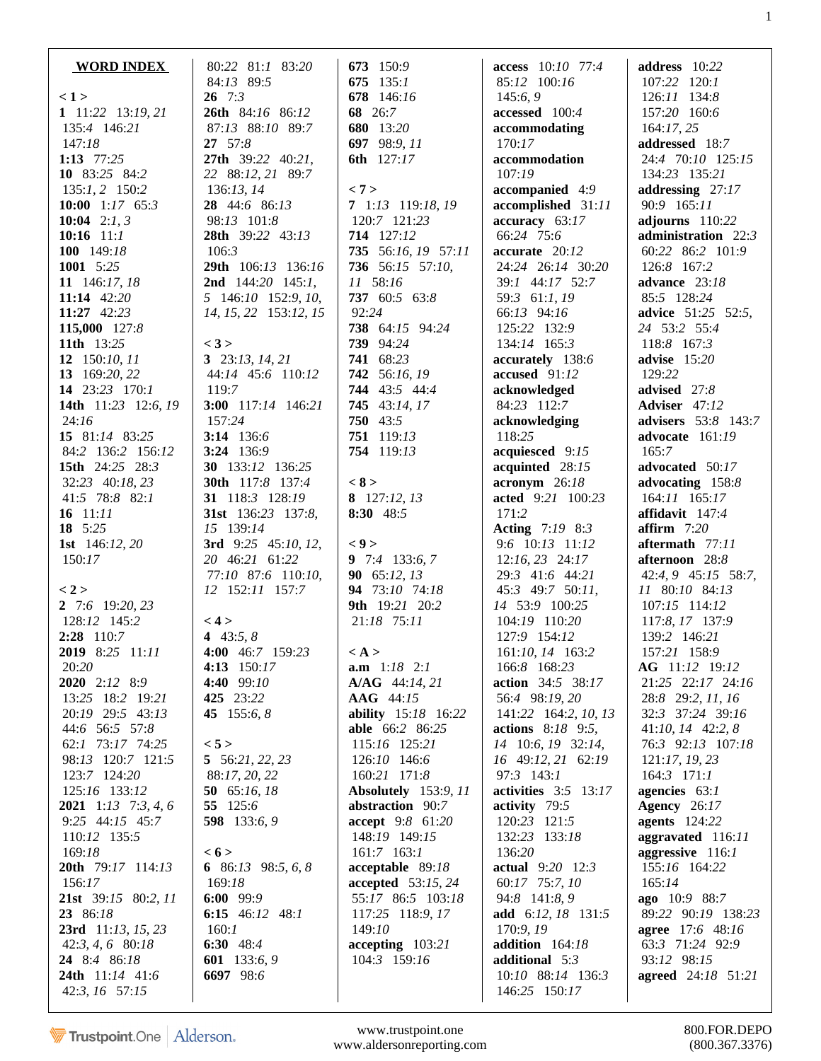**WORD INDEX**

**< 1 >**
**1** 11:22 13:*19, 21* 135:4 146:*21* 147:*18*
**1:13** 77:25
**10** 83:25 84:2 135:*1, 2* 150:2
**10:00** 1:*17* 65:3
**10:04** 2:*1, 3*
**10:16** 11:*1*
**100** 149:*18*
**1001** 5:25
**11** 146:*17, 18*
**11:14** 42:*20*
**11:27** 42:*23*
**115,000** 127:8
**11th** 13:25
**12** 150:*10, 11*
**13** 169:*20, 22*
**14** 23:23 170:*1*
**14th** 11:23 12:*6, 19* 24:*16*
**15** 81:*14* 83:25 84:2 136:2 156:*12*
**15th** 24:25 28:3 32:23 40:*18, 23* 41:5 78:8 82:*1*
**16** 11:*11*
**18** 5:25
**1st** 146:*12, 20* 150:*17*

**< 2 >**
**2** 7:6 19:*20, 23* 128:*12* 145:2
**2:28** 110:7
**2019** 8:25 11:*11* 20:*20*
**2020** 2:*12* 8:9 13:25 18:2 19:*21* 20:*19* 29:5 43:*13* 44:6 56:5 57:8 62:*1* 73:*17* 74:25 98:*13* 120:7 121:5 123:7 124:*20* 125:*16* 133:*12*
**2021** 1:*13* 7:*3, 4, 6* 9:25 44:*15* 45:7 110:*12* 135:5 169:*18*
**20th** 79:*17* 114:*13* 156:*17*
**21st** 39:*15* 80:*2, 11*
**23** 86:*18*
**23rd** 11:*13, 15, 23* 42:*3, 4, 6* 80:*18*
**24** 8:4 86:*18*
**24th** 11:*14* 41:6 42:*3, 16* 57:*15* 80:*22* 81:*1* 83:*20* 84:*13* 89:5
**26** 7:3
**26th** 84:*16* 86:*12* 87:*13* 88:*10* 89:7
**27** 57:8
**27th** 39:*22* 40:*21, 22* 88:*12, 21* 89:7 136:*13, 14*
**28** 44:6 86:*13* 98:*13* 101:8
**28th** 39:*22* 43:*13* 106:3
**29th** 106:*13* 136:*16*
**2nd** 144:*20* 145:*1, 5* 146:*20* 152:*9, 10, 14, 15, 22* 153:*12, 15*

**< 3 >**
**3** 23:*13, 14, 21* 44:*14* 45:6 110:*12* 119:7
**3:00** 117:*14* 146:*21* 157:*24*
**3:14** 136:6
**3:24** 136:9
**30** 133:*12* 136:*25*
**30th** 117:*8* 137:4
**31** 118:3 128:*19*
**31st** 136:*23* 137:*8, 15* 139:*14*
**3rd** 9:25 45:*10, 12, 20* 46:*21* 61:*22* 77:*10* 87:6 110:*10, 12* 152:*11* 157:7

**< 4 >**
**4** 43:*5, 8*
**4:00** 46:7 159:*23*
**4:13** 150:*17*
**4:40** 99:*10*
**425** 23:*22*
**45** 155:*6, 8*

**< 5 >**
**5** 56:*21, 22, 23* 88:*17, 20, 22*
**50** 65:*16, 18*
**55** 125:6
**598** 133:*6, 9*

**< 6 >**
**6** 86:*13* 98:*5, 6, 8* 169:*18*
**6:00** 99:9
**6:15** 46:*12* 48:*1* 160:*1*
**6:30** 48:4
**601** 133:*6, 9*
**6697** 98:6
**673** 150:9
**675** 135:*1*
**678** 146:*16*
**68** 26:7
**680** 13:*20*
**697** 98:*9, 11*
**6th** 127:*17*

**< 7 >**
**7** 1:*13* 119:*18, 19* 120:7 121:*23*
**714** 127:*12*
**735** 56:*16, 19* 57:*11*
**736** 56:*15* 57:*10, 11* 58:*16*
**737** 60:5 63:8 92:*24*
**738** 64:*15* 94:*24*
**739** 94:*24*
**741** 68:*23*
**742** 56:*16, 19*
**744** 43:5 44:4
**745** 43:*14, 17*
**750** 43:5
**751** 119:*13*
**754** 119:*13*

**< 8 >**
**8** 127:*12, 13*
**8:30** 48:5

**< 9 >**
**9** 7:4 133:*6, 7*
**90** 65:*12, 13*
**94** 73:*10* 74:*18*
**9th** 19:*21* 20:2 21:*18* 75:*11*

**< A >**
**a.m** 1:*18* 2:*1*
**A/AG** 44:*14, 21*
**AAG** 44:*15*
**ability** 15:*18* 16:*22*
**able** 66:2 86:*25* 115:*16* 125:*21* 126:*10* 146:6 160:*21* 171:8
**Absolutely** 153:*9, 11*
**abstraction** 90:7
**accept** 9:*8* 61:*20* 148:*19* 149:*15* 161:7 163:*1*
**acceptable** 89:*18*
**accepted** 53:*15, 24* 55:*17* 86:5 103:*18* 117:*25* 118:*9, 17* 149:*10*
**accepting** 103:*21* 104:3 159:*16*
**access** 10:*10* 77:*4* 85:*12* 100:*16* 145:*6, 9*
**accessed** 100:4
**accommodating** 170:*17*
**accommodation** 107:*19*
**accompanied** 4:9
**accomplished** 31:*11*
**accuracy** 63:*17* 66:*24* 75:6
**accurate** 20:*12* 24:*24* 26:*14* 30:*20* 39:*1* 44:*17* 52:7 59:3 61:*1, 19* 66:*13* 94:*16* 125:*22* 132:9 134:*14* 165:3
**accurately** 138:6
**accused** 91:*12*
**acknowledged** 84:*23* 112:7
**acknowledging** 118:25
**acquiesced** 9:*15*
**acquinted** 28:*15*
**acronym** 26:*18*
**acted** 9:*21* 100:*23* 171:2
**Acting** 7:*19* 8:3 9:6 10:*13* 11:*12* 12:*16, 23* 24:*17* 29:3 41:6 44:*21* 45:3 49:7 50:*11, 14* 53:9 100:*25* 104:*19* 110:*20* 127:9 154:*12* 161:*10, 14* 163:2 166:8 168:*23*
**action** 34:5 38:*17* 56:4 98:*19, 20* 141:*22* 164:*2, 10, 13*
**actions** 8:*18* 9:*5, 14* 10:*6, 19* 32:*14, 16* 49:*12, 21* 62:*19* 97:3 143:*1*
**activities** 3:5 13:*17*
**activity** 79:5 120:*23* 121:5 132:*23* 133:*18* 136:*20*
**actual** 9:*20* 12:3 60:*17* 75:*7, 10* 94:8 141:*8, 9*
**add** 6:*12, 18* 131:5 170:*9, 19*
**addition** 164:*18*
**additional** 5:3 10:*10* 88:*14* 136:3 146:*25* 150:*17*
**address** 10:*22* 107:*22* 120:*1* 126:*11* 134:8 157:*20* 160:6 164:*17, 25*
**addressed** 18:7 24:4 70:*10* 125:*15* 134:*23* 135:*21*
**addressing** 27:*17* 90:9 165:*11*
**adjourns** 110:*22*
**administration** 22:3 60:*22* 86:2 101:9 126:8 167:2
**advance** 23:*18* 85:5 128:*24*
**advice** 51:*25* 52:*5, 24* 53:2 55:4 118:8 167:3
**advise** 15:*20* 129:*22*
**advised** 27:8
**Adviser** 47:*12*
**advisers** 53:8 143:7
**advocate** 161:*19* 165:7
**advocated** 50:*17*
**advocating** 158:8 164:*11* 165:*17*
**affidavit** 147:4
**affirm** 7:*20*
**aftermath** 77:*11*
**afternoon** 28:8 42:*4, 9* 45:*15* 58:*7, 11* 80:*10* 84:*13* 107:*15* 114:*12* 117:*8, 17* 137:9 139:2 146:*21* 157:*21* 158:9
**AG** 11:*12* 19:*12* 21:*25* 22:*17* 24:*16* 28:*8* 29:*2, 11, 16* 32:3 37:*24* 39:*16* 41:*10, 14* 42:*2, 8* 76:3 92:*13* 107:*18* 121:*17, 19, 23* 164:3 171:*1*
**agencies** 63:*1*
**Agency** 26:*17*
**agents** 124:*22*
**aggravated** 116:*11*
**aggressive** 116:*1* 155:*16* 164:*22* 165:*14*
**ago** 10:9 88:7 89:*22* 90:*19* 138:*23*
**agree** 17:6 48:*16* 63:3 71:*24* 92:9 93:*12* 98:*15*
**agreed** 24:*18* 51:*21*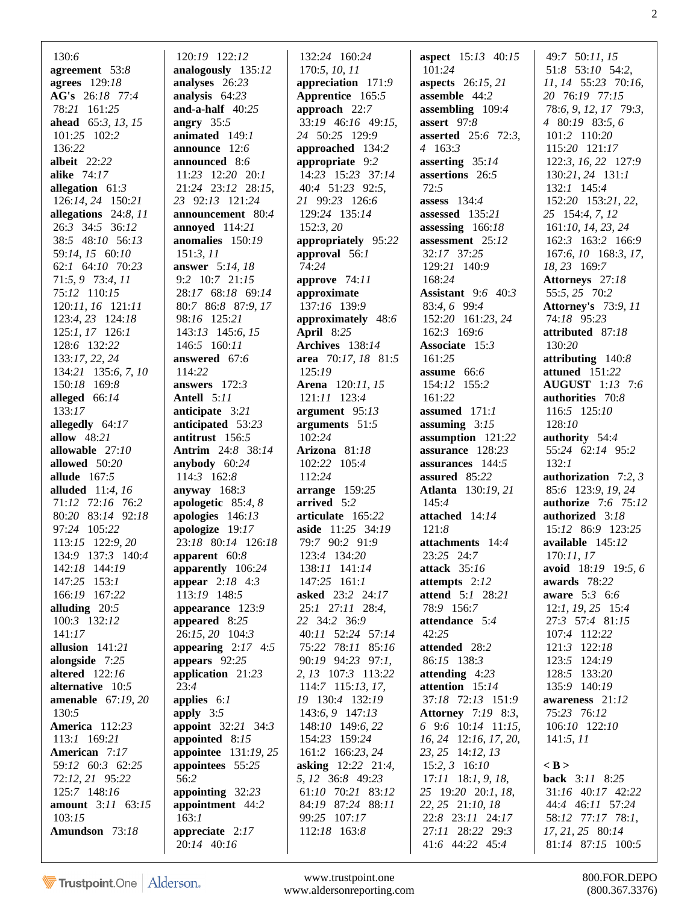130:6
**agreement** 53:8
**agrees** 129:18
**AG's** 26:18 77:4
78:21 161:25
**ahead** 65:3, 13, 15
101:25 102:2
136:22
**albeit** 22:22
**alike** 74:17
**allegation** 61:3
126:14, 24 150:21
**allegations** 24:8, 11
26:3 34:5 36:12
38:5 48:10 56:13
59:14, 15 60:10
62:1 64:10 70:23
71:5, 9 73:4, 11
75:12 110:15
120:11, 16 121:11
123:4, 23 124:18
125:1, 17 126:1
128:6 132:22
133:17, 22, 24
134:21 135:6, 7, 10
150:18 169:8
**alleged** 66:14
133:17
**allegedly** 64:17
**allow** 48:21
**allowable** 27:10
**allowed** 50:20
**allude** 167:5
**alluded** 11:4, 16
71:12 72:16 76:2
80:20 83:14 92:18
97:24 105:22
113:15 122:9, 20
134:9 137:3 140:4
142:18 144:19
147:25 153:1
166:19 167:22
**alluding** 20:5
100:3 132:12
141:17
**allusion** 141:21
**alongside** 7:25
**altered** 122:16
**alternative** 10:5
**amenable** 67:19, 20
130:5
**America** 112:23
113:1 169:21
**American** 7:17
59:12 60:3 62:25
72:12, 21 95:22
125:7 148:16
**amount** 3:11 63:15
103:15
**Amundson** 73:18

120:19 122:12
**analogously** 135:12
**analyses** 26:23
**analysis** 64:23
**and-a-half** 40:25
**angry** 35:5
**animated** 149:1
**announce** 12:6
**announced** 8:6
11:23 12:20 20:1
21:24 23:12 28:15,
23 92:13 121:24
**announcement** 80:4
**annoyed** 114:21
**anomalies** 150:19
151:3, 11
**answer** 5:14, 18
9:2 10:7 21:15
28:17 68:18 69:14
80:7 86:8 87:9, 17
98:16 125:21
143:13 145:6, 15
146:5 160:11
**answered** 67:6
114:22
**answers** 172:3
**Antell** 5:11
**anticipate** 3:21
**anticipated** 53:23
**antitrust** 156:5
**Antrim** 24:8 38:14
**anybody** 60:24
114:3 162:8
**anyway** 168:3
**apologetic** 85:4, 8
**apologies** 146:13
**apologize** 19:17
23:18 80:14 126:18
**apparent** 60:8
**apparently** 106:24
**appear** 2:18 4:3
113:19 148:5
**appearance** 123:9
**appeared** 8:25
26:15, 20 104:3
**appearing** 2:17 4:5
**appears** 92:25
**application** 21:23
23:4
**applies** 6:1
**apply** 3:5
**appoint** 32:21 34:3
**appointed** 8:15
**appointee** 131:19, 25
**appointees** 55:25
56:2
**appointing** 32:23
**appointment** 44:2
163:1
**appreciate** 2:17
20:14 40:16

132:24 160:24
170:5, 10, 11
**appreciation** 171:9
**Apprentice** 165:5
**approach** 22:7
33:19 46:16 49:15,
24 50:25 129:9
**approached** 134:2
**appropriate** 9:2
14:23 15:23 37:14
40:4 51:23 92:5,
21 99:23 126:6
129:24 135:14
152:3, 20
**appropriately** 95:22
**approval** 56:1
74:24
**approve** 74:11
**approximate**
137:16 139:9
**approximately** 48:6
**April** 8:25
**Archives** 138:14
**area** 70:17, 18 81:5
125:19
**Arena** 120:11, 15
121:11 123:4
**argument** 95:13
**arguments** 51:5
102:24
**Arizona** 81:18
102:22 105:4
112:24
**arrange** 159:25
**arrived** 5:2
**articulate** 165:22
**aside** 11:25 34:19
79:7 90:2 91:9
123:4 134:20
138:11 141:14
147:25 161:1
**asked** 23:2 24:17
25:1 27:11 28:4,
22 34:2 36:9
40:11 52:24 57:14
75:22 78:11 85:16
90:19 94:23 97:1,
2, 13 107:3 113:22
114:7 115:13, 17,
19 130:4 132:19
143:6, 9 147:13
148:10 149:6, 22
154:23 159:24
161:2 166:23, 24
**asking** 12:22 21:4,
5, 12 36:8 49:23
61:10 70:21 83:12
84:19 87:24 88:11
99:25 107:17
112:18 163:8

**aspect** 15:13 40:15
101:24
**aspects** 26:15, 21
**assemble** 44:2
**assembling** 109:4
**assert** 97:8
**asserted** 25:6 72:3,
4 163:3
**asserting** 35:14
**assertions** 26:5
72:5
**assess** 134:4
**assessed** 135:21
**assessing** 166:18
**assessment** 25:12
32:17 37:25
129:21 140:9
168:24
**Assistant** 9:6 40:3
83:4, 6 99:4
152:20 161:23, 24
162:3 169:6
**Associate** 15:3
161:25
**assume** 66:6
154:12 155:2
161:22
**assumed** 171:1
**assuming** 3:15
**assumption** 121:22
**assurance** 128:23
**assurances** 144:5
**assured** 85:22
**Atlanta** 130:19, 21
145:4
**attached** 14:14
121:8
**attachments** 14:4
23:25 24:7
**attack** 35:16
**attempts** 2:12
**attend** 5:1 28:21
78:9 156:7
**attendance** 5:4
42:25
**attended** 28:2
86:15 138:3
**attending** 4:23
**attention** 15:14
37:18 72:13 151:9
**Attorney** 7:19 8:3,
6 9:6 10:14 11:15,
16, 24 12:16, 17, 20,
23, 25 14:12, 13
15:2, 3 16:10
17:11 18:1, 9, 18,
25 19:20 20:1, 18,
22, 25 21:10, 18
22:8 23:11 24:17
27:11 28:22 29:3
41:6 44:22 45:4

49:7 50:11, 15
51:8 53:10 54:2,
11, 14 55:23 70:16,
20 76:19 77:15
78:6, 9, 12, 17 79:3,
4 80:19 83:5, 6
101:2 110:20
115:20 121:17
122:3, 16, 22 127:9
130:21, 24 131:1
132:1 145:4
152:20 153:21, 22,
25 154:4, 7, 12
161:10, 14, 23, 24
162:3 163:2 166:9
167:6, 10 168:3, 17,
18, 23 169:7
**Attorneys** 27:18
55:5, 25 70:2
**Attorney's** 73:9, 11
74:18 95:23
**attributed** 87:18
130:20
**attributing** 140:8
**attuned** 151:22
**AUGUST** 1:13 7:6
**authorities** 70:8
116:5 125:10
128:10
**authority** 54:4
55:24 62:14 95:2
132:1
**authorization** 7:2, 3
85:6 123:9, 19, 24
**authorize** 7:6 75:12
**authorized** 3:18
15:12 86:9 123:25
**available** 145:12
170:11, 17
**avoid** 18:19 19:5, 6
**awards** 78:22
**aware** 5:3 6:6
12:1, 19, 25 15:4
27:3 57:4 81:15
107:4 112:22
121:3 122:18
123:5 124:19
128:5 133:20
135:9 140:19
**awareness** 21:12
75:23 76:12
106:10 122:10
141:5, 11

**< B >**
**back** 3:11 8:25
31:16 40:17 42:22
44:4 46:11 57:24
58:12 77:17 78:1,
17, 21, 25 80:14
81:14 87:15 100:5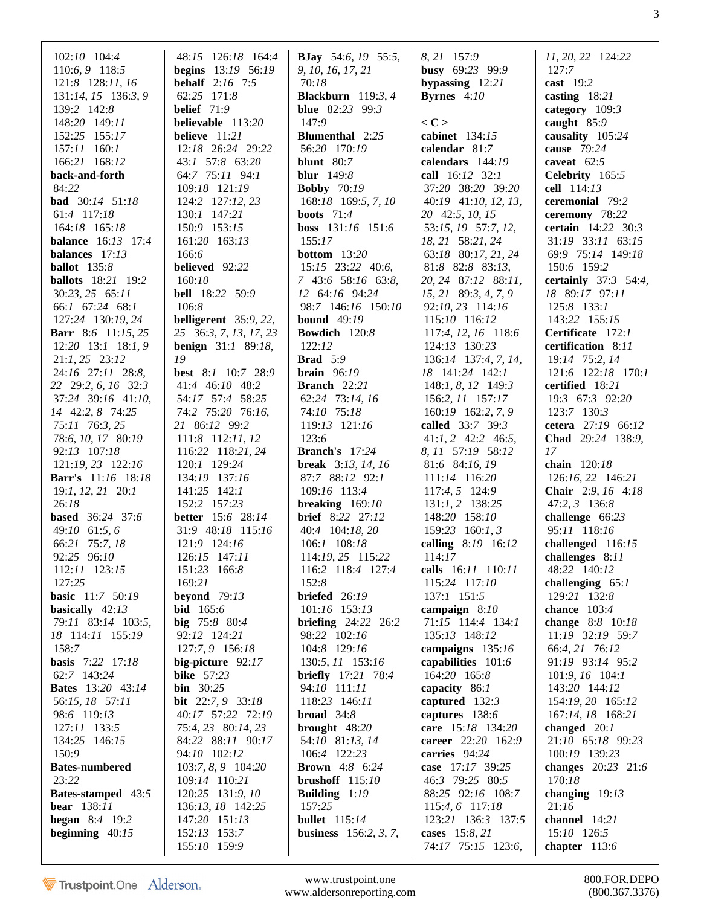102:10 104:4
110:6, 9 118:5
121:8 128:11, 16
131:14, 15 136:3, 9
139:2 142:8
148:20 149:11
152:25 155:17
157:11 160:1
166:21 168:12
**back-and-forth** 84:22
**bad** 30:14 51:18 61:4 117:18 164:18 165:18
**balance** 16:13 17:4
**balances** 17:13
**ballot** 135:8
**ballots** 18:21 19:2 30:23, 25 65:11 66:1 67:24 68:1 127:24 130:19, 24
**Barr** 8:6 11:15, 25 12:20 13:1 18:1, 9 21:1, 25 23:12 24:16 27:11 28:8, 22 29:2, 6, 16 32:3 37:24 39:16 41:10, 14 42:2, 8 74:25 75:11 76:3, 25 78:6, 10, 17 80:19 92:13 107:18 121:19, 23 122:16
**Barr's** 11:16 18:18 19:1, 12, 21 20:1 26:18
**based** 36:24 37:6 49:10 61:5, 6 66:21 75:7, 18 92:25 96:10 112:11 123:15 127:25
**basic** 11:7 50:19
**basically** 42:13 79:11 83:14 103:5, 18 114:11 155:19 158:7
**basis** 7:22 17:18 62:7 143:24
**Bates** 13:20 43:14 56:15, 18 57:11 98:6 119:13 127:11 133:5 134:25 146:15 150:9
**Bates-numbered** 23:22
**Bates-stamped** 43:5
**bear** 138:11
**began** 8:4 19:2
**beginning** 40:15

48:15 126:18 164:4
**begins** 13:19 56:19
**behalf** 2:16 7:5 62:25 171:8
**belief** 71:9
**believable** 113:20
**believe** 11:21 12:18 26:24 29:22 43:1 57:8 63:20 64:7 75:11 94:1 109:18 121:19 124:2 127:12, 23 130:1 147:21 150:9 153:15 161:20 163:13 166:6
**believed** 92:22 160:10
**bell** 18:22 59:9 106:8
**belligerent** 35:9, 22, 25 36:3, 7, 13, 17, 23
**benign** 31:1 89:18, 19
**best** 8:1 10:7 28:9 41:4 46:10 48:2 54:17 57:4 58:25 74:2 75:20 76:16, 21 86:12 99:2 111:8 112:11, 12 116:22 118:21, 24 120:1 129:24 134:19 137:16 141:25 142:1 152:2 157:23
**better** 15:6 28:14 31:9 48:18 115:16 121:9 124:16 126:15 147:11 151:23 166:8 169:21
**beyond** 79:13
**bid** 165:6
**big** 75:8 80:4 92:12 124:21 127:7, 9 156:18
**big-picture** 92:17
**bike** 57:23
**bin** 30:25
**bit** 22:7, 9 33:18 40:17 57:22 72:19 75:4, 23 80:14, 23 84:22 88:11 90:17 94:10 102:12 103:7, 8, 9 104:20 109:14 110:21 120:25 131:9, 10 136:13, 18 142:25 147:20 151:13 152:13 153:7 155:10 159:9

**BJay** 54:6, 19 55:5, 9, 10, 16, 17, 21 70:18
**Blackburn** 119:3, 4
**blue** 82:23 99:3 147:9
**Blumenthal** 2:25 56:20 170:19
**blunt** 80:7
**blur** 149:8
**Bobby** 70:19 168:18 169:5, 7, 10
**boots** 71:4
**boss** 131:16 151:6 155:17
**bottom** 13:20 15:15 23:22 40:6, 7 43:6 58:16 63:8, 12 64:16 94:24 98:7 146:16 150:10
**bound** 49:19
**Bowdich** 120:8 122:12
**Brad** 5:9
**brain** 96:19
**Branch** 22:21 62:24 73:14, 16 74:10 75:18 119:13 121:16 123:6
**Branch's** 17:24
**break** 3:13, 14, 16 87:7 88:12 92:1 109:16 113:4
**breaking** 169:10
**brief** 8:22 27:12 40:4 104:18, 20 106:1 108:18 114:19, 25 115:22 116:2 118:4 127:4 152:8
**briefed** 26:19 101:16 153:13
**briefing** 24:22 26:2 98:22 102:16 104:8 129:16 130:5, 11 153:16
**briefly** 17:21 78:4 94:10 111:11 118:23 146:11
**broad** 34:8
**brought** 48:20 54:10 81:13, 14 106:4 122:23
**Brown** 4:8 6:24
**brushoff** 115:10
**Building** 1:19 157:25
**bullet** 115:14
**business** 156:2, 3, 7,

8, 21 157:9
**busy** 69:23 99:9
**bypassing** 12:21
**Byrnes** 4:10

**< C >**
**cabinet** 134:15
**calendar** 81:7
**calendars** 144:19
**call** 16:12 32:1 37:20 38:20 39:20 40:19 41:10, 12, 13, 20 42:5, 10, 15 53:15, 19 57:7, 12, 18, 21 58:21, 24 63:18 80:17, 21, 24 81:8 82:8 83:13, 20, 24 87:12 88:11, 15, 21 89:3, 4, 7, 9 92:10, 23 114:16 115:10 116:12 117:4, 12, 16 118:6 124:13 130:23 136:14 137:4, 7, 14, 18 141:24 142:1 148:1, 8, 12 149:3 156:2, 11 157:17 160:19 162:2, 7, 9
**called** 33:7 39:3 41:1, 2 42:2 46:5, 8, 11 57:19 58:12 81:6 84:16, 19 111:14 116:20 117:4, 5 124:9 131:1, 2 138:25 148:20 158:10 159:23 160:1, 3
**calling** 8:19 16:12 114:17
**calls** 16:11 110:11 115:24 117:10 137:1 151:5
**campaign** 8:10 71:15 114:4 134:1 135:13 148:12
**campaigns** 135:16
**capabilities** 101:6 164:20 165:8
**capacity** 86:1
**captured** 132:3
**captures** 138:6
**care** 15:18 134:20
**career** 22:20 162:9
**carries** 94:24
**case** 17:17 39:25 46:3 79:25 80:5 88:25 92:16 108:7 115:4, 6 117:18 123:21 136:3 137:5
**cases** 15:8, 21 74:17 75:15 123:6,

11, 20, 22 124:22 127:7
**cast** 19:2
**casting** 18:21
**category** 109:3
**caught** 85:9
**causality** 105:24
**cause** 79:24
**caveat** 62:5
**Celebrity** 165:5
**cell** 114:13
**ceremonial** 79:2
**ceremony** 78:22
**certain** 14:22 30:3 31:19 33:11 63:15 69:9 75:14 149:18 150:6 159:2
**certainly** 37:3 54:4, 18 89:17 97:11 125:8 133:1 143:22 155:15
**Certificate** 172:1
**certification** 8:11 19:14 75:2, 14 121:6 122:18 170:1
**certified** 18:21 19:3 67:3 92:20 123:7 130:3
**cetera** 27:19 66:12
**Chad** 29:24 138:9, 17
**chain** 120:18 126:16, 22 146:21
**Chair** 2:9, 16 4:18 47:2, 3 136:8
**challenge** 66:23 95:11 118:16
**challenged** 116:15
**challenges** 8:11 48:22 140:12
**challenging** 65:1 129:21 132:8
**chance** 103:4
**change** 8:8 10:18 11:19 32:19 59:7 66:4, 21 76:12 91:19 93:14 95:2 101:9, 16 104:1 143:20 144:12 154:19, 20 165:12 167:14, 18 168:21
**changed** 20:1 21:10 65:18 99:23 100:19 139:23
**changes** 20:23 21:6 170:18
**changing** 19:13 21:16
**channel** 14:21 15:10 126:5
**chapter** 113:6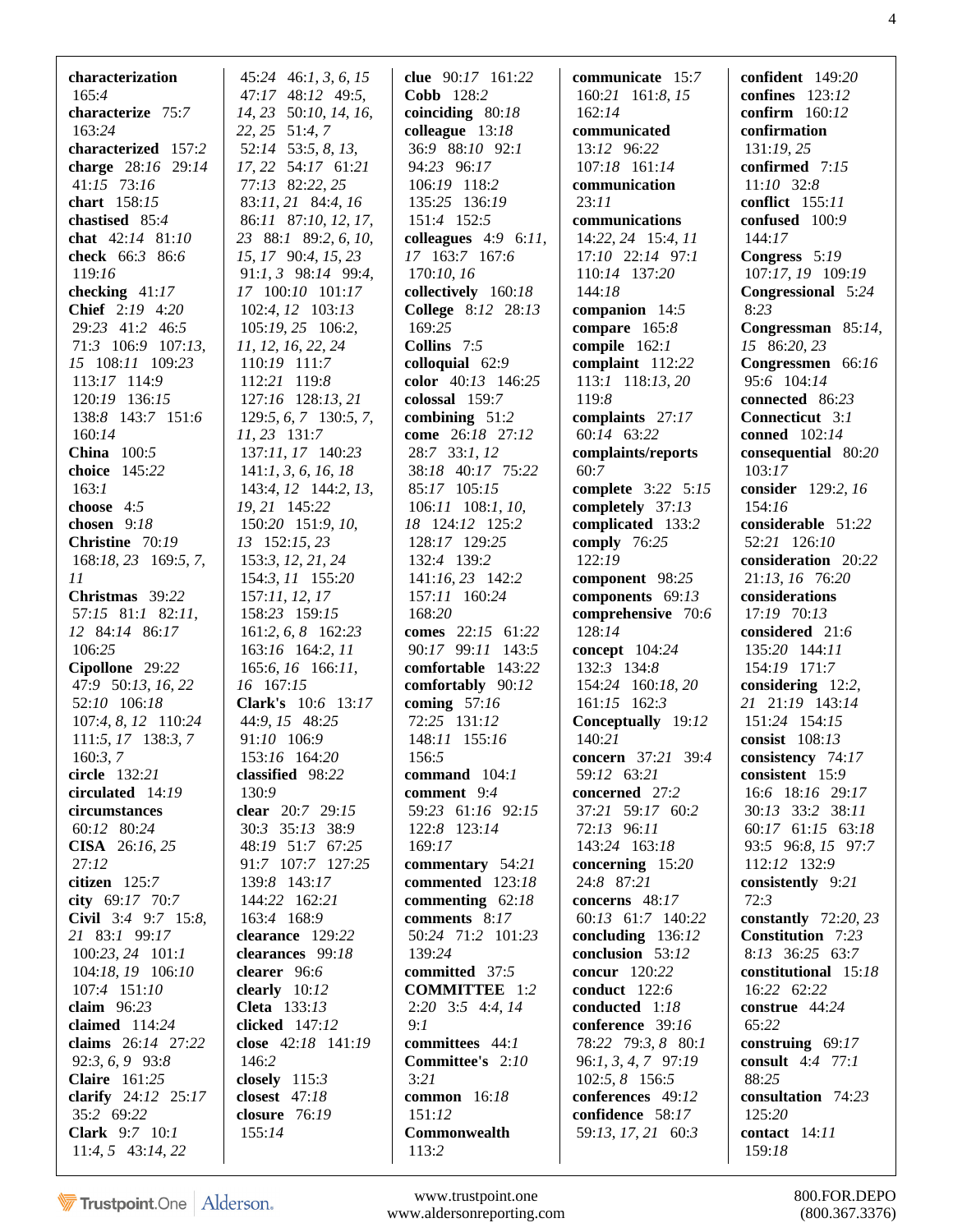**characterization** 165:4
**characterize** 75:7 163:24
**characterized** 157:2
**charge** 28:16 29:14 41:15 73:16
**chart** 158:15
**chastised** 85:4
**chat** 42:14 81:10
**check** 66:3 86:6 119:16
**checking** 41:17
**Chief** 2:19 4:20 29:23 41:2 46:5 71:3 106:9 107:13, 15 108:11 109:23 113:17 114:9 120:19 136:15 138:8 143:7 151:6 160:14
**China** 100:5
**choice** 145:22 163:1
**choose** 4:5
**chosen** 9:18
**Christine** 70:19 168:18, 23 169:5, 7, 11
**Christmas** 39:22 57:15 81:1 82:11, 12 84:14 86:17 106:25
**Cipollone** 29:22 47:9 50:13, 16, 22 52:10 106:18 107:4, 8, 12 110:24 111:5, 17 138:3, 7 160:3, 7
**circle** 132:21
**circulated** 14:19
**circumstances** 60:12 80:24
**CISA** 26:16, 25 27:12
**citizen** 125:7
**city** 69:17 70:7
**Civil** 3:4 9:7 15:8, 21 83:1 99:17 100:23, 24 101:1 104:18, 19 106:10 107:4 151:10
**claim** 96:23
**claimed** 114:24
**claims** 26:14 27:22 92:3, 6, 9 93:8
**Claire** 161:25
**clarify** 24:12 25:17 35:2 69:22
**Clark** 9:7 10:1 11:4, 5 43:14, 22 45:24 46:1, 3, 6, 15 47:17 48:12 49:5, 14, 23 50:10, 14, 16, 22, 25 51:4, 7 52:14 53:5, 8, 13, 17, 22 54:17 61:21 77:13 82:22, 25 83:11, 21 84:4, 16 86:11 87:10, 12, 17, 23 88:1 89:2, 6, 10, 15, 17 90:4, 15, 23 91:1, 3 98:14 99:4, 17 100:10 101:17 102:4, 12 103:13 105:19, 25 106:2, 11, 12, 16, 22, 24 110:19 111:7 112:21 119:8 127:16 128:13, 21 129:5, 6, 7 130:5, 7, 11, 23 131:7 137:11, 17 140:23 141:1, 3, 6, 16, 18 143:4, 12 144:2, 13, 19, 21 145:22 150:20 151:9, 10, 13 152:15, 23 153:3, 12, 21, 24 154:3, 11 155:20 157:11, 12, 17 158:23 159:15 161:2, 6, 8 162:23 163:16 164:2, 11 165:6, 16 166:11, 16 167:15
**Clark's** 10:6 13:17 44:9, 15 48:25 91:10 106:9 153:16 164:20
**classified** 98:22 130:9
**clear** 20:7 29:15 30:3 35:13 38:9 48:19 51:7 67:25 91:7 107:7 127:25 139:8 143:17 144:22 162:21 163:4 168:9
**clearance** 129:22
**clearances** 99:18
**clearer** 96:6
**clearly** 10:12
**Cleta** 133:13
**clicked** 147:12
**close** 42:18 141:19 146:2
**closely** 115:3
**closest** 47:18
**closure** 76:19 155:14
**clue** 90:17 161:22
**Cobb** 128:2
**coinciding** 80:18
**colleague** 13:18 36:9 88:10 92:1 94:23 96:17 106:19 118:2 135:25 136:19 151:4 152:5
**colleagues** 4:9 6:11, 17 163:7 167:6 170:10, 16
**collectively** 160:18
**College** 8:12 28:13 169:25
**Collins** 7:5
**colloquial** 62:9
**color** 40:13 146:25
**colossal** 159:7
**combining** 51:2
**come** 26:18 27:12 28:7 33:1, 12 38:18 40:17 75:22 85:17 105:15 106:11 108:1, 10, 18 124:12 125:2 128:17 129:25 132:4 139:2 141:16, 23 142:2 157:11 160:24 168:20
**comes** 22:15 61:22 90:17 99:11 143:5
**comfortable** 143:22
**comfortably** 90:12
**coming** 57:16 72:25 131:12 148:11 155:16 156:5
**command** 104:1
**comment** 9:4 59:23 61:16 92:15 122:8 123:14 169:17
**commentary** 54:21
**commented** 123:18
**commenting** 62:18
**comments** 8:17 50:24 71:2 101:23 139:24
**committed** 37:5
**COMMITTEE** 1:2 2:20 3:5 4:4, 14 9:1
**committees** 44:1
**Committee's** 2:10 3:21
**common** 16:18 151:12
**Commonwealth** 113:2
**communicate** 15:7 160:21 161:8, 15 162:14
**communicated** 13:12 96:22 107:18 161:14
**communication** 23:11
**communications** 14:22, 24 15:4, 11 17:10 22:14 97:1 110:14 137:20 144:18
**companion** 14:5
**compare** 165:8
**compile** 162:1
**complaint** 112:22 113:1 118:13, 20 119:8
**complaints** 27:17 60:14 63:22
**complaints/reports** 60:7
**complete** 3:22 5:15
**completely** 37:13
**complicated** 133:2
**comply** 76:25 122:19
**component** 98:25
**components** 69:13
**comprehensive** 70:6 128:14
**concept** 104:24 132:3 134:8 154:24 160:18, 20 161:15 162:3
**Conceptually** 19:12 140:21
**concern** 37:21 39:4 59:12 63:21
**concerned** 27:2 37:21 59:17 60:2 72:13 96:11 143:24 163:18
**concerning** 15:20 24:8 87:21
**concerns** 48:17 60:13 61:7 140:22
**concluding** 136:12
**conclusion** 53:12
**concur** 120:22
**conduct** 122:6
**conducted** 1:18
**conference** 39:16 78:22 79:3, 8 80:1 96:1, 3, 4, 7 97:19 102:5, 8 156:5
**conferences** 49:12
**confidence** 58:17 59:13, 17, 21 60:3
**confident** 149:20
**confines** 123:12
**confirm** 160:12
**confirmation** 131:19, 25
**confirmed** 7:15 11:10 32:8
**conflict** 155:11
**confused** 100:9 144:17
**Congress** 5:19 107:17, 19 109:19
**Congressional** 5:24 8:23
**Congressman** 85:14, 15 86:20, 23
**Congressmen** 66:16 95:6 104:14
**connected** 86:23
**Connecticut** 3:1
**conned** 102:14
**consequential** 80:20 103:17
**consider** 129:2, 16 154:16
**considerable** 51:22 52:21 126:10
**consideration** 20:22 21:13, 16 76:20
**considerations** 17:19 70:13
**considered** 21:6 135:20 144:11 154:19 171:7
**considering** 12:2, 21 21:19 143:14 151:24 154:15
**consist** 108:13
**consistency** 74:17
**consistent** 15:9 16:6 18:16 29:17 30:13 33:2 38:11 60:17 61:15 63:18 93:5 96:8, 15 97:7 112:12 132:9
**consistently** 9:21 72:3
**constantly** 72:20, 23
**Constitution** 7:23 8:13 36:25 63:7
**constitutional** 15:18 16:22 62:22
**construe** 44:24 65:22
**construing** 69:17
**consult** 4:4 77:1 88:25
**consultation** 74:23 125:20
**contact** 14:11 159:18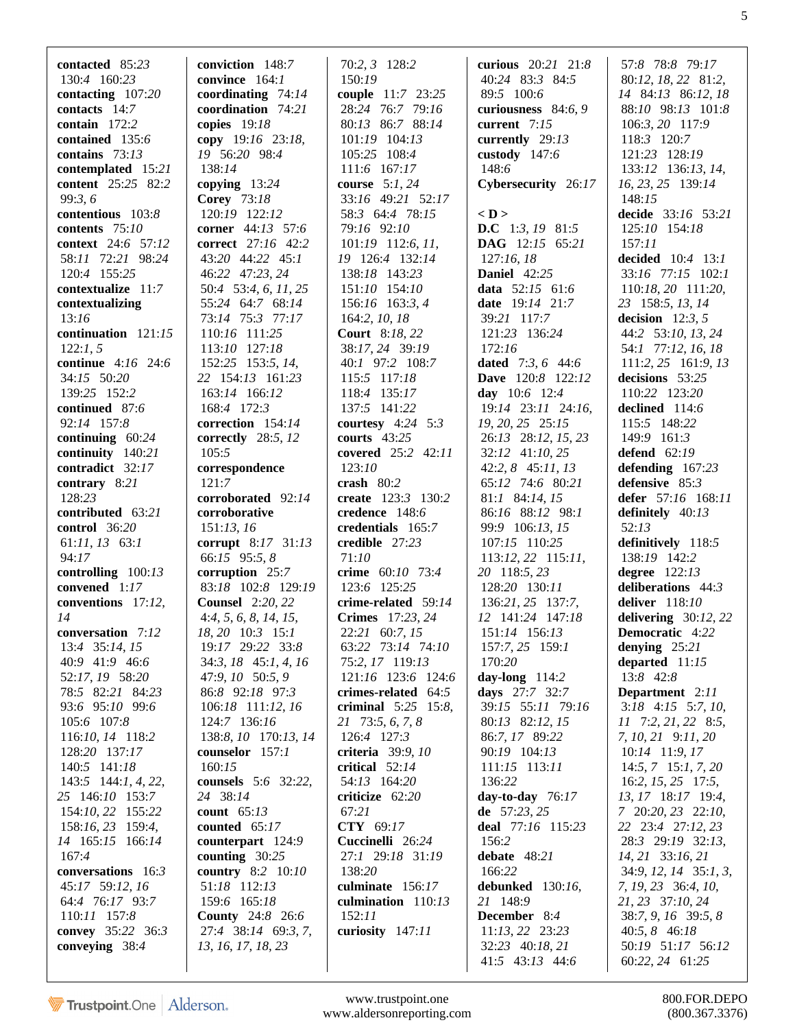**contacted** 85:23 130:4 160:23
**contacting** 107:20
**contacts** 14:7
**contain** 172:2
**contained** 135:6
**contains** 73:13
**contemplated** 15:21
**content** 25:25 82:2 99:3, 6
**contentious** 103:8
**contents** 75:10
**context** 24:6 57:12 58:11 72:21 98:24 120:4 155:25
**contextualize** 11:7
**contextualizing** 13:16
**continuation** 121:15 122:1, 5
**continue** 4:16 24:6 34:15 50:20 139:25 152:2
**continued** 87:6 92:14 157:8
**continuing** 60:24
**continuity** 140:21
**contradict** 32:17
**contrary** 8:21 128:23
**contributed** 63:21
**control** 36:20 61:11, 13 63:1 94:17
**controlling** 100:13
**convened** 1:17
**conventions** 17:12, 14
**conversation** 7:12 13:4 35:14, 15 40:9 41:9 46:6 52:17, 19 58:20 78:5 82:21 84:23 93:6 95:10 99:6 105:6 107:8 116:10, 14 118:2 128:20 137:17 140:5 141:18 143:5 144:1, 4, 22, 25 146:10 153:7 154:10, 22 155:22 158:16, 23 159:4, 14 165:15 166:14 167:4
**conversations** 16:3 45:17 59:12, 16 64:4 76:17 93:7 110:11 157:8
**convey** 35:22 36:3
**conveying** 38:4
**conviction** 148:7
**convince** 164:1
**coordinating** 74:14
**coordination** 74:21
**copies** 19:18
**copy** 19:16 23:18, 19 56:20 98:4 138:14
**copying** 13:24
**Corey** 73:18 120:19 122:12
**corner** 44:13 57:6
**correct** 27:16 42:2 43:20 44:22 45:1 46:22 47:23, 24 50:4 53:4, 6, 11, 25 55:24 64:7 68:14 73:14 75:3 77:17 110:16 111:25 113:10 127:18 152:25 153:5, 14, 22 154:13 161:23 163:14 166:12 168:4 172:3
**correction** 154:14
**correctly** 28:5, 12 105:5
**correspondence** 121:7
**corroborated** 92:14
**corroborative** 151:13, 16
**corrupt** 8:17 31:13 66:15 95:5, 8
**corruption** 25:7 83:18 102:8 129:19
**Counsel** 2:20, 22 4:4, 5, 6, 8, 14, 15, 18, 20 10:3 15:1 19:17 29:22 33:8 34:3, 18 45:1, 4, 16 47:9, 10 50:5, 9 86:8 92:18 97:3 106:18 111:12, 16 124:7 136:16 138:8, 10 170:13, 14
**counselor** 157:1 160:15
**counsels** 5:6 32:22, 24 38:14
**count** 65:13
**counted** 65:17
**counterpart** 124:9
**counting** 30:25
**country** 8:2 10:10 51:18 112:13 159:6 165:18
**County** 24:8 26:6 27:4 38:14 69:3, 7, 13, 16, 17, 18, 23
70:2, 3 128:2 150:19
**couple** 11:7 23:25 28:24 76:7 79:16 80:13 86:7 88:14 101:19 104:13 105:25 108:4 111:6 167:17
**course** 5:1, 24 33:16 49:21 52:17 58:3 64:4 78:15 79:16 92:10 101:19 112:6, 11, 19 126:4 132:14 138:18 143:23 151:10 154:10 156:16 163:3, 4 164:2, 10, 18
**Court** 8:18, 22 38:17, 24 39:19 40:1 97:2 108:7 115:5 117:18 118:4 135:17 137:5 141:22
**courtesy** 4:24 5:3
**courts** 43:25
**covered** 25:2 42:11 123:10
**crash** 80:2
**create** 123:3 130:2
**credence** 148:6
**credentials** 165:7
**credible** 27:23 71:10
**crime** 60:10 73:4 123:6 125:25
**crime-related** 59:14
**Crimes** 17:23, 24 22:21 60:7, 15 63:22 73:14 74:10 75:2, 17 119:13 121:16 123:6 124:6
**crimes-related** 64:5
**criminal** 5:25 15:8, 21 73:5, 6, 7, 8 126:4 127:3
**criteria** 39:9, 10
**critical** 52:14 54:13 164:20
**criticize** 62:20 67:21
**CTY** 69:17
**Cuccinelli** 26:24 27:1 29:18 31:19 138:20
**culminate** 156:17
**culmination** 110:13 152:11
**curiosity** 147:11
**curious** 20:21 21:8 40:24 83:3 84:5 89:5 100:6
**curiousness** 84:6, 9
**current** 7:15
**currently** 29:13
**custody** 147:6 148:6
**Cybersecurity** 26:17

**< D >**
**D.C** 1:3, 19 81:5
**DAG** 12:15 65:21 127:16, 18
**Daniel** 42:25
**data** 52:15 61:6
**date** 19:14 21:7 39:21 117:7 121:23 136:24 172:16
**dated** 7:3, 6 44:6
**Dave** 120:8 122:12
**day** 10:6 12:4 19:14 23:11 24:16, 19, 20, 25 25:15 26:13 28:12, 15, 23 32:12 41:10, 25 42:2, 8 45:11, 13 65:12 74:6 80:21 81:1 84:14, 15 86:16 88:12 98:1 99:9 106:13, 15 107:15 110:25 113:12, 22 115:11, 20 118:5, 23 128:20 130:11 136:21, 25 137:7, 12 141:24 147:18 151:14 156:13 157:7, 25 159:1 170:20
**day-long** 114:2
**days** 27:7 32:7 39:15 55:11 79:16 80:13 82:12, 15 86:7, 17 89:22 90:19 104:13 111:15 113:11 136:22
**day-to-day** 76:17
**de** 57:23, 25
**deal** 77:16 115:23 156:2
**debate** 48:21 166:22
**debunked** 130:16, 21 148:9
**December** 8:4 11:13, 22 23:23 32:23 40:18, 21 41:5 43:13 44:6
57:8 78:8 79:17 80:12, 18, 22 81:2, 14 84:13 86:12, 18 88:10 98:13 101:8 106:3, 20 117:9 118:3 120:7 121:23 128:19 133:12 136:13, 14, 16, 23, 25 139:14 148:15
**decide** 33:16 53:21 125:10 154:18 157:11
**decided** 10:4 13:1 33:16 77:15 102:1 110:18, 20 111:20, 23 158:5, 13, 14
**decision** 12:3, 5 44:2 53:10, 13, 24 54:1 77:12, 16, 18 111:2, 25 161:9, 13
**decisions** 53:25 110:22 123:20
**declined** 114:6 115:5 148:22 149:9 161:3
**defend** 62:19
**defending** 167:23
**defensive** 85:3
**defer** 57:16 168:11
**definitely** 40:13 52:13
**definitively** 118:5 138:19 142:2
**degree** 122:13
**deliberations** 44:3
**deliver** 118:10
**delivering** 30:12, 22
**Democratic** 4:22
**denying** 25:21
**departed** 11:15 13:8 42:8
**Department** 2:11 3:18 4:15 5:7, 10, 11 7:2, 21, 22 8:5, 7, 10, 21 9:11, 20 10:14 11:9, 17 14:5, 7 15:1, 7, 20 16:2, 15, 25 17:5, 13, 17 18:17 19:4, 7 20:20, 23 22:10, 22 23:4 27:12, 23 28:3 29:19 32:13, 14, 21 33:16, 21 34:9, 12, 14 35:1, 3, 7, 19, 23 36:4, 10, 21, 23 37:10, 24 38:7, 9, 16 39:5, 8 40:5, 8 46:18 50:19 51:17 56:12 60:22, 24 61:25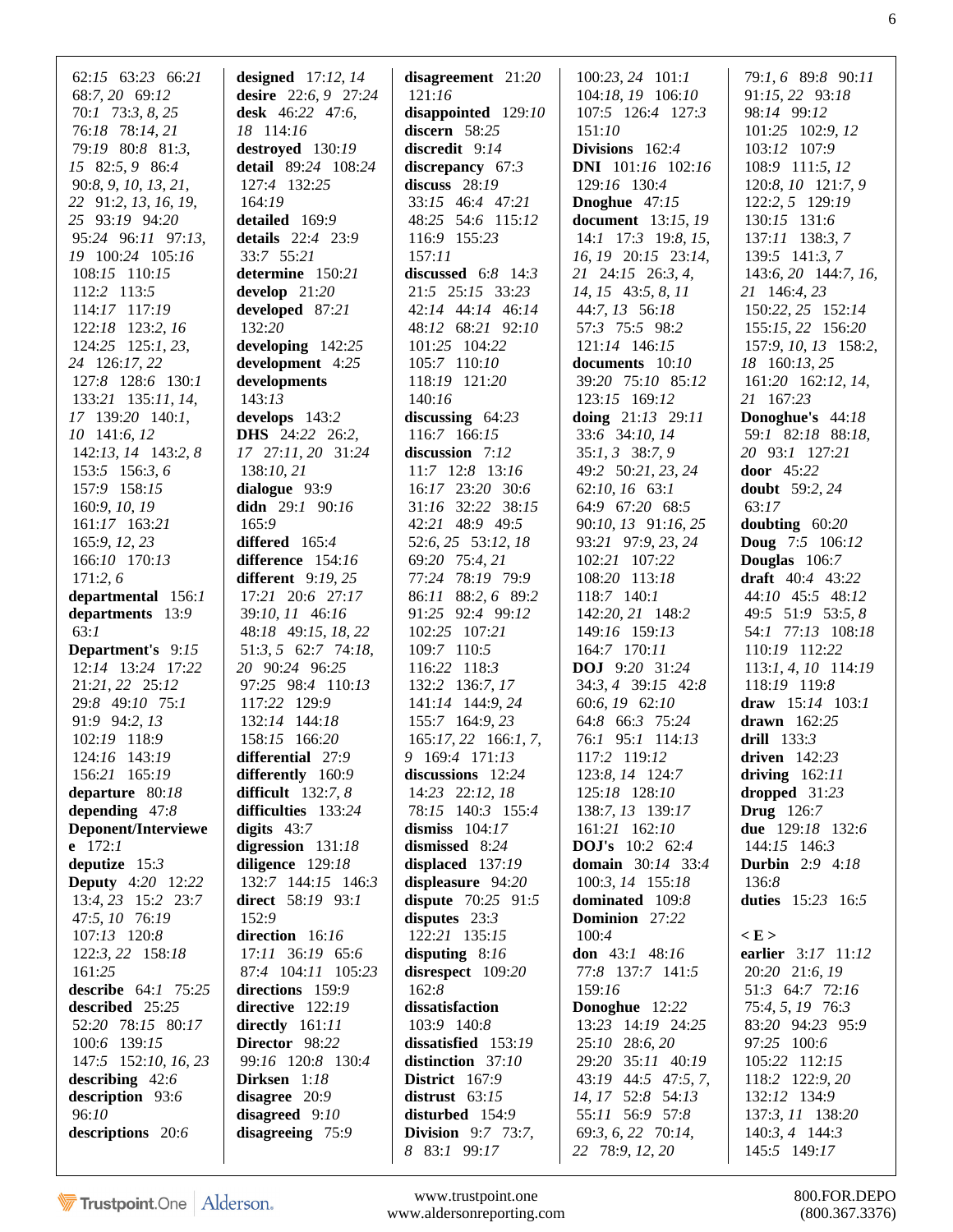62:15 63:23 66:21 68:7, 20 69:12 70:1 73:3, 8, 25 76:18 78:14, 21 79:19 80:8 81:3, 15 82:5, 9 86:4 90:8, 9, 10, 13, 21, 22 91:2, 13, 16, 19, 25 93:19 94:20 95:24 96:11 97:13, 19 100:24 105:16 108:15 110:15 112:2 113:5 114:17 117:19 122:18 123:2, 16 124:25 125:1, 23, 24 126:17, 22 127:8 128:6 130:1 133:21 135:11, 14, 17 139:20 140:1, 10 141:6, 12 142:13, 14 143:2, 8 153:5 156:3, 6 157:9 158:15 160:9, 10, 19 161:17 163:21 165:9, 12, 23 166:10 170:13 171:2, 6

**departmental** 156:1

**departments** 13:9 63:1

**Department's** 9:15 12:14 13:24 17:22 21:21, 22 25:12 29:8 49:10 75:1 91:9 94:2, 13 102:19 118:9 124:16 143:19 156:21 165:19

**departure** 80:18

**depending** 47:8

**Deponent/Interviewee** 172:1

**deputize** 15:3

**Deputy** 4:20 12:22 13:4, 23 15:2 23:7 47:5, 10 76:19 107:13 120:8 122:3, 22 158:18 161:25

**describe** 64:1 75:25

**described** 25:25 52:20 78:15 80:17 100:6 139:15 147:5 152:10, 16, 23

**describing** 42:6

**description** 93:6 96:10

**descriptions** 20:6

**designed** 17:12, 14

**desire** 22:6, 9 27:24

**desk** 46:22 47:6, 18 114:16

**destroyed** 130:19

**detail** 89:24 108:24 127:4 132:25 164:19

**detailed** 169:9

**details** 22:4 23:9 33:7 55:21

**determine** 150:21

**develop** 21:20

**developed** 87:21 132:20

**developing** 142:25

**development** 4:25

**developments** 143:13

**develops** 143:2

**DHS** 24:22 26:2, 17 27:11, 20 31:24 138:10, 21

**dialogue** 93:9

**didn** 29:1 90:16 165:9

**differed** 165:4

**difference** 154:16

**different** 9:19, 25 17:21 20:6 27:17 39:10, 11 46:16 48:18 49:15, 18, 22 51:3, 5 62:7 74:18, 20 90:24 96:25 97:25 98:4 110:13 117:22 129:9 132:14 144:18 158:15 166:20

**differential** 27:9

**differently** 160:9

**difficult** 132:7, 8

**difficulties** 133:24

**digits** 43:7

**digression** 131:18

**diligence** 129:18 132:7 144:15 146:3

**direct** 58:19 93:1 152:9

**direction** 16:16 17:11 36:19 65:6 87:4 104:11 105:23

**directions** 159:9

**directive** 122:19

**directly** 161:11

**Director** 98:22 99:16 120:8 130:4

**Dirksen** 1:18

**disagree** 20:9

**disagreed** 9:10

**disagreeing** 75:9

**disagreement** 21:20 121:16

**disappointed** 129:10

**discern** 58:25

**discredit** 9:14

**discrepancy** 67:3

**discuss** 28:19 33:15 46:4 47:21 48:25 54:6 115:12 116:9 155:23 157:11

**discussed** 6:8 14:3 21:5 25:15 33:23 42:14 44:14 46:14 48:12 68:21 92:10 101:25 104:22 105:7 110:10 118:19 121:20 140:16

**discussing** 64:23 116:7 166:15

**discussion** 7:12 11:7 12:8 13:16 16:17 23:20 30:6 31:16 32:22 38:15 42:21 48:9 49:5 52:6, 25 53:12, 18 69:20 75:4, 21 77:24 78:19 79:9 86:11 88:2, 6 89:2 91:25 92:4 99:12 102:25 107:21 109:7 110:5 116:22 118:3 132:2 136:7, 17 141:14 144:9, 24 155:7 164:9, 23 165:17, 22 166:1, 7, 9 169:4 171:13

**discussions** 12:24 14:23 22:12, 18 78:15 140:3 155:4

**dismiss** 104:17

**dismissed** 8:24

**displaced** 137:19

**displeasure** 94:20

**dispute** 70:25 91:5

**disputes** 23:3 122:21 135:15

**disputing** 8:16

**disrespect** 109:20 162:8

**dissatisfaction** 103:9 140:8

**dissatisfied** 153:19

**distinction** 37:10

**District** 167:9

**distrust** 63:15

**disturbed** 154:9

**Division** 9:7 73:7, 8 83:1 99:17 100:23, 24 101:1 104:18, 19 106:10 107:5 126:4 127:3 151:10

**Divisions** 162:4

**DNI** 101:16 102:16 129:16 130:4

**Dnoghue** 47:15

**document** 13:15, 19 14:1 17:3 19:8, 15, 16, 19 20:15 23:14, 21 24:15 26:3, 4, 14, 15 43:5, 8, 11 44:7, 13 56:18 57:3 75:5 98:2 121:14 146:15

**documents** 10:10 39:20 75:10 85:12 123:15 169:12

**doing** 21:13 29:11 33:6 34:10, 14 35:1, 3 38:7, 9 49:2 50:21, 23, 24 62:10, 16 63:1 64:9 67:20 68:5 90:10, 13 91:16, 25 93:21 97:9, 23, 24 102:21 107:22 108:20 113:18 118:7 140:1 142:20, 21 148:2 149:16 159:13 164:7 170:11

**DOJ** 9:20 31:24 34:3, 4 39:15 42:8 60:6, 19 62:10 64:8 66:3 75:24 76:1 95:1 114:13 117:2 119:12 123:8, 14 124:7 125:18 128:10 138:7, 13 139:17 161:21 162:10

**DOJ's** 10:2 62:4

**domain** 30:14 33:4 100:3, 14 155:18

**dominated** 109:8

**Dominion** 27:22 100:4

**don** 43:1 48:16 77:8 137:7 141:5 159:16

**Donoghue** 12:22 13:23 14:19 24:25 25:10 28:6, 20 29:20 35:11 40:19 43:19 44:5 47:5, 7, 14, 17 52:8 54:13 55:11 56:9 57:8 69:3, 6, 22 70:14, 22 78:9, 12, 20 79:1, 6 89:8 90:11 91:15, 22 93:18 98:14 99:12 101:25 102:9, 12 103:12 107:9 108:9 111:5, 12 120:8, 10 121:7, 9 122:2, 5 129:19 130:15 131:6 137:11 138:3, 7 139:5 141:3, 7 143:6, 20 144:7, 16, 21 146:4, 23 150:22, 25 152:14 155:15, 22 156:20 157:9, 10, 13 158:2, 18 160:13, 25 161:20 162:12, 14, 21 167:23

**Donoghue's** 44:18 59:1 82:18 88:18, 20 93:1 127:21

**door** 45:22

**doubt** 59:2, 24 63:17

**doubting** 60:20

**Doug** 7:5 106:12

**Douglas** 106:7

**draft** 40:4 43:22 44:10 45:5 48:12 49:5 51:9 53:5, 8 54:1 77:13 108:18 110:19 112:22 113:1, 4, 10 114:19 118:19 119:8

**draw** 15:14 103:1

**drawn** 162:25

**drill** 133:3

**driven** 142:23

**driving** 162:11

**dropped** 31:23

**Drug** 126:7

**due** 129:18 132:6 144:15 146:3

**Durbin** 2:9 4:18 136:8

**duties** 15:23 16:5

**< E >**

**earlier** 3:17 11:12 20:20 21:6, 19 51:3 64:7 72:16 75:4, 5, 19 76:3 83:20 94:23 95:9 97:25 100:6 105:22 112:15 118:2 122:9, 20 132:12 134:9 137:3, 11 138:20 140:3, 4 144:3 145:5 149:17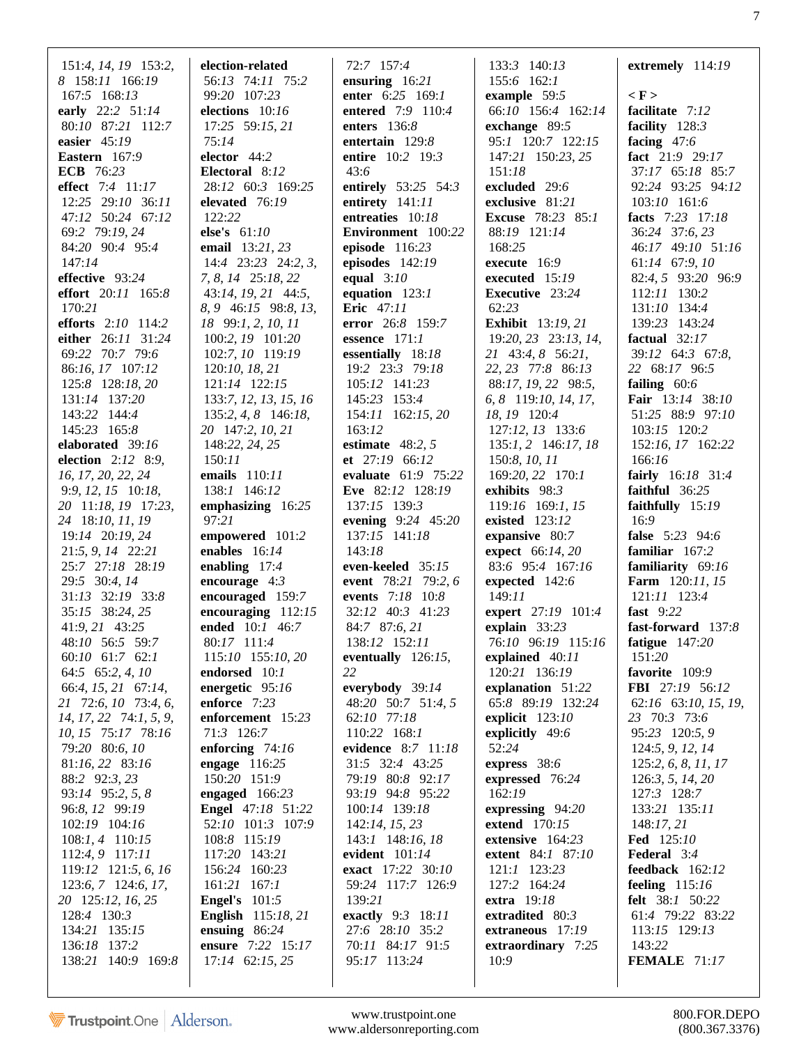151:4, 14, 19 153:2, 8 158:11 166:19 167:5 168:13
**early** 22:2 51:14 80:10 87:21 112:7
**easier** 45:19
**Eastern** 167:9
**ECB** 76:23
**effect** 7:4 11:17 12:25 29:10 36:11 47:12 50:24 67:12 69:2 79:19, 24 84:20 90:4 95:4 147:14
**effective** 93:24
**effort** 20:11 165:8 170:21
**efforts** 2:10 114:2
**either** 26:11 31:24 69:22 70:7 79:6 86:16, 17 107:12 125:8 128:18, 20 131:14 137:20 143:22 144:4 145:23 165:8
**elaborated** 39:16
**election** 2:12 8:9, 16, 17, 20, 22, 24 9:9, 12, 15 10:18, 20 11:18, 19 17:23, 24 18:10, 11, 19 19:14 20:19, 24 21:5, 9, 14 22:21 25:7 27:18 28:19 29:5 30:4, 14 31:13 32:19 33:8 35:15 38:24, 25 41:9, 21 43:25 48:10 56:5 59:7 60:10 61:7 62:1 64:5 65:2, 4, 10 66:4, 15, 21 67:14, 21 72:6, 10 73:4, 6, 14, 17, 22 74:1, 5, 9, 10, 15 75:17 78:16 79:20 80:6, 10 81:16, 22 83:16 88:2 92:3, 23 93:14 95:2, 5, 8 96:8, 12 99:19 102:19 104:16 108:1, 4 110:15 112:4, 9 117:11 119:12 121:5, 6, 16 123:6, 7 124:6, 17, 20 125:12, 16, 25 128:4 130:3 134:21 135:15 136:18 137:2 138:21 140:9 169:8

**election-related** 56:13 74:11 75:2 99:20 107:23
**elections** 10:16 17:25 59:15, 21 75:14
**elector** 44:2
**Electoral** 8:12 28:12 60:3 169:25
**elevated** 76:19 122:22
**else's** 61:10
**email** 13:21, 23 14:4 23:23 24:2, 3, 7, 8, 14 25:18, 22 43:14, 19, 21 44:5, 8, 9 46:15 98:8, 13, 18 99:1, 2, 10, 11 100:2, 19 101:20 102:7, 10 119:19 120:10, 18, 21 121:14 122:15 133:7, 12, 13, 15, 16 135:2, 4, 8 146:18, 20 147:2, 10, 21 148:22, 24, 25 150:11
**emails** 110:11 138:1 146:12
**emphasizing** 16:25 97:21
**empowered** 101:2
**enables** 16:14
**enabling** 17:4
**encourage** 4:3
**encouraged** 159:7
**encouraging** 112:15
**ended** 10:1 46:7 80:17 111:4 115:10 155:10, 20
**endorsed** 10:1
**energetic** 95:16
**enforce** 7:23
**enforcement** 15:23 71:3 126:7
**enforcing** 74:16
**engage** 116:25 150:20 151:9
**engaged** 166:23
**Engel** 47:18 51:22 52:10 101:3 107:9 108:8 115:19 117:20 143:21 156:24 160:23 161:21 167:1
**Engel's** 101:5
**English** 115:18, 21
**ensuing** 86:24
**ensure** 7:22 15:17 17:14 62:15, 25

72:7 157:4
**ensuring** 16:21
**enter** 6:25 169:1
**entered** 7:9 110:4
**enters** 136:8
**entertain** 129:8
**entire** 10:2 19:3 43:6
**entirely** 53:25 54:3
**entirety** 141:11
**entreaties** 10:18
**Environment** 100:22
**episode** 116:23
**episodes** 142:19
**equal** 3:10
**equation** 123:1
**Eric** 47:11
**error** 26:8 159:7
**essence** 171:1
**essentially** 18:18 19:2 23:3 79:18 105:12 141:23 145:23 153:4 154:11 162:15, 20 163:12
**estimate** 48:2, 5
**et** 27:19 66:12
**evaluate** 61:9 75:22
**Eve** 82:12 128:19 137:15 139:3
**evening** 9:24 45:20 137:15 141:18 143:18
**even-keeled** 35:15
**event** 78:21 79:2, 6
**events** 7:18 10:8 32:12 40:3 41:23 84:7 87:6, 21 138:12 152:11
**eventually** 126:15, 22
**everybody** 39:14 48:20 50:7 51:4, 5 62:10 77:18 110:22 168:1
**evidence** 8:7 11:18 31:5 32:4 43:25 79:19 80:8 92:17 93:19 94:8 95:22 100:14 139:18 142:14, 15, 23 143:1 148:16, 18
**evident** 101:14
**exact** 17:22 30:10 59:24 117:7 126:9 139:21
**exactly** 9:3 18:11 27:6 28:10 35:2 70:11 84:17 91:5 95:17 113:24

133:3 140:13 155:6 162:1
**example** 59:5 66:10 156:4 162:14
**exchange** 89:5 95:1 120:7 122:15 147:21 150:23, 25 151:18
**excluded** 29:6
**exclusive** 81:21
**Excuse** 78:23 85:1 88:19 121:14 168:25
**execute** 16:9
**executed** 15:19
**Executive** 23:24 62:23
**Exhibit** 13:19, 21 19:20, 23 23:13, 14, 21 43:4, 8 56:21, 22, 23 77:8 86:13 88:17, 19, 22 98:5, 6, 8 119:10, 14, 17, 18, 19 120:4 127:12, 13 133:6 135:1, 2 146:17, 18 150:8, 10, 11 169:20, 22 170:1
**exhibits** 98:3 119:16 169:1, 15
**existed** 123:12
**expansive** 80:7
**expect** 66:14, 20 83:6 95:4 167:16
**expected** 142:6 149:11
**expert** 27:19 101:4
**explain** 33:23 76:10 96:19 115:16
**explained** 40:11 120:21 136:19
**explanation** 51:22 65:8 89:19 132:24
**explicit** 123:10
**explicitly** 49:6 52:24
**express** 38:6
**expressed** 76:24 162:19
**expressing** 94:20
**extend** 170:15
**extensive** 164:23
**extent** 84:1 87:10 121:1 123:23 127:2 164:24
**extra** 19:18
**extradited** 80:3
**extraneous** 17:19
**extraordinary** 7:25 10:9

**extremely** 114:19

## < F >

**facilitate** 7:12
**facility** 128:3
**facing** 47:6
**fact** 21:9 29:17 37:17 65:18 85:7 92:24 93:25 94:12 103:10 161:6
**facts** 7:23 17:18 36:24 37:6, 23 46:17 49:10 51:16 61:14 67:9, 10 82:4, 5 93:20 96:9 112:11 130:2 131:10 134:4 139:23 143:24
**factual** 32:17 39:12 64:3 67:8, 22 68:17 96:5
**failing** 60:6
**Fair** 13:14 38:10 51:25 88:9 97:10 103:15 120:2 152:16, 17 162:22 166:16
**fairly** 16:18 31:4
**faithful** 36:25
**faithfully** 15:19 16:9
**false** 5:23 94:6
**familiar** 167:2
**familiarity** 69:16
**Farm** 120:11, 15 121:11 123:4
**fast** 9:22
**fast-forward** 137:8
**fatigue** 147:20 151:20
**favorite** 109:9
**FBI** 27:19 56:12 62:16 63:10, 15, 19, 23 70:3 73:6 95:23 120:5, 9 124:5, 9, 12, 14 125:2, 6, 8, 11, 17 126:3, 5, 14, 20 127:3 128:7 133:21 135:11 148:17, 21
**Fed** 125:10
**Federal** 3:4
**feedback** 162:12
**feeling** 115:16
**felt** 38:1 50:22 61:4 79:22 83:22 113:15 129:13 143:22
**FEMALE** 71:17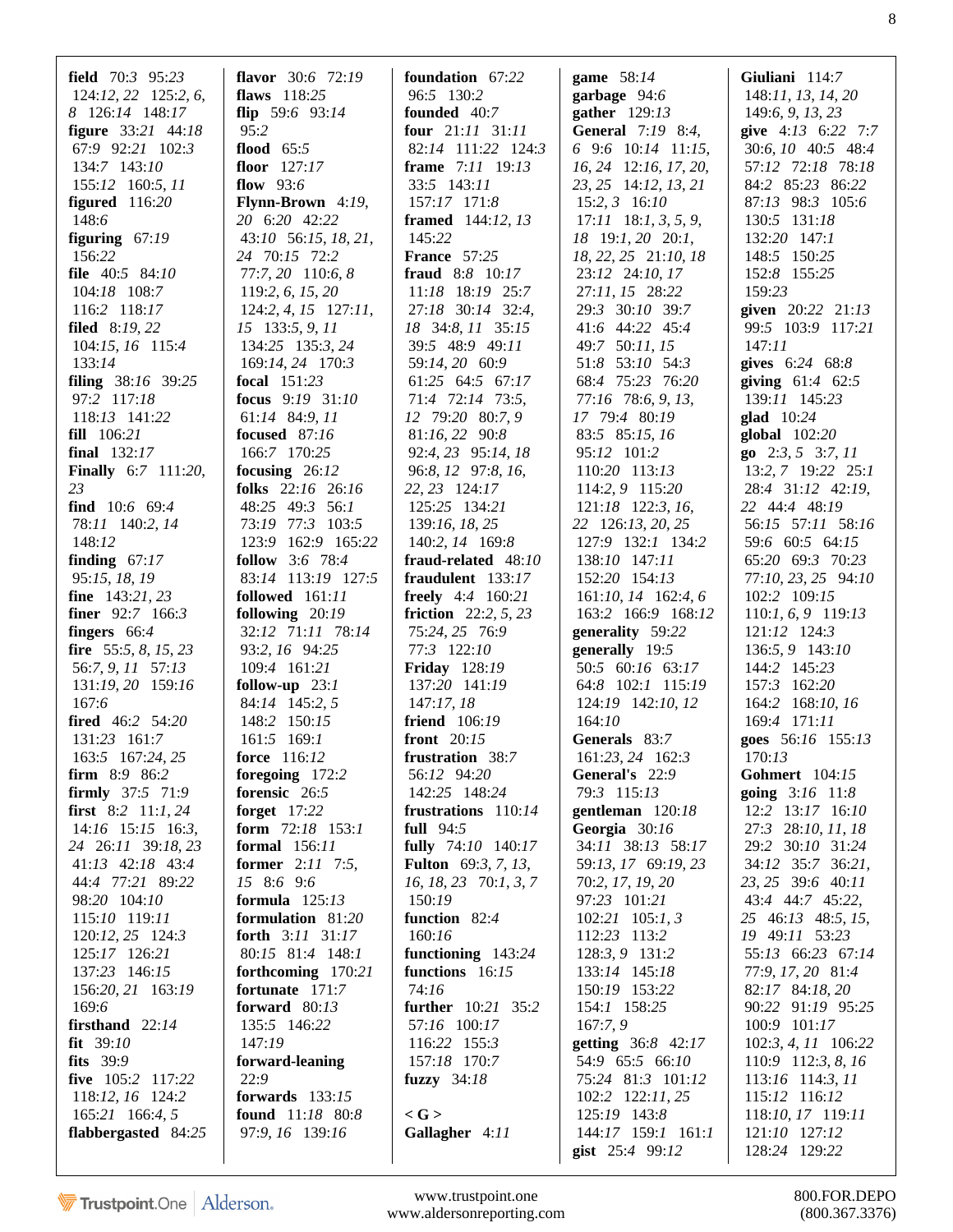**field** 70:3 95:23 124:12, 22 125:2, 6, 8 126:14 148:17
**figure** 33:21 44:18 67:9 92:21 102:3 134:7 143:10 155:12 160:5, 11
**figured** 116:20 148:6
**figuring** 67:19 156:22
**file** 40:5 84:10 104:18 108:7 116:2 118:17
**filed** 8:19, 22 104:15, 16 115:4 133:14
**filing** 38:16 39:25 97:2 117:18 118:13 141:22
**fill** 106:21
**final** 132:17
**Finally** 6:7 111:20, 23
**find** 10:6 69:4 78:11 140:2, 14 148:12
**finding** 67:17 95:15, 18, 19
**fine** 143:21, 23
**finer** 92:7 166:3
**fingers** 66:4
**fire** 55:5, 8, 15, 23 56:7, 9, 11 57:13 131:19, 20 159:16 167:6
**fired** 46:2 54:20 131:23 161:7 163:5 167:24, 25
**firm** 8:9 86:2
**firmly** 37:5 71:9
**first** 8:2 11:1, 24 14:16 15:15 16:3, 24 26:11 39:18, 23 41:13 42:18 43:4 44:4 77:21 89:22 98:20 104:10 115:10 119:11 120:12, 25 124:3 125:17 126:21 137:23 146:15 156:20, 21 163:19 169:6
**firsthand** 22:14
**fit** 39:10
**fits** 39:9
**five** 105:2 117:22 118:12, 16 124:2 165:21 166:4, 5
**flabbergasted** 84:25

**flavor** 30:6 72:19
**flaws** 118:25
**flip** 59:6 93:14 95:2
**flood** 65:5
**floor** 127:17
**flow** 93:6
**Flynn-Brown** 4:19, 20 6:20 42:22 43:10 56:15, 18, 21, 24 70:15 72:2 77:7, 20 110:6, 8 119:2, 6, 15, 20 124:2, 4, 15 127:11, 15 133:5, 9, 11 134:25 135:3, 24 169:14, 24 170:3
**focal** 151:23
**focus** 9:19 31:10 61:14 84:9, 11
**focused** 87:16 166:7 170:25
**focusing** 26:12
**folks** 22:16 26:16 48:25 49:3 56:1 73:19 77:3 103:5 123:9 162:9 165:22
**follow** 3:6 78:4 83:14 113:19 127:5
**followed** 161:11
**following** 20:19 32:12 71:11 78:14 93:2, 16 94:25 109:4 161:21
**follow-up** 23:1 84:14 145:2, 5 148:2 150:15 161:5 169:1
**force** 116:12
**foregoing** 172:2
**forensic** 26:5
**forget** 17:22
**form** 72:18 153:1
**formal** 156:11
**former** 2:11 7:5, 15 8:6 9:6
**formula** 125:13
**formulation** 81:20
**forth** 3:11 31:17 80:15 81:4 148:1
**forthcoming** 170:21
**fortunate** 171:7
**forward** 80:13 135:5 146:22 147:19
**forward-leaning** 22:9
**forwards** 133:15
**found** 11:18 80:8 97:9, 16 139:16

**foundation** 67:22 96:5 130:2
**founded** 40:7
**four** 21:11 31:11 82:14 111:22 124:3
**frame** 7:11 19:13 33:5 143:11 157:17 171:8
**framed** 144:12, 13 145:22
**France** 57:25
**fraud** 8:8 10:17 11:18 18:19 25:7 27:18 30:14 32:4, 18 34:8, 11 35:15 39:5 48:9 49:11 59:14, 20 60:9 61:25 64:5 67:17 71:4 72:14 73:5, 12 79:20 80:7, 9 81:16, 22 90:8 92:4, 23 95:14, 18 96:8, 12 97:8, 16, 22, 23 124:17 125:25 134:21 139:16, 18, 25 140:2, 14 169:8
**fraud-related** 48:10
**fraudulent** 133:17
**freely** 4:4 160:21
**friction** 22:2, 5, 23 75:24, 25 76:9 77:3 122:10
**Friday** 128:19 137:20 141:19 147:17, 18
**friend** 106:19
**front** 20:15
**frustration** 38:7 56:12 94:20 142:25 148:24
**frustrations** 110:14
**full** 94:5
**fully** 74:10 140:17
**Fulton** 69:3, 7, 13, 16, 18, 23 70:1, 3, 7 150:19
**function** 82:4 160:16
**functioning** 143:24
**functions** 16:15 74:16
**further** 10:21 35:2 57:16 100:17 116:22 155:3 157:18 170:7
**fuzzy** 34:18

**< G >**
**Gallagher** 4:11

**game** 58:14
**garbage** 94:6
**gather** 129:13
**General** 7:19 8:4, 6 9:6 10:14 11:15, 16, 24 12:16, 17, 20, 23, 25 14:12, 13, 21 15:2, 3 16:10 17:11 18:1, 3, 5, 9, 18 19:1, 20 20:1, 18, 22, 25 21:10, 18 23:12 24:10, 17 27:11, 15 28:22 29:3 30:10 39:7 41:6 44:22 45:4 49:7 50:11, 15 51:8 53:10 54:3 68:4 75:23 76:20 77:16 78:6, 9, 13, 17 79:4 80:19 83:5 85:15, 16 95:12 101:2 110:20 113:13 114:2, 9 115:20 121:18 122:3, 16, 22 126:13, 20, 25 127:9 132:1 134:2 138:10 147:11 152:20 154:13 161:10, 14 162:4, 6 163:2 166:9 168:12
**generality** 59:22
**generally** 19:5 50:5 60:16 63:17 64:8 102:1 115:19 124:19 142:10, 12 164:10
**Generals** 83:7 161:23, 24 162:3
**General's** 22:9 79:3 115:13
**gentleman** 120:18
**Georgia** 30:16 34:11 38:13 58:17 59:13, 17 69:19, 23 70:2, 17, 19, 20 97:23 101:21 102:21 105:1, 3 112:23 113:2 128:3, 9 131:2 133:14 145:18 150:19 153:22 154:1 158:25 167:7, 9
**getting** 36:8 42:17 54:9 65:5 66:10 75:24 81:3 101:12 102:2 122:11, 25 125:19 143:8 144:17 159:1 161:1
**gist** 25:4 99:12

**Giuliani** 114:7 148:11, 13, 14, 20 149:6, 9, 13, 23
**give** 4:13 6:22 7:7 30:6, 10 40:5 48:4 57:12 72:18 78:18 84:2 85:23 86:22 87:13 98:3 105:6 130:5 131:18 132:20 147:1 148:5 150:25 152:8 155:25 159:23
**given** 20:22 21:13 99:5 103:9 117:21 147:11
**gives** 6:24 68:8
**giving** 61:4 62:5 139:11 145:23
**glad** 10:24
**global** 102:20
**go** 2:3, 5 3:7, 11 13:2, 7 19:22 25:1 28:4 31:12 42:19, 22 44:4 48:19 56:15 57:11 58:16 59:6 60:5 64:15 65:20 69:3 70:23 77:10, 23, 25 94:10 102:2 109:15 110:1, 6, 9 119:13 121:12 124:3 136:5, 9 143:10 144:2 145:23 157:3 162:20 164:2 168:10, 16 169:4 171:11
**goes** 56:16 155:13 170:13
**Gohmert** 104:15
**going** 3:16 11:8 12:2 13:17 16:10 27:3 28:10, 11, 18 29:2 30:10 31:24 34:12 35:7 36:21, 23, 25 39:6 40:11 43:4 44:7 45:22, 25 46:13 48:5, 15, 19 49:11 53:23 55:13 66:23 67:14 77:9, 17, 20 81:4 82:17 84:18, 20 90:22 91:19 95:25 100:9 101:17 102:3, 4, 11 106:22 110:9 112:3, 8, 16 113:16 114:3, 11 115:12 116:12 118:10, 17 119:11 121:10 127:12 128:24 129:22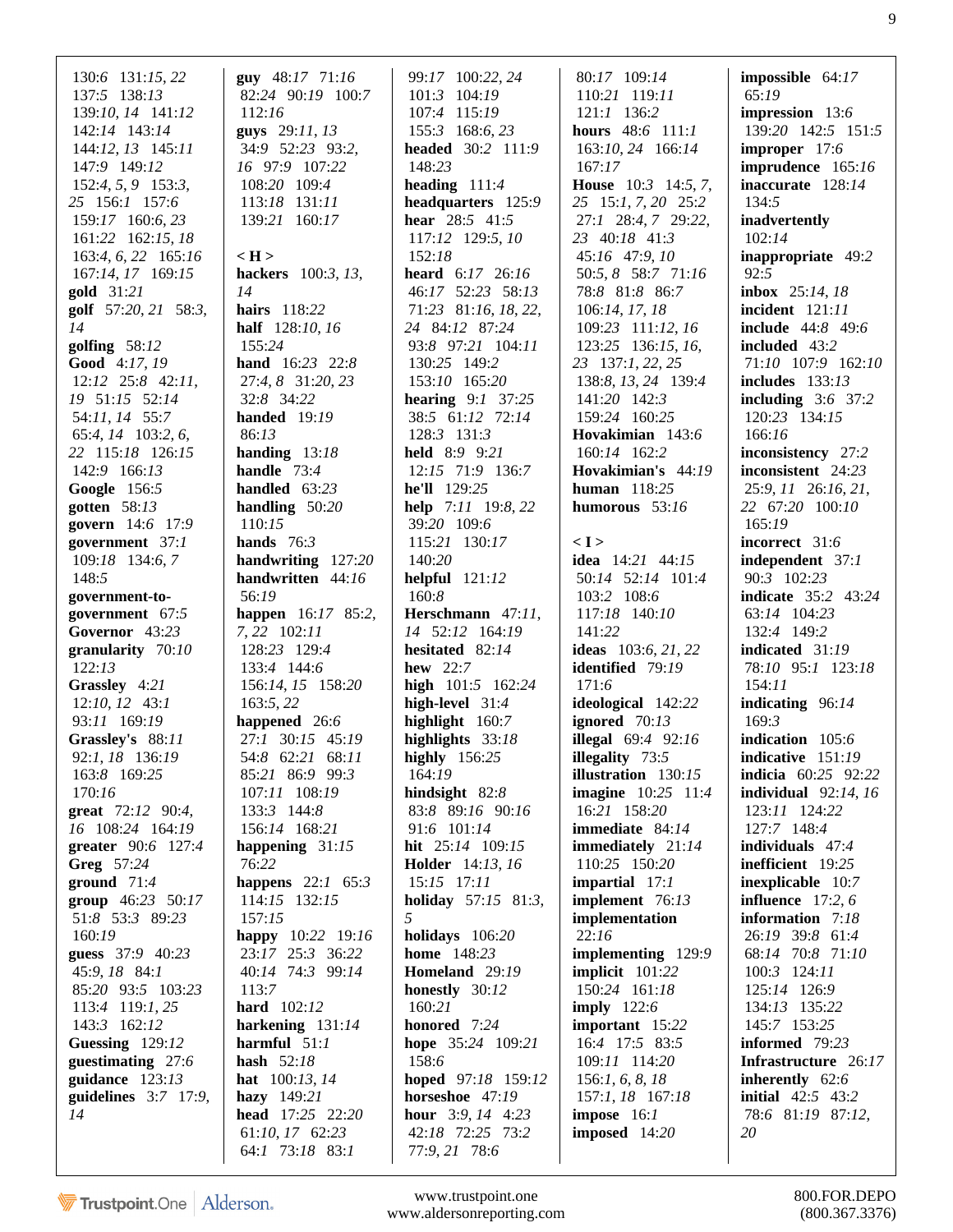130:6 131:15, 22
137:5 138:13
139:10, 14 141:12
142:14 143:14
144:12, 13 145:11
147:9 149:12
152:4, 5, 9 153:3,
25 156:1 157:6
159:17 160:6, 23
161:22 162:15, 18
163:4, 6, 22 165:16
167:14, 17 169:15

**gold** 31:21
**golf** 57:20, 21 58:3, 14
**golfing** 58:12
**Good** 4:17, 19 12:12 25:8 42:11, 19 51:15 52:14 54:11, 14 55:7 65:4, 14 103:2, 6, 22 115:18 126:15 142:9 166:13
**Google** 156:5
**gotten** 58:13
**govern** 14:6 17:9
**government** 37:1 109:18 134:6, 7 148:5
**government-to-government** 67:5
**Governor** 43:23
**granularity** 70:10 122:13
**Grassley** 4:21 12:10, 12 43:1 93:11 169:19
**Grassley's** 88:11 92:1, 18 136:19 163:8 169:25 170:16
**great** 72:12 90:4, 16 108:24 164:19
**greater** 90:6 127:4
**Greg** 57:24
**ground** 71:4
**group** 46:23 50:17 51:8 53:3 89:23 160:19
**guess** 37:9 40:23 45:9, 18 84:1 85:20 93:5 103:23 113:4 119:1, 25 143:3 162:12
**Guessing** 129:12
**guestimating** 27:6
**guidance** 123:13
**guidelines** 3:7 17:9, 14

**guy** 48:17 71:16 82:24 90:19 100:7 112:16
**guys** 29:11, 13 34:9 52:23 93:2, 16 97:9 107:22 108:20 109:4 113:18 131:11 139:21 160:17

**< H >**

**hackers** 100:3, 13, 14
**hairs** 118:22
**half** 128:10, 16 155:24
**hand** 16:23 22:8 27:4, 8 31:20, 23 32:8 34:22
**handed** 19:19 86:13
**handing** 13:18
**handle** 73:4
**handled** 63:23
**handling** 50:20 110:15
**hands** 76:3
**handwriting** 127:20
**handwritten** 44:16 56:19
**happen** 16:17 85:2, 7, 22 102:11 128:23 129:4 133:4 144:6 156:14, 15 158:20 163:5, 22
**happened** 26:6 27:1 30:15 45:19 54:8 62:21 68:11 85:21 86:9 99:3 107:11 108:19 133:3 144:8 156:14 168:21
**happening** 31:15 76:22
**happens** 22:1 65:3 114:15 132:15 157:15
**happy** 10:22 19:16 23:17 25:3 36:22 40:14 74:3 99:14 113:7
**hard** 102:12
**harkening** 131:14
**harmful** 51:1
**hash** 52:18
**hat** 100:13, 14
**hazy** 149:21
**head** 17:25 22:20 61:10, 17 62:23 64:1 73:18 83:1

99:17 100:22, 24
101:3 104:19
107:4 115:19
155:3 168:6, 23

**headed** 30:2 111:9 148:23
**heading** 111:4
**headquarters** 125:9
**hear** 28:5 41:5 117:12 129:5, 10 152:18
**heard** 6:17 26:16 46:17 52:23 58:13 71:23 81:16, 18, 22, 24 84:12 87:24 93:8 97:21 104:11 130:25 149:2 153:10 165:20
**hearing** 9:1 37:25 38:5 61:12 72:14 128:3 131:3
**held** 8:9 9:21 12:15 71:9 136:7
**he'll** 129:25
**help** 7:11 19:8, 22 39:20 109:6 115:21 130:17 140:20
**helpful** 121:12 160:8
**Herschmann** 47:11, 14 52:12 164:19
**hesitated** 82:14
**hew** 22:7
**high** 101:5 162:24
**high-level** 31:4
**highlight** 160:7
**highlights** 33:18
**highly** 156:25 164:19
**hindsight** 82:8 83:8 89:16 90:16 91:6 101:14
**hit** 25:14 109:15
**Holder** 14:13, 16 15:15 17:11
**holiday** 57:15 81:3, 5
**holidays** 106:20
**home** 148:23
**Homeland** 29:19
**honestly** 30:12 160:21
**honored** 7:24
**hope** 35:24 109:21 158:6
**hoped** 97:18 159:12
**horseshoe** 47:19
**hour** 3:9, 14 4:23 42:18 72:25 73:2 77:9, 21 78:6

80:17 109:14
110:21 119:11
121:1 136:2

**hours** 48:6 111:1 163:10, 24 166:14 167:17
**House** 10:3 14:5, 7, 25 15:1, 7, 20 25:2 27:1 28:4, 7 29:22, 23 40:18 41:3 45:16 47:9, 10 50:5, 8 58:7 71:16 78:8 81:8 86:7 106:14, 17, 18 109:23 111:12, 16 123:25 136:15, 16, 23 137:1, 22, 25 138:8, 13, 24 139:4 141:20 142:3 159:24 160:25
**Hovakimian** 143:6 160:14 162:2
**Hovakimian's** 44:19
**human** 118:25
**humorous** 53:16

**< I >**

**idea** 14:21 44:15 50:14 52:14 101:4 103:2 108:6 117:18 140:10 141:22
**ideas** 103:6, 21, 22
**identified** 79:19 171:6
**ideological** 142:22
**ignored** 70:13
**illegal** 69:4 92:16
**illegality** 73:5
**illustration** 130:15
**imagine** 10:25 11:4 16:21 158:20
**immediate** 84:14
**immediately** 21:14 110:25 150:20
**impartial** 17:1
**implement** 76:13
**implementation** 22:16
**implementing** 129:9
**implicit** 101:22 150:24 161:18
**imply** 122:6
**important** 15:22 16:4 17:5 83:5 109:11 114:20 156:1, 6, 8, 18 157:1, 18 167:18
**impose** 16:1
**imposed** 14:20

**impossible** 64:17 65:19
**impression** 13:6 139:20 142:5 151:5
**improper** 17:6
**imprudence** 165:16
**inaccurate** 128:14 134:5
**inadvertently** 102:14
**inappropriate** 49:2 92:5
**inbox** 25:14, 18
**incident** 121:11
**include** 44:8 49:6
**included** 43:2 71:10 107:9 162:10
**includes** 133:13
**including** 3:6 37:2 120:23 134:15 166:16
**inconsistency** 27:2
**inconsistent** 24:23 25:9, 11 26:16, 21, 22 67:20 100:10 165:19
**incorrect** 31:6
**independent** 37:1 90:3 102:23
**indicate** 35:2 43:24 63:14 104:23 132:4 149:2
**indicated** 31:19 78:10 95:1 123:18 154:11
**indicating** 96:14 169:3
**indication** 105:6
**indicative** 151:19
**indicia** 60:25 92:22
**individual** 92:14, 16 123:11 124:22 127:7 148:4
**individuals** 47:4
**inefficient** 19:25
**inexplicable** 10:7
**influence** 17:2, 6
**information** 7:18 26:19 39:8 61:4 68:14 70:8 71:10 100:3 124:11 125:14 126:9 134:13 135:22 145:7 153:25
**informed** 79:23
**Infrastructure** 26:17
**inherently** 62:6
**initial** 42:5 43:2 78:6 81:19 87:12, 20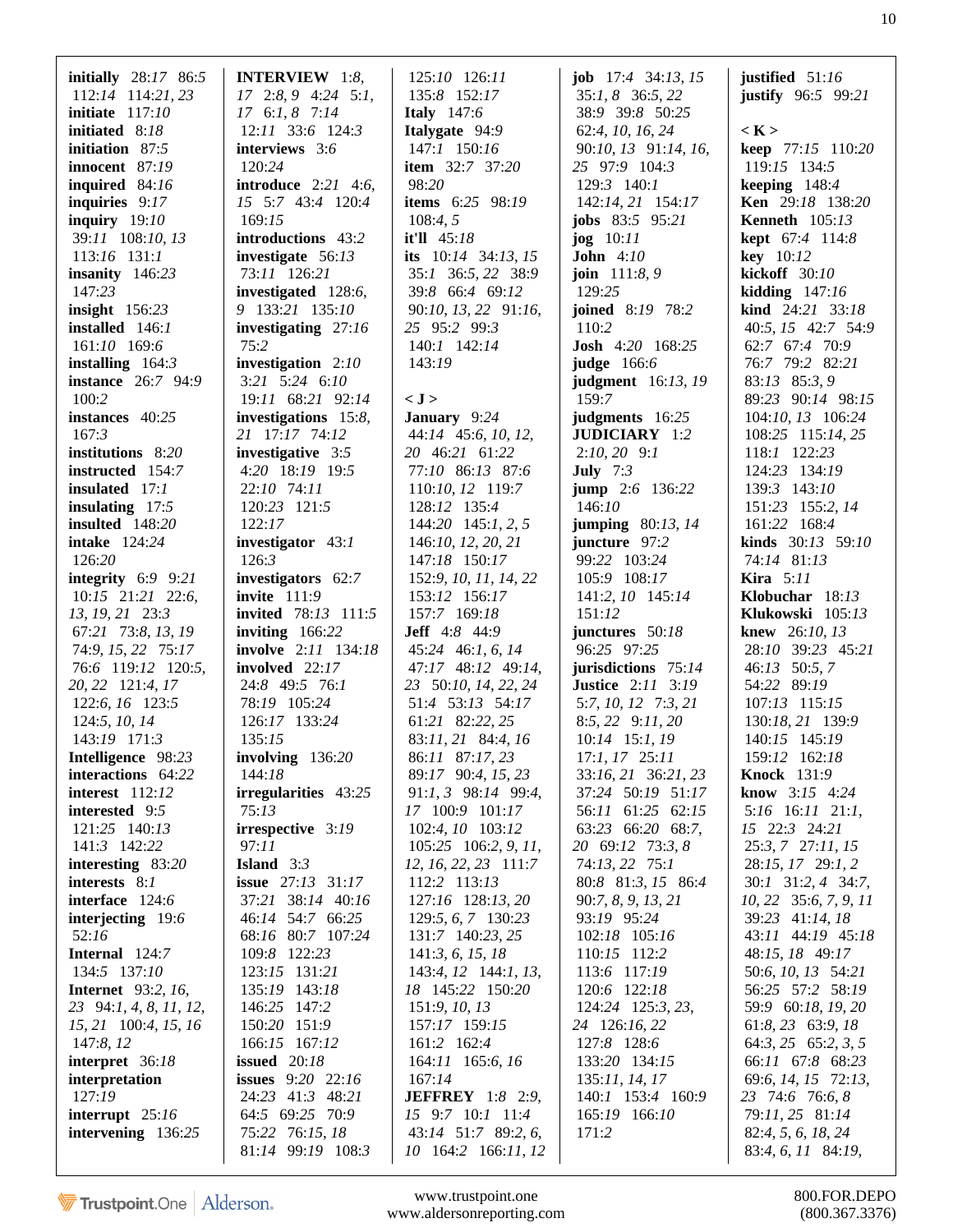**initially** 28:17 86:5 112:14 114:21, 23
**initiate** 117:10
**initiated** 8:18
**initiation** 87:5
**innocent** 87:19
**inquired** 84:16
**inquiries** 9:17
**inquiry** 19:10 39:11 108:10, 13 113:16 131:1
**insanity** 146:23 147:23
**insight** 156:23
**installed** 146:1 161:10 169:6
**installing** 164:3
**instance** 26:7 94:9 100:2
**instances** 40:25 167:3
**institutions** 8:20
**instructed** 154:7
**insulated** 17:1
**insulating** 17:5
**insulted** 148:20
**intake** 124:24 126:20
**integrity** 6:9 9:21 10:15 21:21 22:6, 13, 19, 21 23:3 67:21 73:8, 13, 19 74:9, 15, 22 75:17 76:6 119:12 120:5, 20, 22 121:4, 17 122:6, 16 123:5 124:5, 10, 14 143:19 171:3
**Intelligence** 98:23
**interactions** 64:22
**interest** 112:12
**interested** 9:5 121:25 140:13 141:3 142:22
**interesting** 83:20
**interests** 8:1
**interface** 124:6
**interjecting** 19:6 52:16
**Internal** 124:7 134:5 137:10
**Internet** 93:2, 16, 23 94:1, 4, 8, 11, 12, 15, 21 100:4, 15, 16 147:8, 12
**interpret** 36:18
**interpretation** 127:19
**interrupt** 25:16
**intervening** 136:25

**INTERVIEW** 1:8, 17 2:8, 9 4:24 5:1, 17 6:1, 8 7:14 12:11 33:6 124:3
**interviews** 3:6 120:24
**introduce** 2:21 4:6, 15 5:7 43:4 120:4 169:15
**introductions** 43:2
**investigate** 56:13 73:11 126:21
**investigated** 128:6, 9 133:21 135:10
**investigating** 27:16 75:2
**investigation** 2:10 3:21 5:24 6:10 19:11 68:21 92:14
**investigations** 15:8, 21 17:17 74:12
**investigative** 3:5 4:20 18:19 19:5 22:10 74:11 120:23 121:5 122:17
**investigator** 43:1 126:3
**investigators** 62:7
**invite** 111:9
**invited** 78:13 111:5
**inviting** 166:22
**involve** 2:11 134:18
**involved** 22:17 24:8 49:5 76:1 78:19 105:24 126:17 133:24 135:15
**involving** 136:20 144:18
**irregularities** 43:25 75:13
**irrespective** 3:19 97:11
**Island** 3:3
**issue** 27:13 31:17 37:21 38:14 40:16 46:14 54:7 66:25 68:16 80:7 107:24 109:8 122:23 123:15 131:21 135:19 143:18 146:25 147:2 150:20 151:9 166:15 167:12
**issued** 20:18
**issues** 9:20 22:16 24:23 41:3 48:21 64:5 69:25 70:9 75:22 76:15, 18 81:14 99:19 108:3

125:10 126:11 135:8 152:17
**Italy** 147:6
**Italygate** 94:9 147:1 150:16
**item** 32:7 37:20 98:20
**items** 6:25 98:19 108:4, 5
**it'll** 45:18
**its** 10:14 34:13, 15 35:1 36:5, 22 38:9 39:8 66:4 69:12 90:10, 13, 22 91:16, 25 95:2 99:3 140:1 142:14 143:19

**< J >**
**January** 9:24 44:14 45:6, 10, 12, 20 46:21 61:22 77:10 86:13 87:6 110:10, 12 119:7 128:12 135:4 144:20 145:1, 2, 5 146:10, 12, 20, 21 147:18 150:17 152:9, 10, 11, 14, 22 153:12 156:17 157:7 169:18
**Jeff** 4:8 44:9 45:24 46:1, 6, 14 47:17 48:12 49:14, 23 50:10, 14, 22, 24 51:4 53:13 54:17 61:21 82:22, 25 83:11, 21 84:4, 16 86:11 87:17, 23 89:17 90:4, 15, 23 91:1, 3 98:14 99:4, 17 100:9 101:17 102:4, 10 103:12 105:25 106:2, 9, 11, 12, 16, 22, 23 111:7 112:2 113:13 127:16 128:13, 20 129:5, 6, 7 130:23 131:7 140:23, 25 141:3, 6, 15, 18 143:4, 12 144:1, 13, 18 145:22 150:20 151:9, 10, 13 157:17 159:15 161:2 162:4 164:11 165:6, 16 167:14
**JEFFREY** 1:8 2:9, 15 9:7 10:1 11:4 43:14 51:7 89:2, 6, 10 164:2 166:11, 12

**job** 17:4 34:13, 15 35:1, 8 36:5, 22 38:9 39:8 50:25 62:4, 10, 16, 24 90:10, 13 91:14, 16, 25 97:9 104:3 129:3 140:1 142:14, 21 154:17
**jobs** 83:5 95:21
**jog** 10:11
**John** 4:10
**join** 111:8, 9 129:25
**joined** 8:19 78:2 110:2
**Josh** 4:20 168:25
**judge** 166:6
**judgment** 16:13, 19 159:7
**judgments** 16:25
**JUDICIARY** 1:2 2:10, 20 9:1
**July** 7:3
**jump** 2:6 136:22 146:10
**jumping** 80:13, 14
**juncture** 97:2 99:22 103:24 105:9 108:17 141:2, 10 145:14 151:12
**junctures** 50:18 96:25 97:25
**jurisdictions** 75:14
**Justice** 2:11 3:19 5:7, 10, 12 7:3, 21 8:5, 22 9:11, 20 10:14 15:1, 19 17:1, 17 25:11 33:16, 21 36:21, 23 37:24 50:19 51:17 56:11 61:25 62:15 63:23 66:20 68:7, 20 69:12 73:3, 8 74:13, 22 75:1 80:8 81:3, 15 86:4 90:7, 8, 9, 13, 21 93:19 95:24 102:18 105:16 110:15 112:2 113:6 117:19 120:6 122:18 124:24 125:3, 23, 24 126:16, 22 127:8 128:6 133:20 134:15 135:11, 14, 17 140:1 153:4 160:9 165:19 166:10 171:2

**justified** 51:16
**justify** 96:5 99:21

**< K >**
**keep** 77:15 110:20 119:15 134:5
**keeping** 148:4
**Ken** 29:18 138:20
**Kenneth** 105:13
**kept** 67:4 114:8
**key** 10:12
**kickoff** 30:10
**kidding** 147:16
**kind** 24:21 33:18 40:5, 15 42:7 54:9 62:7 67:4 70:9 76:7 79:2 82:21 83:13 85:3, 9 89:23 90:14 98:15 104:10, 13 106:24 108:25 115:14, 25 118:1 122:23 124:23 134:19 139:3 143:10 151:23 155:2, 14 161:22 168:4
**kinds** 30:13 59:10 74:14 81:13
**Kira** 5:11
**Klobuchar** 18:13
**Klukowski** 105:13
**knew** 26:10, 13 28:10 39:23 45:21 46:13 50:5, 7 54:22 89:19 107:13 115:15 130:18, 21 139:9 140:15 145:19 159:12 162:18
**Knock** 131:9
**know** 3:15 4:24 5:16 16:11 21:1, 15 22:3 24:21 25:3, 7 27:11, 15 28:15, 17 29:1, 2 30:1 31:2, 4 34:7, 10, 22 35:6, 7, 9, 11 39:23 41:14, 18 43:11 44:19 45:18 48:15, 18 49:17 50:6, 10, 13 54:21 56:25 57:2 58:19 59:9 60:18, 19, 20 61:8, 23 63:9, 18 64:3, 25 65:2, 3, 5 66:11 67:8 68:23 69:6, 14, 15 72:13, 23 74:6 76:6, 8 79:11, 25 81:14 82:4, 5, 6, 18, 24 83:4, 6, 11 84:19,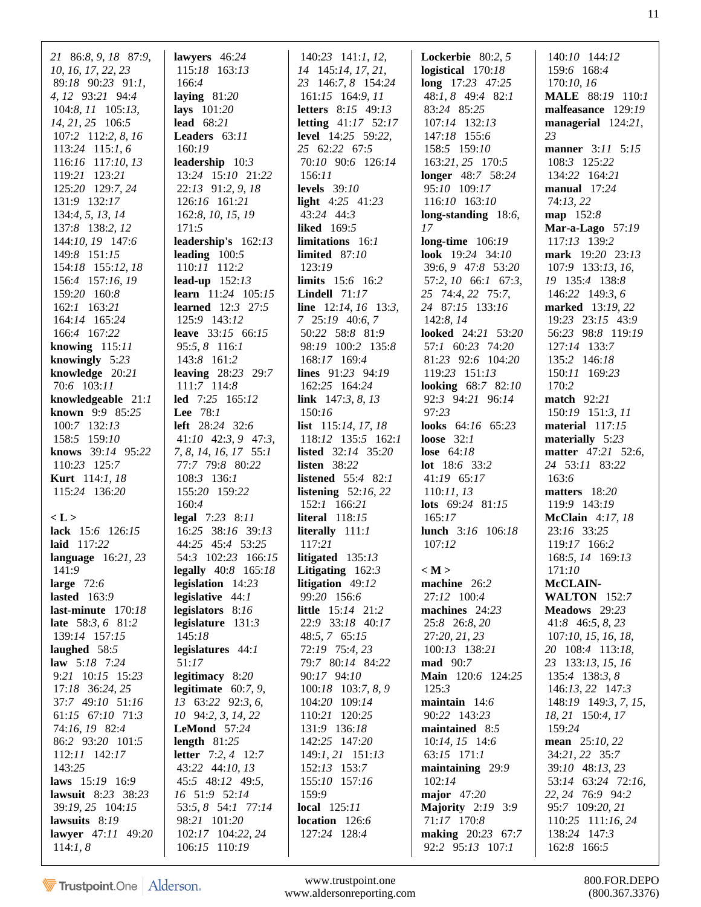21 86:8, 9, 18 87:9, 10, 16, 17, 22, 23 89:18 90:23 91:1, 4, 12 93:21 94:4 104:8, 11 105:13, 14, 21, 25 106:5 107:2 112:2, 8, 16 113:24 115:1, 6 116:16 117:10, 13 119:21 123:21 125:20 129:7, 24 131:9 132:17 134:4, 5, 13, 14 137:8 138:2, 12 144:10, 19 147:6 149:8 151:15 154:18 155:12, 18 156:4 157:16, 19 159:20 160:8 162:1 163:21 164:14 165:24 166:4 167:22

**knowing** 115:11

**knowingly** 5:23

**knowledge** 20:21 70:6 103:11

**knowledgeable** 21:1

**known** 9:9 85:25 100:7 132:13 158:5 159:10

**knows** 39:14 95:22 110:23 125:7

**Kurt** 114:1, 18 115:24 136:20

**< L >**

**lack** 15:6 126:15

**laid** 117:22

**language** 16:21, 23 141:9

**large** 72:6

**lasted** 163:9

**last-minute** 170:18

**late** 58:3, 6 81:2 139:14 157:15

**laughed** 58:5

**law** 5:18 7:24 9:21 10:15 15:23 17:18 36:24, 25 37:7 49:10 51:16 61:15 67:10 71:3 74:16, 19 82:4 86:2 93:20 101:5 112:11 142:17 143:25

**laws** 15:19 16:9

**lawsuit** 8:23 38:23 39:19, 25 104:15

**lawsuits** 8:19

**lawyer** 47:11 49:20 114:1, 8

**lawyers** 46:24 115:18 163:13 166:4

**laying** 81:20

**lays** 101:20

**lead** 68:21

**Leaders** 63:11 160:19

**leadership** 10:3 13:24 15:10 21:22 22:13 91:2, 9, 18 126:16 161:21 162:8, 10, 15, 19 171:5

**leadership's** 162:13

**leading** 100:5 110:11 112:2

**lead-up** 152:13

**learn** 11:24 105:15

**learned** 12:3 27:5 125:9 143:12

**leave** 33:15 66:15 95:5, 8 116:1 143:8 161:2

**leaving** 28:23 29:7 111:7 114:8

**led** 7:25 165:12

**Lee** 78:1

**left** 28:24 32:6 41:10 42:3, 9 47:3, 7, 8, 14, 16, 17 55:1 77:7 79:8 80:22 108:3 136:1 155:20 159:22 160:4

**legal** 7:23 8:11 16:25 38:16 39:13 44:25 45:4 53:25 54:3 102:23 166:15

**legally** 40:8 165:18

**legislation** 14:23

**legislative** 44:1

**legislators** 8:16

**legislature** 131:3 145:18

**legislatures** 44:1 51:17

**legitimacy** 8:20

**legitimate** 60:7, 9, 13 63:22 92:3, 6, 10 94:2, 3, 14, 22

**LeMond** 57:24

**length** 81:25

**letter** 7:2, 4 12:7 43:22 44:10, 13 45:5 48:12 49:5, 16 51:9 52:14 53:5, 8 54:1 77:14 98:21 101:20 102:17 104:22, 24 106:15 110:19 140:23 141:1, 12, 14 145:14, 17, 21, 23 146:7, 8 154:24 161:15 164:9, 11

**letters** 8:15 49:13

**letting** 41:17 52:17

**level** 14:25 59:22, 25 62:22 67:5 70:10 90:6 126:14 156:11

**levels** 39:10

**light** 4:25 41:23 43:24 44:3

**liked** 169:5

**limitations** 16:1

**limited** 87:10 123:19

**limits** 15:6 16:2

**Lindell** 71:17

**line** 12:14, 16 13:3, 7 25:19 40:6, 7 50:22 58:8 81:9 98:19 100:2 135:8 168:17 169:4

**lines** 91:23 94:19 162:25 164:24

**link** 147:3, 8, 13 150:16

**list** 115:14, 17, 18 118:12 135:5 162:1

**listed** 32:14 35:20

**listen** 38:22

**listened** 55:4 82:1

**listening** 52:16, 22 152:1 166:21

**literal** 118:15

**literally** 111:1 117:21

**litigated** 135:13

**Litigating** 162:3

**litigation** 49:12 99:20 156:6

**little** 15:14 21:2 22:9 33:18 40:17 48:5, 7 65:15 72:19 75:4, 23 79:7 80:14 84:22 90:17 94:10 100:18 103:7, 8, 9 104:20 109:14 110:21 120:25 131:9 136:18 142:25 147:20 149:1, 21 151:13 152:13 153:7 155:10 157:16 159:9

**local** 125:11

**location** 126:6 127:24 128:4

**Lockerbie** 80:2, 5

**logistical** 170:18

**long** 17:23 47:25 48:1, 8 49:4 82:1 83:24 85:25 107:14 132:13 147:18 155:6 158:5 159:10 163:21, 25 170:5

**longer** 48:7 58:24 95:10 109:17 116:10 163:10

**long-standing** 18:6, 17

**long-time** 106:19

**look** 19:24 34:10 39:6, 9 47:8 53:20 57:2, 10 66:1 67:3, 25 74:4, 22 75:7, 24 87:15 133:16 142:8, 14

**looked** 24:21 53:20 57:1 60:23 74:20 81:23 92:6 104:20 119:23 151:13

**looking** 68:7 82:10 92:3 94:21 96:14 97:23

**looks** 64:16 65:23

**loose** 32:1

**lose** 64:18

**lot** 18:6 33:2 41:19 65:17 110:11, 13

**lots** 69:24 81:15 165:17

**lunch** 3:16 106:18 107:12

**< M >**

**machine** 26:2 27:12 100:4

**machines** 24:23 25:8 26:8, 20 27:20, 21, 23 100:13 138:21

**mad** 90:7

**Main** 120:6 124:25 125:3

**maintain** 14:6 90:22 143:23

**maintained** 8:5 10:14, 15 14:6 63:15 171:1

**maintaining** 29:9 102:14

**major** 47:20

**Majority** 2:19 3:9 71:17 170:8

**making** 20:23 67:7 92:2 95:13 107:1 140:10 144:12 159:6 168:4 170:10, 16

**MALE** 88:19 110:1

**malfeasance** 129:19

**managerial** 124:21, 23

**manner** 3:11 5:15 108:3 125:22 134:22 164:21

**manual** 17:24 74:13, 22

**map** 152:8

**Mar-a-Lago** 57:19 117:13 139:2

**mark** 19:20 23:13 107:9 133:13, 16, 19 135:4 138:8 146:22 149:3, 6

**marked** 13:19, 22 19:23 23:15 43:9 56:23 98:8 119:19 127:14 133:7 135:2 146:18 150:11 169:23 170:2

**match** 92:21 150:19 151:3, 11

**material** 117:15

**materially** 5:23

**matter** 47:21 52:6, 24 53:11 83:22 163:6

**matters** 18:20 119:9 143:19

**McClain** 4:17, 18 23:16 33:25 119:17 166:2 168:5, 14 169:13 171:10

**McCLAIN-WALTON** 152:7

**Meadows** 29:23 41:8 46:5, 8, 23 107:10, 15, 16, 18, 20 108:4 113:18, 23 133:13, 15, 16 135:4 138:3, 8 146:13, 22 147:3 148:19 149:3, 7, 15, 18, 21 150:4, 17 159:24

**mean** 25:10, 22 34:21, 22 35:7 39:10 48:13, 23 53:14 63:24 72:16, 22, 24 76:9 94:2 95:7 109:20, 21 110:25 111:16, 24 138:24 147:3 162:8 166:5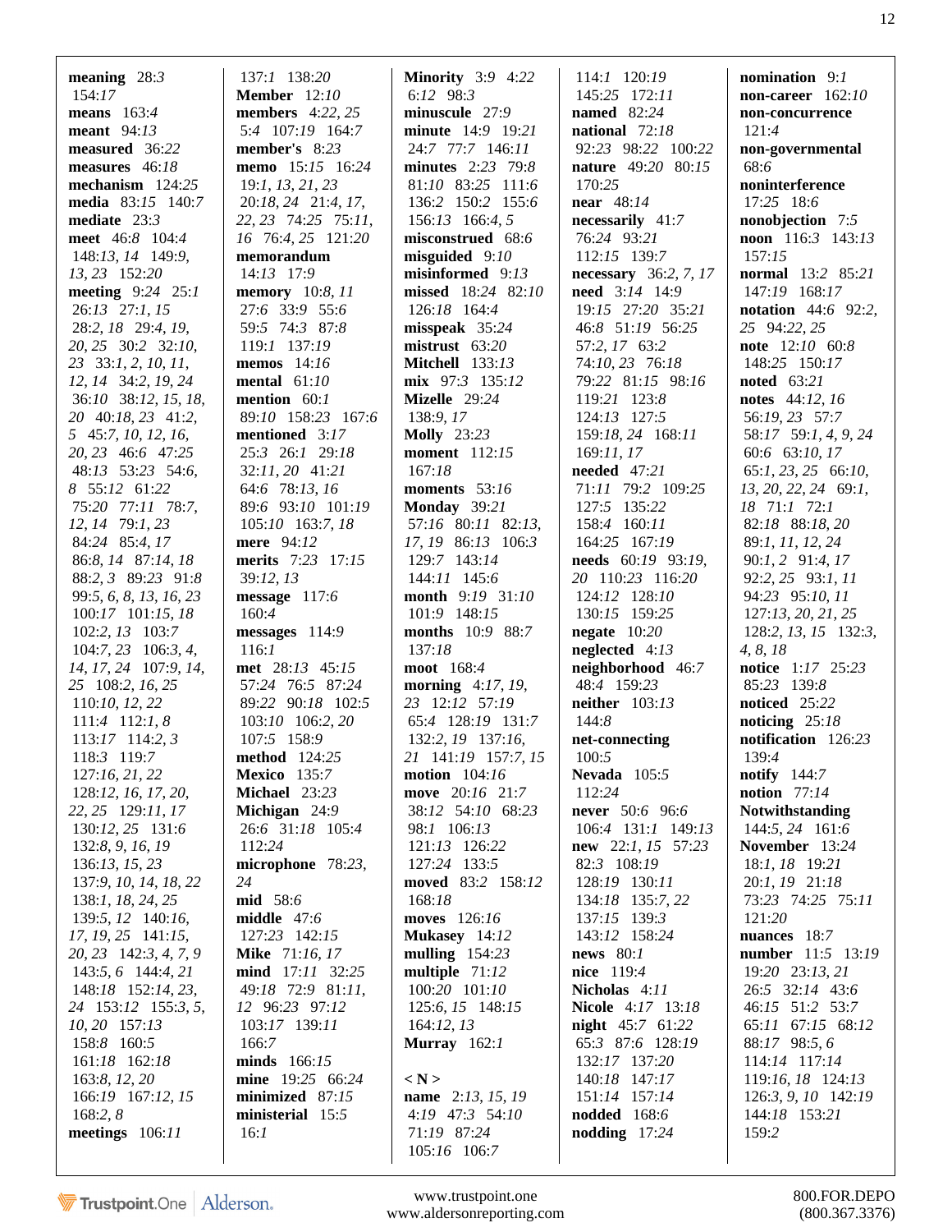**meaning** 28:3 154:17
**means** 163:4
**meant** 94:13
**measured** 36:22
**measures** 46:18
**mechanism** 124:25
**media** 83:15 140:7
**mediate** 23:3
**meet** 46:8 104:4 148:13, 14 149:9, 13, 23 152:20
**meeting** 9:24 25:1 26:13 27:1, 15 28:2, 18 29:4, 19, 20, 25 30:2 32:10, 23 33:1, 2, 10, 11, 12, 14 34:2, 19, 24 36:10 38:12, 15, 18, 20 40:18, 23 41:2, 5 45:7, 10, 12, 16, 20, 23 46:6 47:25 48:13 53:23 54:6, 8 55:12 61:22 75:20 77:11 78:7, 12, 14 79:1, 23 84:24 85:4, 17 86:8, 14 87:14, 18 88:2, 3 89:23 91:8 99:5, 6, 8, 13, 16, 23 100:17 101:15, 18 102:2, 13 103:7 104:7, 23 106:3, 4, 14, 17, 24 107:9, 14, 25 108:2, 16, 25 110:10, 12, 22 111:4 112:1, 8 113:17 114:2, 3 118:3 119:7 127:16, 21, 22 128:12, 16, 17, 20, 22, 25 129:11, 17 130:12, 25 131:6 132:8, 9, 16, 19 136:13, 15, 23 137:9, 10, 14, 18, 22 138:1, 18, 24, 25 139:5, 12 140:16, 17, 19, 25 141:15, 20, 23 142:3, 4, 7, 9 143:5, 6 144:4, 21 148:18 152:14, 23, 24 153:12 155:3, 5, 10, 20 157:13 158:8 160:5 161:18 162:18 163:8, 12, 20 166:19 167:12, 15 168:2, 8
**meetings** 106:11 137:1 138:20
**Member** 12:10
**members** 4:22, 25 5:4 107:19 164:7
**member's** 8:23
**memo** 15:15 16:24 19:1, 13, 21, 23 20:18, 24 21:4, 17, 22, 23 74:25 75:11, 16 76:4, 25 121:20
**memorandum** 14:13 17:9
**memory** 10:8, 11 27:6 33:9 55:6 59:5 74:3 87:8 119:1 137:19
**memos** 14:16
**mental** 61:10
**mention** 60:1 89:10 158:23 167:6
**mentioned** 3:17 25:3 26:1 29:18 32:11, 20 41:21 64:6 78:13, 16 89:6 93:10 101:19 105:10 163:7, 18
**mere** 94:12
**merits** 7:23 17:15 39:12, 13
**message** 117:6 160:4
**messages** 114:9 116:1
**met** 28:13 45:15 57:24 76:5 87:24 89:22 90:18 102:5 103:10 106:2, 20 107:5 158:9
**method** 124:25
**Mexico** 135:7
**Michael** 23:23
**Michigan** 24:9 26:6 31:18 105:4 112:24
**microphone** 78:23, 24
**mid** 58:6
**middle** 47:6 127:23 142:15
**Mike** 71:16, 17
**mind** 17:11 32:25 49:18 72:9 81:11, 12 96:23 97:12 103:17 139:11 166:7
**minds** 166:15
**mine** 19:25 66:24
**minimized** 87:15
**ministerial** 15:5 16:1
**Minority** 3:9 4:22 6:12 98:3
**minuscule** 27:9
**minute** 14:9 19:21 24:7 77:7 146:11
**minutes** 2:23 79:8 81:10 83:25 111:6 136:2 150:2 155:6 156:13 166:4, 5
**misconstrued** 68:6
**misguided** 9:10
**misinformed** 9:13
**missed** 18:24 82:10 126:18 164:4
**misspeak** 35:24
**mistrust** 63:20
**Mitchell** 133:13
**mix** 97:3 135:12
**Mizelle** 29:24 138:9, 17
**Molly** 23:23
**moment** 112:15 167:18
**moments** 53:16
**Monday** 39:21 57:16 80:11 82:13, 17, 19 86:13 106:3 129:7 143:14 144:11 145:6
**month** 9:19 31:10 101:9 148:15
**months** 10:9 88:7 137:18
**moot** 168:4
**morning** 4:17, 19, 23 12:12 57:19 65:4 128:19 131:7 132:2, 19 137:16, 21 141:19 157:7, 15
**motion** 104:16
**move** 20:16 21:7 38:12 54:10 68:23 98:1 106:13 121:13 126:22 127:24 133:5
**moved** 83:2 158:12 168:18
**moves** 126:16
**Mukasey** 14:12
**mulling** 154:23
**multiple** 71:12 100:20 101:10 125:6, 15 148:15 164:12, 13
**Murray** 162:1

**< N >**

**name** 2:13, 15, 19 4:19 47:3 54:10 71:19 87:24 105:16 106:7 114:1 120:19 145:25 172:11
**named** 82:24
**national** 72:18 92:23 98:22 100:22 170:25
**nature** 49:20 80:15
**near** 48:14
**necessarily** 41:7 76:24 93:21 112:15 139:7
**necessary** 36:2, 7, 17
**need** 3:14 14:9 19:15 27:20 35:21 46:8 51:19 56:25 57:2, 17 63:2 74:10, 23 76:18 79:22 81:15 98:16 119:21 123:8 124:13 127:5 159:18, 24 168:11 169:11, 17
**needed** 47:21 71:11 79:2 109:25 127:5 135:22 158:4 160:11 164:25 167:19
**needs** 60:19 93:19, 20 110:23 116:20 124:12 128:10 130:15 159:25
**negate** 10:20
**neglected** 4:13
**neighborhood** 46:7 48:4 159:23
**neither** 103:13 144:8
**net-connecting** 100:5
**Nevada** 105:5 112:24
**never** 50:6 96:6 106:4 131:1 149:13
**new** 22:1, 15 57:23 82:3 108:19 128:19 130:11 134:18 135:7, 22 137:15 139:3 143:12 158:24
**news** 80:1
**nice** 119:4
**Nicholas** 4:11
**Nicole** 4:17 13:18
**night** 45:7 61:22 65:3 87:6 128:19 132:17 137:20 140:18 147:17 151:14 157:14
**nodded** 168:6
**nodding** 17:24
**nomination** 9:1
**non-career** 162:10
**non-concurrence** 121:4
**non-governmental** 68:6
**noninterference** 17:25 18:6
**nonobjection** 7:5
**noon** 116:3 143:13 157:15
**normal** 13:2 85:21 147:19 168:17
**notation** 44:6 92:2, 25 94:22, 25
**note** 12:10 60:8 148:25 150:17
**noted** 63:21
**notes** 44:12, 16 56:19, 23 57:7 58:17 59:1, 4, 9, 24 60:6 63:10, 17 65:1, 23, 25 66:10, 13, 20, 22, 24 69:1, 18 71:1 72:1 82:18 88:18, 20 89:1, 11, 12, 24 90:1, 2 91:4, 17 92:2, 25 93:1, 11 94:23 95:10, 11 127:13, 20, 21, 25 128:2, 13, 15 132:3, 4, 8, 18
**notice** 1:17 25:23 85:23 139:8
**noticed** 25:22
**noticing** 25:18
**notification** 126:23 139:4
**notify** 144:7
**notion** 77:14
**Notwithstanding** 144:5, 24 161:6
**November** 13:24 18:1, 18 19:21 20:1, 19 21:18 73:23 74:25 75:11 121:20
**nuances** 18:7
**number** 11:5 13:19 19:20 23:13, 21 26:5 32:14 43:6 46:15 51:2 53:7 65:11 67:15 68:12 88:17 98:5, 6 114:14 117:14 119:16, 18 124:13 126:3, 9, 10 142:19 144:18 153:21 159:2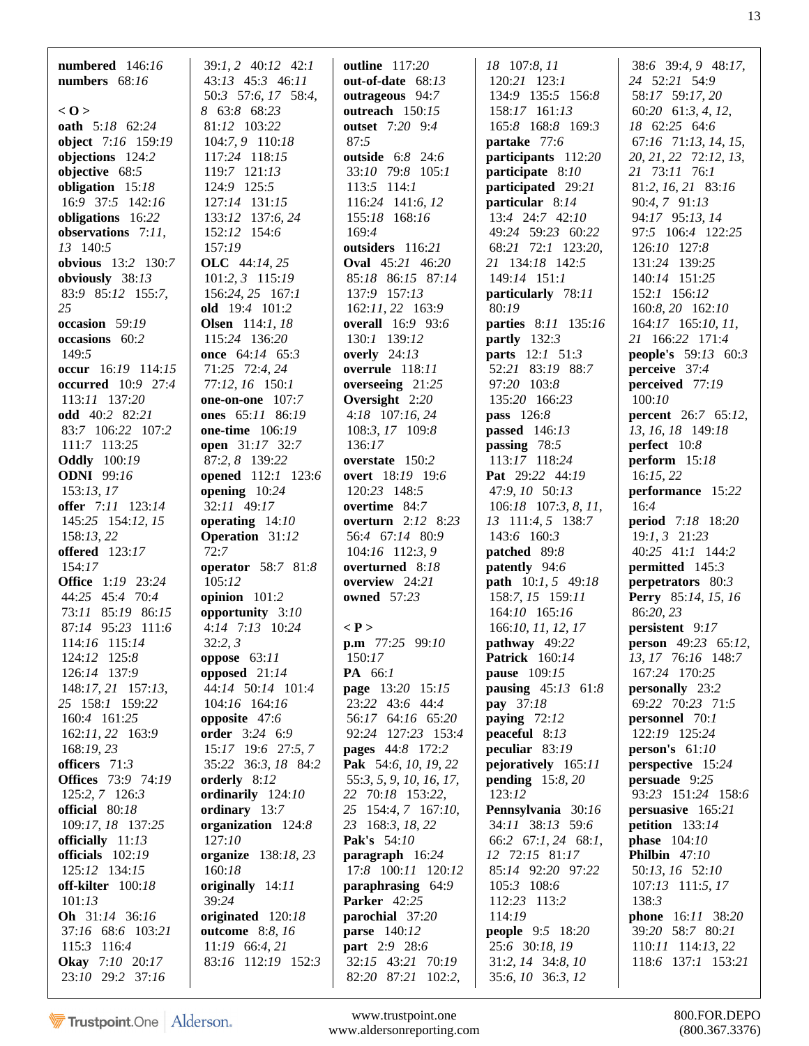**numbered** 146:*16*
**numbers** 68:*16*

< O >

**oath** 5:*18* 62:*24*
**object** 7:*16* 159:*19*
**objections** 124:*2*
**objective** 68:*5*
**obligation** 15:*18* 16:*9* 37:*5* 142:*16*
**obligations** 16:*22*
**observations** 7:*11*, *13* 140:*5*
**obvious** 13:*2* 130:*7*
**obviously** 38:*13* 83:*9* 85:*12* 155:*7*, *25*
**occasion** 59:*19*
**occasions** 60:*2* 149:*5*
**occur** 16:*19* 114:*15*
**occurred** 10:*9* 27:*4* 113:*11* 137:*20*
**odd** 40:*2* 82:*21* 83:*7* 106:*22* 107:*2* 111:*7* 113:*25*
**Oddly** 100:*19*
**ODNI** 99:*16* 153:*13*, *17*
**offer** 7:*11* 123:*14* 145:*25* 154:*12*, *15* 158:*13*, *22*
**offered** 123:*17* 154:*17*
**Office** 1:*19* 23:*24* 44:*25* 45:*4* 70:*4* 73:*11* 85:*19* 86:*15* 87:*14* 95:*23* 111:*6* 114:*16* 115:*14* 124:*12* 125:*8* 126:*14* 137:*9* 148:*17*, *21* 157:*13*, *25* 158:*1* 159:*22* 160:*4* 161:*25* 162:*11*, *22* 163:*9* 168:*19*, *23*
**officers** 71:*3*
**Offices** 73:*9* 74:*19* 125:*2*, *7* 126:*3*
**official** 80:*18* 109:*17*, *18* 137:*25*
**officially** 11:*13*
**officials** 102:*19* 125:*12* 134:*15*
**off-kilter** 100:*18* 101:*13*
**Oh** 31:*14* 36:*16* 37:*16* 68:*6* 103:*21* 115:*3* 116:*4*
**Okay** 7:*10* 20:*17* 23:*10* 29:*2* 37:*16* 39:*1*, *2* 40:*12* 42:*1* 43:*13* 45:*3* 46:*11* 50:*3* 57:*6*, *17* 58:*4*, *8* 63:*8* 68:*23* 81:*12* 103:*22* 104:*7*, *9* 110:*18* 117:*24* 118:*15* 119:*7* 121:*13* 124:*9* 125:*5* 127:*14* 131:*15* 133:*12* 137:*6*, *24* 152:*12* 154:*6* 157:*19*
**OLC** 44:*14*, *25* 101:*2*, *3* 115:*19* 156:*24*, *25* 167:*1*
**old** 19:*4* 101:*2*
**Olsen** 114:*1*, *18* 115:*24* 136:*20*
**once** 64:*14* 65:*3* 71:*25* 72:*4*, *24* 77:*12*, *16* 150:*1*
**one-on-one** 107:*7*
**ones** 65:*11* 86:*19*
**one-time** 106:*19*
**open** 31:*17* 32:*7* 87:*2*, *8* 139:*22*
**opened** 112:*1* 123:*6*
**opening** 10:*24* 32:*11* 49:*17*
**operating** 14:*10*
**Operation** 31:*12* 72:*7*
**operator** 58:*7* 81:*8* 105:*12*
**opinion** 101:*2*
**opportunity** 3:*10* 4:*14* 7:*13* 10:*24* 32:*2*, *3*
**oppose** 63:*11*
**opposed** 21:*14* 44:*14* 50:*14* 101:*4* 104:*16* 164:*16*
**opposite** 47:*6*
**order** 3:*24* 6:*9* 15:*17* 19:*6* 27:*5*, *7* 35:*22* 36:*3*, *18* 84:*2*
**orderly** 8:*12*
**ordinarily** 124:*10*
**ordinary** 13:*7*
**organization** 124:*8* 127:*10*
**organize** 138:*18*, *23* 160:*18*
**originally** 14:*11* 39:*24*
**originated** 120:*18*
**outcome** 8:*8*, *16* 11:*19* 66:*4*, *21* 83:*16* 112:*19* 152:*3*
**outline** 117:*20*
**out-of-date** 68:*13*
**outrageous** 94:*7*
**outreach** 150:*15*
**outset** 7:*20* 9:*4* 87:*5*
**outside** 6:*8* 24:*6* 33:*10* 79:*8* 105:*1* 113:*5* 114:*1* 116:*24* 141:*6*, *12* 155:*18* 168:*16* 169:*4*
**outsiders** 116:*21*
**Oval** 45:*21* 46:*20* 85:*18* 86:*15* 87:*14* 137:*9* 157:*13* 162:*11*, *22* 163:*9*
**overall** 16:*9* 93:*6* 130:*1* 139:*12*
**overly** 24:*13*
**overrule** 118:*11*
**overseeing** 21:*25*
**Oversight** 2:*20* 4:*18* 107:*16*, *24* 108:*3*, *17* 109:*8* 136:*17*
**overstate** 150:*2*
**overt** 18:*19* 19:*6* 120:*23* 148:*5*
**overtime** 84:*7*
**overturn** 2:*12* 8:*23* 56:*4* 67:*14* 80:*9* 104:*16* 112:*3*, *9*
**overturned** 8:*18*
**overview** 24:*21*
**owned** 57:*23*

< P >

**p.m** 77:*25* 99:*10* 150:*17*
**PA** 66:*1*
**page** 13:*20* 15:*15* 23:*22* 43:*6* 44:*4* 56:*17* 64:*16* 65:*20* 92:*24* 127:*23* 153:*4*
**pages** 44:*8* 172:*2*
**Pak** 54:*6*, *10*, *19*, *22* 55:*3*, *5*, *9*, *10*, *16*, *17*, *22* 70:*18* 153:*22*, *25* 154:*4*, *7* 167:*10*, *23* 168:*3*, *18*, *22*
**Pak's** 54:*10*
**paragraph** 16:*24* 17:*8* 100:*11* 120:*12*
**paraphrasing** 64:*9*
**Parker** 42:*25*
**parochial** 37:*20*
**parse** 140:*12*
**part** 2:*9* 28:*6* 32:*15* 43:*21* 70:*19* 82:*20* 87:*21* 102:*2*, *18* 107:*8*, *11* 120:*21* 123:*1* 134:*9* 135:*5* 156:*8* 158:*17* 161:*13* 165:*8* 168:*8* 169:*3*
**partake** 77:*6*
**participants** 112:*20*
**participate** 8:*10*
**participated** 29:*21*
**particular** 8:*14* 13:*4* 24:*7* 42:*10* 49:*24* 59:*23* 60:*22* 68:*21* 72:*1* 123:*20*, *21* 134:*18* 142:*5* 149:*14* 151:*1*
**particularly** 78:*11* 80:*19*
**parties** 8:*11* 135:*16*
**partly** 132:*3*
**parts** 12:*1* 51:*3* 52:*21* 83:*19* 88:*7* 97:*20* 103:*8* 135:*20* 166:*23*
**pass** 126:*8*
**passed** 146:*13*
**passing** 78:*5* 113:*17* 118:*24*
**Pat** 29:*22* 44:*19* 47:*9*, *10* 50:*13* 106:*18* 107:*3*, *8*, *11*, *13* 111:*4*, *5* 138:*7* 143:*6* 160:*3*
**patched** 89:*8*
**patently** 94:*6*
**path** 10:*1*, *5* 49:*18* 158:*7*, *15* 159:*11* 164:*10* 165:*16* 166:*10*, *11*, *12*, *17*
**pathway** 49:*22*
**Patrick** 160:*14*
**pause** 109:*15*
**pausing** 45:*13* 61:*8*
**pay** 37:*18*
**paying** 72:*12*
**peaceful** 8:*13*
**peculiar** 83:*19*
**pejoratively** 165:*11*
**pending** 15:*8*, *20* 123:*12*
**Pennsylvania** 30:*16* 34:*11* 38:*13* 59:*6* 66:*2* 67:*1*, *24* 68:*1*, *12* 72:*15* 81:*17* 85:*14* 92:*20* 97:*22* 105:*3* 108:*6* 112:*23* 113:*2* 114:*19*
**people** 9:*5* 18:*20* 25:*6* 30:*18*, *19* 31:*2*, *14* 34:*8*, *10* 35:*6*, *10* 36:*3*, *12* 38:*6* 39:*4*, *9* 48:*17*, *24* 52:*21* 54:*9* 58:*17* 59:*17*, *20* 60:*20* 61:*3*, *4*, *12*, *18* 62:*25* 64:*6* 67:*16* 71:*13*, *14*, *15*, *20*, *21*, *22* 72:*12*, *13*, *21* 73:*11* 76:*1* 81:*2*, *16*, *21* 83:*16* 90:*4*, *7* 91:*13* 94:*17* 95:*13*, *14* 97:*5* 106:*4* 122:*25* 126:*10* 127:*8* 131:*24* 139:*25* 140:*14* 151:*25* 152:*1* 156:*12* 160:*8*, *20* 162:*10* 164:*17* 165:*10*, *11*, *21* 166:*22* 171:*4*
**people's** 59:*13* 60:*3*
**perceive** 37:*4*
**perceived** 77:*19* 100:*10*
**percent** 26:*7* 65:*12*, *13*, *16*, *18* 149:*18*
**perfect** 10:*8*
**perform** 15:*18* 16:*15*, *22*
**performance** 15:*22* 16:*4*
**period** 7:*18* 18:*20* 19:*1*, *3* 21:*23* 40:*25* 41:*1* 144:*2*
**permitted** 145:*3*
**perpetrators** 80:*3*
**Perry** 85:*14*, *15*, *16* 86:*20*, *23*
**persistent** 9:*17*
**person** 49:*23* 65:*12*, *13*, *17* 76:*16* 148:*7* 167:*24* 170:*25*
**personally** 23:*2* 69:*22* 70:*23* 71:*5*
**personnel** 70:*1* 122:*19* 125:*24*
**person's** 61:*10*
**perspective** 15:*24*
**persuade** 9:*25* 93:*23* 151:*24* 158:*6*
**persuasive** 165:*21*
**petition** 133:*14*
**phase** 104:*10*
**Philbin** 47:*10* 50:*13*, *16* 52:*10* 107:*13* 111:*5*, *17* 138:*3*
**phone** 16:*11* 38:*20* 39:*20* 58:*7* 80:*21* 110:*11* 114:*13*, *22* 118:*6* 137:*1* 153:*21*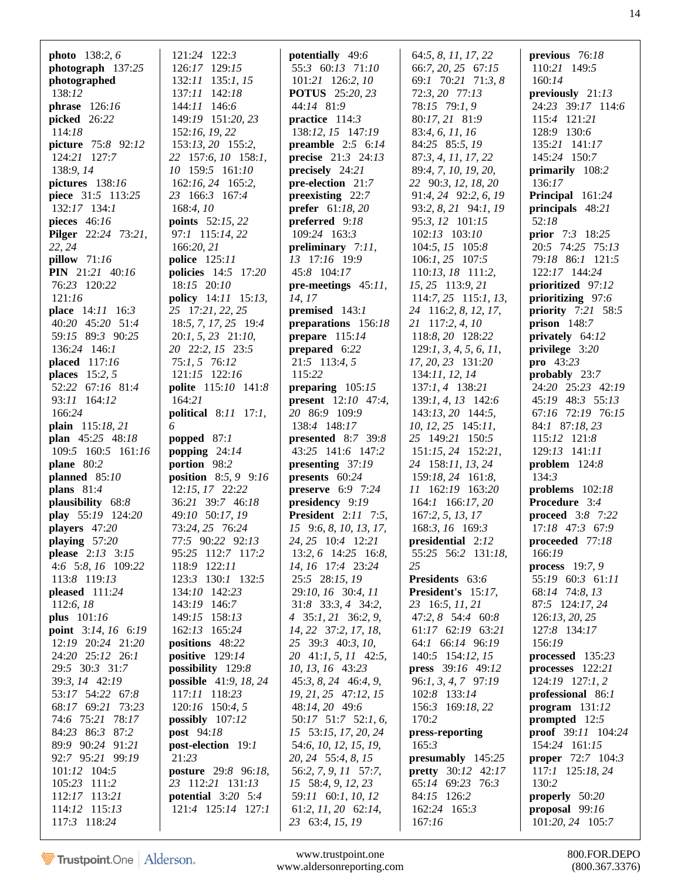**photo** 138:*2, 6*
**photograph** 137:*25*
**photographed** 138:*12*
**phrase** 126:*16*
**picked** 26:*22* 114:*18*
**picture** 75:*8* 92:*12* 124:*21* 127:*7* 138:*9, 14*
**pictures** 138:*16*
**piece** 31:*5* 113:*25* 132:*17* 134:*1*
**pieces** 46:*16*
**Pilger** 22:*24* 73:*21, 22, 24*
**pillow** 71:*16*
**PIN** 21:*21* 40:*16* 76:*23* 120:*22* 121:*16*
**place** 14:*11* 16:*3* 40:*20* 45:*20* 51:*4* 59:*15* 89:*3* 90:*25* 136:*24* 146:*1*
**placed** 117:*16*
**places** 15:*2, 5* 52:*22* 67:*16* 81:*4* 93:*11* 164:*12* 166:*24*
**plain** 115:*18, 21*
**plan** 45:*25* 48:*18* 109:*5* 160:*5* 161:*16*
**plane** 80:*2*
**planned** 85:*10*
**plans** 81:*4*
**plausibility** 68:*8*
**play** 55:*19* 124:*20*
**players** 47:*20*
**playing** 57:*20*
**please** 2:*13* 3:*15* 4:*6* 5:*8, 16* 109:*22* 113:*8* 119:*13*
**pleased** 111:*24* 112:*6, 18*
**plus** 101:*16*
**point** 3:*14, 16* 6:*19* 12:*19* 20:*24* 21:*20* 24:*20* 25:*12* 26:*1* 29:*5* 30:*3* 31:*7* 39:*3, 14* 42:*19* 53:*17* 54:*22* 67:*8* 68:*17* 69:*21* 73:*23* 74:*6* 75:*21* 78:*17* 84:*23* 86:*3* 87:*2* 89:*9* 90:*24* 91:*21* 92:*7* 95:*21* 99:*19* 101:*12* 104:*5* 105:*23* 111:*2* 112:*17* 113:*21* 114:*12* 115:*13* 117:*3* 118:*24* 121:*24* 122:*3* 126:*17* 129:*15* 132:*11* 135:*1, 15* 137:*11* 142:*18* 144:*11* 146:*6* 149:*19* 151:*20, 23* 152:*16, 19, 22* 153:*13, 20* 155:*2, 22* 157:*6, 10* 158:*1, 10* 159:*5* 161:*10* 162:*16, 24* 165:*2, 23* 166:*3* 167:*4* 168:*4, 10*
**points** 52:*15, 22* 97:*1* 115:*14, 22* 166:*20, 21*
**police** 125:*11*
**policies** 14:*5* 17:*20* 18:*15* 20:*10*
**policy** 14:*11* 15:*13, 25* 17:*21, 22, 25* 18:*5, 7, 17, 25* 19:*4* 20:*1, 5, 23* 21:*10, 20* 22:*2, 15* 23:*5* 75:*1, 5* 76:*12* 121:*15* 122:*16*
**polite** 115:*10* 141:*8* 164:*21*
**political** 8:*11* 17:*1, 6*
**popped** 87:*1*
**popping** 24:*14*
**portion** 98:*2*
**position** 8:*5, 9* 9:*16* 12:*15, 17* 22:*22* 36:*21* 39:*7* 46:*18* 49:*10* 50:*17, 19* 73:*24, 25* 76:*24* 77:*5* 90:*22* 92:*13* 95:*25* 112:*7* 117:*2* 118:*9* 122:*11* 123:*3* 130:*1* 132:*5* 134:*10* 142:*23* 143:*19* 146:*7* 149:*15* 158:*13* 162:*13* 165:*24*
**positions** 48:*22*
**positive** 129:*14*
**possibility** 129:*8*
**possible** 41:*9, 18, 24* 117:*11* 118:*23* 120:*16* 150:*4, 5*
**possibly** 107:*12*
**post** 94:*18*
**post-election** 19:*1* 21:*23*
**posture** 29:*8* 96:*18, 23* 112:*21* 131:*13*
**potential** 3:*20* 5:*4* 121:*4* 125:*14* 127:*1*
**potentially** 49:*6* 55:*3* 60:*13* 71:*10* 101:*21* 126:*2, 10*
**POTUS** 25:*20, 23* 44:*14* 81:*9*
**practice** 114:*3* 138:*12, 15* 147:*19*
**preamble** 2:*5* 6:*14*
**precise** 21:*3* 24:*13*
**precisely** 24:*21*
**pre-election** 21:*7*
**preexisting** 22:*7*
**prefer** 61:*18, 20*
**preferred** 9:*18* 109:*24* 163:*3*
**preliminary** 7:*11, 13* 17:*16* 19:*9* 45:*8* 104:*17*
**pre-meetings** 45:*11, 14, 17*
**premised** 143:*1*
**preparations** 156:*18*
**prepare** 115:*14*
**prepared** 6:*22* 21:*5* 113:*4, 5* 115:*22*
**preparing** 105:*15*
**present** 12:*10* 47:*4, 20* 86:*9* 109:*9* 138:*4* 148:*17*
**presented** 8:*7* 39:*8* 43:*25* 141:*6* 147:*2*
**presenting** 37:*19*
**presents** 60:*24*
**preserve** 6:*9* 7:*24*
**presidency** 9:*19*
**President** 2:*11* 7:*5, 15* 9:*6, 8, 10, 13, 17, 24, 25* 10:*4* 12:*21* 13:*2, 6* 14:*25* 16:*8, 14, 16* 17:*4* 23:*24* 25:*5* 28:*15, 19* 29:*10, 16* 30:*4, 11* 31:*8* 33:*3, 4* 34:*2, 4* 35:*1, 21* 36:*2, 9, 14, 22* 37:*2, 17, 18, 25* 39:*3* 40:*3, 10, 20* 41:*1, 5, 11* 42:*5, 10, 13, 16* 43:*23* 45:*3, 8, 24* 46:*4, 9, 19, 21, 25* 47:*12, 15* 48:*14, 20* 49:*6* 50:*17* 51:*7* 52:*1, 6, 15* 53:*15, 17, 20, 24* 54:*6, 10, 12, 15, 19, 20, 24* 55:*4, 8, 15* 56:*2, 7, 9, 11* 57:*7, 15* 58:*4, 9, 12, 23* 59:*11* 60:*1, 10, 12* 61:*2, 11, 20* 62:*14, 23* 63:*4, 15, 19* 64:*5, 8, 11, 17, 22* 66:*7, 20, 25* 67:*15* 69:*1* 70:*21* 71:*3, 8* 72:*3, 20* 77:*13* 78:*15* 79:*1, 9* 80:*17, 21* 81:*9* 83:*4, 6, 11, 16* 84:*25* 85:*5, 19* 87:*3, 4, 11, 17, 22* 89:*4, 7, 10, 19, 20, 22* 90:*3, 12, 18, 20* 91:*4, 24* 92:*2, 6, 19* 93:*2, 8, 21* 94:*1, 19* 95:*3, 12* 101:*15* 102:*13* 103:*10* 104:*5, 15* 105:*8* 106:*1, 25* 107:*5* 110:*13, 18* 111:*2, 15, 25* 113:*9, 21* 114:*7, 25* 115:*1, 13, 24* 116:*2, 8, 12, 17, 21* 117:*2, 4, 10* 118:*8, 20* 128:*22* 129:*1, 3, 4, 5, 6, 11, 17, 20, 23* 131:*20* 134:*11, 12, 14* 137:*1, 4* 138:*21* 139:*1, 4, 13* 142:*6* 143:*13, 20* 144:*5, 10, 12, 25* 145:*11, 25* 149:*21* 150:*5* 151:*15, 24* 152:*21, 24* 158:*11, 13, 24* 159:*18, 24* 161:*8, 11* 162:*19* 163:*20* 164:*1* 166:*17, 20* 167:*2, 5, 13, 17* 168:*3, 16* 169:*3*
**presidential** 2:*12* 55:*25* 56:*2* 131:*18, 25*
**Presidents** 63:*6*
**President's** 15:*17, 23* 16:*5, 11, 21* 47:*2, 8* 54:*4* 60:*8* 61:*17* 62:*19* 63:*21* 64:*1* 66:*14* 96:*19* 140:*5* 154:*12, 15*
**press** 39:*16* 49:*12* 96:*1, 3, 4, 7* 97:*19* 102:*8* 133:*14* 156:*3* 169:*18, 22* 170:*2*
**press-reporting** 165:*3*
**presumably** 145:*25*
**pretty** 30:*12* 42:*17* 65:*14* 69:*23* 76:*3* 84:*15* 126:*2* 162:*24* 165:*3* 167:*16*
**previous** 76:*18* 110:*21* 149:*5* 160:*14*
**previously** 21:*13* 24:*23* 39:*17* 114:*6* 115:*4* 121:*21* 128:*9* 130:*6* 135:*21* 141:*17* 145:*24* 150:*7*
**primarily** 108:*2* 136:*17*
**Principal** 161:*24*
**principals** 48:*21* 52:*18*
**prior** 7:*3* 18:*25* 20:*5* 74:*25* 75:*13* 79:*18* 86:*1* 121:*5* 122:*17* 144:*24*
**prioritized** 97:*12*
**prioritizing** 97:*6*
**priority** 7:*21* 58:*5*
**prison** 148:*7*
**privately** 64:*12*
**privilege** 3:*20*
**pro** 43:*23*
**probably** 23:*7* 24:*20* 25:*23* 42:*19* 45:*19* 48:*3* 55:*13* 67:*16* 72:*19* 76:*15* 84:*1* 87:*18, 23* 115:*12* 121:*8* 129:*13* 141:*11*
**problem** 124:*8* 134:*3*
**problems** 102:*18*
**Procedure** 3:*4*
**proceed** 3:*8* 7:*22* 17:*18* 47:*3* 67:*9*
**proceeded** 77:*18* 166:*19*
**process** 19:*7, 9* 55:*19* 60:*3* 61:*11* 68:*14* 74:*8, 13* 87:*5* 124:*17, 24* 126:*13, 20, 25* 127:*8* 134:*17* 156:*19*
**processed** 135:*23*
**processes** 122:*21* 124:*19* 127:*1, 2*
**professional** 86:*1*
**program** 131:*12*
**prompted** 12:*5*
**proof** 39:*11* 104:*24* 154:*24* 161:*15*
**proper** 72:*7* 104:*3* 117:*1* 125:*18, 24* 130:*2*
**properly** 50:*20*
**proposal** 99:*16* 101:*20, 24* 105:*7*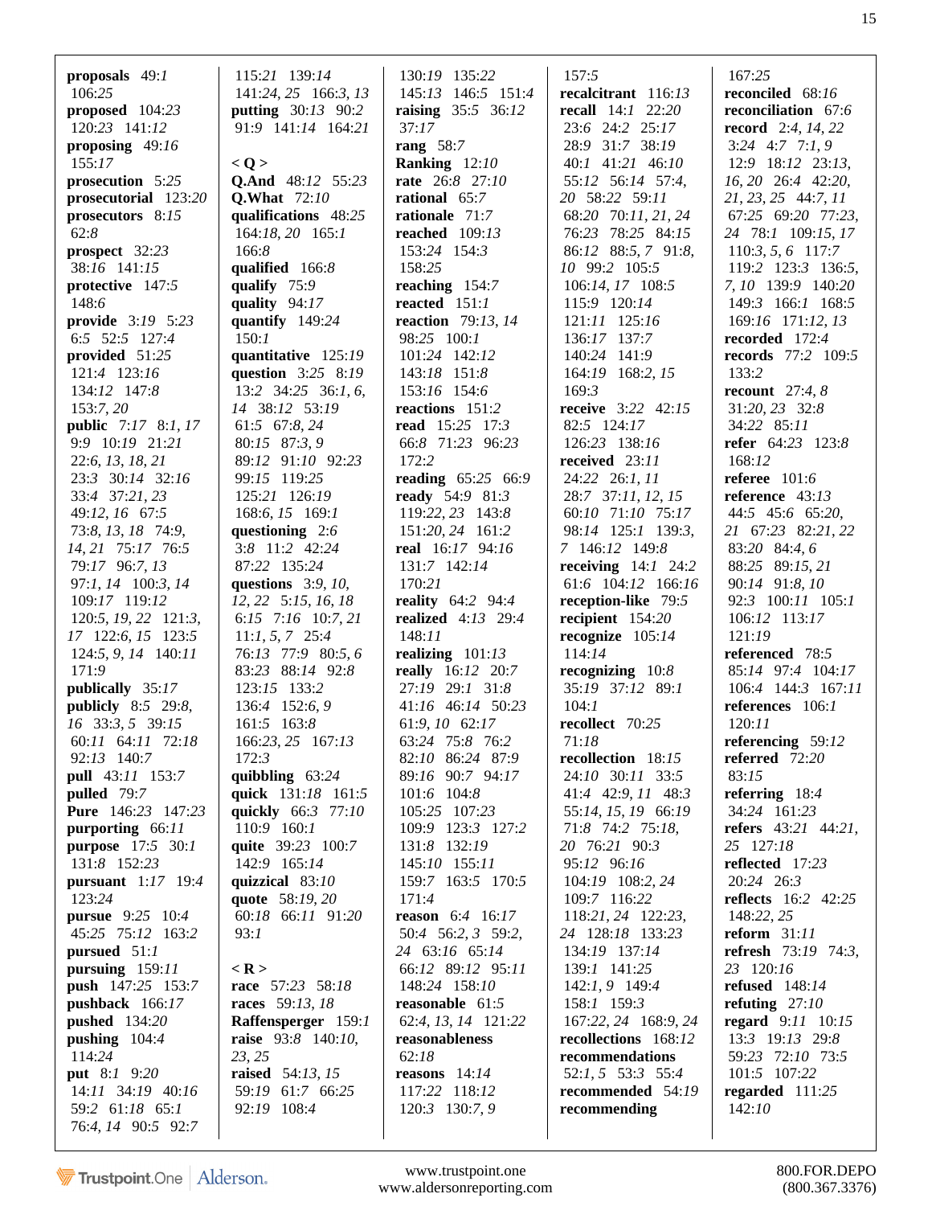**proposals** 49:*1* 106:*25*
**proposed** 104:*23* 120:*23* 141:*12*
**proposing** 49:*16* 155:*17*
**prosecution** 5:*25*
**prosecutorial** 123:*20*
**prosecutors** 8:*15* 62:*8*
**prospect** 32:*23* 38:*16* 141:*15*
**protective** 147:*5* 148:*6*
**provide** 3:*19* 5:*23* 6:*5* 52:*5* 127:*4*
**provided** 51:*25* 121:*4* 123:*16* 134:*12* 147:*8* 153:*7, 20*
**public** 7:*17* 8:*1, 17* 9:*9* 10:*19* 21:*21* 22:*6, 13, 18, 21* 23:*3* 30:*14* 32:*16* 33:*4* 37:*21, 23* 49:*12, 16* 67:*5* 73:*8, 13, 18* 74:*9, 14, 21* 75:*17* 76:*5* 79:*17* 96:*7, 13* 97:*1, 14* 100:*3, 14* 109:*17* 119:*12* 120:*5, 19, 22* 121:*3, 17* 122:*6, 15* 123:*5* 124:*5, 9, 14* 140:*11* 171:*9*
**publically** 35:*17*
**publicly** 8:*5* 29:*8, 16* 33:*3, 5* 39:*15* 60:*11* 64:*11* 72:*18* 92:*13* 140:*7*
**pull** 43:*11* 153:*7*
**pulled** 79:*7*
**Pure** 146:*23* 147:*23*
**purporting** 66:*11*
**purpose** 17:*5* 30:*1* 131:*8* 152:*23*
**pursuant** 1:*17* 19:*4* 123:*24*
**pursue** 9:*25* 10:*4* 45:*25* 75:*12* 163:*2*
**pursued** 51:*1*
**pursuing** 159:*11*
**push** 147:*25* 153:*7*
**pushback** 166:*17*
**pushed** 134:*20*
**pushing** 104:*4* 114:*24*
**put** 8:*1* 9:*20* 14:*11* 34:*19* 40:*16* 59:*2* 61:*18* 65:*1* 76:*4, 14* 90:*5* 92:*7* 115:*21* 139:*14* 141:*24, 25* 166:*3, 13*
**putting** 30:*13* 90:*2* 91:*9* 141:*14* 164:*21*

**< Q >**
**Q.And** 48:*12* 55:*23*
**Q.What** 72:*10*
**qualifications** 48:*25* 164:*18, 20* 165:*1* 166:*8*
**qualified** 166:*8*
**qualify** 75:*9*
**quality** 94:*17*
**quantify** 149:*24* 150:*1*
**quantitative** 125:*19*
**question** 3:*25* 8:*19* 13:*2* 34:*25* 36:*1, 6, 14* 38:*12* 53:*19* 61:*5* 67:*8, 24* 80:*15* 87:*3, 9* 89:*12* 91:*10* 92:*23* 99:*15* 119:*25* 125:*21* 126:*19* 168:*6, 15* 169:*1*
**questioning** 2:*6* 3:*8* 11:*2* 42:*24* 87:*22* 135:*24*
**questions** 3:*9, 10, 12, 22* 5:*15, 16, 18* 6:*15* 7:*16* 10:*7, 21* 11:*1, 5, 7* 25:*4* 76:*13* 77:*9* 80:*5, 6* 83:*23* 88:*14* 92:*8* 123:*15* 133:*2* 136:*4* 152:*6, 9* 161:*5* 163:*8* 166:*23, 25* 167:*13* 172:*3*
**quibbling** 63:*24*
**quick** 131:*18* 161:*5*
**quickly** 66:*3* 77:*10* 110:*9* 160:*1*
**quite** 39:*23* 100:*7* 142:*9* 165:*14*
**quizzical** 83:*10*
**quote** 58:*19, 20* 60:*18* 66:*11* 91:*20* 93:*1*

**< R >**
**race** 57:*23* 58:*18*
**races** 59:*13, 18*
**Raffensperger** 159:*1*
**raise** 93:*8* 140:*10, 23, 25*
**raised** 54:*13, 15* 59:*19* 61:*7* 66:*25* 92:*19* 108:*4* 130:*19* 135:*22* 145:*13* 146:*5* 151:*4*
**raising** 35:*5* 36:*12* 37:*17*
**rang** 58:*7*
**Ranking** 12:*10*
**rate** 26:*8* 27:*10*
**rational** 65:*7*
**rationale** 71:*7*
**reached** 109:*13* 153:*24* 154:*3* 158:*25*
**reaching** 154:*7*
**reacted** 151:*1*
**reaction** 79:*13, 14* 98:*25* 100:*1* 101:*24* 142:*12* 143:*18* 151:*8* 153:*16* 154:*6*
**reactions** 151:*2*
**read** 15:*25* 17:*3* 66:*8* 71:*23* 96:*23* 172:*2*
**reading** 65:*25* 66:*9*
**ready** 54:*9* 81:*3* 119:*22, 23* 143:*8* 151:*20, 24* 161:*2*
**real** 16:*17* 94:*16* 131:*7* 142:*14* 170:*21*
**reality** 64:*2* 94:*4*
**realized** 4:*13* 29:*4* 148:*11*
**realizing** 101:*13*
**really** 16:*12* 20:*7* 27:*19* 29:*1* 31:*8* 41:*16* 46:*14* 50:*23* 61:*9, 10* 62:*17* 63:*24* 75:*8* 76:*2* 82:*10* 86:*24* 87:*9* 89:*16* 90:*7* 94:*17* 101:*6* 104:*8* 105:*25* 107:*23* 109:*9* 123:*3* 127:*2* 131:*8* 132:*19* 145:*10* 155:*11* 159:*7* 163:*5* 170:*5* 171:*4*
**reason** 6:*4* 16:*17* 50:*4* 56:*2, 3* 59:*2, 24* 63:*16* 65:*14* 66:*12* 89:*12* 95:*11* 148:*24* 158:*10*
**reasonable** 61:*5* 62:*4, 13, 14* 121:*22*
**reasonableness** 62:*18*
**reasons** 14:*14* 117:*22* 118:*12* 120:*3* 130:*7, 9* 157:*5*
**recalcitrant** 116:*13*
**recall** 14:*1* 22:*20* 23:*6* 24:*2* 25:*17* 28:*9* 31:*7* 38:*19* 40:*1* 41:*21* 46:*10* 55:*12* 56:*14* 57:*4, 20* 58:*22* 59:*11* 68:*20* 70:*11, 21, 24* 76:*23* 78:*25* 84:*15* 86:*12* 88:*5, 7* 91:*8, 10* 99:*2* 105:*5* 106:*14, 17* 108:*5* 115:*9* 120:*14* 121:*11* 125:*16* 136:*17* 137:*7* 140:*24* 141:*9* 164:*19* 168:*2, 15* 169:*3*
**receive** 3:*22* 42:*15* 82:*5* 124:*17* 126:*23* 138:*16*
**received** 23:*11* 24:*22* 26:*1, 11* 28:*7* 37:*11, 12, 15* 60:*10* 71:*10* 75:*17* 98:*14* 125:*1* 139:*3, 7* 146:*12* 149:*8*
**receiving** 14:*1* 24:*2* 61:*6* 104:*12* 166:*16*
**reception-like** 79:*5*
**recipient** 154:*20*
**recognize** 105:*14* 114:*14*
**recognizing** 10:*8* 35:*19* 37:*12* 89:*1* 104:*1*
**recollect** 70:*25* 71:*18*
**recollection** 18:*15* 24:*10* 30:*11* 33:*5* 41:*4* 42:*9, 11* 48:*3* 55:*14, 15, 19* 66:*19* 71:*8* 74:*2* 75:*18, 20* 76:*21* 90:*3* 95:*12* 96:*16* 104:*19* 108:*2, 24* 109:*7* 116:*22* 118:*21, 24* 122:*23, 24* 128:*18* 133:*23* 134:*19* 137:*14* 139:*1* 141:*25* 142:*1, 9* 149:*4* 158:*1* 159:*3* 167:*22, 24* 168:*9, 24*
**recollections** 168:*12*
**recommendations** 52:*1, 5* 53:*3* 55:*4*
**recommended** 54:*19*
**recommending** 167:*25*
**reconciled** 68:*16*
**reconciliation** 67:*6*
**record** 2:*4, 14, 22* 3:*24* 4:*7* 7:*1, 9* 12:*9* 18:*12* 23:*13, 16, 20* 26:*4* 42:*20, 21, 23, 25* 44:*7, 11* 67:*25* 69:*20* 77:*23, 24* 78:*1* 109:*15, 17* 110:*3, 5, 6* 117:*7* 119:*2* 123:*3* 136:*5, 7, 10* 139:*9* 140:*20* 149:*3* 166:*1* 168:*5* 169:*16* 171:*12, 13*
**recorded** 172:*4*
**records** 77:*2* 109:*5* 133:*2*
**recount** 27:*4, 8* 31:*20, 23* 32:*8* 34:*22* 85:*11*
**refer** 64:*23* 123:*8* 168:*12*
**referee** 101:*6*
**reference** 43:*13* 44:*5* 45:*6* 65:*20, 21* 67:*23* 82:*21, 22* 83:*20* 84:*4, 6* 88:*25* 89:*15, 21* 90:*14* 91:*8, 10* 92:*3* 100:*11* 105:*1* 106:*12* 113:*17* 121:*19*
**referenced** 78:*5* 85:*14* 97:*4* 104:*17* 106:*4* 144:*3* 167:*11*
**references** 106:*1* 120:*11*
**referencing** 59:*12*
**referred** 72:*20* 83:*15*
**referring** 18:*4* 34:*24* 161:*23*
**refers** 43:*21* 44:*21, 25* 127:*18*
**reflected** 17:*23* 20:*24* 26:*3*
**reflects** 16:*2* 42:*25* 148:*22, 25*
**reform** 31:*11*
**refresh** 73:*19* 74:*3, 23* 120:*16*
**refused** 148:*14*
**refuting** 27:*10*
**regard** 9:*11* 10:*15* 13:*3* 19:*13* 29:*8* 59:*23* 72:*10* 73:*5* 101:*5* 107:*22*
**regarded** 111:*25* 142:*10*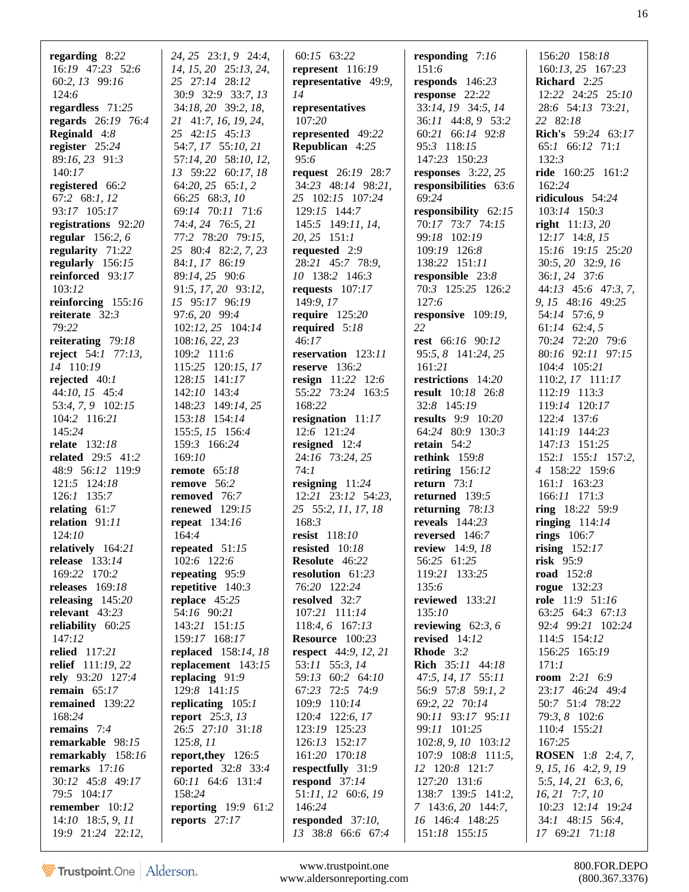**regarding** 8:22
16:19 47:23 52:6
60:2, 13 99:16
124:6

**regardless** 71:25

**regards** 26:19 76:4

**Reginald** 4:8

**register** 25:24
89:16, 23 91:3
140:17

**registered** 66:2
67:2 68:1, 12
93:17 105:17

**registrations** 92:20

**regular** 156:2, 6

**regularity** 71:22

**regularly** 156:15

**reinforced** 93:17
103:12

**reinforcing** 155:16

**reiterate** 32:3
79:22

**reiterating** 79:18

**reject** 54:1 77:13,
14 110:19

**rejected** 40:1
44:10, 15 45:4
53:4, 7, 9 102:15
104:2 116:21
145:24

**relate** 132:18

**related** 29:5 41:2
48:9 56:12 119:9
121:5 124:18
126:1 135:7

**relating** 61:7

**relation** 91:11
124:10

**relatively** 164:21

**release** 133:14
169:22 170:2

**releases** 169:18

**releasing** 145:20

**relevant** 43:23

**reliability** 60:25
147:12

**relied** 117:21

**relief** 111:19, 22

**rely** 93:20 127:4

**remain** 65:17

**remained** 139:22
168:24

**remains** 7:4

**remarkable** 98:15

**remarkably** 158:16

**remarks** 17:16
30:12 45:8 49:17
79:5 104:17

**remember** 10:12
14:10 18:5, 9, 11
19:9 21:24 22:12,
24, 25 23:1, 9 24:4,
14, 15, 20 25:13, 24,
25 27:14 28:12
30:9 32:9 33:7, 13
34:18, 20 39:2, 18,
21 41:7, 16, 19, 24,
25 42:15 45:13
54:7, 17 55:10, 21
57:14, 20 58:10, 12,
13 59:22 60:17, 18
64:20, 25 65:1, 2
66:25 68:3, 10
69:14 70:11 71:6
74:4, 24 76:5, 21
77:2 78:20 79:15,
25 80:4 82:2, 7, 23
84:1, 17 86:19
89:14, 25 90:6
91:5, 17, 20 93:12,
15 95:17 96:19
97:6, 20 99:4
102:12, 25 104:14
108:16, 22, 23
109:2 111:6
115:25 120:15, 17
128:15 141:17
142:10 143:4
148:23 149:14, 25
153:18 154:14
155:5, 15 156:4
159:3 166:24
169:10

**remote** 65:18

**remove** 56:2

**removed** 76:7

**renewed** 129:15

**repeat** 134:16
164:4

**repeated** 51:15
102:6 122:6

**repeating** 95:9

**repetitive** 140:3

**replace** 45:25
54:16 90:21
143:21 151:15
159:17 168:17

**replaced** 158:14, 18

**replacement** 143:15

**replacing** 91:9
129:8 141:15

**replicating** 105:1

**report** 25:3, 13
26:5 27:10 31:18
125:8, 11

**report,they** 126:5

**reported** 32:8 33:4
60:11 64:6 131:4
158:24

**reporting** 19:9 61:2

**reports** 27:17
60:15 63:22

**represent** 116:19

**representative** 49:9,
14

**representatives**
107:20

**represented** 49:22

**Republican** 4:25
95:6

**request** 26:19 28:7
34:23 48:14 98:21,
25 102:15 107:24
129:15 144:7
145:5 149:11, 14,
20, 25 151:1

**requested** 2:9
28:21 45:7 78:9,
10 138:2 146:3

**requests** 107:17
149:9, 17

**require** 125:20

**required** 5:18
46:17

**reservation** 123:11

**reserve** 136:2

**resign** 11:22 12:6
55:22 73:24 163:5
168:22

**resignation** 11:17
12:6 121:24

**resigned** 12:4
24:16 73:24, 25
74:1

**resigning** 11:24
12:21 23:12 54:23,
25 55:2, 11, 17, 18
168:3

**resist** 118:10

**resisted** 10:18

**Resolute** 46:22

**resolution** 61:23
76:20 122:24

**resolved** 32:7
107:21 111:14
118:4, 6 167:13

**Resource** 100:23

**respect** 44:9, 12, 21
53:11 55:3, 14
59:13 60:2 64:10
67:23 72:5 74:9
109:9 110:14
120:4 122:6, 17
123:19 125:23
126:13 152:17
161:20 170:18

**respectfully** 31:9

**respond** 37:14
51:11, 12 60:6, 19
146:24

**responded** 37:10,
13 38:8 66:6 67:4

**responding** 7:16
151:6

**responds** 146:23

**response** 22:22
33:14, 19 34:5, 14
36:11 44:8, 9 53:2
60:21 66:14 92:8
95:3 118:15
147:23 150:23

**responses** 3:22, 25

**responsibilities** 63:6
69:24

**responsibility** 62:15
70:17 73:7 74:15
99:18 102:19
109:19 126:8
138:22 151:11

**responsible** 23:8
70:3 125:25 126:2
127:6

**responsive** 109:19,
22

**rest** 66:16 90:12
95:5, 8 141:24, 25
161:21

**restrictions** 14:20

**result** 10:18 26:8
32:8 145:19

**results** 9:9 10:20
64:24 80:9 130:3

**retain** 54:2

**rethink** 159:8

**retiring** 156:12

**return** 73:1

**returned** 139:5

**returning** 78:13

**reveals** 144:23

**reversed** 146:7

**review** 14:9, 18
56:25 61:25
119:21 133:25
135:6

**reviewed** 133:21
135:10

**reviewing** 62:3, 6

**revised** 14:12

**Rhode** 3:2

**Rich** 35:11 44:18
47:5, 14, 17 55:11
56:9 57:8 59:1, 2
69:2, 22 70:14
90:11 93:17 95:11
99:11 101:25
102:8, 9, 10 103:12
107:9 108:8 111:5,
12 120:8 121:7
127:20 131:6
138:7 139:5 141:2,
7 143:6, 20 144:7,
16 146:4 148:25
151:18 155:15
156:20 158:18
160:13, 25 167:23

**Richard** 2:25
12:22 24:25 25:10
28:6 54:13 73:21,
22 82:18

**Rich's** 59:24 63:17
65:1 66:12 71:1
132:3

**ride** 160:25 161:2
162:24

**ridiculous** 54:24
103:14 150:3

**right** 11:13, 20
12:17 14:8, 15
15:16 19:15 25:20
30:5, 20 32:9, 16
36:1, 24 37:6
44:13 45:6 47:3, 7,
9, 15 48:16 49:25
54:14 57:6, 9
61:14 62:4, 5
70:24 72:20 79:6
80:16 92:11 97:15
104:4 105:21
110:2, 17 111:17
112:19 113:3
119:14 120:17
122:4 137:6
141:19 144:23
147:13 151:25
152:1 155:1 157:2,
4 158:22 159:6
161:1 163:23
166:11 171:3

**ring** 18:22 59:9

**ringing** 114:14

**rings** 106:7

**rising** 152:17

**risk** 95:9

**road** 152:8

**rogue** 132:23

**role** 11:9 51:16
63:25 64:3 67:13
92:4 99:21 102:24
114:5 154:12
156:25 165:19
171:1

**room** 2:21 6:9
23:17 46:24 49:4
50:7 51:4 78:22
79:3, 8 102:6
110:4 155:21
167:25

**ROSEN** 1:8 2:4, 7,
9, 15, 16 4:2, 9, 19
5:5, 14, 21 6:3, 6,
16, 21 7:7, 10
10:23 12:14 19:24
34:1 48:15 56:4,
17 69:21 71:18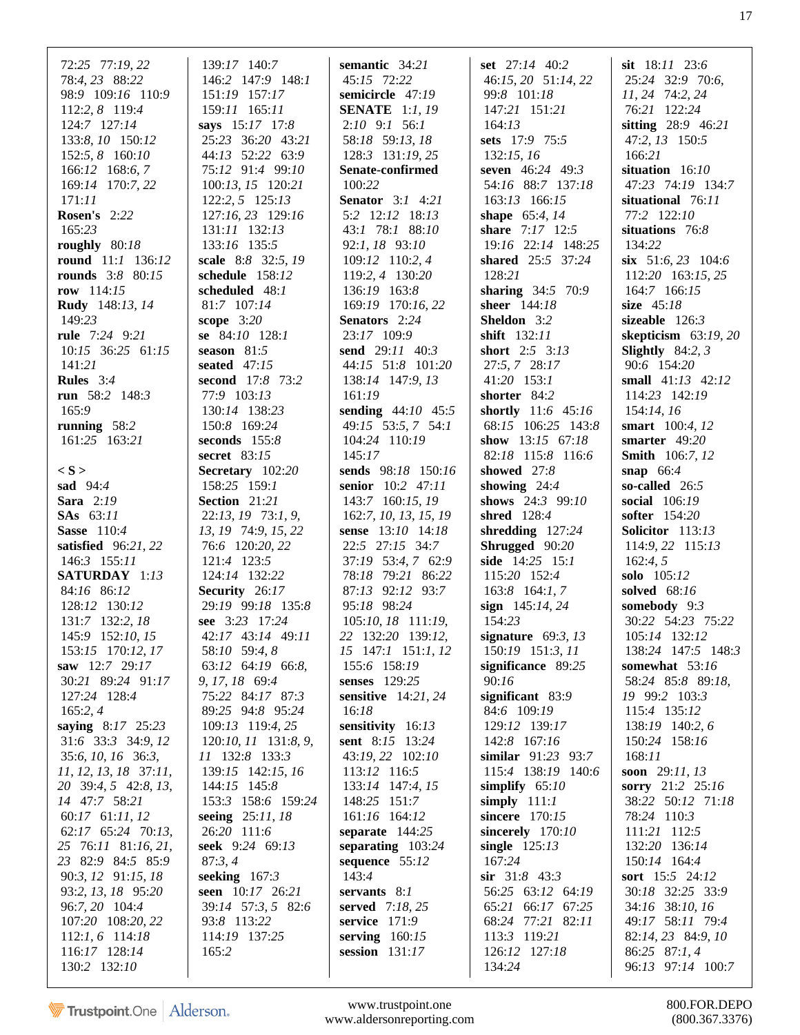72:25 77:19, 22
78:4, 23 88:22
98:9 109:16 110:9
112:2, 8 119:4
124:7 127:14
133:8, 10 150:12
152:5, 8 160:10
166:12 168:6, 7
169:14 170:7, 22
171:11
**Rosen's** 2:22
165:23
**roughly** 80:18
**round** 11:1 136:12
**rounds** 3:8 80:15
**row** 114:15
**Rudy** 148:13, 14
149:23
**rule** 7:24 9:21
10:15 36:25 61:15
141:21
**Rules** 3:4
**run** 58:2 148:3
165:9
**running** 58:2
161:25 163:21

**< S >**
**sad** 94:4
**Sara** 2:19
**SAs** 63:11
**Sasse** 110:4
**satisfied** 96:21, 22
146:3 155:11
**SATURDAY** 1:13
84:16 86:12
128:12 130:12
131:7 132:2, 18
145:9 152:10, 15
153:15 170:12, 17
**saw** 12:7 29:17
30:21 89:24 91:17
127:24 128:4
165:2, 4
**saying** 8:17 25:23
31:6 33:3 34:9, 12
35:6, 10, 16 36:3,
11, 12, 13, 18 37:11,
20 39:4, 5 42:8, 13,
14 47:7 58:21
60:17 61:11, 12
62:17 65:24 70:13,
25 76:11 81:16, 21,
23 82:9 84:5 85:9
90:3, 12 91:15, 18
93:2, 13, 18 95:20
96:7, 20 104:4
107:20 108:20, 22
112:1, 6 114:18
116:17 128:14
130:2 132:10
139:17 140:7
146:2 147:9 148:1
151:19 157:17
159:11 165:11
**says** 15:17 17:8
25:23 36:20 43:21
44:13 52:22 63:9
75:12 91:4 99:10
100:13, 15 120:21
122:2, 5 125:13
127:16, 23 129:16
131:11 132:13
133:16 135:5
**scale** 8:8 32:5, 19
**schedule** 158:12
**scheduled** 48:1
81:7 107:14
**scope** 3:20
**se** 84:10 128:1
**season** 81:5
**seated** 47:15
**second** 17:8 73:2
77:9 103:13
130:14 138:23
150:8 169:24
**seconds** 155:8
**secret** 83:15
**Secretary** 102:20
158:25 159:1
**Section** 21:21
22:13, 19 73:1, 9,
13, 19 74:9, 15, 22
76:6 120:20, 22
121:4 123:5
124:14 132:22
**Security** 26:17
29:19 99:18 135:8
**see** 3:23 17:24
42:17 43:14 49:11
58:10 59:4, 8
63:12 64:19 66:8,
9, 17, 18 69:4
75:22 84:17 87:3
89:25 94:8 95:24
109:13 119:4, 25
120:10, 11 131:8, 9,
11 132:8 133:3
139:15 142:15, 16
144:15 145:8
153:3 158:6 159:24
**seeing** 25:11, 18
26:20 111:6
**seek** 9:24 69:13
87:3, 4
**seeking** 167:3
**seen** 10:17 26:21
39:14 57:3, 5 82:6
93:8 113:22
114:19 137:25
165:2
**semantic** 34:21
45:15 72:22
**semicircle** 47:19
**SENATE** 1:1, 19
2:10 9:1 56:1
58:18 59:13, 18
128:3 131:19, 25
**Senate-confirmed**
100:22
**Senator** 3:1 4:21
5:2 12:12 18:13
43:1 78:1 88:10
92:1, 18 93:10
109:12 110:2, 4
119:2, 4 130:20
136:19 163:8
169:19 170:16, 22
**Senators** 2:24
23:17 109:9
**send** 29:11 40:3
44:15 51:8 101:20
138:14 147:9, 13
161:19
**sending** 44:10 45:5
49:15 53:5, 7 54:1
104:24 110:19
145:17
**sends** 98:18 150:16
**senior** 10:2 47:11
143:7 160:15, 19
162:7, 10, 13, 15, 19
**sense** 13:10 14:18
22:5 27:15 34:7
37:19 53:4, 7 62:9
78:18 79:21 86:22
87:13 92:12 93:7
95:18 98:24
105:10, 18 111:19,
22 132:20 139:12,
15 147:1 151:1, 12
155:6 158:19
**senses** 129:25
**sensitive** 14:21, 24
16:18
**sensitivity** 16:13
**sent** 8:15 13:24
43:19, 22 102:10
113:12 116:5
133:14 147:4, 15
148:25 151:7
161:16 164:12
**separate** 144:25
**separating** 103:24
**sequence** 55:12
143:4
**servants** 8:1
**served** 7:18, 25
**service** 171:9
**serving** 160:15
**session** 131:17
**set** 27:14 40:2
46:15, 20 51:14, 22
99:8 101:18
147:21 151:21
164:13
**sets** 17:9 75:5
132:15, 16
**seven** 46:24 49:3
54:16 88:7 137:18
163:13 166:15
**shape** 65:4, 14
**share** 7:17 12:5
19:16 22:14 148:25
**shared** 25:5 37:24
128:21
**sharing** 34:5 70:9
**sheer** 144:18
**Sheldon** 3:2
**shift** 132:11
**short** 2:5 3:13
27:5, 7 28:17
41:20 153:1
**shorter** 84:2
**shortly** 11:6 45:16
68:15 106:25 143:8
**show** 13:15 67:18
82:18 115:8 116:6
**showed** 27:8
**showing** 24:4
**shows** 24:3 99:10
**shred** 128:4
**shredding** 127:24
**Shrugged** 90:20
**side** 14:25 15:1
115:20 152:4
163:8 164:1, 7
**sign** 145:14, 24
154:23
**signature** 69:3, 13
150:19 151:3, 11
**significance** 89:25
90:16
**significant** 83:9
84:6 109:19
129:12 139:17
142:8 167:16
**similar** 91:23 93:7
115:4 138:19 140:6
**simplify** 65:10
**simply** 111:1
**sincere** 170:15
**sincerely** 170:10
**single** 125:13
167:24
**sir** 31:8 43:3
56:25 63:12 64:19
65:21 66:17 67:25
68:24 77:21 82:11
113:3 119:21
126:12 127:18
134:24
**sit** 18:11 23:6
25:24 32:9 70:6,
11, 24 74:2, 24
76:21 122:24
**sitting** 28:9 46:21
47:2, 13 150:5
166:21
**situation** 16:10
47:23 74:19 134:7
**situational** 76:11
77:2 122:10
**situations** 76:8
134:22
**six** 51:6, 23 104:6
112:20 163:15, 25
164:7 166:15
**size** 45:18
**sizeable** 126:3
**skepticism** 63:19, 20
**Slightly** 84:2, 3
90:6 154:20
**small** 41:13 42:12
114:23 142:19
154:14, 16
**smart** 100:4, 12
**smarter** 49:20
**Smith** 106:7, 12
**snap** 66:4
**so-called** 26:5
**social** 106:19
**softer** 154:20
**Solicitor** 113:13
114:9, 22 115:13
162:4, 5
**solo** 105:12
**solved** 68:16
**somebody** 9:3
30:22 54:23 75:22
105:14 132:12
138:24 147:5 148:3
**somewhat** 53:16
58:24 85:8 89:18,
19 99:2 103:3
115:4 135:12
138:19 140:2, 6
150:24 158:16
168:11
**soon** 29:11, 13
**sorry** 21:2 25:16
38:22 50:12 71:18
78:24 110:3
111:21 112:5
132:20 136:14
150:14 164:4
**sort** 15:5 24:12
30:18 32:25 33:9
34:16 38:10, 16
49:17 58:11 79:4
82:14, 23 84:9, 10
86:25 87:1, 4
96:13 97:14 100:7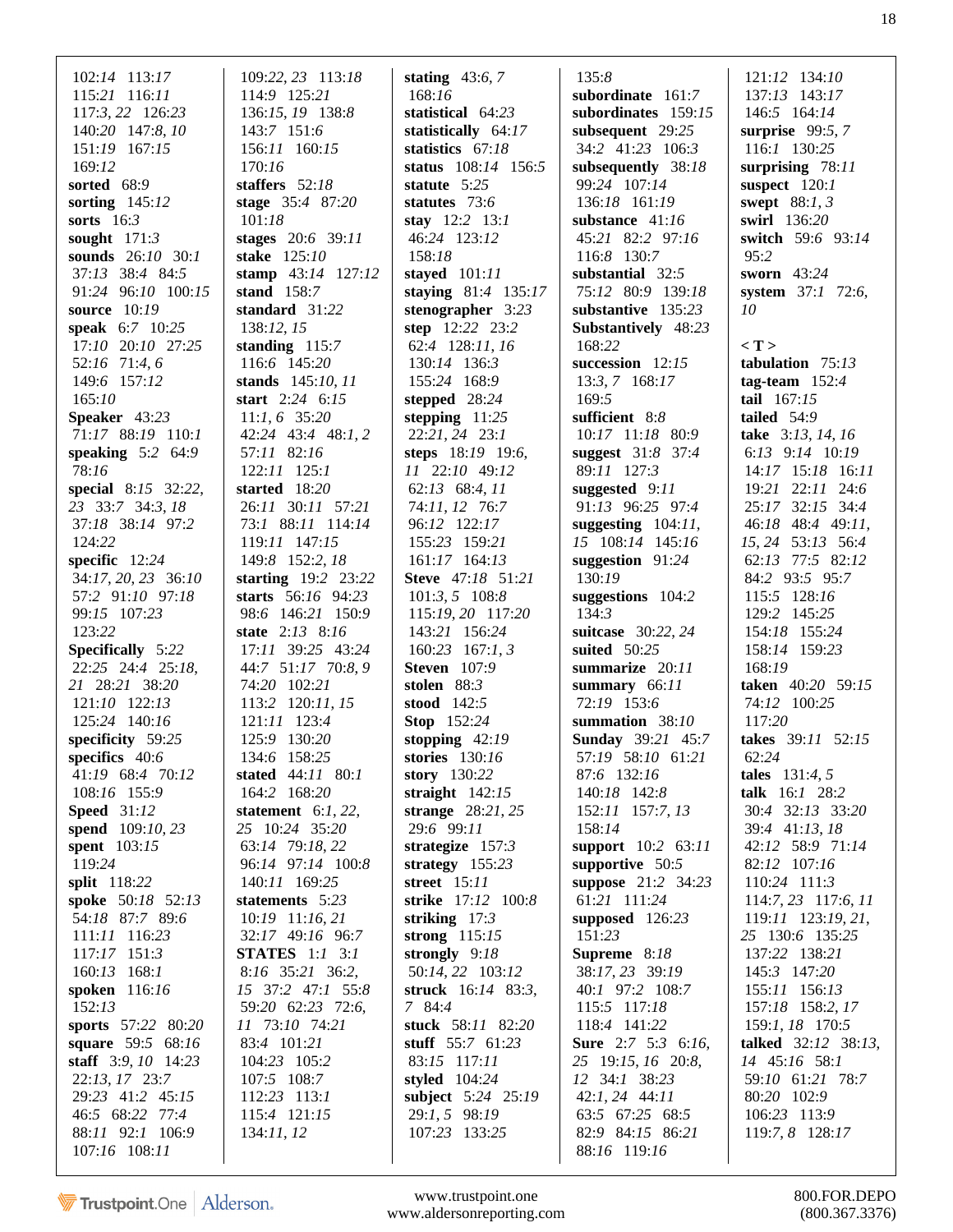102:*14* 113:*17*
115:*21* 116:*11*
117:3, *22* 126:*23*
140:*20* 147:8, *10*
151:*19* 167:*15*
169:*12*
**sorted** 68:9
**sorting** 145:*12*
**sorts** 16:3
**sought** 171:3
**sounds** 26:*10* 30:*1*
37:*13* 38:4 84:5
91:*24* 96:*10* 100:*15*
**source** 10:*19*
**speak** 6:7 10:*25*
17:*10* 20:*10* 27:*25*
52:*16* 71:4, *6*
149:6 157:*12*
165:*10*
**Speaker** 43:*23*
71:*17* 88:*19* 110:*1*
**speaking** 5:2 64:9
78:*16*
**special** 8:*15* 32:*22*,
*23* 33:7 34:3, *18*
37:*18* 38:*14* 97:2
124:*22*
**specific** 12:*24*
34:*17*, *20*, *23* 36:*10*
57:2 91:*10* 97:*18*
99:*15* 107:*23*
123:*22*
**Specifically** 5:*22*
22:*25* 24:4 25:*18*,
*21* 28:*21* 38:*20*
121:*10* 122:*13*
125:*24* 140:*16*
**specificity** 59:*25*
**specifics** 40:6
41:*19* 68:4 70:*12*
108:*16* 155:9
**Speed** 31:*12*
**spend** 109:*10*, *23*
**spent** 103:*15*
119:*24*
**split** 118:*22*
**spoke** 50:*18* 52:*13*
54:*18* 87:7 89:6
111:*11* 116:*23*
117:*17* 151:3
160:*13* 168:*1*
**spoken** 116:*16*
152:*13*
**sports** 57:*22* 80:*20*
**square** 59:5 68:*16*
**staff** 3:9, *10* 14:*23*
22:*13*, *17* 23:7
29:*23* 41:2 45:*15*
46:5 68:*22* 77:4
88:*11* 92:*1* 106:9
107:*16* 108:*11*
109:*22*, *23* 113:*18*
114:9 125:*21*
136:*15*, *19* 138:8
143:7 151:6
156:*11* 160:*15*
170:*16*
**staffers** 52:*18*
**stage** 35:4 87:*20*
101:*18*
**stages** 20:6 39:*11*
**stake** 125:*10*
**stamp** 43:*14* 127:*12*
**stand** 158:7
**standard** 31:*22*
138:*12*, *15*
**standing** 115:7
116:6 145:*20*
**stands** 145:*10*, *11*
**start** 2:*24* 6:*15*
11:*1*, *6* 35:*20*
42:*24* 43:4 48:*1*, *2*
57:*11* 82:*16*
122:*11* 125:*1*
**started** 18:*20*
26:*11* 30:*11* 57:*21*
73:*1* 88:*11* 114:*14*
119:*11* 147:*15*
149:8 152:2, *18*
**starting** 19:2 23:*22*
**starts** 56:*16* 94:*23*
98:6 146:*21* 150:9
**state** 2:*13* 8:*16*
17:*11* 39:*25* 43:*24*
44:7 51:*17* 70:8, *9*
74:*20* 102:*21*
113:2 120:*11*, *15*
121:*11* 123:4
125:9 130:*20*
134:6 158:*25*
**stated** 44:*11* 80:*1*
164:2 168:*20*
**statement** 6:*1*, *22*,
*25* 10:*24* 35:*20*
63:*14* 79:*18*, *22*
96:*14* 97:*14* 100:8
140:*11* 169:*25*
**statements** 5:*23*
10:*19* 11:*16*, *21*
32:*17* 49:*16* 96:7
**STATES** 1:*1* 3:*1*
8:*16* 35:*21* 36:2,
*15* 37:2 47:1 55:8
59:*20* 62:*23* 72:6,
*11* 73:*10* 74:*21*
83:4 101:*21*
104:*23* 105:2
107:5 108:7
112:*23* 113:*1*
115:4 121:*15*
134:*11*, *12*
**stating** 43:6, *7*
168:*16*
**statistical** 64:*23*
**statistically** 64:*17*
**statistics** 67:*18*
**status** 108:*14* 156:5
**statute** 5:*25*
**statutes** 73:6
**stay** 12:2 13:*1*
46:*24* 123:*12*
158:*18*
**stayed** 101:*11*
**staying** 81:4 135:*17*
**stenographer** 3:*23*
**step** 12:*22* 23:2
62:4 128:*11*, *16*
130:*14* 136:3
155:*24* 168:9
**stepped** 28:*24*
**stepping** 11:*25*
22:*21*, *24* 23:*1*
**steps** 18:*19* 19:6,
*11* 22:*10* 49:*12*
62:*13* 68:4, *11*
74:*11*, *12* 76:7
96:*12* 122:*17*
155:*23* 159:*21*
161:*17* 164:*13*
**Steve** 47:*18* 51:*21*
101:3, *5* 108:8
115:*19*, *20* 117:*20*
143:*21* 156:*24*
160:*23* 167:*1*, *3*
**Steven** 107:9
**stolen** 88:3
**stood** 142:5
**Stop** 152:*24*
**stopping** 42:*19*
**stories** 130:*16*
**story** 130:*22*
**straight** 142:*15*
**strange** 28:*21*, *25*
29:6 99:*11*
**strategize** 157:3
**strategy** 155:*23*
**street** 15:*11*
**strike** 17:*12* 100:8
**striking** 17:3
**strong** 115:*15*
**strongly** 9:*18*
50:*14*, *22* 103:*12*
**struck** 16:*14* 83:3,
*7* 84:*4*
**stuck** 58:*11* 82:*20*
**stuff** 55:7 61:*23*
83:*15* 117:*11*
**styled** 104:*24*
**subject** 5:*24* 25:*19*
29:*1*, *5* 98:*19*
107:*23* 133:*25*
135:8
**subordinate** 161:7
**subordinates** 159:*15*
**subsequent** 29:*25*
34:2 41:*23* 106:3
**subsequently** 38:*18*
99:*24* 107:*14*
136:*18* 161:*19*
**substance** 41:*16*
45:*21* 82:2 97:*16*
116:8 130:7
**substantial** 32:5
75:*12* 80:9 139:*18*
**substantive** 135:*23*
**Substantively** 48:*23*
168:*22*
**succession** 12:*15*
13:3, *7* 168:*17*
169:5
**sufficient** 8:8
10:*17* 11:*18* 80:9
**suggest** 31:8 37:4
89:*11* 127:3
**suggested** 9:*11*
91:*13* 96:*25* 97:4
**suggesting** 104:*11*,
*15* 108:*14* 145:*16*
**suggestion** 91:*24*
130:*19*
**suggestions** 104:2
134:3
**suitcase** 30:*22*, *24*
**suited** 50:*25*
**summarize** 20:*11*
**summary** 66:*11*
72:*19* 153:6
**summation** 38:*10*
**Sunday** 39:*21* 45:7
57:*19* 58:*10* 61:*21*
87:6 132:*16*
140:*18* 142:8
152:*11* 157:7, *13*
158:*14*
**support** 10:2 63:*11*
**supportive** 50:5
**suppose** 21:2 34:*23*
61:*21* 111:*24*
**supposed** 126:*23*
151:*23*
**Supreme** 8:*18*
38:*17*, *23* 39:*19*
40:*1* 97:2 108:7
115:5 117:*18*
118:4 141:*22*
**Sure** 2:7 5:3 6:*16*,
*25* 19:*15*, *16* 20:8,
*12* 34:*1* 38:*23*
42:*1*, *24* 44:*11*
63:5 67:*25* 68:5
82:9 84:*15* 86:*21*
88:*16* 119:*16*
121:*12* 134:*10*
137:*13* 143:*17*
146:5 164:*14*
**surprise** 99:5, *7*
116:*1* 130:*25*
**surprising** 78:*11*
**suspect** 120:*1*
**swept** 88:*1*, *3*
**swirl** 136:*20*
**switch** 59:6 93:*14*
95:2
**sworn** 43:*24*
**system** 37:*1* 72:6,
*10*

**< T >**
**tabulation** 75:*13*
**tag-team** 152:4
**tail** 167:*15*
**tailed** 54:9
**take** 3:*13*, *14*, *16*
6:*13* 9:*14* 10:*19*
14:*17* 15:*18* 16:*11*
19:*21* 22:*11* 24:6
25:*17* 32:*15* 34:4
46:*18* 48:4 49:*11*,
*15*, *24* 53:*13* 56:4
62:*13* 77:5 82:*12*
84:2 93:5 95:7
115:5 128:*16*
129:2 145:*25*
154:*18* 155:*24*
158:*14* 159:*23*
168:*19*
**taken** 40:*20* 59:*15*
74:*12* 100:*25*
117:*20*
**takes** 39:*11* 52:*15*
62:*24*
**tales** 131:4, *5*
**talk** 16:*1* 28:2
30:4 32:*13* 33:*20*
39:4 41:*13*, *18*
42:*12* 58:9 71:*14*
82:*12* 107:*16*
110:*24* 111:3
114:7, *23* 117:6, *11*
119:*11* 123:*19*, *21*,
*25* 130:6 135:*25*
137:*22* 138:*21*
145:3 147:*20*
155:*11* 156:*13*
157:*18* 158:2, *17*
159:*1*, *18* 170:5
**talked** 32:*12* 38:*13*,
*14* 45:*16* 58:*1*
59:*10* 61:*21* 78:7
80:*20* 102:9
106:*23* 113:9
119:7, *8* 128:*17*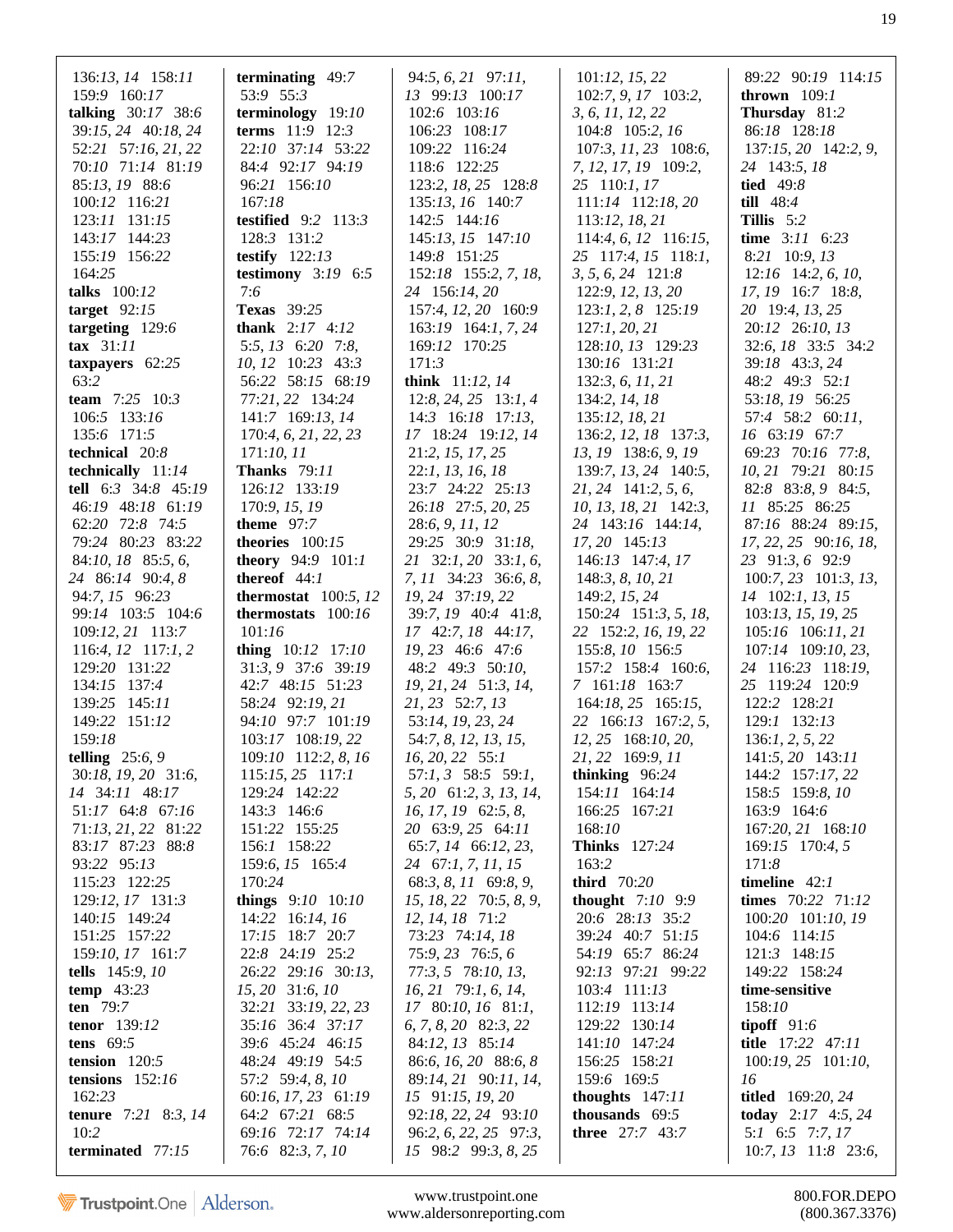136:*13*, *14* 158:*11*
159:9 160:*17*
**talking** 30:*17* 38:6
39:*15*, *24* 40:*18*, *24*
52:*21* 57:*16*, *21*, *22*
70:*10* 71:*14* 81:*19*
85:*13*, *19* 88:6
100:*12* 116:*21*
123:*11* 131:*15*
143:*17* 144:*23*
155:*19* 156:*22*
164:*25*
**talks** 100:*12*
**target** 92:*15*
**targeting** 129:6
**tax** 31:*11*
**taxpayers** 62:*25*
63:2
**team** 7:*25* 10:3
106:5 133:*16*
135:6 171:5
**technical** 20:8
**technically** 11:*14*
**tell** 6:3 34:8 45:*19*
46:*19* 48:*18* 61:*19*
62:*20* 72:8 74:5
79:*24* 80:*23* 83:*22*
84:*10*, *18* 85:5, 6,
*24* 86:*14* 90:4, 8
94:7, *15* 96:*23*
99:*14* 103:5 104:6
109:*12*, *21* 113:7
116:4, *12* 117:*1*, 2
129:*20* 131:*22*
134:*15* 137:4
139:*25* 145:*11*
149:*22* 151:*12*
159:*18*
**telling** 25:6, 9
30:*18*, *19*, *20* 31:6,
*14* 34:*11* 48:*17*
51:*17* 64:8 67:*16*
71:*13*, *21*, *22* 81:*22*
83:*17* 87:*23* 88:8
93:*22* 95:*13*
115:*23* 122:*25*
129:*12*, *17* 131:3
140:*15* 149:*24*
151:*25* 157:*22*
159:*10*, *17* 161:7
**tells** 145:9, *10*
**temp** 43:*23*
**ten** 79:7
**tenor** 139:*12*
**tens** 69:5
**tension** 120:5
**tensions** 152:*16*
162:*23*
**tenure** 7:*21* 8:3, *14*
10:2
**terminated** 77:*15*
**terminating** 49:7
53:9 55:3
**terminology** 19:*10*
**terms** 11:9 12:3
22:*10* 37:*14* 53:*22*
84:4 92:*17* 94:*19*
96:*21* 156:*10*
167:*18*
**testified** 9:2 113:3
128:3 131:2
**testify** 122:*13*
**testimony** 3:*19* 6:5
7:6
**Texas** 39:*25*
**thank** 2:*17* 4:*12*
5:5, *13* 6:*20* 7:8,
*10*, *12* 10:*23* 43:3
56:*22* 58:*15* 68:*19*
77:*21*, *22* 134:*24*
141:7 169:*13*, *14*
170:4, 6, *21*, *22*, *23*
171:*10*, *11*
**Thanks** 79:*11*
126:*12* 133:*19*
170:9, *15*, *19*
**theme** 97:7
**theories** 100:*15*
**theory** 94:9 101:*1*
**thereof** 44:*1*
**thermostat** 100:5, *12*
**thermostats** 100:*16*
101:*16*
**thing** 10:*12* 17:*10*
31:3, 9 37:6 39:*19*
42:7 48:*15* 51:*23*
58:*24* 92:*19*, *21*
94:*10* 97:7 101:*19*
103:*17* 108:*19*, *22*
109:*10* 112:2, 8, *16*
115:*15*, *25* 117:*1*
129:*24* 142:*22*
143:3 146:6
151:*22* 155:*25*
156:*1* 158:*22*
159:6, *15* 165:4
170:*24*
**things** 9:*10* 10:*10*
14:*22* 16:*14*, *16*
17:*15* 18:7 20:7
22:8 24:*19* 25:2
26:*22* 29:*16* 30:*13*,
*15*, *20* 31:6, *10*
32:*21* 33:*19*, *22*, *23*
35:*16* 36:4 37:*17*
39:6 45:*24* 46:*15*
48:*24* 49:*19* 54:5
57:2 59:4, 8, *10*
60:*16*, *17*, *23* 61:*19*
64:2 67:*21* 68:5
69:*16* 72:*17* 74:*14*
76:6 82:3, 7, *10*
94:5, 6, *21* 97:*11*,
*13* 99:*13* 100:*17*
102:6 103:*16*
106:*23* 108:*17*
109:*22* 116:*24*
118:6 122:*25*
123:2, *18*, *25* 128:8
135:*13*, *16* 140:7
142:5 144:*16*
145:*13*, *15* 147:*10*
149:8 151:*25*
152:*18* 155:2, 7, *18*,
*24* 156:*14*, *20*
157:4, *12*, *20* 160:9
163:*19* 164:*1*, 7, *24*
169:*12* 170:*25*
171:3
**think** 11:*12*, *14*
12:8, *24*, *25* 13:*1*, 4
14:3 16:*18* 17:*13*,
*17* 18:*24* 19:*12*, *14*
21:2, *15*, *17*, *25*
22:*1*, *13*, *16*, *18*
23:7 24:*22* 25:*13*
26:*18* 27:5, *20*, *25*
28:6, 9, *11*, *12*
29:*25* 30:9 31:*18*,
*21* 32:*1*, *20* 33:*1*, 6,
7, *11* 34:*23* 36:6, 8,
*19*, *24* 37:*19*, *22*
39:7, *19* 40:4 41:8,
*17* 42:7, *18* 44:*17*,
*19*, *23* 46:6 47:6
48:2 49:3 50:*10*,
*19*, *21*, *24* 51:3, *14*,
*21*, *23* 52:7, *13*
53:*14*, *19*, *23*, *24*
54:7, 8, *12*, *13*, *15*,
*16*, *20*, *22* 55:*1*
57:*1*, 3 58:5 59:*1*,
5, *20* 61:2, 3, *13*, *14*,
*16*, *17*, *19* 62:5, 8,
*20* 63:9, *25* 64:*11*
65:7, *14* 66:*12*, *23*,
*24* 67:*1*, 7, *11*, *15*
68:3, 8, *11* 69:8, 9,
*15*, *18*, *22* 70:5, 8, 9,
*12*, *14*, *18* 71:2
73:*23* 74:*14*, *18*
75:9, *23* 76:5, 6
77:3, 5 78:*10*, *13*,
*16*, *21* 79:*1*, 6, *14*,
*17* 80:*10*, *16* 81:*1*,
6, 7, 8, *20* 82:3, *22*
84:*12*, *13* 85:*14*
86:6, *16*, *20* 88:6, 8
89:*14*, *21* 90:*11*, *14*,
*15* 91:*15*, *19*, *20*
92:*18*, *22*, *24* 93:*10*
96:2, 6, *22*, *25* 97:3,
*15* 98:2 99:3, 8, *25*
101:*12*, *15*, *22*
102:7, 9, *17* 103:2,
3, 6, *11*, *12*, *22*
104:8 105:2, *16*
107:3, *11*, *23* 108:6,
7, *12*, *17*, *19* 109:2,
*25* 110:*1*, *17*
111:*14* 112:*18*, *20*
113:*12*, *18*, *21*
114:4, 6, *12* 116:*15*,
*25* 117:4, *15* 118:*1*,
3, 5, 6, *24* 121:8
122:9, *12*, *13*, *20*
123:*1*, 2, 8 125:*19*
127:*1*, *20*, *21*
128:*10*, *13* 129:*23*
130:*16* 131:*21*
132:3, 6, *11*, *21*
134:2, *14*, *18*
135:*12*, *18*, *21*
136:2, *12*, *18* 137:3,
*13*, *19* 138:6, 9, *19*
139:7, *13*, *24* 140:5,
*21*, *24* 141:2, 5, 6,
*10*, *13*, *18*, *21* 142:3,
*24* 143:*16* 144:*14*,
*17*, *20* 145:*13*
146:*13* 147:4, *17*
148:3, 8, *10*, *21*
149:2, *15*, *24*
150:*24* 151:3, 5, *18*,
*22* 152:2, *16*, *19*, *22*
155:8, *10* 156:5
157:2 158:4 160:6,
7 161:*18* 163:7
164:*18*, *25* 165:*15*,
*22* 166:*13* 167:2, 5,
*12*, *25* 168:*10*, *20*,
*21*, *22* 169:9, *11*
**thinking** 96:*24*
154:*11* 164:*14*
166:*25* 167:*21*
168:*10*
**Thinks** 127:*24*
163:2
**third** 70:*20*
**thought** 7:*10* 9:9
20:6 28:*13* 35:2
39:*24* 40:7 51:*15*
54:*19* 65:7 86:*24*
92:*13* 97:*21* 99:*22*
103:4 111:*13*
112:*19* 113:*14*
129:*22* 130:*14*
141:*10* 147:*24*
156:*25* 158:*21*
159:6 169:5
**thoughts** 147:*11*
**thousands** 69:5
**three** 27:7 43:7
89:*22* 90:*19* 114:*15*
**thrown** 109:*1*
**Thursday** 81:2
86:*18* 128:*18*
137:*15*, *20* 142:2, 9,
*24* 143:5, *18*
**tied** 49:8
**till** 48:4
**Tillis** 5:2
**time** 3:*11* 6:*23*
8:*21* 10:9, *13*
12:*16* 14:2, 6, *10*,
*17*, *19* 16:7 18:8,
*20* 19:4, *13*, *25*
20:*12* 26:*10*, *13*
32:6, *18* 33:5 34:2
39:*18* 43:3, *24*
48:2 49:3 52:*1*
53:*18*, *19* 56:*25*
57:4 58:2 60:*11*,
*16* 63:*19* 67:7
69:*23* 70:*16* 77:8,
*10*, *21* 79:*21* 80:*15*
82:8 83:8, 9 84:5,
*11* 85:*25* 86:*25*
87:*16* 88:*24* 89:*15*,
*17*, *22*, *25* 90:*16*, *18*,
*23* 91:3, 6 92:9
100:7, *23* 101:3, *13*,
*14* 102:*1*, *13*, *15*
103:*13*, *15*, *19*, *25*
105:*16* 106:*11*, *21*
107:*14* 109:*10*, *23*,
*24* 116:*23* 118:*19*,
*25* 119:*24* 120:9
122:2 128:*21*
129:*1* 132:*13*
136:*1*, 2, 5, *22*
141:5, *20* 143:*11*
144:2 157:*17*, *22*
158:5 159:8, *10*
163:9 164:6
167:*20*, *21* 168:*10*
169:*15* 170:4, 5
171:8
**timeline** 42:*1*
**times** 70:*22* 71:*12*
100:*20* 101:*10*, *19*
104:6 114:*15*
121:3 148:*15*
149:*22* 158:*24*
**time-sensitive**
158:*10*
**tipoff** 91:6
**title** 17:*22* 47:*11*
100:*19*, *25* 101:*10*,
*16*
**titled** 169:*20*, *24*
**today** 2:*17* 4:5, *24*
5:*1* 6:5 7:7, *17*
10:7, *13* 11:8 23:6,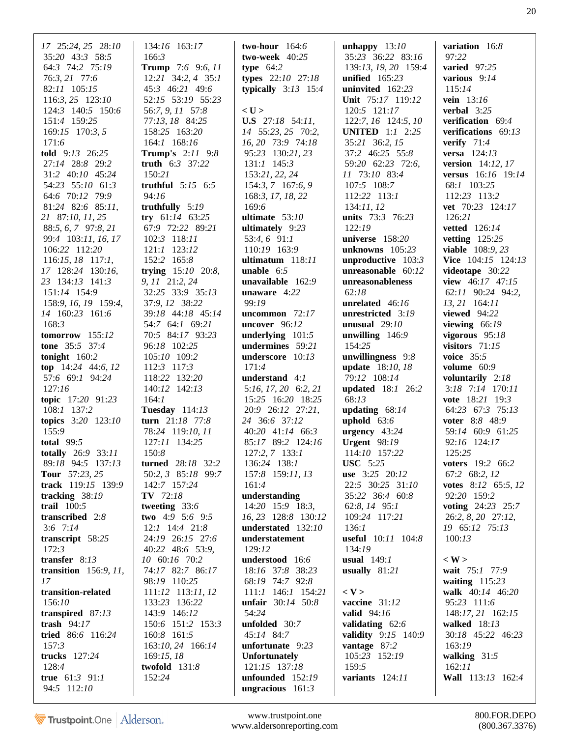17 25:24, 25 28:10 35:20 43:3 58:5 64:3 74:2 75:19 76:3, 21 77:6 82:11 105:15 116:3, 25 123:10 124:3 140:5 150:6 151:4 159:25 169:15 170:3, 5 171:6
**told** 9:13 26:25 27:14 28:8 29:2 31:2 40:10 45:24 54:23 55:10 61:3 64:6 70:12 79:9 81:24 82:6 85:11, 21 87:10, 11, 25 88:5, 6, 7 97:8, 21 99:4 103:11, 16, 17 106:22 112:20 116:15, 18 117:1, 17 128:24 130:16, 23 134:13 141:3 151:14 154:9 158:9, 16, 19 159:4, 14 160:23 161:6 168:3
**tomorrow** 155:12
**tone** 35:5 37:4
**tonight** 160:2
**top** 14:24 44:6, 12 57:6 69:1 94:24 127:16
**topic** 17:20 91:23 108:1 137:2
**topics** 3:20 123:10 155:9
**total** 99:5
**totally** 26:9 33:11 89:18 94:5 137:13
**Tour** 57:23, 25
**track** 119:15 139:9
**tracking** 38:19
**trail** 100:5
**transcribed** 2:8 3:6 7:14
**transcript** 58:25 172:3
**transfer** 8:13
**transition** 156:9, 11, 17
**transition-related** 156:10
**transpired** 87:13
**trash** 94:17
**tried** 86:6 116:24 157:3
**trucks** 127:24 128:4
**true** 61:3 91:1 94:5 112:10

134:16 163:17 166:3
**Trump** 7:6 9:6, 11 12:21 34:2, 4 35:1 45:3 46:21 49:6 52:15 53:19 55:23 56:7, 9, 11 57:8 77:13, 18 84:25 158:25 163:20 164:1 168:16
**Trump's** 2:11 9:8
**truth** 6:3 37:22 150:21
**truthful** 5:15 6:5 94:16
**truthfully** 5:19
**try** 61:14 63:25 67:9 72:22 89:21 102:3 118:11 121:1 123:12 152:2 165:8
**trying** 15:10 20:8, 9, 11 21:2, 24 32:25 33:9 35:13 37:9, 12 38:22 39:18 44:18 45:14 54:7 64:1 69:21 70:5 84:17 93:23 96:18 102:25 105:10 109:2 112:3 117:3 118:22 132:20 140:12 142:13 164:1
**Tuesday** 114:13
**turn** 21:18 77:8 78:24 119:10, 11 127:11 134:25 150:8
**turned** 28:18 32:2 50:2, 3 85:18 99:7 142:7 157:24
**TV** 72:18
**tweeting** 33:6
**two** 4:9 5:6 9:5 12:1 14:4 21:8 24:19 26:15 27:6 40:22 48:6 53:9, 10 60:16 70:2 74:17 82:7 86:17 98:19 110:25 111:12 113:11, 12 133:23 136:22 143:9 146:12 150:6 151:2 153:3 160:8 161:5 163:10, 24 166:14 169:15, 18
**twofold** 131:8 152:24

**two-hour** 164:6
**two-week** 40:25
**type** 64:2
**types** 22:10 27:18
**typically** 3:13 15:4

< U >
**U.S** 27:18 54:11, 14 55:23, 25 70:2, 16, 20 73:9 74:18 95:23 130:21, 23 131:1 145:3 153:21, 22, 24 154:3, 7 167:6, 9 168:3, 17, 18, 22 169:6
**ultimate** 53:10
**ultimately** 9:23 53:4, 6 91:1 110:19 163:9
**ultimatum** 118:11
**unable** 6:5
**unavailable** 162:9
**unaware** 4:22 99:19
**uncommon** 72:17
**uncover** 96:12
**underlying** 101:5
**undermines** 59:21
**underscore** 10:13 171:4
**understand** 4:1 5:16, 17, 20 6:2, 21 15:25 16:20 18:25 20:9 26:12 27:21, 24 36:6 37:12 40:20 41:14 66:3 85:17 89:2 124:16 127:2, 7 133:1 136:24 138:1 157:8 159:11, 13 161:4
**understanding** 14:20 15:9 18:3, 16, 23 128:8 130:12
**understated** 132:10
**understatement** 129:12
**understood** 16:6 18:16 37:8 38:23 68:19 74:7 92:8 111:1 146:1 154:21
**unfair** 30:14 50:8 54:24
**unfolded** 30:7 45:14 84:7
**unfortunate** 9:23
**Unfortunately** 121:15 137:18
**unfounded** 152:19
**ungracious** 161:3

**unhappy** 13:10 35:23 36:22 83:16 139:13, 19, 20 159:4
**unified** 165:23
**uninvited** 162:23
**Unit** 75:17 119:12 120:5 121:17 122:7, 16 124:5, 10
**UNITED** 1:1 2:25 35:21 36:2, 15 37:2 46:25 55:8 59:20 62:23 72:6, 11 73:10 83:4 107:5 108:7 112:22 113:1 134:11, 12
**units** 73:3 76:23 122:19
**universe** 158:20
**unknowns** 105:23
**unproductive** 103:3
**unreasonable** 60:12
**unreasonableness** 62:18
**unrelated** 46:16
**unrestricted** 3:19
**unusual** 29:10
**unwilling** 146:9 154:25
**unwillingness** 9:8
**update** 18:10, 18 79:12 108:14
**updated** 18:1 26:2 68:13
**updating** 68:14
**uphold** 63:6
**urgency** 43:24
**Urgent** 98:19 114:10 157:22
**USC** 5:25
**use** 3:25 20:12 22:5 30:25 31:10 35:22 36:4 60:8 62:8, 14 95:1 109:24 117:21 136:1
**useful** 10:11 104:8 134:19
**usual** 149:1
**usually** 81:21

< V >
**vaccine** 31:12
**valid** 94:16
**validating** 62:6
**validity** 9:15 140:9
**vantage** 87:2 105:23 152:19 159:5
**variants** 124:11

**variation** 16:8 97:22
**varied** 97:25
**various** 9:14 115:14
**vein** 13:16
**verbal** 3:25
**verification** 69:4
**verifications** 69:13
**verify** 71:4
**versa** 124:13
**version** 14:12, 17
**versus** 16:16 19:14 68:1 103:25 112:23 113:2
**vet** 70:23 124:17 126:21
**vetted** 126:14
**vetting** 125:25
**viable** 108:9, 23
**Vice** 104:15 124:13
**videotape** 30:22
**view** 46:17 47:15 62:11 90:24 94:2, 13, 21 164:11
**viewed** 94:22
**viewing** 66:19
**vigorous** 95:18
**visitors** 71:15
**voice** 35:5
**volume** 60:9
**voluntarily** 2:18 3:18 7:14 170:11
**vote** 18:21 19:3 64:23 67:3 75:13
**voter** 8:8 48:9 59:14 60:9 61:25 92:16 124:17 125:25
**voters** 19:2 66:2 67:2 68:2, 12
**votes** 8:12 65:5, 12 92:20 159:2
**voting** 24:23 25:7 26:2, 8, 20 27:12, 19 65:12 75:13 100:13

< W >
**wait** 75:1 77:9
**waiting** 115:23
**walk** 40:14 46:20 95:23 111:6 148:17, 21 162:15
**walked** 18:13 30:18 45:22 46:23 163:19
**walking** 31:5 162:11
**Wall** 113:13 162:4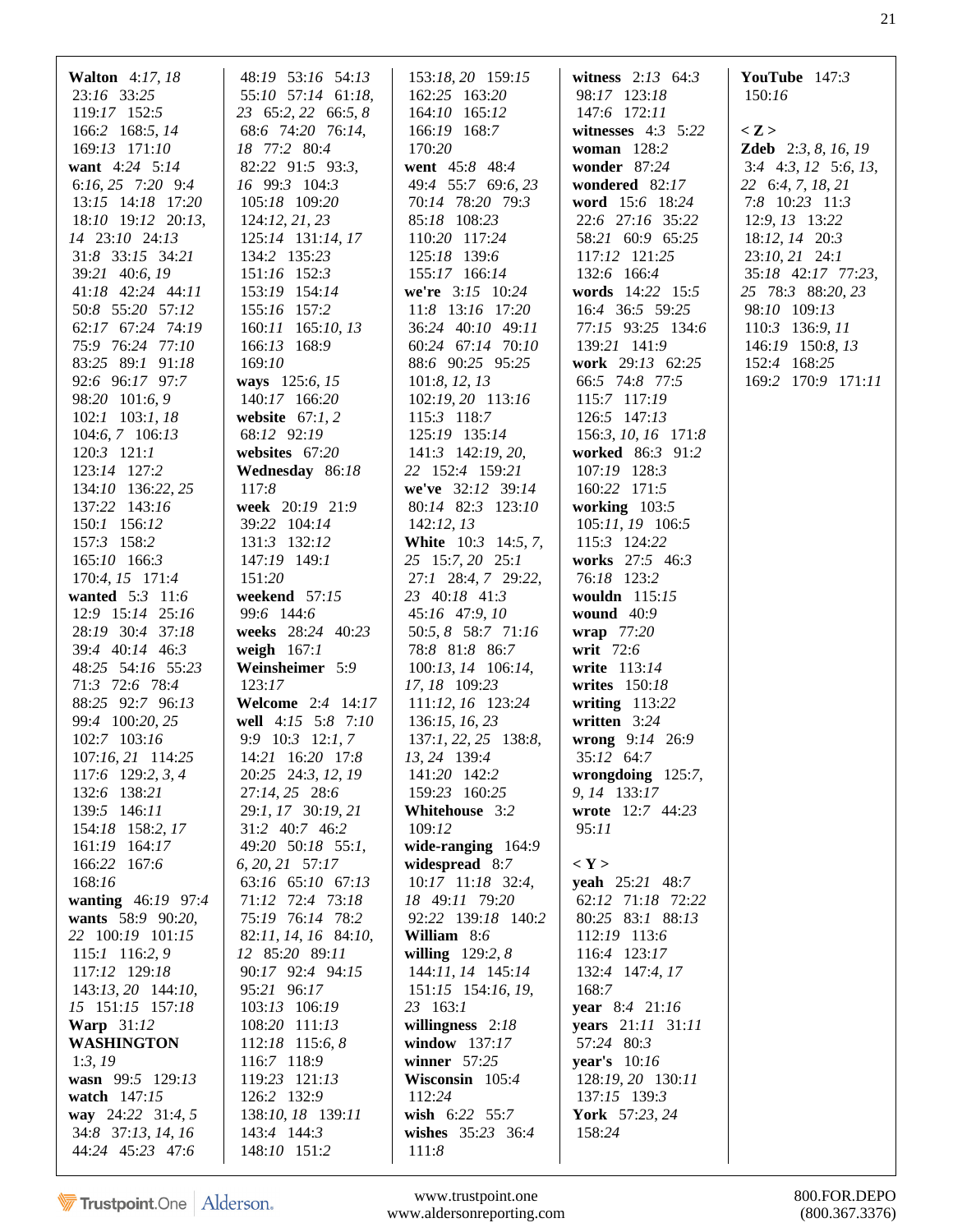**Walton** 4:17, 18 23:16 33:25 119:17 152:5 166:2 168:5, 14 169:13 171:10
**want** 4:24 5:14 6:16, 25 7:20 9:4 13:15 14:18 17:20 18:10 19:12 20:13, 14 23:10 24:13 31:8 33:15 34:21 39:21 40:6, 19 41:18 42:24 44:11 50:8 55:20 57:12 62:17 67:24 74:19 75:9 76:24 77:10 83:25 89:1 91:18 92:6 96:17 97:7 98:20 101:6, 9 102:1 103:1, 18 104:6, 7 106:13 120:3 121:1 123:14 127:2 134:10 136:22, 25 137:22 143:16 150:1 156:12 157:3 158:2 165:10 166:3 170:4, 15 171:4
**wanted** 5:3 11:6 12:9 15:14 25:16 28:19 30:4 37:18 39:4 40:14 46:3 48:25 54:16 55:23 71:3 72:6 78:4 88:25 92:7 96:13 99:4 100:20, 25 102:7 103:16 107:16, 21 114:25 117:6 129:2, 3, 4 132:6 138:21 139:5 146:11 154:18 158:2, 17 161:19 164:17 166:22 167:6 168:16
**wanting** 46:19 97:4
**wants** 58:9 90:20, 22 100:19 101:15 115:1 116:2, 9 117:12 129:18 143:13, 20 144:10, 15 151:15 157:18
**Warp** 31:12
**WASHINGTON** 1:3, 19
**wasn** 99:5 129:13
**watch** 147:15
**way** 24:22 31:4, 5 34:8 37:13, 14, 16 44:24 45:23 47:6 48:19 53:16 54:13 55:10 57:14 61:18, 23 65:2, 22 66:5, 8 68:6 74:20 76:14, 18 77:2 80:4 82:22 91:5 93:3, 16 99:3 104:3 105:18 109:20 124:12, 21, 23 125:14 131:14, 17 134:2 135:23 151:16 152:3 153:19 154:14 155:16 157:2 160:11 165:10, 13 166:13 168:9 169:10
**ways** 125:6, 15 140:17 166:20
**website** 67:1, 2 68:12 92:19
**websites** 67:20
**Wednesday** 86:18 117:8
**week** 20:19 21:9 39:22 104:14 131:3 132:12 147:19 149:1 151:20
**weekend** 57:15 99:6 144:6
**weeks** 28:24 40:23
**weigh** 167:1
**Weinsheimer** 5:9 123:17
**Welcome** 2:4 14:17
**well** 4:15 5:8 7:10 9:9 10:3 12:1, 7 14:21 16:20 17:8 20:25 24:3, 12, 19 27:14, 25 28:6 29:1, 17 30:19, 21 31:2 40:7 46:2 49:20 50:18 55:1, 6, 20, 21 57:17 63:16 65:10 67:13 71:12 72:4 73:18 75:19 76:14 78:2 82:11, 14, 16 84:10, 12 85:20 89:11 90:17 92:4 94:15 95:21 96:17 103:13 106:19 108:20 111:13 112:18 115:6, 8 116:7 118:9 119:23 121:13 126:2 132:9 138:10, 18 139:11 143:4 144:3 148:10 151:2 153:18, 20 159:15 162:25 163:20 164:10 165:12 166:19 168:7 170:20
**went** 45:8 48:4 49:4 55:7 69:6, 23 70:14 78:20 79:3 85:18 108:23 110:20 117:24 125:18 139:6 155:17 166:14
**we're** 3:15 10:24 11:8 13:16 17:20 36:24 40:10 49:11 60:24 67:14 70:10 88:6 90:25 95:25 101:8, 12, 13 102:19, 20 113:16 115:3 118:7 125:19 135:14 141:3 142:19, 20, 22 152:4 159:21
**we've** 32:12 39:14 80:14 82:3 123:10 142:12, 13
**White** 10:3 14:5, 7, 25 15:7, 20 25:1 27:1 28:4, 7 29:22, 23 40:18 41:3 45:16 47:9, 10 50:5, 8 58:7 71:16 78:8 81:8 86:7 100:13, 14 106:14, 17, 18 109:23 111:12, 16 123:24 136:15, 16, 23 137:1, 22, 25 138:8, 13, 24 139:4 141:20 142:2 159:23 160:25
**Whitehouse** 3:2 109:12
**wide-ranging** 164:9
**widespread** 8:7 10:17 11:18 32:4, 18 49:11 79:20 92:22 139:18 140:2
**William** 8:6
**willing** 129:2, 8 144:11, 14 145:14 151:15 154:16, 19, 23 163:1
**willingness** 2:18
**window** 137:17
**winner** 57:25
**Wisconsin** 105:4 112:24
**wish** 6:22 55:7
**wishes** 35:23 36:4 111:8
**witness** 2:13 64:3 98:17 123:18 147:6 172:11
**witnesses** 4:3 5:22
**woman** 128:2
**wonder** 87:24
**wondered** 82:17
**word** 15:6 18:24 22:6 27:16 35:22 58:21 60:9 65:25 117:12 121:25 132:6 166:4
**words** 14:22 15:5 16:4 36:5 59:25 77:15 93:25 134:6 139:21 141:9
**work** 29:13 62:25 66:5 74:8 77:5 115:7 117:19 126:5 147:13 156:3, 10, 16 171:8
**worked** 86:3 91:2 107:19 128:3 160:22 171:5
**working** 103:5 105:11, 19 106:5 115:3 124:22
**works** 27:5 46:3 76:18 123:2
**wouldn** 115:15
**wound** 40:9
**wrap** 77:20
**writ** 72:6
**write** 113:14
**writes** 150:18
**writing** 113:22
**written** 3:24
**wrong** 9:14 26:9 35:12 64:7
**wrongdoing** 125:7, 9, 14 133:17
**wrote** 12:7 44:23 95:11

**< Y >**
**yeah** 25:21 48:7 62:12 71:18 72:22 80:25 83:1 88:13 112:19 113:6 116:4 123:17 132:4 147:4, 17 168:7
**year** 8:4 21:16
**years** 21:11 31:11 57:24 80:3
**year's** 10:16 128:19, 20 130:11 137:15 139:3
**York** 57:23, 24 158:24
**YouTube** 147:3 150:16

**< Z >**
**Zdeb** 2:3, 8, 16, 19 3:4 4:3, 12 5:6, 13, 22 6:4, 7, 18, 21 7:8 10:23 11:3 12:9, 13 13:22 18:12, 14 20:3 23:10, 21 24:1 35:18 42:17 77:23, 25 78:3 88:20, 23 98:10 109:13 110:3 136:9, 11 146:19 150:8, 13 152:4 168:25 169:2 170:9 171:11